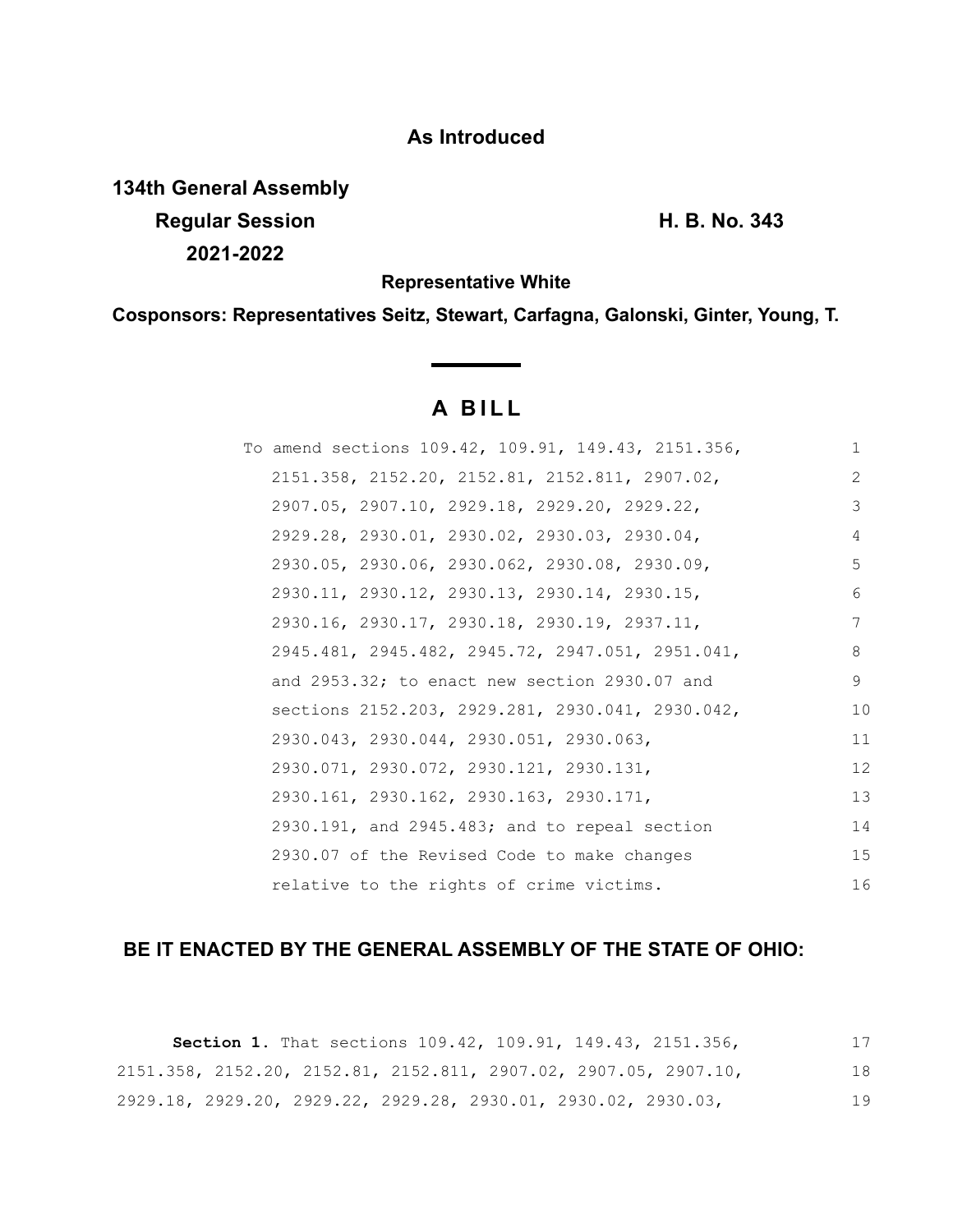**As Introduced**

**134th General Assembly**
**Regular Session** **H. B. No. 343**
**2021-2022**

**Representative White**

**Cosponsors: Representatives Seitz, Stewart, Carfagna, Galonski, Ginter, Young, T.**

# A BILL

To amend sections 109.42, 109.91, 149.43, 2151.356, 2151.358, 2152.20, 2152.81, 2152.811, 2907.02, 2907.05, 2907.10, 2929.18, 2929.20, 2929.22, 2929.28, 2930.01, 2930.02, 2930.03, 2930.04, 2930.05, 2930.06, 2930.062, 2930.08, 2930.09, 2930.11, 2930.12, 2930.13, 2930.14, 2930.15, 2930.16, 2930.17, 2930.18, 2930.19, 2937.11, 2945.481, 2945.482, 2945.72, 2947.051, 2951.041, and 2953.32; to enact new section 2930.07 and sections 2152.203, 2929.281, 2930.041, 2930.042, 2930.043, 2930.044, 2930.051, 2930.063, 2930.071, 2930.072, 2930.121, 2930.131, 2930.161, 2930.162, 2930.163, 2930.171, 2930.191, and 2945.483; and to repeal section 2930.07 of the Revised Code to make changes relative to the rights of crime victims.

**BE IT ENACTED BY THE GENERAL ASSEMBLY OF THE STATE OF OHIO:**

**Section 1.** That sections 109.42, 109.91, 149.43, 2151.356, 2151.358, 2152.20, 2152.81, 2152.811, 2907.02, 2907.05, 2907.10, 2929.18, 2929.20, 2929.22, 2929.28, 2930.01, 2930.02, 2930.03,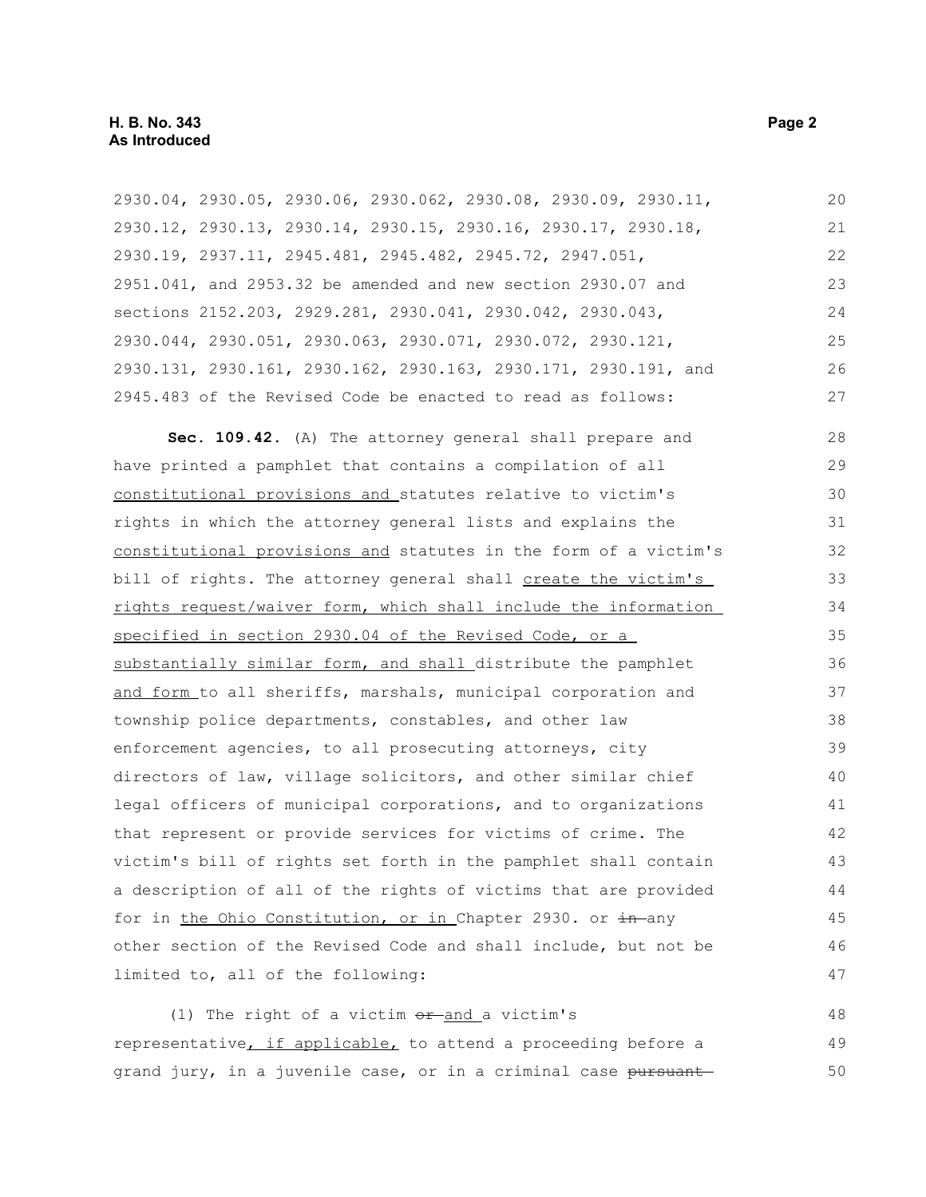2930.04, 2930.05, 2930.06, 2930.062, 2930.08, 2930.09, 2930.11, 2930.12, 2930.13, 2930.14, 2930.15, 2930.16, 2930.17, 2930.18, 2930.19, 2937.11, 2945.481, 2945.482, 2945.72, 2947.051, 2951.041, and 2953.32 be amended and new section 2930.07 and sections 2152.203, 2929.281, 2930.041, 2930.042, 2930.043, 2930.044, 2930.051, 2930.063, 2930.071, 2930.072, 2930.121, 2930.131, 2930.161, 2930.162, 2930.163, 2930.171, 2930.191, and 2945.483 of the Revised Code be enacted to read as follows:

**Sec. 109.42.** (A) The attorney general shall prepare and have printed a pamphlet that contains a compilation of all constitutional provisions and statutes relative to victim's rights in which the attorney general lists and explains the constitutional provisions and statutes in the form of a victim's bill of rights. The attorney general shall create the victim's rights request/waiver form, which shall include the information specified in section 2930.04 of the Revised Code, or a substantially similar form, and shall distribute the pamphlet and form to all sheriffs, marshals, municipal corporation and township police departments, constables, and other law enforcement agencies, to all prosecuting attorneys, city directors of law, village solicitors, and other similar chief legal officers of municipal corporations, and to organizations that represent or provide services for victims of crime. The victim's bill of rights set forth in the pamphlet shall contain a description of all of the rights of victims that are provided for in the Ohio Constitution, or in Chapter 2930. or ~~in~~ any other section of the Revised Code and shall include, but not be limited to, all of the following:

(1) The right of a victim ~~or~~ and a victim's representative, if applicable, to attend a proceeding before a grand jury, in a juvenile case, or in a criminal case ~~pursuant~~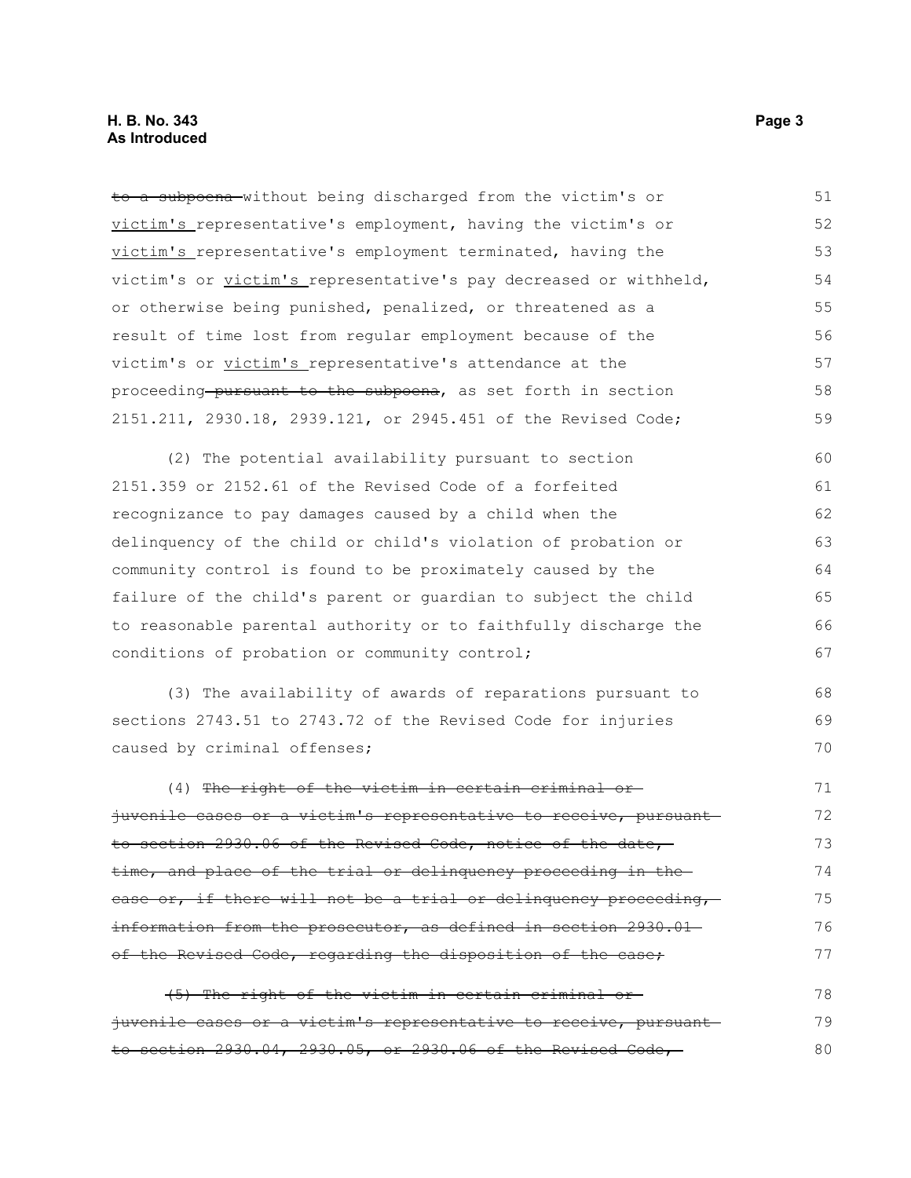~~to a subpoena~~ without being discharged from the victim's or <u>victim's</u> representative's employment, having the victim's or <u>victim's</u> representative's employment terminated, having the victim's or <u>victim's</u> representative's pay decreased or withheld, or otherwise being punished, penalized, or threatened as a result of time lost from regular employment because of the victim's or <u>victim's</u> representative's attendance at the proceeding ~~pursuant to the subpoena~~, as set forth in section 2151.211, 2930.18, 2939.121, or 2945.451 of the Revised Code;

(2) The potential availability pursuant to section 2151.359 or 2152.61 of the Revised Code of a forfeited recognizance to pay damages caused by a child when the delinquency of the child or child's violation of probation or community control is found to be proximately caused by the failure of the child's parent or guardian to subject the child to reasonable parental authority or to faithfully discharge the conditions of probation or community control;

(3) The availability of awards of reparations pursuant to sections 2743.51 to 2743.72 of the Revised Code for injuries caused by criminal offenses;

(4) ~~The right of the victim in certain criminal or juvenile cases or a victim's representative to receive, pursuant to section 2930.06 of the Revised Code, notice of the date, time, and place of the trial or delinquency proceeding in the case or, if there will not be a trial or delinquency proceeding, information from the prosecutor, as defined in section 2930.01 of the Revised Code, regarding the disposition of the case;~~

~~(5) The right of the victim in certain criminal or juvenile cases or a victim's representative to receive, pursuant to section 2930.04, 2930.05, or 2930.06 of the Revised Code,~~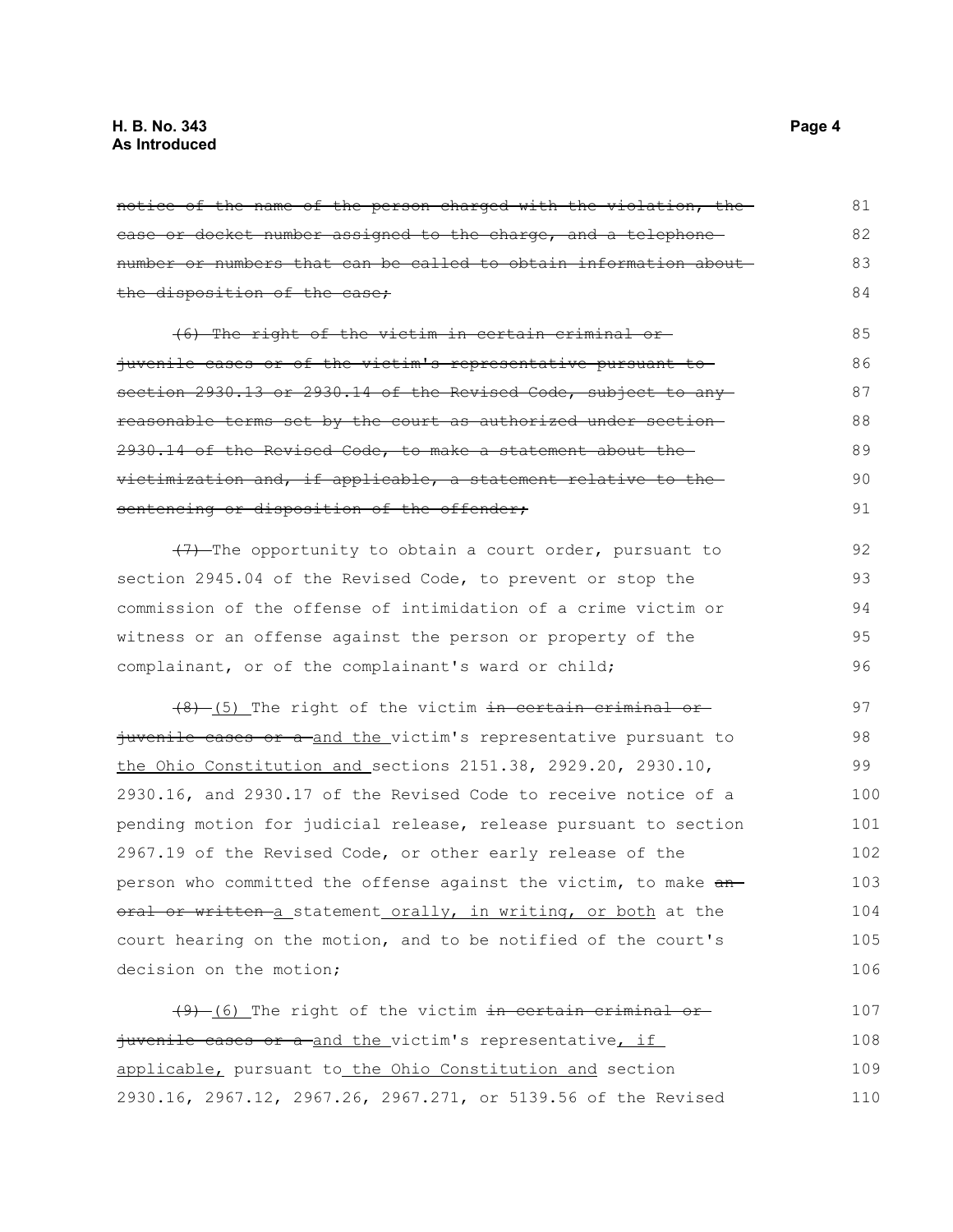~~notice of the name of the person charged with the violation, the case or docket number assigned to the charge, and a telephone number or numbers that can be called to obtain information about the disposition of the case;~~

~~(6) The right of the victim in certain criminal or juvenile cases or of the victim's representative pursuant to section 2930.13 or 2930.14 of the Revised Code, subject to any reasonable terms set by the court as authorized under section 2930.14 of the Revised Code, to make a statement about the victimization and, if applicable, a statement relative to the sentencing or disposition of the offender;~~

~~(7)~~ The opportunity to obtain a court order, pursuant to section 2945.04 of the Revised Code, to prevent or stop the commission of the offense of intimidation of a crime victim or witness or an offense against the person or property of the complainant, or of the complainant's ward or child;

~~(8)~~ (5) The right of the victim ~~in certain criminal or juvenile cases or a~~ and the victim's representative pursuant to the Ohio Constitution and sections 2151.38, 2929.20, 2930.10, 2930.16, and 2930.17 of the Revised Code to receive notice of a pending motion for judicial release, release pursuant to section 2967.19 of the Revised Code, or other early release of the person who committed the offense against the victim, to make ~~an oral or written~~ a statement orally, in writing, or both at the court hearing on the motion, and to be notified of the court's decision on the motion;

~~(9)~~ (6) The right of the victim ~~in certain criminal or juvenile cases or a~~ and the victim's representative, if applicable, pursuant to the Ohio Constitution and section 2930.16, 2967.12, 2967.26, 2967.271, or 5139.56 of the Revised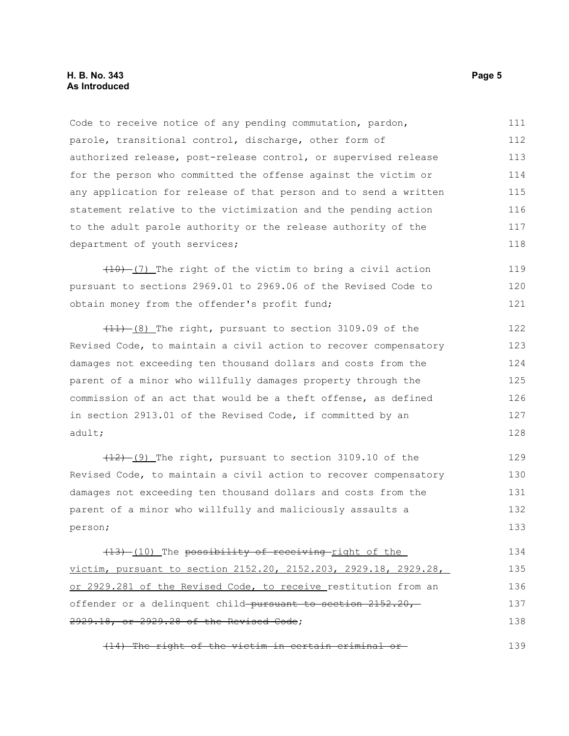Code to receive notice of any pending commutation, pardon, parole, transitional control, discharge, other form of authorized release, post-release control, or supervised release for the person who committed the offense against the victim or any application for release of that person and to send a written statement relative to the victimization and the pending action to the adult parole authority or the release authority of the department of youth services;

~~(10)~~ <u>(7)</u> The right of the victim to bring a civil action pursuant to sections 2969.01 to 2969.06 of the Revised Code to obtain money from the offender's profit fund;

~~(11)~~ <u>(8)</u> The right, pursuant to section 3109.09 of the Revised Code, to maintain a civil action to recover compensatory damages not exceeding ten thousand dollars and costs from the parent of a minor who willfully damages property through the commission of an act that would be a theft offense, as defined in section 2913.01 of the Revised Code, if committed by an adult;

~~(12)~~ <u>(9)</u> The right, pursuant to section 3109.10 of the Revised Code, to maintain a civil action to recover compensatory damages not exceeding ten thousand dollars and costs from the parent of a minor who willfully and maliciously assaults a person;

~~(13)~~ <u>(10)</u> The ~~possibility of receiving~~ <u>right of the victim, pursuant to section 2152.20, 2152.203, 2929.18, 2929.28, or 2929.281 of the Revised Code, to receive</u> restitution from an offender or a delinquent child ~~pursuant to section 2152.20, 2929.18, or 2929.28 of the Revised Code~~;

~~(14) The right of the victim in certain criminal or~~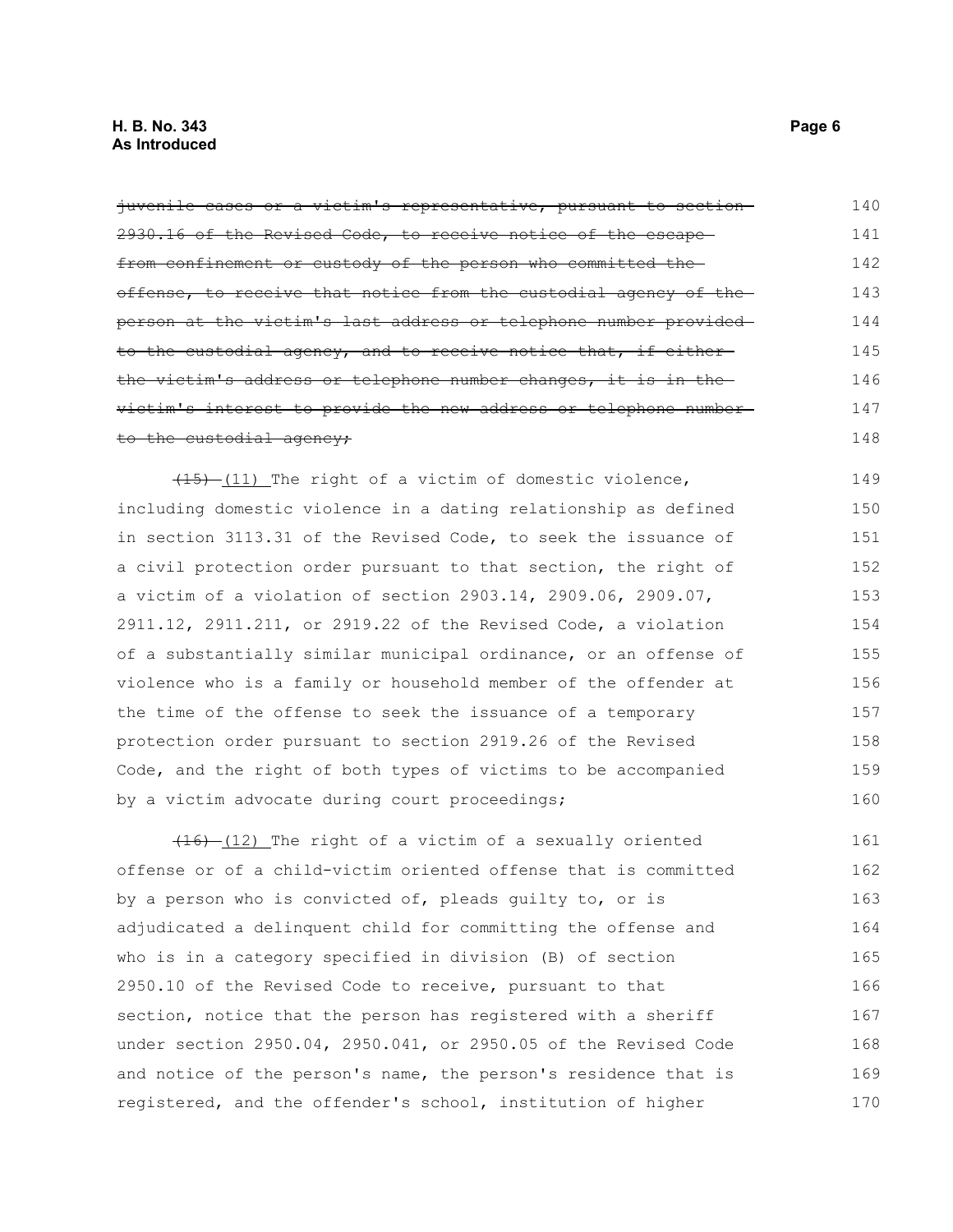~~juvenile cases or a victim's representative, pursuant to section 2930.16 of the Revised Code, to receive notice of the escape from confinement or custody of the person who committed the offense, to receive that notice from the custodial agency of the person at the victim's last address or telephone number provided to the custodial agency, and to receive notice that, if either the victim's address or telephone number changes, it is in the victim's interest to provide the new address or telephone number to the custodial agency;~~

~~(15)~~ (11) The right of a victim of domestic violence, including domestic violence in a dating relationship as defined in section 3113.31 of the Revised Code, to seek the issuance of a civil protection order pursuant to that section, the right of a victim of a violation of section 2903.14, 2909.06, 2909.07, 2911.12, 2911.211, or 2919.22 of the Revised Code, a violation of a substantially similar municipal ordinance, or an offense of violence who is a family or household member of the offender at the time of the offense to seek the issuance of a temporary protection order pursuant to section 2919.26 of the Revised Code, and the right of both types of victims to be accompanied by a victim advocate during court proceedings;

~~(16)~~ (12) The right of a victim of a sexually oriented offense or of a child-victim oriented offense that is committed by a person who is convicted of, pleads guilty to, or is adjudicated a delinquent child for committing the offense and who is in a category specified in division (B) of section 2950.10 of the Revised Code to receive, pursuant to that section, notice that the person has registered with a sheriff under section 2950.04, 2950.041, or 2950.05 of the Revised Code and notice of the person's name, the person's residence that is registered, and the offender's school, institution of higher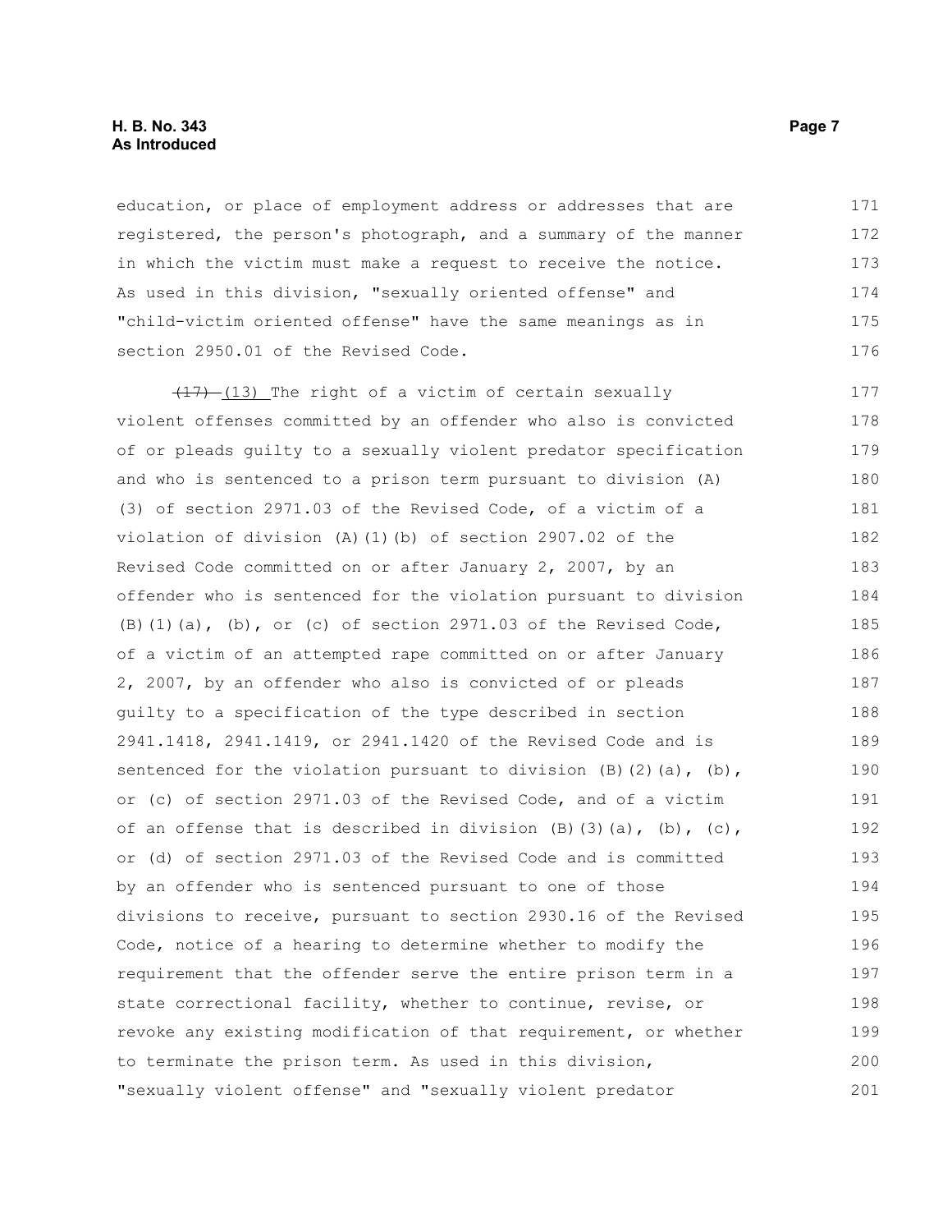education, or place of employment address or addresses that are registered, the person's photograph, and a summary of the manner in which the victim must make a request to receive the notice. As used in this division, "sexually oriented offense" and "child-victim oriented offense" have the same meanings as in section 2950.01 of the Revised Code.

~~(17)~~ (13) The right of a victim of certain sexually violent offenses committed by an offender who also is convicted of or pleads guilty to a sexually violent predator specification and who is sentenced to a prison term pursuant to division (A)(3) of section 2971.03 of the Revised Code, of a victim of a violation of division (A)(1)(b) of section 2907.02 of the Revised Code committed on or after January 2, 2007, by an offender who is sentenced for the violation pursuant to division (B)(1)(a), (b), or (c) of section 2971.03 of the Revised Code, of a victim of an attempted rape committed on or after January 2, 2007, by an offender who also is convicted of or pleads guilty to a specification of the type described in section 2941.1418, 2941.1419, or 2941.1420 of the Revised Code and is sentenced for the violation pursuant to division (B)(2)(a), (b), or (c) of section 2971.03 of the Revised Code, and of a victim of an offense that is described in division (B)(3)(a), (b), (c), or (d) of section 2971.03 of the Revised Code and is committed by an offender who is sentenced pursuant to one of those divisions to receive, pursuant to section 2930.16 of the Revised Code, notice of a hearing to determine whether to modify the requirement that the offender serve the entire prison term in a state correctional facility, whether to continue, revise, or revoke any existing modification of that requirement, or whether to terminate the prison term. As used in this division, "sexually violent offense" and "sexually violent predator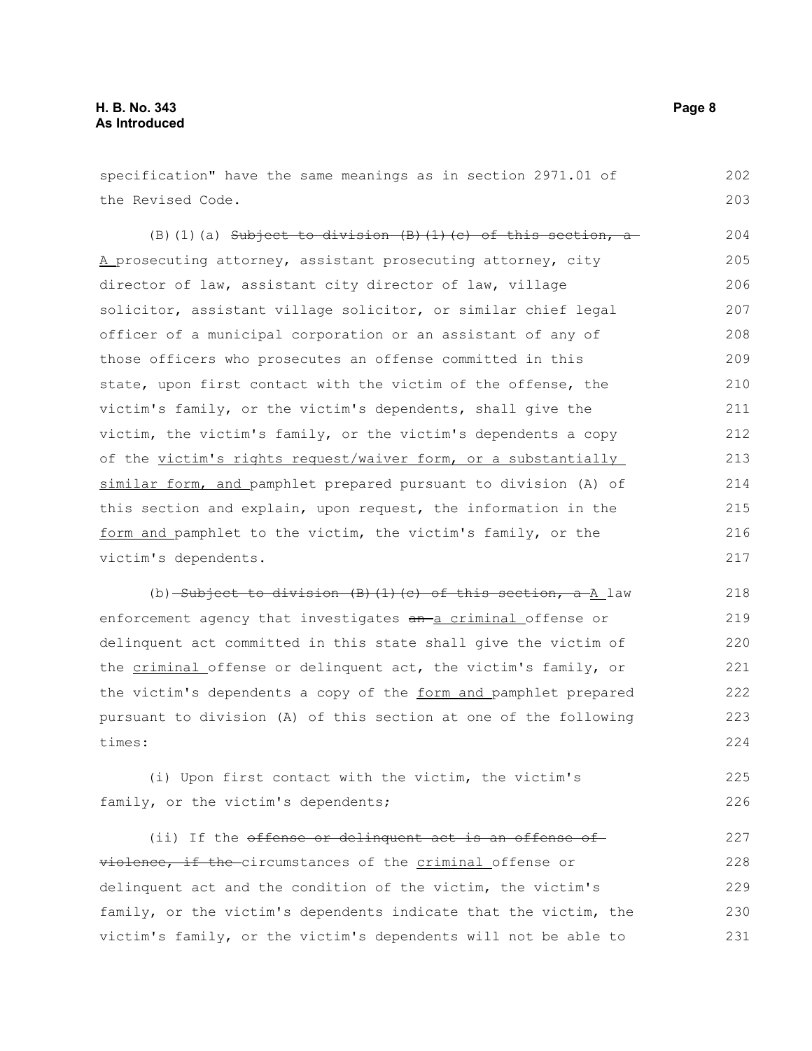specification" have the same meanings as in section 2971.01 of the Revised Code.

(B)(1)(a) ~~Subject to division (B)(1)(c) of this section, a~~ A prosecuting attorney, assistant prosecuting attorney, city director of law, assistant city director of law, village solicitor, assistant village solicitor, or similar chief legal officer of a municipal corporation or an assistant of any of those officers who prosecutes an offense committed in this state, upon first contact with the victim of the offense, the victim's family, or the victim's dependents, shall give the victim, the victim's family, or the victim's dependents a copy of the victim's rights request/waiver form, or a substantially similar form, and pamphlet prepared pursuant to division (A) of this section and explain, upon request, the information in the form and pamphlet to the victim, the victim's family, or the victim's dependents.

(b) ~~Subject to division (B)(1)(c) of this section, a~~ A law enforcement agency that investigates ~~an~~ a criminal offense or delinquent act committed in this state shall give the victim of the criminal offense or delinquent act, the victim's family, or the victim's dependents a copy of the form and pamphlet prepared pursuant to division (A) of this section at one of the following times:

(i) Upon first contact with the victim, the victim's family, or the victim's dependents;

(ii) If the ~~offense or delinquent act is an offense of violence, if the~~ circumstances of the criminal offense or delinquent act and the condition of the victim, the victim's family, or the victim's dependents indicate that the victim, the victim's family, or the victim's dependents will not be able to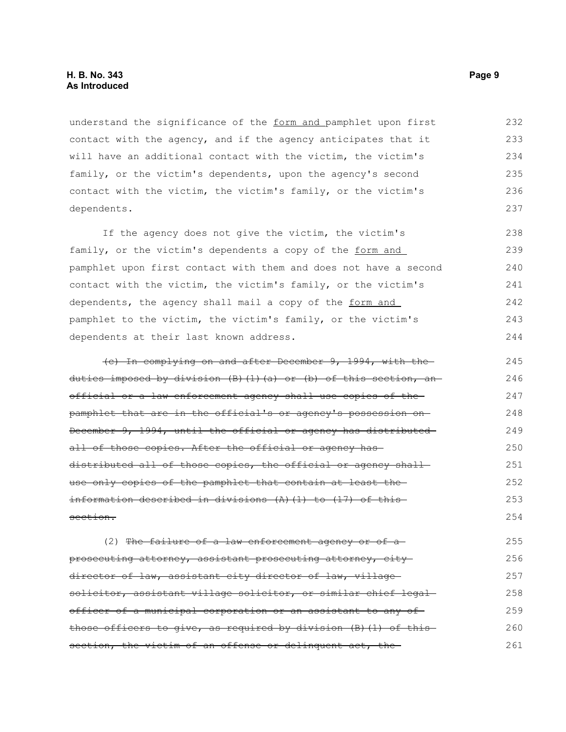understand the significance of the <u>form and</u> pamphlet upon first contact with the agency, and if the agency anticipates that it will have an additional contact with the victim, the victim's family, or the victim's dependents, upon the agency's second contact with the victim, the victim's family, or the victim's dependents.

If the agency does not give the victim, the victim's family, or the victim's dependents a copy of the <u>form and</u> pamphlet upon first contact with them and does not have a second contact with the victim, the victim's family, or the victim's dependents, the agency shall mail a copy of the <u>form and</u> pamphlet to the victim, the victim's family, or the victim's dependents at their last known address.

~~(c) In complying on and after December 9, 1994, with the duties imposed by division (B)(1)(a) or (b) of this section, an official or a law enforcement agency shall use copies of the pamphlet that are in the official's or agency's possession on December 9, 1994, until the official or agency has distributed all of those copies. After the official or agency has distributed all of those copies, the official or agency shall use only copies of the pamphlet that contain at least the information described in divisions (A)(1) to (17) of this section.~~

(2) ~~The failure of a law enforcement agency or of a prosecuting attorney, assistant prosecuting attorney, city director of law, assistant city director of law, village solicitor, assistant village solicitor, or similar chief legal officer of a municipal corporation or an assistant to any of those officers to give, as required by division (B)(1) of this section, the victim of an offense or delinquent act, the~~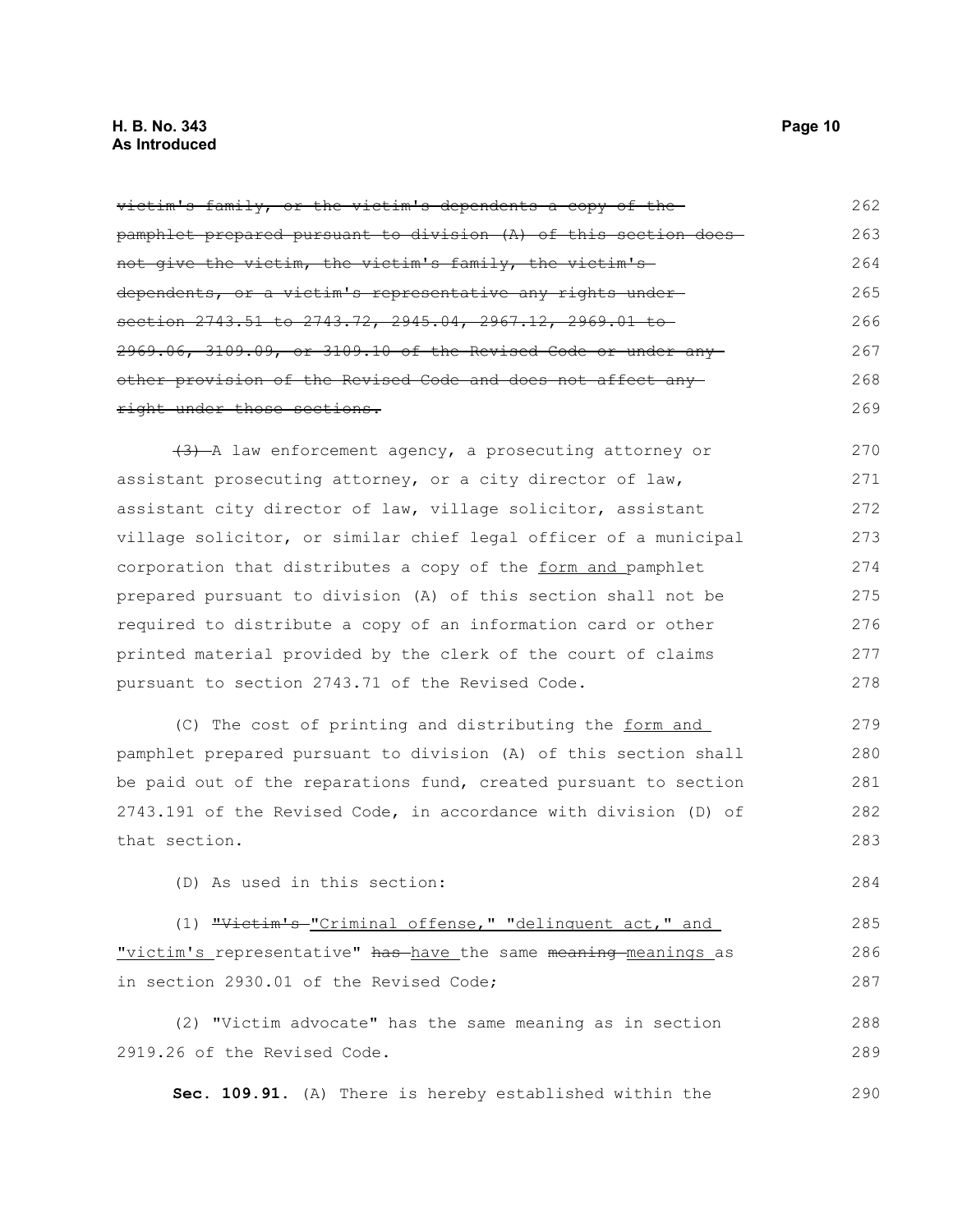~~victim's family, or the victim's dependents a copy of the pamphlet prepared pursuant to division (A) of this section does not give the victim, the victim's family, the victim's dependents, or a victim's representative any rights under section 2743.51 to 2743.72, 2945.04, 2967.12, 2969.01 to 2969.06, 3109.09, or 3109.10 of the Revised Code or under any other provision of the Revised Code and does not affect any right under those sections.~~

~~(3)~~ A law enforcement agency, a prosecuting attorney or assistant prosecuting attorney, or a city director of law, assistant city director of law, village solicitor, assistant village solicitor, or similar chief legal officer of a municipal corporation that distributes a copy of the form and pamphlet prepared pursuant to division (A) of this section shall not be required to distribute a copy of an information card or other printed material provided by the clerk of the court of claims pursuant to section 2743.71 of the Revised Code.

(C) The cost of printing and distributing the form and pamphlet prepared pursuant to division (A) of this section shall be paid out of the reparations fund, created pursuant to section 2743.191 of the Revised Code, in accordance with division (D) of that section.

(D) As used in this section:

(1) ~~"Victim's~~ "Criminal offense," "delinquent act," and "victim's representative" ~~has~~ have the same ~~meaning~~ meanings as in section 2930.01 of the Revised Code;

(2) "Victim advocate" has the same meaning as in section 2919.26 of the Revised Code.

**Sec. 109.91.** (A) There is hereby established within the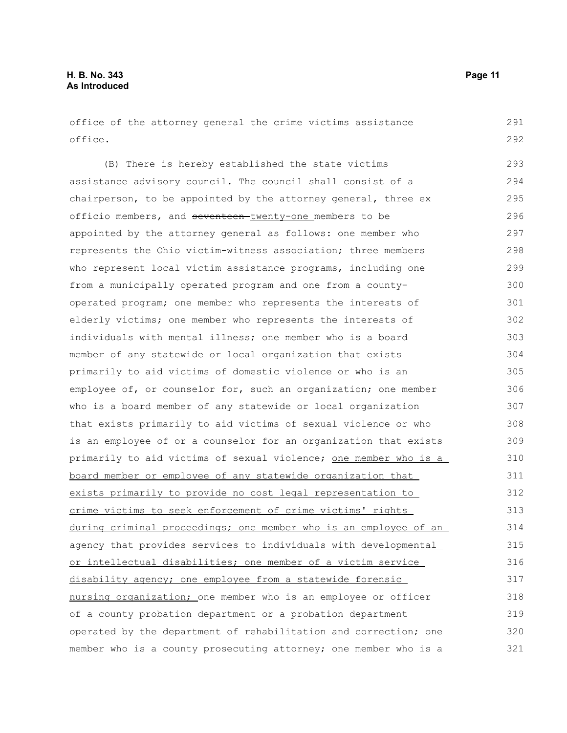office of the attorney general the crime victims assistance office.

(B) There is hereby established the state victims assistance advisory council. The council shall consist of a chairperson, to be appointed by the attorney general, three ex officio members, and ~~seventeen~~ twenty-one members to be appointed by the attorney general as follows: one member who represents the Ohio victim-witness association; three members who represent local victim assistance programs, including one from a municipally operated program and one from a county-operated program; one member who represents the interests of elderly victims; one member who represents the interests of individuals with mental illness; one member who is a board member of any statewide or local organization that exists primarily to aid victims of domestic violence or who is an employee of, or counselor for, such an organization; one member who is a board member of any statewide or local organization that exists primarily to aid victims of sexual violence or who is an employee of or a counselor for an organization that exists primarily to aid victims of sexual violence; <u>one member who is a board member or employee of any statewide organization that exists primarily to provide no cost legal representation to crime victims to seek enforcement of crime victims' rights during criminal proceedings; one member who is an employee of an agency that provides services to individuals with developmental or intellectual disabilities; one member of a victim service disability agency; one employee from a statewide forensic nursing organization;</u> one member who is an employee or officer of a county probation department or a probation department operated by the department of rehabilitation and correction; one member who is a county prosecuting attorney; one member who is a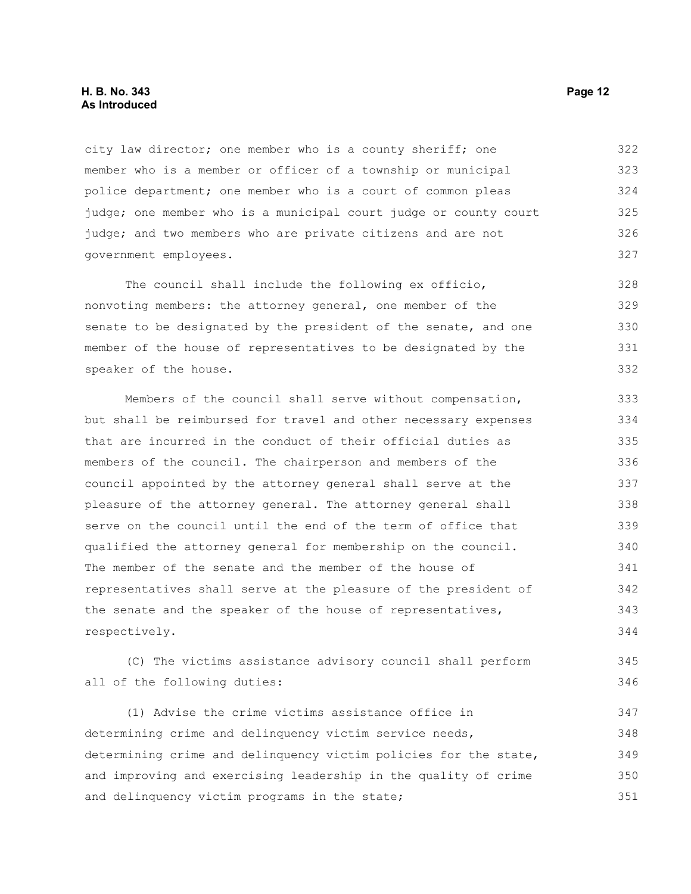city law director; one member who is a county sheriff; one member who is a member or officer of a township or municipal police department; one member who is a court of common pleas judge; one member who is a municipal court judge or county court judge; and two members who are private citizens and are not government employees.

The council shall include the following ex officio, nonvoting members: the attorney general, one member of the senate to be designated by the president of the senate, and one member of the house of representatives to be designated by the speaker of the house.

Members of the council shall serve without compensation, but shall be reimbursed for travel and other necessary expenses that are incurred in the conduct of their official duties as members of the council. The chairperson and members of the council appointed by the attorney general shall serve at the pleasure of the attorney general. The attorney general shall serve on the council until the end of the term of office that qualified the attorney general for membership on the council. The member of the senate and the member of the house of representatives shall serve at the pleasure of the president of the senate and the speaker of the house of representatives, respectively.

(C) The victims assistance advisory council shall perform all of the following duties:

(1) Advise the crime victims assistance office in determining crime and delinquency victim service needs, determining crime and delinquency victim policies for the state, and improving and exercising leadership in the quality of crime and delinquency victim programs in the state;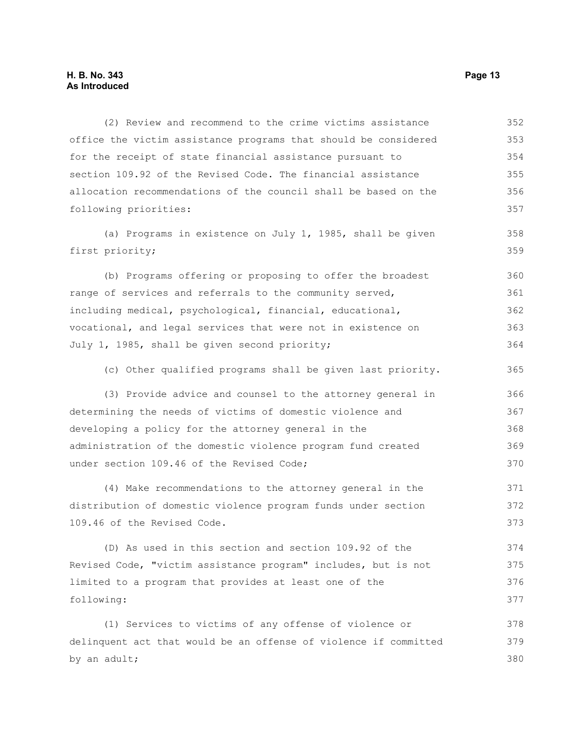(2) Review and recommend to the crime victims assistance office the victim assistance programs that should be considered for the receipt of state financial assistance pursuant to section 109.92 of the Revised Code. The financial assistance allocation recommendations of the council shall be based on the following priorities:

(a) Programs in existence on July 1, 1985, shall be given first priority;

(b) Programs offering or proposing to offer the broadest range of services and referrals to the community served, including medical, psychological, financial, educational, vocational, and legal services that were not in existence on July 1, 1985, shall be given second priority;

(c) Other qualified programs shall be given last priority.

(3) Provide advice and counsel to the attorney general in determining the needs of victims of domestic violence and developing a policy for the attorney general in the administration of the domestic violence program fund created under section 109.46 of the Revised Code;

(4) Make recommendations to the attorney general in the distribution of domestic violence program funds under section 109.46 of the Revised Code.

(D) As used in this section and section 109.92 of the Revised Code, "victim assistance program" includes, but is not limited to a program that provides at least one of the following:

(1) Services to victims of any offense of violence or delinquent act that would be an offense of violence if committed by an adult;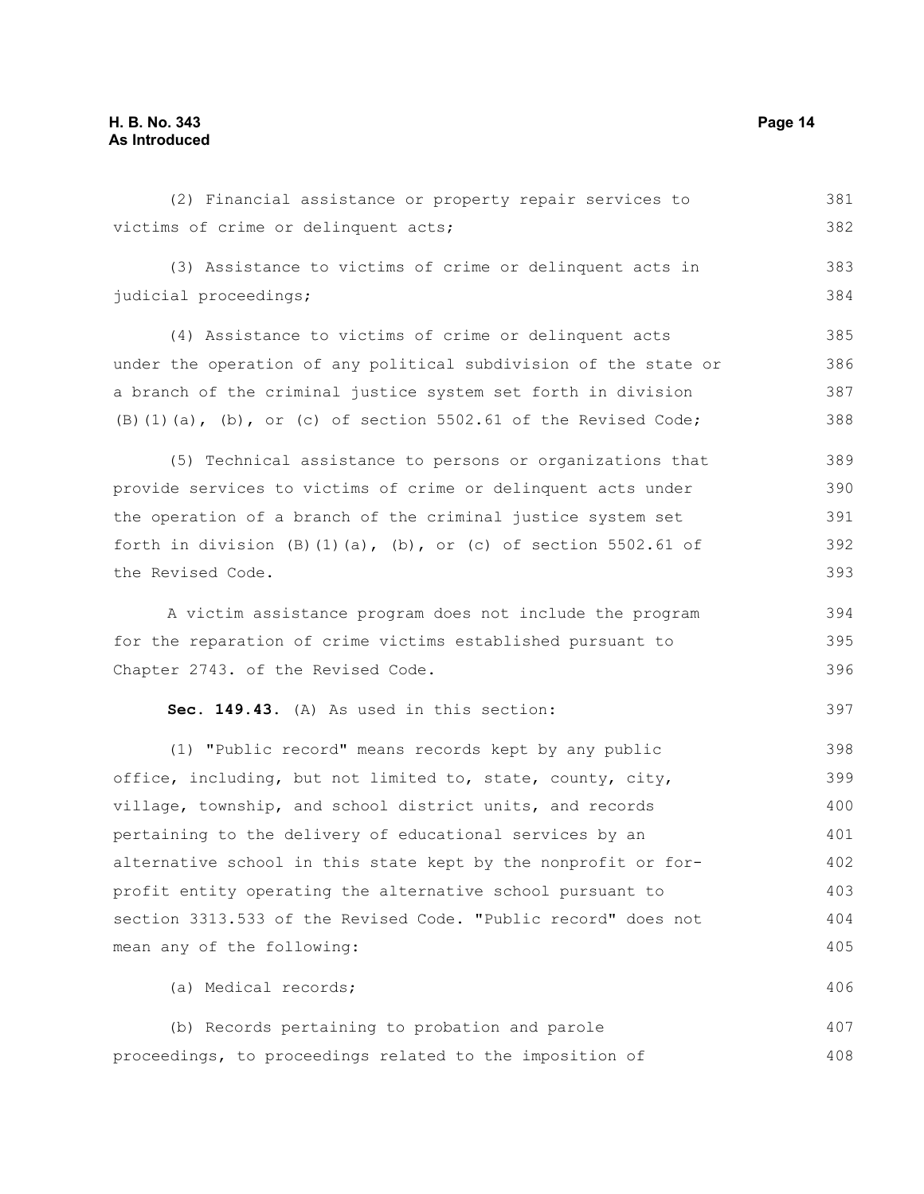(2) Financial assistance or property repair services to victims of crime or delinquent acts;

(3) Assistance to victims of crime or delinquent acts in judicial proceedings;

(4) Assistance to victims of crime or delinquent acts under the operation of any political subdivision of the state or a branch of the criminal justice system set forth in division (B)(1)(a), (b), or (c) of section 5502.61 of the Revised Code;

(5) Technical assistance to persons or organizations that provide services to victims of crime or delinquent acts under the operation of a branch of the criminal justice system set forth in division (B)(1)(a), (b), or (c) of section 5502.61 of the Revised Code.

A victim assistance program does not include the program for the reparation of crime victims established pursuant to Chapter 2743. of the Revised Code.

**Sec. 149.43.** (A) As used in this section:

(1) "Public record" means records kept by any public office, including, but not limited to, state, county, city, village, township, and school district units, and records pertaining to the delivery of educational services by an alternative school in this state kept by the nonprofit or for-profit entity operating the alternative school pursuant to section 3313.533 of the Revised Code. "Public record" does not mean any of the following:

(a) Medical records;

(b) Records pertaining to probation and parole proceedings, to proceedings related to the imposition of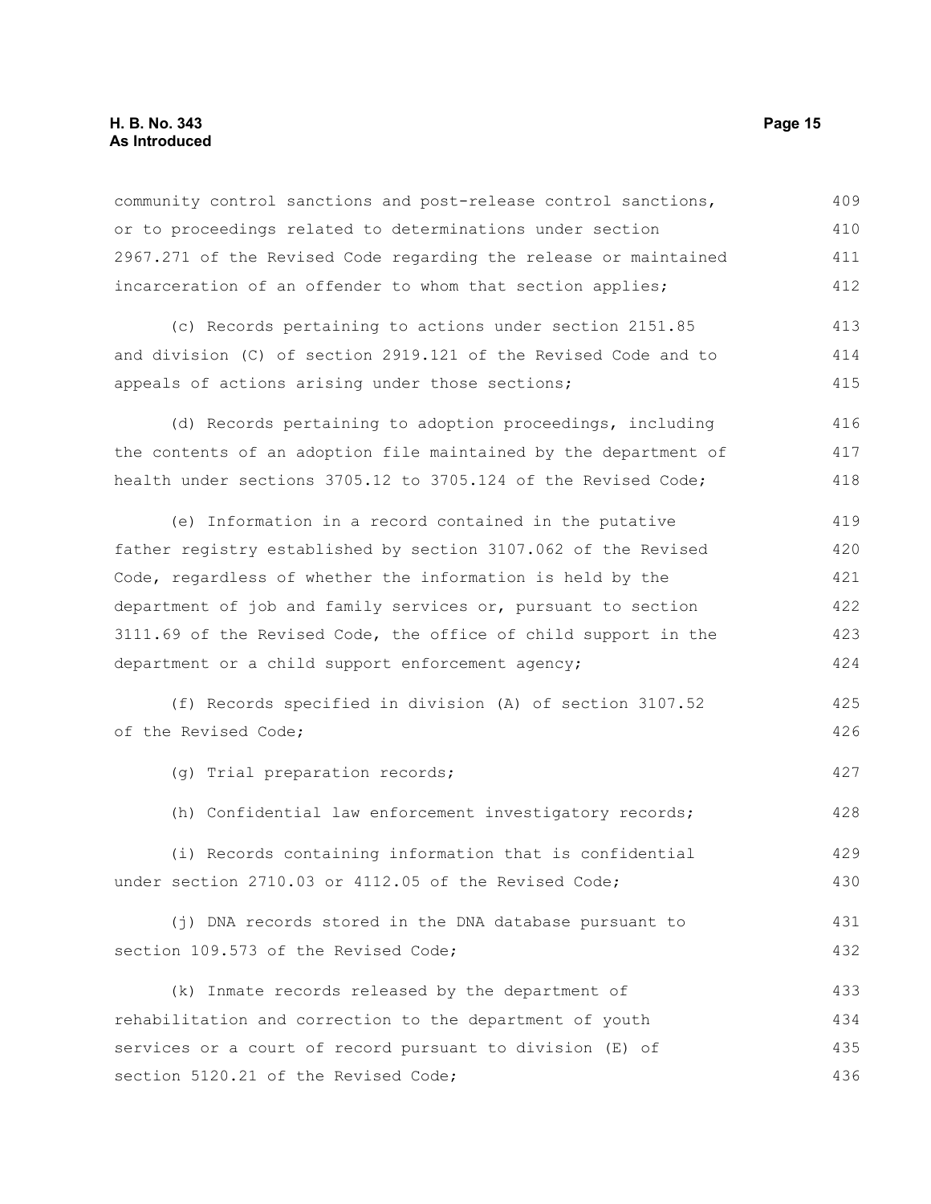community control sanctions and post-release control sanctions, or to proceedings related to determinations under section 2967.271 of the Revised Code regarding the release or maintained incarceration of an offender to whom that section applies;

(c) Records pertaining to actions under section 2151.85 and division (C) of section 2919.121 of the Revised Code and to appeals of actions arising under those sections;

(d) Records pertaining to adoption proceedings, including the contents of an adoption file maintained by the department of health under sections 3705.12 to 3705.124 of the Revised Code;

(e) Information in a record contained in the putative father registry established by section 3107.062 of the Revised Code, regardless of whether the information is held by the department of job and family services or, pursuant to section 3111.69 of the Revised Code, the office of child support in the department or a child support enforcement agency;

(f) Records specified in division (A) of section 3107.52 of the Revised Code;

(g) Trial preparation records;

(h) Confidential law enforcement investigatory records;

(i) Records containing information that is confidential under section 2710.03 or 4112.05 of the Revised Code;

(j) DNA records stored in the DNA database pursuant to section 109.573 of the Revised Code;

(k) Inmate records released by the department of rehabilitation and correction to the department of youth services or a court of record pursuant to division (E) of section 5120.21 of the Revised Code;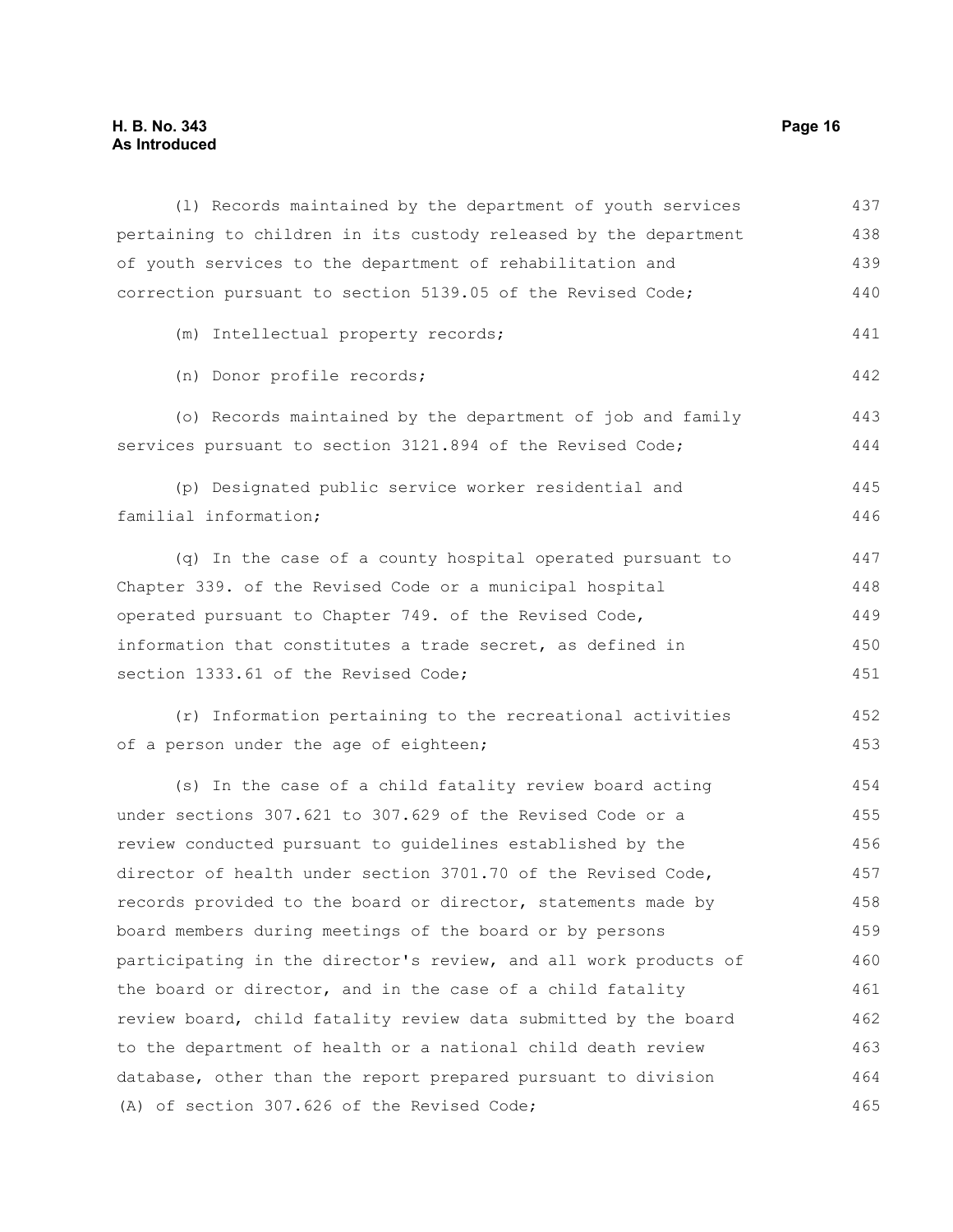(l) Records maintained by the department of youth services pertaining to children in its custody released by the department of youth services to the department of rehabilitation and correction pursuant to section 5139.05 of the Revised Code;

(m) Intellectual property records;

(n) Donor profile records;

(o) Records maintained by the department of job and family services pursuant to section 3121.894 of the Revised Code;

(p) Designated public service worker residential and familial information;

(q) In the case of a county hospital operated pursuant to Chapter 339. of the Revised Code or a municipal hospital operated pursuant to Chapter 749. of the Revised Code, information that constitutes a trade secret, as defined in section 1333.61 of the Revised Code;

(r) Information pertaining to the recreational activities of a person under the age of eighteen;

(s) In the case of a child fatality review board acting under sections 307.621 to 307.629 of the Revised Code or a review conducted pursuant to guidelines established by the director of health under section 3701.70 of the Revised Code, records provided to the board or director, statements made by board members during meetings of the board or by persons participating in the director's review, and all work products of the board or director, and in the case of a child fatality review board, child fatality review data submitted by the board to the department of health or a national child death review database, other than the report prepared pursuant to division (A) of section 307.626 of the Revised Code;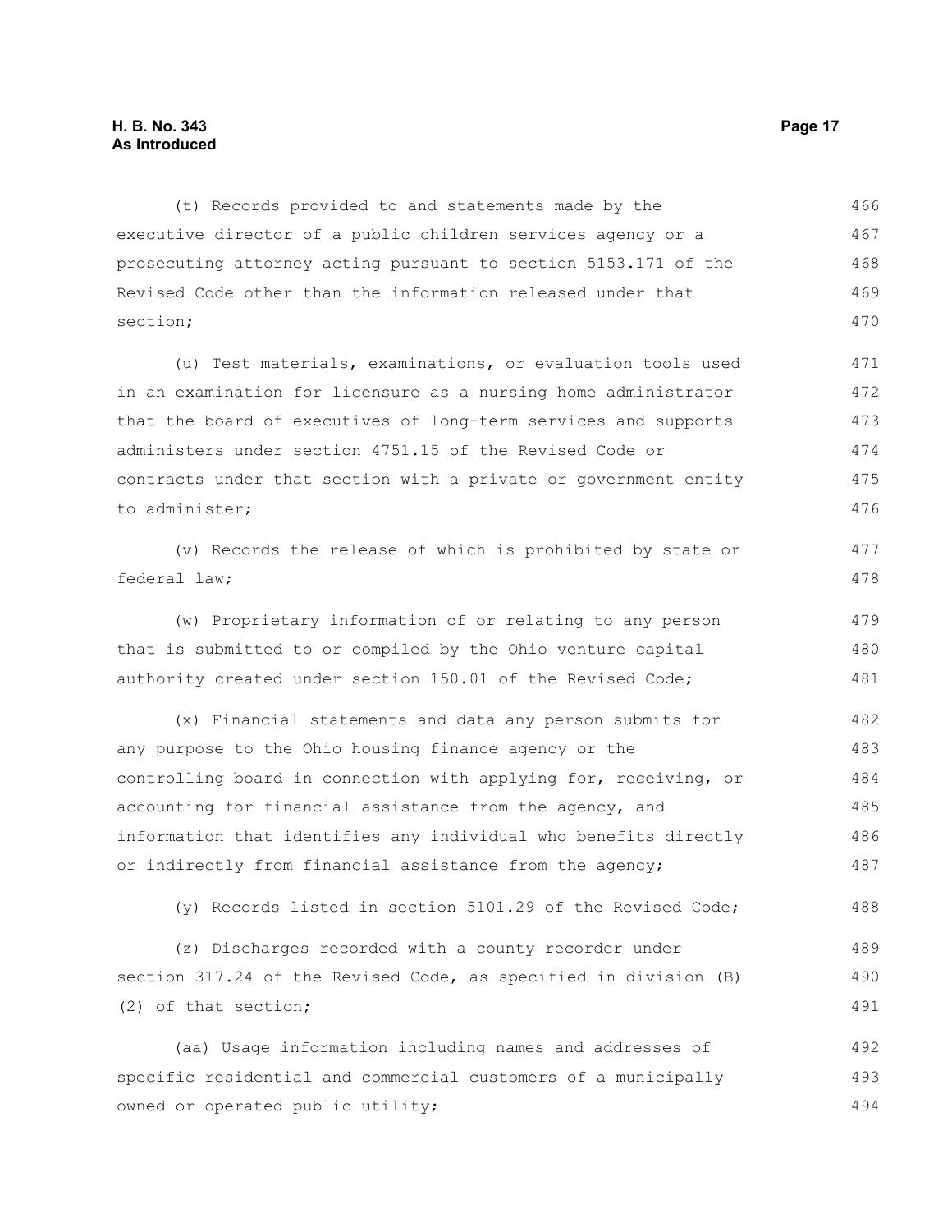(t) Records provided to and statements made by the executive director of a public children services agency or a prosecuting attorney acting pursuant to section 5153.171 of the Revised Code other than the information released under that section;

(u) Test materials, examinations, or evaluation tools used in an examination for licensure as a nursing home administrator that the board of executives of long-term services and supports administers under section 4751.15 of the Revised Code or contracts under that section with a private or government entity to administer;

(v) Records the release of which is prohibited by state or federal law;

(w) Proprietary information of or relating to any person that is submitted to or compiled by the Ohio venture capital authority created under section 150.01 of the Revised Code;

(x) Financial statements and data any person submits for any purpose to the Ohio housing finance agency or the controlling board in connection with applying for, receiving, or accounting for financial assistance from the agency, and information that identifies any individual who benefits directly or indirectly from financial assistance from the agency;

(y) Records listed in section 5101.29 of the Revised Code;

(z) Discharges recorded with a county recorder under section 317.24 of the Revised Code, as specified in division (B)(2) of that section;

(aa) Usage information including names and addresses of specific residential and commercial customers of a municipally owned or operated public utility;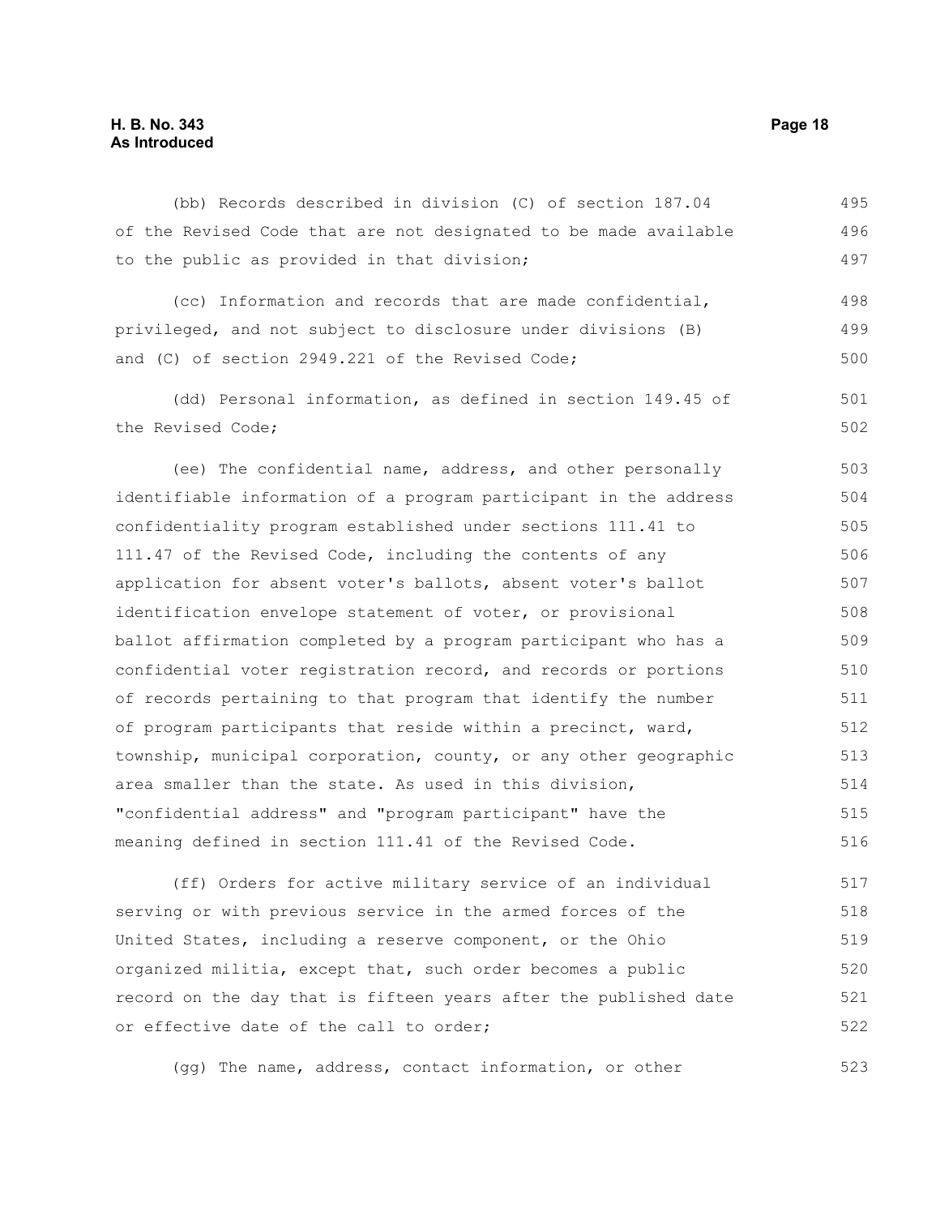(bb) Records described in division (C) of section 187.04 of the Revised Code that are not designated to be made available to the public as provided in that division;

(cc) Information and records that are made confidential, privileged, and not subject to disclosure under divisions (B) and (C) of section 2949.221 of the Revised Code;

(dd) Personal information, as defined in section 149.45 of the Revised Code;

(ee) The confidential name, address, and other personally identifiable information of a program participant in the address confidentiality program established under sections 111.41 to 111.47 of the Revised Code, including the contents of any application for absent voter's ballots, absent voter's ballot identification envelope statement of voter, or provisional ballot affirmation completed by a program participant who has a confidential voter registration record, and records or portions of records pertaining to that program that identify the number of program participants that reside within a precinct, ward, township, municipal corporation, county, or any other geographic area smaller than the state. As used in this division, "confidential address" and "program participant" have the meaning defined in section 111.41 of the Revised Code.

(ff) Orders for active military service of an individual serving or with previous service in the armed forces of the United States, including a reserve component, or the Ohio organized militia, except that, such order becomes a public record on the day that is fifteen years after the published date or effective date of the call to order;

(gg) The name, address, contact information, or other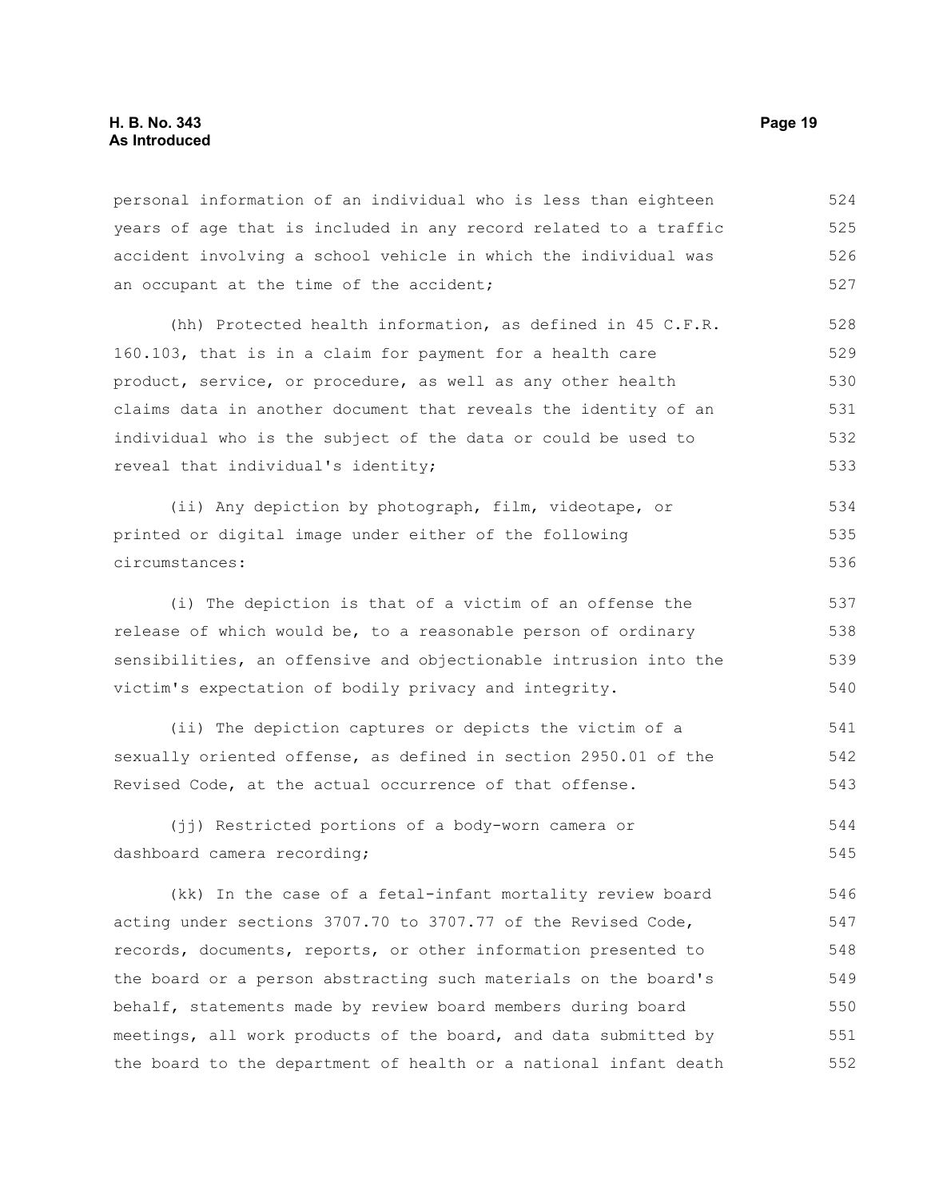personal information of an individual who is less than eighteen years of age that is included in any record related to a traffic accident involving a school vehicle in which the individual was an occupant at the time of the accident;

(hh) Protected health information, as defined in 45 C.F.R. 160.103, that is in a claim for payment for a health care product, service, or procedure, as well as any other health claims data in another document that reveals the identity of an individual who is the subject of the data or could be used to reveal that individual's identity;

(ii) Any depiction by photograph, film, videotape, or printed or digital image under either of the following circumstances:

(i) The depiction is that of a victim of an offense the release of which would be, to a reasonable person of ordinary sensibilities, an offensive and objectionable intrusion into the victim's expectation of bodily privacy and integrity.

(ii) The depiction captures or depicts the victim of a sexually oriented offense, as defined in section 2950.01 of the Revised Code, at the actual occurrence of that offense.

(jj) Restricted portions of a body-worn camera or dashboard camera recording;

(kk) In the case of a fetal-infant mortality review board acting under sections 3707.70 to 3707.77 of the Revised Code, records, documents, reports, or other information presented to the board or a person abstracting such materials on the board's behalf, statements made by review board members during board meetings, all work products of the board, and data submitted by the board to the department of health or a national infant death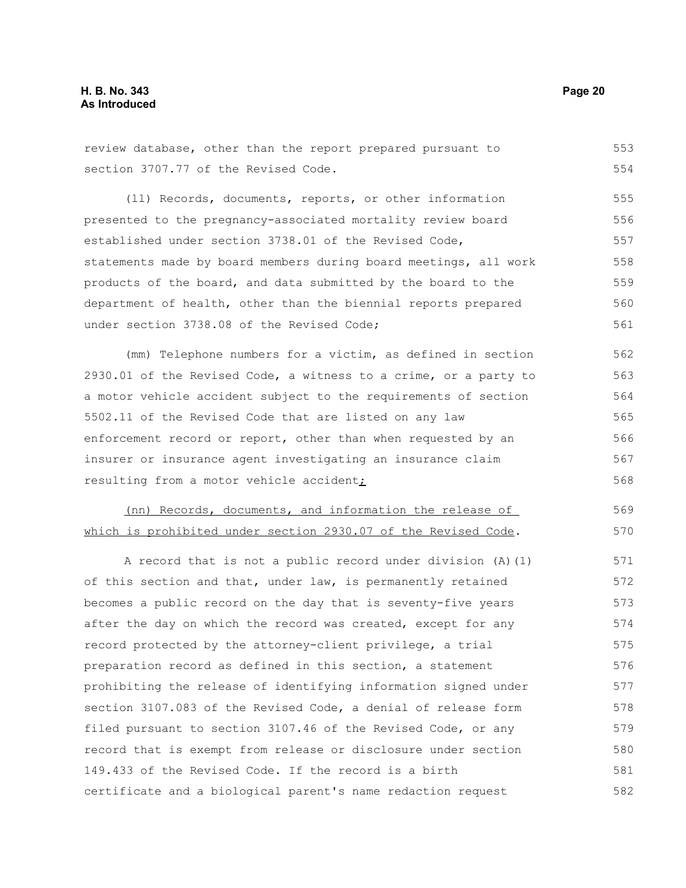review database, other than the report prepared pursuant to section 3707.77 of the Revised Code.

(ll) Records, documents, reports, or other information presented to the pregnancy-associated mortality review board established under section 3738.01 of the Revised Code, statements made by board members during board meetings, all work products of the board, and data submitted by the board to the department of health, other than the biennial reports prepared under section 3738.08 of the Revised Code;

(mm) Telephone numbers for a victim, as defined in section 2930.01 of the Revised Code, a witness to a crime, or a party to a motor vehicle accident subject to the requirements of section 5502.11 of the Revised Code that are listed on any law enforcement record or report, other than when requested by an insurer or insurance agent investigating an insurance claim resulting from a motor vehicle accident;

(nn) Records, documents, and information the release of which is prohibited under section 2930.07 of the Revised Code.

A record that is not a public record under division (A)(1) of this section and that, under law, is permanently retained becomes a public record on the day that is seventy-five years after the day on which the record was created, except for any record protected by the attorney-client privilege, a trial preparation record as defined in this section, a statement prohibiting the release of identifying information signed under section 3107.083 of the Revised Code, a denial of release form filed pursuant to section 3107.46 of the Revised Code, or any record that is exempt from release or disclosure under section 149.433 of the Revised Code. If the record is a birth certificate and a biological parent's name redaction request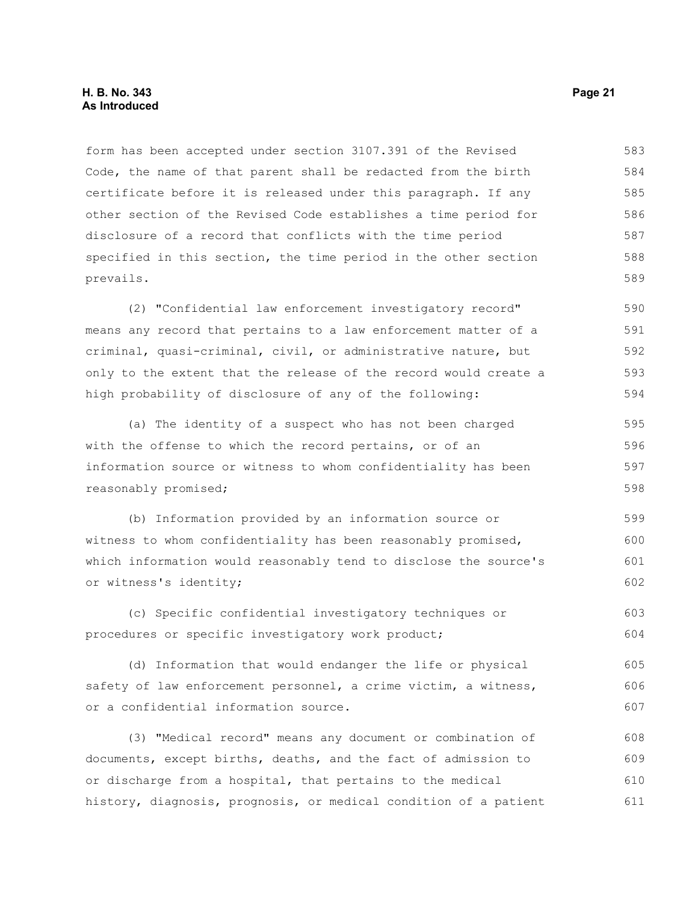form has been accepted under section 3107.391 of the Revised Code, the name of that parent shall be redacted from the birth certificate before it is released under this paragraph. If any other section of the Revised Code establishes a time period for disclosure of a record that conflicts with the time period specified in this section, the time period in the other section prevails.

(2) "Confidential law enforcement investigatory record" means any record that pertains to a law enforcement matter of a criminal, quasi-criminal, civil, or administrative nature, but only to the extent that the release of the record would create a high probability of disclosure of any of the following:

(a) The identity of a suspect who has not been charged with the offense to which the record pertains, or of an information source or witness to whom confidentiality has been reasonably promised;

(b) Information provided by an information source or witness to whom confidentiality has been reasonably promised, which information would reasonably tend to disclose the source's or witness's identity;

(c) Specific confidential investigatory techniques or procedures or specific investigatory work product;

(d) Information that would endanger the life or physical safety of law enforcement personnel, a crime victim, a witness, or a confidential information source.

(3) "Medical record" means any document or combination of documents, except births, deaths, and the fact of admission to or discharge from a hospital, that pertains to the medical history, diagnosis, prognosis, or medical condition of a patient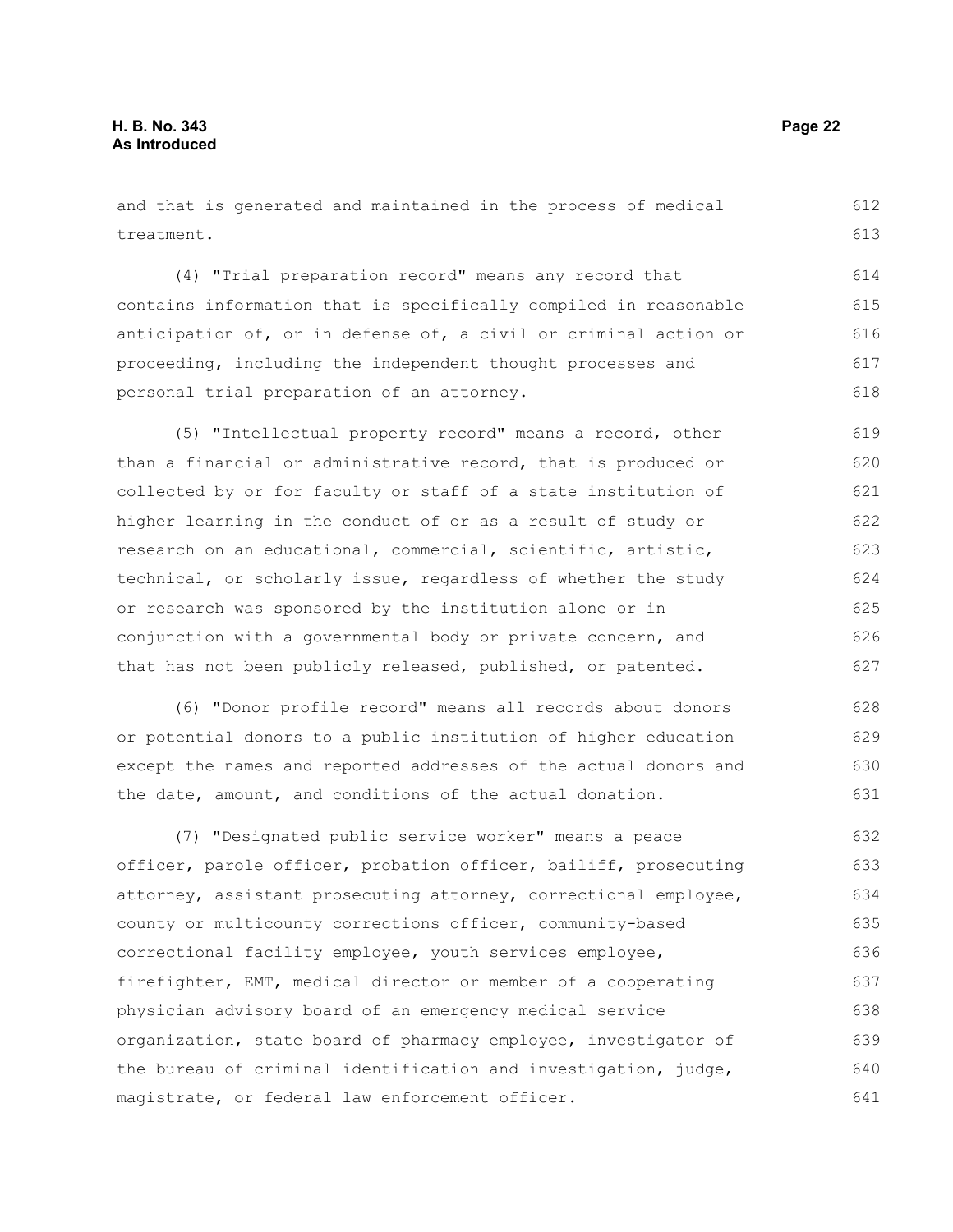and that is generated and maintained in the process of medical treatment.

(4) "Trial preparation record" means any record that contains information that is specifically compiled in reasonable anticipation of, or in defense of, a civil or criminal action or proceeding, including the independent thought processes and personal trial preparation of an attorney.

(5) "Intellectual property record" means a record, other than a financial or administrative record, that is produced or collected by or for faculty or staff of a state institution of higher learning in the conduct of or as a result of study or research on an educational, commercial, scientific, artistic, technical, or scholarly issue, regardless of whether the study or research was sponsored by the institution alone or in conjunction with a governmental body or private concern, and that has not been publicly released, published, or patented.

(6) "Donor profile record" means all records about donors or potential donors to a public institution of higher education except the names and reported addresses of the actual donors and the date, amount, and conditions of the actual donation.

(7) "Designated public service worker" means a peace officer, parole officer, probation officer, bailiff, prosecuting attorney, assistant prosecuting attorney, correctional employee, county or multicounty corrections officer, community-based correctional facility employee, youth services employee, firefighter, EMT, medical director or member of a cooperating physician advisory board of an emergency medical service organization, state board of pharmacy employee, investigator of the bureau of criminal identification and investigation, judge, magistrate, or federal law enforcement officer.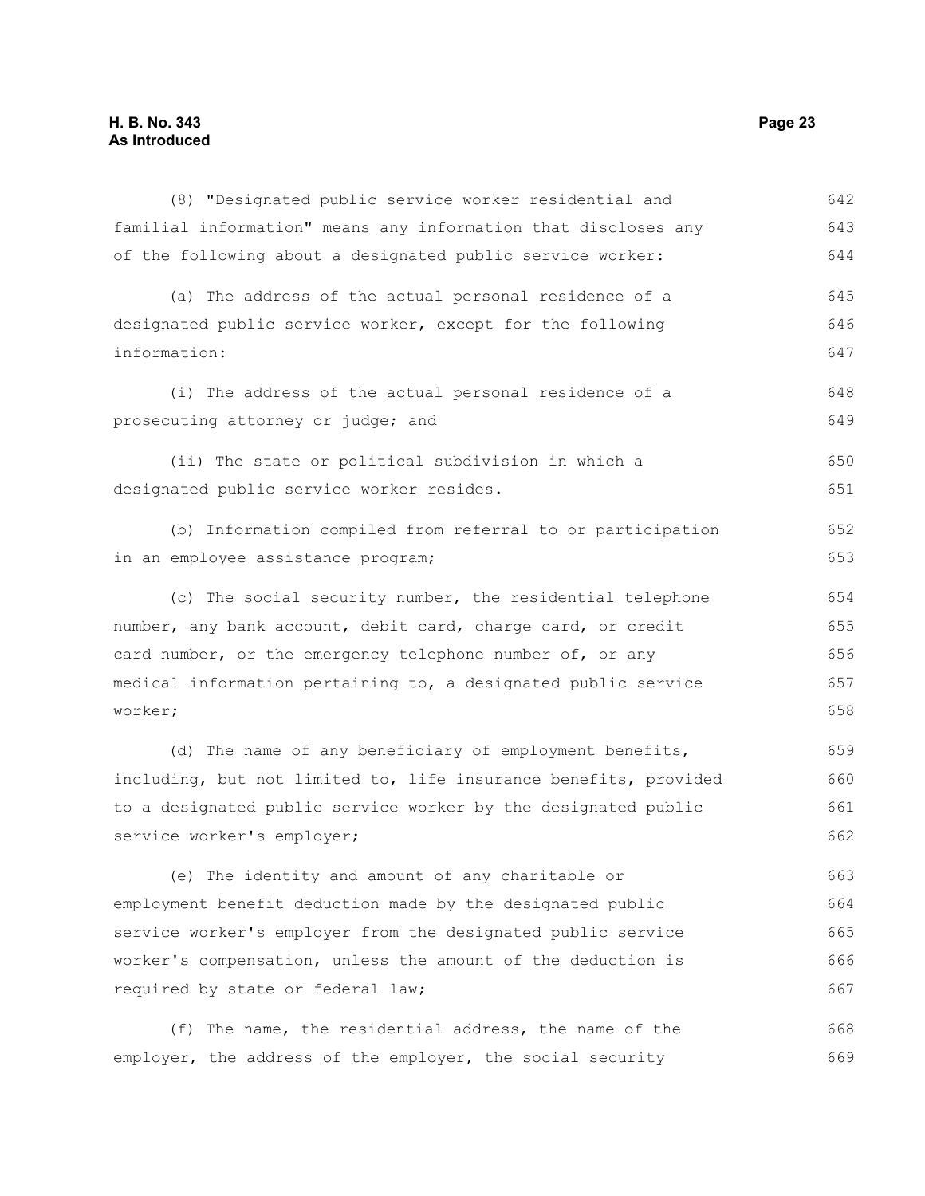(8) "Designated public service worker residential and familial information" means any information that discloses any of the following about a designated public service worker:

(a) The address of the actual personal residence of a designated public service worker, except for the following information:

(i) The address of the actual personal residence of a prosecuting attorney or judge; and

(ii) The state or political subdivision in which a designated public service worker resides.

(b) Information compiled from referral to or participation in an employee assistance program;

(c) The social security number, the residential telephone number, any bank account, debit card, charge card, or credit card number, or the emergency telephone number of, or any medical information pertaining to, a designated public service worker;

(d) The name of any beneficiary of employment benefits, including, but not limited to, life insurance benefits, provided to a designated public service worker by the designated public service worker's employer;

(e) The identity and amount of any charitable or employment benefit deduction made by the designated public service worker's employer from the designated public service worker's compensation, unless the amount of the deduction is required by state or federal law;

(f) The name, the residential address, the name of the employer, the address of the employer, the social security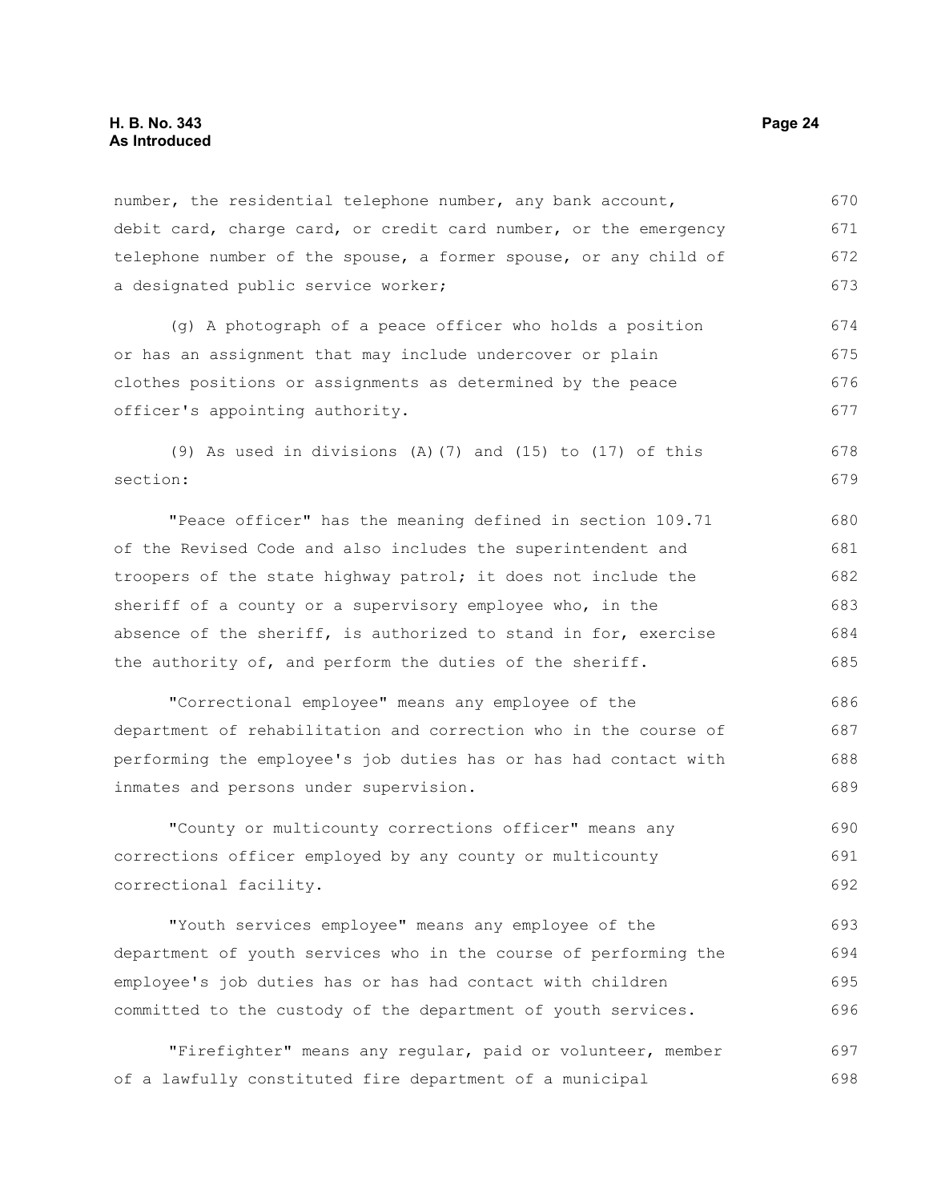number, the residential telephone number, any bank account, debit card, charge card, or credit card number, or the emergency telephone number of the spouse, a former spouse, or any child of a designated public service worker;

(g) A photograph of a peace officer who holds a position or has an assignment that may include undercover or plain clothes positions or assignments as determined by the peace officer's appointing authority.

(9) As used in divisions (A)(7) and (15) to (17) of this section:

"Peace officer" has the meaning defined in section 109.71 of the Revised Code and also includes the superintendent and troopers of the state highway patrol; it does not include the sheriff of a county or a supervisory employee who, in the absence of the sheriff, is authorized to stand in for, exercise the authority of, and perform the duties of the sheriff.

"Correctional employee" means any employee of the department of rehabilitation and correction who in the course of performing the employee's job duties has or has had contact with inmates and persons under supervision.

"County or multicounty corrections officer" means any corrections officer employed by any county or multicounty correctional facility.

"Youth services employee" means any employee of the department of youth services who in the course of performing the employee's job duties has or has had contact with children committed to the custody of the department of youth services.

"Firefighter" means any regular, paid or volunteer, member of a lawfully constituted fire department of a municipal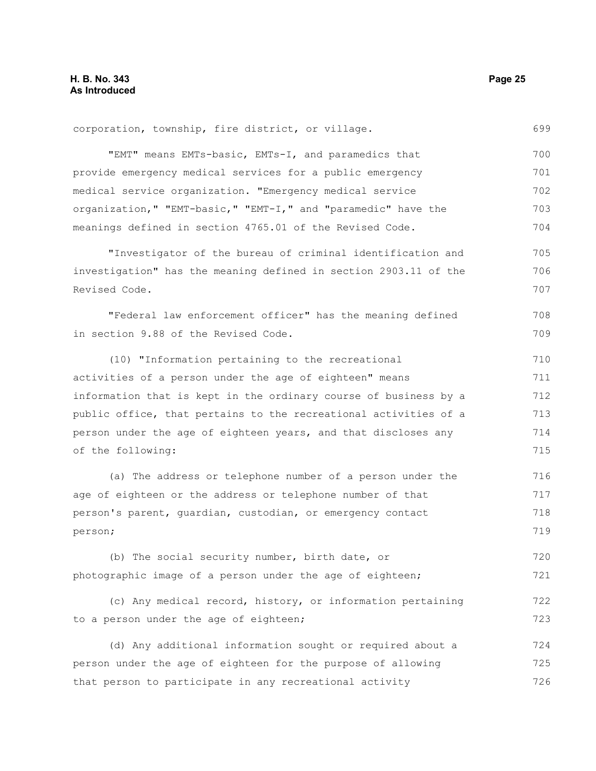corporation, township, fire district, or village.

"EMT" means EMTs-basic, EMTs-I, and paramedics that provide emergency medical services for a public emergency medical service organization. "Emergency medical service organization," "EMT-basic," "EMT-I," and "paramedic" have the meanings defined in section 4765.01 of the Revised Code.

"Investigator of the bureau of criminal identification and investigation" has the meaning defined in section 2903.11 of the Revised Code.

"Federal law enforcement officer" has the meaning defined in section 9.88 of the Revised Code.

(10) "Information pertaining to the recreational activities of a person under the age of eighteen" means information that is kept in the ordinary course of business by a public office, that pertains to the recreational activities of a person under the age of eighteen years, and that discloses any of the following:

(a) The address or telephone number of a person under the age of eighteen or the address or telephone number of that person's parent, guardian, custodian, or emergency contact person;

(b) The social security number, birth date, or photographic image of a person under the age of eighteen;

(c) Any medical record, history, or information pertaining to a person under the age of eighteen;

(d) Any additional information sought or required about a person under the age of eighteen for the purpose of allowing that person to participate in any recreational activity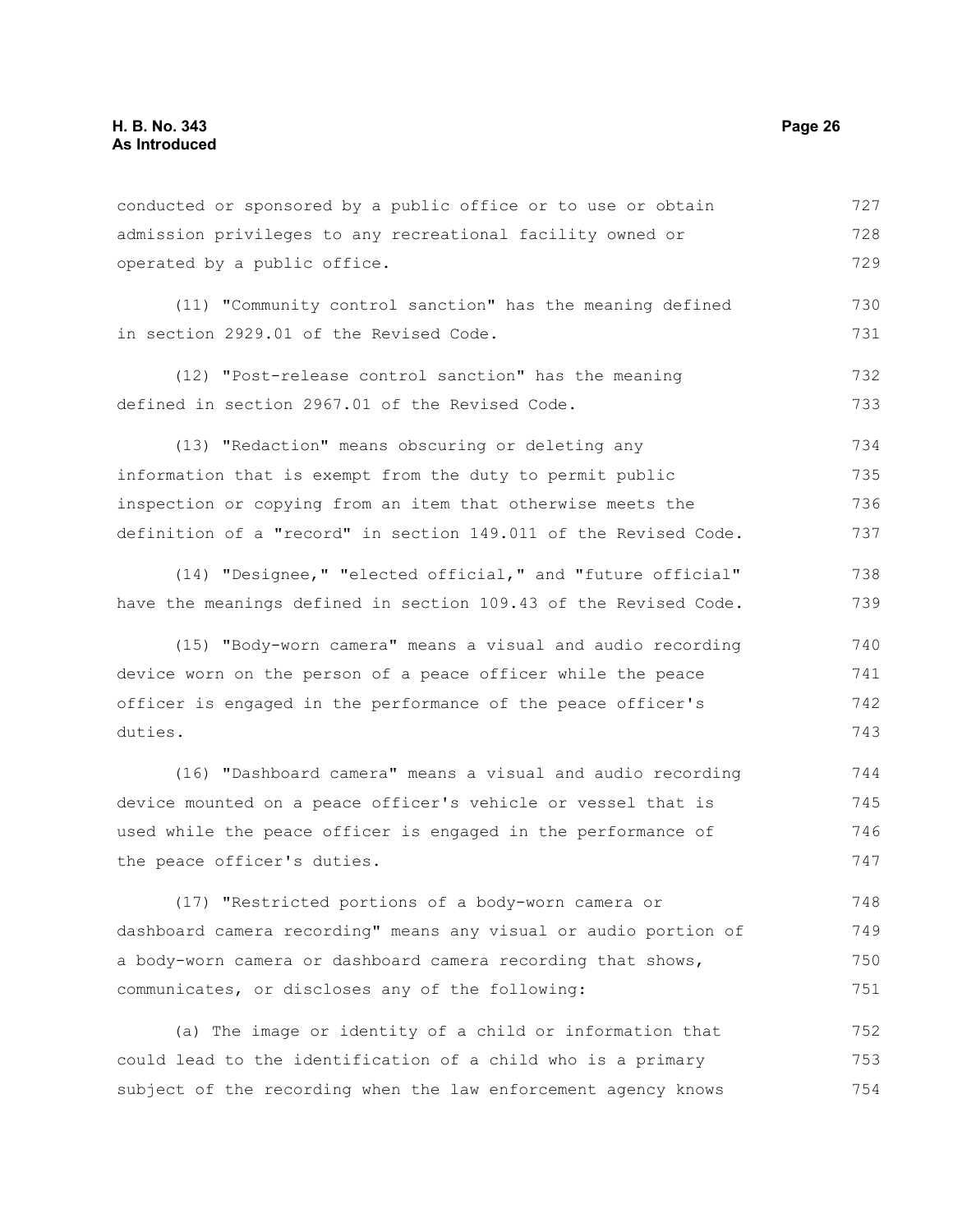conducted or sponsored by a public office or to use or obtain admission privileges to any recreational facility owned or operated by a public office.

(11) "Community control sanction" has the meaning defined in section 2929.01 of the Revised Code.

(12) "Post-release control sanction" has the meaning defined in section 2967.01 of the Revised Code.

(13) "Redaction" means obscuring or deleting any information that is exempt from the duty to permit public inspection or copying from an item that otherwise meets the definition of a "record" in section 149.011 of the Revised Code.

(14) "Designee," "elected official," and "future official" have the meanings defined in section 109.43 of the Revised Code.

(15) "Body-worn camera" means a visual and audio recording device worn on the person of a peace officer while the peace officer is engaged in the performance of the peace officer's duties.

(16) "Dashboard camera" means a visual and audio recording device mounted on a peace officer's vehicle or vessel that is used while the peace officer is engaged in the performance of the peace officer's duties.

(17) "Restricted portions of a body-worn camera or dashboard camera recording" means any visual or audio portion of a body-worn camera or dashboard camera recording that shows, communicates, or discloses any of the following:

(a) The image or identity of a child or information that could lead to the identification of a child who is a primary subject of the recording when the law enforcement agency knows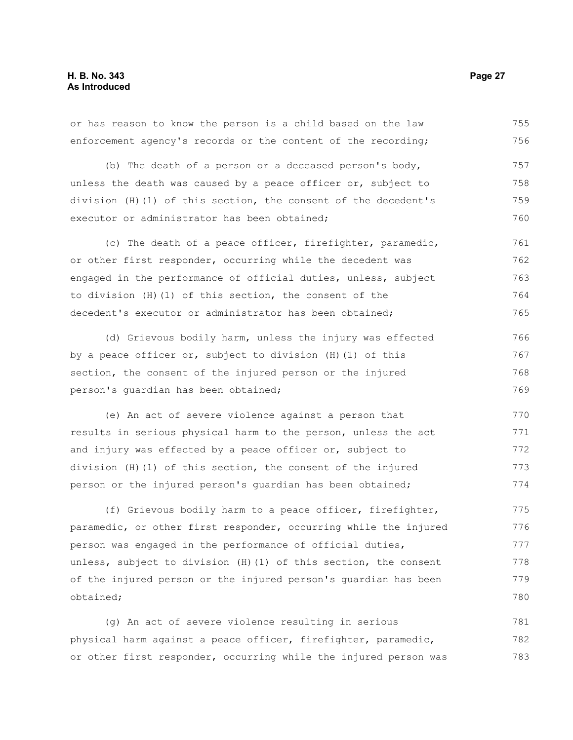or has reason to know the person is a child based on the law enforcement agency's records or the content of the recording;

(b) The death of a person or a deceased person's body, unless the death was caused by a peace officer or, subject to division (H)(1) of this section, the consent of the decedent's executor or administrator has been obtained;

(c) The death of a peace officer, firefighter, paramedic, or other first responder, occurring while the decedent was engaged in the performance of official duties, unless, subject to division (H)(1) of this section, the consent of the decedent's executor or administrator has been obtained;

(d) Grievous bodily harm, unless the injury was effected by a peace officer or, subject to division (H)(1) of this section, the consent of the injured person or the injured person's guardian has been obtained;

(e) An act of severe violence against a person that results in serious physical harm to the person, unless the act and injury was effected by a peace officer or, subject to division (H)(1) of this section, the consent of the injured person or the injured person's guardian has been obtained;

(f) Grievous bodily harm to a peace officer, firefighter, paramedic, or other first responder, occurring while the injured person was engaged in the performance of official duties, unless, subject to division (H)(1) of this section, the consent of the injured person or the injured person's guardian has been obtained;

(g) An act of severe violence resulting in serious physical harm against a peace officer, firefighter, paramedic, or other first responder, occurring while the injured person was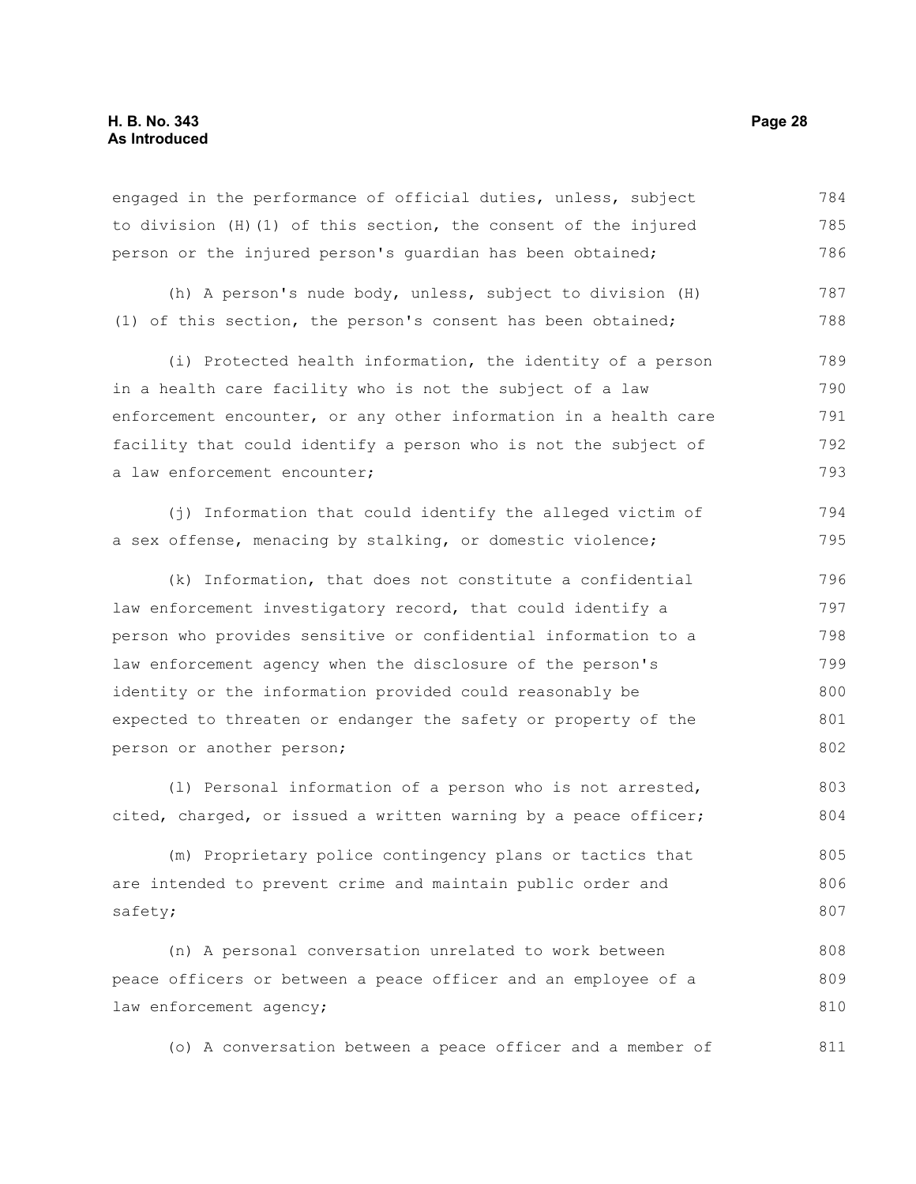engaged in the performance of official duties, unless, subject to division (H)(1) of this section, the consent of the injured person or the injured person's guardian has been obtained;

(h) A person's nude body, unless, subject to division (H)(1) of this section, the person's consent has been obtained;

(i) Protected health information, the identity of a person in a health care facility who is not the subject of a law enforcement encounter, or any other information in a health care facility that could identify a person who is not the subject of a law enforcement encounter;

(j) Information that could identify the alleged victim of a sex offense, menacing by stalking, or domestic violence;

(k) Information, that does not constitute a confidential law enforcement investigatory record, that could identify a person who provides sensitive or confidential information to a law enforcement agency when the disclosure of the person's identity or the information provided could reasonably be expected to threaten or endanger the safety or property of the person or another person;

(l) Personal information of a person who is not arrested, cited, charged, or issued a written warning by a peace officer;

(m) Proprietary police contingency plans or tactics that are intended to prevent crime and maintain public order and safety;

(n) A personal conversation unrelated to work between peace officers or between a peace officer and an employee of a law enforcement agency;

(o) A conversation between a peace officer and a member of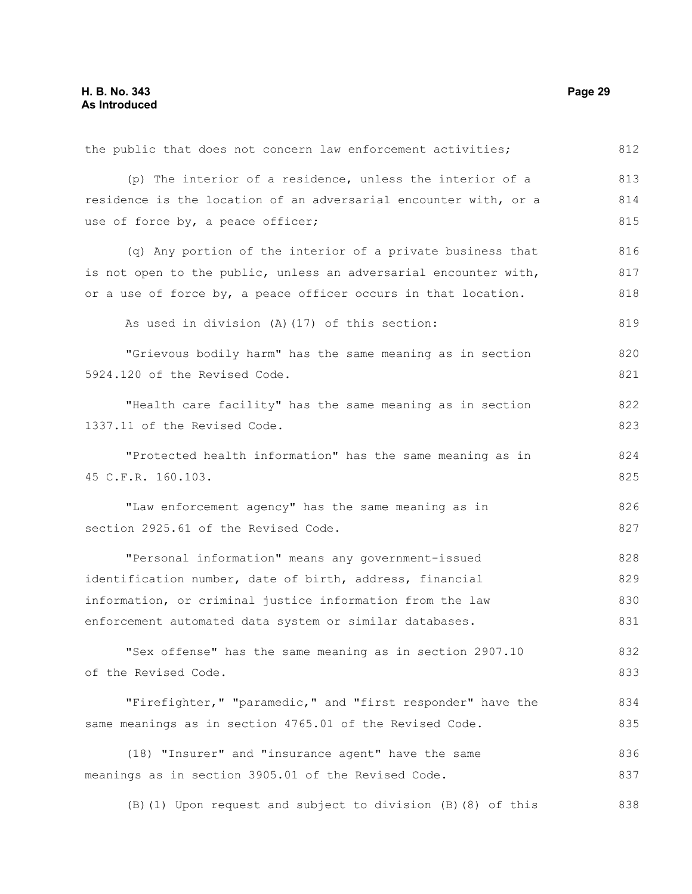the public that does not concern law enforcement activities;

(p) The interior of a residence, unless the interior of a residence is the location of an adversarial encounter with, or a use of force by, a peace officer;

(q) Any portion of the interior of a private business that is not open to the public, unless an adversarial encounter with, or a use of force by, a peace officer occurs in that location.

As used in division (A)(17) of this section:

"Grievous bodily harm" has the same meaning as in section 5924.120 of the Revised Code.

"Health care facility" has the same meaning as in section 1337.11 of the Revised Code.

"Protected health information" has the same meaning as in 45 C.F.R. 160.103.

"Law enforcement agency" has the same meaning as in section 2925.61 of the Revised Code.

"Personal information" means any government-issued identification number, date of birth, address, financial information, or criminal justice information from the law enforcement automated data system or similar databases.

"Sex offense" has the same meaning as in section 2907.10 of the Revised Code.

"Firefighter," "paramedic," and "first responder" have the same meanings as in section 4765.01 of the Revised Code.

(18) "Insurer" and "insurance agent" have the same meanings as in section 3905.01 of the Revised Code.

(B)(1) Upon request and subject to division (B)(8) of this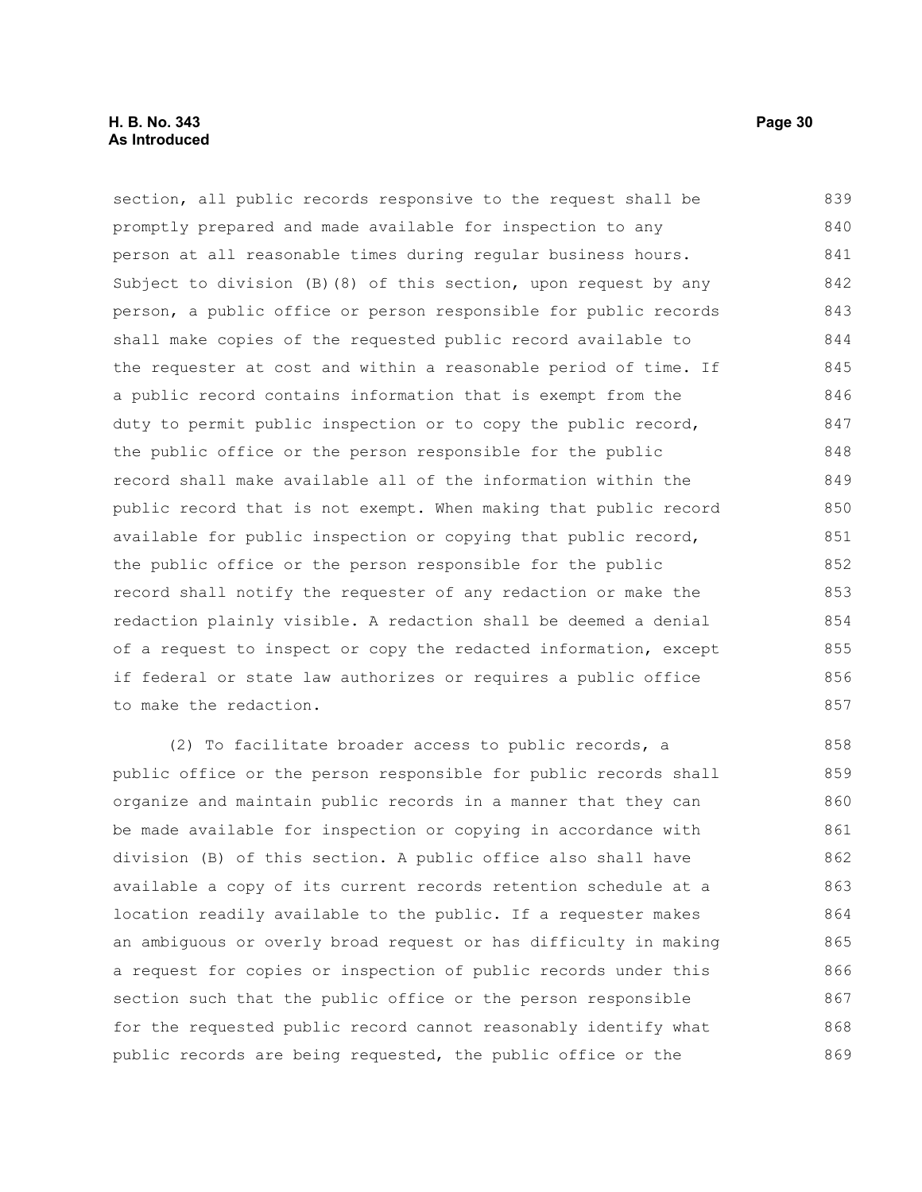section, all public records responsive to the request shall be promptly prepared and made available for inspection to any person at all reasonable times during regular business hours. Subject to division (B)(8) of this section, upon request by any person, a public office or person responsible for public records shall make copies of the requested public record available to the requester at cost and within a reasonable period of time. If a public record contains information that is exempt from the duty to permit public inspection or to copy the public record, the public office or the person responsible for the public record shall make available all of the information within the public record that is not exempt. When making that public record available for public inspection or copying that public record, the public office or the person responsible for the public record shall notify the requester of any redaction or make the redaction plainly visible. A redaction shall be deemed a denial of a request to inspect or copy the redacted information, except if federal or state law authorizes or requires a public office to make the redaction.

(2) To facilitate broader access to public records, a public office or the person responsible for public records shall organize and maintain public records in a manner that they can be made available for inspection or copying in accordance with division (B) of this section. A public office also shall have available a copy of its current records retention schedule at a location readily available to the public. If a requester makes an ambiguous or overly broad request or has difficulty in making a request for copies or inspection of public records under this section such that the public office or the person responsible for the requested public record cannot reasonably identify what public records are being requested, the public office or the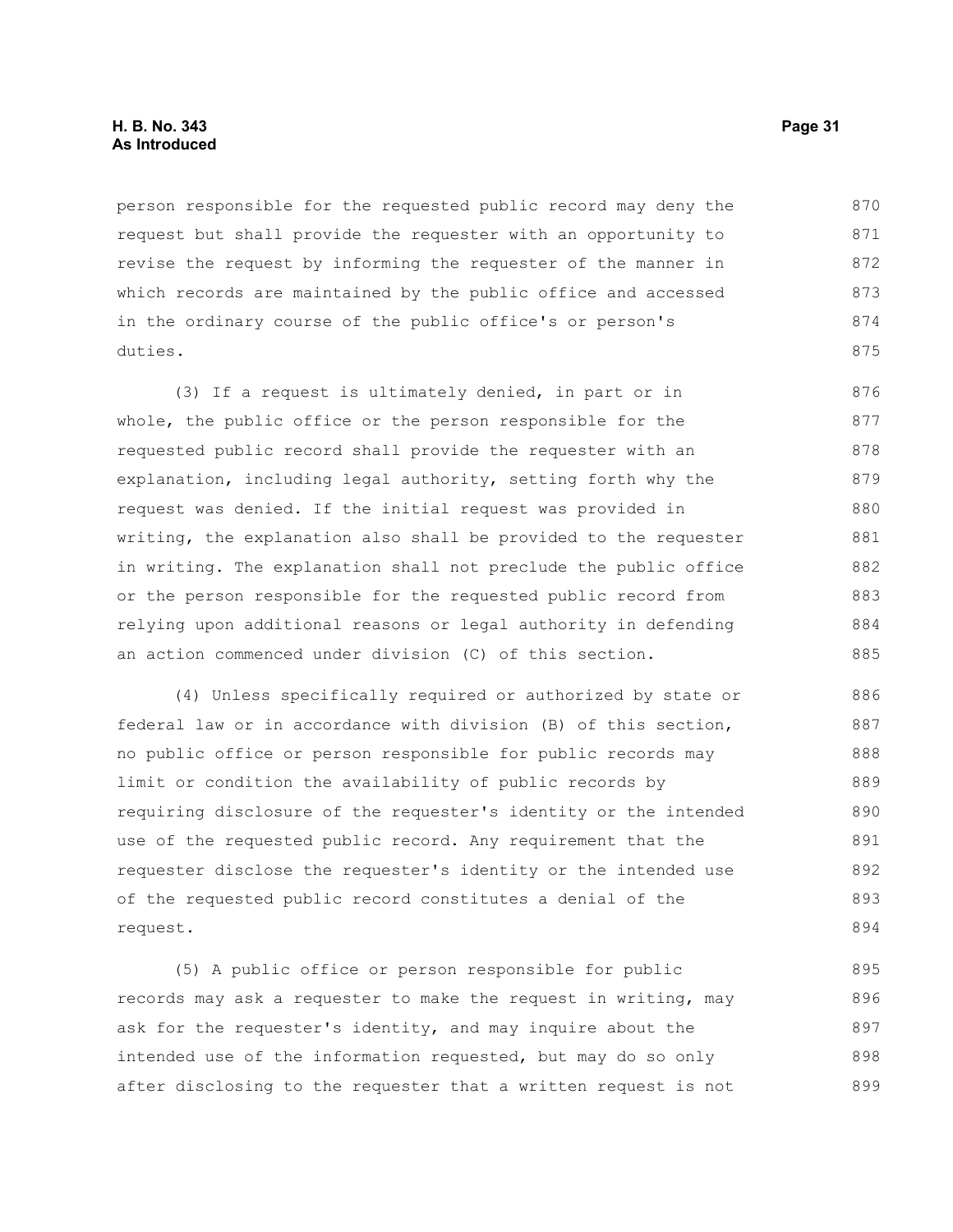person responsible for the requested public record may deny the request but shall provide the requester with an opportunity to revise the request by informing the requester of the manner in which records are maintained by the public office and accessed in the ordinary course of the public office's or person's duties.

(3) If a request is ultimately denied, in part or in whole, the public office or the person responsible for the requested public record shall provide the requester with an explanation, including legal authority, setting forth why the request was denied. If the initial request was provided in writing, the explanation also shall be provided to the requester in writing. The explanation shall not preclude the public office or the person responsible for the requested public record from relying upon additional reasons or legal authority in defending an action commenced under division (C) of this section.

(4) Unless specifically required or authorized by state or federal law or in accordance with division (B) of this section, no public office or person responsible for public records may limit or condition the availability of public records by requiring disclosure of the requester's identity or the intended use of the requested public record. Any requirement that the requester disclose the requester's identity or the intended use of the requested public record constitutes a denial of the request.

(5) A public office or person responsible for public records may ask a requester to make the request in writing, may ask for the requester's identity, and may inquire about the intended use of the information requested, but may do so only after disclosing to the requester that a written request is not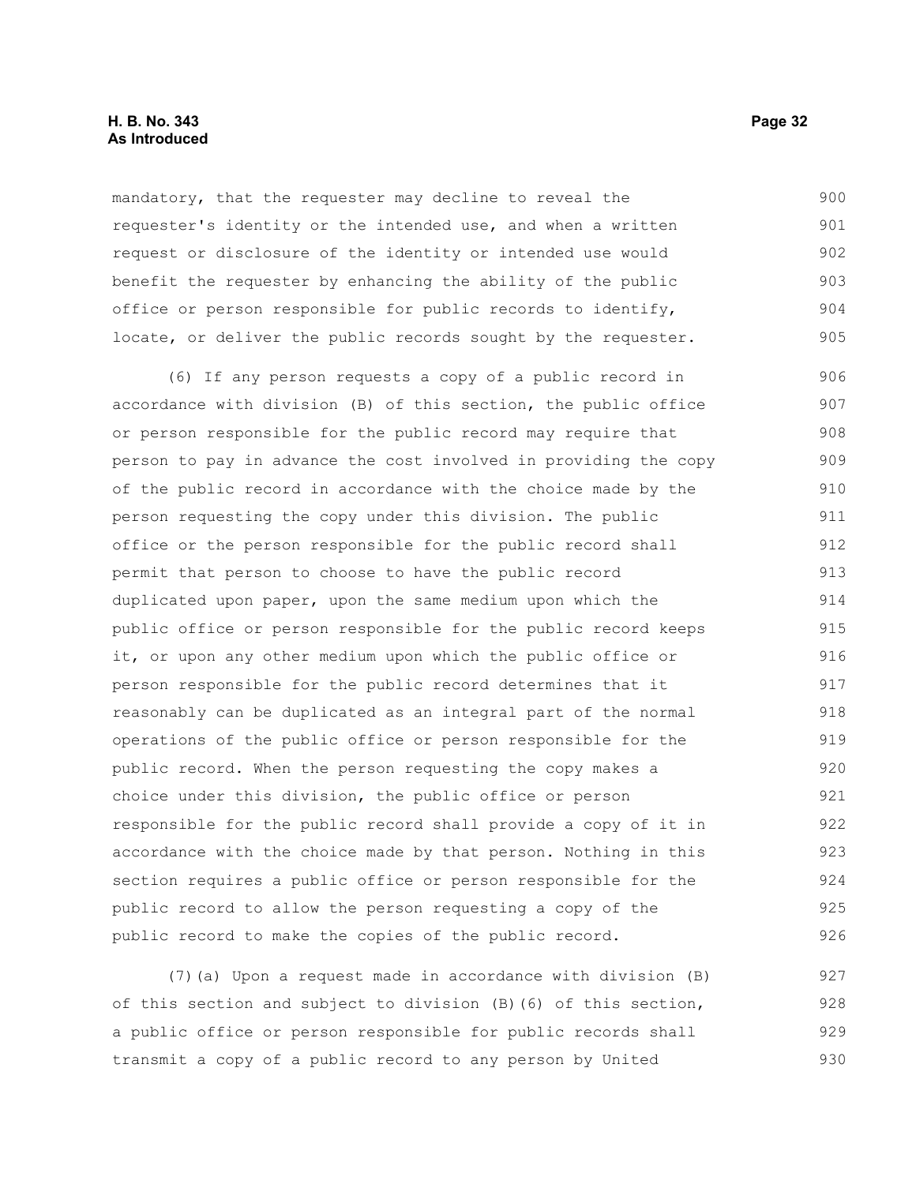mandatory, that the requester may decline to reveal the requester's identity or the intended use, and when a written request or disclosure of the identity or intended use would benefit the requester by enhancing the ability of the public office or person responsible for public records to identify, locate, or deliver the public records sought by the requester.

(6) If any person requests a copy of a public record in accordance with division (B) of this section, the public office or person responsible for the public record may require that person to pay in advance the cost involved in providing the copy of the public record in accordance with the choice made by the person requesting the copy under this division. The public office or the person responsible for the public record shall permit that person to choose to have the public record duplicated upon paper, upon the same medium upon which the public office or person responsible for the public record keeps it, or upon any other medium upon which the public office or person responsible for the public record determines that it reasonably can be duplicated as an integral part of the normal operations of the public office or person responsible for the public record. When the person requesting the copy makes a choice under this division, the public office or person responsible for the public record shall provide a copy of it in accordance with the choice made by that person. Nothing in this section requires a public office or person responsible for the public record to allow the person requesting a copy of the public record to make the copies of the public record.

(7)(a) Upon a request made in accordance with division (B) of this section and subject to division (B)(6) of this section, a public office or person responsible for public records shall transmit a copy of a public record to any person by United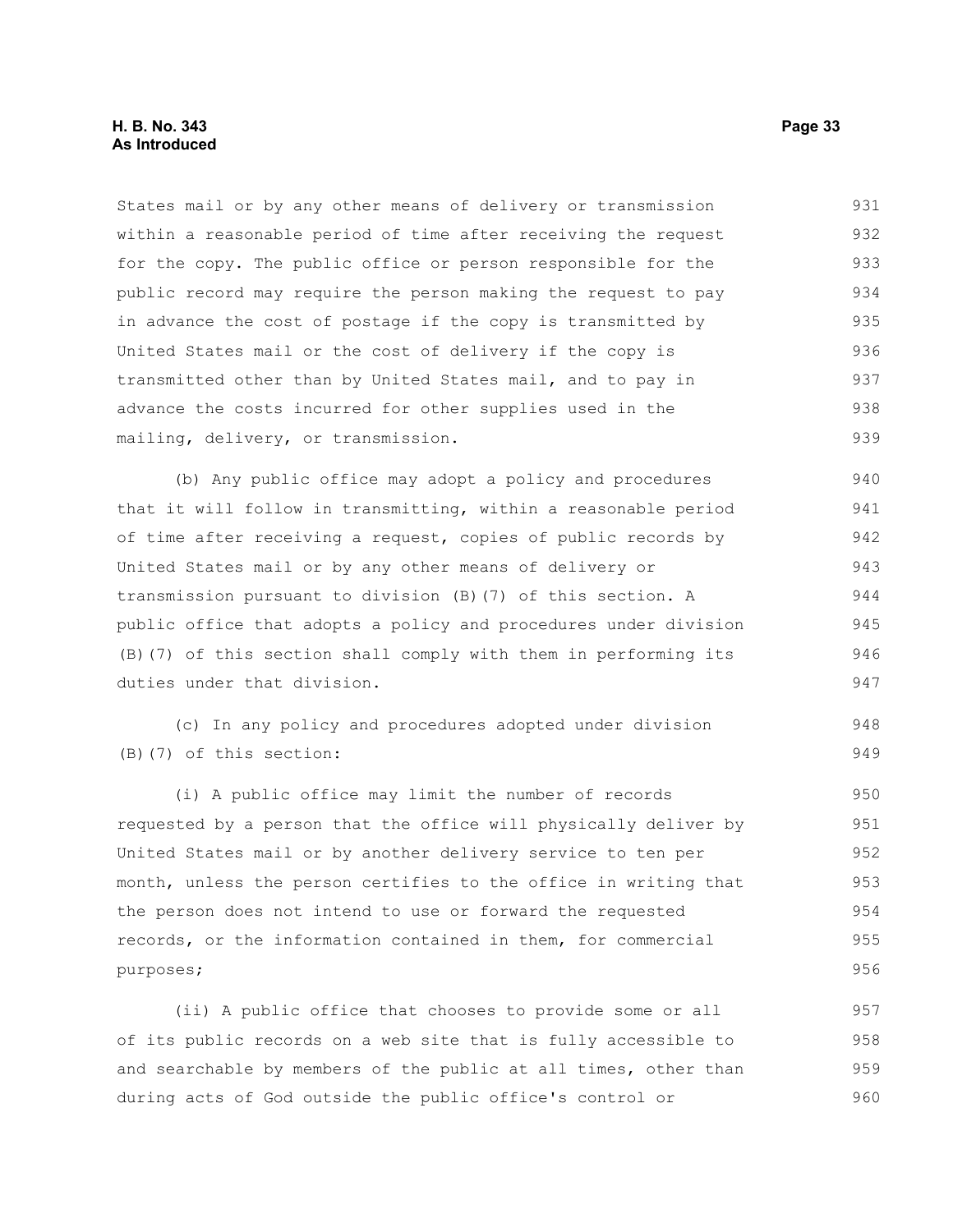States mail or by any other means of delivery or transmission within a reasonable period of time after receiving the request for the copy. The public office or person responsible for the public record may require the person making the request to pay in advance the cost of postage if the copy is transmitted by United States mail or the cost of delivery if the copy is transmitted other than by United States mail, and to pay in advance the costs incurred for other supplies used in the mailing, delivery, or transmission.

(b) Any public office may adopt a policy and procedures that it will follow in transmitting, within a reasonable period of time after receiving a request, copies of public records by United States mail or by any other means of delivery or transmission pursuant to division (B)(7) of this section. A public office that adopts a policy and procedures under division (B)(7) of this section shall comply with them in performing its duties under that division.

(c) In any policy and procedures adopted under division (B)(7) of this section:

(i) A public office may limit the number of records requested by a person that the office will physically deliver by United States mail or by another delivery service to ten per month, unless the person certifies to the office in writing that the person does not intend to use or forward the requested records, or the information contained in them, for commercial purposes;

(ii) A public office that chooses to provide some or all of its public records on a web site that is fully accessible to and searchable by members of the public at all times, other than during acts of God outside the public office's control or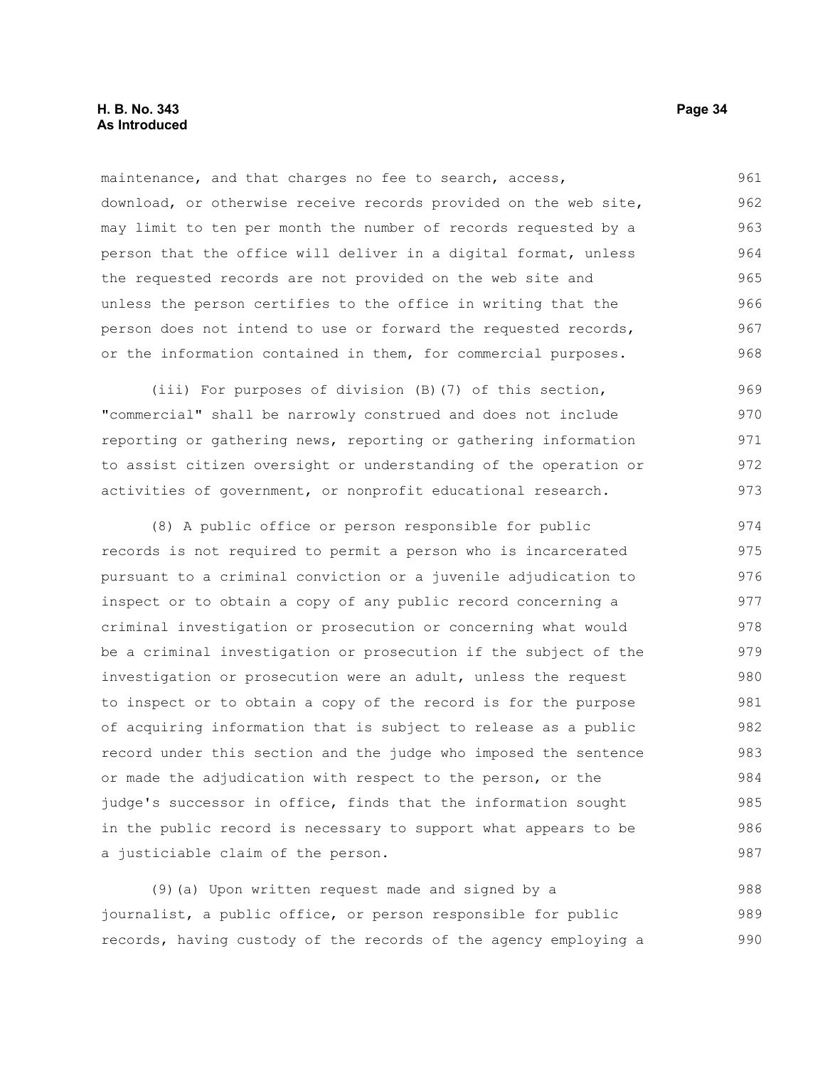maintenance, and that charges no fee to search, access, download, or otherwise receive records provided on the web site, may limit to ten per month the number of records requested by a person that the office will deliver in a digital format, unless the requested records are not provided on the web site and unless the person certifies to the office in writing that the person does not intend to use or forward the requested records, or the information contained in them, for commercial purposes.

(iii) For purposes of division (B)(7) of this section, "commercial" shall be narrowly construed and does not include reporting or gathering news, reporting or gathering information to assist citizen oversight or understanding of the operation or activities of government, or nonprofit educational research.

(8) A public office or person responsible for public records is not required to permit a person who is incarcerated pursuant to a criminal conviction or a juvenile adjudication to inspect or to obtain a copy of any public record concerning a criminal investigation or prosecution or concerning what would be a criminal investigation or prosecution if the subject of the investigation or prosecution were an adult, unless the request to inspect or to obtain a copy of the record is for the purpose of acquiring information that is subject to release as a public record under this section and the judge who imposed the sentence or made the adjudication with respect to the person, or the judge's successor in office, finds that the information sought in the public record is necessary to support what appears to be a justiciable claim of the person.

(9)(a) Upon written request made and signed by a journalist, a public office, or person responsible for public records, having custody of the records of the agency employing a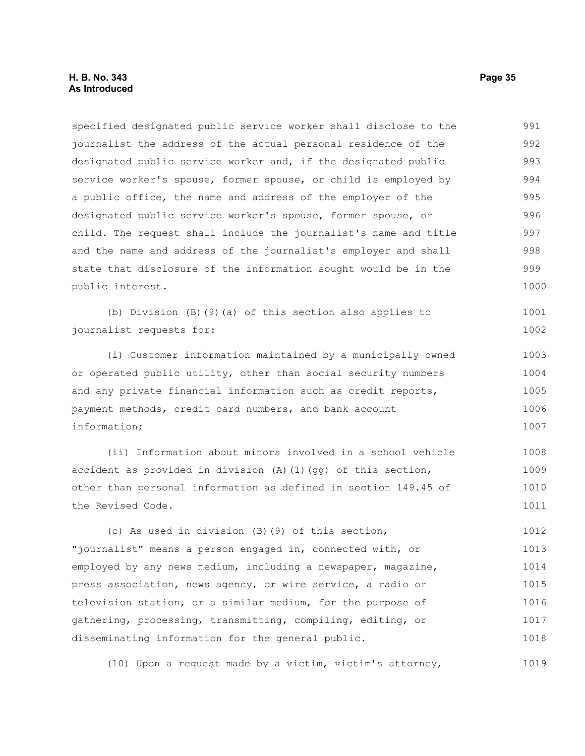specified designated public service worker shall disclose to the journalist the address of the actual personal residence of the designated public service worker and, if the designated public service worker's spouse, former spouse, or child is employed by a public office, the name and address of the employer of the designated public service worker's spouse, former spouse, or child. The request shall include the journalist's name and title and the name and address of the journalist's employer and shall state that disclosure of the information sought would be in the public interest.

(b) Division (B)(9)(a) of this section also applies to journalist requests for:

(i) Customer information maintained by a municipally owned or operated public utility, other than social security numbers and any private financial information such as credit reports, payment methods, credit card numbers, and bank account information;

(ii) Information about minors involved in a school vehicle accident as provided in division (A)(1)(gg) of this section, other than personal information as defined in section 149.45 of the Revised Code.

(c) As used in division (B)(9) of this section, "journalist" means a person engaged in, connected with, or employed by any news medium, including a newspaper, magazine, press association, news agency, or wire service, a radio or television station, or a similar medium, for the purpose of gathering, processing, transmitting, compiling, editing, or disseminating information for the general public.

(10) Upon a request made by a victim, victim's attorney,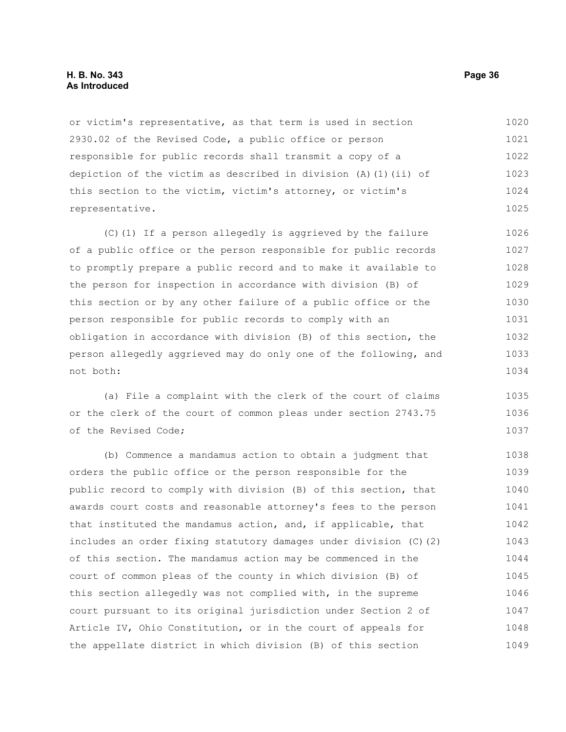or victim's representative, as that term is used in section 2930.02 of the Revised Code, a public office or person responsible for public records shall transmit a copy of a depiction of the victim as described in division (A)(1)(ii) of this section to the victim, victim's attorney, or victim's representative.

(C)(1) If a person allegedly is aggrieved by the failure of a public office or the person responsible for public records to promptly prepare a public record and to make it available to the person for inspection in accordance with division (B) of this section or by any other failure of a public office or the person responsible for public records to comply with an obligation in accordance with division (B) of this section, the person allegedly aggrieved may do only one of the following, and not both:

(a) File a complaint with the clerk of the court of claims or the clerk of the court of common pleas under section 2743.75 of the Revised Code;

(b) Commence a mandamus action to obtain a judgment that orders the public office or the person responsible for the public record to comply with division (B) of this section, that awards court costs and reasonable attorney's fees to the person that instituted the mandamus action, and, if applicable, that includes an order fixing statutory damages under division (C)(2) of this section. The mandamus action may be commenced in the court of common pleas of the county in which division (B) of this section allegedly was not complied with, in the supreme court pursuant to its original jurisdiction under Section 2 of Article IV, Ohio Constitution, or in the court of appeals for the appellate district in which division (B) of this section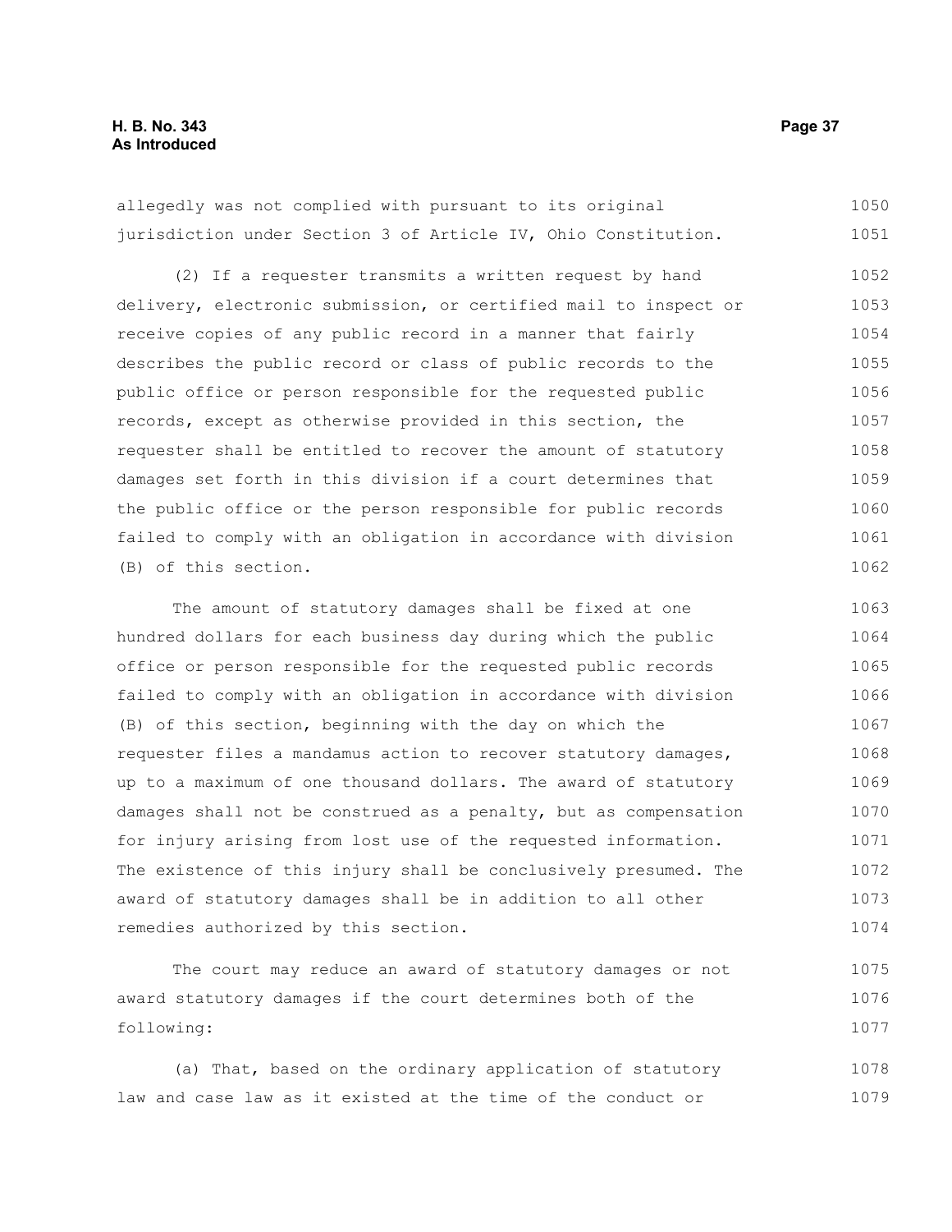allegedly was not complied with pursuant to its original jurisdiction under Section 3 of Article IV, Ohio Constitution.

(2) If a requester transmits a written request by hand delivery, electronic submission, or certified mail to inspect or receive copies of any public record in a manner that fairly describes the public record or class of public records to the public office or person responsible for the requested public records, except as otherwise provided in this section, the requester shall be entitled to recover the amount of statutory damages set forth in this division if a court determines that the public office or the person responsible for public records failed to comply with an obligation in accordance with division (B) of this section.

The amount of statutory damages shall be fixed at one hundred dollars for each business day during which the public office or person responsible for the requested public records failed to comply with an obligation in accordance with division (B) of this section, beginning with the day on which the requester files a mandamus action to recover statutory damages, up to a maximum of one thousand dollars. The award of statutory damages shall not be construed as a penalty, but as compensation for injury arising from lost use of the requested information. The existence of this injury shall be conclusively presumed. The award of statutory damages shall be in addition to all other remedies authorized by this section.

The court may reduce an award of statutory damages or not award statutory damages if the court determines both of the following:

(a) That, based on the ordinary application of statutory law and case law as it existed at the time of the conduct or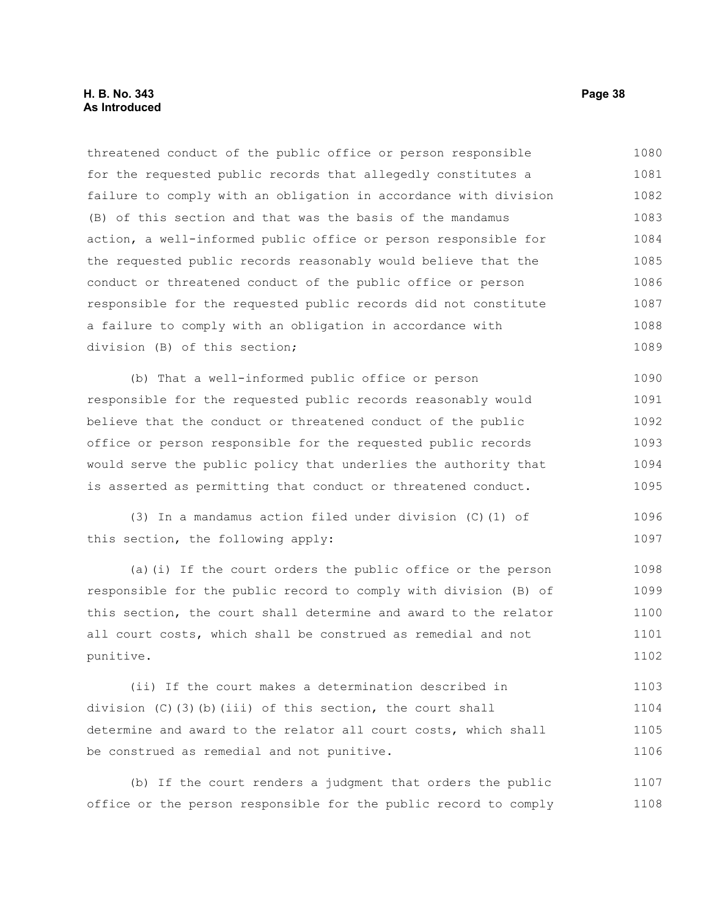threatened conduct of the public office or person responsible for the requested public records that allegedly constitutes a failure to comply with an obligation in accordance with division (B) of this section and that was the basis of the mandamus action, a well-informed public office or person responsible for the requested public records reasonably would believe that the conduct or threatened conduct of the public office or person responsible for the requested public records did not constitute a failure to comply with an obligation in accordance with division (B) of this section;

(b) That a well-informed public office or person responsible for the requested public records reasonably would believe that the conduct or threatened conduct of the public office or person responsible for the requested public records would serve the public policy that underlies the authority that is asserted as permitting that conduct or threatened conduct.

(3) In a mandamus action filed under division (C)(1) of this section, the following apply:

(a)(i) If the court orders the public office or the person responsible for the public record to comply with division (B) of this section, the court shall determine and award to the relator all court costs, which shall be construed as remedial and not punitive.

(ii) If the court makes a determination described in division (C)(3)(b)(iii) of this section, the court shall determine and award to the relator all court costs, which shall be construed as remedial and not punitive.

(b) If the court renders a judgment that orders the public office or the person responsible for the public record to comply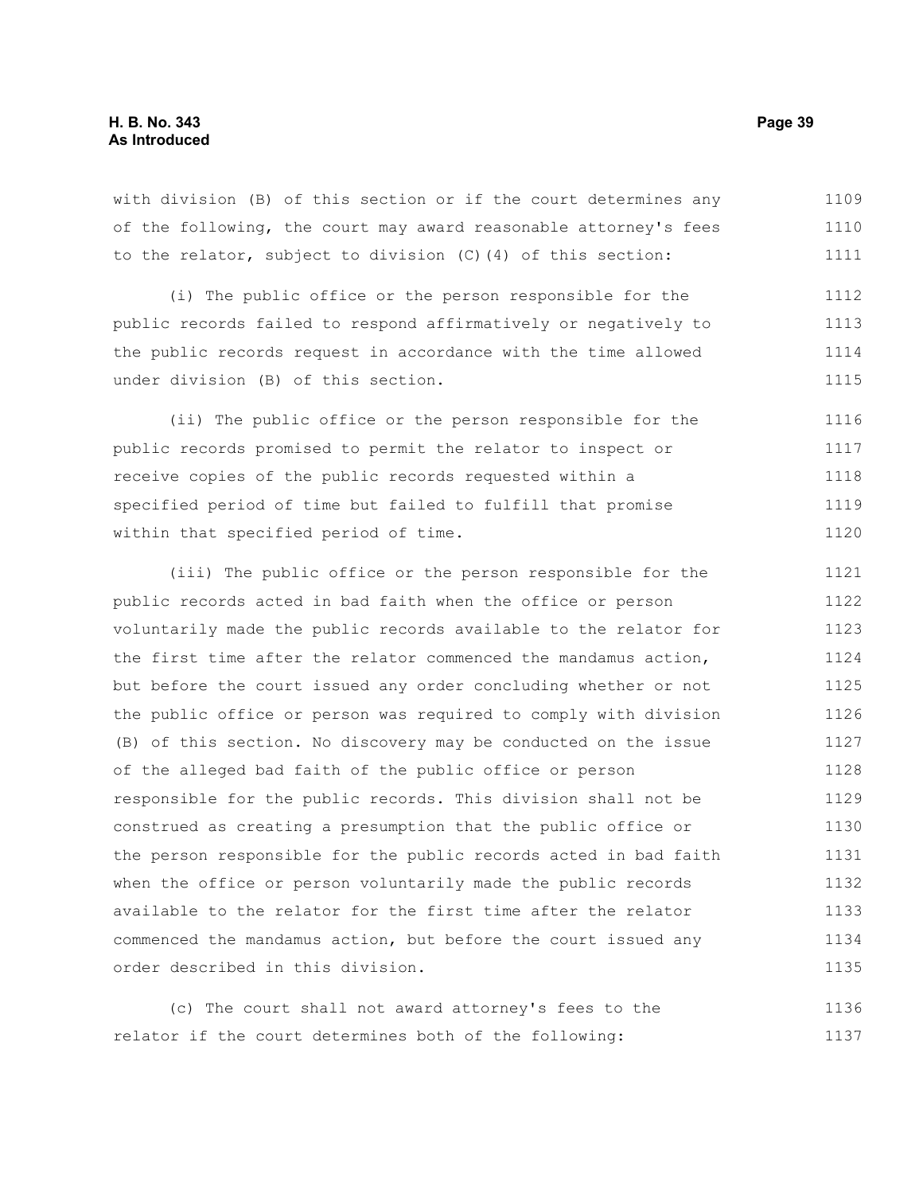with division (B) of this section or if the court determines any of the following, the court may award reasonable attorney's fees to the relator, subject to division (C)(4) of this section:

(i) The public office or the person responsible for the public records failed to respond affirmatively or negatively to the public records request in accordance with the time allowed under division (B) of this section.

(ii) The public office or the person responsible for the public records promised to permit the relator to inspect or receive copies of the public records requested within a specified period of time but failed to fulfill that promise within that specified period of time.

(iii) The public office or the person responsible for the public records acted in bad faith when the office or person voluntarily made the public records available to the relator for the first time after the relator commenced the mandamus action, but before the court issued any order concluding whether or not the public office or person was required to comply with division (B) of this section. No discovery may be conducted on the issue of the alleged bad faith of the public office or person responsible for the public records. This division shall not be construed as creating a presumption that the public office or the person responsible for the public records acted in bad faith when the office or person voluntarily made the public records available to the relator for the first time after the relator commenced the mandamus action, but before the court issued any order described in this division.

(c) The court shall not award attorney's fees to the relator if the court determines both of the following: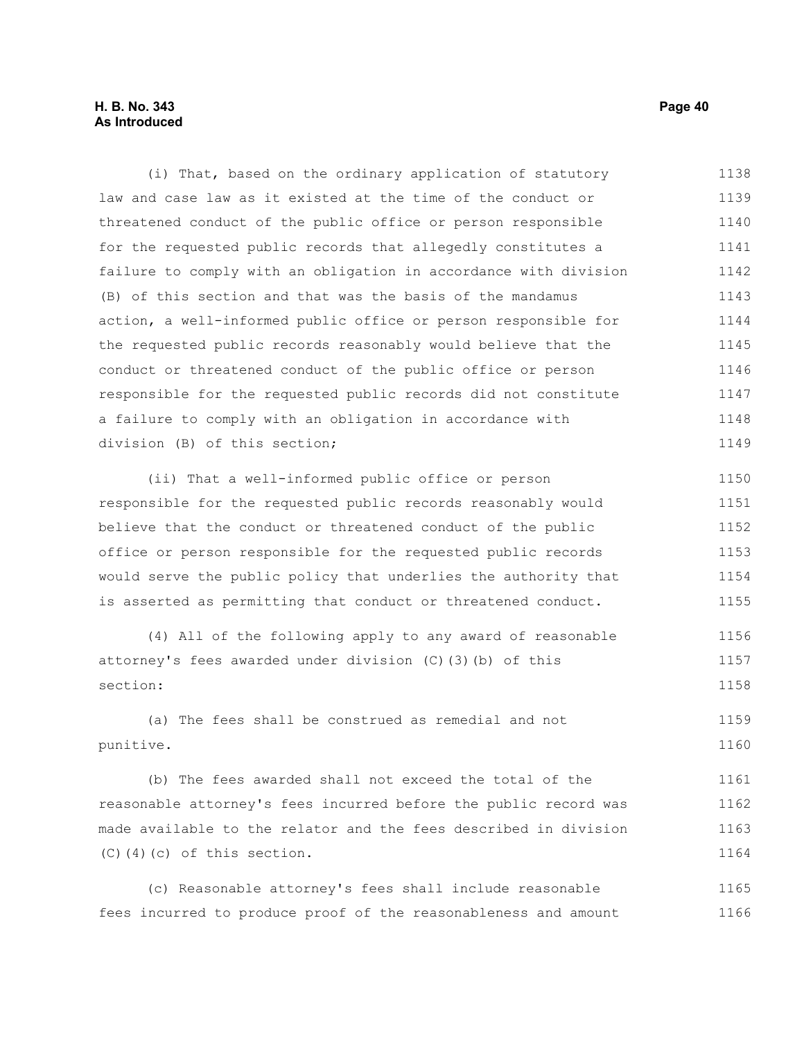(i) That, based on the ordinary application of statutory law and case law as it existed at the time of the conduct or threatened conduct of the public office or person responsible for the requested public records that allegedly constitutes a failure to comply with an obligation in accordance with division (B) of this section and that was the basis of the mandamus action, a well-informed public office or person responsible for the requested public records reasonably would believe that the conduct or threatened conduct of the public office or person responsible for the requested public records did not constitute a failure to comply with an obligation in accordance with division (B) of this section;

(ii) That a well-informed public office or person responsible for the requested public records reasonably would believe that the conduct or threatened conduct of the public office or person responsible for the requested public records would serve the public policy that underlies the authority that is asserted as permitting that conduct or threatened conduct.

(4) All of the following apply to any award of reasonable attorney's fees awarded under division (C)(3)(b) of this section:

(a) The fees shall be construed as remedial and not punitive.

(b) The fees awarded shall not exceed the total of the reasonable attorney's fees incurred before the public record was made available to the relator and the fees described in division (C)(4)(c) of this section.

(c) Reasonable attorney's fees shall include reasonable fees incurred to produce proof of the reasonableness and amount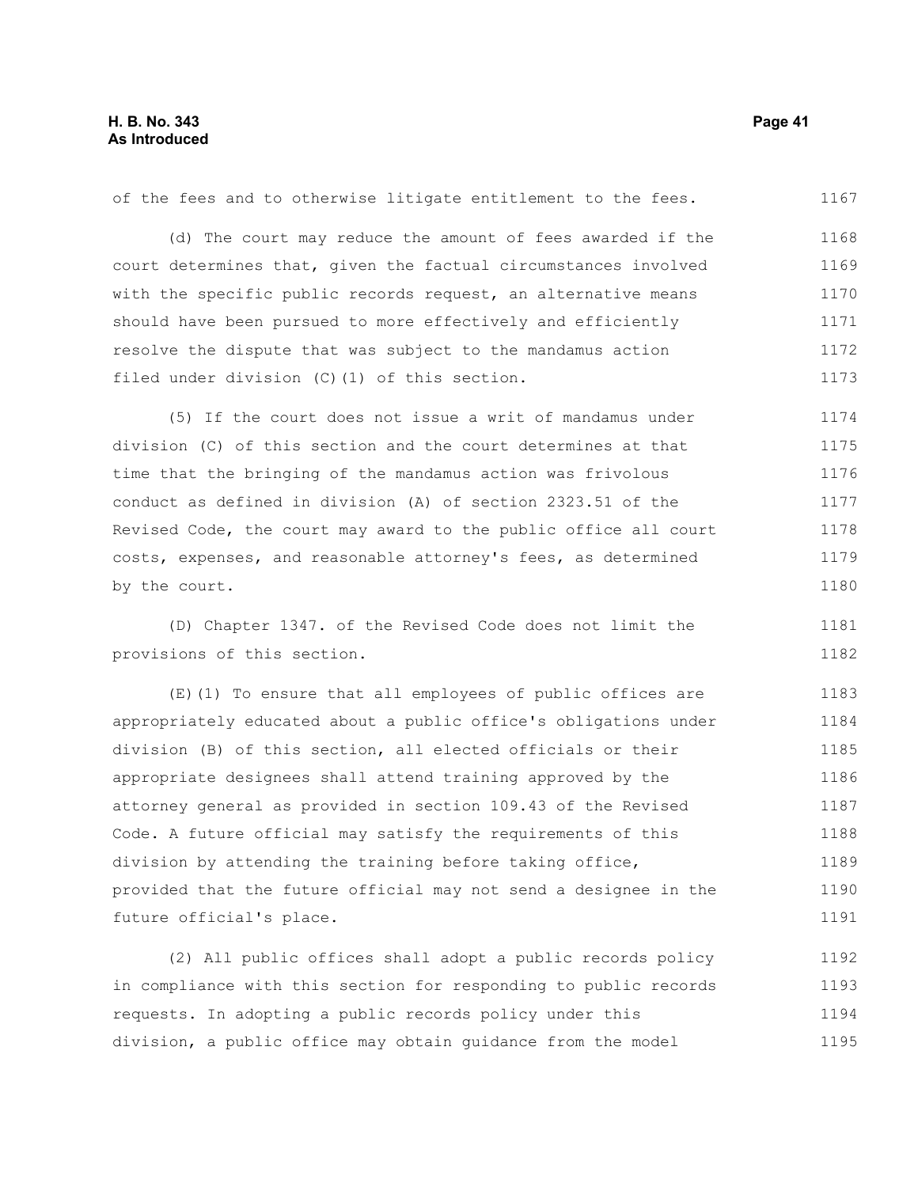of the fees and to otherwise litigate entitlement to the fees.

(d) The court may reduce the amount of fees awarded if the court determines that, given the factual circumstances involved with the specific public records request, an alternative means should have been pursued to more effectively and efficiently resolve the dispute that was subject to the mandamus action filed under division (C)(1) of this section.

(5) If the court does not issue a writ of mandamus under division (C) of this section and the court determines at that time that the bringing of the mandamus action was frivolous conduct as defined in division (A) of section 2323.51 of the Revised Code, the court may award to the public office all court costs, expenses, and reasonable attorney's fees, as determined by the court.

(D) Chapter 1347. of the Revised Code does not limit the provisions of this section.

(E)(1) To ensure that all employees of public offices are appropriately educated about a public office's obligations under division (B) of this section, all elected officials or their appropriate designees shall attend training approved by the attorney general as provided in section 109.43 of the Revised Code. A future official may satisfy the requirements of this division by attending the training before taking office, provided that the future official may not send a designee in the future official's place.

(2) All public offices shall adopt a public records policy in compliance with this section for responding to public records requests. In adopting a public records policy under this division, a public office may obtain guidance from the model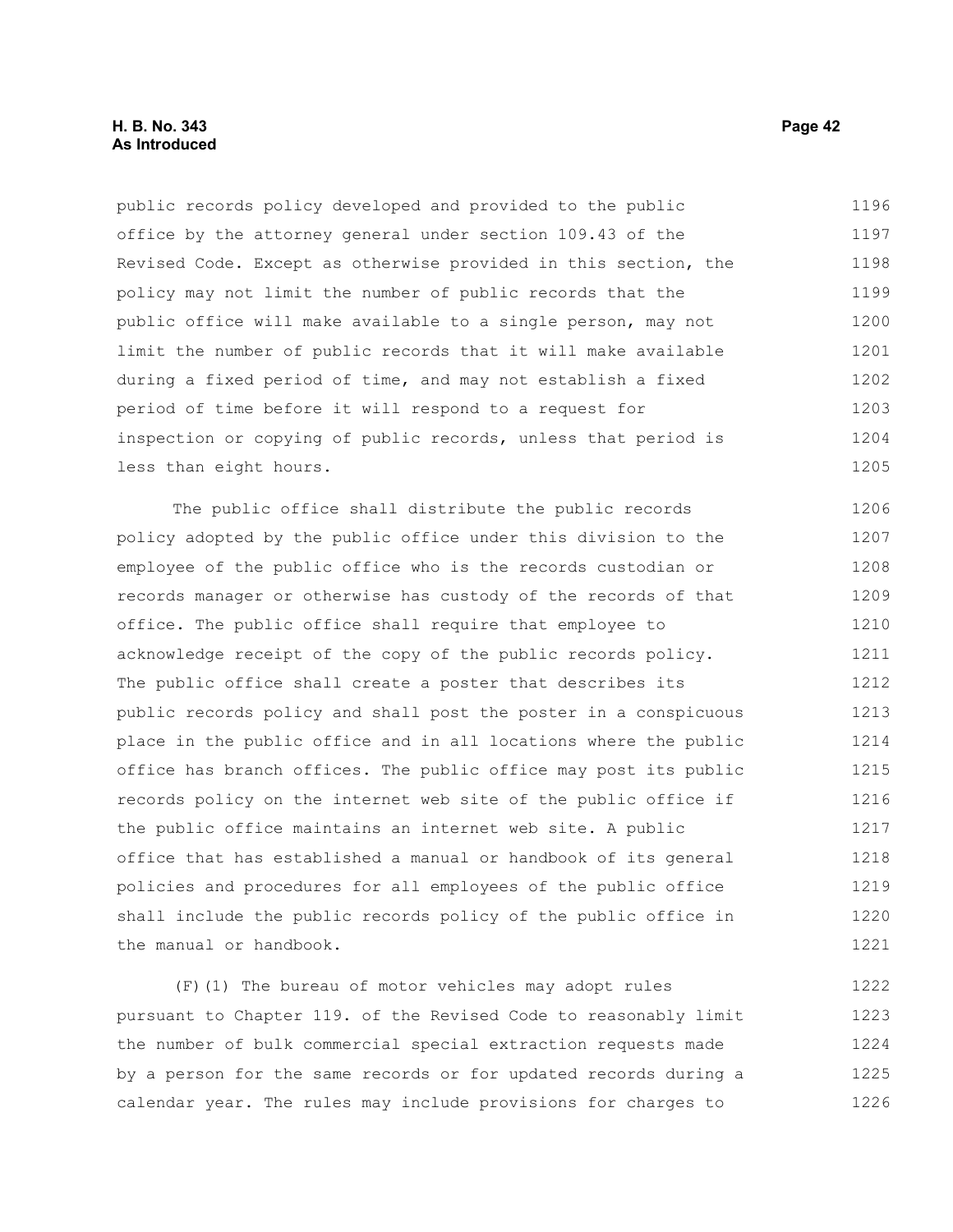public records policy developed and provided to the public office by the attorney general under section 109.43 of the Revised Code. Except as otherwise provided in this section, the policy may not limit the number of public records that the public office will make available to a single person, may not limit the number of public records that it will make available during a fixed period of time, and may not establish a fixed period of time before it will respond to a request for inspection or copying of public records, unless that period is less than eight hours.

The public office shall distribute the public records policy adopted by the public office under this division to the employee of the public office who is the records custodian or records manager or otherwise has custody of the records of that office. The public office shall require that employee to acknowledge receipt of the copy of the public records policy. The public office shall create a poster that describes its public records policy and shall post the poster in a conspicuous place in the public office and in all locations where the public office has branch offices. The public office may post its public records policy on the internet web site of the public office if the public office maintains an internet web site. A public office that has established a manual or handbook of its general policies and procedures for all employees of the public office shall include the public records policy of the public office in the manual or handbook.

(F)(1) The bureau of motor vehicles may adopt rules pursuant to Chapter 119. of the Revised Code to reasonably limit the number of bulk commercial special extraction requests made by a person for the same records or for updated records during a calendar year. The rules may include provisions for charges to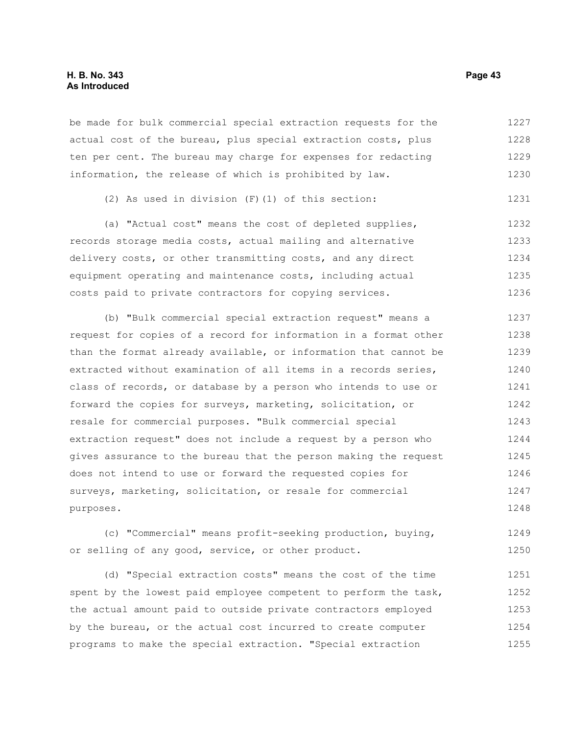be made for bulk commercial special extraction requests for the actual cost of the bureau, plus special extraction costs, plus ten per cent. The bureau may charge for expenses for redacting information, the release of which is prohibited by law.

(2) As used in division (F)(1) of this section:

(a) "Actual cost" means the cost of depleted supplies, records storage media costs, actual mailing and alternative delivery costs, or other transmitting costs, and any direct equipment operating and maintenance costs, including actual costs paid to private contractors for copying services.

(b) "Bulk commercial special extraction request" means a request for copies of a record for information in a format other than the format already available, or information that cannot be extracted without examination of all items in a records series, class of records, or database by a person who intends to use or forward the copies for surveys, marketing, solicitation, or resale for commercial purposes. "Bulk commercial special extraction request" does not include a request by a person who gives assurance to the bureau that the person making the request does not intend to use or forward the requested copies for surveys, marketing, solicitation, or resale for commercial purposes.

(c) "Commercial" means profit-seeking production, buying, or selling of any good, service, or other product.

(d) "Special extraction costs" means the cost of the time spent by the lowest paid employee competent to perform the task, the actual amount paid to outside private contractors employed by the bureau, or the actual cost incurred to create computer programs to make the special extraction. "Special extraction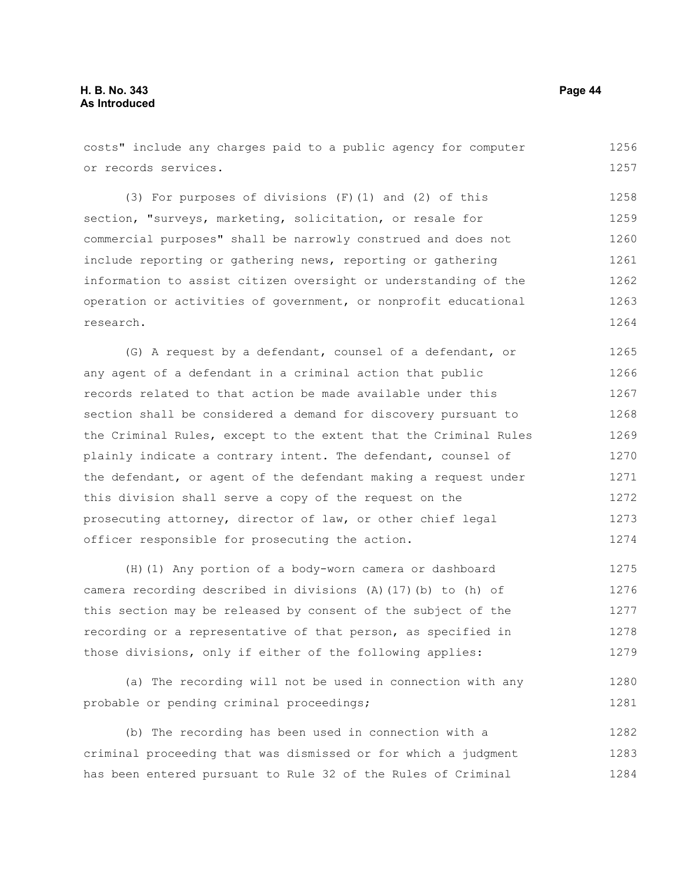costs" include any charges paid to a public agency for computer or records services.

(3) For purposes of divisions (F)(1) and (2) of this section, "surveys, marketing, solicitation, or resale for commercial purposes" shall be narrowly construed and does not include reporting or gathering news, reporting or gathering information to assist citizen oversight or understanding of the operation or activities of government, or nonprofit educational research.

(G) A request by a defendant, counsel of a defendant, or any agent of a defendant in a criminal action that public records related to that action be made available under this section shall be considered a demand for discovery pursuant to the Criminal Rules, except to the extent that the Criminal Rules plainly indicate a contrary intent. The defendant, counsel of the defendant, or agent of the defendant making a request under this division shall serve a copy of the request on the prosecuting attorney, director of law, or other chief legal officer responsible for prosecuting the action.

(H)(1) Any portion of a body-worn camera or dashboard camera recording described in divisions (A)(17)(b) to (h) of this section may be released by consent of the subject of the recording or a representative of that person, as specified in those divisions, only if either of the following applies:

(a) The recording will not be used in connection with any probable or pending criminal proceedings;

(b) The recording has been used in connection with a criminal proceeding that was dismissed or for which a judgment has been entered pursuant to Rule 32 of the Rules of Criminal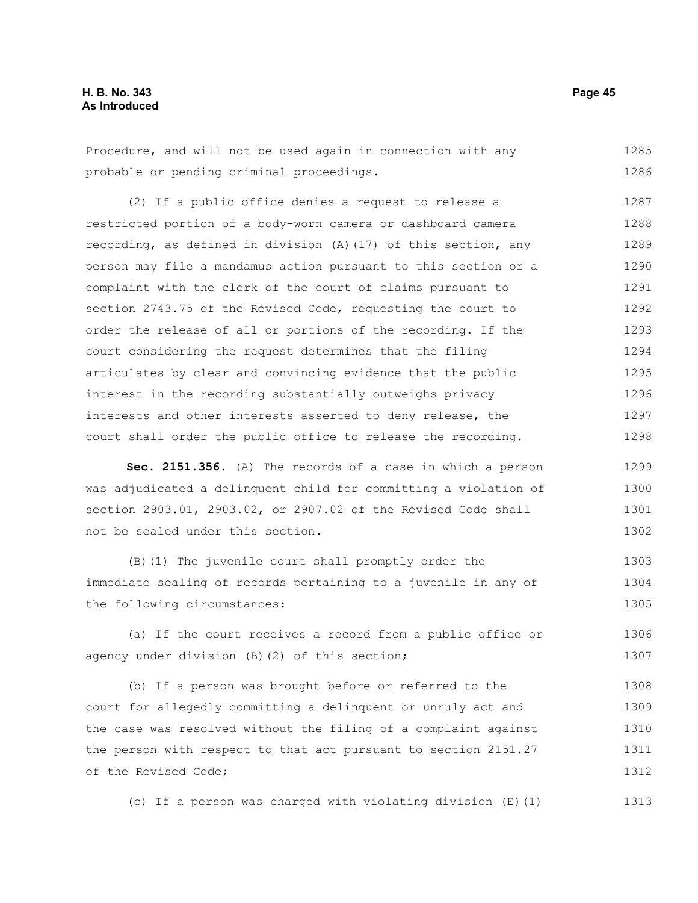Procedure, and will not be used again in connection with any probable or pending criminal proceedings.

(2) If a public office denies a request to release a restricted portion of a body-worn camera or dashboard camera recording, as defined in division (A)(17) of this section, any person may file a mandamus action pursuant to this section or a complaint with the clerk of the court of claims pursuant to section 2743.75 of the Revised Code, requesting the court to order the release of all or portions of the recording. If the court considering the request determines that the filing articulates by clear and convincing evidence that the public interest in the recording substantially outweighs privacy interests and other interests asserted to deny release, the court shall order the public office to release the recording.

**Sec. 2151.356.** (A) The records of a case in which a person was adjudicated a delinquent child for committing a violation of section 2903.01, 2903.02, or 2907.02 of the Revised Code shall not be sealed under this section.

(B)(1) The juvenile court shall promptly order the immediate sealing of records pertaining to a juvenile in any of the following circumstances:

(a) If the court receives a record from a public office or agency under division (B)(2) of this section;

(b) If a person was brought before or referred to the court for allegedly committing a delinquent or unruly act and the case was resolved without the filing of a complaint against the person with respect to that act pursuant to section 2151.27 of the Revised Code;

(c) If a person was charged with violating division (E)(1)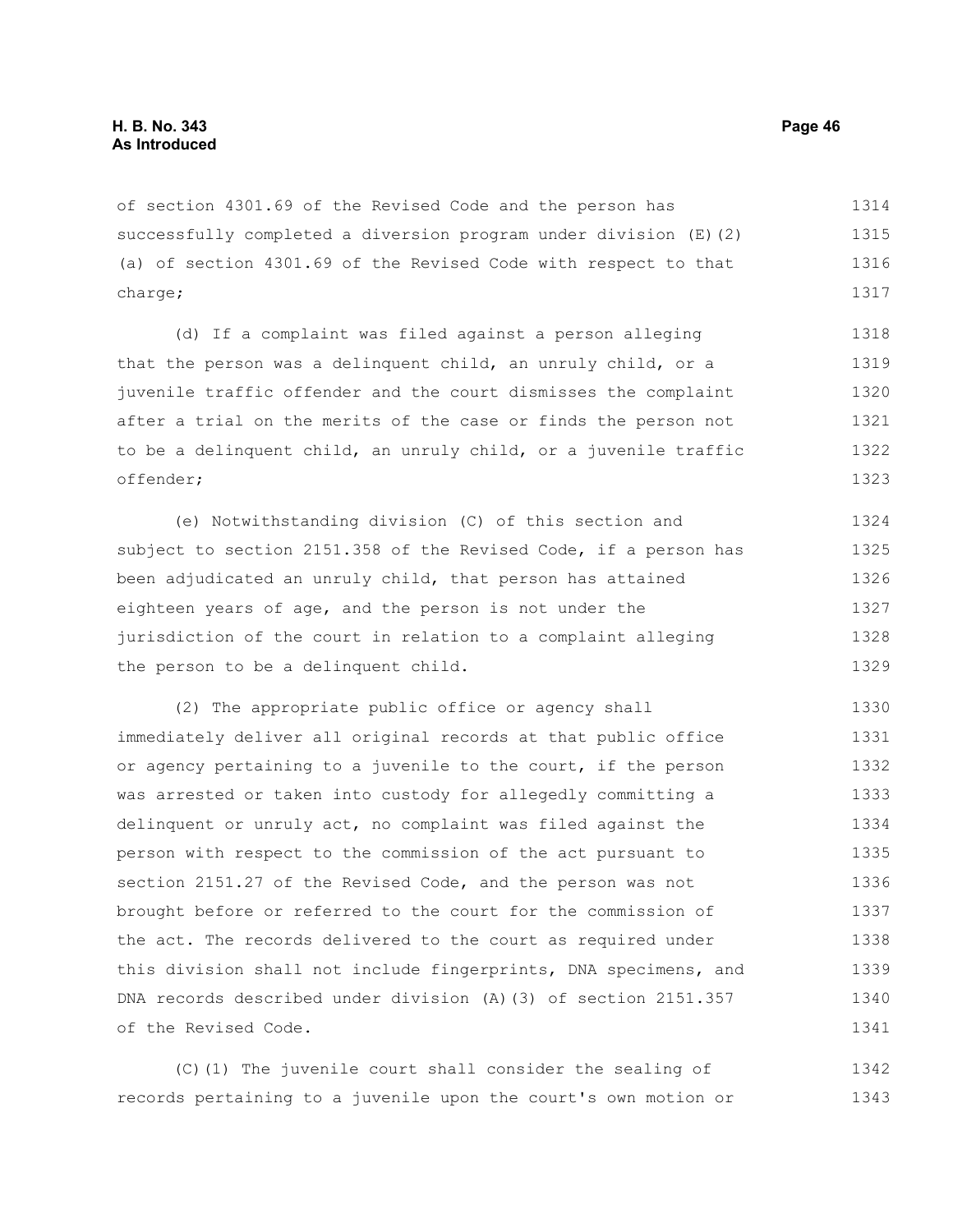of section 4301.69 of the Revised Code and the person has successfully completed a diversion program under division (E)(2)(a) of section 4301.69 of the Revised Code with respect to that charge;

(d) If a complaint was filed against a person alleging that the person was a delinquent child, an unruly child, or a juvenile traffic offender and the court dismisses the complaint after a trial on the merits of the case or finds the person not to be a delinquent child, an unruly child, or a juvenile traffic offender;

(e) Notwithstanding division (C) of this section and subject to section 2151.358 of the Revised Code, if a person has been adjudicated an unruly child, that person has attained eighteen years of age, and the person is not under the jurisdiction of the court in relation to a complaint alleging the person to be a delinquent child.

(2) The appropriate public office or agency shall immediately deliver all original records at that public office or agency pertaining to a juvenile to the court, if the person was arrested or taken into custody for allegedly committing a delinquent or unruly act, no complaint was filed against the person with respect to the commission of the act pursuant to section 2151.27 of the Revised Code, and the person was not brought before or referred to the court for the commission of the act. The records delivered to the court as required under this division shall not include fingerprints, DNA specimens, and DNA records described under division (A)(3) of section 2151.357 of the Revised Code.

(C)(1) The juvenile court shall consider the sealing of records pertaining to a juvenile upon the court's own motion or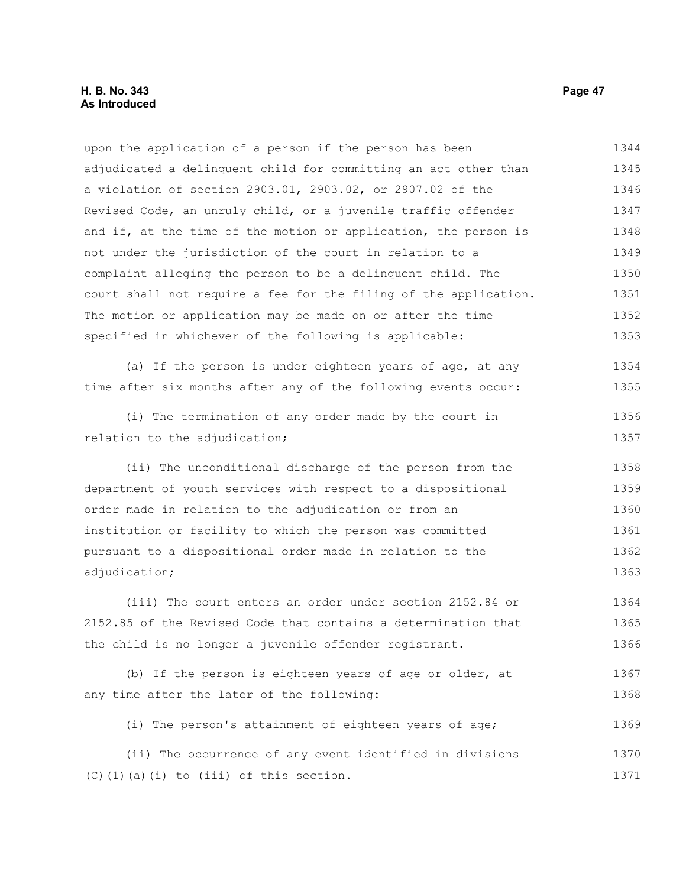upon the application of a person if the person has been adjudicated a delinquent child for committing an act other than a violation of section 2903.01, 2903.02, or 2907.02 of the Revised Code, an unruly child, or a juvenile traffic offender and if, at the time of the motion or application, the person is not under the jurisdiction of the court in relation to a complaint alleging the person to be a delinquent child. The court shall not require a fee for the filing of the application. The motion or application may be made on or after the time specified in whichever of the following is applicable:

(a) If the person is under eighteen years of age, at any time after six months after any of the following events occur:

(i) The termination of any order made by the court in relation to the adjudication;

(ii) The unconditional discharge of the person from the department of youth services with respect to a dispositional order made in relation to the adjudication or from an institution or facility to which the person was committed pursuant to a dispositional order made in relation to the adjudication;

(iii) The court enters an order under section 2152.84 or 2152.85 of the Revised Code that contains a determination that the child is no longer a juvenile offender registrant.

(b) If the person is eighteen years of age or older, at any time after the later of the following:

(i) The person's attainment of eighteen years of age;

(ii) The occurrence of any event identified in divisions (C)(1)(a)(i) to (iii) of this section.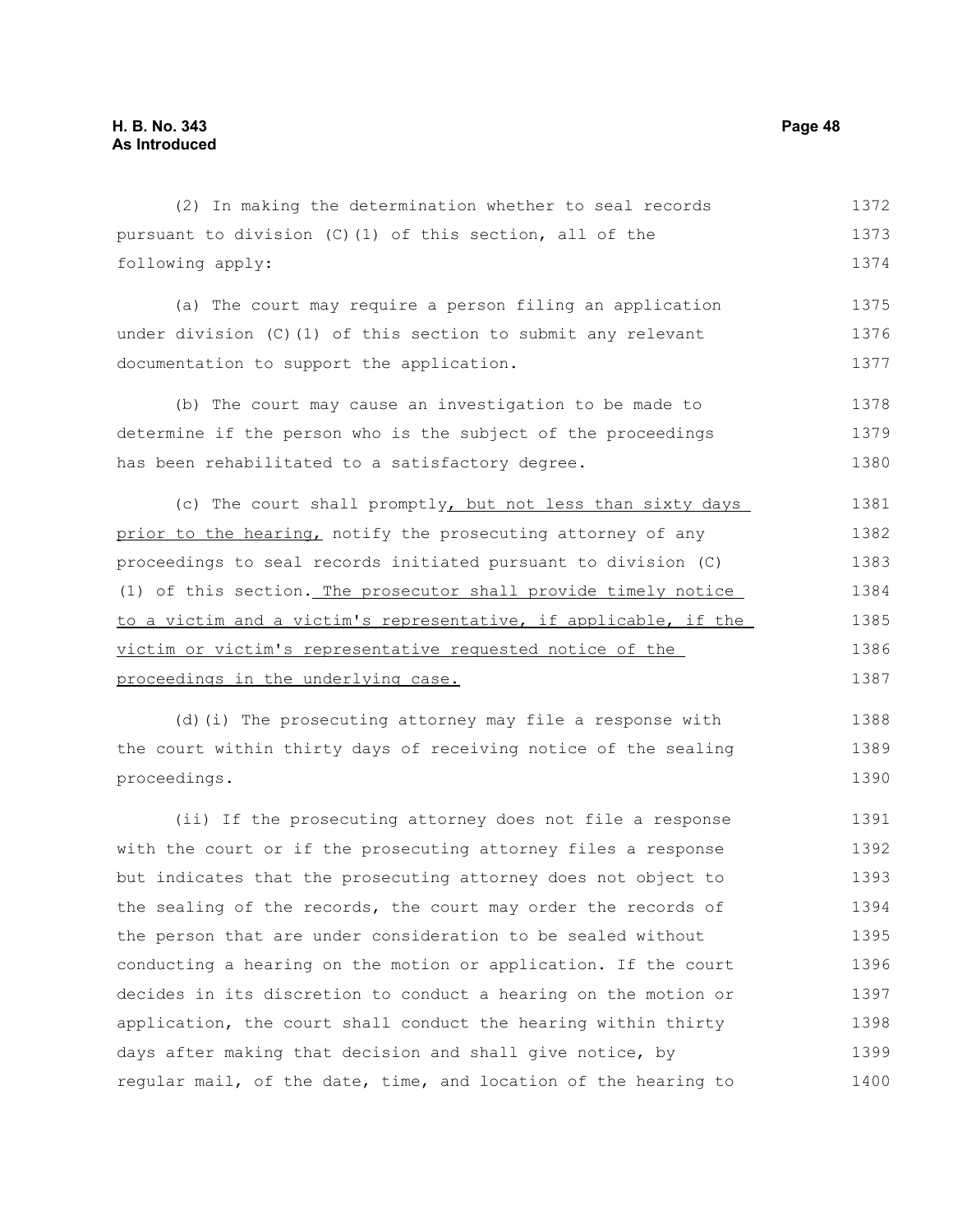(2) In making the determination whether to seal records pursuant to division (C)(1) of this section, all of the following apply:

(a) The court may require a person filing an application under division (C)(1) of this section to submit any relevant documentation to support the application.

(b) The court may cause an investigation to be made to determine if the person who is the subject of the proceedings has been rehabilitated to a satisfactory degree.

(c) The court shall promptly<u>, but not less than sixty days prior to the hearing,</u> notify the prosecuting attorney of any proceedings to seal records initiated pursuant to division (C)(1) of this section.<u> The prosecutor shall provide timely notice to a victim and a victim's representative, if applicable, if the victim or victim's representative requested notice of the proceedings in the underlying case.</u>

(d)(i) The prosecuting attorney may file a response with the court within thirty days of receiving notice of the sealing proceedings.

(ii) If the prosecuting attorney does not file a response with the court or if the prosecuting attorney files a response but indicates that the prosecuting attorney does not object to the sealing of the records, the court may order the records of the person that are under consideration to be sealed without conducting a hearing on the motion or application. If the court decides in its discretion to conduct a hearing on the motion or application, the court shall conduct the hearing within thirty days after making that decision and shall give notice, by regular mail, of the date, time, and location of the hearing to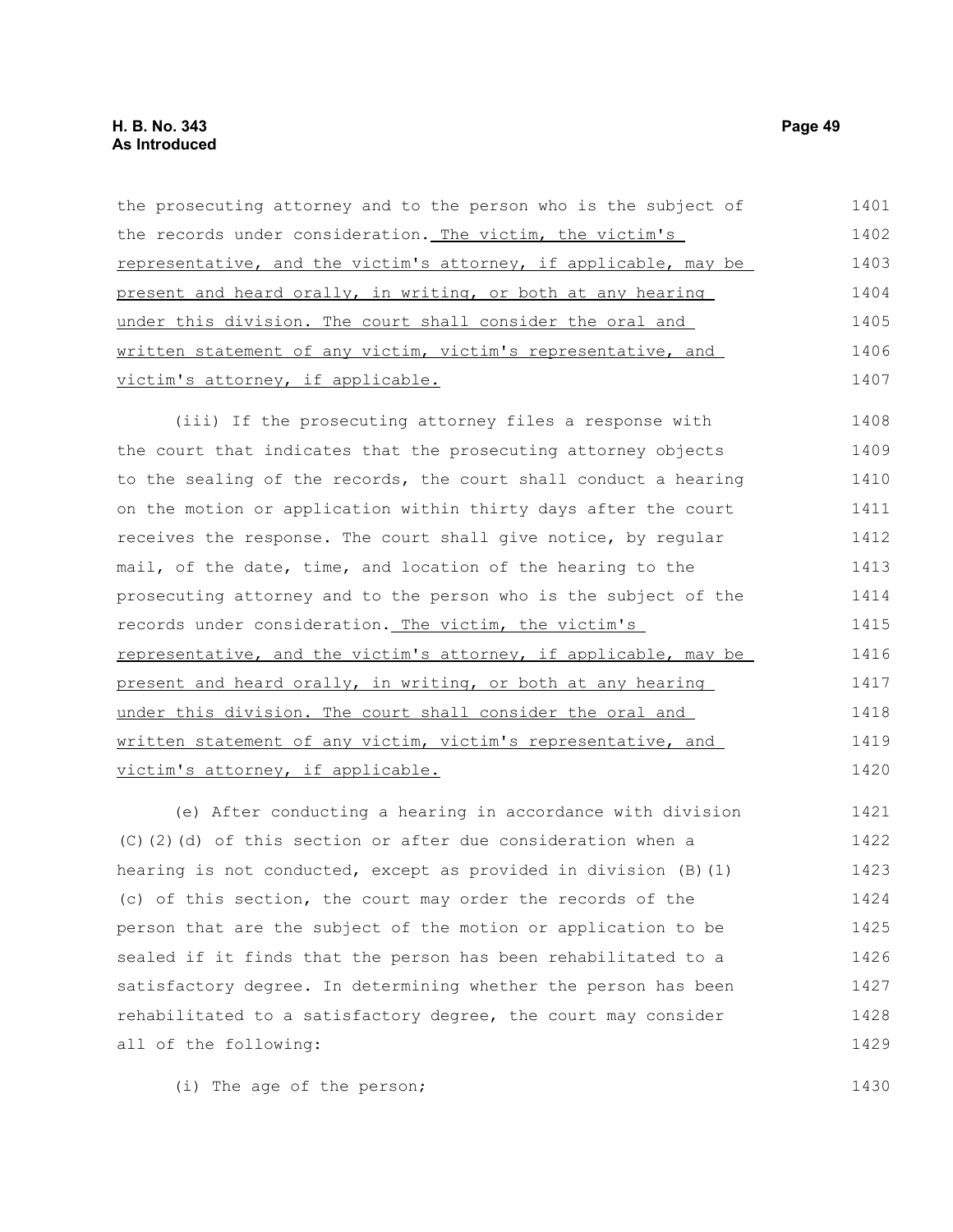the prosecuting attorney and to the person who is the subject of the records under consideration. The victim, the victim's representative, and the victim's attorney, if applicable, may be present and heard orally, in writing, or both at any hearing under this division. The court shall consider the oral and written statement of any victim, victim's representative, and victim's attorney, if applicable.

(iii) If the prosecuting attorney files a response with the court that indicates that the prosecuting attorney objects to the sealing of the records, the court shall conduct a hearing on the motion or application within thirty days after the court receives the response. The court shall give notice, by regular mail, of the date, time, and location of the hearing to the prosecuting attorney and to the person who is the subject of the records under consideration. The victim, the victim's representative, and the victim's attorney, if applicable, may be present and heard orally, in writing, or both at any hearing under this division. The court shall consider the oral and written statement of any victim, victim's representative, and victim's attorney, if applicable.

(e) After conducting a hearing in accordance with division (C)(2)(d) of this section or after due consideration when a hearing is not conducted, except as provided in division (B)(1)(c) of this section, the court may order the records of the person that are the subject of the motion or application to be sealed if it finds that the person has been rehabilitated to a satisfactory degree. In determining whether the person has been rehabilitated to a satisfactory degree, the court may consider all of the following:

(i) The age of the person;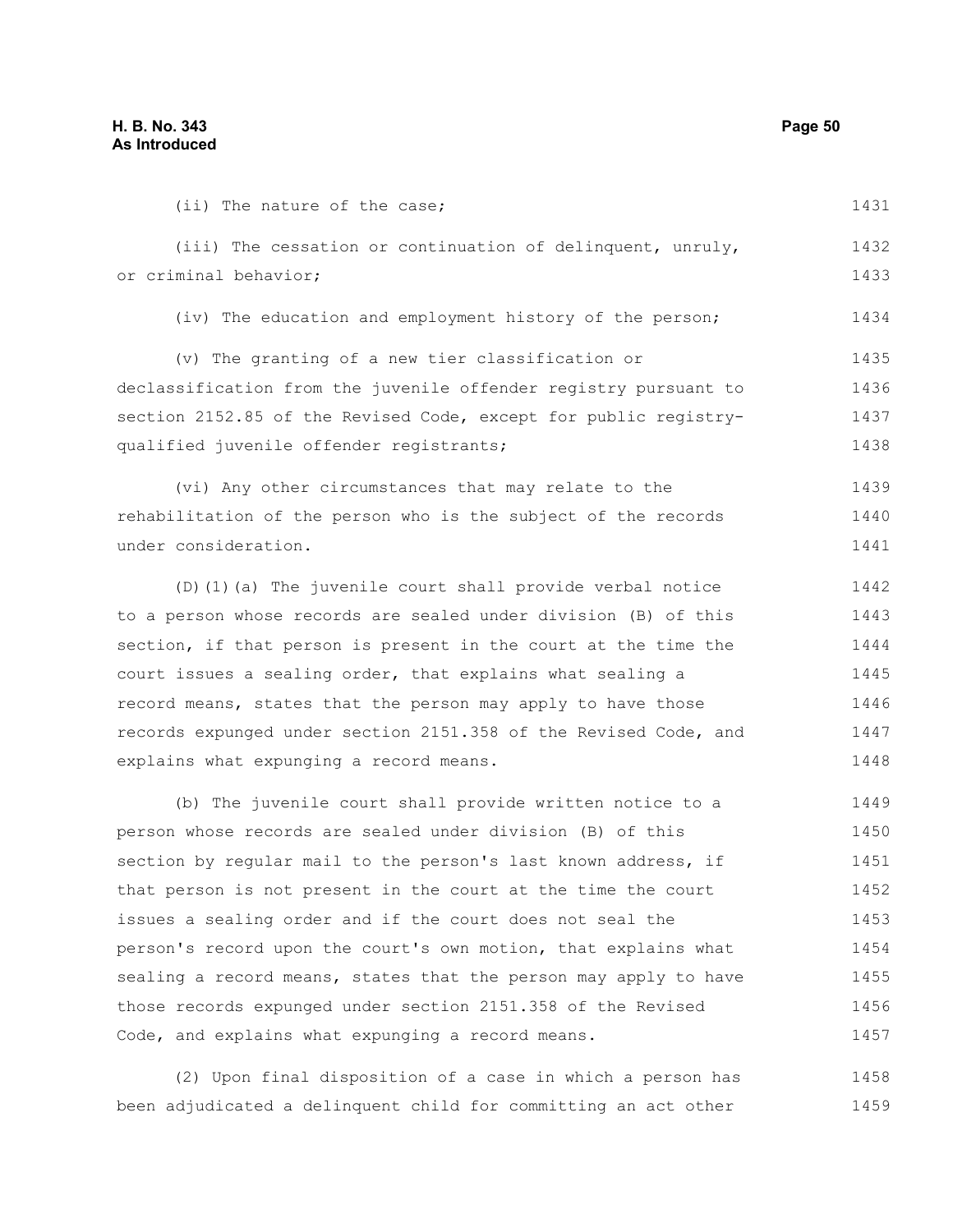(ii) The nature of the case;

(iii) The cessation or continuation of delinquent, unruly, or criminal behavior;

(iv) The education and employment history of the person;

(v) The granting of a new tier classification or declassification from the juvenile offender registry pursuant to section 2152.85 of the Revised Code, except for public registry-qualified juvenile offender registrants;

(vi) Any other circumstances that may relate to the rehabilitation of the person who is the subject of the records under consideration.

(D)(1)(a) The juvenile court shall provide verbal notice to a person whose records are sealed under division (B) of this section, if that person is present in the court at the time the court issues a sealing order, that explains what sealing a record means, states that the person may apply to have those records expunged under section 2151.358 of the Revised Code, and explains what expunging a record means.

(b) The juvenile court shall provide written notice to a person whose records are sealed under division (B) of this section by regular mail to the person's last known address, if that person is not present in the court at the time the court issues a sealing order and if the court does not seal the person's record upon the court's own motion, that explains what sealing a record means, states that the person may apply to have those records expunged under section 2151.358 of the Revised Code, and explains what expunging a record means.

(2) Upon final disposition of a case in which a person has been adjudicated a delinquent child for committing an act other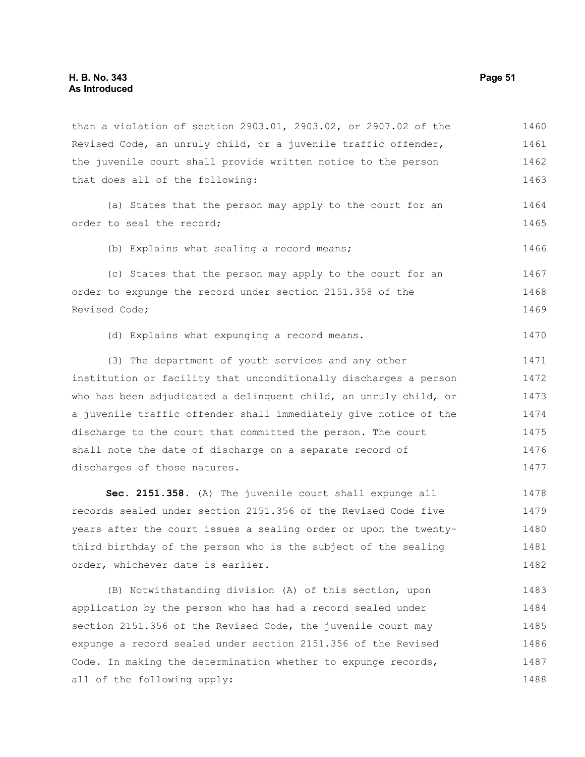than a violation of section 2903.01, 2903.02, or 2907.02 of the Revised Code, an unruly child, or a juvenile traffic offender, the juvenile court shall provide written notice to the person that does all of the following:

(a) States that the person may apply to the court for an order to seal the record;

(b) Explains what sealing a record means;

(c) States that the person may apply to the court for an order to expunge the record under section 2151.358 of the Revised Code;

(d) Explains what expunging a record means.

(3) The department of youth services and any other institution or facility that unconditionally discharges a person who has been adjudicated a delinquent child, an unruly child, or a juvenile traffic offender shall immediately give notice of the discharge to the court that committed the person. The court shall note the date of discharge on a separate record of discharges of those natures.

**Sec. 2151.358.** (A) The juvenile court shall expunge all records sealed under section 2151.356 of the Revised Code five years after the court issues a sealing order or upon the twenty-third birthday of the person who is the subject of the sealing order, whichever date is earlier.

(B) Notwithstanding division (A) of this section, upon application by the person who has had a record sealed under section 2151.356 of the Revised Code, the juvenile court may expunge a record sealed under section 2151.356 of the Revised Code. In making the determination whether to expunge records, all of the following apply: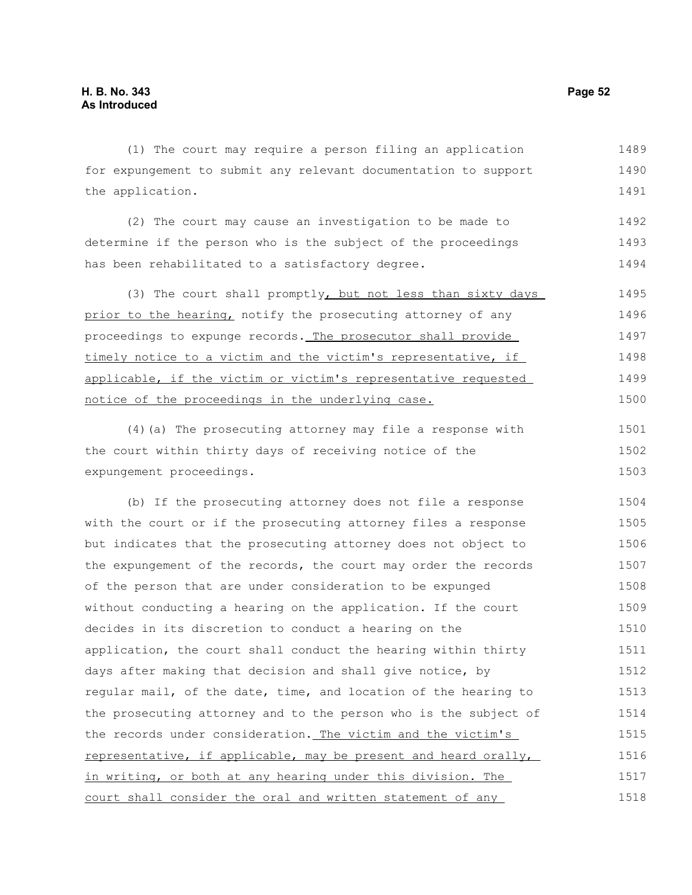(1) The court may require a person filing an application for expungement to submit any relevant documentation to support the application.

(2) The court may cause an investigation to be made to determine if the person who is the subject of the proceedings has been rehabilitated to a satisfactory degree.

(3) The court shall promptly, but not less than sixty days prior to the hearing, notify the prosecuting attorney of any proceedings to expunge records. The prosecutor shall provide timely notice to a victim and the victim's representative, if applicable, if the victim or victim's representative requested notice of the proceedings in the underlying case.

(4)(a) The prosecuting attorney may file a response with the court within thirty days of receiving notice of the expungement proceedings.

(b) If the prosecuting attorney does not file a response with the court or if the prosecuting attorney files a response but indicates that the prosecuting attorney does not object to the expungement of the records, the court may order the records of the person that are under consideration to be expunged without conducting a hearing on the application. If the court decides in its discretion to conduct a hearing on the application, the court shall conduct the hearing within thirty days after making that decision and shall give notice, by regular mail, of the date, time, and location of the hearing to the prosecuting attorney and to the person who is the subject of the records under consideration. The victim and the victim's representative, if applicable, may be present and heard orally, in writing, or both at any hearing under this division. The court shall consider the oral and written statement of any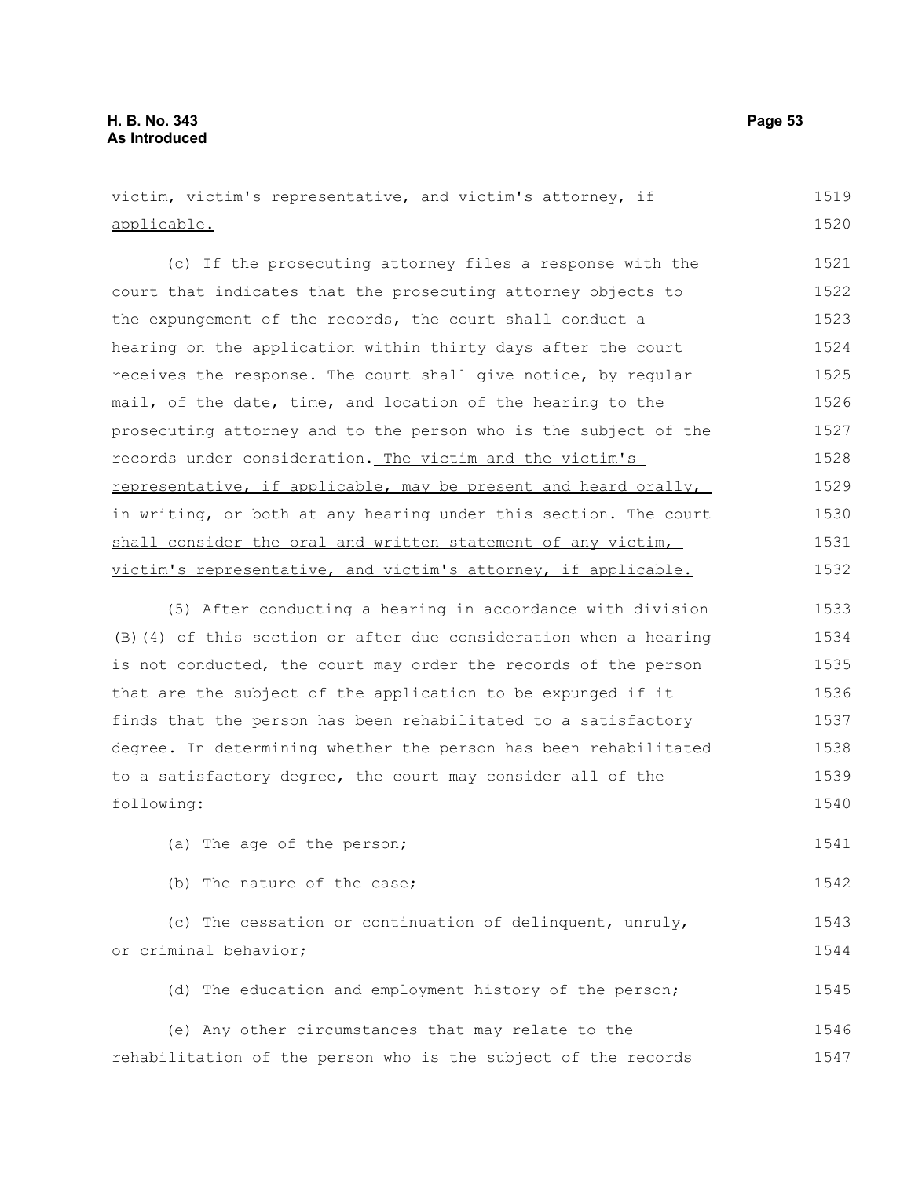victim, victim's representative, and victim's attorney, if applicable.

(c) If the prosecuting attorney files a response with the court that indicates that the prosecuting attorney objects to the expungement of the records, the court shall conduct a hearing on the application within thirty days after the court receives the response. The court shall give notice, by regular mail, of the date, time, and location of the hearing to the prosecuting attorney and to the person who is the subject of the records under consideration. The victim and the victim's representative, if applicable, may be present and heard orally, in writing, or both at any hearing under this section. The court shall consider the oral and written statement of any victim, victim's representative, and victim's attorney, if applicable.

(5) After conducting a hearing in accordance with division (B)(4) of this section or after due consideration when a hearing is not conducted, the court may order the records of the person that are the subject of the application to be expunged if it finds that the person has been rehabilitated to a satisfactory degree. In determining whether the person has been rehabilitated to a satisfactory degree, the court may consider all of the following:

(a) The age of the person;

(b) The nature of the case;

(c) The cessation or continuation of delinquent, unruly, or criminal behavior;

(d) The education and employment history of the person;

(e) Any other circumstances that may relate to the rehabilitation of the person who is the subject of the records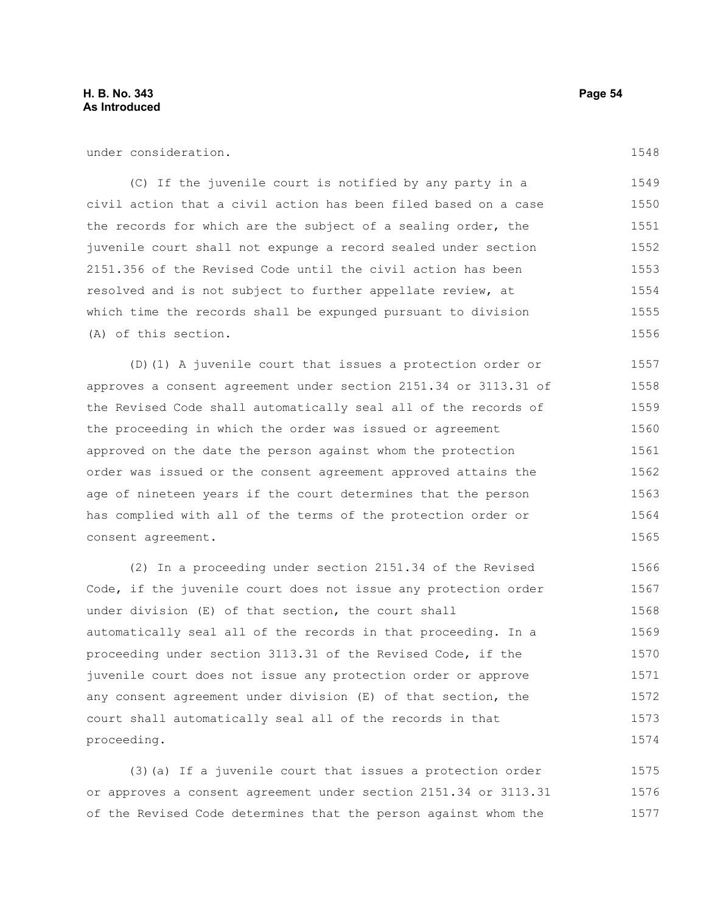under consideration.

(C) If the juvenile court is notified by any party in a civil action that a civil action has been filed based on a case the records for which are the subject of a sealing order, the juvenile court shall not expunge a record sealed under section 2151.356 of the Revised Code until the civil action has been resolved and is not subject to further appellate review, at which time the records shall be expunged pursuant to division (A) of this section.

(D)(1) A juvenile court that issues a protection order or approves a consent agreement under section 2151.34 or 3113.31 of the Revised Code shall automatically seal all of the records of the proceeding in which the order was issued or agreement approved on the date the person against whom the protection order was issued or the consent agreement approved attains the age of nineteen years if the court determines that the person has complied with all of the terms of the protection order or consent agreement.

(2) In a proceeding under section 2151.34 of the Revised Code, if the juvenile court does not issue any protection order under division (E) of that section, the court shall automatically seal all of the records in that proceeding. In a proceeding under section 3113.31 of the Revised Code, if the juvenile court does not issue any protection order or approve any consent agreement under division (E) of that section, the court shall automatically seal all of the records in that proceeding.

(3)(a) If a juvenile court that issues a protection order or approves a consent agreement under section 2151.34 or 3113.31 of the Revised Code determines that the person against whom the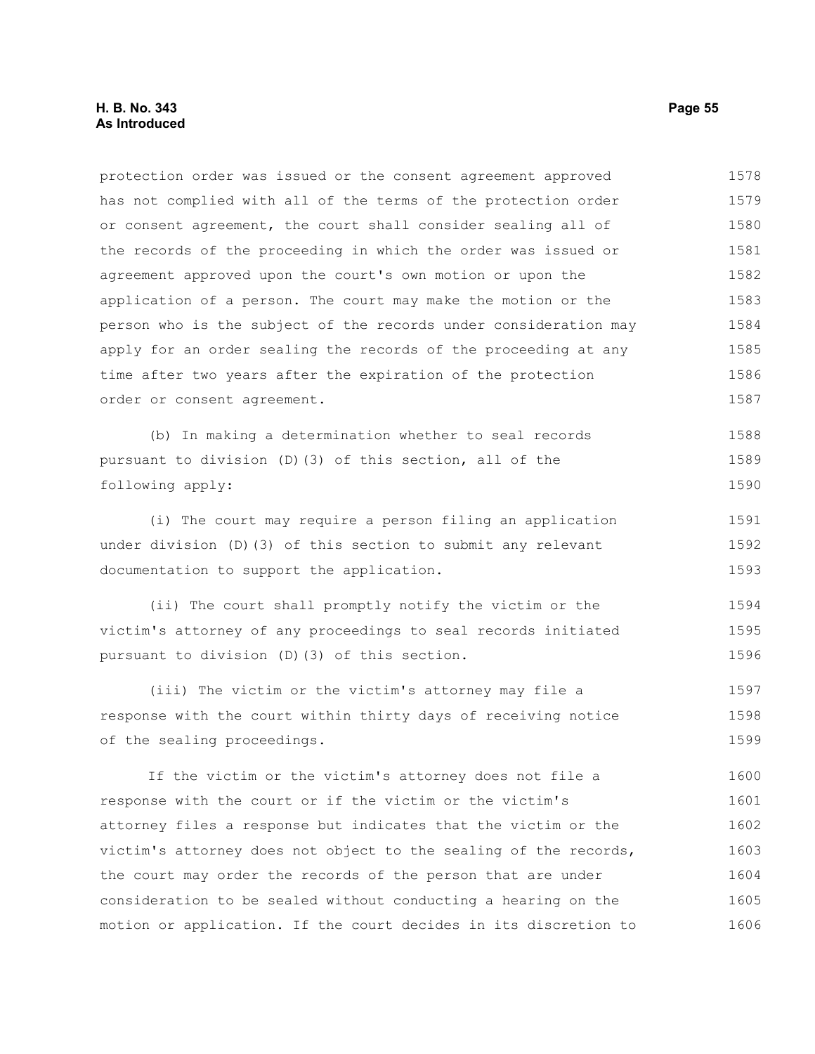protection order was issued or the consent agreement approved has not complied with all of the terms of the protection order or consent agreement, the court shall consider sealing all of the records of the proceeding in which the order was issued or agreement approved upon the court's own motion or upon the application of a person. The court may make the motion or the person who is the subject of the records under consideration may apply for an order sealing the records of the proceeding at any time after two years after the expiration of the protection order or consent agreement.

(b) In making a determination whether to seal records pursuant to division (D)(3) of this section, all of the following apply:

(i) The court may require a person filing an application under division (D)(3) of this section to submit any relevant documentation to support the application.

(ii) The court shall promptly notify the victim or the victim's attorney of any proceedings to seal records initiated pursuant to division (D)(3) of this section.

(iii) The victim or the victim's attorney may file a response with the court within thirty days of receiving notice of the sealing proceedings.

If the victim or the victim's attorney does not file a response with the court or if the victim or the victim's attorney files a response but indicates that the victim or the victim's attorney does not object to the sealing of the records, the court may order the records of the person that are under consideration to be sealed without conducting a hearing on the motion or application. If the court decides in its discretion to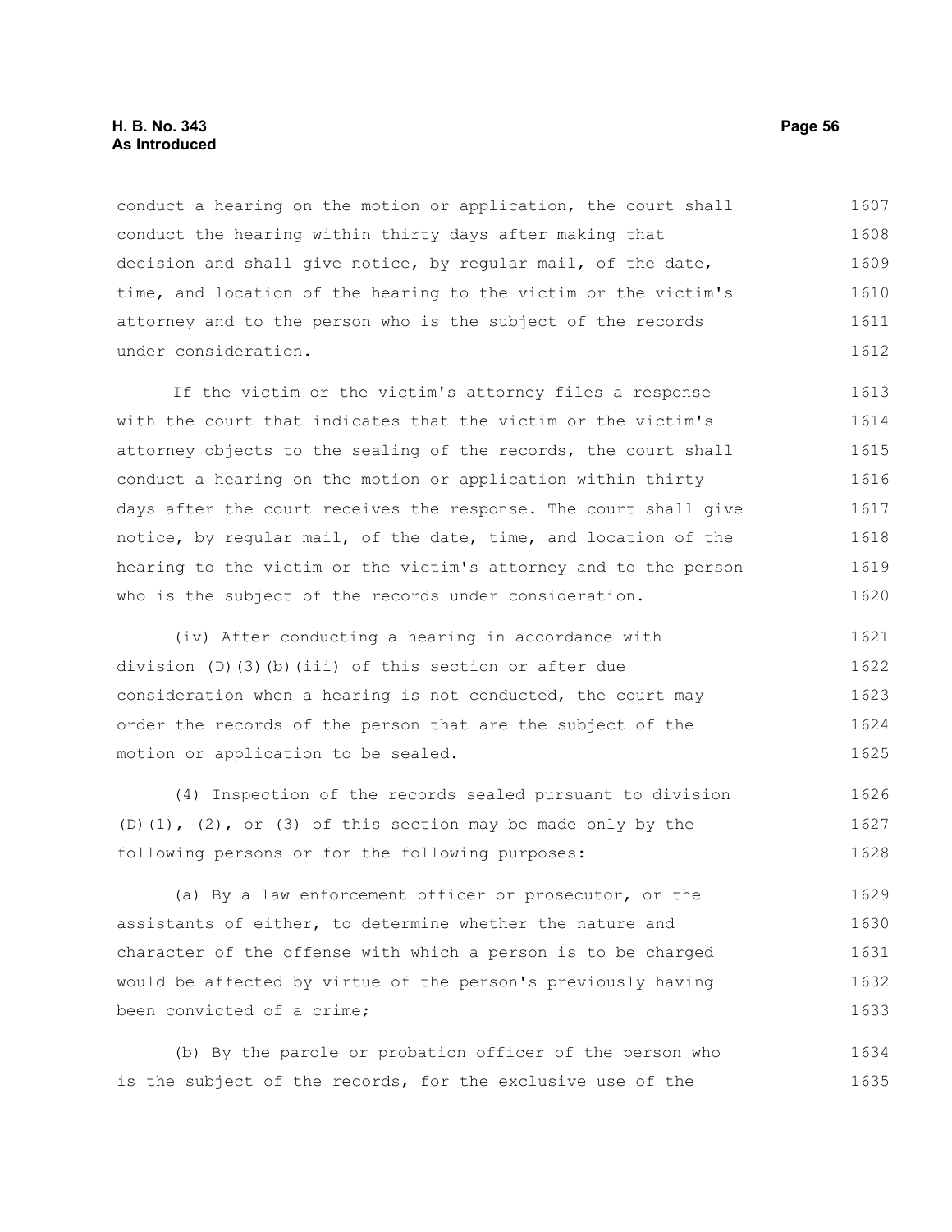conduct a hearing on the motion or application, the court shall conduct the hearing within thirty days after making that decision and shall give notice, by regular mail, of the date, time, and location of the hearing to the victim or the victim's attorney and to the person who is the subject of the records under consideration.

If the victim or the victim's attorney files a response with the court that indicates that the victim or the victim's attorney objects to the sealing of the records, the court shall conduct a hearing on the motion or application within thirty days after the court receives the response. The court shall give notice, by regular mail, of the date, time, and location of the hearing to the victim or the victim's attorney and to the person who is the subject of the records under consideration.

(iv) After conducting a hearing in accordance with division (D)(3)(b)(iii) of this section or after due consideration when a hearing is not conducted, the court may order the records of the person that are the subject of the motion or application to be sealed.

(4) Inspection of the records sealed pursuant to division (D)(1), (2), or (3) of this section may be made only by the following persons or for the following purposes:

(a) By a law enforcement officer or prosecutor, or the assistants of either, to determine whether the nature and character of the offense with which a person is to be charged would be affected by virtue of the person's previously having been convicted of a crime;

(b) By the parole or probation officer of the person who is the subject of the records, for the exclusive use of the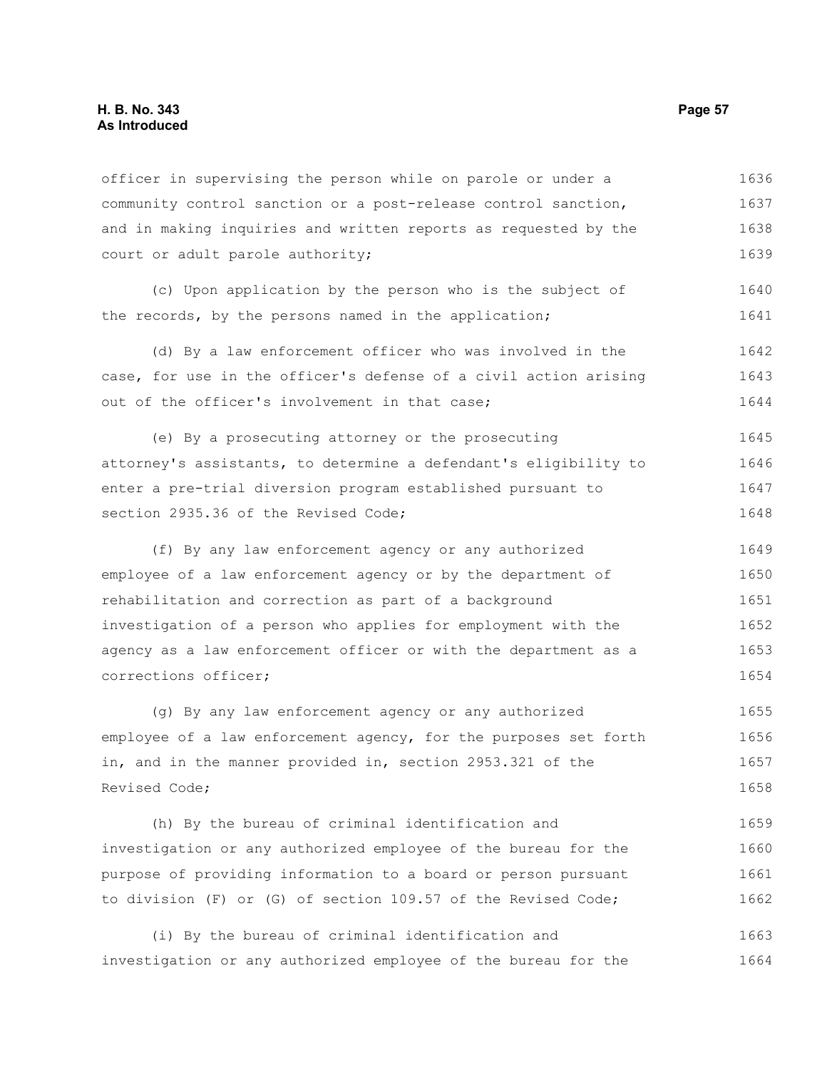officer in supervising the person while on parole or under a community control sanction or a post-release control sanction, and in making inquiries and written reports as requested by the court or adult parole authority;

(c) Upon application by the person who is the subject of the records, by the persons named in the application;

(d) By a law enforcement officer who was involved in the case, for use in the officer's defense of a civil action arising out of the officer's involvement in that case;

(e) By a prosecuting attorney or the prosecuting attorney's assistants, to determine a defendant's eligibility to enter a pre-trial diversion program established pursuant to section 2935.36 of the Revised Code;

(f) By any law enforcement agency or any authorized employee of a law enforcement agency or by the department of rehabilitation and correction as part of a background investigation of a person who applies for employment with the agency as a law enforcement officer or with the department as a corrections officer;

(g) By any law enforcement agency or any authorized employee of a law enforcement agency, for the purposes set forth in, and in the manner provided in, section 2953.321 of the Revised Code;

(h) By the bureau of criminal identification and investigation or any authorized employee of the bureau for the purpose of providing information to a board or person pursuant to division (F) or (G) of section 109.57 of the Revised Code;

(i) By the bureau of criminal identification and investigation or any authorized employee of the bureau for the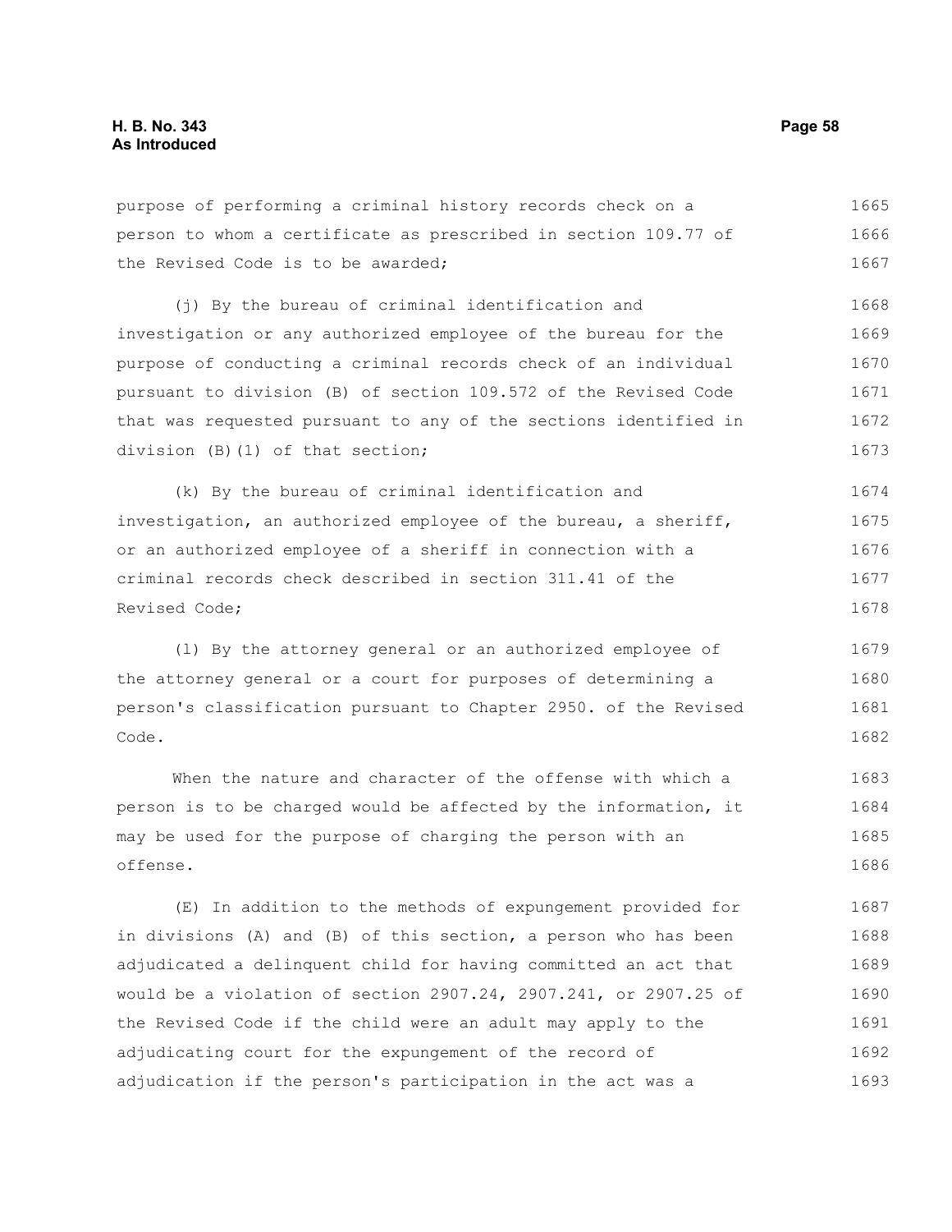purpose of performing a criminal history records check on a person to whom a certificate as prescribed in section 109.77 of the Revised Code is to be awarded;

(j) By the bureau of criminal identification and investigation or any authorized employee of the bureau for the purpose of conducting a criminal records check of an individual pursuant to division (B) of section 109.572 of the Revised Code that was requested pursuant to any of the sections identified in division (B)(1) of that section;

(k) By the bureau of criminal identification and investigation, an authorized employee of the bureau, a sheriff, or an authorized employee of a sheriff in connection with a criminal records check described in section 311.41 of the Revised Code;

(l) By the attorney general or an authorized employee of the attorney general or a court for purposes of determining a person's classification pursuant to Chapter 2950. of the Revised Code.

When the nature and character of the offense with which a person is to be charged would be affected by the information, it may be used for the purpose of charging the person with an offense.

(E) In addition to the methods of expungement provided for in divisions (A) and (B) of this section, a person who has been adjudicated a delinquent child for having committed an act that would be a violation of section 2907.24, 2907.241, or 2907.25 of the Revised Code if the child were an adult may apply to the adjudicating court for the expungement of the record of adjudication if the person's participation in the act was a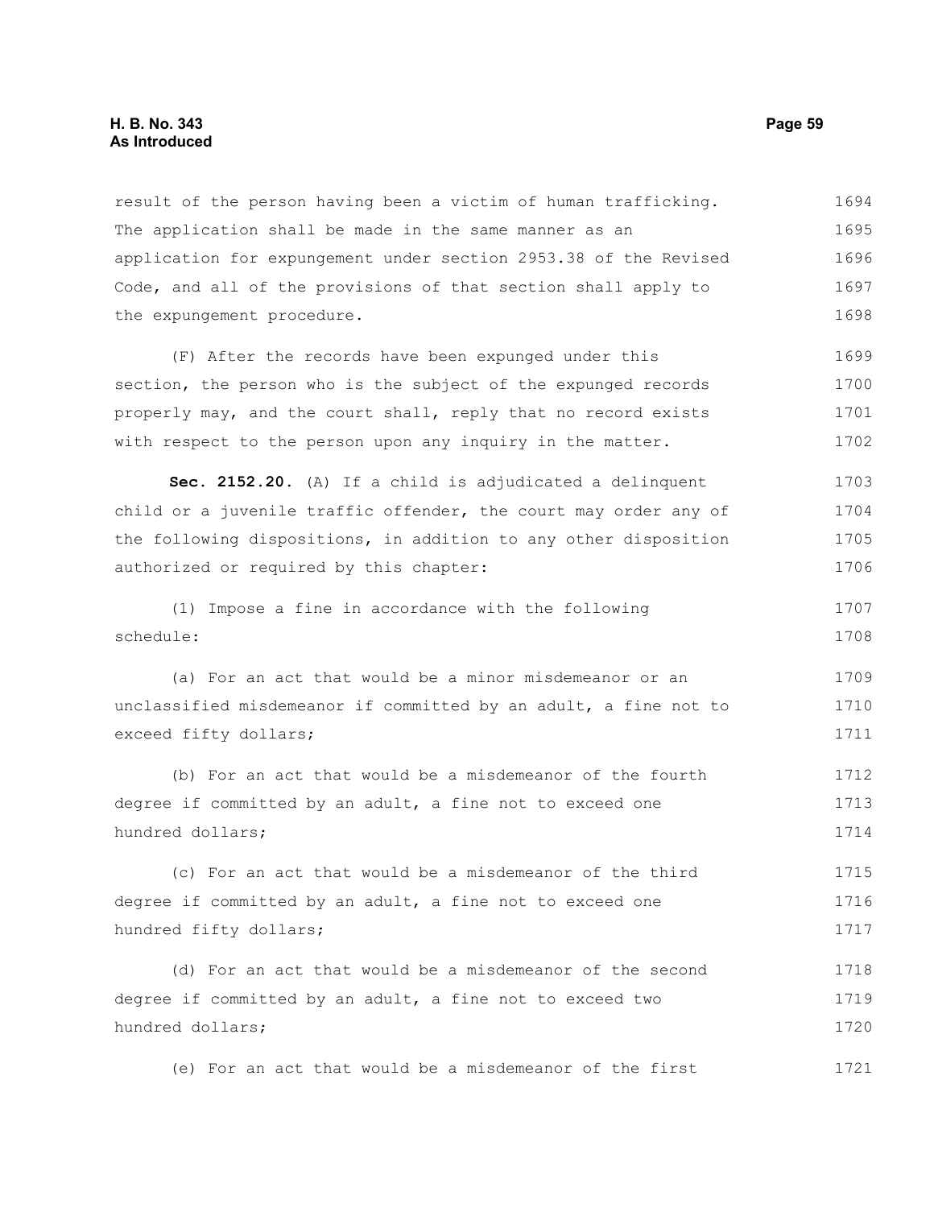result of the person having been a victim of human trafficking. The application shall be made in the same manner as an application for expungement under section 2953.38 of the Revised Code, and all of the provisions of that section shall apply to the expungement procedure.

(F) After the records have been expunged under this section, the person who is the subject of the expunged records properly may, and the court shall, reply that no record exists with respect to the person upon any inquiry in the matter.

**Sec. 2152.20.** (A) If a child is adjudicated a delinquent child or a juvenile traffic offender, the court may order any of the following dispositions, in addition to any other disposition authorized or required by this chapter:

(1) Impose a fine in accordance with the following schedule:

(a) For an act that would be a minor misdemeanor or an unclassified misdemeanor if committed by an adult, a fine not to exceed fifty dollars;

(b) For an act that would be a misdemeanor of the fourth degree if committed by an adult, a fine not to exceed one hundred dollars;

(c) For an act that would be a misdemeanor of the third degree if committed by an adult, a fine not to exceed one hundred fifty dollars;

(d) For an act that would be a misdemeanor of the second degree if committed by an adult, a fine not to exceed two hundred dollars;

(e) For an act that would be a misdemeanor of the first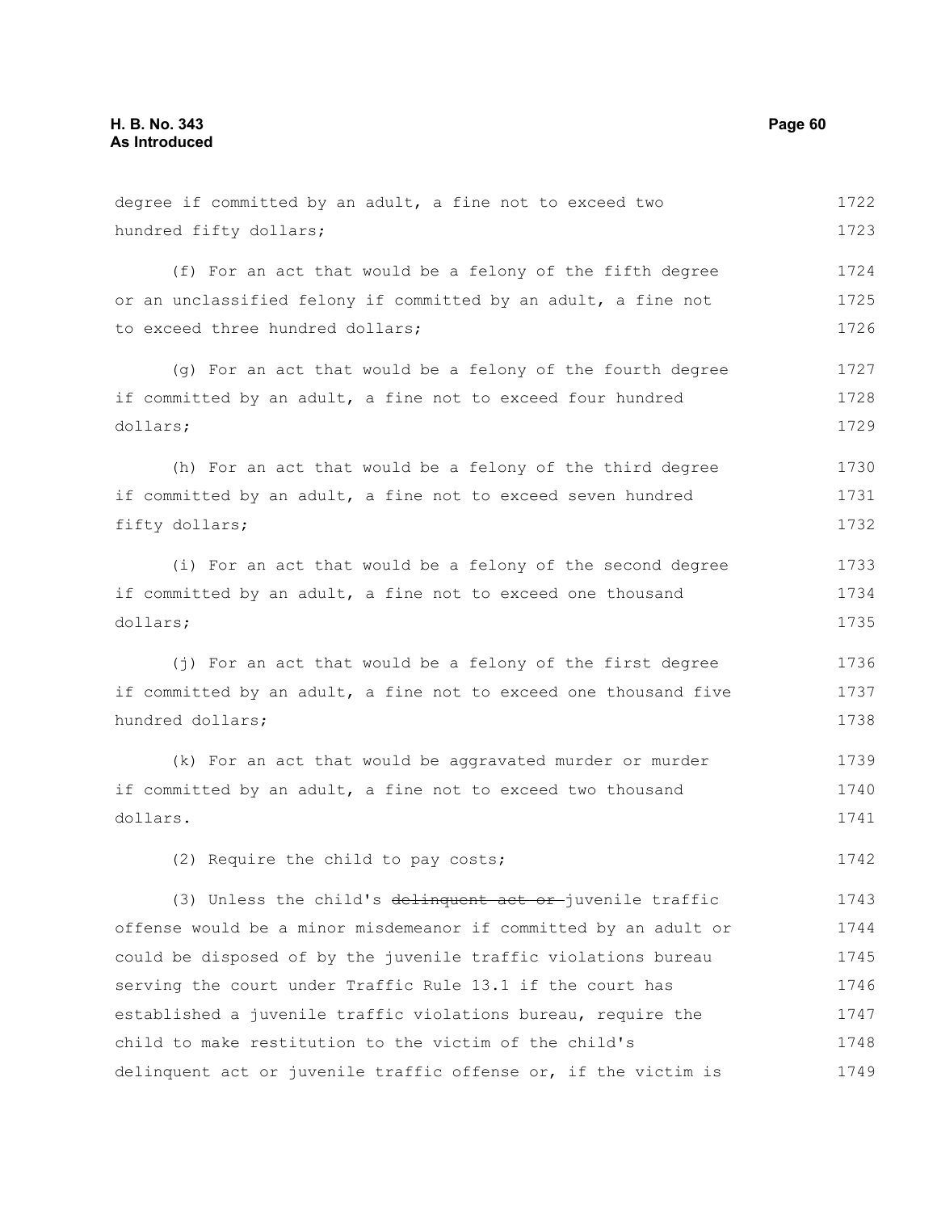degree if committed by an adult, a fine not to exceed two hundred fifty dollars;

(f) For an act that would be a felony of the fifth degree or an unclassified felony if committed by an adult, a fine not to exceed three hundred dollars;

(g) For an act that would be a felony of the fourth degree if committed by an adult, a fine not to exceed four hundred dollars;

(h) For an act that would be a felony of the third degree if committed by an adult, a fine not to exceed seven hundred fifty dollars;

(i) For an act that would be a felony of the second degree if committed by an adult, a fine not to exceed one thousand dollars;

(j) For an act that would be a felony of the first degree if committed by an adult, a fine not to exceed one thousand five hundred dollars;

(k) For an act that would be aggravated murder or murder if committed by an adult, a fine not to exceed two thousand dollars.

(2) Require the child to pay costs;

(3) Unless the child's ~~delinquent act or~~ juvenile traffic offense would be a minor misdemeanor if committed by an adult or could be disposed of by the juvenile traffic violations bureau serving the court under Traffic Rule 13.1 if the court has established a juvenile traffic violations bureau, require the child to make restitution to the victim of the child's delinquent act or juvenile traffic offense or, if the victim is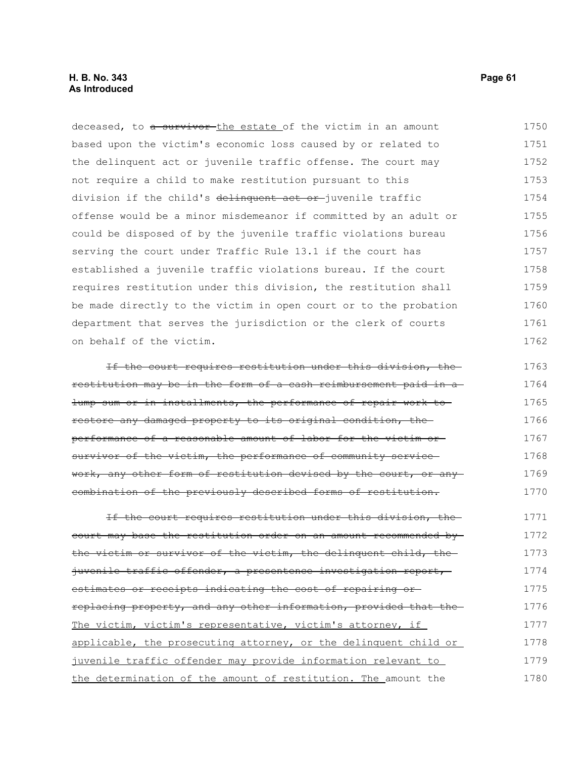deceased, to ~~a survivor~~ <u>the estate</u> of the victim in an amount based upon the victim's economic loss caused by or related to the delinquent act or juvenile traffic offense. The court may not require a child to make restitution pursuant to this division if the child's ~~delinquent act or~~ juvenile traffic offense would be a minor misdemeanor if committed by an adult or could be disposed of by the juvenile traffic violations bureau serving the court under Traffic Rule 13.1 if the court has established a juvenile traffic violations bureau. If the court requires restitution under this division, the restitution shall be made directly to the victim in open court or to the probation department that serves the jurisdiction or the clerk of courts on behalf of the victim.

~~If the court requires restitution under this division, the restitution may be in the form of a cash reimbursement paid in a lump sum or in installments, the performance of repair work to restore any damaged property to its original condition, the performance of a reasonable amount of labor for the victim or survivor of the victim, the performance of community service work, any other form of restitution devised by the court, or any combination of the previously described forms of restitution.~~

~~If the court requires restitution under this division, the court may base the restitution order on an amount recommended by the victim or survivor of the victim, the delinquent child, the juvenile traffic offender, a presentence investigation report, estimates or receipts indicating the cost of repairing or replacing property, and any other information, provided that the~~ <u>The victim, victim's representative, victim's attorney, if applicable, the prosecuting attorney, or the delinquent child or juvenile traffic offender may provide information relevant to the determination of the amount of restitution. The</u> amount the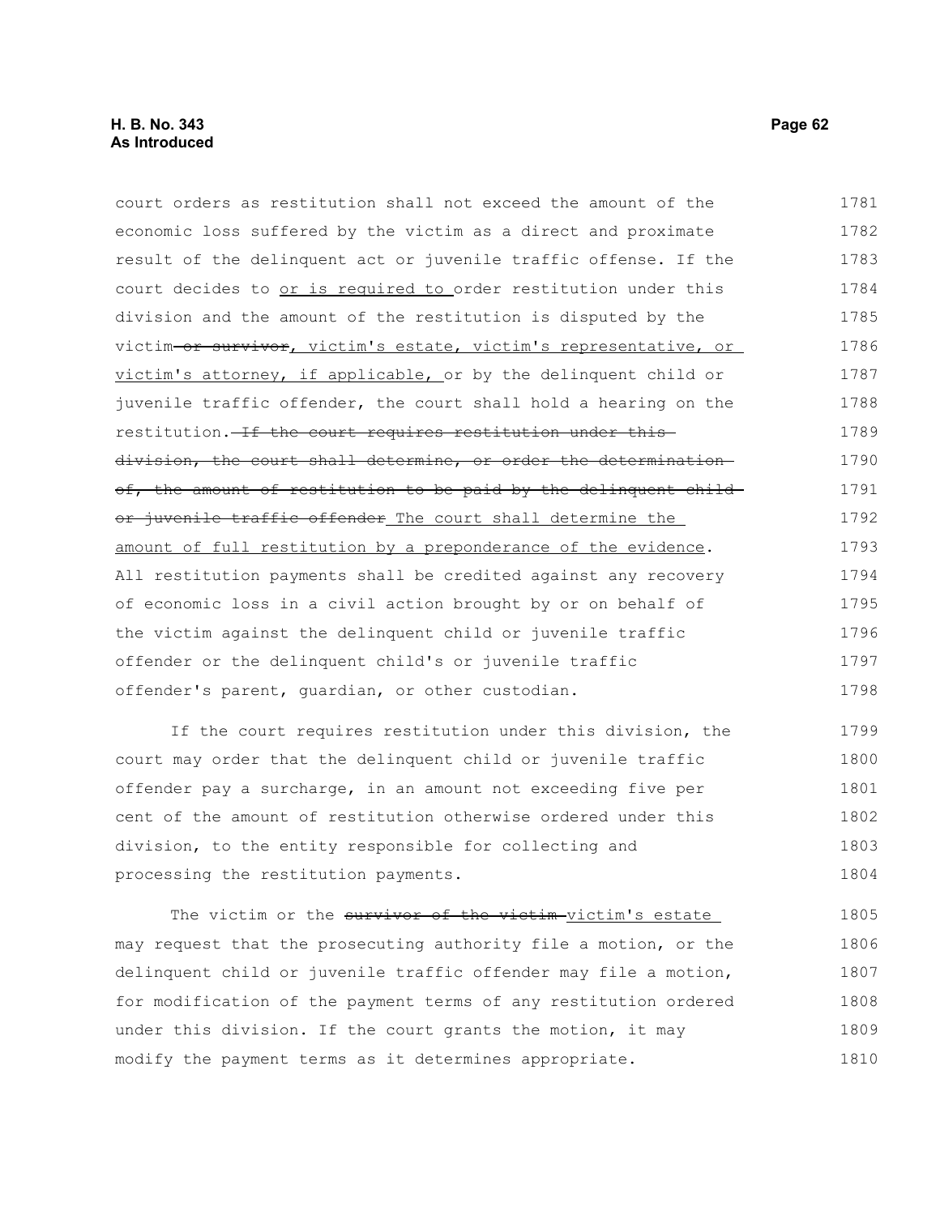court orders as restitution shall not exceed the amount of the economic loss suffered by the victim as a direct and proximate result of the delinquent act or juvenile traffic offense. If the court decides to <u>or is required to</u> order restitution under this division and the amount of the restitution is disputed by the victim ~~or survivor~~<u>, victim's estate, victim's representative, or victim's attorney, if applicable,</u> or by the delinquent child or juvenile traffic offender, the court shall hold a hearing on the restitution. ~~If the court requires restitution under this division, the court shall determine, or order the determination of, the amount of restitution to be paid by the delinquent child or juvenile traffic offender~~ <u>The court shall determine the amount of full restitution by a preponderance of the evidence</u>. All restitution payments shall be credited against any recovery of economic loss in a civil action brought by or on behalf of the victim against the delinquent child or juvenile traffic offender or the delinquent child's or juvenile traffic offender's parent, guardian, or other custodian.

If the court requires restitution under this division, the court may order that the delinquent child or juvenile traffic offender pay a surcharge, in an amount not exceeding five per cent of the amount of restitution otherwise ordered under this division, to the entity responsible for collecting and processing the restitution payments.

The victim or the ~~survivor of the victim~~ <u>victim's estate</u> may request that the prosecuting authority file a motion, or the delinquent child or juvenile traffic offender may file a motion, for modification of the payment terms of any restitution ordered under this division. If the court grants the motion, it may modify the payment terms as it determines appropriate.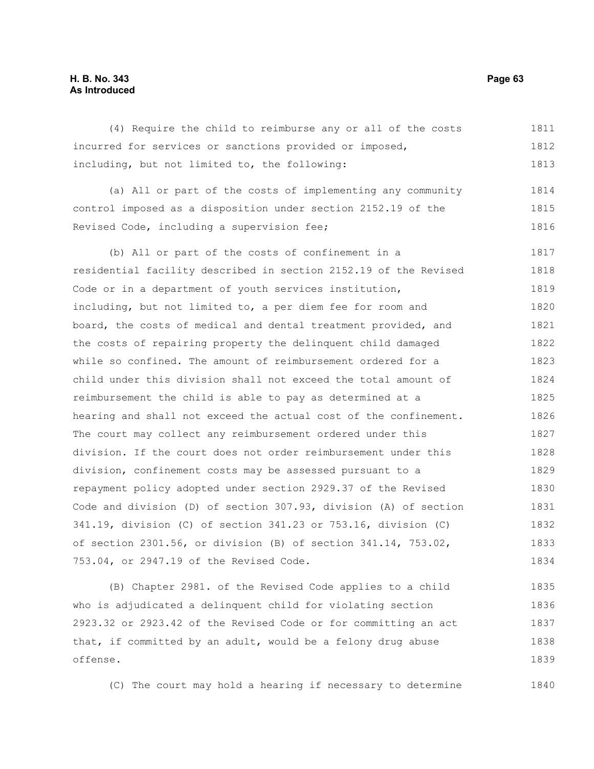(4) Require the child to reimburse any or all of the costs incurred for services or sanctions provided or imposed, including, but not limited to, the following:

(a) All or part of the costs of implementing any community control imposed as a disposition under section 2152.19 of the Revised Code, including a supervision fee;

(b) All or part of the costs of confinement in a residential facility described in section 2152.19 of the Revised Code or in a department of youth services institution, including, but not limited to, a per diem fee for room and board, the costs of medical and dental treatment provided, and the costs of repairing property the delinquent child damaged while so confined. The amount of reimbursement ordered for a child under this division shall not exceed the total amount of reimbursement the child is able to pay as determined at a hearing and shall not exceed the actual cost of the confinement. The court may collect any reimbursement ordered under this division. If the court does not order reimbursement under this division, confinement costs may be assessed pursuant to a repayment policy adopted under section 2929.37 of the Revised Code and division (D) of section 307.93, division (A) of section 341.19, division (C) of section 341.23 or 753.16, division (C) of section 2301.56, or division (B) of section 341.14, 753.02, 753.04, or 2947.19 of the Revised Code.

(B) Chapter 2981. of the Revised Code applies to a child who is adjudicated a delinquent child for violating section 2923.32 or 2923.42 of the Revised Code or for committing an act that, if committed by an adult, would be a felony drug abuse offense.

(C) The court may hold a hearing if necessary to determine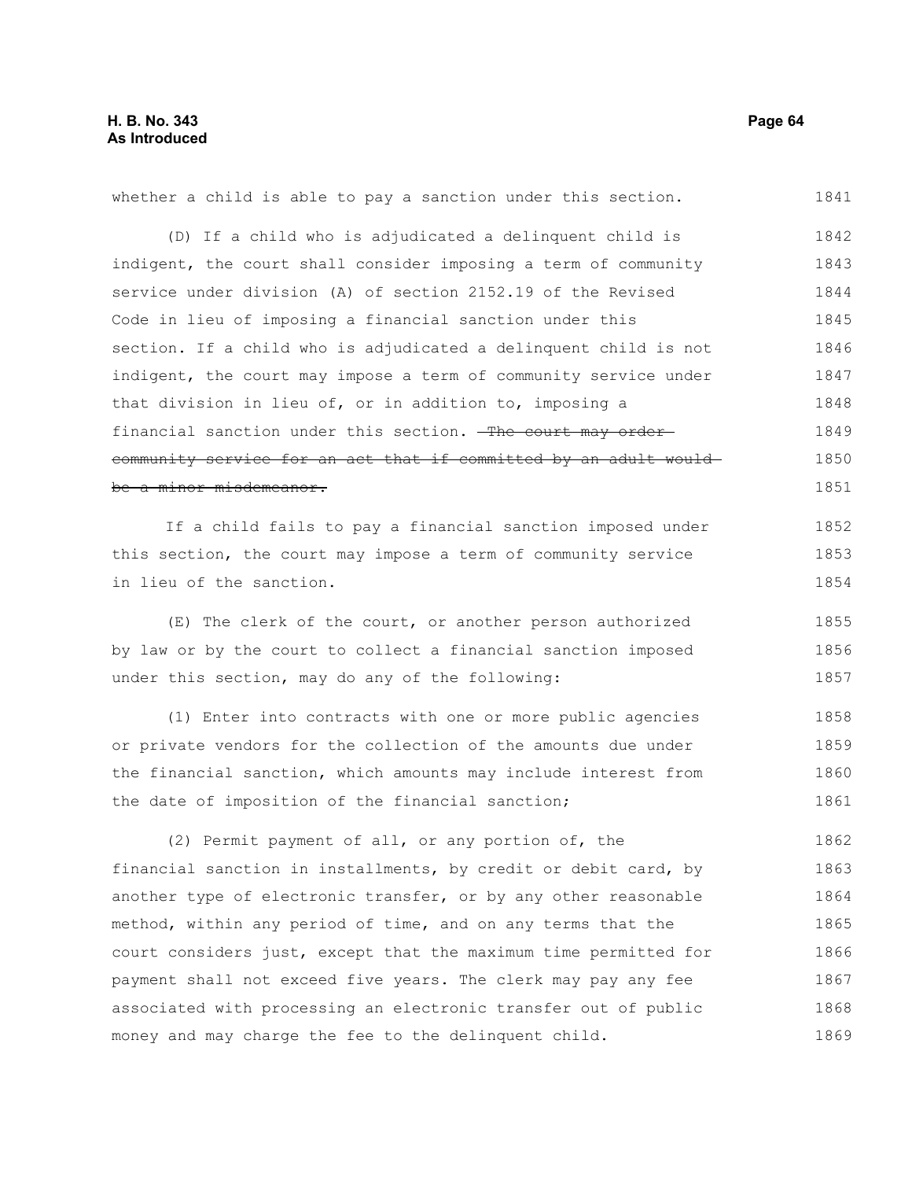whether a child is able to pay a sanction under this section.

(D) If a child who is adjudicated a delinquent child is indigent, the court shall consider imposing a term of community service under division (A) of section 2152.19 of the Revised Code in lieu of imposing a financial sanction under this section. If a child who is adjudicated a delinquent child is not indigent, the court may impose a term of community service under that division in lieu of, or in addition to, imposing a financial sanction under this section. ~~The court may order community service for an act that if committed by an adult would be a minor misdemeanor.~~

If a child fails to pay a financial sanction imposed under this section, the court may impose a term of community service in lieu of the sanction.

(E) The clerk of the court, or another person authorized by law or by the court to collect a financial sanction imposed under this section, may do any of the following:

(1) Enter into contracts with one or more public agencies or private vendors for the collection of the amounts due under the financial sanction, which amounts may include interest from the date of imposition of the financial sanction;

(2) Permit payment of all, or any portion of, the financial sanction in installments, by credit or debit card, by another type of electronic transfer, or by any other reasonable method, within any period of time, and on any terms that the court considers just, except that the maximum time permitted for payment shall not exceed five years. The clerk may pay any fee associated with processing an electronic transfer out of public money and may charge the fee to the delinquent child.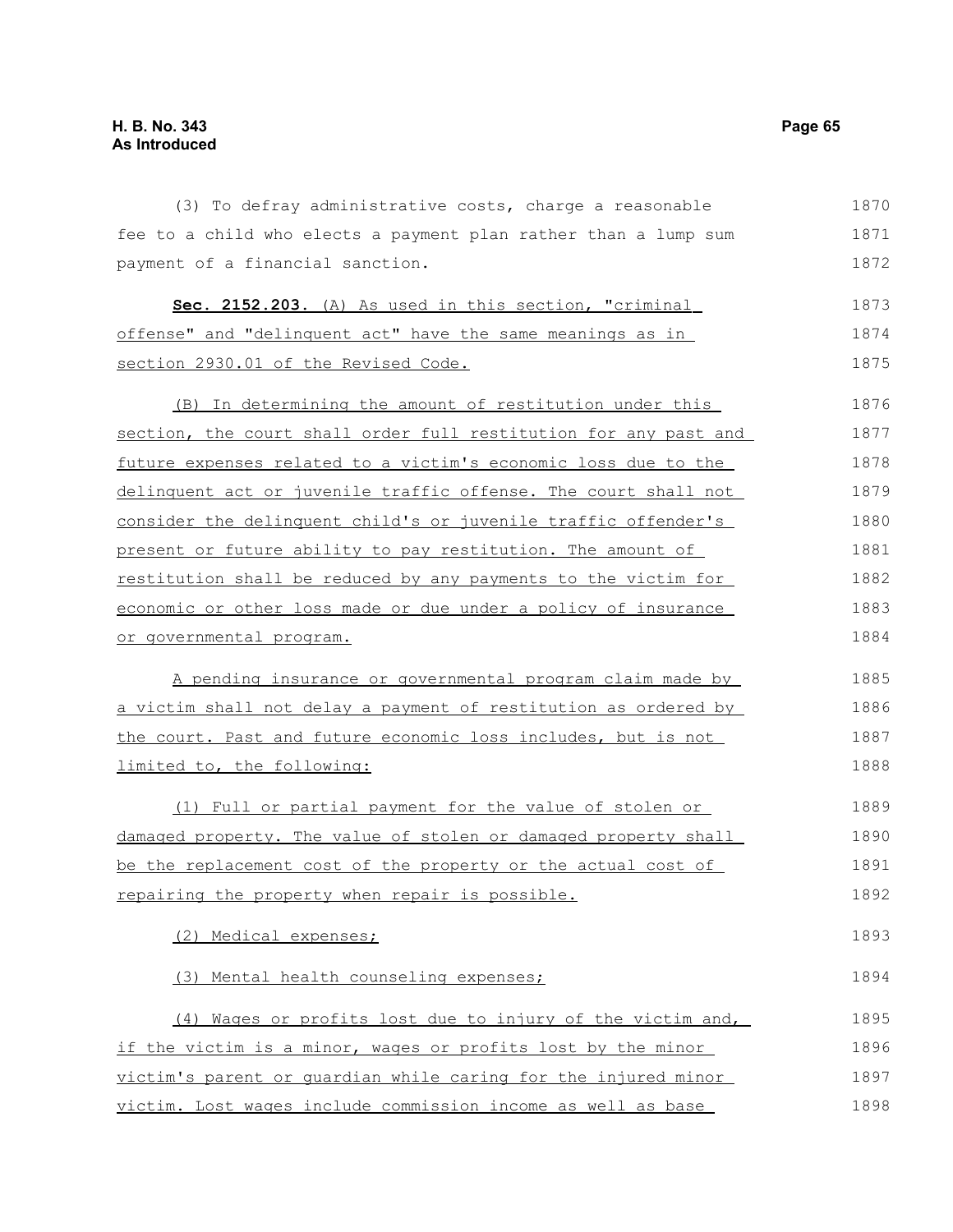(3) To defray administrative costs, charge a reasonable fee to a child who elects a payment plan rather than a lump sum payment of a financial sanction.

**Sec. 2152.203.** (A) As used in this section, "criminal offense" and "delinquent act" have the same meanings as in section 2930.01 of the Revised Code.

(B) In determining the amount of restitution under this section, the court shall order full restitution for any past and future expenses related to a victim's economic loss due to the delinquent act or juvenile traffic offense. The court shall not consider the delinquent child's or juvenile traffic offender's present or future ability to pay restitution. The amount of restitution shall be reduced by any payments to the victim for economic or other loss made or due under a policy of insurance or governmental program.

A pending insurance or governmental program claim made by a victim shall not delay a payment of restitution as ordered by the court. Past and future economic loss includes, but is not limited to, the following:

(1) Full or partial payment for the value of stolen or damaged property. The value of stolen or damaged property shall be the replacement cost of the property or the actual cost of repairing the property when repair is possible.

(2) Medical expenses;

(3) Mental health counseling expenses;

(4) Wages or profits lost due to injury of the victim and, if the victim is a minor, wages or profits lost by the minor victim's parent or guardian while caring for the injured minor victim. Lost wages include commission income as well as base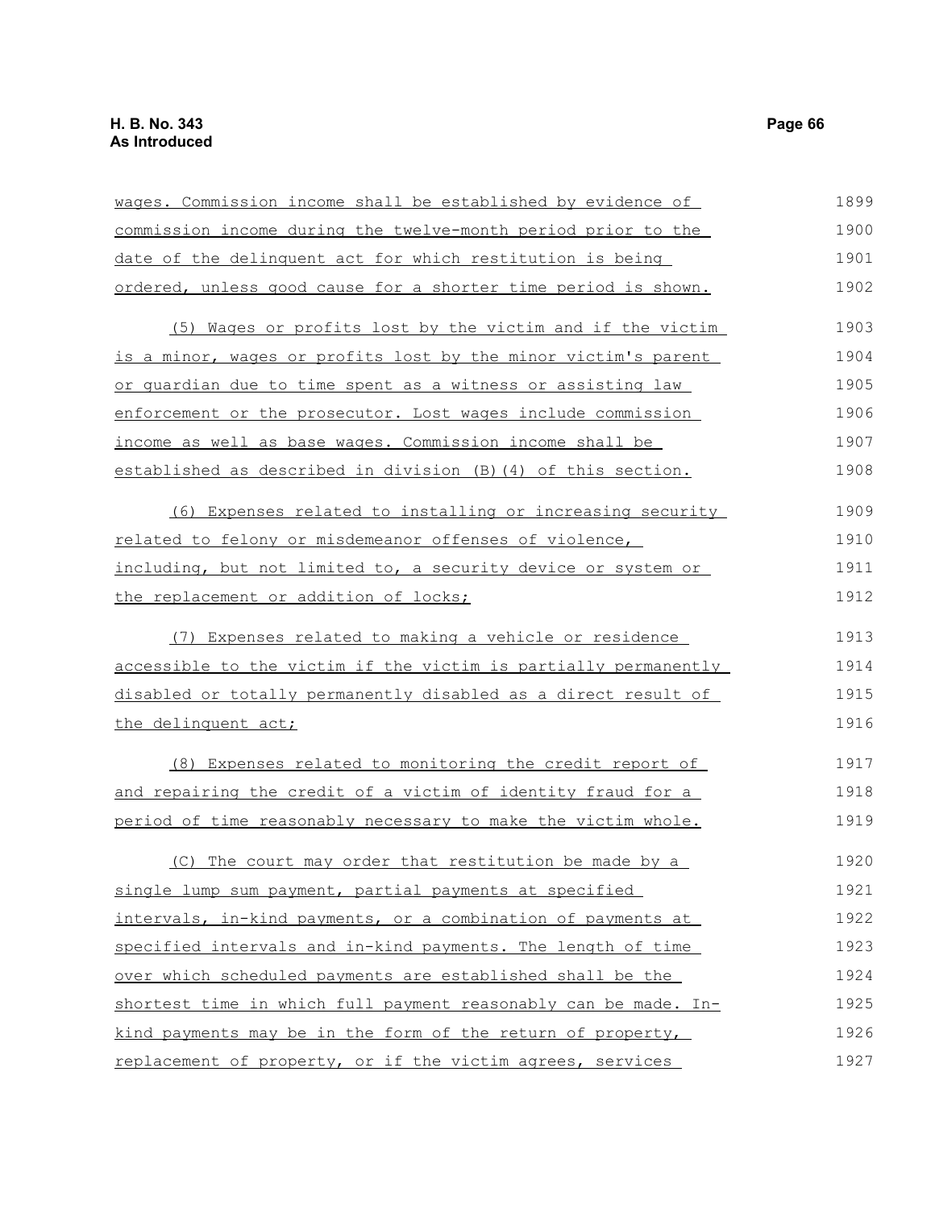wages. Commission income shall be established by evidence of commission income during the twelve-month period prior to the date of the delinquent act for which restitution is being ordered, unless good cause for a shorter time period is shown.

(5) Wages or profits lost by the victim and if the victim is a minor, wages or profits lost by the minor victim's parent or guardian due to time spent as a witness or assisting law enforcement or the prosecutor. Lost wages include commission income as well as base wages. Commission income shall be established as described in division (B)(4) of this section.

(6) Expenses related to installing or increasing security related to felony or misdemeanor offenses of violence, including, but not limited to, a security device or system or the replacement or addition of locks;

(7) Expenses related to making a vehicle or residence accessible to the victim if the victim is partially permanently disabled or totally permanently disabled as a direct result of the delinquent act;

(8) Expenses related to monitoring the credit report of and repairing the credit of a victim of identity fraud for a period of time reasonably necessary to make the victim whole.

(C) The court may order that restitution be made by a single lump sum payment, partial payments at specified intervals, in-kind payments, or a combination of payments at specified intervals and in-kind payments. The length of time over which scheduled payments are established shall be the shortest time in which full payment reasonably can be made. In-kind payments may be in the form of the return of property, replacement of property, or if the victim agrees, services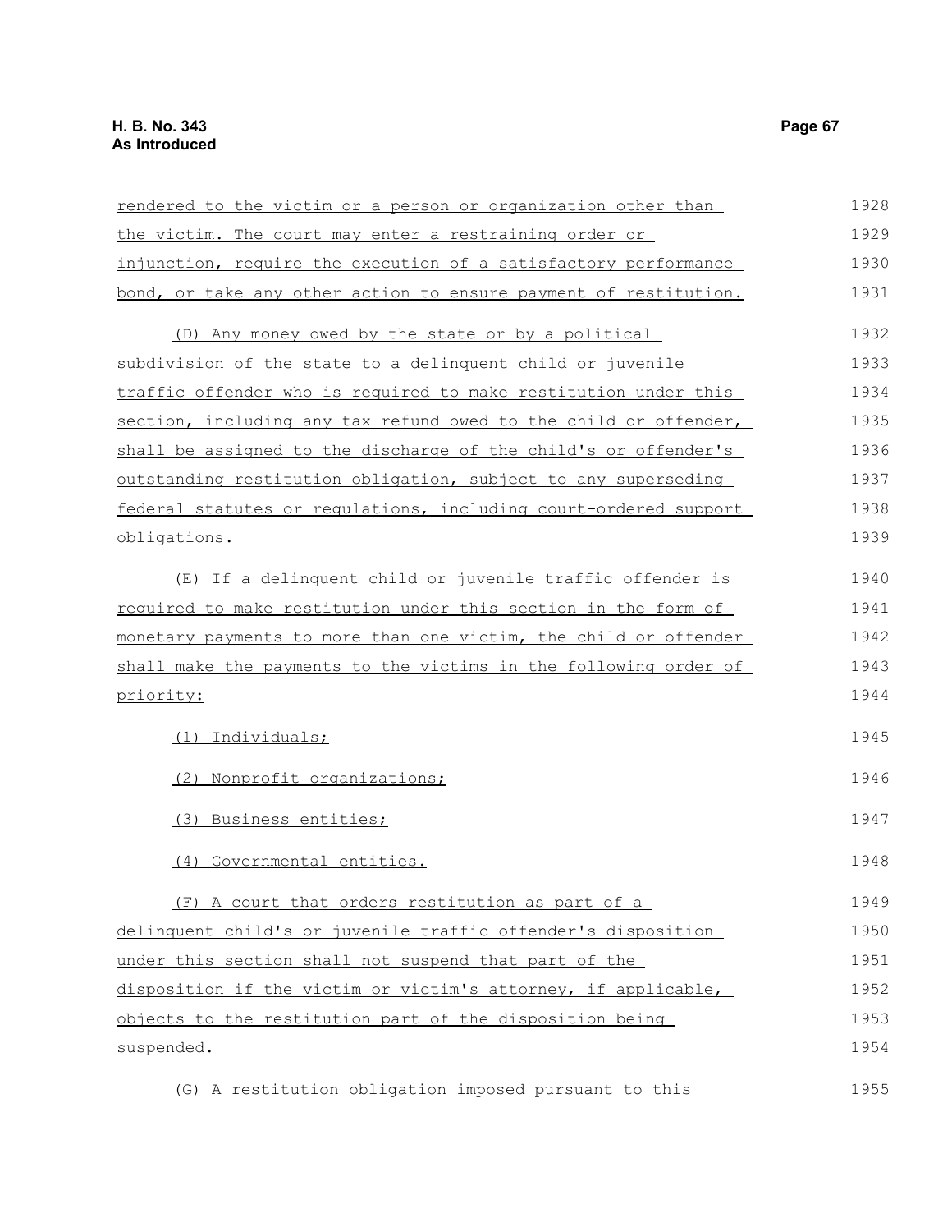rendered to the victim or a person or organization other than the victim. The court may enter a restraining order or injunction, require the execution of a satisfactory performance bond, or take any other action to ensure payment of restitution.

(D) Any money owed by the state or by a political subdivision of the state to a delinquent child or juvenile traffic offender who is required to make restitution under this section, including any tax refund owed to the child or offender, shall be assigned to the discharge of the child's or offender's outstanding restitution obligation, subject to any superseding federal statutes or regulations, including court-ordered support obligations.

(E) If a delinquent child or juvenile traffic offender is required to make restitution under this section in the form of monetary payments to more than one victim, the child or offender shall make the payments to the victims in the following order of priority:

(1) Individuals;

(2) Nonprofit organizations;

(3) Business entities;

(4) Governmental entities.

(F) A court that orders restitution as part of a delinquent child's or juvenile traffic offender's disposition under this section shall not suspend that part of the disposition if the victim or victim's attorney, if applicable, objects to the restitution part of the disposition being suspended.

(G) A restitution obligation imposed pursuant to this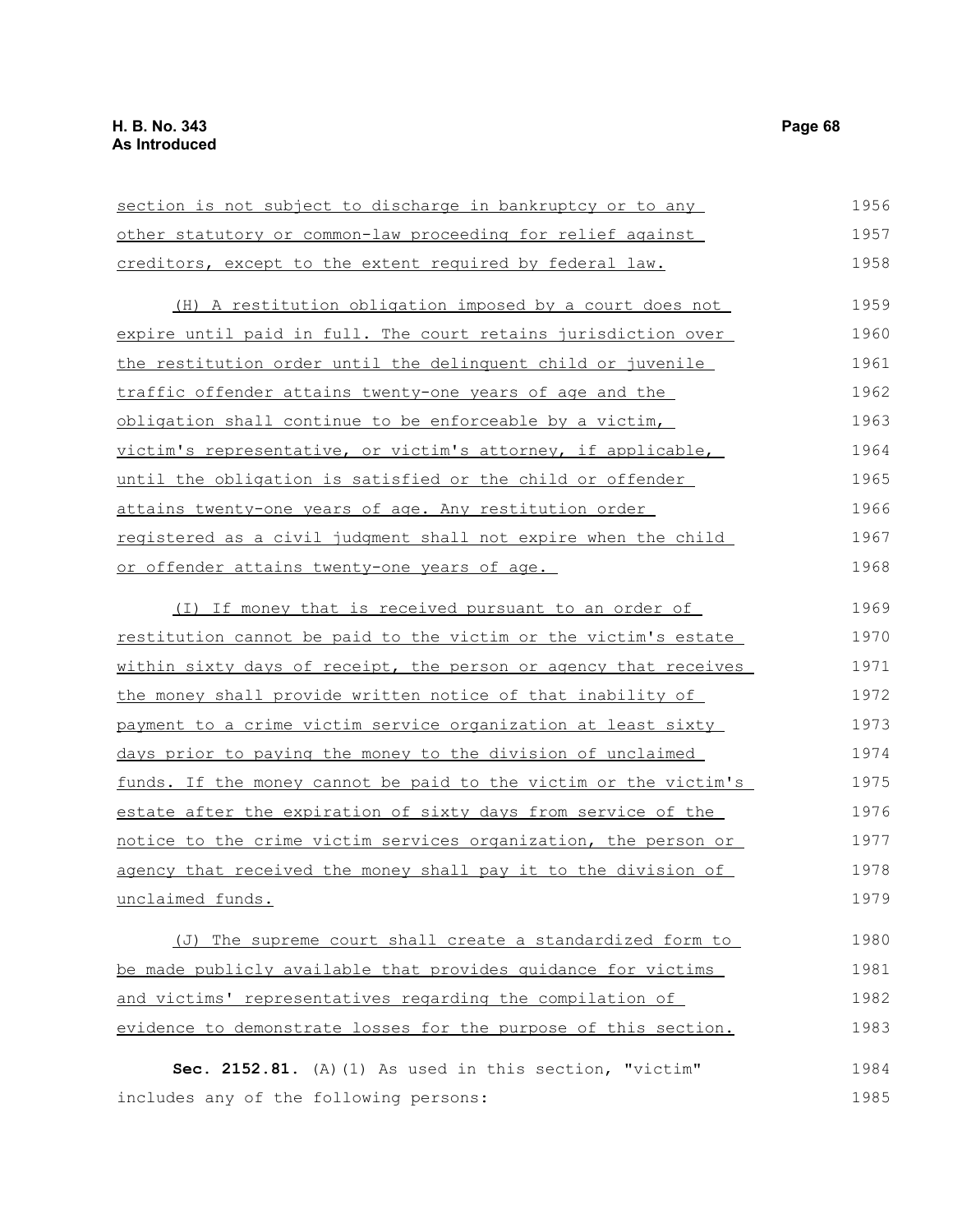section is not subject to discharge in bankruptcy or to any other statutory or common-law proceeding for relief against creditors, except to the extent required by federal law.

(H) A restitution obligation imposed by a court does not expire until paid in full. The court retains jurisdiction over the restitution order until the delinquent child or juvenile traffic offender attains twenty-one years of age and the obligation shall continue to be enforceable by a victim, victim's representative, or victim's attorney, if applicable, until the obligation is satisfied or the child or offender attains twenty-one years of age. Any restitution order registered as a civil judgment shall not expire when the child or offender attains twenty-one years of age.

(I) If money that is received pursuant to an order of restitution cannot be paid to the victim or the victim's estate within sixty days of receipt, the person or agency that receives the money shall provide written notice of that inability of payment to a crime victim service organization at least sixty days prior to paying the money to the division of unclaimed funds. If the money cannot be paid to the victim or the victim's estate after the expiration of sixty days from service of the notice to the crime victim services organization, the person or agency that received the money shall pay it to the division of unclaimed funds.

(J) The supreme court shall create a standardized form to be made publicly available that provides guidance for victims and victims' representatives regarding the compilation of evidence to demonstrate losses for the purpose of this section.

**Sec. 2152.81.** (A)(1) As used in this section, "victim" includes any of the following persons: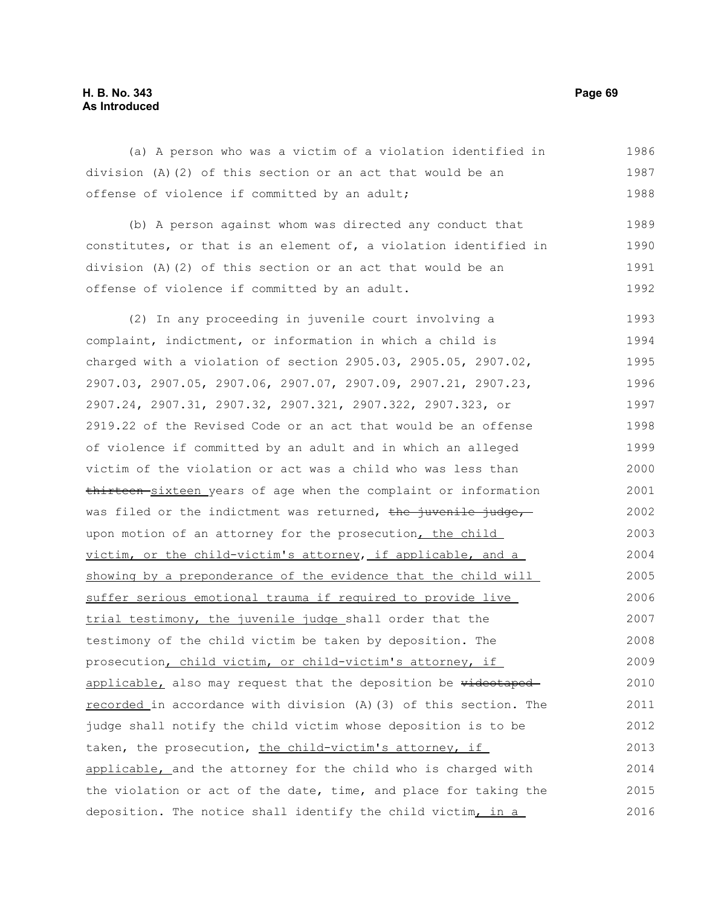(a) A person who was a victim of a violation identified in division (A)(2) of this section or an act that would be an offense of violence if committed by an adult;

(b) A person against whom was directed any conduct that constitutes, or that is an element of, a violation identified in division (A)(2) of this section or an act that would be an offense of violence if committed by an adult.

(2) In any proceeding in juvenile court involving a complaint, indictment, or information in which a child is charged with a violation of section 2905.03, 2905.05, 2907.02, 2907.03, 2907.05, 2907.06, 2907.07, 2907.09, 2907.21, 2907.23, 2907.24, 2907.31, 2907.32, 2907.321, 2907.322, 2907.323, or 2919.22 of the Revised Code or an act that would be an offense of violence if committed by an adult and in which an alleged victim of the violation or act was a child who was less than ~~thirteen~~ sixteen years of age when the complaint or information was filed or the indictment was returned, ~~the juvenile judge,~~ upon motion of an attorney for the prosecution, the child victim, or the child-victim's attorney, if applicable, and a showing by a preponderance of the evidence that the child will suffer serious emotional trauma if required to provide live trial testimony, the juvenile judge shall order that the testimony of the child victim be taken by deposition. The prosecution, child victim, or child-victim's attorney, if applicable, also may request that the deposition be ~~videotaped~~ recorded in accordance with division (A)(3) of this section. The judge shall notify the child victim whose deposition is to be taken, the prosecution, the child-victim's attorney, if applicable, and the attorney for the child who is charged with the violation or act of the date, time, and place for taking the deposition. The notice shall identify the child victim, in a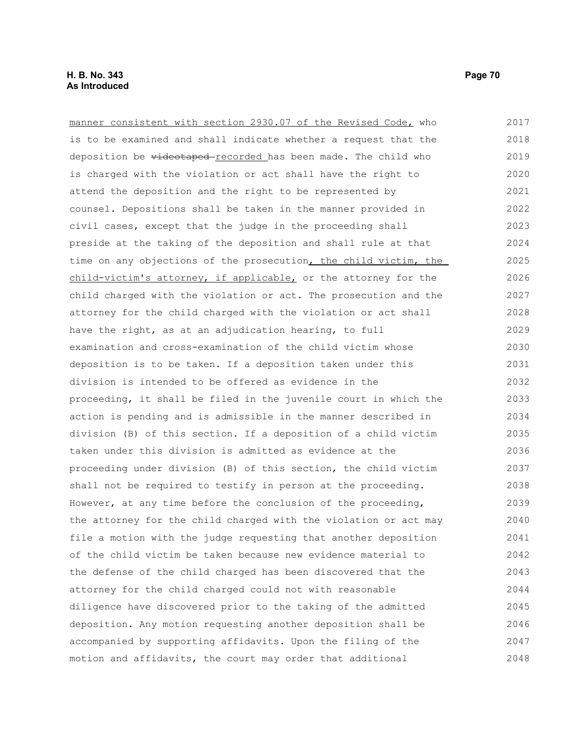manner consistent with section 2930.07 of the Revised Code, who is to be examined and shall indicate whether a request that the deposition be ~~videotaped~~ recorded has been made. The child who is charged with the violation or act shall have the right to attend the deposition and the right to be represented by counsel. Depositions shall be taken in the manner provided in civil cases, except that the judge in the proceeding shall preside at the taking of the deposition and shall rule at that time on any objections of the prosecution, the child victim, the child-victim's attorney, if applicable, or the attorney for the child charged with the violation or act. The prosecution and the attorney for the child charged with the violation or act shall have the right, as at an adjudication hearing, to full examination and cross-examination of the child victim whose deposition is to be taken. If a deposition taken under this division is intended to be offered as evidence in the proceeding, it shall be filed in the juvenile court in which the action is pending and is admissible in the manner described in division (B) of this section. If a deposition of a child victim taken under this division is admitted as evidence at the proceeding under division (B) of this section, the child victim shall not be required to testify in person at the proceeding. However, at any time before the conclusion of the proceeding, the attorney for the child charged with the violation or act may file a motion with the judge requesting that another deposition of the child victim be taken because new evidence material to the defense of the child charged has been discovered that the attorney for the child charged could not with reasonable diligence have discovered prior to the taking of the admitted deposition. Any motion requesting another deposition shall be accompanied by supporting affidavits. Upon the filing of the motion and affidavits, the court may order that additional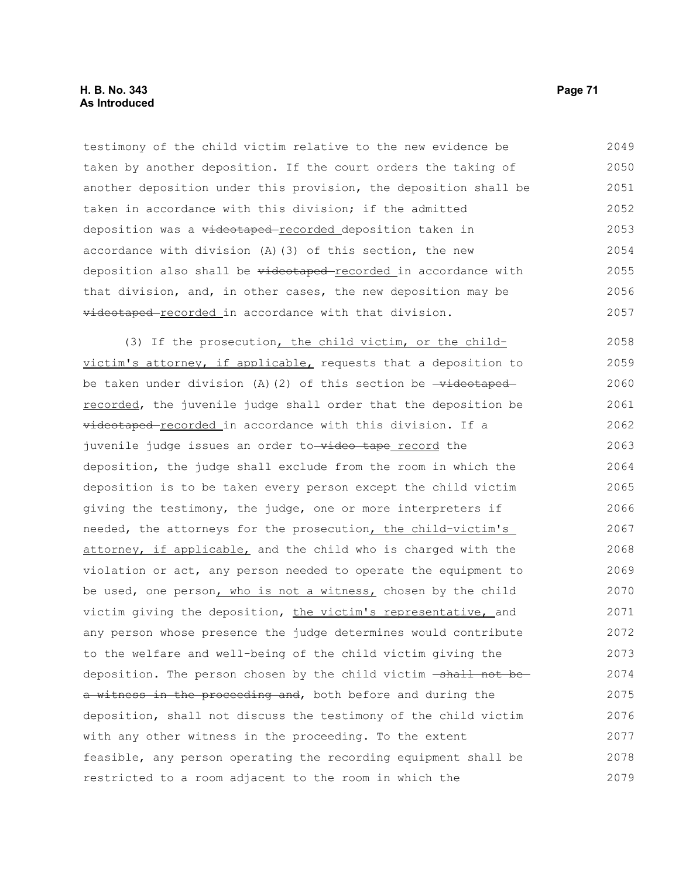testimony of the child victim relative to the new evidence be taken by another deposition. If the court orders the taking of another deposition under this provision, the deposition shall be taken in accordance with this division; if the admitted deposition was a ~~videotaped~~ recorded deposition taken in accordance with division (A)(3) of this section, the new deposition also shall be ~~videotaped~~ recorded in accordance with that division, and, in other cases, the new deposition may be ~~videotaped~~ recorded in accordance with that division.

(3) If the prosecution, the child victim, or the child-victim's attorney, if applicable, requests that a deposition to be taken under division (A)(2) of this section be ~~videotaped~~ recorded, the juvenile judge shall order that the deposition be ~~videotaped~~ recorded in accordance with this division. If a juvenile judge issues an order to ~~video tape~~ record the deposition, the judge shall exclude from the room in which the deposition is to be taken every person except the child victim giving the testimony, the judge, one or more interpreters if needed, the attorneys for the prosecution, the child-victim's attorney, if applicable, and the child who is charged with the violation or act, any person needed to operate the equipment to be used, one person, who is not a witness, chosen by the child victim giving the deposition, the victim's representative, and any person whose presence the judge determines would contribute to the welfare and well-being of the child victim giving the deposition. The person chosen by the child victim ~~shall not be a witness in the proceeding and~~, both before and during the deposition, shall not discuss the testimony of the child victim with any other witness in the proceeding. To the extent feasible, any person operating the recording equipment shall be restricted to a room adjacent to the room in which the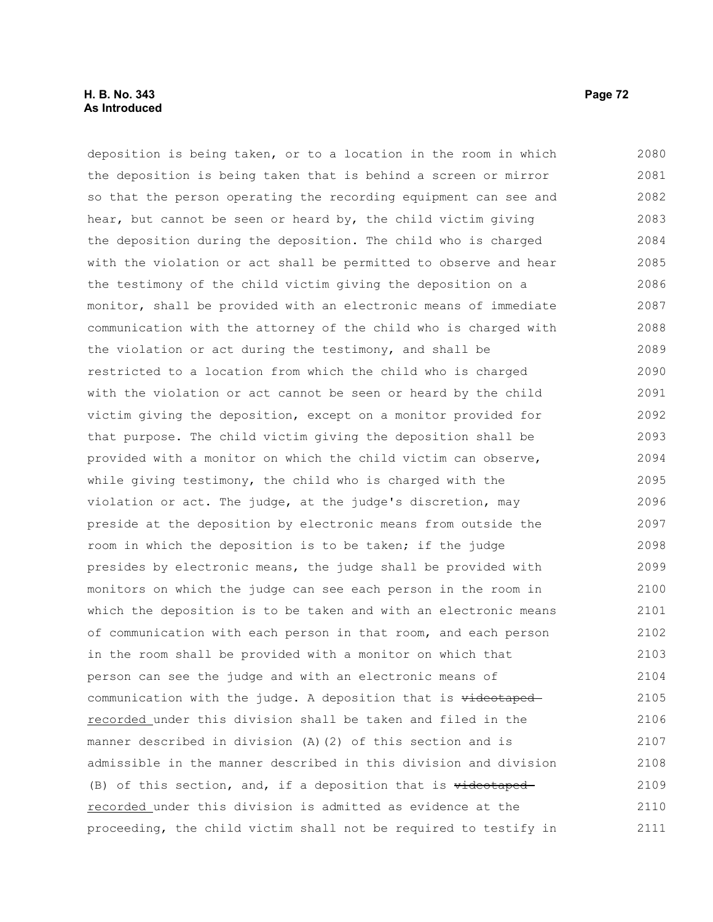deposition is being taken, or to a location in the room in which the deposition is being taken that is behind a screen or mirror so that the person operating the recording equipment can see and hear, but cannot be seen or heard by, the child victim giving the deposition during the deposition. The child who is charged with the violation or act shall be permitted to observe and hear the testimony of the child victim giving the deposition on a monitor, shall be provided with an electronic means of immediate communication with the attorney of the child who is charged with the violation or act during the testimony, and shall be restricted to a location from which the child who is charged with the violation or act cannot be seen or heard by the child victim giving the deposition, except on a monitor provided for that purpose. The child victim giving the deposition shall be provided with a monitor on which the child victim can observe, while giving testimony, the child who is charged with the violation or act. The judge, at the judge's discretion, may preside at the deposition by electronic means from outside the room in which the deposition is to be taken; if the judge presides by electronic means, the judge shall be provided with monitors on which the judge can see each person in the room in which the deposition is to be taken and with an electronic means of communication with each person in that room, and each person in the room shall be provided with a monitor on which that person can see the judge and with an electronic means of communication with the judge. A deposition that is ~~videotaped~~ recorded under this division shall be taken and filed in the manner described in division (A)(2) of this section and is admissible in the manner described in this division and division (B) of this section, and, if a deposition that is ~~videotaped~~ recorded under this division is admitted as evidence at the proceeding, the child victim shall not be required to testify in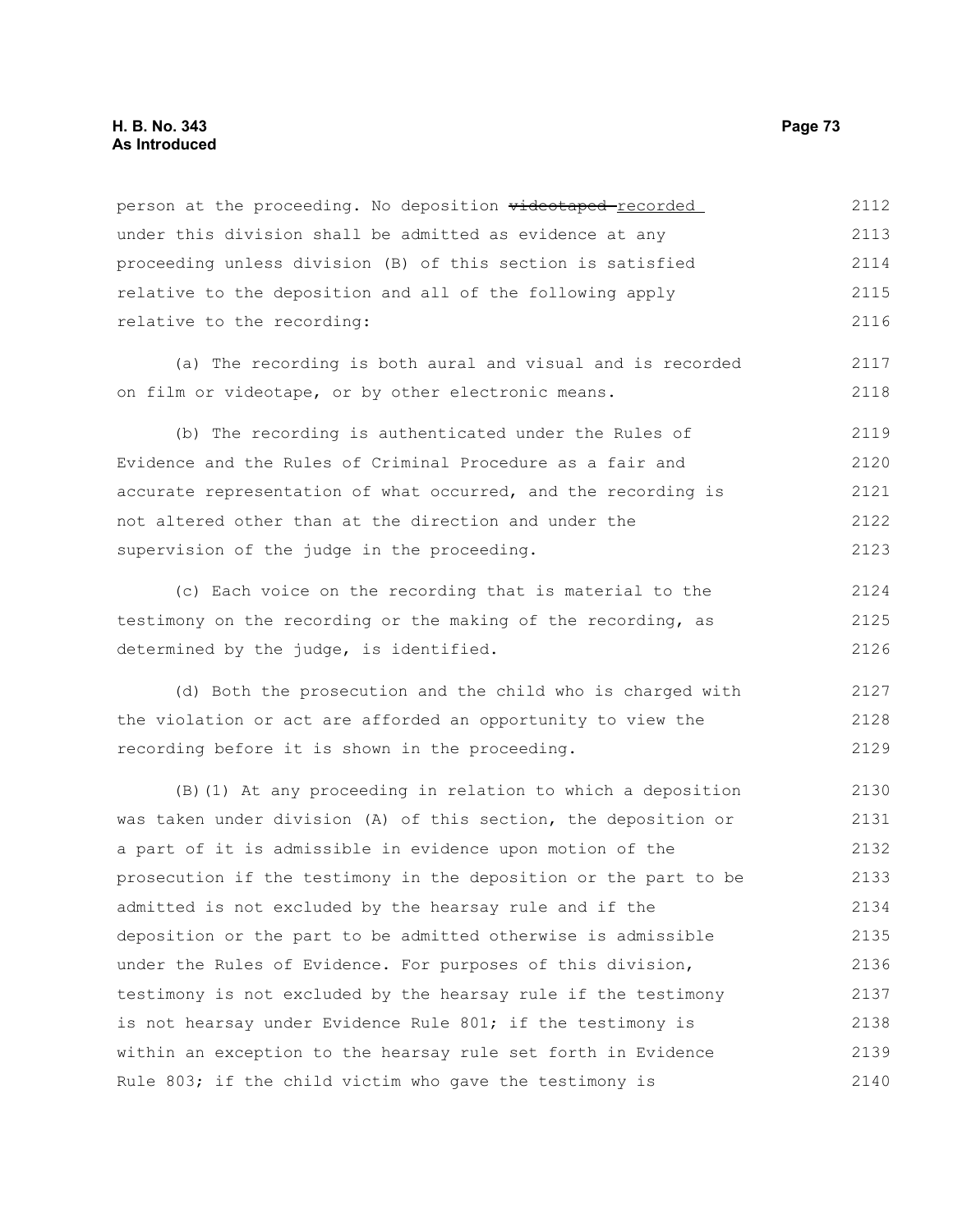person at the proceeding. No deposition ~~videotaped~~ recorded under this division shall be admitted as evidence at any proceeding unless division (B) of this section is satisfied relative to the deposition and all of the following apply relative to the recording:

(a) The recording is both aural and visual and is recorded on film or videotape, or by other electronic means.

(b) The recording is authenticated under the Rules of Evidence and the Rules of Criminal Procedure as a fair and accurate representation of what occurred, and the recording is not altered other than at the direction and under the supervision of the judge in the proceeding.

(c) Each voice on the recording that is material to the testimony on the recording or the making of the recording, as determined by the judge, is identified.

(d) Both the prosecution and the child who is charged with the violation or act are afforded an opportunity to view the recording before it is shown in the proceeding.

(B)(1) At any proceeding in relation to which a deposition was taken under division (A) of this section, the deposition or a part of it is admissible in evidence upon motion of the prosecution if the testimony in the deposition or the part to be admitted is not excluded by the hearsay rule and if the deposition or the part to be admitted otherwise is admissible under the Rules of Evidence. For purposes of this division, testimony is not excluded by the hearsay rule if the testimony is not hearsay under Evidence Rule 801; if the testimony is within an exception to the hearsay rule set forth in Evidence Rule 803; if the child victim who gave the testimony is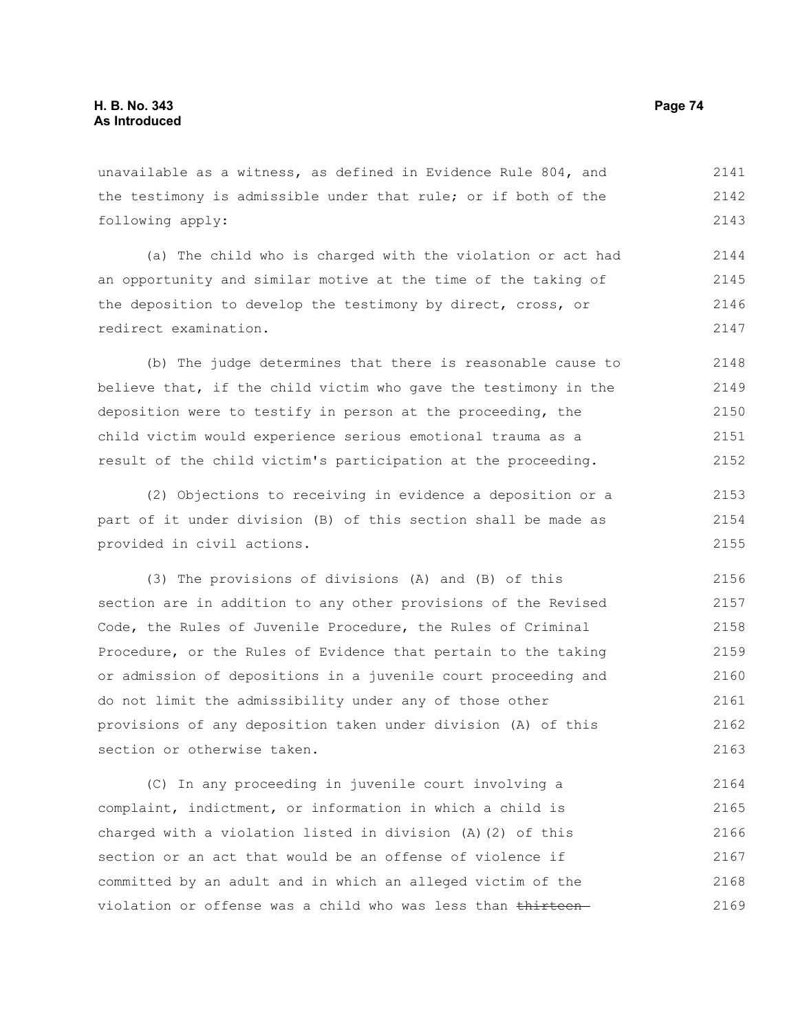unavailable as a witness, as defined in Evidence Rule 804, and the testimony is admissible under that rule; or if both of the following apply:

(a) The child who is charged with the violation or act had an opportunity and similar motive at the time of the taking of the deposition to develop the testimony by direct, cross, or redirect examination.

(b) The judge determines that there is reasonable cause to believe that, if the child victim who gave the testimony in the deposition were to testify in person at the proceeding, the child victim would experience serious emotional trauma as a result of the child victim's participation at the proceeding.

(2) Objections to receiving in evidence a deposition or a part of it under division (B) of this section shall be made as provided in civil actions.

(3) The provisions of divisions (A) and (B) of this section are in addition to any other provisions of the Revised Code, the Rules of Juvenile Procedure, the Rules of Criminal Procedure, or the Rules of Evidence that pertain to the taking or admission of depositions in a juvenile court proceeding and do not limit the admissibility under any of those other provisions of any deposition taken under division (A) of this section or otherwise taken.

(C) In any proceeding in juvenile court involving a complaint, indictment, or information in which a child is charged with a violation listed in division (A)(2) of this section or an act that would be an offense of violence if committed by an adult and in which an alleged victim of the violation or offense was a child who was less than ~~thirteen~~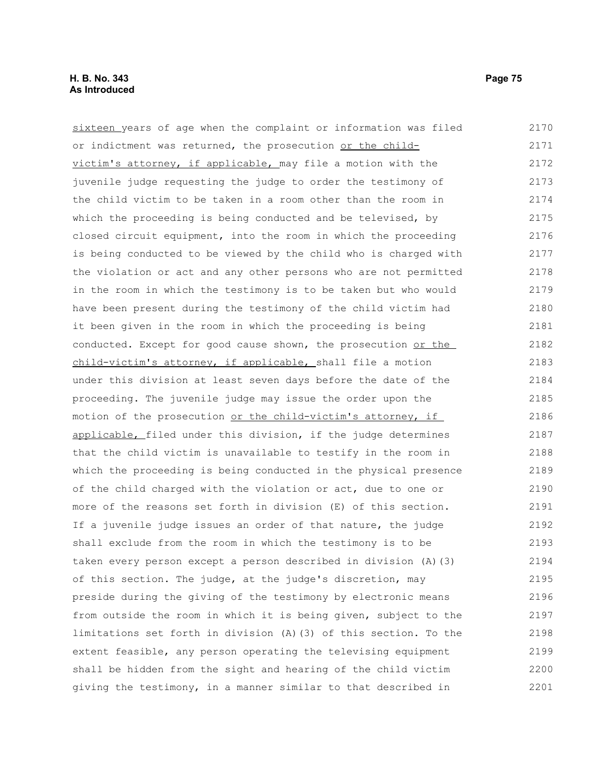sixteen years of age when the complaint or information was filed or indictment was returned, the prosecution or the child-victim's attorney, if applicable, may file a motion with the juvenile judge requesting the judge to order the testimony of the child victim to be taken in a room other than the room in which the proceeding is being conducted and be televised, by closed circuit equipment, into the room in which the proceeding is being conducted to be viewed by the child who is charged with the violation or act and any other persons who are not permitted in the room in which the testimony is to be taken but who would have been present during the testimony of the child victim had it been given in the room in which the proceeding is being conducted. Except for good cause shown, the prosecution or the child-victim's attorney, if applicable, shall file a motion under this division at least seven days before the date of the proceeding. The juvenile judge may issue the order upon the motion of the prosecution or the child-victim's attorney, if applicable, filed under this division, if the judge determines that the child victim is unavailable to testify in the room in which the proceeding is being conducted in the physical presence of the child charged with the violation or act, due to one or more of the reasons set forth in division (E) of this section. If a juvenile judge issues an order of that nature, the judge shall exclude from the room in which the testimony is to be taken every person except a person described in division (A)(3) of this section. The judge, at the judge's discretion, may preside during the giving of the testimony by electronic means from outside the room in which it is being given, subject to the limitations set forth in division (A)(3) of this section. To the extent feasible, any person operating the televising equipment shall be hidden from the sight and hearing of the child victim giving the testimony, in a manner similar to that described in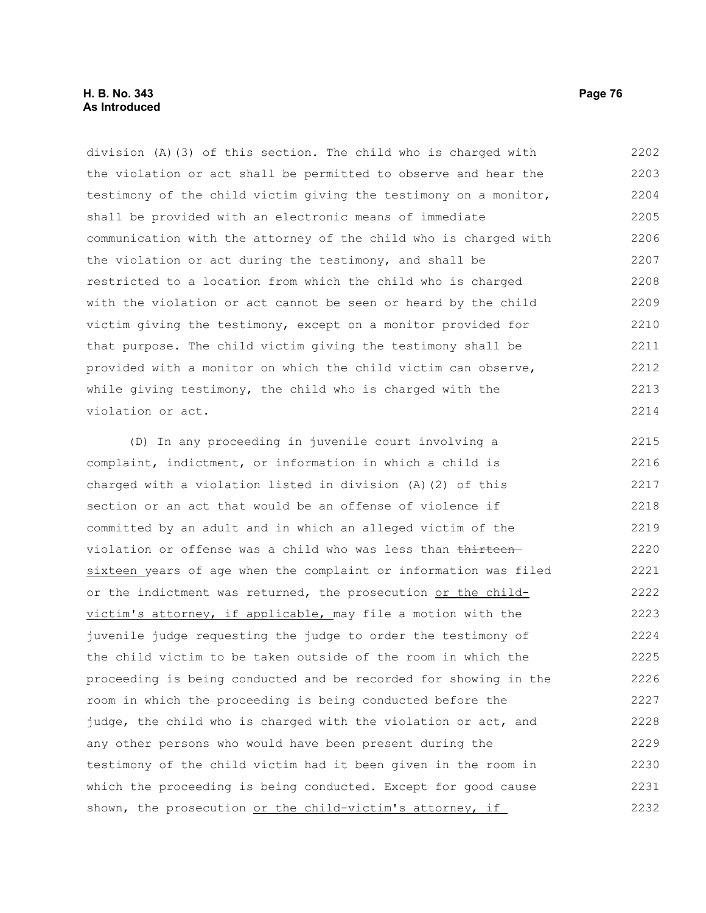division (A)(3) of this section. The child who is charged with the violation or act shall be permitted to observe and hear the testimony of the child victim giving the testimony on a monitor, shall be provided with an electronic means of immediate communication with the attorney of the child who is charged with the violation or act during the testimony, and shall be restricted to a location from which the child who is charged with the violation or act cannot be seen or heard by the child victim giving the testimony, except on a monitor provided for that purpose. The child victim giving the testimony shall be provided with a monitor on which the child victim can observe, while giving testimony, the child who is charged with the violation or act.

(D) In any proceeding in juvenile court involving a complaint, indictment, or information in which a child is charged with a violation listed in division (A)(2) of this section or an act that would be an offense of violence if committed by an adult and in which an alleged victim of the violation or offense was a child who was less than ~~thirteen~~ sixteen years of age when the complaint or information was filed or the indictment was returned, the prosecution or the child-victim's attorney, if applicable, may file a motion with the juvenile judge requesting the judge to order the testimony of the child victim to be taken outside of the room in which the proceeding is being conducted and be recorded for showing in the room in which the proceeding is being conducted before the judge, the child who is charged with the violation or act, and any other persons who would have been present during the testimony of the child victim had it been given in the room in which the proceeding is being conducted. Except for good cause shown, the prosecution or the child-victim's attorney, if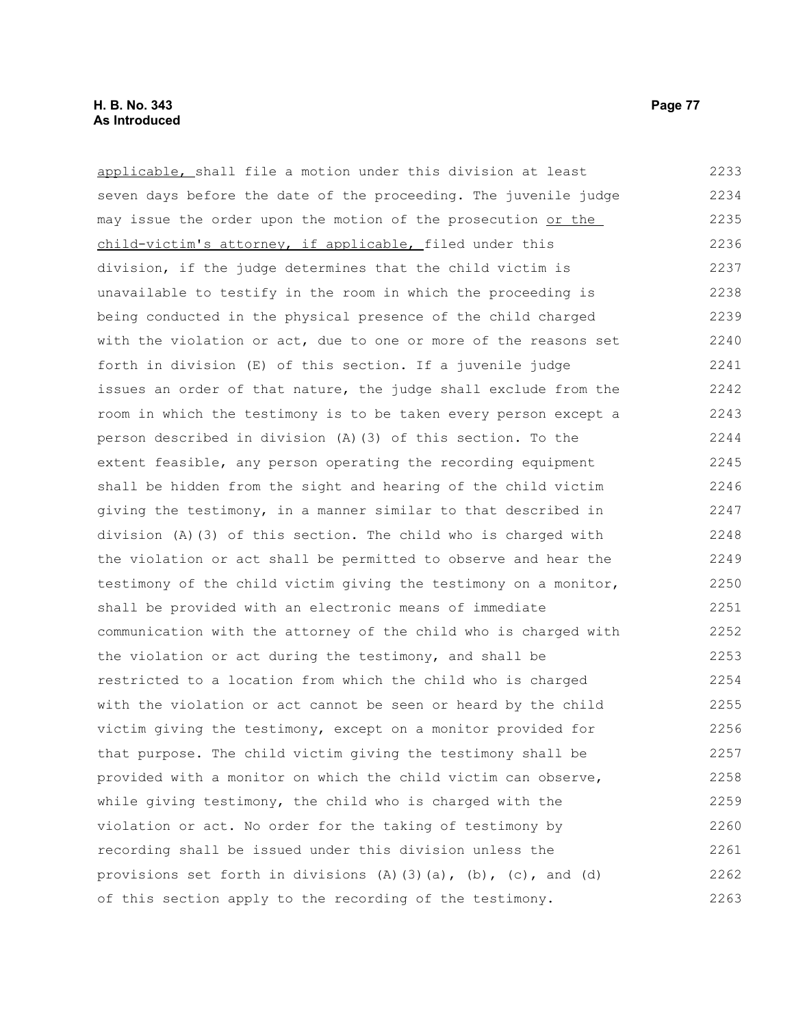applicable, shall file a motion under this division at least seven days before the date of the proceeding. The juvenile judge may issue the order upon the motion of the prosecution or the child-victim's attorney, if applicable, filed under this division, if the judge determines that the child victim is unavailable to testify in the room in which the proceeding is being conducted in the physical presence of the child charged with the violation or act, due to one or more of the reasons set forth in division (E) of this section. If a juvenile judge issues an order of that nature, the judge shall exclude from the room in which the testimony is to be taken every person except a person described in division (A)(3) of this section. To the extent feasible, any person operating the recording equipment shall be hidden from the sight and hearing of the child victim giving the testimony, in a manner similar to that described in division (A)(3) of this section. The child who is charged with the violation or act shall be permitted to observe and hear the testimony of the child victim giving the testimony on a monitor, shall be provided with an electronic means of immediate communication with the attorney of the child who is charged with the violation or act during the testimony, and shall be restricted to a location from which the child who is charged with the violation or act cannot be seen or heard by the child victim giving the testimony, except on a monitor provided for that purpose. The child victim giving the testimony shall be provided with a monitor on which the child victim can observe, while giving testimony, the child who is charged with the violation or act. No order for the taking of testimony by recording shall be issued under this division unless the provisions set forth in divisions (A)(3)(a), (b), (c), and (d) of this section apply to the recording of the testimony.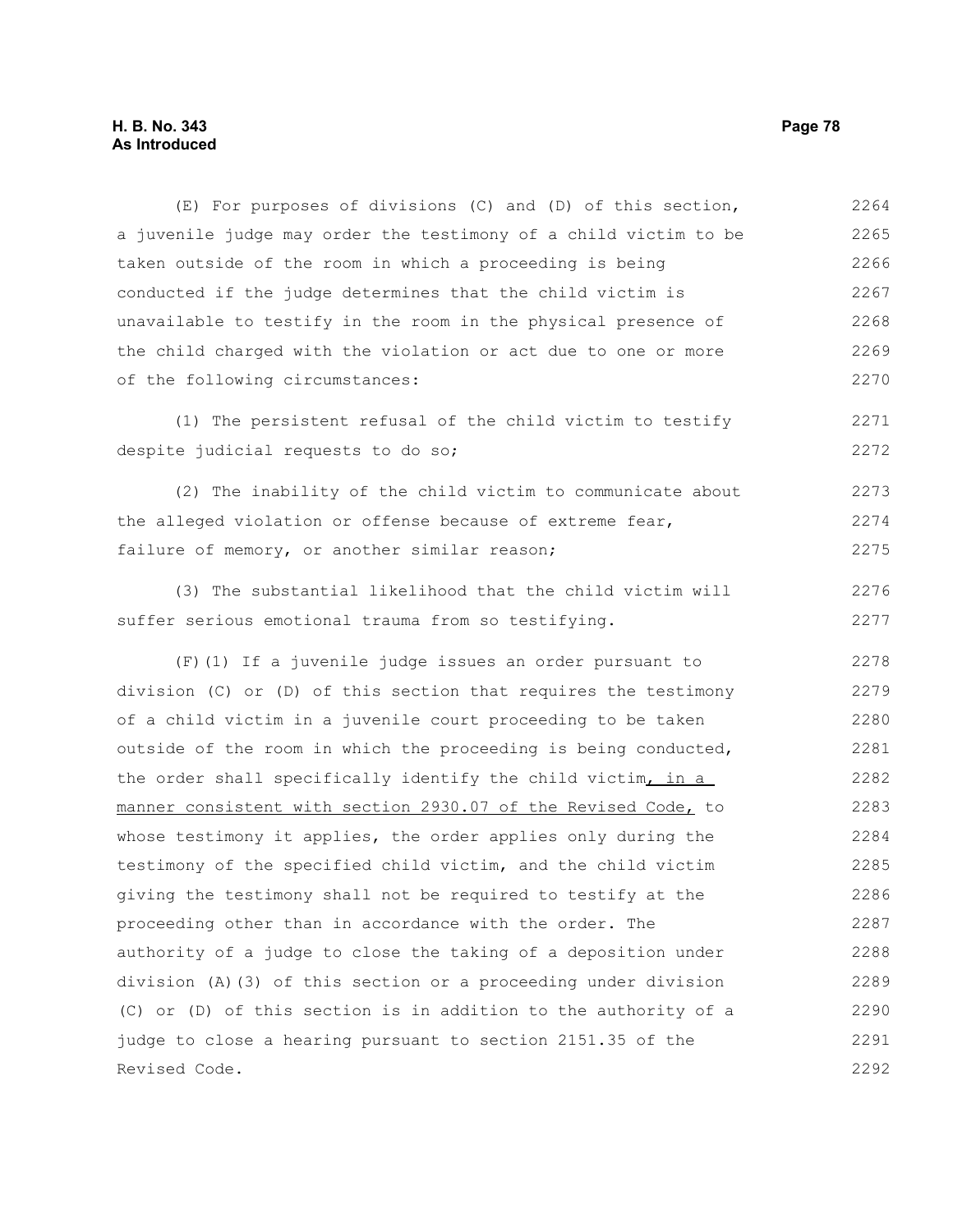(E) For purposes of divisions (C) and (D) of this section, a juvenile judge may order the testimony of a child victim to be taken outside of the room in which a proceeding is being conducted if the judge determines that the child victim is unavailable to testify in the room in the physical presence of the child charged with the violation or act due to one or more of the following circumstances:

(1) The persistent refusal of the child victim to testify despite judicial requests to do so;

(2) The inability of the child victim to communicate about the alleged violation or offense because of extreme fear, failure of memory, or another similar reason;

(3) The substantial likelihood that the child victim will suffer serious emotional trauma from so testifying.

(F)(1) If a juvenile judge issues an order pursuant to division (C) or (D) of this section that requires the testimony of a child victim in a juvenile court proceeding to be taken outside of the room in which the proceeding is being conducted, the order shall specifically identify the child victim, in a manner consistent with section 2930.07 of the Revised Code, to whose testimony it applies, the order applies only during the testimony of the specified child victim, and the child victim giving the testimony shall not be required to testify at the proceeding other than in accordance with the order. The authority of a judge to close the taking of a deposition under division (A)(3) of this section or a proceeding under division (C) or (D) of this section is in addition to the authority of a judge to close a hearing pursuant to section 2151.35 of the Revised Code.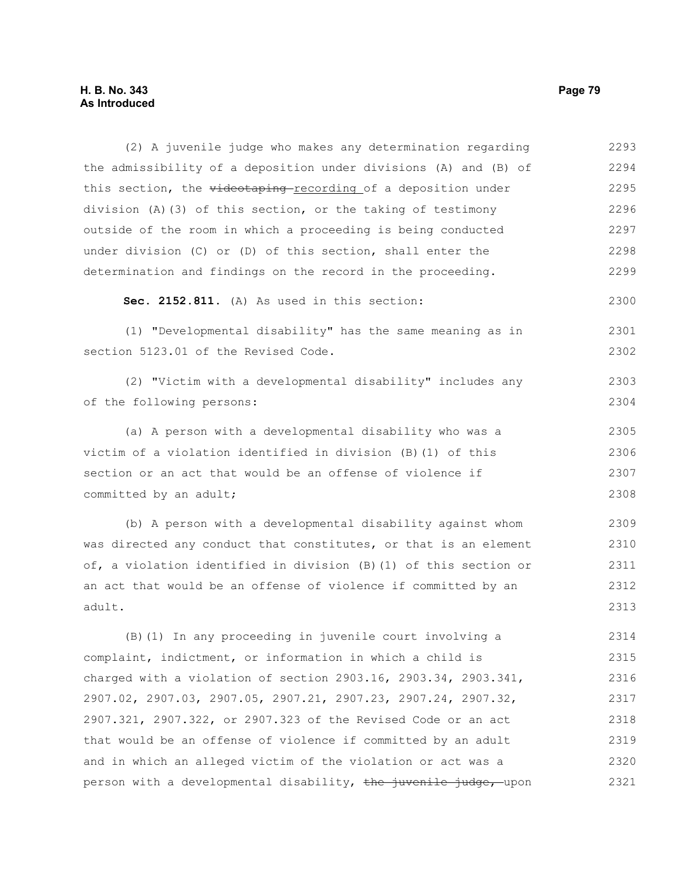(2) A juvenile judge who makes any determination regarding the admissibility of a deposition under divisions (A) and (B) of this section, the ~~videotaping~~ recording of a deposition under division (A)(3) of this section, or the taking of testimony outside of the room in which a proceeding is being conducted under division (C) or (D) of this section, shall enter the determination and findings on the record in the proceeding.

**Sec. 2152.811.** (A) As used in this section:

(1) "Developmental disability" has the same meaning as in section 5123.01 of the Revised Code.

(2) "Victim with a developmental disability" includes any of the following persons:

(a) A person with a developmental disability who was a victim of a violation identified in division (B)(1) of this section or an act that would be an offense of violence if committed by an adult;

(b) A person with a developmental disability against whom was directed any conduct that constitutes, or that is an element of, a violation identified in division (B)(1) of this section or an act that would be an offense of violence if committed by an adult.

(B)(1) In any proceeding in juvenile court involving a complaint, indictment, or information in which a child is charged with a violation of section 2903.16, 2903.34, 2903.341, 2907.02, 2907.03, 2907.05, 2907.21, 2907.23, 2907.24, 2907.32, 2907.321, 2907.322, or 2907.323 of the Revised Code or an act that would be an offense of violence if committed by an adult and in which an alleged victim of the violation or act was a person with a developmental disability, ~~the juvenile judge,~~ upon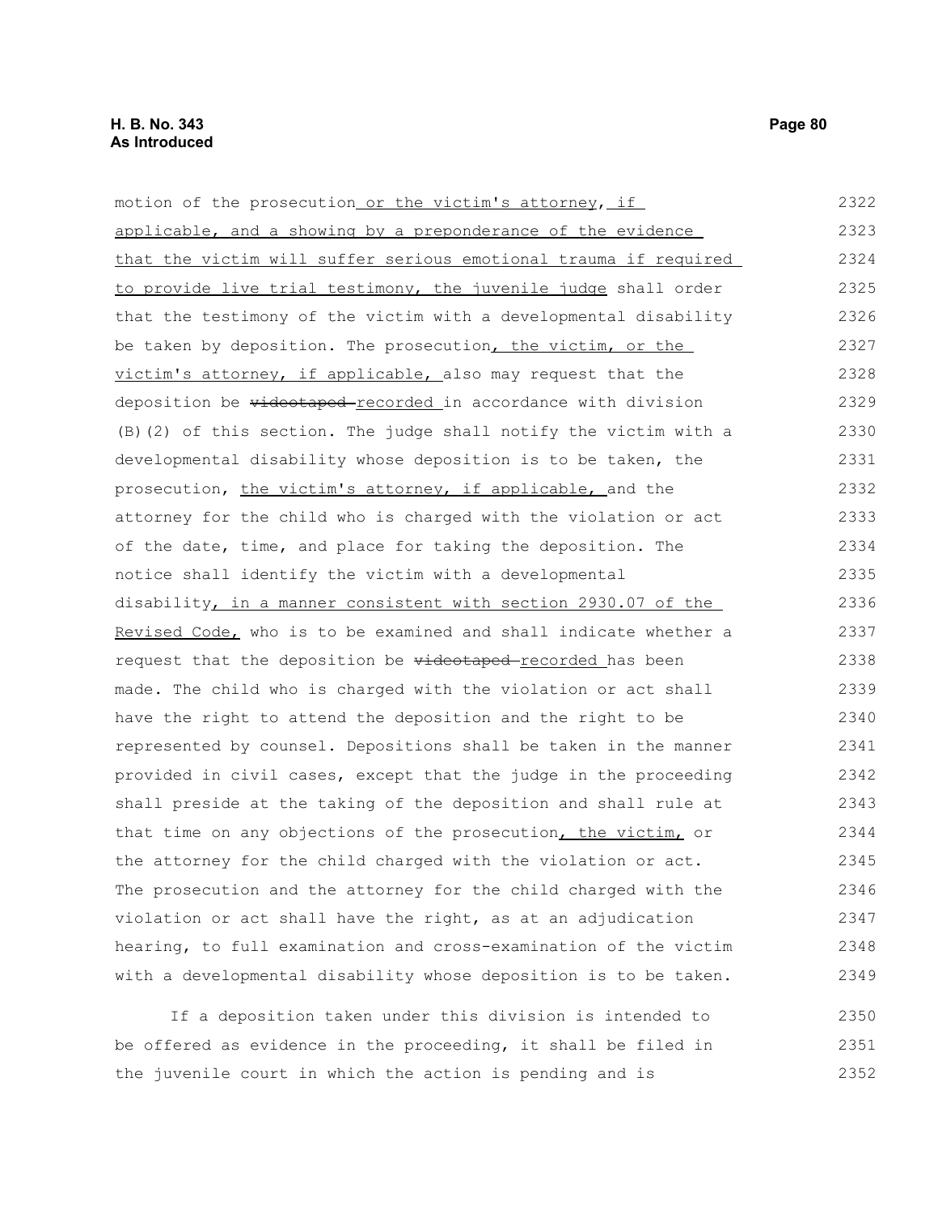motion of the prosecution or the victim's attorney, if applicable, and a showing by a preponderance of the evidence that the victim will suffer serious emotional trauma if required to provide live trial testimony, the juvenile judge shall order that the testimony of the victim with a developmental disability be taken by deposition. The prosecution, the victim, or the victim's attorney, if applicable, also may request that the deposition be ~~videotaped~~ recorded in accordance with division (B)(2) of this section. The judge shall notify the victim with a developmental disability whose deposition is to be taken, the prosecution, the victim's attorney, if applicable, and the attorney for the child who is charged with the violation or act of the date, time, and place for taking the deposition. The notice shall identify the victim with a developmental disability, in a manner consistent with section 2930.07 of the Revised Code, who is to be examined and shall indicate whether a request that the deposition be ~~videotaped~~ recorded has been made. The child who is charged with the violation or act shall have the right to attend the deposition and the right to be represented by counsel. Depositions shall be taken in the manner provided in civil cases, except that the judge in the proceeding shall preside at the taking of the deposition and shall rule at that time on any objections of the prosecution, the victim, or the attorney for the child charged with the violation or act. The prosecution and the attorney for the child charged with the violation or act shall have the right, as at an adjudication hearing, to full examination and cross-examination of the victim with a developmental disability whose deposition is to be taken.

If a deposition taken under this division is intended to be offered as evidence in the proceeding, it shall be filed in the juvenile court in which the action is pending and is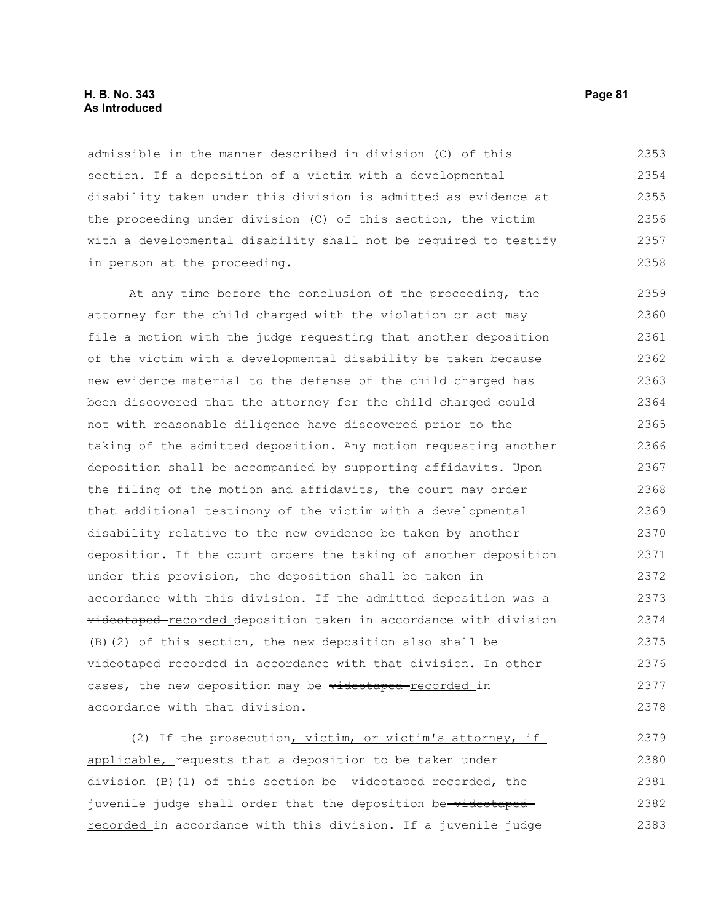admissible in the manner described in division (C) of this section. If a deposition of a victim with a developmental disability taken under this division is admitted as evidence at the proceeding under division (C) of this section, the victim with a developmental disability shall not be required to testify in person at the proceeding.

At any time before the conclusion of the proceeding, the attorney for the child charged with the violation or act may file a motion with the judge requesting that another deposition of the victim with a developmental disability be taken because new evidence material to the defense of the child charged has been discovered that the attorney for the child charged could not with reasonable diligence have discovered prior to the taking of the admitted deposition. Any motion requesting another deposition shall be accompanied by supporting affidavits. Upon the filing of the motion and affidavits, the court may order that additional testimony of the victim with a developmental disability relative to the new evidence be taken by another deposition. If the court orders the taking of another deposition under this provision, the deposition shall be taken in accordance with this division. If the admitted deposition was a ~~videotaped~~ recorded deposition taken in accordance with division (B)(2) of this section, the new deposition also shall be ~~videotaped~~ recorded in accordance with that division. In other cases, the new deposition may be ~~videotaped~~ recorded in accordance with that division.

(2) If the prosecution, victim, or victim's attorney, if applicable, requests that a deposition to be taken under division (B)(1) of this section be ~~videotaped~~ recorded, the juvenile judge shall order that the deposition be ~~videotaped~~ recorded in accordance with this division. If a juvenile judge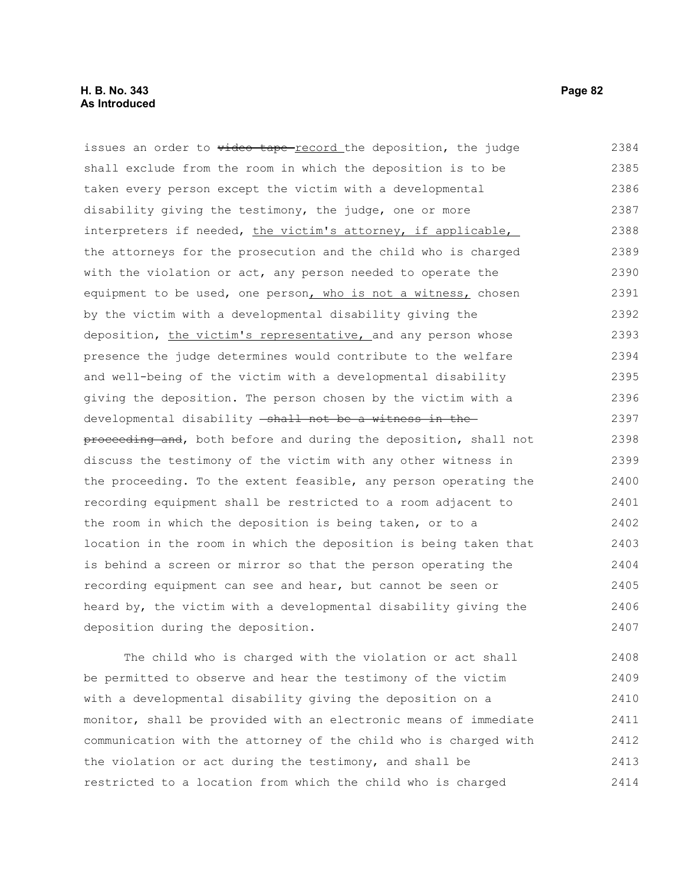issues an order to ~~video tape~~ record the deposition, the judge shall exclude from the room in which the deposition is to be taken every person except the victim with a developmental disability giving the testimony, the judge, one or more interpreters if needed, the victim's attorney, if applicable, the attorneys for the prosecution and the child who is charged with the violation or act, any person needed to operate the equipment to be used, one person, who is not a witness, chosen by the victim with a developmental disability giving the deposition, the victim's representative, and any person whose presence the judge determines would contribute to the welfare and well-being of the victim with a developmental disability giving the deposition. The person chosen by the victim with a developmental disability ~~shall not be a witness in the proceeding and~~, both before and during the deposition, shall not discuss the testimony of the victim with any other witness in the proceeding. To the extent feasible, any person operating the recording equipment shall be restricted to a room adjacent to the room in which the deposition is being taken, or to a location in the room in which the deposition is being taken that is behind a screen or mirror so that the person operating the recording equipment can see and hear, but cannot be seen or heard by, the victim with a developmental disability giving the deposition during the deposition.

The child who is charged with the violation or act shall be permitted to observe and hear the testimony of the victim with a developmental disability giving the deposition on a monitor, shall be provided with an electronic means of immediate communication with the attorney of the child who is charged with the violation or act during the testimony, and shall be restricted to a location from which the child who is charged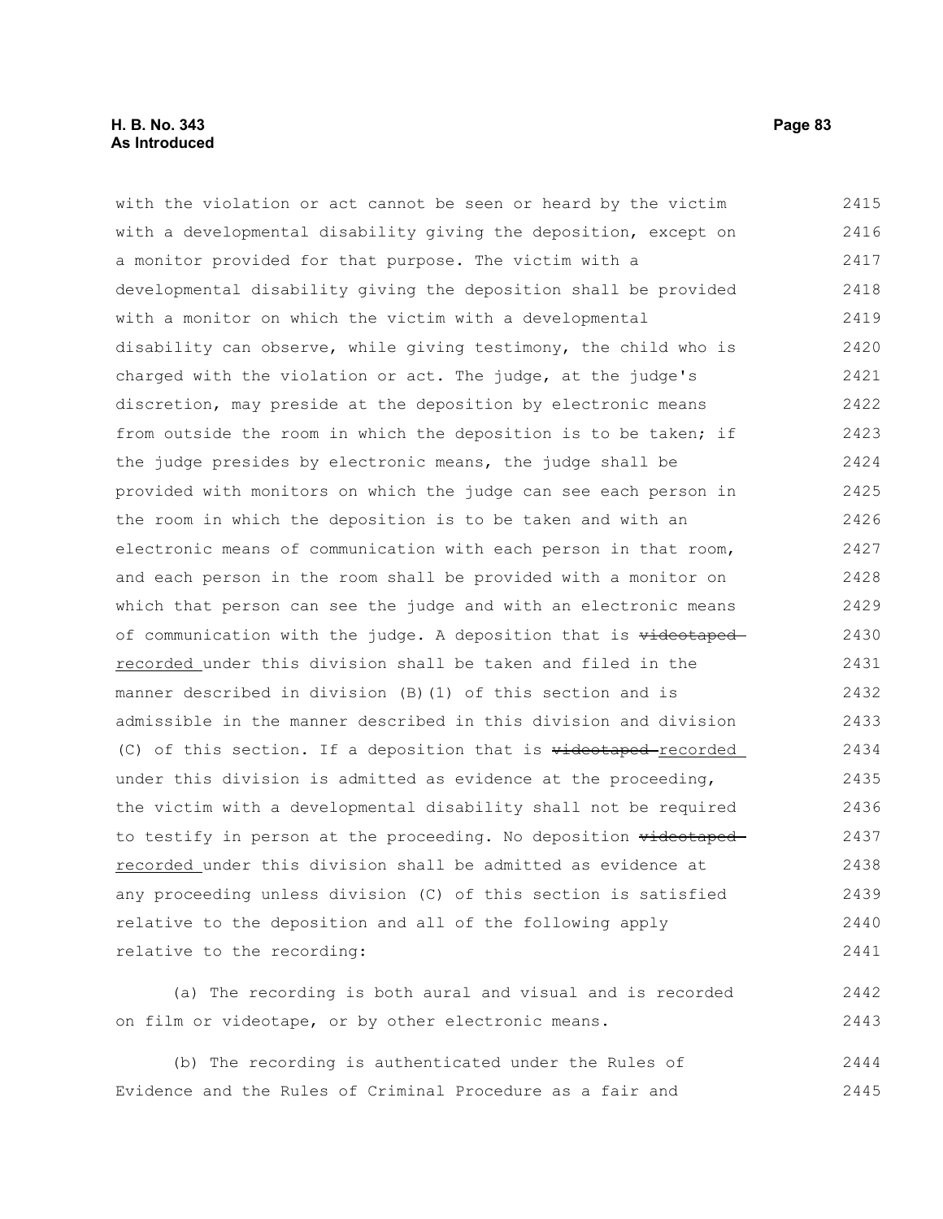with the violation or act cannot be seen or heard by the victim with a developmental disability giving the deposition, except on a monitor provided for that purpose. The victim with a developmental disability giving the deposition shall be provided with a monitor on which the victim with a developmental disability can observe, while giving testimony, the child who is charged with the violation or act. The judge, at the judge's discretion, may preside at the deposition by electronic means from outside the room in which the deposition is to be taken; if the judge presides by electronic means, the judge shall be provided with monitors on which the judge can see each person in the room in which the deposition is to be taken and with an electronic means of communication with each person in that room, and each person in the room shall be provided with a monitor on which that person can see the judge and with an electronic means of communication with the judge. A deposition that is ~~videotaped~~ recorded under this division shall be taken and filed in the manner described in division (B)(1) of this section and is admissible in the manner described in this division and division (C) of this section. If a deposition that is ~~videotaped~~ recorded under this division is admitted as evidence at the proceeding, the victim with a developmental disability shall not be required to testify in person at the proceeding. No deposition ~~videotaped~~ recorded under this division shall be admitted as evidence at any proceeding unless division (C) of this section is satisfied relative to the deposition and all of the following apply relative to the recording:

(a) The recording is both aural and visual and is recorded on film or videotape, or by other electronic means.

(b) The recording is authenticated under the Rules of Evidence and the Rules of Criminal Procedure as a fair and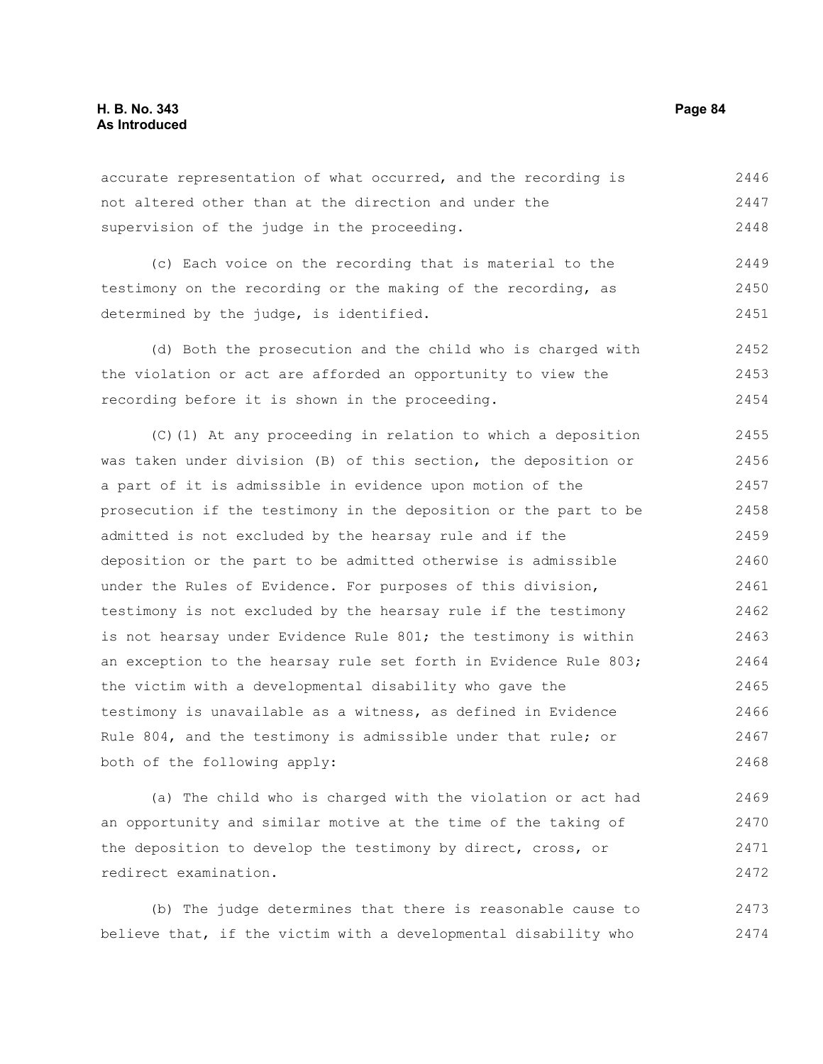accurate representation of what occurred, and the recording is not altered other than at the direction and under the supervision of the judge in the proceeding.

(c) Each voice on the recording that is material to the testimony on the recording or the making of the recording, as determined by the judge, is identified.

(d) Both the prosecution and the child who is charged with the violation or act are afforded an opportunity to view the recording before it is shown in the proceeding.

(C)(1) At any proceeding in relation to which a deposition was taken under division (B) of this section, the deposition or a part of it is admissible in evidence upon motion of the prosecution if the testimony in the deposition or the part to be admitted is not excluded by the hearsay rule and if the deposition or the part to be admitted otherwise is admissible under the Rules of Evidence. For purposes of this division, testimony is not excluded by the hearsay rule if the testimony is not hearsay under Evidence Rule 801; the testimony is within an exception to the hearsay rule set forth in Evidence Rule 803; the victim with a developmental disability who gave the testimony is unavailable as a witness, as defined in Evidence Rule 804, and the testimony is admissible under that rule; or both of the following apply:

(a) The child who is charged with the violation or act had an opportunity and similar motive at the time of the taking of the deposition to develop the testimony by direct, cross, or redirect examination.

(b) The judge determines that there is reasonable cause to believe that, if the victim with a developmental disability who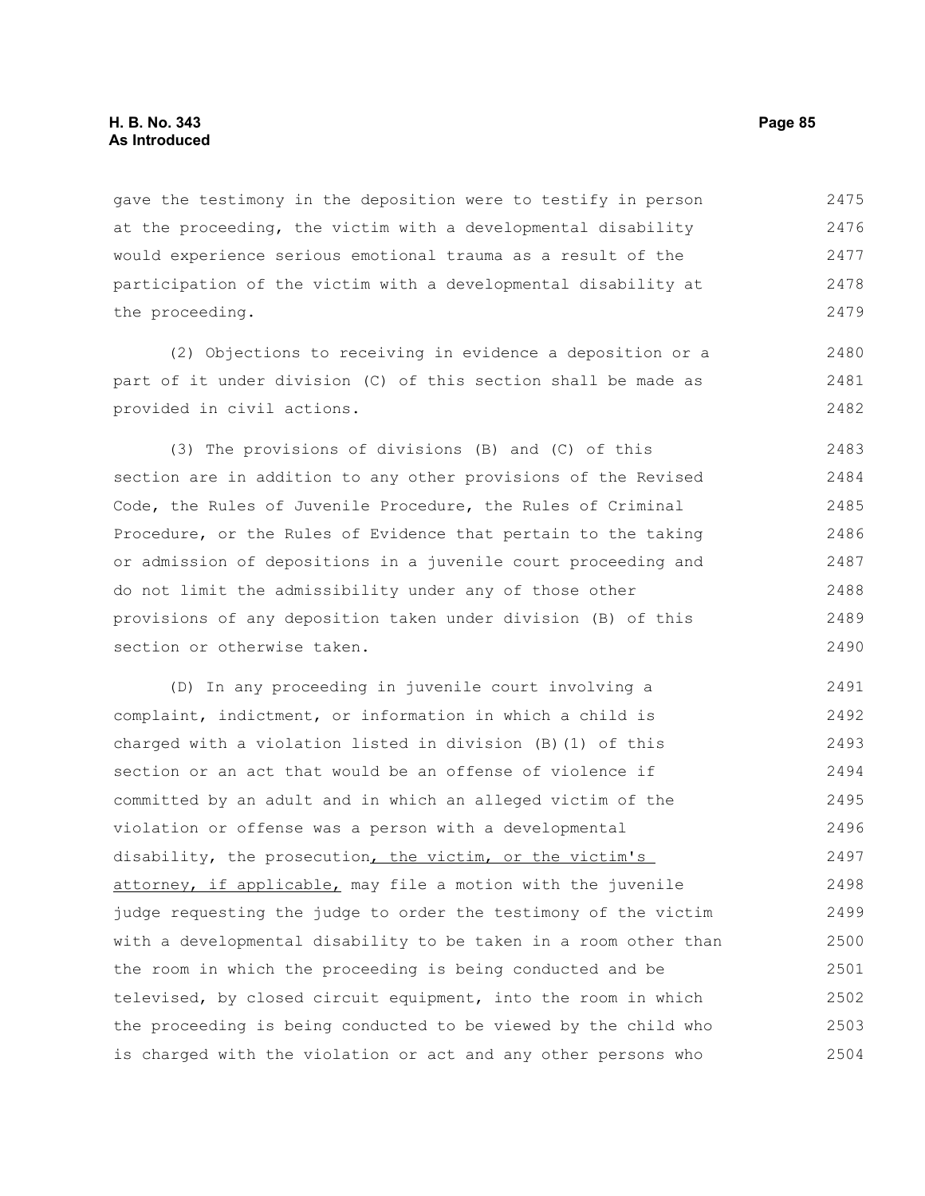gave the testimony in the deposition were to testify in person at the proceeding, the victim with a developmental disability would experience serious emotional trauma as a result of the participation of the victim with a developmental disability at the proceeding.

(2) Objections to receiving in evidence a deposition or a part of it under division (C) of this section shall be made as provided in civil actions.

(3) The provisions of divisions (B) and (C) of this section are in addition to any other provisions of the Revised Code, the Rules of Juvenile Procedure, the Rules of Criminal Procedure, or the Rules of Evidence that pertain to the taking or admission of depositions in a juvenile court proceeding and do not limit the admissibility under any of those other provisions of any deposition taken under division (B) of this section or otherwise taken.

(D) In any proceeding in juvenile court involving a complaint, indictment, or information in which a child is charged with a violation listed in division (B)(1) of this section or an act that would be an offense of violence if committed by an adult and in which an alleged victim of the violation or offense was a person with a developmental disability, the prosecution, the victim, or the victim's attorney, if applicable, may file a motion with the juvenile judge requesting the judge to order the testimony of the victim with a developmental disability to be taken in a room other than the room in which the proceeding is being conducted and be televised, by closed circuit equipment, into the room in which the proceeding is being conducted to be viewed by the child who is charged with the violation or act and any other persons who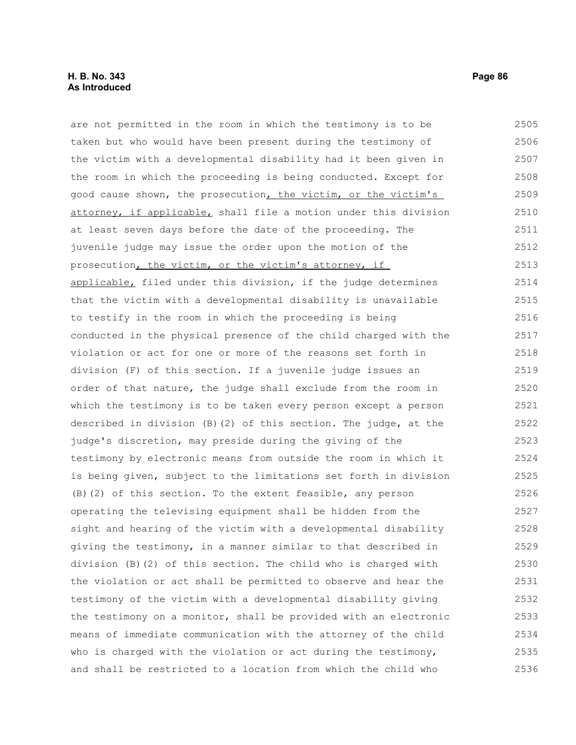are not permitted in the room in which the testimony is to be taken but who would have been present during the testimony of the victim with a developmental disability had it been given in the room in which the proceeding is being conducted. Except for good cause shown, the prosecution, the victim, or the victim's attorney, if applicable, shall file a motion under this division at least seven days before the date of the proceeding. The juvenile judge may issue the order upon the motion of the prosecution, the victim, or the victim's attorney, if applicable, filed under this division, if the judge determines that the victim with a developmental disability is unavailable to testify in the room in which the proceeding is being conducted in the physical presence of the child charged with the violation or act for one or more of the reasons set forth in division (F) of this section. If a juvenile judge issues an order of that nature, the judge shall exclude from the room in which the testimony is to be taken every person except a person described in division (B)(2) of this section. The judge, at the judge's discretion, may preside during the giving of the testimony by electronic means from outside the room in which it is being given, subject to the limitations set forth in division (B)(2) of this section. To the extent feasible, any person operating the televising equipment shall be hidden from the sight and hearing of the victim with a developmental disability giving the testimony, in a manner similar to that described in division (B)(2) of this section. The child who is charged with the violation or act shall be permitted to observe and hear the testimony of the victim with a developmental disability giving the testimony on a monitor, shall be provided with an electronic means of immediate communication with the attorney of the child who is charged with the violation or act during the testimony, and shall be restricted to a location from which the child who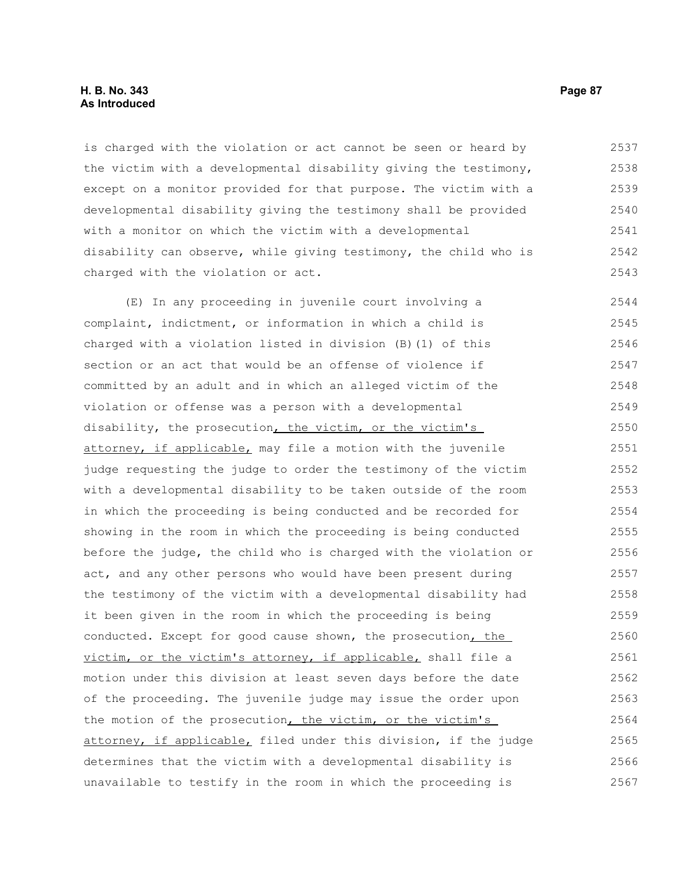is charged with the violation or act cannot be seen or heard by the victim with a developmental disability giving the testimony, except on a monitor provided for that purpose. The victim with a developmental disability giving the testimony shall be provided with a monitor on which the victim with a developmental disability can observe, while giving testimony, the child who is charged with the violation or act.

(E) In any proceeding in juvenile court involving a complaint, indictment, or information in which a child is charged with a violation listed in division (B)(1) of this section or an act that would be an offense of violence if committed by an adult and in which an alleged victim of the violation or offense was a person with a developmental disability, the prosecution, the victim, or the victim's attorney, if applicable, may file a motion with the juvenile judge requesting the judge to order the testimony of the victim with a developmental disability to be taken outside of the room in which the proceeding is being conducted and be recorded for showing in the room in which the proceeding is being conducted before the judge, the child who is charged with the violation or act, and any other persons who would have been present during the testimony of the victim with a developmental disability had it been given in the room in which the proceeding is being conducted. Except for good cause shown, the prosecution, the victim, or the victim's attorney, if applicable, shall file a motion under this division at least seven days before the date of the proceeding. The juvenile judge may issue the order upon the motion of the prosecution, the victim, or the victim's attorney, if applicable, filed under this division, if the judge determines that the victim with a developmental disability is unavailable to testify in the room in which the proceeding is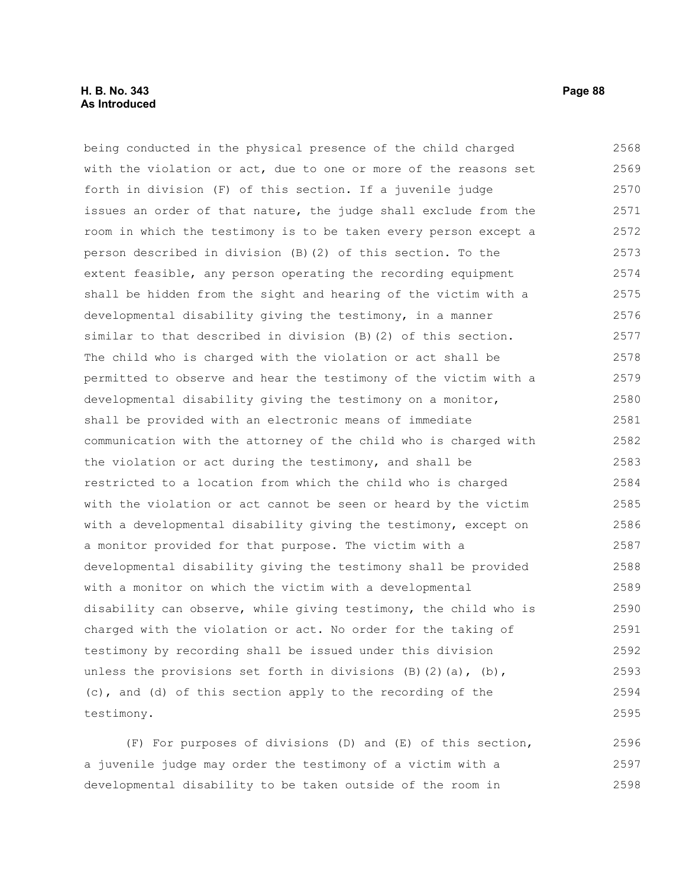being conducted in the physical presence of the child charged with the violation or act, due to one or more of the reasons set forth in division (F) of this section. If a juvenile judge issues an order of that nature, the judge shall exclude from the room in which the testimony is to be taken every person except a person described in division (B)(2) of this section. To the extent feasible, any person operating the recording equipment shall be hidden from the sight and hearing of the victim with a developmental disability giving the testimony, in a manner similar to that described in division (B)(2) of this section. The child who is charged with the violation or act shall be permitted to observe and hear the testimony of the victim with a developmental disability giving the testimony on a monitor, shall be provided with an electronic means of immediate communication with the attorney of the child who is charged with the violation or act during the testimony, and shall be restricted to a location from which the child who is charged with the violation or act cannot be seen or heard by the victim with a developmental disability giving the testimony, except on a monitor provided for that purpose. The victim with a developmental disability giving the testimony shall be provided with a monitor on which the victim with a developmental disability can observe, while giving testimony, the child who is charged with the violation or act. No order for the taking of testimony by recording shall be issued under this division unless the provisions set forth in divisions (B)(2)(a), (b), (c), and (d) of this section apply to the recording of the testimony.

(F) For purposes of divisions (D) and (E) of this section, a juvenile judge may order the testimony of a victim with a developmental disability to be taken outside of the room in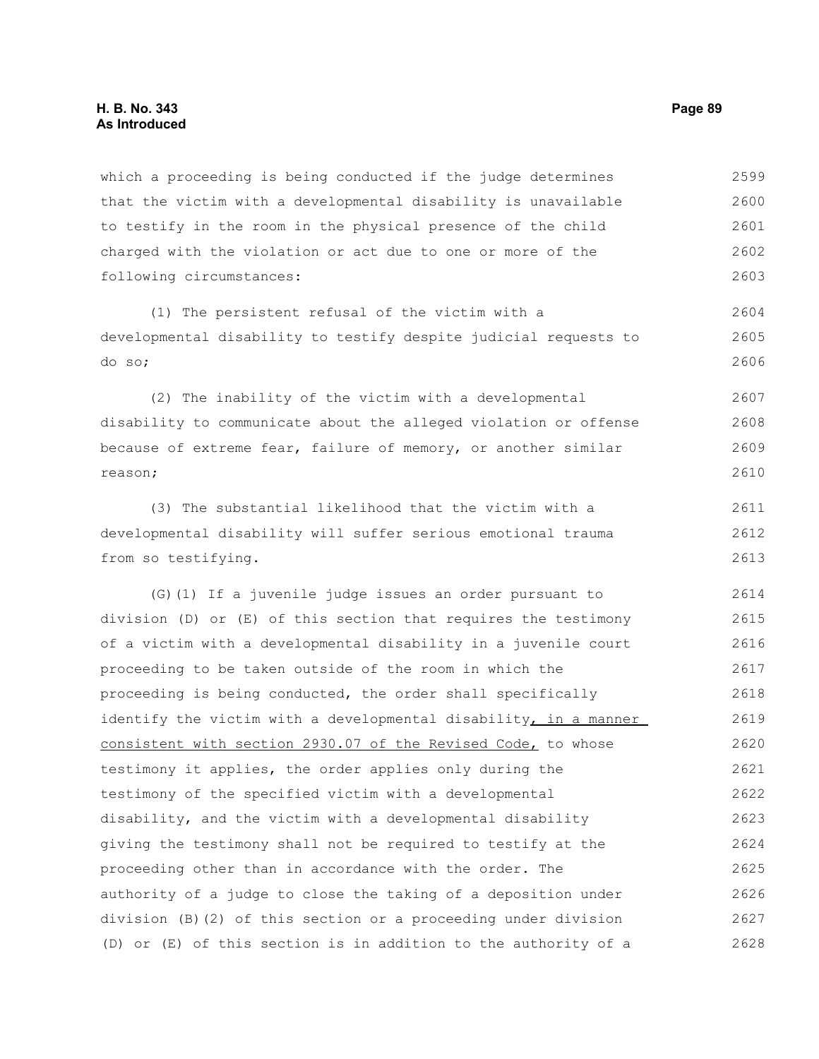which a proceeding is being conducted if the judge determines that the victim with a developmental disability is unavailable to testify in the room in the physical presence of the child charged with the violation or act due to one or more of the following circumstances:

(1) The persistent refusal of the victim with a developmental disability to testify despite judicial requests to do so;

(2) The inability of the victim with a developmental disability to communicate about the alleged violation or offense because of extreme fear, failure of memory, or another similar reason;

(3) The substantial likelihood that the victim with a developmental disability will suffer serious emotional trauma from so testifying.

(G)(1) If a juvenile judge issues an order pursuant to division (D) or (E) of this section that requires the testimony of a victim with a developmental disability in a juvenile court proceeding to be taken outside of the room in which the proceeding is being conducted, the order shall specifically identify the victim with a developmental disability, in a manner consistent with section 2930.07 of the Revised Code, to whose testimony it applies, the order applies only during the testimony of the specified victim with a developmental disability, and the victim with a developmental disability giving the testimony shall not be required to testify at the proceeding other than in accordance with the order. The authority of a judge to close the taking of a deposition under division (B)(2) of this section or a proceeding under division (D) or (E) of this section is in addition to the authority of a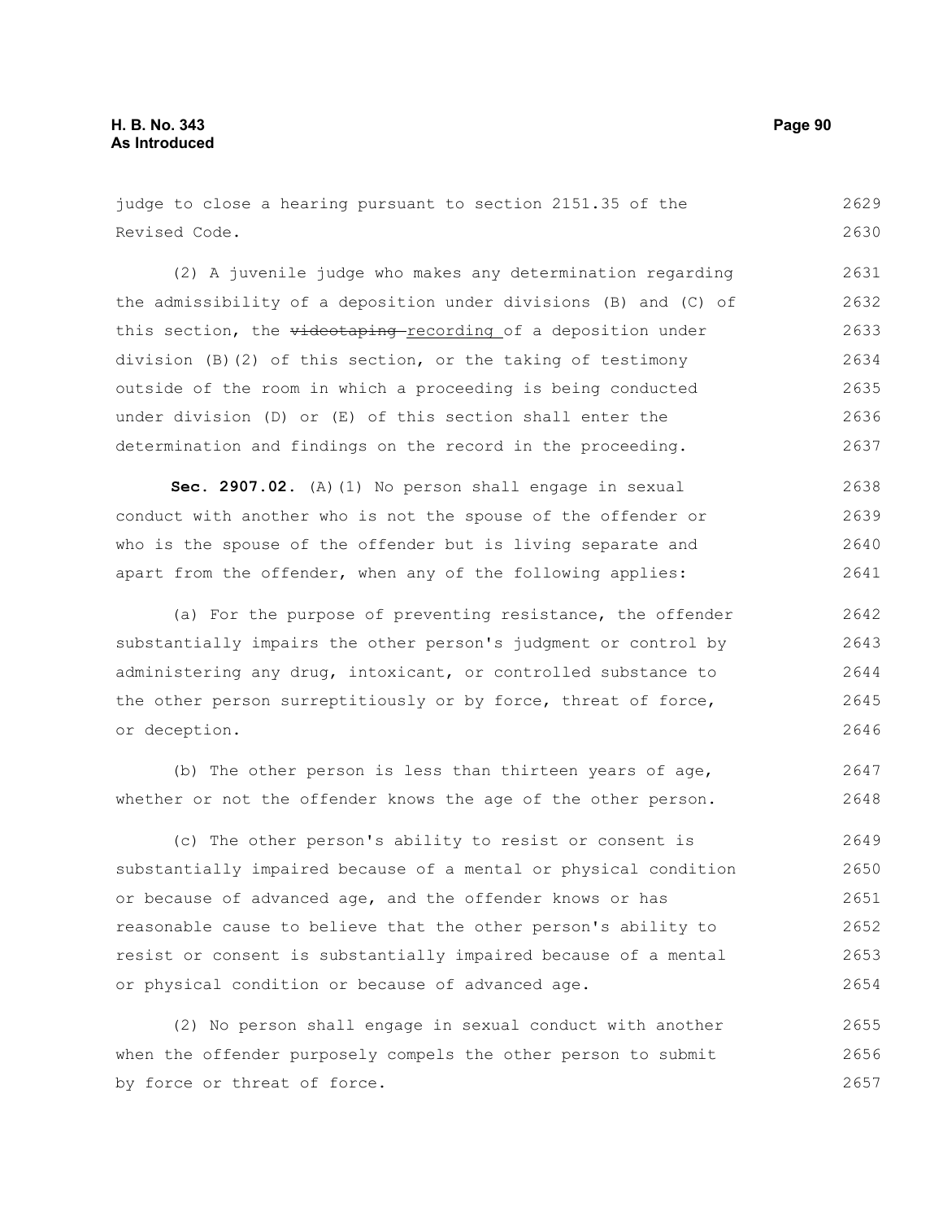judge to close a hearing pursuant to section 2151.35 of the Revised Code.

(2) A juvenile judge who makes any determination regarding the admissibility of a deposition under divisions (B) and (C) of this section, the ~~videotaping~~ recording of a deposition under division (B)(2) of this section, or the taking of testimony outside of the room in which a proceeding is being conducted under division (D) or (E) of this section shall enter the determination and findings on the record in the proceeding.

**Sec. 2907.02.** (A)(1) No person shall engage in sexual conduct with another who is not the spouse of the offender or who is the spouse of the offender but is living separate and apart from the offender, when any of the following applies:

(a) For the purpose of preventing resistance, the offender substantially impairs the other person's judgment or control by administering any drug, intoxicant, or controlled substance to the other person surreptitiously or by force, threat of force, or deception.

(b) The other person is less than thirteen years of age, whether or not the offender knows the age of the other person.

(c) The other person's ability to resist or consent is substantially impaired because of a mental or physical condition or because of advanced age, and the offender knows or has reasonable cause to believe that the other person's ability to resist or consent is substantially impaired because of a mental or physical condition or because of advanced age.

(2) No person shall engage in sexual conduct with another when the offender purposely compels the other person to submit by force or threat of force.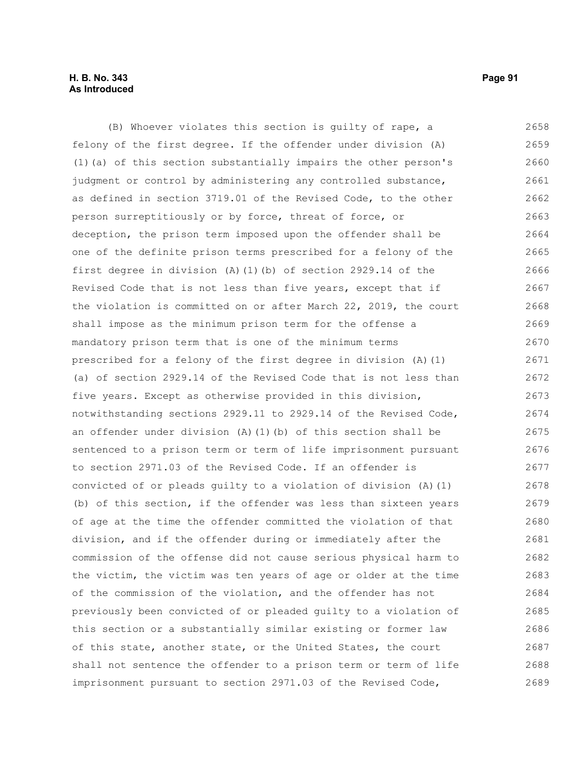(B) Whoever violates this section is guilty of rape, a felony of the first degree. If the offender under division (A)(1)(a) of this section substantially impairs the other person's judgment or control by administering any controlled substance, as defined in section 3719.01 of the Revised Code, to the other person surreptitiously or by force, threat of force, or deception, the prison term imposed upon the offender shall be one of the definite prison terms prescribed for a felony of the first degree in division (A)(1)(b) of section 2929.14 of the Revised Code that is not less than five years, except that if the violation is committed on or after March 22, 2019, the court shall impose as the minimum prison term for the offense a mandatory prison term that is one of the minimum terms prescribed for a felony of the first degree in division (A)(1)(a) of section 2929.14 of the Revised Code that is not less than five years. Except as otherwise provided in this division, notwithstanding sections 2929.11 to 2929.14 of the Revised Code, an offender under division (A)(1)(b) of this section shall be sentenced to a prison term or term of life imprisonment pursuant to section 2971.03 of the Revised Code. If an offender is convicted of or pleads guilty to a violation of division (A)(1)(b) of this section, if the offender was less than sixteen years of age at the time the offender committed the violation of that division, and if the offender during or immediately after the commission of the offense did not cause serious physical harm to the victim, the victim was ten years of age or older at the time of the commission of the violation, and the offender has not previously been convicted of or pleaded guilty to a violation of this section or a substantially similar existing or former law of this state, another state, or the United States, the court shall not sentence the offender to a prison term or term of life imprisonment pursuant to section 2971.03 of the Revised Code,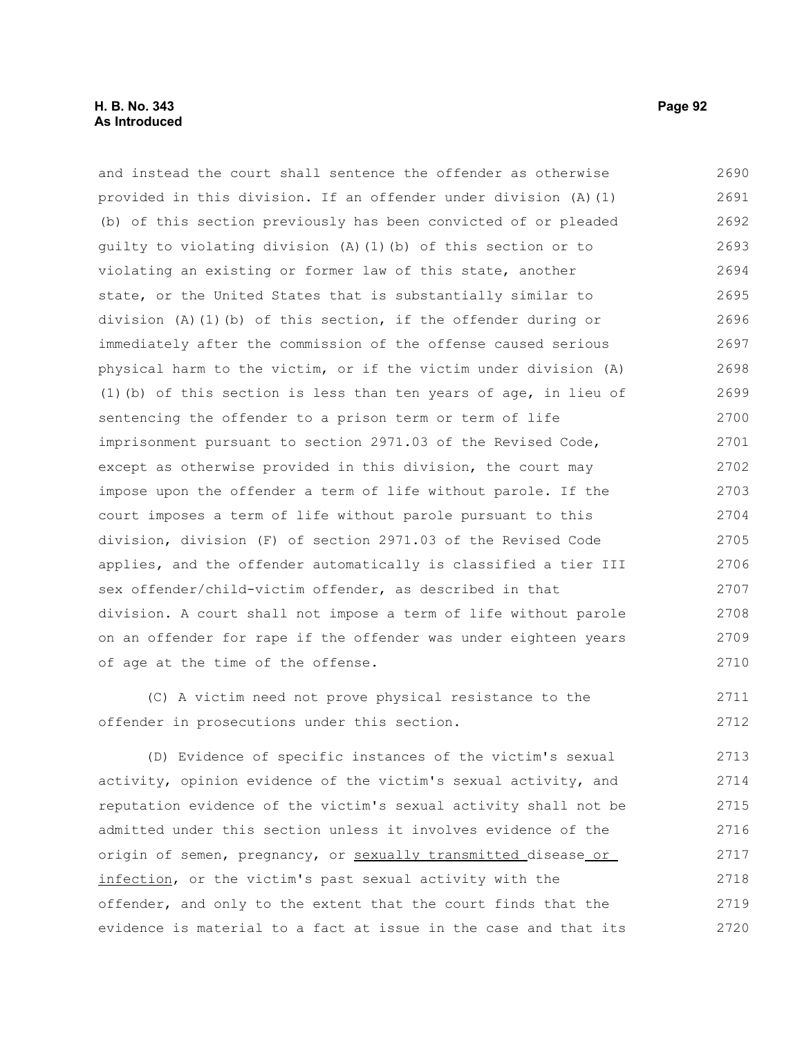and instead the court shall sentence the offender as otherwise provided in this division. If an offender under division (A)(1)(b) of this section previously has been convicted of or pleaded guilty to violating division (A)(1)(b) of this section or to violating an existing or former law of this state, another state, or the United States that is substantially similar to division (A)(1)(b) of this section, if the offender during or immediately after the commission of the offense caused serious physical harm to the victim, or if the victim under division (A)(1)(b) of this section is less than ten years of age, in lieu of sentencing the offender to a prison term or term of life imprisonment pursuant to section 2971.03 of the Revised Code, except as otherwise provided in this division, the court may impose upon the offender a term of life without parole. If the court imposes a term of life without parole pursuant to this division, division (F) of section 2971.03 of the Revised Code applies, and the offender automatically is classified a tier III sex offender/child-victim offender, as described in that division. A court shall not impose a term of life without parole on an offender for rape if the offender was under eighteen years of age at the time of the offense.

(C) A victim need not prove physical resistance to the offender in prosecutions under this section.

(D) Evidence of specific instances of the victim's sexual activity, opinion evidence of the victim's sexual activity, and reputation evidence of the victim's sexual activity shall not be admitted under this section unless it involves evidence of the origin of semen, pregnancy, or <u>sexually transmitted</u> disease<u> or infection</u>, or the victim's past sexual activity with the offender, and only to the extent that the court finds that the evidence is material to a fact at issue in the case and that its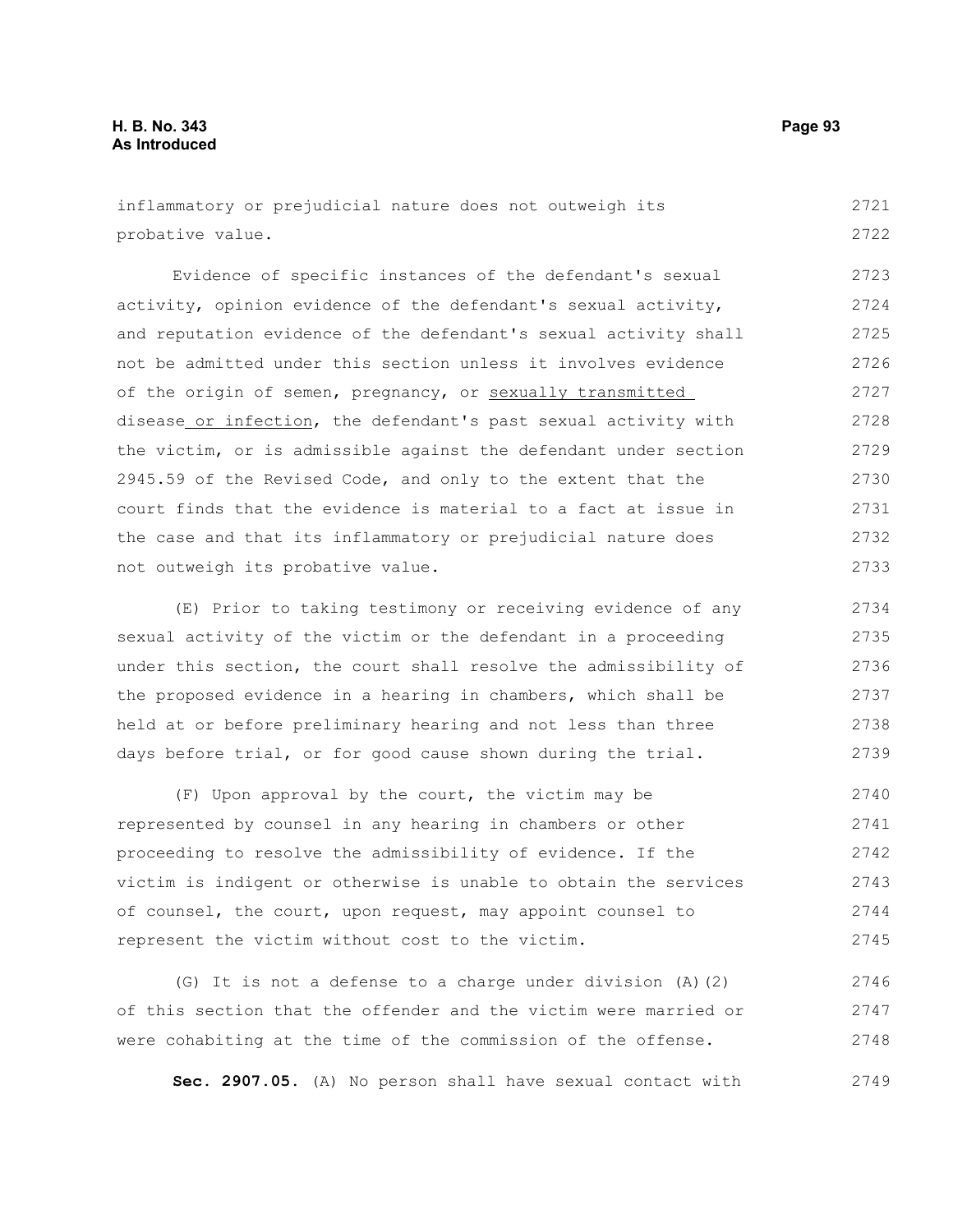inflammatory or prejudicial nature does not outweigh its probative value.

Evidence of specific instances of the defendant's sexual activity, opinion evidence of the defendant's sexual activity, and reputation evidence of the defendant's sexual activity shall not be admitted under this section unless it involves evidence of the origin of semen, pregnancy, or sexually transmitted disease or infection, the defendant's past sexual activity with the victim, or is admissible against the defendant under section 2945.59 of the Revised Code, and only to the extent that the court finds that the evidence is material to a fact at issue in the case and that its inflammatory or prejudicial nature does not outweigh its probative value.

(E) Prior to taking testimony or receiving evidence of any sexual activity of the victim or the defendant in a proceeding under this section, the court shall resolve the admissibility of the proposed evidence in a hearing in chambers, which shall be held at or before preliminary hearing and not less than three days before trial, or for good cause shown during the trial.

(F) Upon approval by the court, the victim may be represented by counsel in any hearing in chambers or other proceeding to resolve the admissibility of evidence. If the victim is indigent or otherwise is unable to obtain the services of counsel, the court, upon request, may appoint counsel to represent the victim without cost to the victim.

(G) It is not a defense to a charge under division (A)(2) of this section that the offender and the victim were married or were cohabiting at the time of the commission of the offense.

**Sec. 2907.05.** (A) No person shall have sexual contact with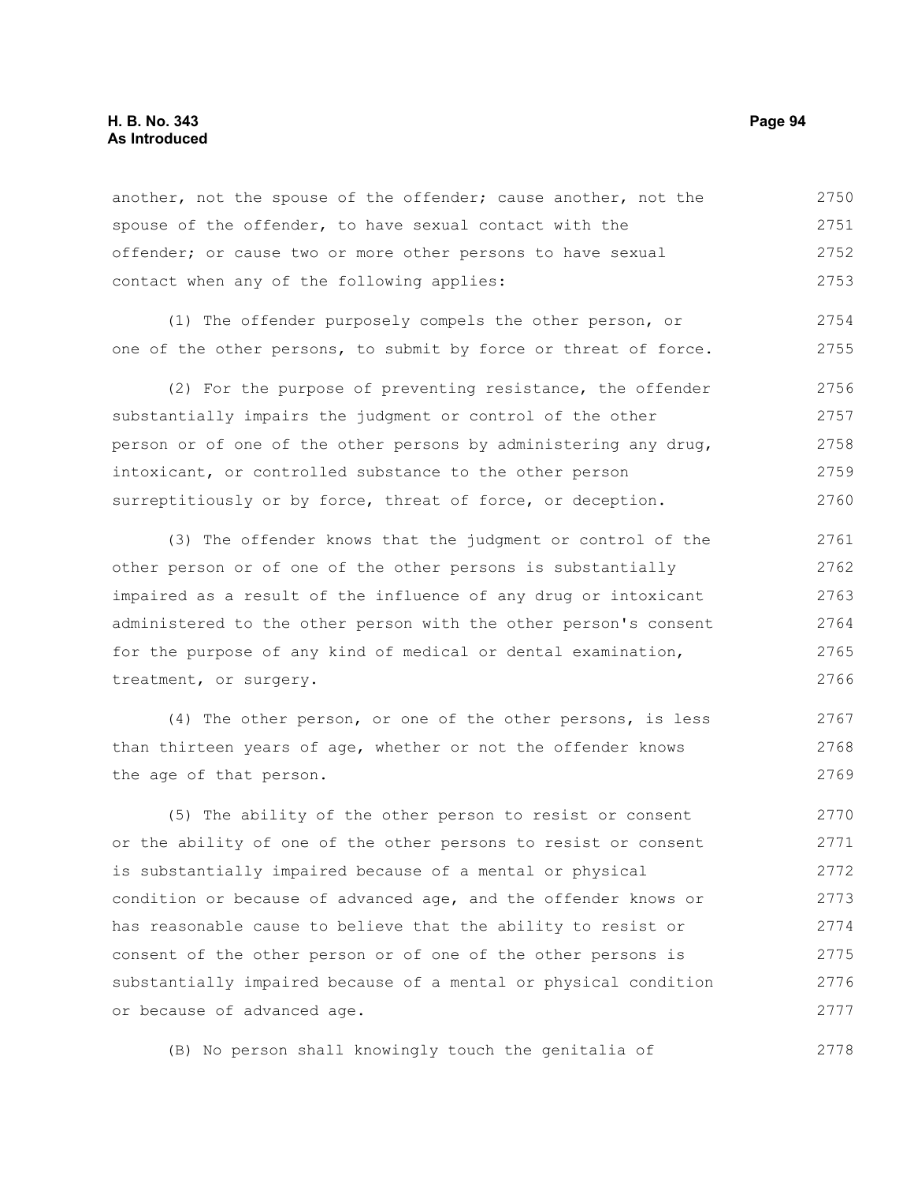another, not the spouse of the offender; cause another, not the spouse of the offender, to have sexual contact with the offender; or cause two or more other persons to have sexual contact when any of the following applies:

(1) The offender purposely compels the other person, or one of the other persons, to submit by force or threat of force.

(2) For the purpose of preventing resistance, the offender substantially impairs the judgment or control of the other person or of one of the other persons by administering any drug, intoxicant, or controlled substance to the other person surreptitiously or by force, threat of force, or deception.

(3) The offender knows that the judgment or control of the other person or of one of the other persons is substantially impaired as a result of the influence of any drug or intoxicant administered to the other person with the other person's consent for the purpose of any kind of medical or dental examination, treatment, or surgery.

(4) The other person, or one of the other persons, is less than thirteen years of age, whether or not the offender knows the age of that person.

(5) The ability of the other person to resist or consent or the ability of one of the other persons to resist or consent is substantially impaired because of a mental or physical condition or because of advanced age, and the offender knows or has reasonable cause to believe that the ability to resist or consent of the other person or of one of the other persons is substantially impaired because of a mental or physical condition or because of advanced age.

(B) No person shall knowingly touch the genitalia of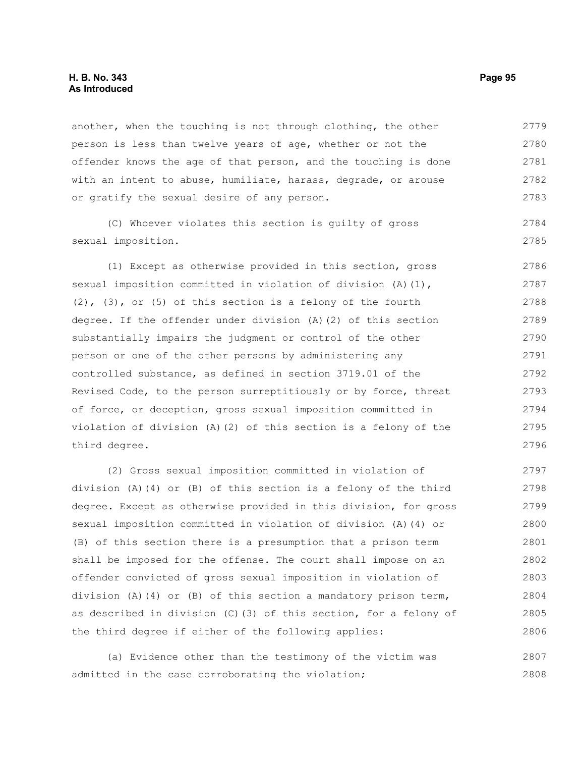another, when the touching is not through clothing, the other person is less than twelve years of age, whether or not the offender knows the age of that person, and the touching is done with an intent to abuse, humiliate, harass, degrade, or arouse or gratify the sexual desire of any person.

(C) Whoever violates this section is guilty of gross sexual imposition.

(1) Except as otherwise provided in this section, gross sexual imposition committed in violation of division (A)(1), (2), (3), or (5) of this section is a felony of the fourth degree. If the offender under division (A)(2) of this section substantially impairs the judgment or control of the other person or one of the other persons by administering any controlled substance, as defined in section 3719.01 of the Revised Code, to the person surreptitiously or by force, threat of force, or deception, gross sexual imposition committed in violation of division (A)(2) of this section is a felony of the third degree.

(2) Gross sexual imposition committed in violation of division (A)(4) or (B) of this section is a felony of the third degree. Except as otherwise provided in this division, for gross sexual imposition committed in violation of division (A)(4) or (B) of this section there is a presumption that a prison term shall be imposed for the offense. The court shall impose on an offender convicted of gross sexual imposition in violation of division (A)(4) or (B) of this section a mandatory prison term, as described in division (C)(3) of this section, for a felony of the third degree if either of the following applies:

(a) Evidence other than the testimony of the victim was admitted in the case corroborating the violation;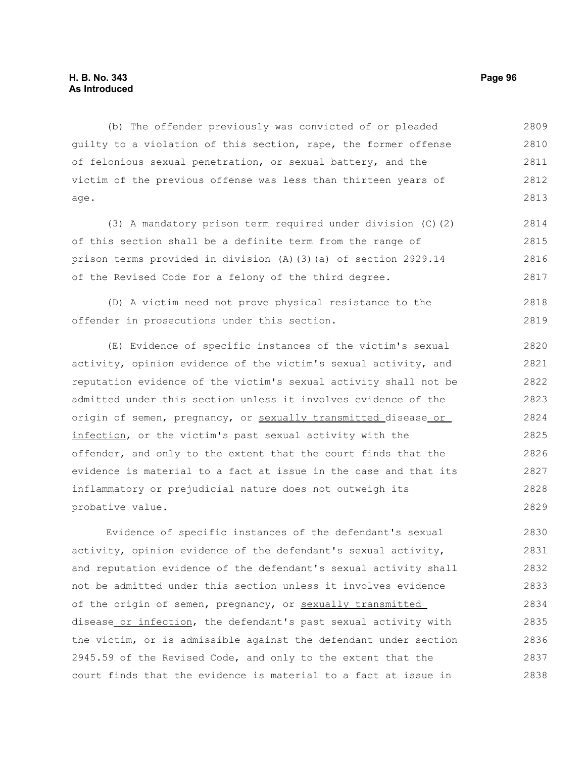(b) The offender previously was convicted of or pleaded guilty to a violation of this section, rape, the former offense of felonious sexual penetration, or sexual battery, and the victim of the previous offense was less than thirteen years of age.

(3) A mandatory prison term required under division (C)(2) of this section shall be a definite term from the range of prison terms provided in division (A)(3)(a) of section 2929.14 of the Revised Code for a felony of the third degree.

(D) A victim need not prove physical resistance to the offender in prosecutions under this section.

(E) Evidence of specific instances of the victim's sexual activity, opinion evidence of the victim's sexual activity, and reputation evidence of the victim's sexual activity shall not be admitted under this section unless it involves evidence of the origin of semen, pregnancy, or <u>sexually transmitted </u>disease<u> or infection</u>, or the victim's past sexual activity with the offender, and only to the extent that the court finds that the evidence is material to a fact at issue in the case and that its inflammatory or prejudicial nature does not outweigh its probative value.

Evidence of specific instances of the defendant's sexual activity, opinion evidence of the defendant's sexual activity, and reputation evidence of the defendant's sexual activity shall not be admitted under this section unless it involves evidence of the origin of semen, pregnancy, or <u>sexually transmitted </u>disease<u> or infection</u>, the defendant's past sexual activity with the victim, or is admissible against the defendant under section 2945.59 of the Revised Code, and only to the extent that the court finds that the evidence is material to a fact at issue in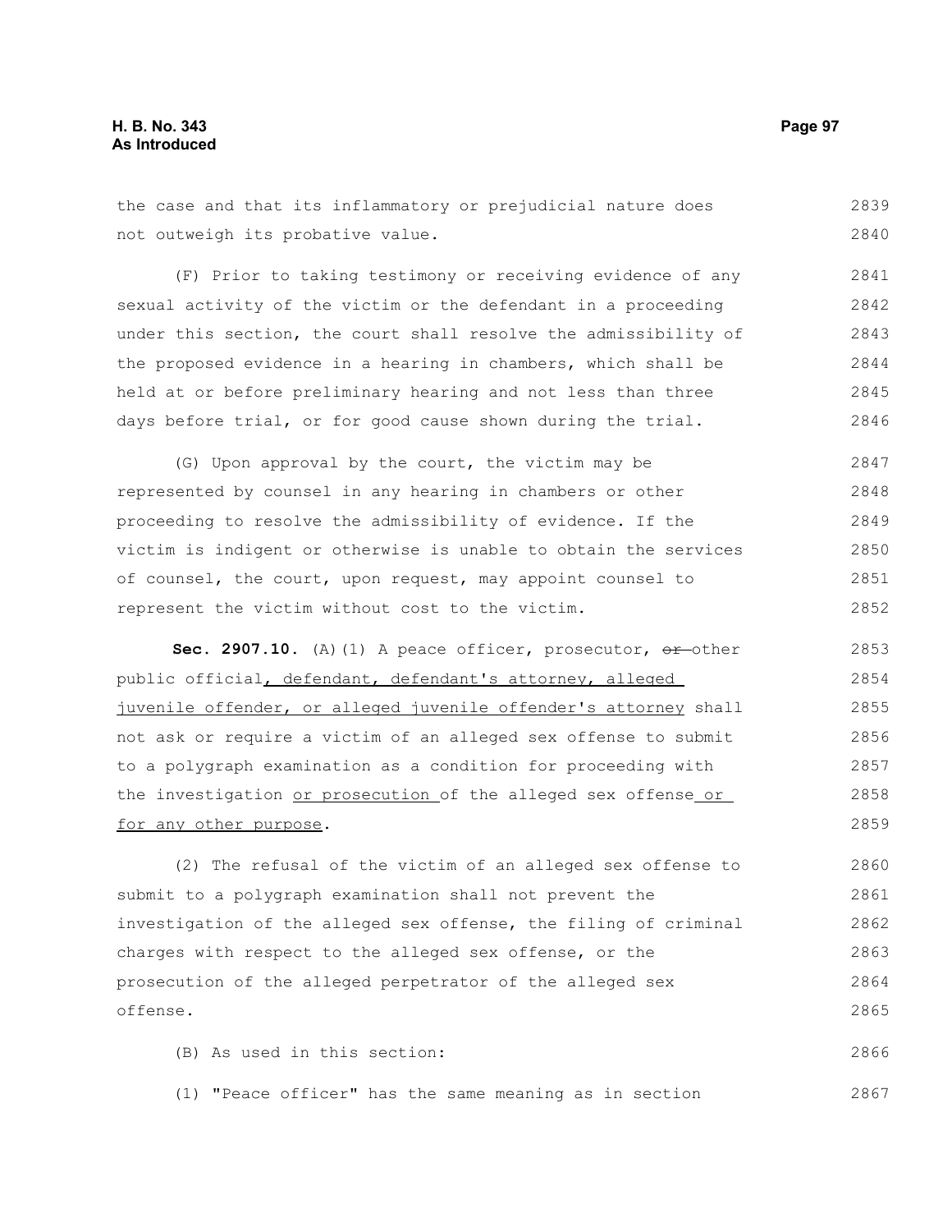the case and that its inflammatory or prejudicial nature does not outweigh its probative value.

(F) Prior to taking testimony or receiving evidence of any sexual activity of the victim or the defendant in a proceeding under this section, the court shall resolve the admissibility of the proposed evidence in a hearing in chambers, which shall be held at or before preliminary hearing and not less than three days before trial, or for good cause shown during the trial.

(G) Upon approval by the court, the victim may be represented by counsel in any hearing in chambers or other proceeding to resolve the admissibility of evidence. If the victim is indigent or otherwise is unable to obtain the services of counsel, the court, upon request, may appoint counsel to represent the victim without cost to the victim.

**Sec. 2907.10.** (A)(1) A peace officer, prosecutor, ~~or~~ other public official<u>, defendant, defendant's attorney, alleged juvenile offender, or alleged juvenile offender's attorney</u> shall not ask or require a victim of an alleged sex offense to submit to a polygraph examination as a condition for proceeding with the investigation <u>or prosecution</u> of the alleged sex offense<u> or for any other purpose</u>.

(2) The refusal of the victim of an alleged sex offense to submit to a polygraph examination shall not prevent the investigation of the alleged sex offense, the filing of criminal charges with respect to the alleged sex offense, or the prosecution of the alleged perpetrator of the alleged sex offense.

(B) As used in this section:

(1) "Peace officer" has the same meaning as in section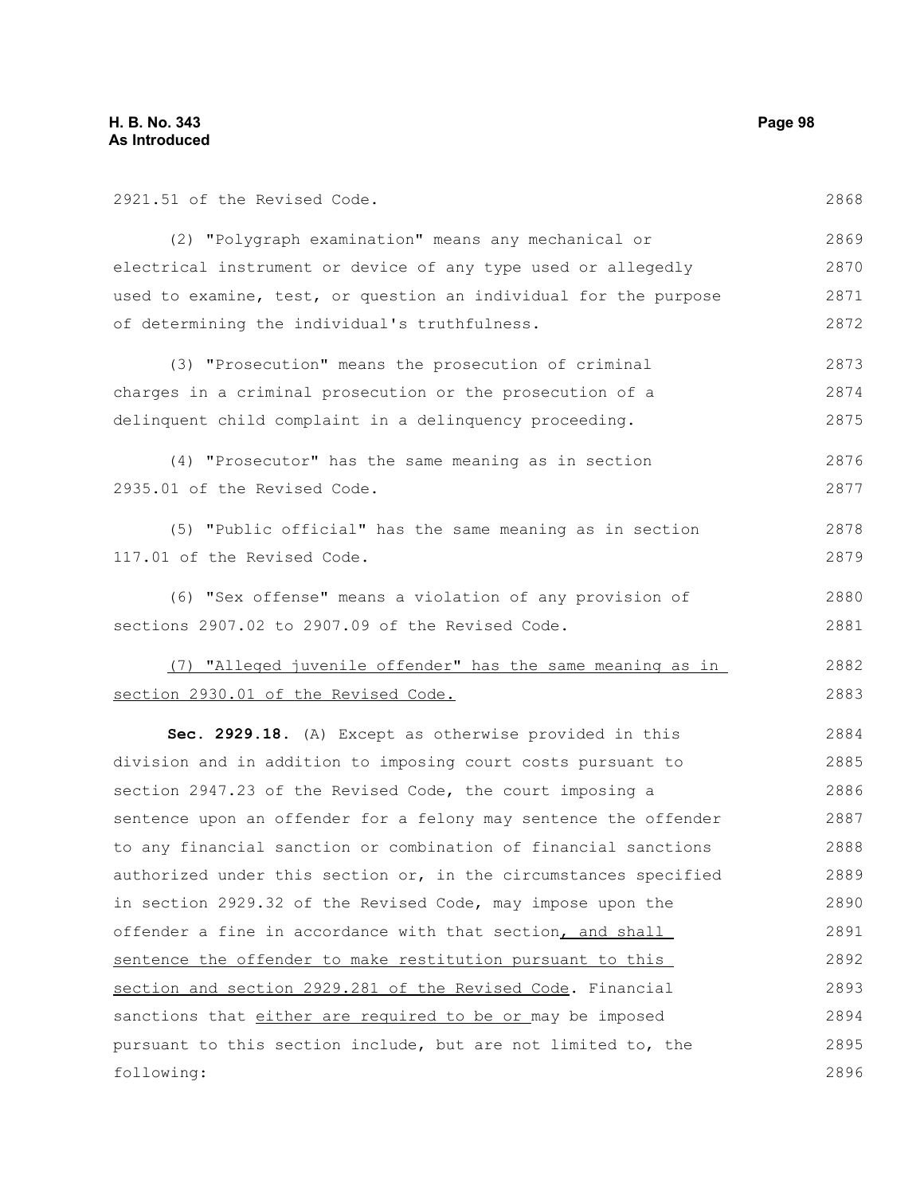2921.51 of the Revised Code.

(2) "Polygraph examination" means any mechanical or electrical instrument or device of any type used or allegedly used to examine, test, or question an individual for the purpose of determining the individual's truthfulness.

(3) "Prosecution" means the prosecution of criminal charges in a criminal prosecution or the prosecution of a delinquent child complaint in a delinquency proceeding.

(4) "Prosecutor" has the same meaning as in section 2935.01 of the Revised Code.

(5) "Public official" has the same meaning as in section 117.01 of the Revised Code.

(6) "Sex offense" means a violation of any provision of sections 2907.02 to 2907.09 of the Revised Code.

(7) "Alleged juvenile offender" has the same meaning as in section 2930.01 of the Revised Code.

**Sec. 2929.18.** (A) Except as otherwise provided in this division and in addition to imposing court costs pursuant to section 2947.23 of the Revised Code, the court imposing a sentence upon an offender for a felony may sentence the offender to any financial sanction or combination of financial sanctions authorized under this section or, in the circumstances specified in section 2929.32 of the Revised Code, may impose upon the offender a fine in accordance with that section, and shall sentence the offender to make restitution pursuant to this section and section 2929.281 of the Revised Code. Financial sanctions that either are required to be or may be imposed pursuant to this section include, but are not limited to, the following: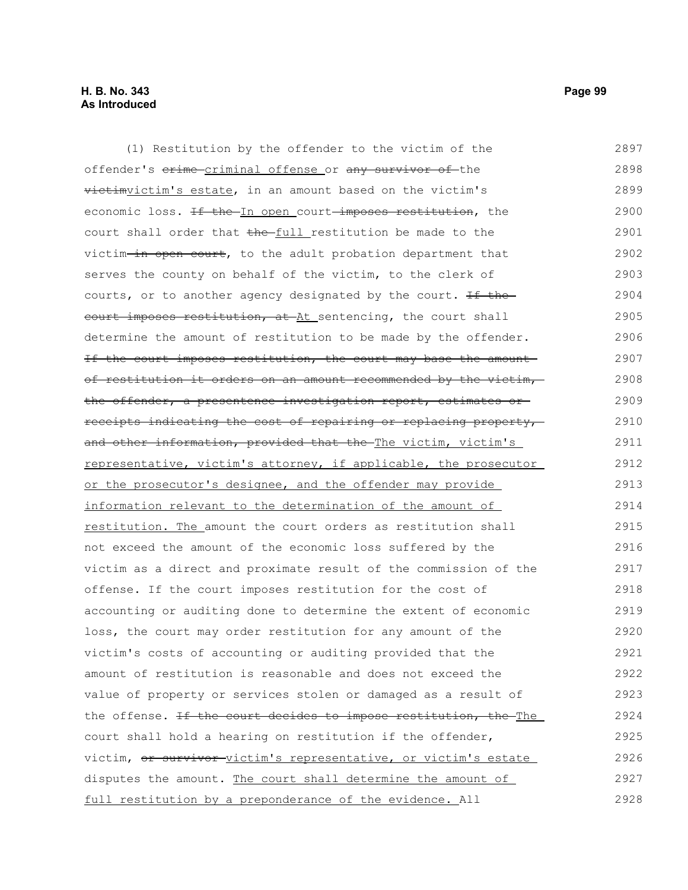(1) Restitution by the offender to the victim of the offender's ~~crime~~ <u>criminal offense</u> or ~~any survivor of~~ the ~~victim~~<u>victim's estate</u>, in an amount based on the victim's economic loss. ~~If the~~ <u>In open</u> court ~~imposes restitution~~, the court shall order that ~~the~~ <u>full</u> restitution be made to the victim ~~in open court~~, to the adult probation department that serves the county on behalf of the victim, to the clerk of courts, or to another agency designated by the court. ~~If the court imposes restitution, at~~ <u>At</u> sentencing, the court shall determine the amount of restitution to be made by the offender. ~~If the court imposes restitution, the court may base the amount of restitution it orders on an amount recommended by the victim, the offender, a presentence investigation report, estimates or receipts indicating the cost of repairing or replacing property, and other information, provided that the~~ <u>The victim, victim's representative, victim's attorney, if applicable, the prosecutor or the prosecutor's designee, and the offender may provide information relevant to the determination of the amount of restitution. The</u> amount the court orders as restitution shall not exceed the amount of the economic loss suffered by the victim as a direct and proximate result of the commission of the offense. If the court imposes restitution for the cost of accounting or auditing done to determine the extent of economic loss, the court may order restitution for any amount of the victim's costs of accounting or auditing provided that the amount of restitution is reasonable and does not exceed the value of property or services stolen or damaged as a result of the offense. ~~If the court decides to impose restitution, the~~ <u>The</u> court shall hold a hearing on restitution if the offender, victim, ~~or survivor~~ <u>victim's representative, or victim's estate</u> disputes the amount. <u>The court shall determine the amount of full restitution by a preponderance of the evidence.</u> All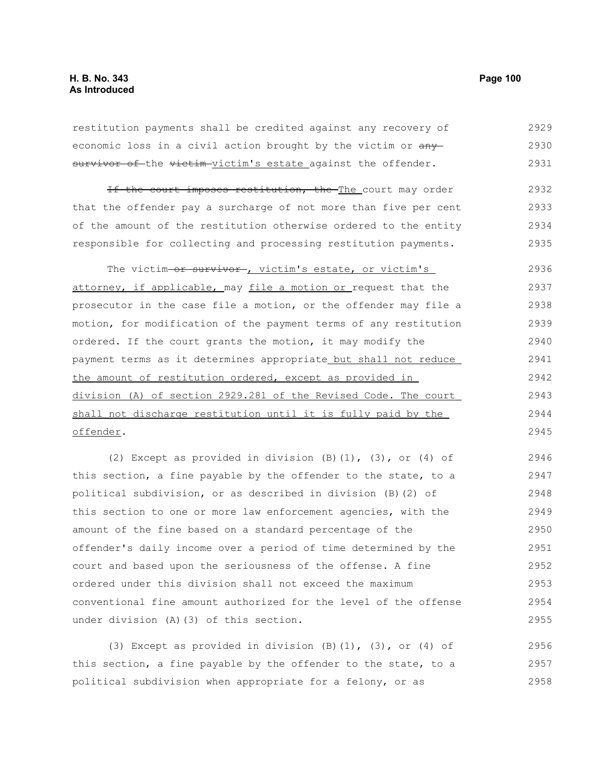restitution payments shall be credited against any recovery of economic loss in a civil action brought by the victim or ~~any survivor of~~ the ~~victim~~ victim's estate against the offender.

~~If the court imposes restitution, the~~ The court may order that the offender pay a surcharge of not more than five per cent of the amount of the restitution otherwise ordered to the entity responsible for collecting and processing restitution payments.

The victim ~~or survivor~~, victim's estate, or victim's attorney, if applicable, may file a motion or request that the prosecutor in the case file a motion, or the offender may file a motion, for modification of the payment terms of any restitution ordered. If the court grants the motion, it may modify the payment terms as it determines appropriate but shall not reduce the amount of restitution ordered, except as provided in division (A) of section 2929.281 of the Revised Code. The court shall not discharge restitution until it is fully paid by the offender.

(2) Except as provided in division (B)(1), (3), or (4) of this section, a fine payable by the offender to the state, to a political subdivision, or as described in division (B)(2) of this section to one or more law enforcement agencies, with the amount of the fine based on a standard percentage of the offender's daily income over a period of time determined by the court and based upon the seriousness of the offense. A fine ordered under this division shall not exceed the maximum conventional fine amount authorized for the level of the offense under division (A)(3) of this section.

(3) Except as provided in division (B)(1), (3), or (4) of this section, a fine payable by the offender to the state, to a political subdivision when appropriate for a felony, or as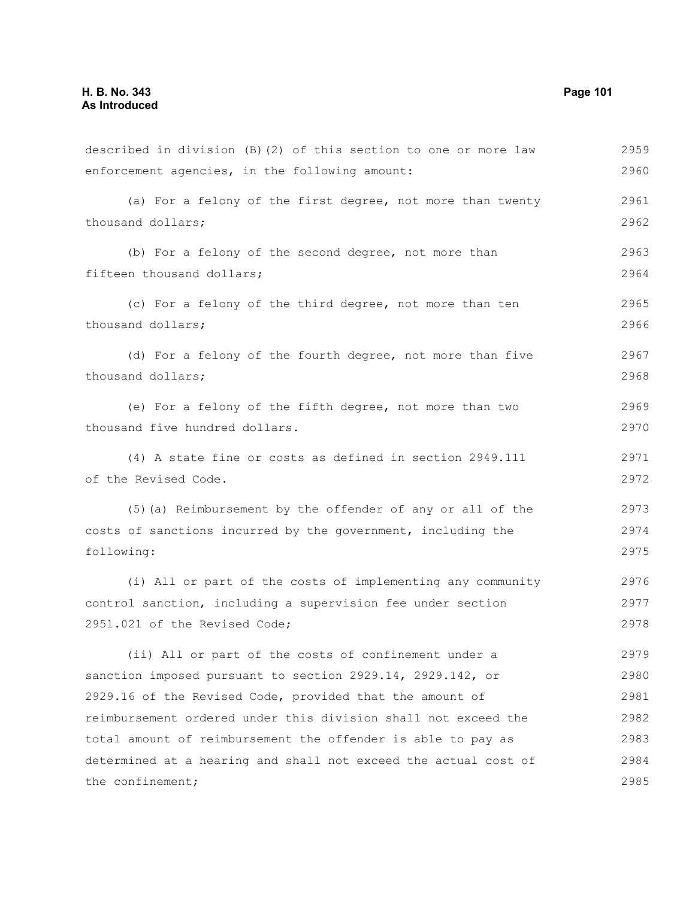described in division (B)(2) of this section to one or more law enforcement agencies, in the following amount:

(a) For a felony of the first degree, not more than twenty thousand dollars;

(b) For a felony of the second degree, not more than fifteen thousand dollars;

(c) For a felony of the third degree, not more than ten thousand dollars;

(d) For a felony of the fourth degree, not more than five thousand dollars;

(e) For a felony of the fifth degree, not more than two thousand five hundred dollars.

(4) A state fine or costs as defined in section 2949.111 of the Revised Code.

(5)(a) Reimbursement by the offender of any or all of the costs of sanctions incurred by the government, including the following:

(i) All or part of the costs of implementing any community control sanction, including a supervision fee under section 2951.021 of the Revised Code;

(ii) All or part of the costs of confinement under a sanction imposed pursuant to section 2929.14, 2929.142, or 2929.16 of the Revised Code, provided that the amount of reimbursement ordered under this division shall not exceed the total amount of reimbursement the offender is able to pay as determined at a hearing and shall not exceed the actual cost of the confinement;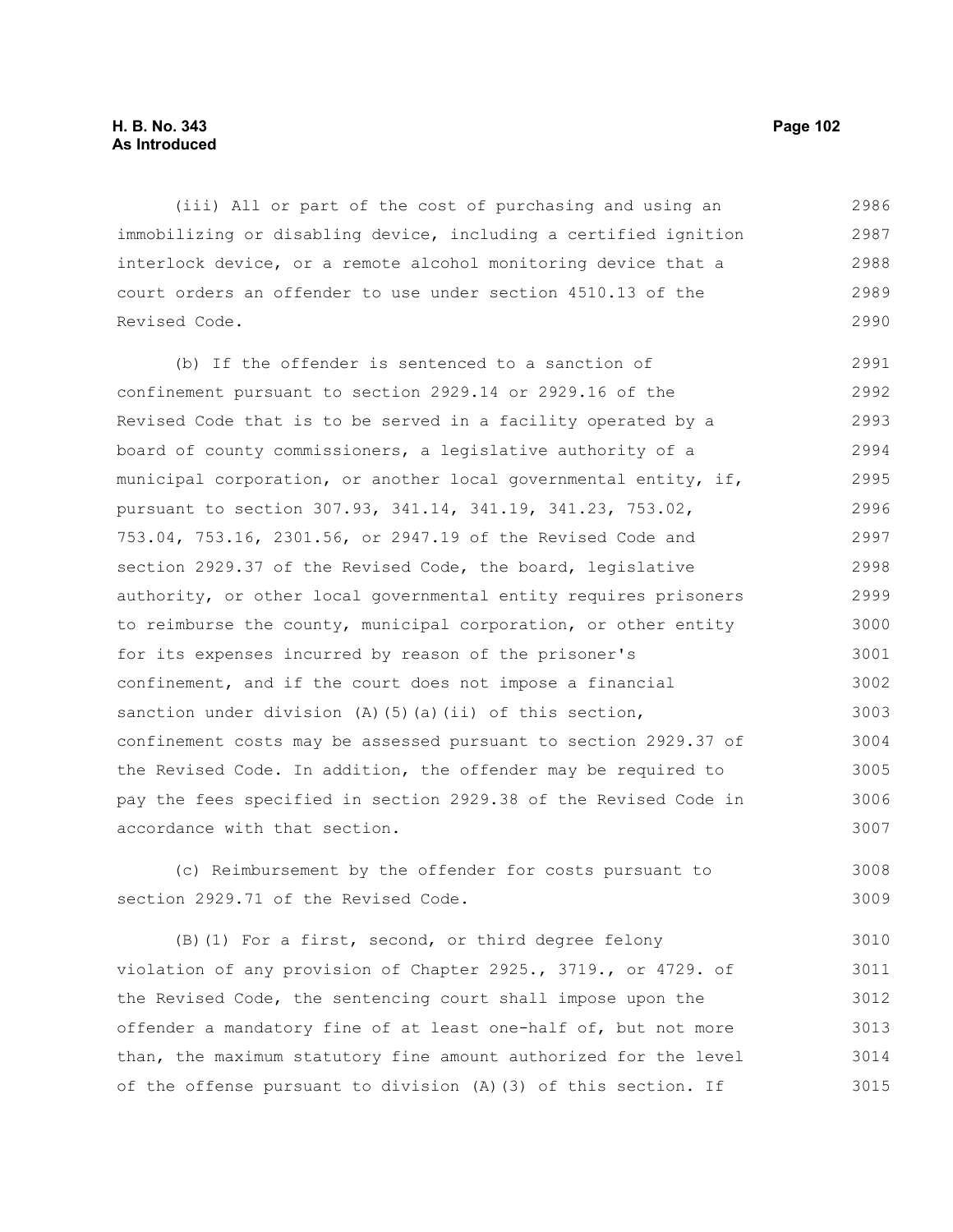(iii) All or part of the cost of purchasing and using an immobilizing or disabling device, including a certified ignition interlock device, or a remote alcohol monitoring device that a court orders an offender to use under section 4510.13 of the Revised Code.

(b) If the offender is sentenced to a sanction of confinement pursuant to section 2929.14 or 2929.16 of the Revised Code that is to be served in a facility operated by a board of county commissioners, a legislative authority of a municipal corporation, or another local governmental entity, if, pursuant to section 307.93, 341.14, 341.19, 341.23, 753.02, 753.04, 753.16, 2301.56, or 2947.19 of the Revised Code and section 2929.37 of the Revised Code, the board, legislative authority, or other local governmental entity requires prisoners to reimburse the county, municipal corporation, or other entity for its expenses incurred by reason of the prisoner's confinement, and if the court does not impose a financial sanction under division (A)(5)(a)(ii) of this section, confinement costs may be assessed pursuant to section 2929.37 of the Revised Code. In addition, the offender may be required to pay the fees specified in section 2929.38 of the Revised Code in accordance with that section.

(c) Reimbursement by the offender for costs pursuant to section 2929.71 of the Revised Code.

(B)(1) For a first, second, or third degree felony violation of any provision of Chapter 2925., 3719., or 4729. of the Revised Code, the sentencing court shall impose upon the offender a mandatory fine of at least one-half of, but not more than, the maximum statutory fine amount authorized for the level of the offense pursuant to division (A)(3) of this section. If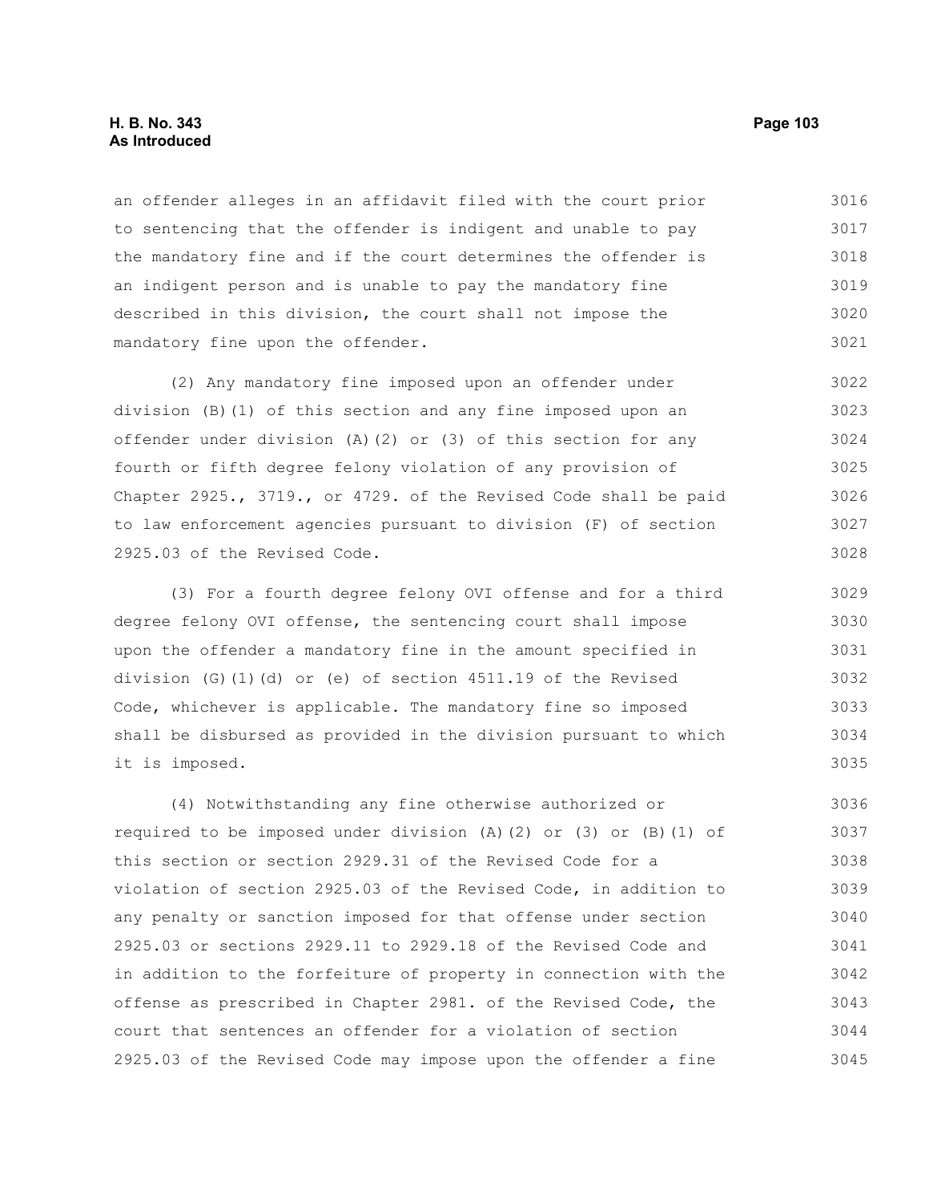an offender alleges in an affidavit filed with the court prior to sentencing that the offender is indigent and unable to pay the mandatory fine and if the court determines the offender is an indigent person and is unable to pay the mandatory fine described in this division, the court shall not impose the mandatory fine upon the offender.

(2) Any mandatory fine imposed upon an offender under division (B)(1) of this section and any fine imposed upon an offender under division (A)(2) or (3) of this section for any fourth or fifth degree felony violation of any provision of Chapter 2925., 3719., or 4729. of the Revised Code shall be paid to law enforcement agencies pursuant to division (F) of section 2925.03 of the Revised Code.

(3) For a fourth degree felony OVI offense and for a third degree felony OVI offense, the sentencing court shall impose upon the offender a mandatory fine in the amount specified in division (G)(1)(d) or (e) of section 4511.19 of the Revised Code, whichever is applicable. The mandatory fine so imposed shall be disbursed as provided in the division pursuant to which it is imposed.

(4) Notwithstanding any fine otherwise authorized or required to be imposed under division (A)(2) or (3) or (B)(1) of this section or section 2929.31 of the Revised Code for a violation of section 2925.03 of the Revised Code, in addition to any penalty or sanction imposed for that offense under section 2925.03 or sections 2929.11 to 2929.18 of the Revised Code and in addition to the forfeiture of property in connection with the offense as prescribed in Chapter 2981. of the Revised Code, the court that sentences an offender for a violation of section 2925.03 of the Revised Code may impose upon the offender a fine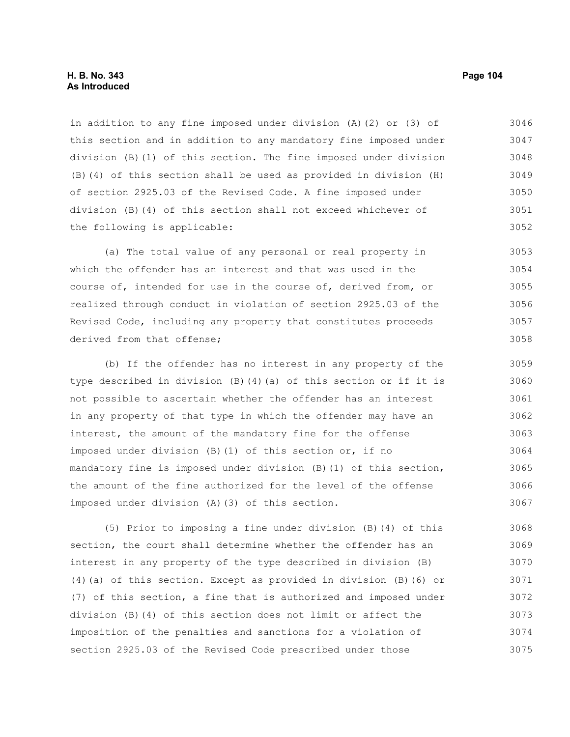in addition to any fine imposed under division (A)(2) or (3) of this section and in addition to any mandatory fine imposed under division (B)(1) of this section. The fine imposed under division (B)(4) of this section shall be used as provided in division (H) of section 2925.03 of the Revised Code. A fine imposed under division (B)(4) of this section shall not exceed whichever of the following is applicable:

(a) The total value of any personal or real property in which the offender has an interest and that was used in the course of, intended for use in the course of, derived from, or realized through conduct in violation of section 2925.03 of the Revised Code, including any property that constitutes proceeds derived from that offense;

(b) If the offender has no interest in any property of the type described in division (B)(4)(a) of this section or if it is not possible to ascertain whether the offender has an interest in any property of that type in which the offender may have an interest, the amount of the mandatory fine for the offense imposed under division (B)(1) of this section or, if no mandatory fine is imposed under division (B)(1) of this section, the amount of the fine authorized for the level of the offense imposed under division (A)(3) of this section.

(5) Prior to imposing a fine under division (B)(4) of this section, the court shall determine whether the offender has an interest in any property of the type described in division (B)(4)(a) of this section. Except as provided in division (B)(6) or (7) of this section, a fine that is authorized and imposed under division (B)(4) of this section does not limit or affect the imposition of the penalties and sanctions for a violation of section 2925.03 of the Revised Code prescribed under those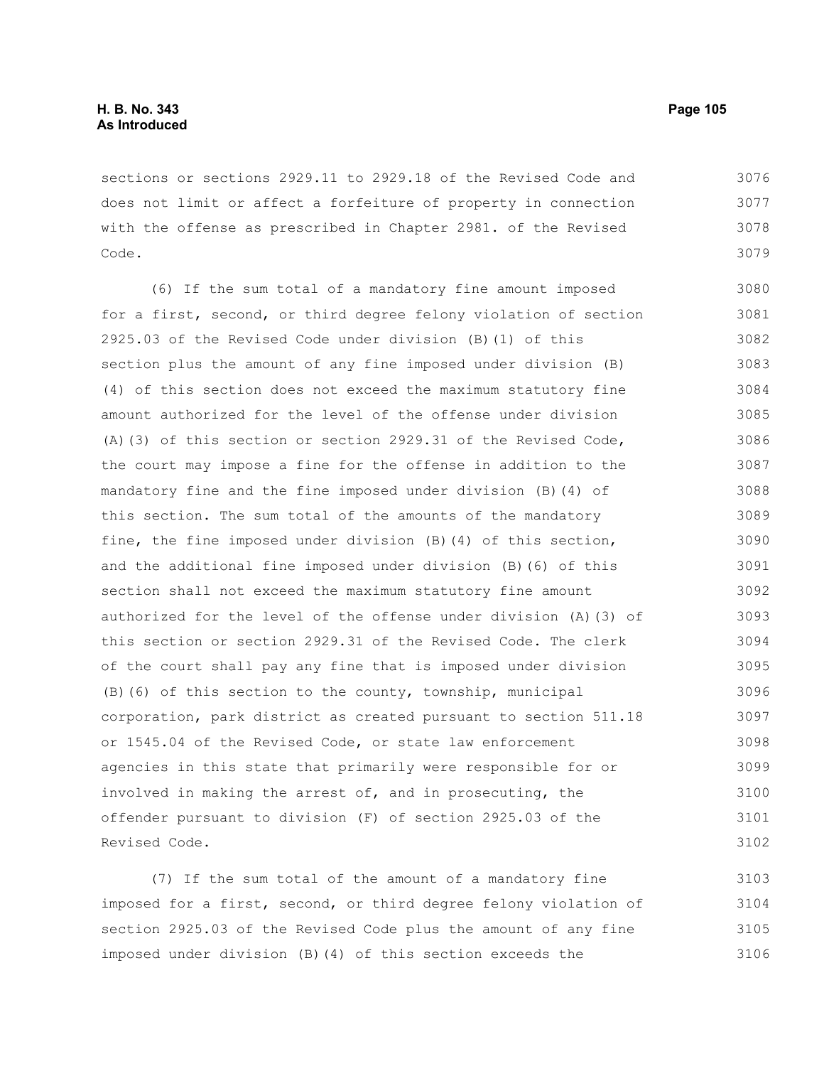sections or sections 2929.11 to 2929.18 of the Revised Code and does not limit or affect a forfeiture of property in connection with the offense as prescribed in Chapter 2981. of the Revised Code.

(6) If the sum total of a mandatory fine amount imposed for a first, second, or third degree felony violation of section 2925.03 of the Revised Code under division (B)(1) of this section plus the amount of any fine imposed under division (B)(4) of this section does not exceed the maximum statutory fine amount authorized for the level of the offense under division (A)(3) of this section or section 2929.31 of the Revised Code, the court may impose a fine for the offense in addition to the mandatory fine and the fine imposed under division (B)(4) of this section. The sum total of the amounts of the mandatory fine, the fine imposed under division (B)(4) of this section, and the additional fine imposed under division (B)(6) of this section shall not exceed the maximum statutory fine amount authorized for the level of the offense under division (A)(3) of this section or section 2929.31 of the Revised Code. The clerk of the court shall pay any fine that is imposed under division (B)(6) of this section to the county, township, municipal corporation, park district as created pursuant to section 511.18 or 1545.04 of the Revised Code, or state law enforcement agencies in this state that primarily were responsible for or involved in making the arrest of, and in prosecuting, the offender pursuant to division (F) of section 2925.03 of the Revised Code.

(7) If the sum total of the amount of a mandatory fine imposed for a first, second, or third degree felony violation of section 2925.03 of the Revised Code plus the amount of any fine imposed under division (B)(4) of this section exceeds the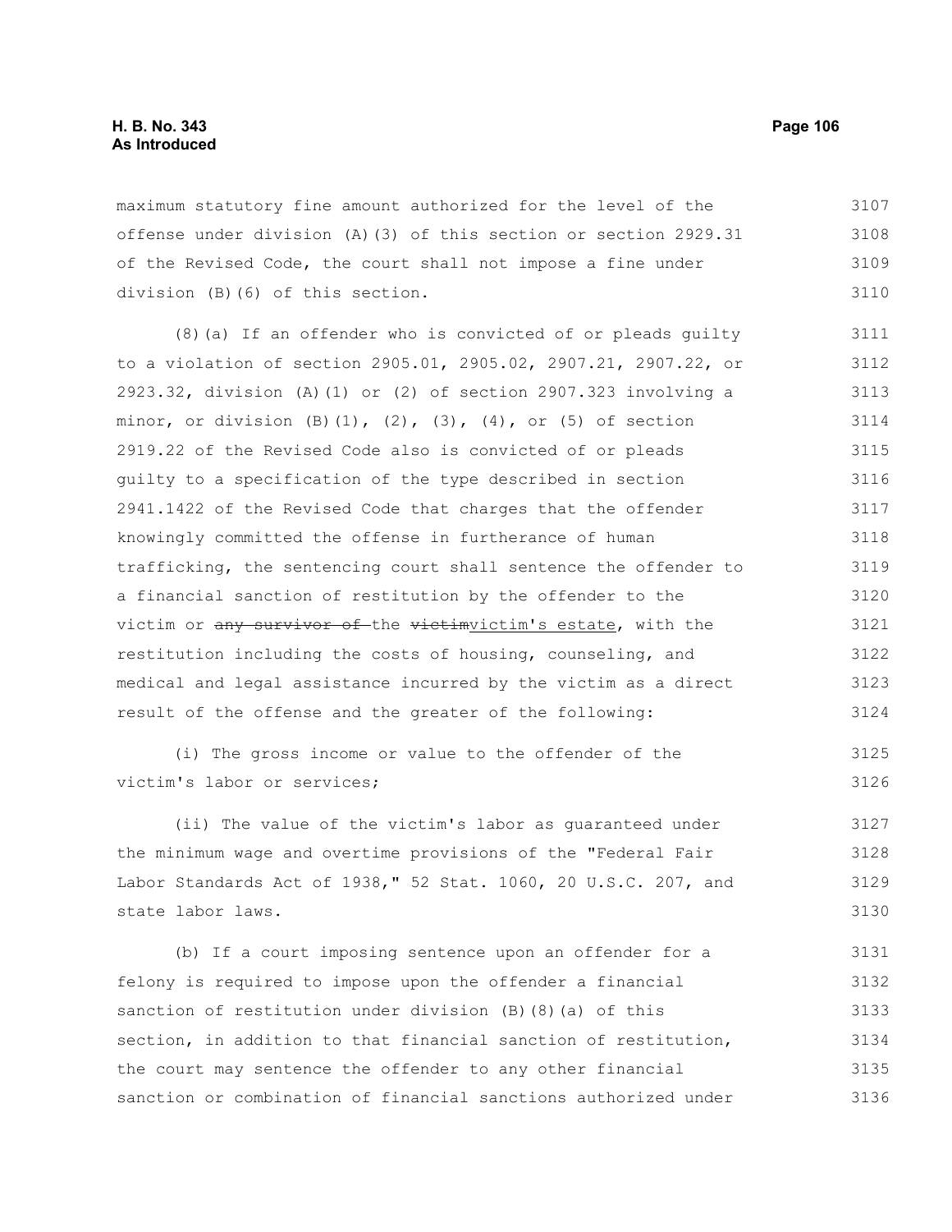maximum statutory fine amount authorized for the level of the offense under division (A)(3) of this section or section 2929.31 of the Revised Code, the court shall not impose a fine under division (B)(6) of this section.

(8)(a) If an offender who is convicted of or pleads guilty to a violation of section 2905.01, 2905.02, 2907.21, 2907.22, or 2923.32, division (A)(1) or (2) of section 2907.323 involving a minor, or division (B)(1), (2), (3), (4), or (5) of section 2919.22 of the Revised Code also is convicted of or pleads guilty to a specification of the type described in section 2941.1422 of the Revised Code that charges that the offender knowingly committed the offense in furtherance of human trafficking, the sentencing court shall sentence the offender to a financial sanction of restitution by the offender to the victim or ~~any survivor of~~ the ~~victim~~victim's estate, with the restitution including the costs of housing, counseling, and medical and legal assistance incurred by the victim as a direct result of the offense and the greater of the following:

(i) The gross income or value to the offender of the victim's labor or services;

(ii) The value of the victim's labor as guaranteed under the minimum wage and overtime provisions of the "Federal Fair Labor Standards Act of 1938," 52 Stat. 1060, 20 U.S.C. 207, and state labor laws.

(b) If a court imposing sentence upon an offender for a felony is required to impose upon the offender a financial sanction of restitution under division (B)(8)(a) of this section, in addition to that financial sanction of restitution, the court may sentence the offender to any other financial sanction or combination of financial sanctions authorized under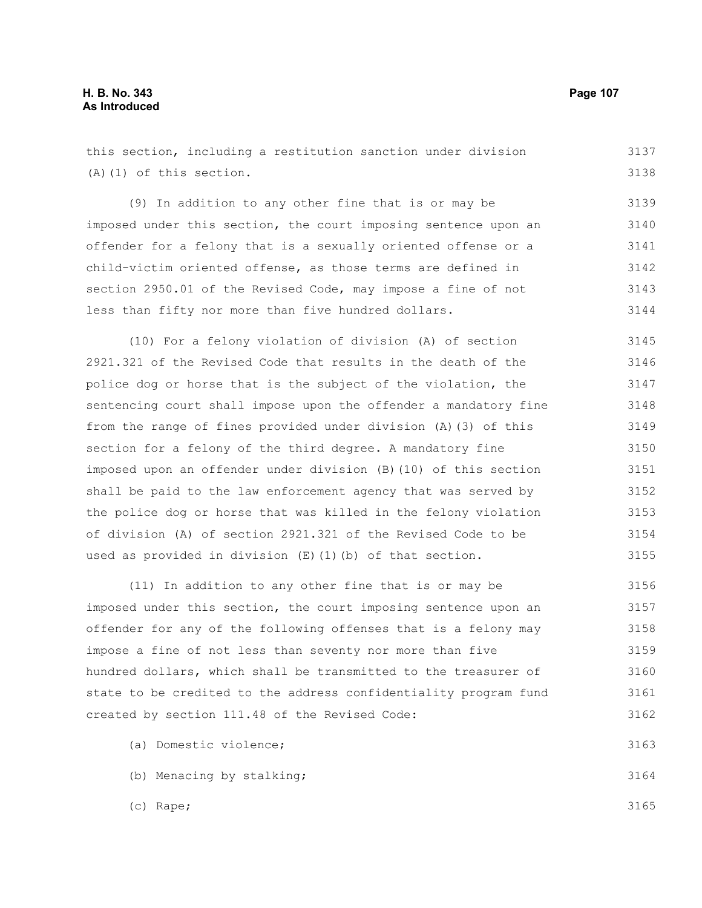this section, including a restitution sanction under division (A)(1) of this section.

(9) In addition to any other fine that is or may be imposed under this section, the court imposing sentence upon an offender for a felony that is a sexually oriented offense or a child-victim oriented offense, as those terms are defined in section 2950.01 of the Revised Code, may impose a fine of not less than fifty nor more than five hundred dollars.

(10) For a felony violation of division (A) of section 2921.321 of the Revised Code that results in the death of the police dog or horse that is the subject of the violation, the sentencing court shall impose upon the offender a mandatory fine from the range of fines provided under division (A)(3) of this section for a felony of the third degree. A mandatory fine imposed upon an offender under division (B)(10) of this section shall be paid to the law enforcement agency that was served by the police dog or horse that was killed in the felony violation of division (A) of section 2921.321 of the Revised Code to be used as provided in division (E)(1)(b) of that section.

(11) In addition to any other fine that is or may be imposed under this section, the court imposing sentence upon an offender for any of the following offenses that is a felony may impose a fine of not less than seventy nor more than five hundred dollars, which shall be transmitted to the treasurer of state to be credited to the address confidentiality program fund created by section 111.48 of the Revised Code:

(a) Domestic violence;

(b) Menacing by stalking;

(c) Rape;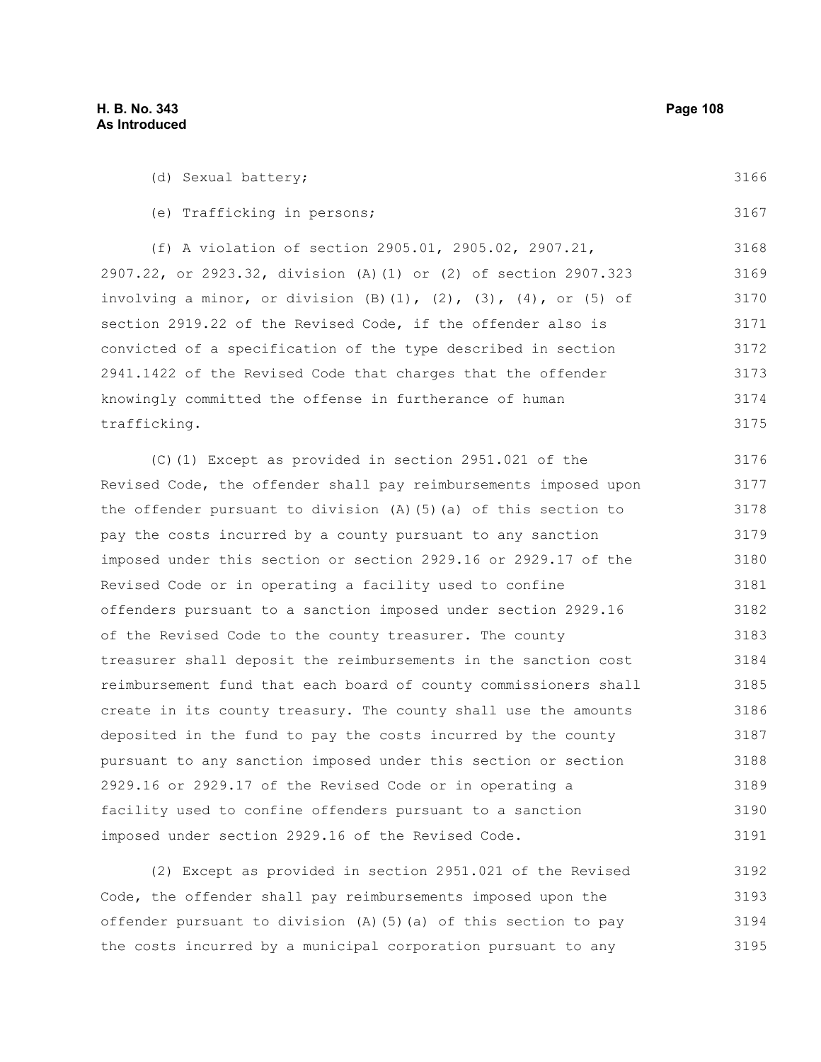(d) Sexual battery;

(e) Trafficking in persons;

(f) A violation of section 2905.01, 2905.02, 2907.21, 2907.22, or 2923.32, division (A)(1) or (2) of section 2907.323 involving a minor, or division (B)(1), (2), (3), (4), or (5) of section 2919.22 of the Revised Code, if the offender also is convicted of a specification of the type described in section 2941.1422 of the Revised Code that charges that the offender knowingly committed the offense in furtherance of human trafficking.

(C)(1) Except as provided in section 2951.021 of the Revised Code, the offender shall pay reimbursements imposed upon the offender pursuant to division (A)(5)(a) of this section to pay the costs incurred by a county pursuant to any sanction imposed under this section or section 2929.16 or 2929.17 of the Revised Code or in operating a facility used to confine offenders pursuant to a sanction imposed under section 2929.16 of the Revised Code to the county treasurer. The county treasurer shall deposit the reimbursements in the sanction cost reimbursement fund that each board of county commissioners shall create in its county treasury. The county shall use the amounts deposited in the fund to pay the costs incurred by the county pursuant to any sanction imposed under this section or section 2929.16 or 2929.17 of the Revised Code or in operating a facility used to confine offenders pursuant to a sanction imposed under section 2929.16 of the Revised Code.

(2) Except as provided in section 2951.021 of the Revised Code, the offender shall pay reimbursements imposed upon the offender pursuant to division (A)(5)(a) of this section to pay the costs incurred by a municipal corporation pursuant to any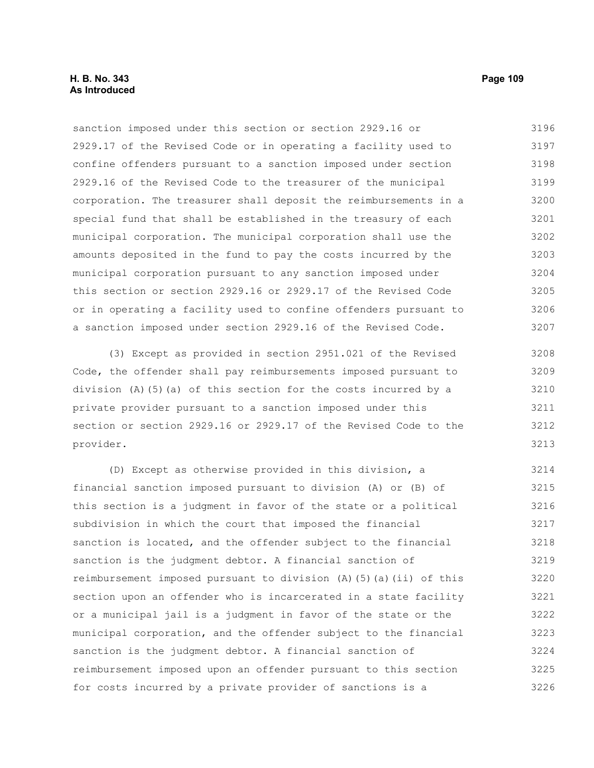sanction imposed under this section or section 2929.16 or 2929.17 of the Revised Code or in operating a facility used to confine offenders pursuant to a sanction imposed under section 2929.16 of the Revised Code to the treasurer of the municipal corporation. The treasurer shall deposit the reimbursements in a special fund that shall be established in the treasury of each municipal corporation. The municipal corporation shall use the amounts deposited in the fund to pay the costs incurred by the municipal corporation pursuant to any sanction imposed under this section or section 2929.16 or 2929.17 of the Revised Code or in operating a facility used to confine offenders pursuant to a sanction imposed under section 2929.16 of the Revised Code.

(3) Except as provided in section 2951.021 of the Revised Code, the offender shall pay reimbursements imposed pursuant to division (A)(5)(a) of this section for the costs incurred by a private provider pursuant to a sanction imposed under this section or section 2929.16 or 2929.17 of the Revised Code to the provider.

(D) Except as otherwise provided in this division, a financial sanction imposed pursuant to division (A) or (B) of this section is a judgment in favor of the state or a political subdivision in which the court that imposed the financial sanction is located, and the offender subject to the financial sanction is the judgment debtor. A financial sanction of reimbursement imposed pursuant to division (A)(5)(a)(ii) of this section upon an offender who is incarcerated in a state facility or a municipal jail is a judgment in favor of the state or the municipal corporation, and the offender subject to the financial sanction is the judgment debtor. A financial sanction of reimbursement imposed upon an offender pursuant to this section for costs incurred by a private provider of sanctions is a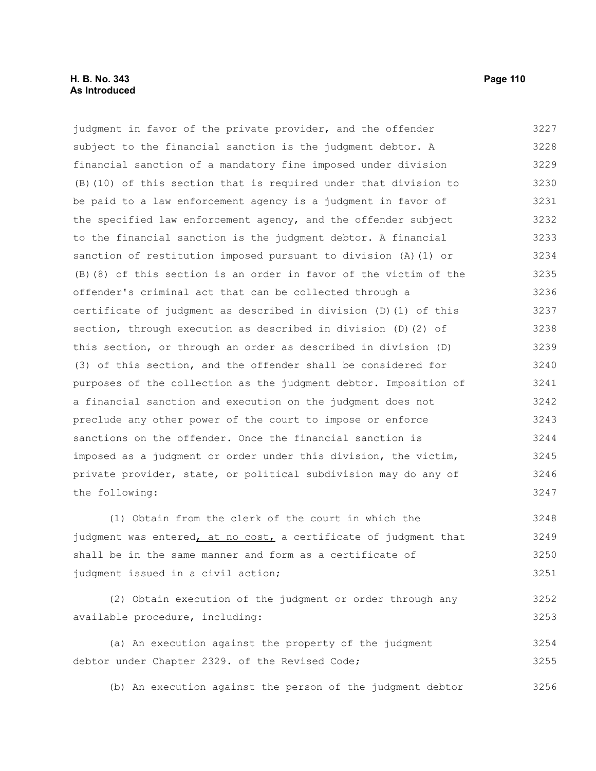judgment in favor of the private provider, and the offender subject to the financial sanction is the judgment debtor. A financial sanction of a mandatory fine imposed under division (B)(10) of this section that is required under that division to be paid to a law enforcement agency is a judgment in favor of the specified law enforcement agency, and the offender subject to the financial sanction is the judgment debtor. A financial sanction of restitution imposed pursuant to division (A)(1) or (B)(8) of this section is an order in favor of the victim of the offender's criminal act that can be collected through a certificate of judgment as described in division (D)(1) of this section, through execution as described in division (D)(2) of this section, or through an order as described in division (D)(3) of this section, and the offender shall be considered for purposes of the collection as the judgment debtor. Imposition of a financial sanction and execution on the judgment does not preclude any other power of the court to impose or enforce sanctions on the offender. Once the financial sanction is imposed as a judgment or order under this division, the victim, private provider, state, or political subdivision may do any of the following:

(1) Obtain from the clerk of the court in which the judgment was entered<u>, at no cost,</u> a certificate of judgment that shall be in the same manner and form as a certificate of judgment issued in a civil action;

(2) Obtain execution of the judgment or order through any available procedure, including:

(a) An execution against the property of the judgment debtor under Chapter 2329. of the Revised Code;

(b) An execution against the person of the judgment debtor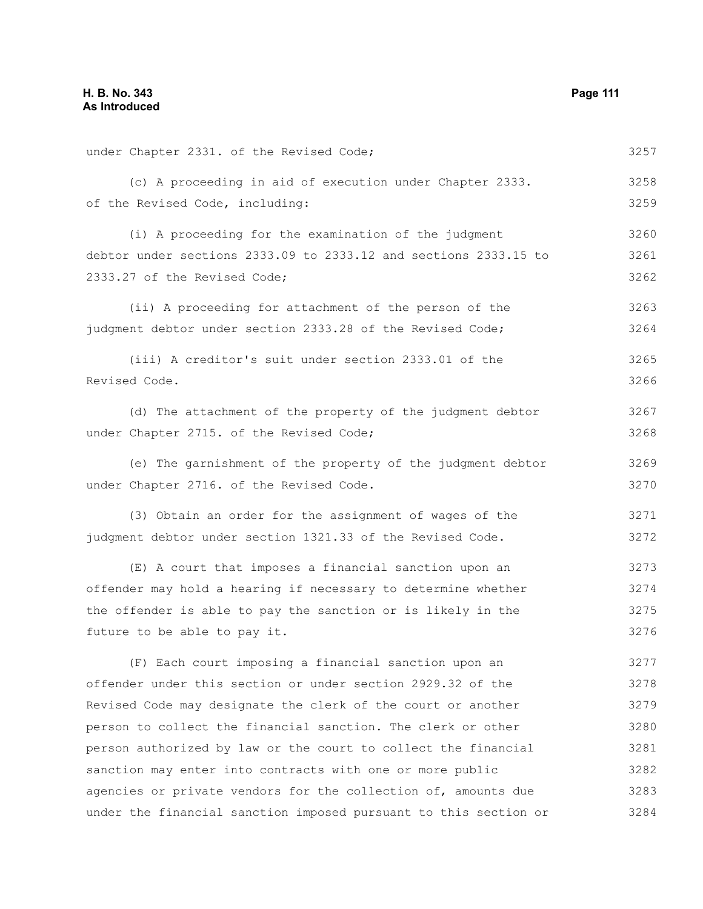under Chapter 2331. of the Revised Code;

(c) A proceeding in aid of execution under Chapter 2333. of the Revised Code, including:

(i) A proceeding for the examination of the judgment debtor under sections 2333.09 to 2333.12 and sections 2333.15 to 2333.27 of the Revised Code;

(ii) A proceeding for attachment of the person of the judgment debtor under section 2333.28 of the Revised Code;

(iii) A creditor's suit under section 2333.01 of the Revised Code.

(d) The attachment of the property of the judgment debtor under Chapter 2715. of the Revised Code;

(e) The garnishment of the property of the judgment debtor under Chapter 2716. of the Revised Code.

(3) Obtain an order for the assignment of wages of the judgment debtor under section 1321.33 of the Revised Code.

(E) A court that imposes a financial sanction upon an offender may hold a hearing if necessary to determine whether the offender is able to pay the sanction or is likely in the future to be able to pay it.

(F) Each court imposing a financial sanction upon an offender under this section or under section 2929.32 of the Revised Code may designate the clerk of the court or another person to collect the financial sanction. The clerk or other person authorized by law or the court to collect the financial sanction may enter into contracts with one or more public agencies or private vendors for the collection of, amounts due under the financial sanction imposed pursuant to this section or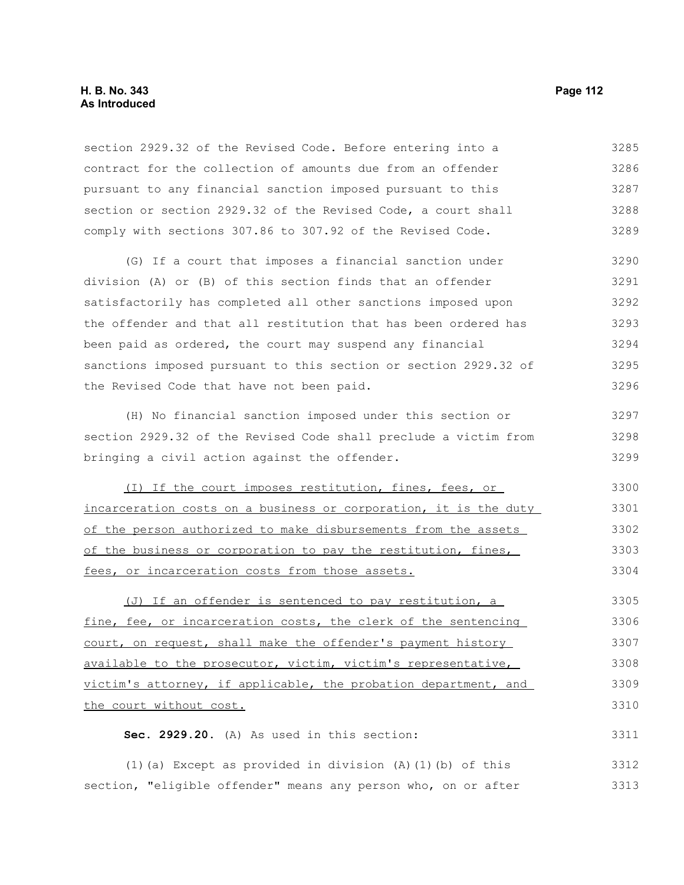section 2929.32 of the Revised Code. Before entering into a contract for the collection of amounts due from an offender pursuant to any financial sanction imposed pursuant to this section or section 2929.32 of the Revised Code, a court shall comply with sections 307.86 to 307.92 of the Revised Code.

(G) If a court that imposes a financial sanction under division (A) or (B) of this section finds that an offender satisfactorily has completed all other sanctions imposed upon the offender and that all restitution that has been ordered has been paid as ordered, the court may suspend any financial sanctions imposed pursuant to this section or section 2929.32 of the Revised Code that have not been paid.

(H) No financial sanction imposed under this section or section 2929.32 of the Revised Code shall preclude a victim from bringing a civil action against the offender.

<u>(I) If the court imposes restitution, fines, fees, or incarceration costs on a business or corporation, it is the duty of the person authorized to make disbursements from the assets of the business or corporation to pay the restitution, fines, fees, or incarceration costs from those assets.</u>

<u>(J) If an offender is sentenced to pay restitution, a fine, fee, or incarceration costs, the clerk of the sentencing court, on request, shall make the offender's payment history available to the prosecutor, victim, victim's representative, victim's attorney, if applicable, the probation department, and the court without cost.</u>

**Sec. 2929.20.** (A) As used in this section:

(1)(a) Except as provided in division (A)(1)(b) of this section, "eligible offender" means any person who, on or after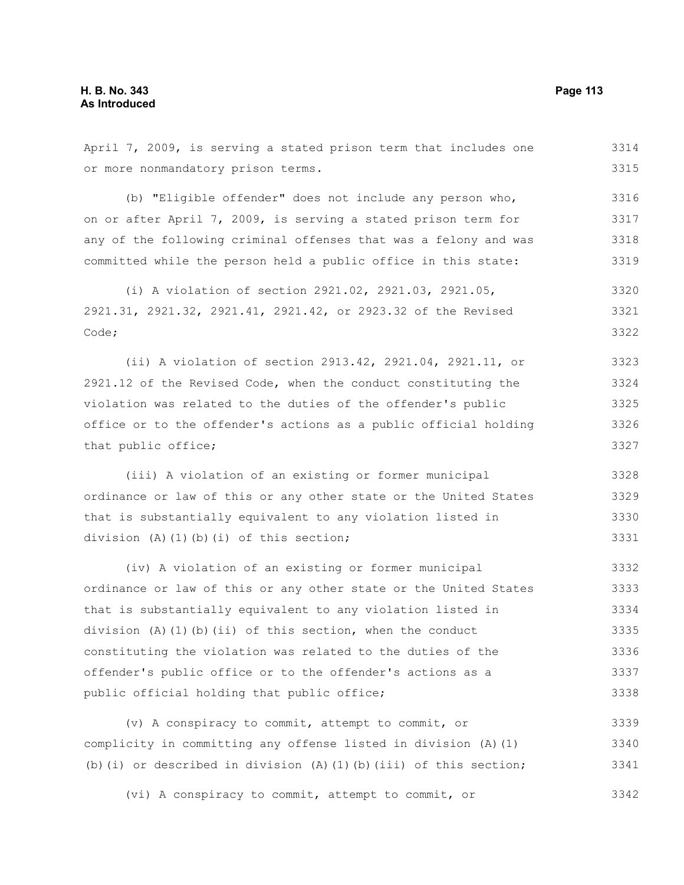April 7, 2009, is serving a stated prison term that includes one or more nonmandatory prison terms.

(b) "Eligible offender" does not include any person who, on or after April 7, 2009, is serving a stated prison term for any of the following criminal offenses that was a felony and was committed while the person held a public office in this state:

(i) A violation of section 2921.02, 2921.03, 2921.05, 2921.31, 2921.32, 2921.41, 2921.42, or 2923.32 of the Revised Code;

(ii) A violation of section 2913.42, 2921.04, 2921.11, or 2921.12 of the Revised Code, when the conduct constituting the violation was related to the duties of the offender's public office or to the offender's actions as a public official holding that public office;

(iii) A violation of an existing or former municipal ordinance or law of this or any other state or the United States that is substantially equivalent to any violation listed in division (A)(1)(b)(i) of this section;

(iv) A violation of an existing or former municipal ordinance or law of this or any other state or the United States that is substantially equivalent to any violation listed in division (A)(1)(b)(ii) of this section, when the conduct constituting the violation was related to the duties of the offender's public office or to the offender's actions as a public official holding that public office;

(v) A conspiracy to commit, attempt to commit, or complicity in committing any offense listed in division (A)(1)(b)(i) or described in division (A)(1)(b)(iii) of this section;

(vi) A conspiracy to commit, attempt to commit, or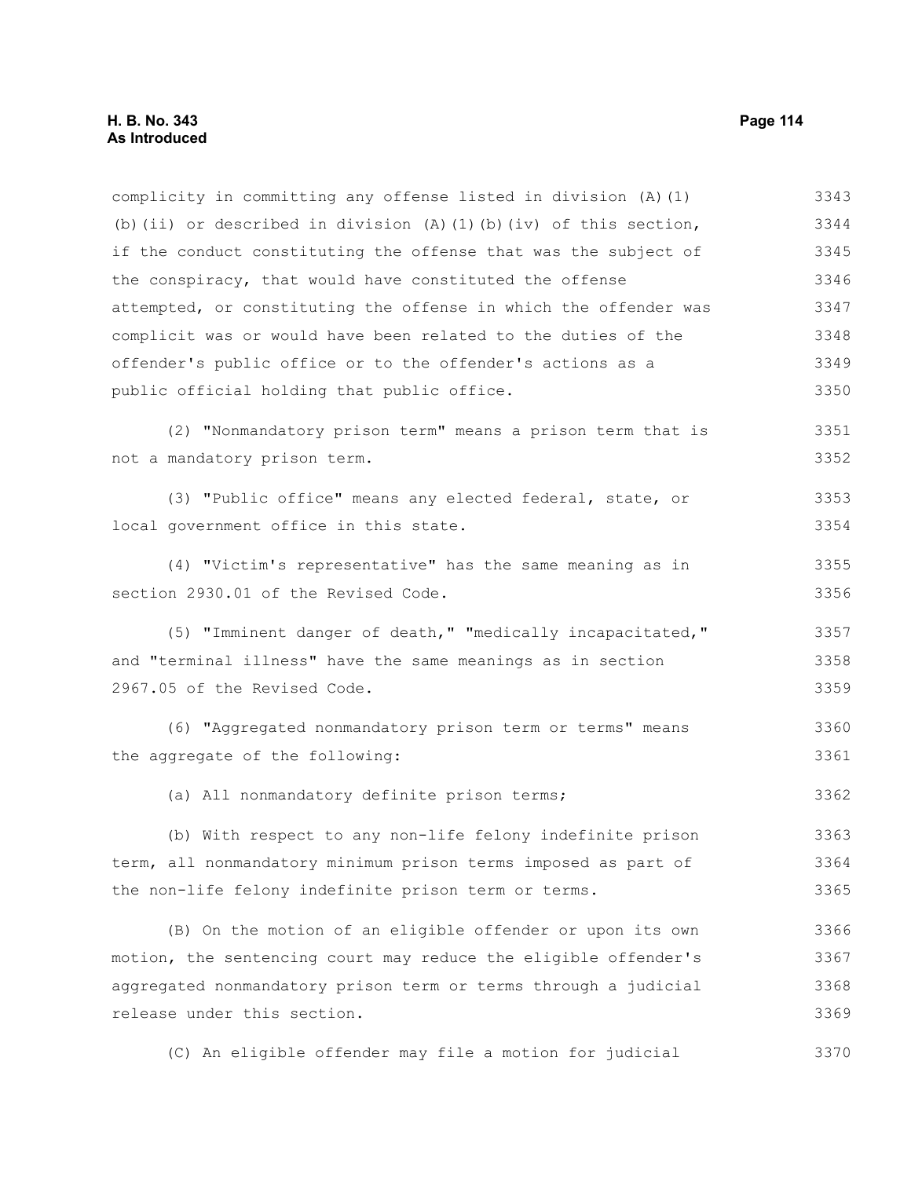complicity in committing any offense listed in division (A)(1)(b)(ii) or described in division (A)(1)(b)(iv) of this section, if the conduct constituting the offense that was the subject of the conspiracy, that would have constituted the offense attempted, or constituting the offense in which the offender was complicit was or would have been related to the duties of the offender's public office or to the offender's actions as a public official holding that public office.

(2) "Nonmandatory prison term" means a prison term that is not a mandatory prison term.

(3) "Public office" means any elected federal, state, or local government office in this state.

(4) "Victim's representative" has the same meaning as in section 2930.01 of the Revised Code.

(5) "Imminent danger of death," "medically incapacitated," and "terminal illness" have the same meanings as in section 2967.05 of the Revised Code.

(6) "Aggregated nonmandatory prison term or terms" means the aggregate of the following:

(a) All nonmandatory definite prison terms;

(b) With respect to any non-life felony indefinite prison term, all nonmandatory minimum prison terms imposed as part of the non-life felony indefinite prison term or terms.

(B) On the motion of an eligible offender or upon its own motion, the sentencing court may reduce the eligible offender's aggregated nonmandatory prison term or terms through a judicial release under this section.

(C) An eligible offender may file a motion for judicial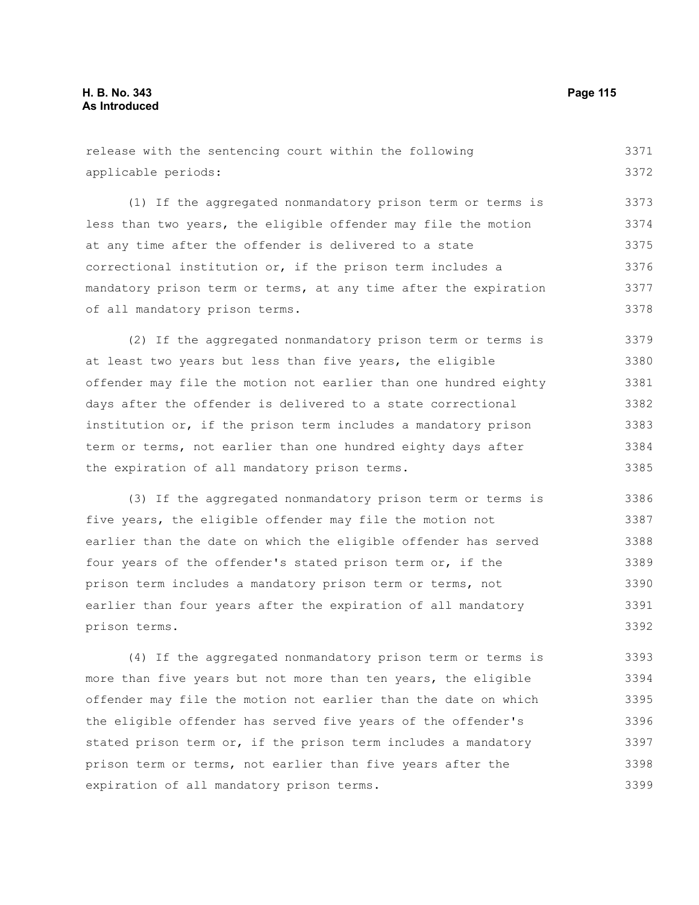release with the sentencing court within the following applicable periods:

(1) If the aggregated nonmandatory prison term or terms is less than two years, the eligible offender may file the motion at any time after the offender is delivered to a state correctional institution or, if the prison term includes a mandatory prison term or terms, at any time after the expiration of all mandatory prison terms.

(2) If the aggregated nonmandatory prison term or terms is at least two years but less than five years, the eligible offender may file the motion not earlier than one hundred eighty days after the offender is delivered to a state correctional institution or, if the prison term includes a mandatory prison term or terms, not earlier than one hundred eighty days after the expiration of all mandatory prison terms.

(3) If the aggregated nonmandatory prison term or terms is five years, the eligible offender may file the motion not earlier than the date on which the eligible offender has served four years of the offender's stated prison term or, if the prison term includes a mandatory prison term or terms, not earlier than four years after the expiration of all mandatory prison terms.

(4) If the aggregated nonmandatory prison term or terms is more than five years but not more than ten years, the eligible offender may file the motion not earlier than the date on which the eligible offender has served five years of the offender's stated prison term or, if the prison term includes a mandatory prison term or terms, not earlier than five years after the expiration of all mandatory prison terms.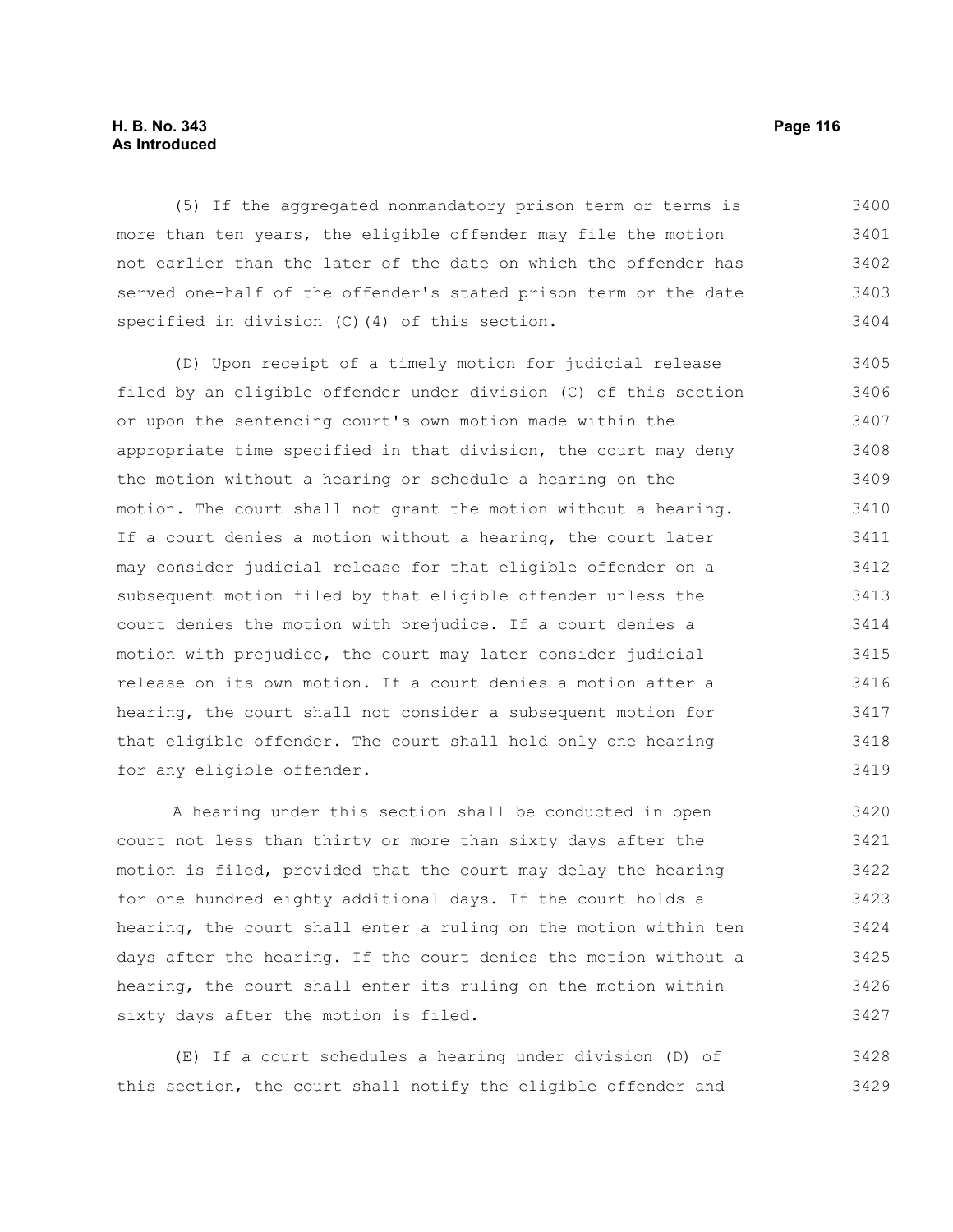(5) If the aggregated nonmandatory prison term or terms is more than ten years, the eligible offender may file the motion not earlier than the later of the date on which the offender has served one-half of the offender's stated prison term or the date specified in division (C)(4) of this section.

(D) Upon receipt of a timely motion for judicial release filed by an eligible offender under division (C) of this section or upon the sentencing court's own motion made within the appropriate time specified in that division, the court may deny the motion without a hearing or schedule a hearing on the motion. The court shall not grant the motion without a hearing. If a court denies a motion without a hearing, the court later may consider judicial release for that eligible offender on a subsequent motion filed by that eligible offender unless the court denies the motion with prejudice. If a court denies a motion with prejudice, the court may later consider judicial release on its own motion. If a court denies a motion after a hearing, the court shall not consider a subsequent motion for that eligible offender. The court shall hold only one hearing for any eligible offender.

A hearing under this section shall be conducted in open court not less than thirty or more than sixty days after the motion is filed, provided that the court may delay the hearing for one hundred eighty additional days. If the court holds a hearing, the court shall enter a ruling on the motion within ten days after the hearing. If the court denies the motion without a hearing, the court shall enter its ruling on the motion within sixty days after the motion is filed.

(E) If a court schedules a hearing under division (D) of this section, the court shall notify the eligible offender and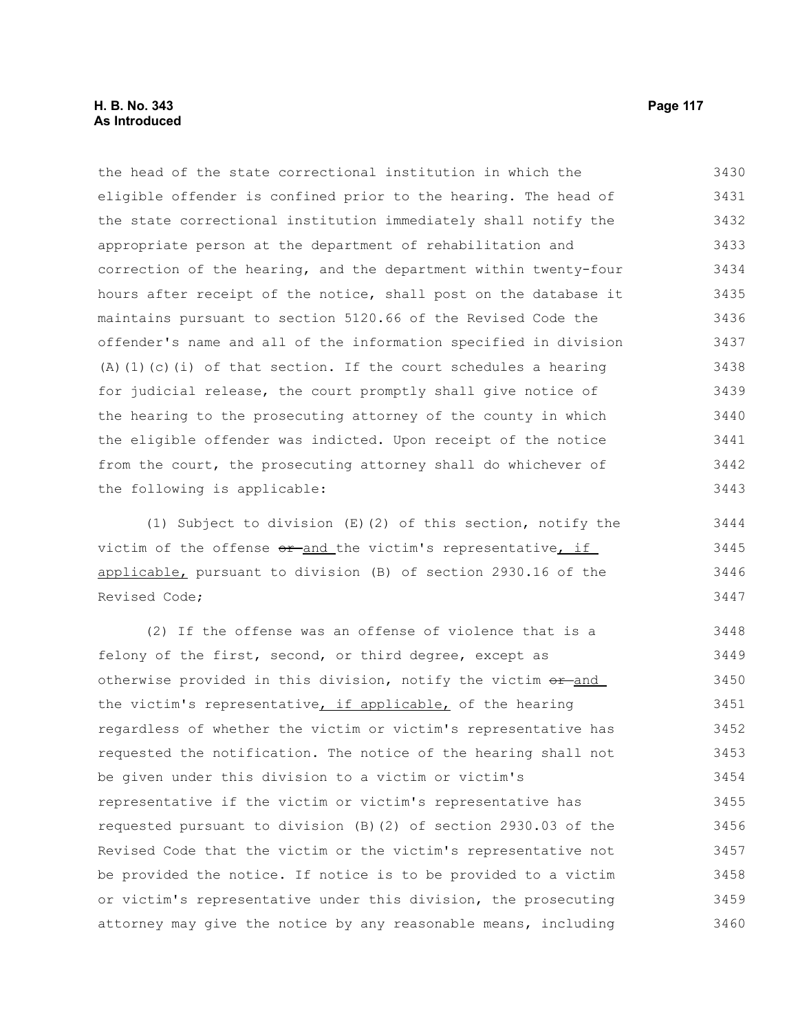the head of the state correctional institution in which the eligible offender is confined prior to the hearing. The head of the state correctional institution immediately shall notify the appropriate person at the department of rehabilitation and correction of the hearing, and the department within twenty-four hours after receipt of the notice, shall post on the database it maintains pursuant to section 5120.66 of the Revised Code the offender's name and all of the information specified in division (A)(1)(c)(i) of that section. If the court schedules a hearing for judicial release, the court promptly shall give notice of the hearing to the prosecuting attorney of the county in which the eligible offender was indicted. Upon receipt of the notice from the court, the prosecuting attorney shall do whichever of the following is applicable:

(1) Subject to division (E)(2) of this section, notify the victim of the offense ~~or~~ and the victim's representative, if applicable, pursuant to division (B) of section 2930.16 of the Revised Code;

(2) If the offense was an offense of violence that is a felony of the first, second, or third degree, except as otherwise provided in this division, notify the victim ~~or~~ and the victim's representative, if applicable, of the hearing regardless of whether the victim or victim's representative has requested the notification. The notice of the hearing shall not be given under this division to a victim or victim's representative if the victim or victim's representative has requested pursuant to division (B)(2) of section 2930.03 of the Revised Code that the victim or the victim's representative not be provided the notice. If notice is to be provided to a victim or victim's representative under this division, the prosecuting attorney may give the notice by any reasonable means, including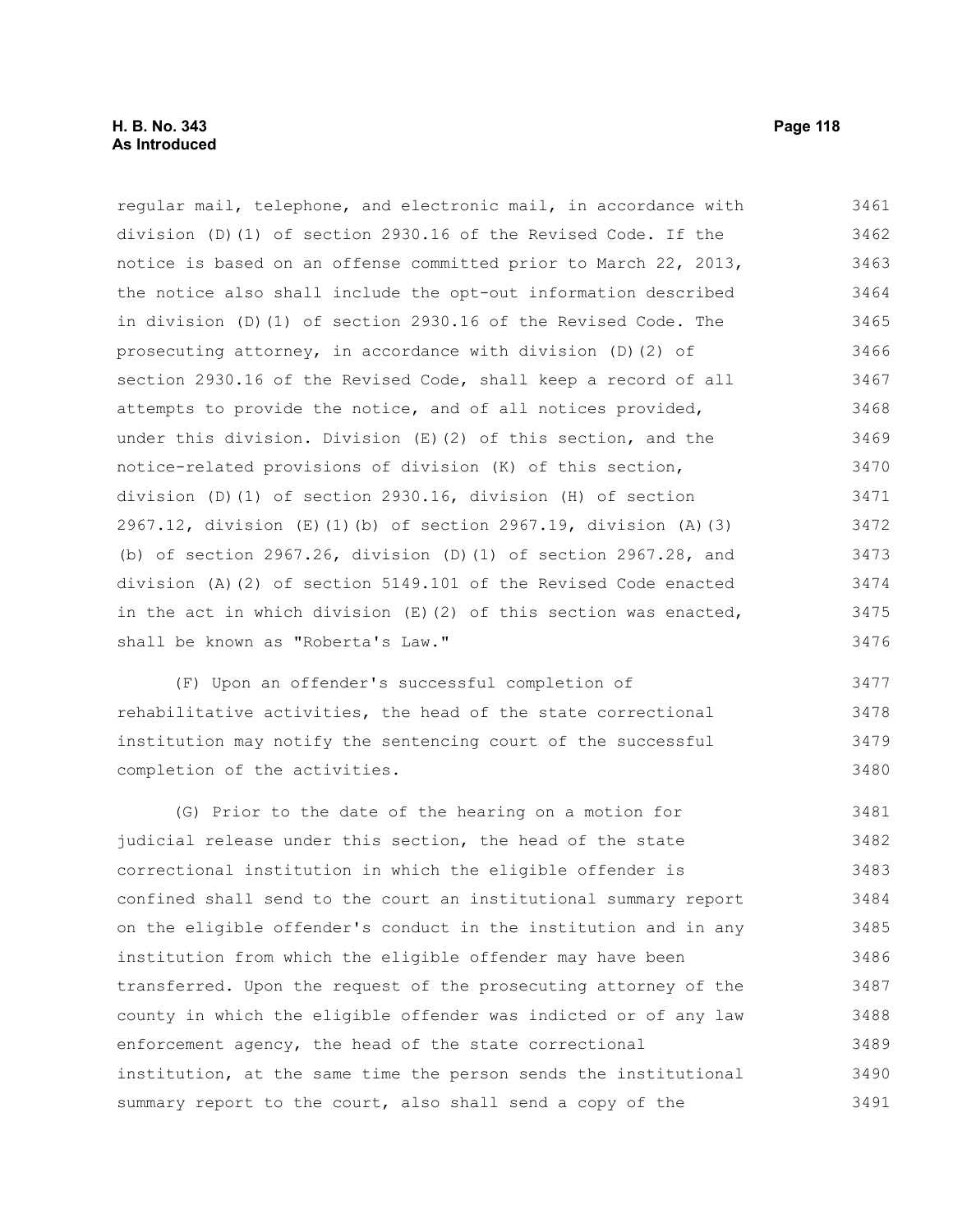regular mail, telephone, and electronic mail, in accordance with division (D)(1) of section 2930.16 of the Revised Code. If the notice is based on an offense committed prior to March 22, 2013, the notice also shall include the opt-out information described in division (D)(1) of section 2930.16 of the Revised Code. The prosecuting attorney, in accordance with division (D)(2) of section 2930.16 of the Revised Code, shall keep a record of all attempts to provide the notice, and of all notices provided, under this division. Division (E)(2) of this section, and the notice-related provisions of division (K) of this section, division (D)(1) of section 2930.16, division (H) of section 2967.12, division (E)(1)(b) of section 2967.19, division (A)(3)(b) of section 2967.26, division (D)(1) of section 2967.28, and division (A)(2) of section 5149.101 of the Revised Code enacted in the act in which division (E)(2) of this section was enacted, shall be known as "Roberta's Law."

(F) Upon an offender's successful completion of rehabilitative activities, the head of the state correctional institution may notify the sentencing court of the successful completion of the activities.

(G) Prior to the date of the hearing on a motion for judicial release under this section, the head of the state correctional institution in which the eligible offender is confined shall send to the court an institutional summary report on the eligible offender's conduct in the institution and in any institution from which the eligible offender may have been transferred. Upon the request of the prosecuting attorney of the county in which the eligible offender was indicted or of any law enforcement agency, the head of the state correctional institution, at the same time the person sends the institutional summary report to the court, also shall send a copy of the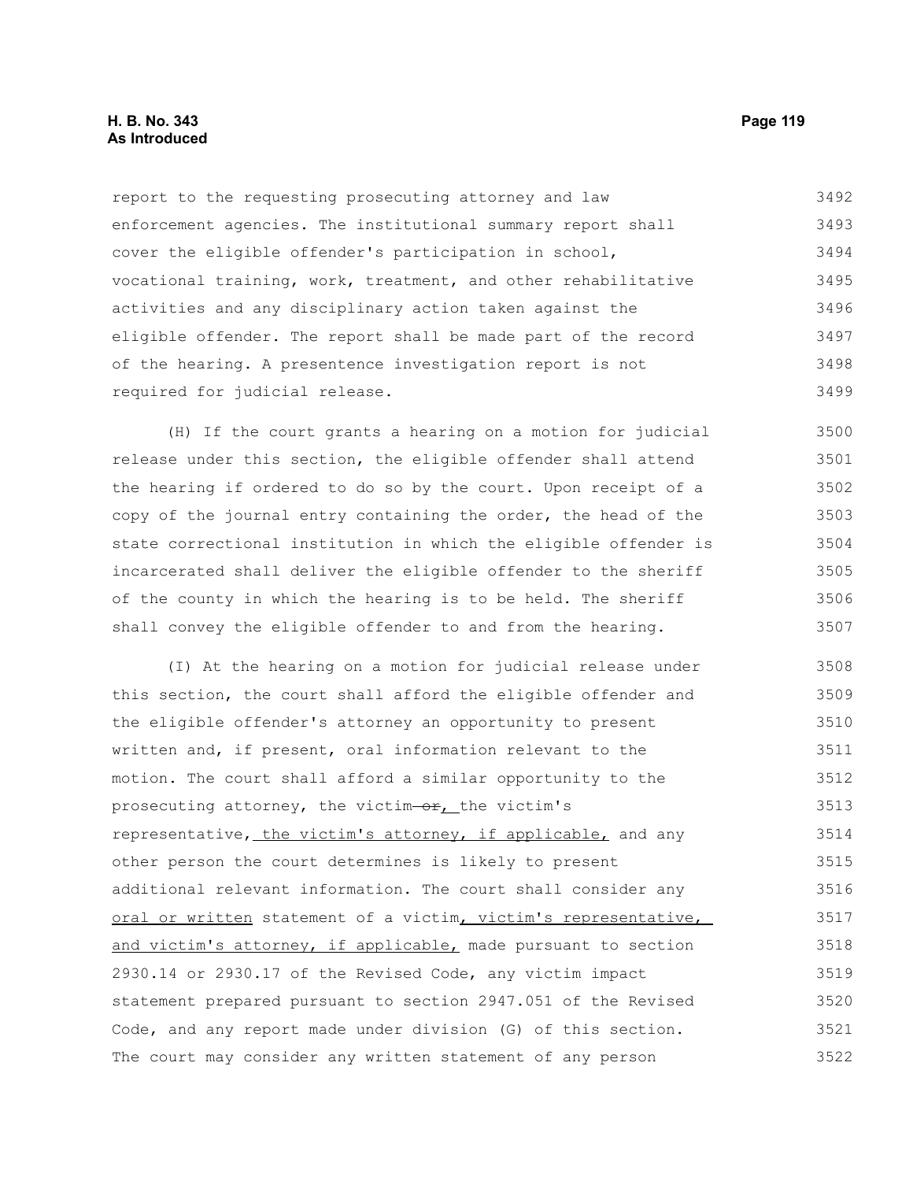report to the requesting prosecuting attorney and law enforcement agencies. The institutional summary report shall cover the eligible offender's participation in school, vocational training, work, treatment, and other rehabilitative activities and any disciplinary action taken against the eligible offender. The report shall be made part of the record of the hearing. A presentence investigation report is not required for judicial release.

(H) If the court grants a hearing on a motion for judicial release under this section, the eligible offender shall attend the hearing if ordered to do so by the court. Upon receipt of a copy of the journal entry containing the order, the head of the state correctional institution in which the eligible offender is incarcerated shall deliver the eligible offender to the sheriff of the county in which the hearing is to be held. The sheriff shall convey the eligible offender to and from the hearing.

(I) At the hearing on a motion for judicial release under this section, the court shall afford the eligible offender and the eligible offender's attorney an opportunity to present written and, if present, oral information relevant to the motion. The court shall afford a similar opportunity to the prosecuting attorney, the victim ~~or~~, the victim's representative, the victim's attorney, if applicable, and any other person the court determines is likely to present additional relevant information. The court shall consider any oral or written statement of a victim, victim's representative, and victim's attorney, if applicable, made pursuant to section 2930.14 or 2930.17 of the Revised Code, any victim impact statement prepared pursuant to section 2947.051 of the Revised Code, and any report made under division (G) of this section. The court may consider any written statement of any person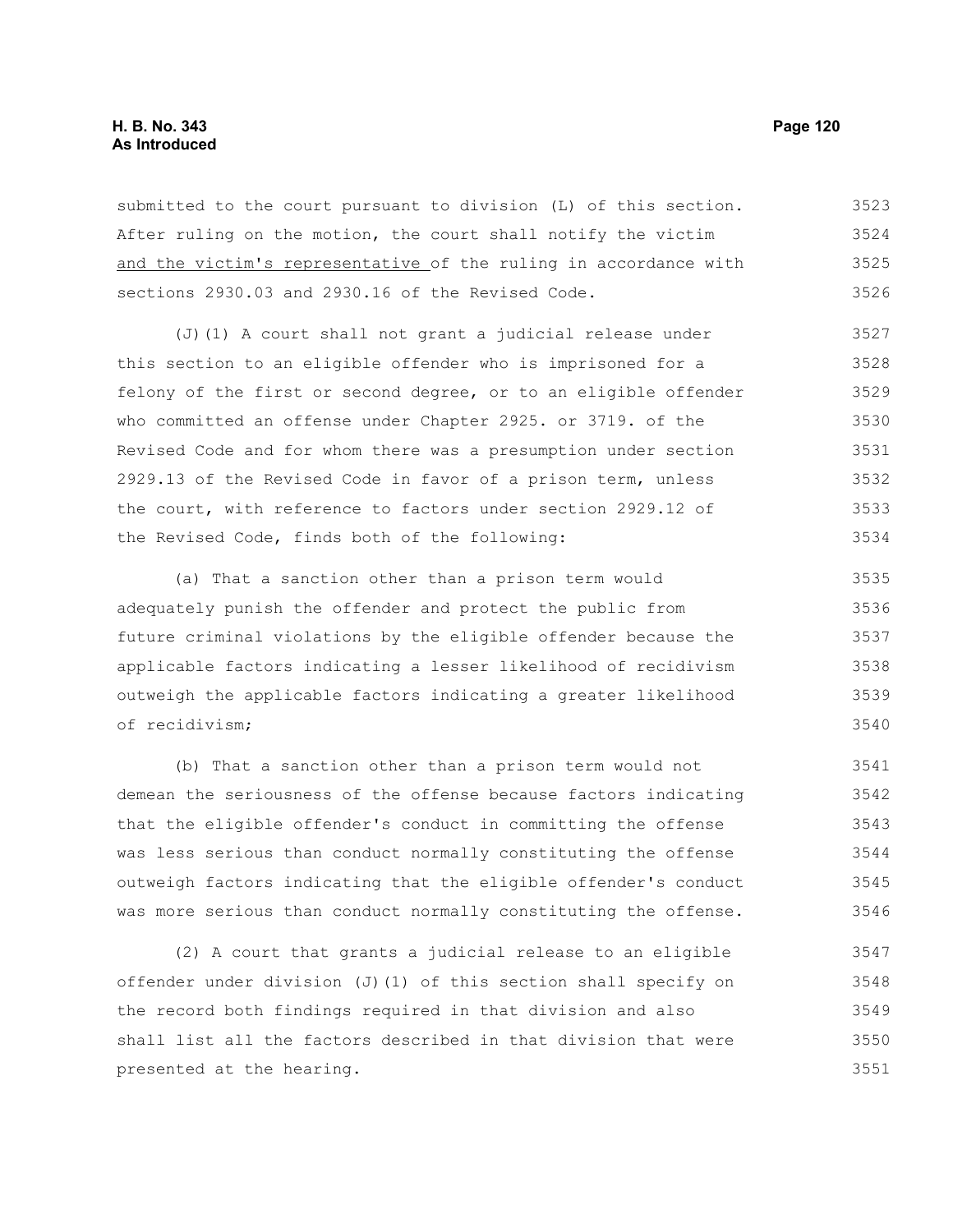submitted to the court pursuant to division (L) of this section. After ruling on the motion, the court shall notify the victim <u>and the victim's representative</u> of the ruling in accordance with sections 2930.03 and 2930.16 of the Revised Code.

(J)(1) A court shall not grant a judicial release under this section to an eligible offender who is imprisoned for a felony of the first or second degree, or to an eligible offender who committed an offense under Chapter 2925. or 3719. of the Revised Code and for whom there was a presumption under section 2929.13 of the Revised Code in favor of a prison term, unless the court, with reference to factors under section 2929.12 of the Revised Code, finds both of the following:

(a) That a sanction other than a prison term would adequately punish the offender and protect the public from future criminal violations by the eligible offender because the applicable factors indicating a lesser likelihood of recidivism outweigh the applicable factors indicating a greater likelihood of recidivism;

(b) That a sanction other than a prison term would not demean the seriousness of the offense because factors indicating that the eligible offender's conduct in committing the offense was less serious than conduct normally constituting the offense outweigh factors indicating that the eligible offender's conduct was more serious than conduct normally constituting the offense.

(2) A court that grants a judicial release to an eligible offender under division (J)(1) of this section shall specify on the record both findings required in that division and also shall list all the factors described in that division that were presented at the hearing.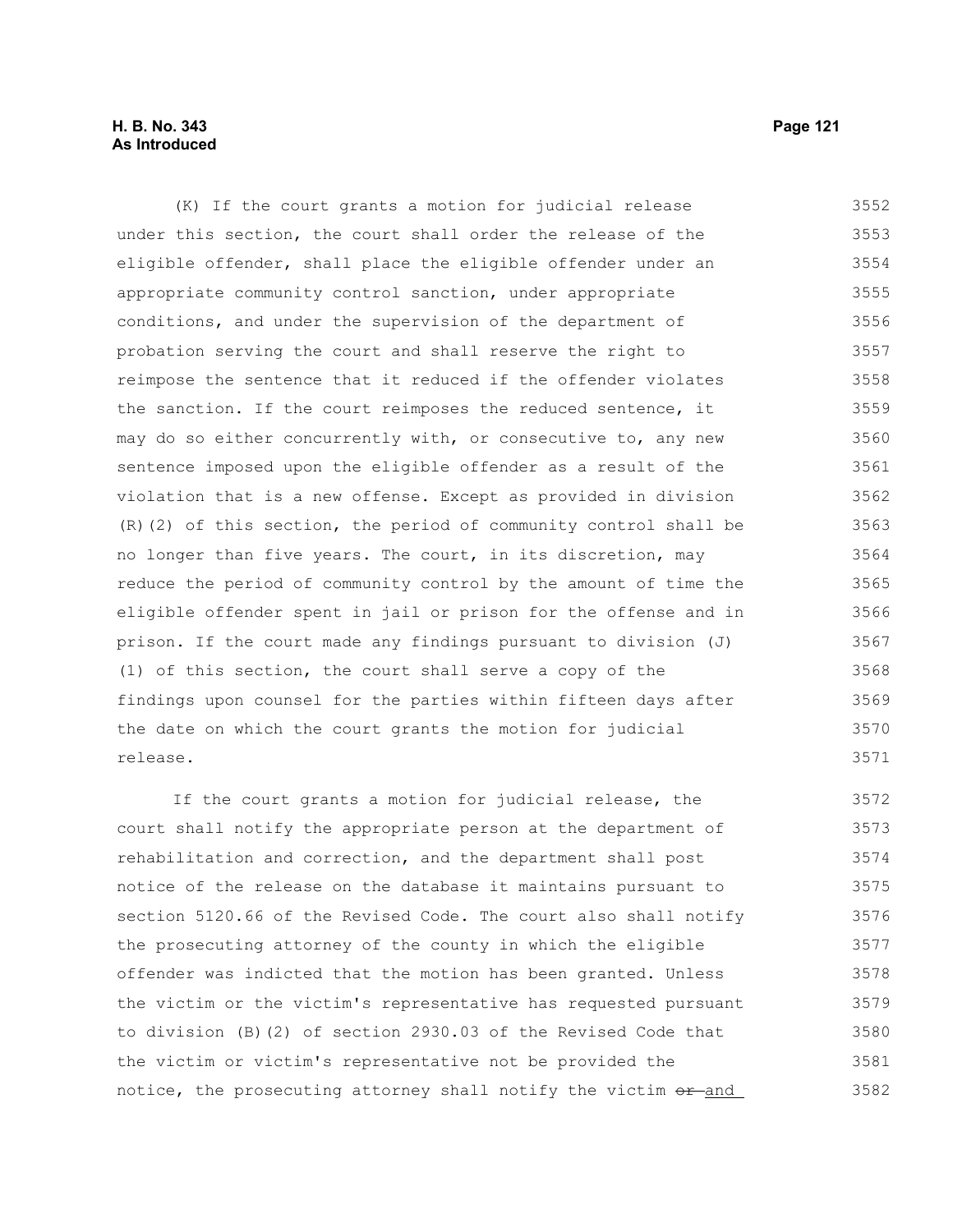(K) If the court grants a motion for judicial release under this section, the court shall order the release of the eligible offender, shall place the eligible offender under an appropriate community control sanction, under appropriate conditions, and under the supervision of the department of probation serving the court and shall reserve the right to reimpose the sentence that it reduced if the offender violates the sanction. If the court reimposes the reduced sentence, it may do so either concurrently with, or consecutive to, any new sentence imposed upon the eligible offender as a result of the violation that is a new offense. Except as provided in division (R)(2) of this section, the period of community control shall be no longer than five years. The court, in its discretion, may reduce the period of community control by the amount of time the eligible offender spent in jail or prison for the offense and in prison. If the court made any findings pursuant to division (J)(1) of this section, the court shall serve a copy of the findings upon counsel for the parties within fifteen days after the date on which the court grants the motion for judicial release.

If the court grants a motion for judicial release, the court shall notify the appropriate person at the department of rehabilitation and correction, and the department shall post notice of the release on the database it maintains pursuant to section 5120.66 of the Revised Code. The court also shall notify the prosecuting attorney of the county in which the eligible offender was indicted that the motion has been granted. Unless the victim or the victim's representative has requested pursuant to division (B)(2) of section 2930.03 of the Revised Code that the victim or victim's representative not be provided the notice, the prosecuting attorney shall notify the victim ~~or~~ <u>and</u>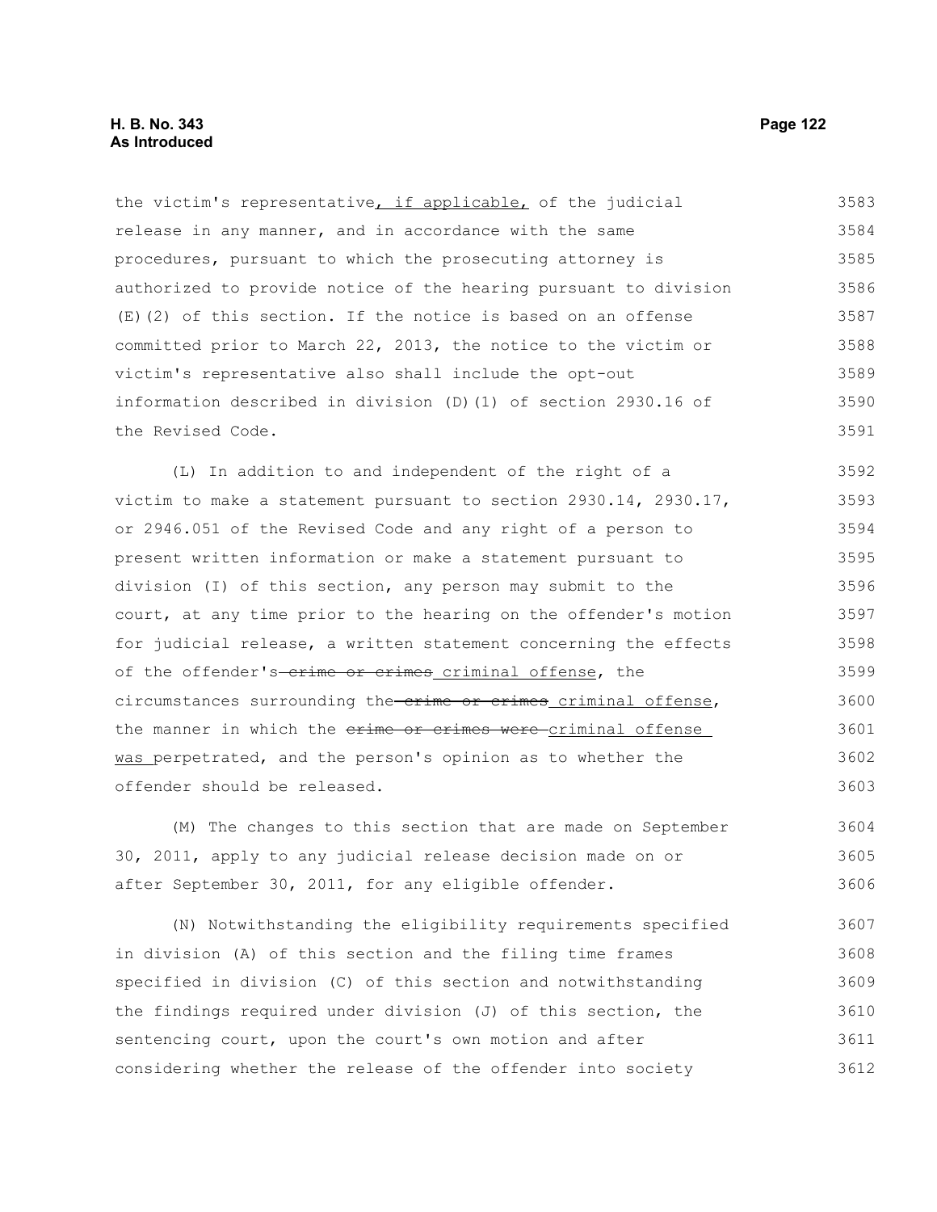the victim's representative, if applicable, of the judicial release in any manner, and in accordance with the same procedures, pursuant to which the prosecuting attorney is authorized to provide notice of the hearing pursuant to division (E)(2) of this section. If the notice is based on an offense committed prior to March 22, 2013, the notice to the victim or victim's representative also shall include the opt-out information described in division (D)(1) of section 2930.16 of the Revised Code.

(L) In addition to and independent of the right of a victim to make a statement pursuant to section 2930.14, 2930.17, or 2946.051 of the Revised Code and any right of a person to present written information or make a statement pursuant to division (I) of this section, any person may submit to the court, at any time prior to the hearing on the offender's motion for judicial release, a written statement concerning the effects of the offender's ~~crime or crimes~~ criminal offense, the circumstances surrounding the ~~crime or crimes~~ criminal offense, the manner in which the ~~crime or crimes were~~ criminal offense was perpetrated, and the person's opinion as to whether the offender should be released.

(M) The changes to this section that are made on September 30, 2011, apply to any judicial release decision made on or after September 30, 2011, for any eligible offender.

(N) Notwithstanding the eligibility requirements specified in division (A) of this section and the filing time frames specified in division (C) of this section and notwithstanding the findings required under division (J) of this section, the sentencing court, upon the court's own motion and after considering whether the release of the offender into society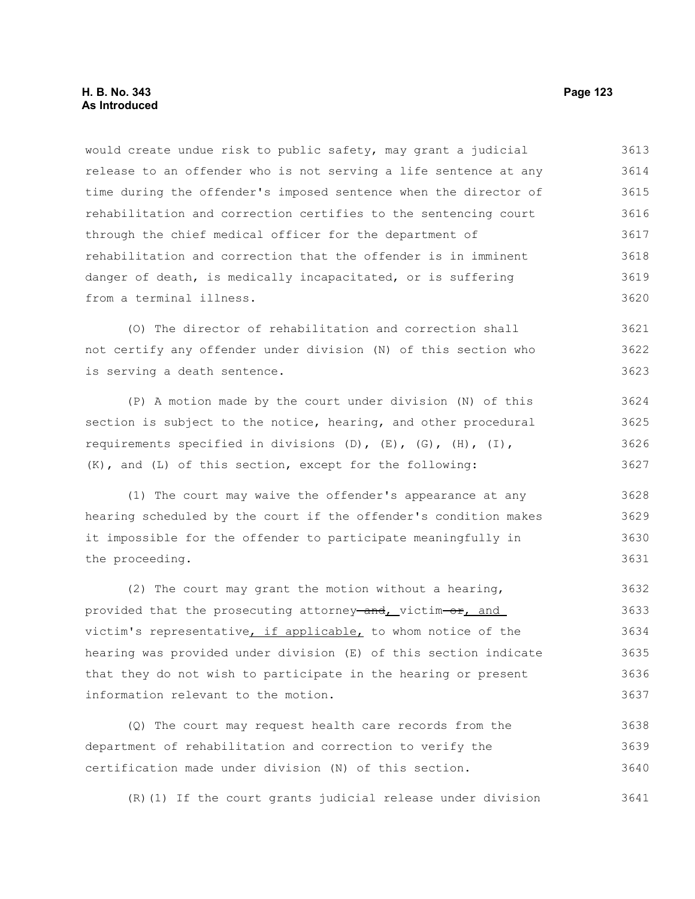would create undue risk to public safety, may grant a judicial release to an offender who is not serving a life sentence at any time during the offender's imposed sentence when the director of rehabilitation and correction certifies to the sentencing court through the chief medical officer for the department of rehabilitation and correction that the offender is in imminent danger of death, is medically incapacitated, or is suffering from a terminal illness.

(O) The director of rehabilitation and correction shall not certify any offender under division (N) of this section who is serving a death sentence.

(P) A motion made by the court under division (N) of this section is subject to the notice, hearing, and other procedural requirements specified in divisions (D), (E), (G), (H), (I), (K), and (L) of this section, except for the following:

(1) The court may waive the offender's appearance at any hearing scheduled by the court if the offender's condition makes it impossible for the offender to participate meaningfully in the proceeding.

(2) The court may grant the motion without a hearing, provided that the prosecuting attorney ~~and~~<u>,</u> victim ~~or~~<u>, and</u> victim's representative<u>, if applicable,</u> to whom notice of the hearing was provided under division (E) of this section indicate that they do not wish to participate in the hearing or present information relevant to the motion.

(Q) The court may request health care records from the department of rehabilitation and correction to verify the certification made under division (N) of this section.

(R)(1) If the court grants judicial release under division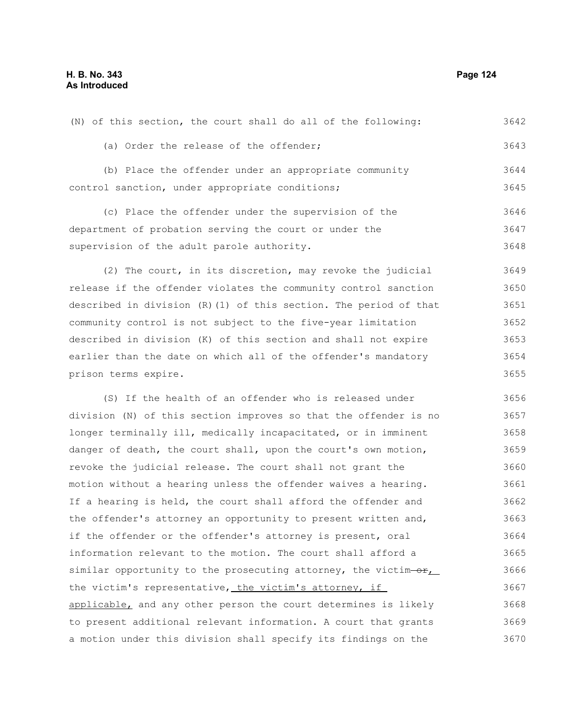(N) of this section, the court shall do all of the following:

(a) Order the release of the offender;

(b) Place the offender under an appropriate community control sanction, under appropriate conditions;

(c) Place the offender under the supervision of the department of probation serving the court or under the supervision of the adult parole authority.

(2) The court, in its discretion, may revoke the judicial release if the offender violates the community control sanction described in division (R)(1) of this section. The period of that community control is not subject to the five-year limitation described in division (K) of this section and shall not expire earlier than the date on which all of the offender's mandatory prison terms expire.

(S) If the health of an offender who is released under division (N) of this section improves so that the offender is no longer terminally ill, medically incapacitated, or in imminent danger of death, the court shall, upon the court's own motion, revoke the judicial release. The court shall not grant the motion without a hearing unless the offender waives a hearing. If a hearing is held, the court shall afford the offender and the offender's attorney an opportunity to present written and, if the offender or the offender's attorney is present, oral information relevant to the motion. The court shall afford a similar opportunity to the prosecuting attorney, the victim ~~or~~, the victim's representative, the victim's attorney, if applicable, and any other person the court determines is likely to present additional relevant information. A court that grants a motion under this division shall specify its findings on the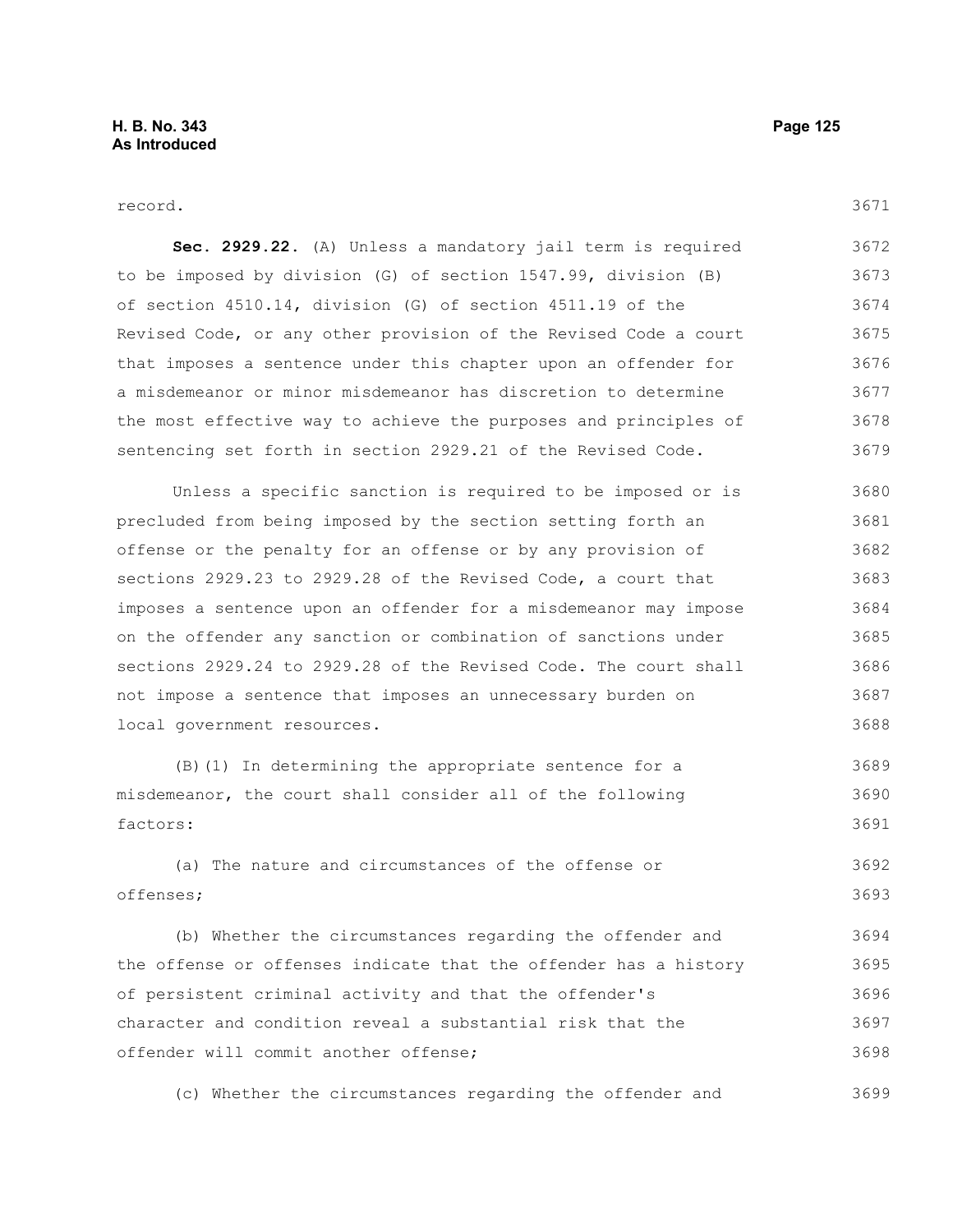record.

**Sec. 2929.22.** (A) Unless a mandatory jail term is required to be imposed by division (G) of section 1547.99, division (B) of section 4510.14, division (G) of section 4511.19 of the Revised Code, or any other provision of the Revised Code a court that imposes a sentence under this chapter upon an offender for a misdemeanor or minor misdemeanor has discretion to determine the most effective way to achieve the purposes and principles of sentencing set forth in section 2929.21 of the Revised Code.

Unless a specific sanction is required to be imposed or is precluded from being imposed by the section setting forth an offense or the penalty for an offense or by any provision of sections 2929.23 to 2929.28 of the Revised Code, a court that imposes a sentence upon an offender for a misdemeanor may impose on the offender any sanction or combination of sanctions under sections 2929.24 to 2929.28 of the Revised Code. The court shall not impose a sentence that imposes an unnecessary burden on local government resources.

(B)(1) In determining the appropriate sentence for a misdemeanor, the court shall consider all of the following factors:

(a) The nature and circumstances of the offense or offenses;

(b) Whether the circumstances regarding the offender and the offense or offenses indicate that the offender has a history of persistent criminal activity and that the offender's character and condition reveal a substantial risk that the offender will commit another offense;

(c) Whether the circumstances regarding the offender and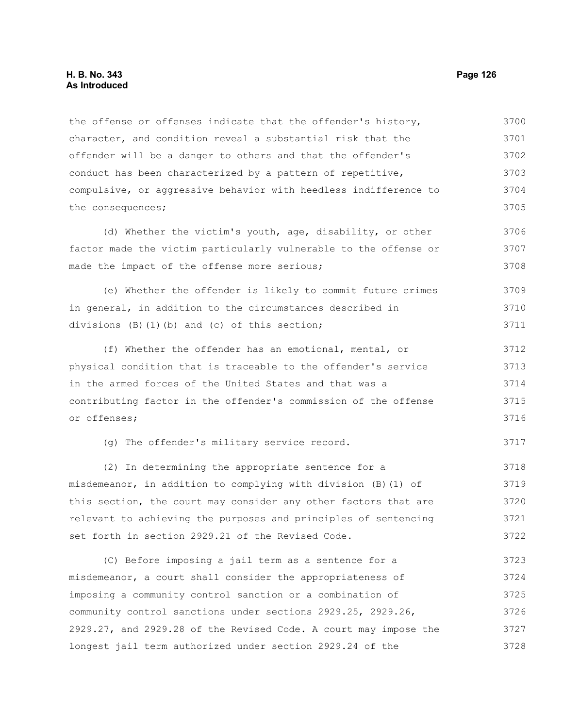the offense or offenses indicate that the offender's history, character, and condition reveal a substantial risk that the offender will be a danger to others and that the offender's conduct has been characterized by a pattern of repetitive, compulsive, or aggressive behavior with heedless indifference to the consequences;

(d) Whether the victim's youth, age, disability, or other factor made the victim particularly vulnerable to the offense or made the impact of the offense more serious;

(e) Whether the offender is likely to commit future crimes in general, in addition to the circumstances described in divisions (B)(1)(b) and (c) of this section;

(f) Whether the offender has an emotional, mental, or physical condition that is traceable to the offender's service in the armed forces of the United States and that was a contributing factor in the offender's commission of the offense or offenses;

(g) The offender's military service record.

(2) In determining the appropriate sentence for a misdemeanor, in addition to complying with division (B)(1) of this section, the court may consider any other factors that are relevant to achieving the purposes and principles of sentencing set forth in section 2929.21 of the Revised Code.

(C) Before imposing a jail term as a sentence for a misdemeanor, a court shall consider the appropriateness of imposing a community control sanction or a combination of community control sanctions under sections 2929.25, 2929.26, 2929.27, and 2929.28 of the Revised Code. A court may impose the longest jail term authorized under section 2929.24 of the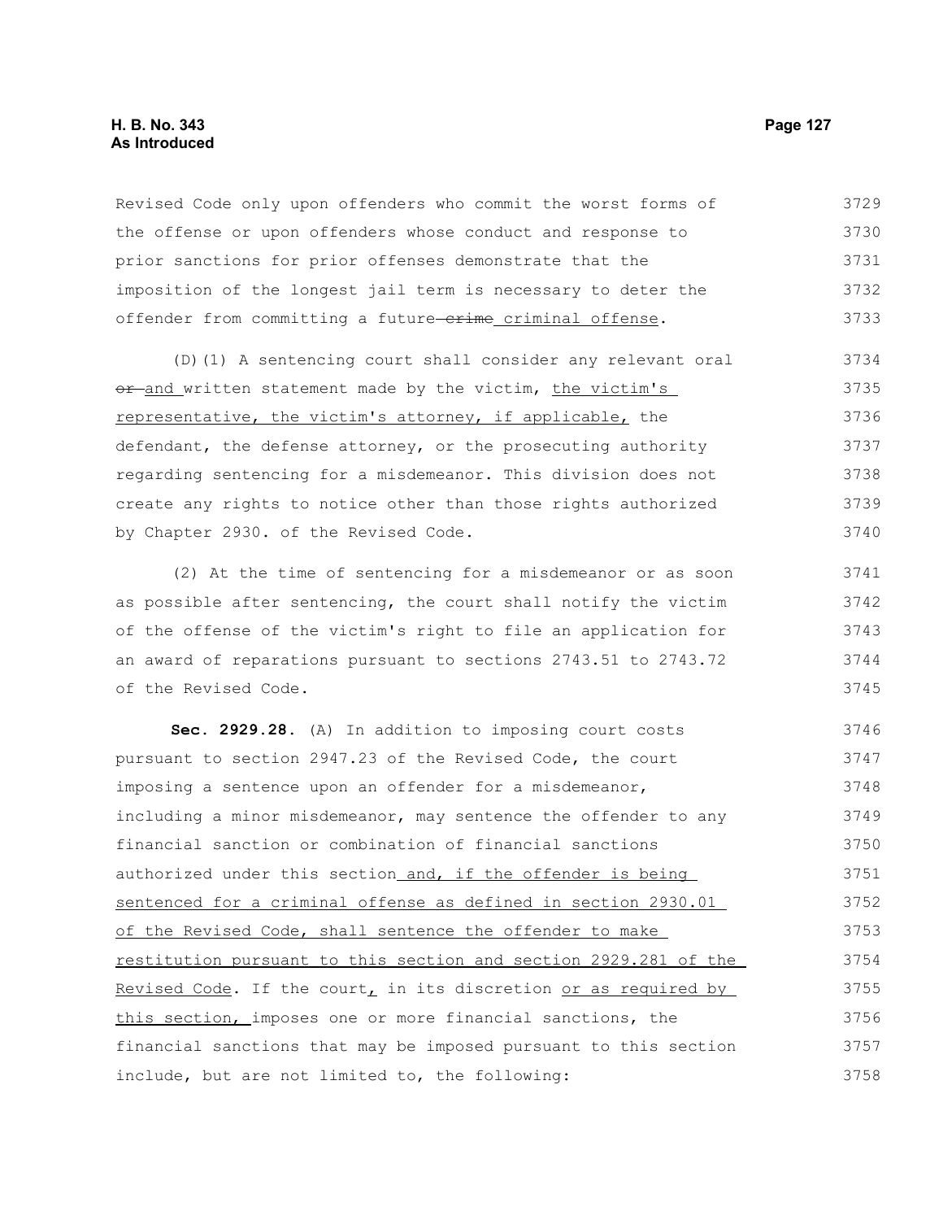Revised Code only upon offenders who commit the worst forms of the offense or upon offenders whose conduct and response to prior sanctions for prior offenses demonstrate that the imposition of the longest jail term is necessary to deter the offender from committing a future ~~crime~~ criminal offense.

(D)(1) A sentencing court shall consider any relevant oral ~~or~~ and written statement made by the victim, the victim's representative, the victim's attorney, if applicable, the defendant, the defense attorney, or the prosecuting authority regarding sentencing for a misdemeanor. This division does not create any rights to notice other than those rights authorized by Chapter 2930. of the Revised Code.

(2) At the time of sentencing for a misdemeanor or as soon as possible after sentencing, the court shall notify the victim of the offense of the victim's right to file an application for an award of reparations pursuant to sections 2743.51 to 2743.72 of the Revised Code.

**Sec. 2929.28.** (A) In addition to imposing court costs pursuant to section 2947.23 of the Revised Code, the court imposing a sentence upon an offender for a misdemeanor, including a minor misdemeanor, may sentence the offender to any financial sanction or combination of financial sanctions authorized under this section and, if the offender is being sentenced for a criminal offense as defined in section 2930.01 of the Revised Code, shall sentence the offender to make restitution pursuant to this section and section 2929.281 of the Revised Code. If the court, in its discretion or as required by this section, imposes one or more financial sanctions, the financial sanctions that may be imposed pursuant to this section include, but are not limited to, the following: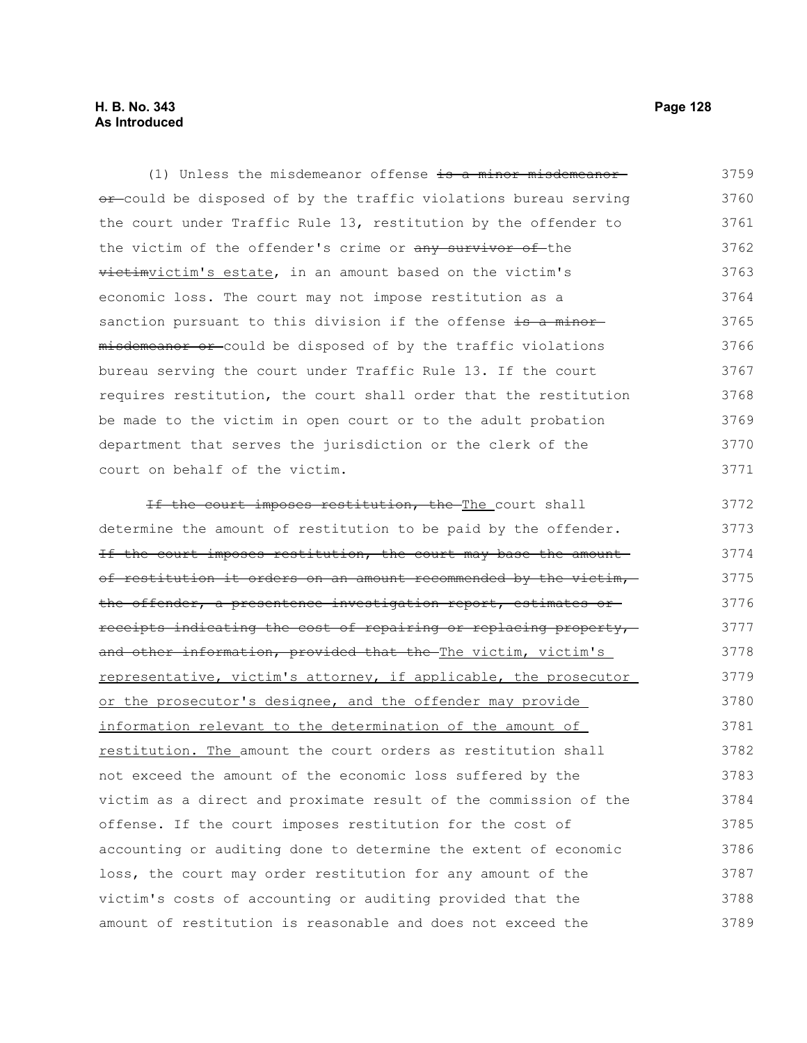(1) Unless the misdemeanor offense ~~is a minor misdemeanor or~~ could be disposed of by the traffic violations bureau serving the court under Traffic Rule 13, restitution by the offender to the victim of the offender's crime or ~~any survivor of~~ the ~~victim~~victim's estate, in an amount based on the victim's economic loss. The court may not impose restitution as a sanction pursuant to this division if the offense ~~is a minor misdemeanor or~~ could be disposed of by the traffic violations bureau serving the court under Traffic Rule 13. If the court requires restitution, the court shall order that the restitution be made to the victim in open court or to the adult probation department that serves the jurisdiction or the clerk of the court on behalf of the victim.

~~If the court imposes restitution, the~~ The court shall determine the amount of restitution to be paid by the offender. ~~If the court imposes restitution, the court may base the amount of restitution it orders on an amount recommended by the victim, the offender, a presentence investigation report, estimates or receipts indicating the cost of repairing or replacing property, and other information, provided that the~~ The victim, victim's representative, victim's attorney, if applicable, the prosecutor or the prosecutor's designee, and the offender may provide information relevant to the determination of the amount of restitution. The amount the court orders as restitution shall not exceed the amount of the economic loss suffered by the victim as a direct and proximate result of the commission of the offense. If the court imposes restitution for the cost of accounting or auditing done to determine the extent of economic loss, the court may order restitution for any amount of the victim's costs of accounting or auditing provided that the amount of restitution is reasonable and does not exceed the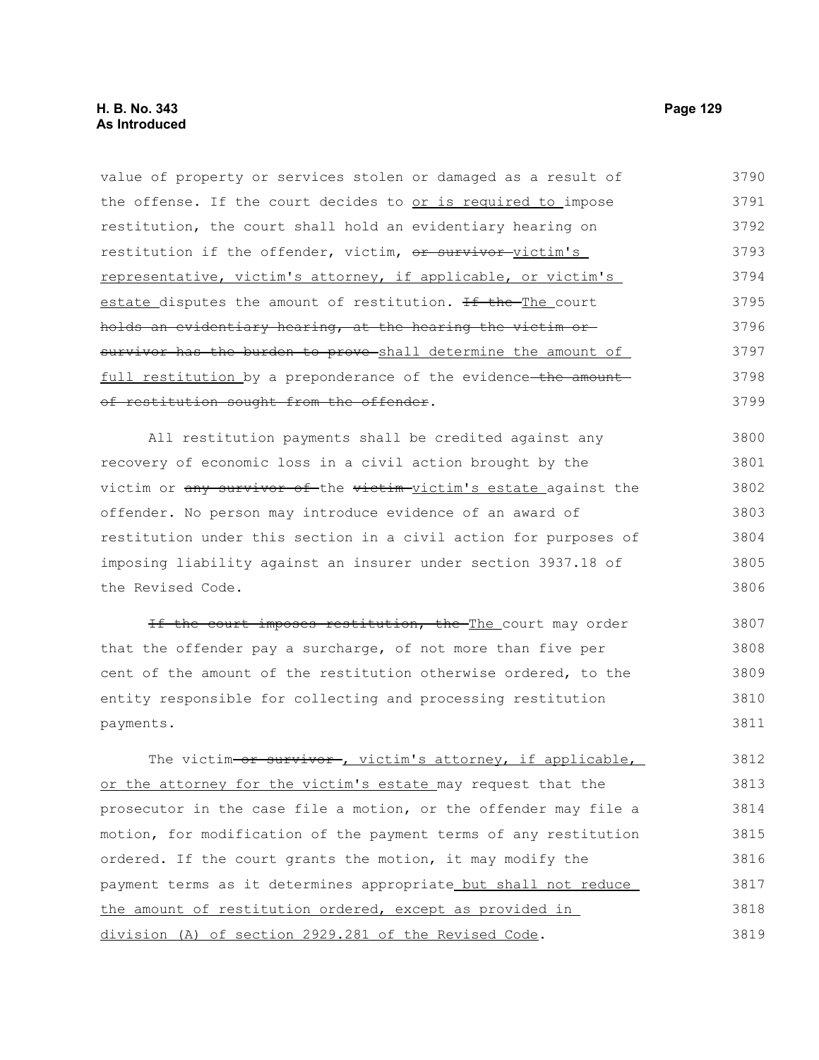value of property or services stolen or damaged as a result of the offense. If the court decides to or is required to impose restitution, the court shall hold an evidentiary hearing on restitution if the offender, victim, ~~or survivor~~ victim's representative, victim's attorney, if applicable, or victim's estate disputes the amount of restitution. ~~If the~~ The court ~~holds an evidentiary hearing, at the hearing the victim or survivor has the burden to prove~~ shall determine the amount of full restitution by a preponderance of the evidence ~~the amount of restitution sought from the offender~~.

All restitution payments shall be credited against any recovery of economic loss in a civil action brought by the victim or ~~any survivor of~~ the ~~victim~~ victim's estate against the offender. No person may introduce evidence of an award of restitution under this section in a civil action for purposes of imposing liability against an insurer under section 3937.18 of the Revised Code.

~~If the court imposes restitution, the~~ The court may order that the offender pay a surcharge, of not more than five per cent of the amount of the restitution otherwise ordered, to the entity responsible for collecting and processing restitution payments.

The victim ~~or survivor~~ , victim's attorney, if applicable, or the attorney for the victim's estate may request that the prosecutor in the case file a motion, or the offender may file a motion, for modification of the payment terms of any restitution ordered. If the court grants the motion, it may modify the payment terms as it determines appropriate but shall not reduce the amount of restitution ordered, except as provided in division (A) of section 2929.281 of the Revised Code.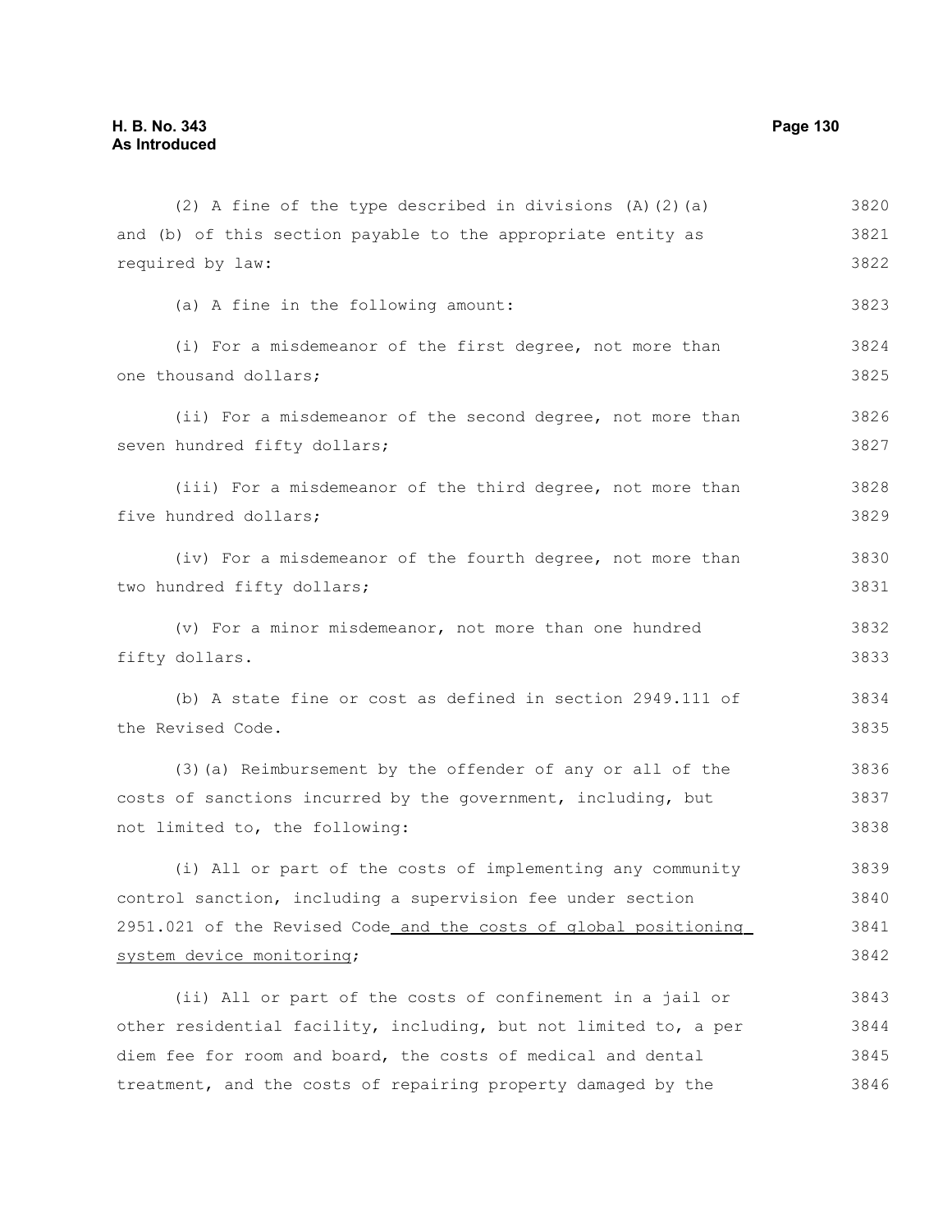(2) A fine of the type described in divisions (A)(2)(a) and (b) of this section payable to the appropriate entity as required by law:

(a) A fine in the following amount:

(i) For a misdemeanor of the first degree, not more than one thousand dollars;

(ii) For a misdemeanor of the second degree, not more than seven hundred fifty dollars;

(iii) For a misdemeanor of the third degree, not more than five hundred dollars;

(iv) For a misdemeanor of the fourth degree, not more than two hundred fifty dollars;

(v) For a minor misdemeanor, not more than one hundred fifty dollars.

(b) A state fine or cost as defined in section 2949.111 of the Revised Code.

(3)(a) Reimbursement by the offender of any or all of the costs of sanctions incurred by the government, including, but not limited to, the following:

(i) All or part of the costs of implementing any community control sanction, including a supervision fee under section 2951.021 of the Revised Code <u>and the costs of global positioning system device monitoring</u>;

(ii) All or part of the costs of confinement in a jail or other residential facility, including, but not limited to, a per diem fee for room and board, the costs of medical and dental treatment, and the costs of repairing property damaged by the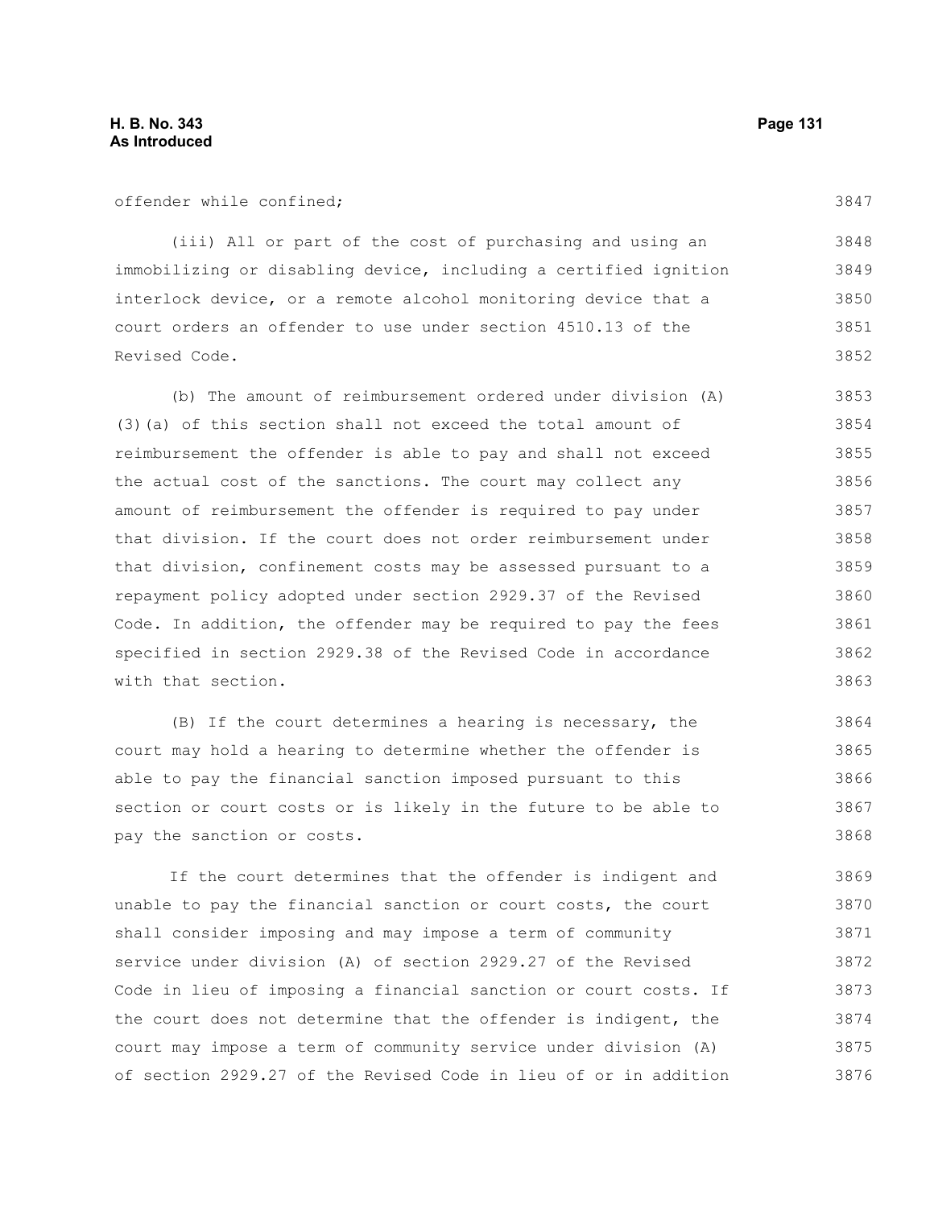offender while confined;

(iii) All or part of the cost of purchasing and using an immobilizing or disabling device, including a certified ignition interlock device, or a remote alcohol monitoring device that a court orders an offender to use under section 4510.13 of the Revised Code.

(b) The amount of reimbursement ordered under division (A)(3)(a) of this section shall not exceed the total amount of reimbursement the offender is able to pay and shall not exceed the actual cost of the sanctions. The court may collect any amount of reimbursement the offender is required to pay under that division. If the court does not order reimbursement under that division, confinement costs may be assessed pursuant to a repayment policy adopted under section 2929.37 of the Revised Code. In addition, the offender may be required to pay the fees specified in section 2929.38 of the Revised Code in accordance with that section.

(B) If the court determines a hearing is necessary, the court may hold a hearing to determine whether the offender is able to pay the financial sanction imposed pursuant to this section or court costs or is likely in the future to be able to pay the sanction or costs.

If the court determines that the offender is indigent and unable to pay the financial sanction or court costs, the court shall consider imposing and may impose a term of community service under division (A) of section 2929.27 of the Revised Code in lieu of imposing a financial sanction or court costs. If the court does not determine that the offender is indigent, the court may impose a term of community service under division (A) of section 2929.27 of the Revised Code in lieu of or in addition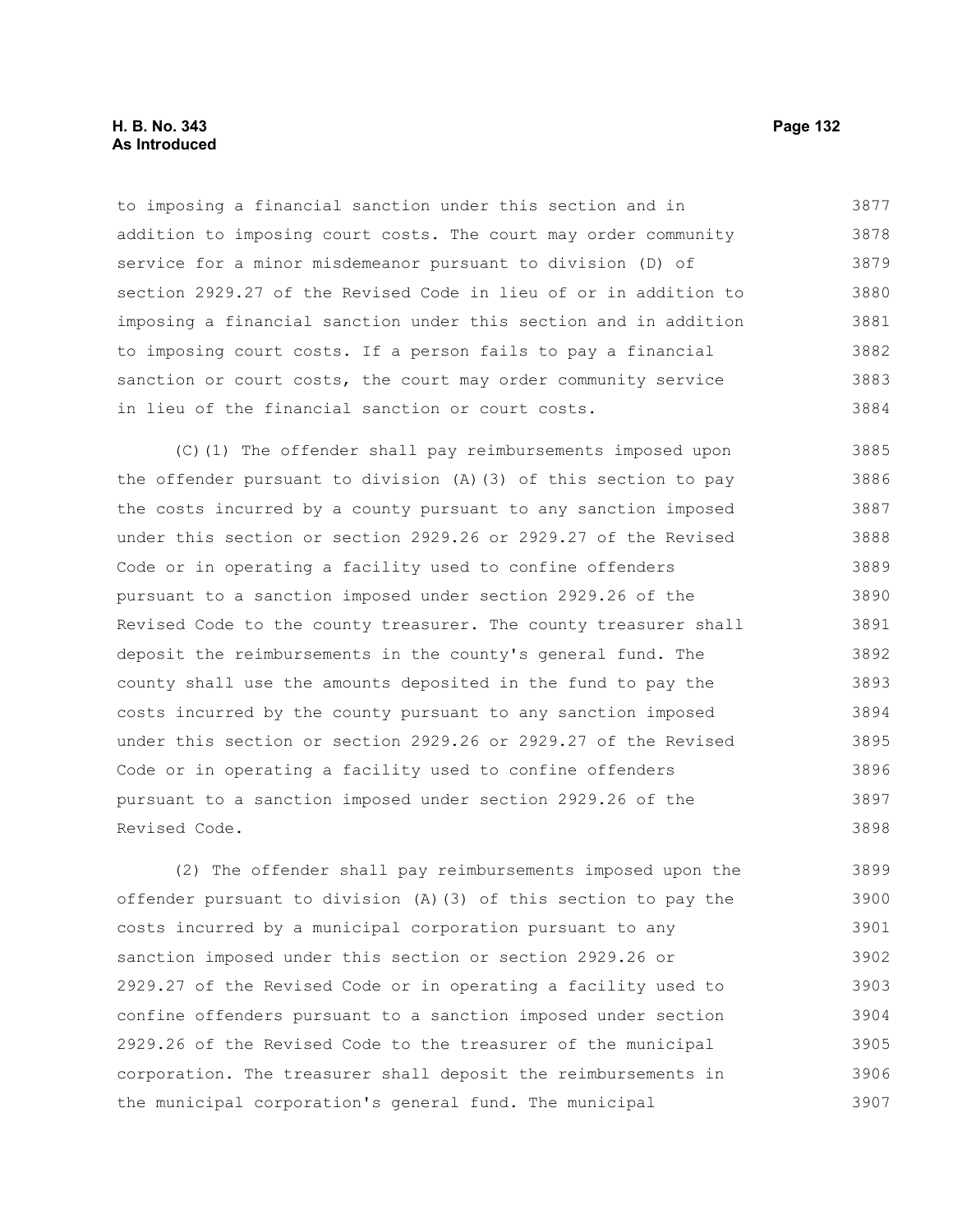to imposing a financial sanction under this section and in addition to imposing court costs. The court may order community service for a minor misdemeanor pursuant to division (D) of section 2929.27 of the Revised Code in lieu of or in addition to imposing a financial sanction under this section and in addition to imposing court costs. If a person fails to pay a financial sanction or court costs, the court may order community service in lieu of the financial sanction or court costs.

(C)(1) The offender shall pay reimbursements imposed upon the offender pursuant to division (A)(3) of this section to pay the costs incurred by a county pursuant to any sanction imposed under this section or section 2929.26 or 2929.27 of the Revised Code or in operating a facility used to confine offenders pursuant to a sanction imposed under section 2929.26 of the Revised Code to the county treasurer. The county treasurer shall deposit the reimbursements in the county's general fund. The county shall use the amounts deposited in the fund to pay the costs incurred by the county pursuant to any sanction imposed under this section or section 2929.26 or 2929.27 of the Revised Code or in operating a facility used to confine offenders pursuant to a sanction imposed under section 2929.26 of the Revised Code.

(2) The offender shall pay reimbursements imposed upon the offender pursuant to division (A)(3) of this section to pay the costs incurred by a municipal corporation pursuant to any sanction imposed under this section or section 2929.26 or 2929.27 of the Revised Code or in operating a facility used to confine offenders pursuant to a sanction imposed under section 2929.26 of the Revised Code to the treasurer of the municipal corporation. The treasurer shall deposit the reimbursements in the municipal corporation's general fund. The municipal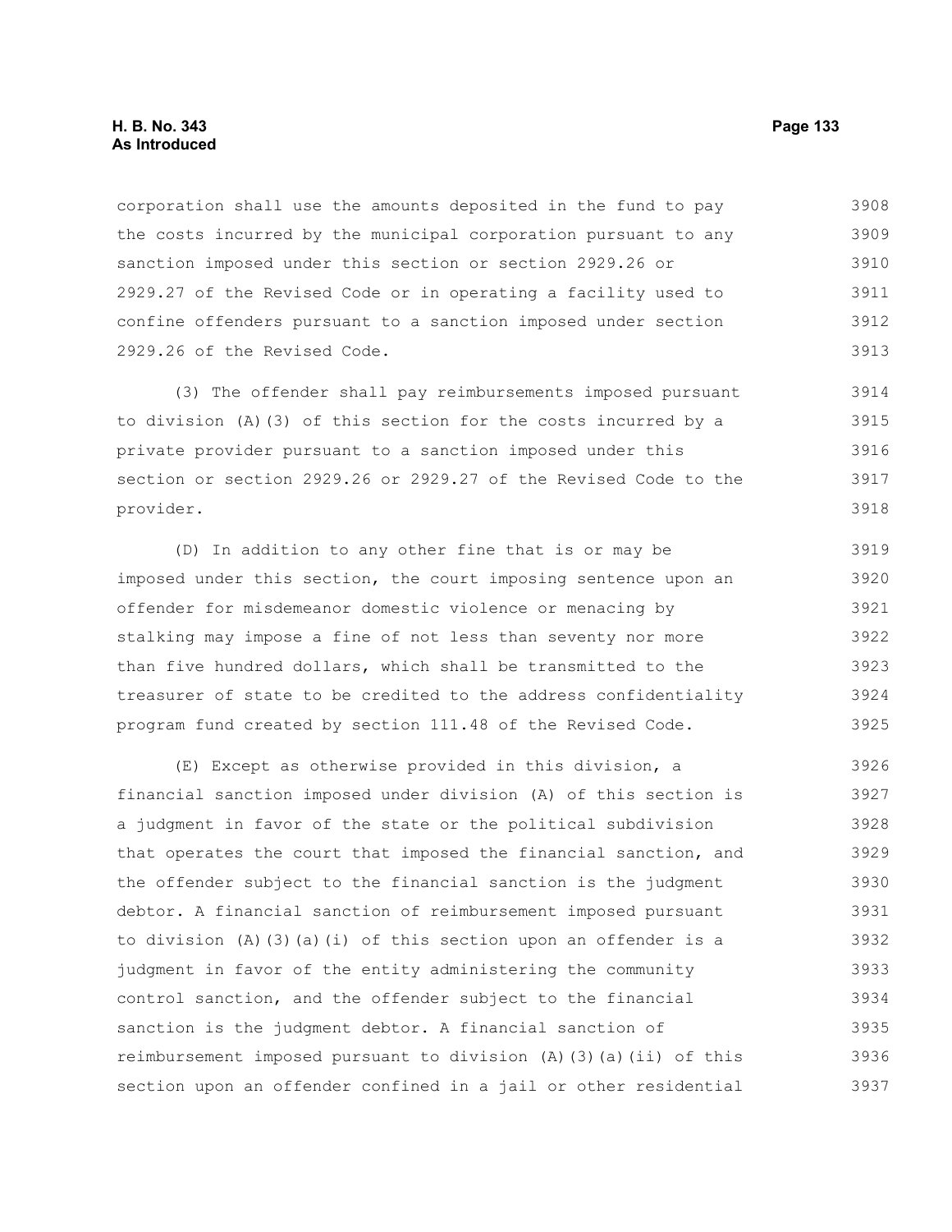corporation shall use the amounts deposited in the fund to pay the costs incurred by the municipal corporation pursuant to any sanction imposed under this section or section 2929.26 or 2929.27 of the Revised Code or in operating a facility used to confine offenders pursuant to a sanction imposed under section 2929.26 of the Revised Code.

(3) The offender shall pay reimbursements imposed pursuant to division (A)(3) of this section for the costs incurred by a private provider pursuant to a sanction imposed under this section or section 2929.26 or 2929.27 of the Revised Code to the provider.

(D) In addition to any other fine that is or may be imposed under this section, the court imposing sentence upon an offender for misdemeanor domestic violence or menacing by stalking may impose a fine of not less than seventy nor more than five hundred dollars, which shall be transmitted to the treasurer of state to be credited to the address confidentiality program fund created by section 111.48 of the Revised Code.

(E) Except as otherwise provided in this division, a financial sanction imposed under division (A) of this section is a judgment in favor of the state or the political subdivision that operates the court that imposed the financial sanction, and the offender subject to the financial sanction is the judgment debtor. A financial sanction of reimbursement imposed pursuant to division (A)(3)(a)(i) of this section upon an offender is a judgment in favor of the entity administering the community control sanction, and the offender subject to the financial sanction is the judgment debtor. A financial sanction of reimbursement imposed pursuant to division (A)(3)(a)(ii) of this section upon an offender confined in a jail or other residential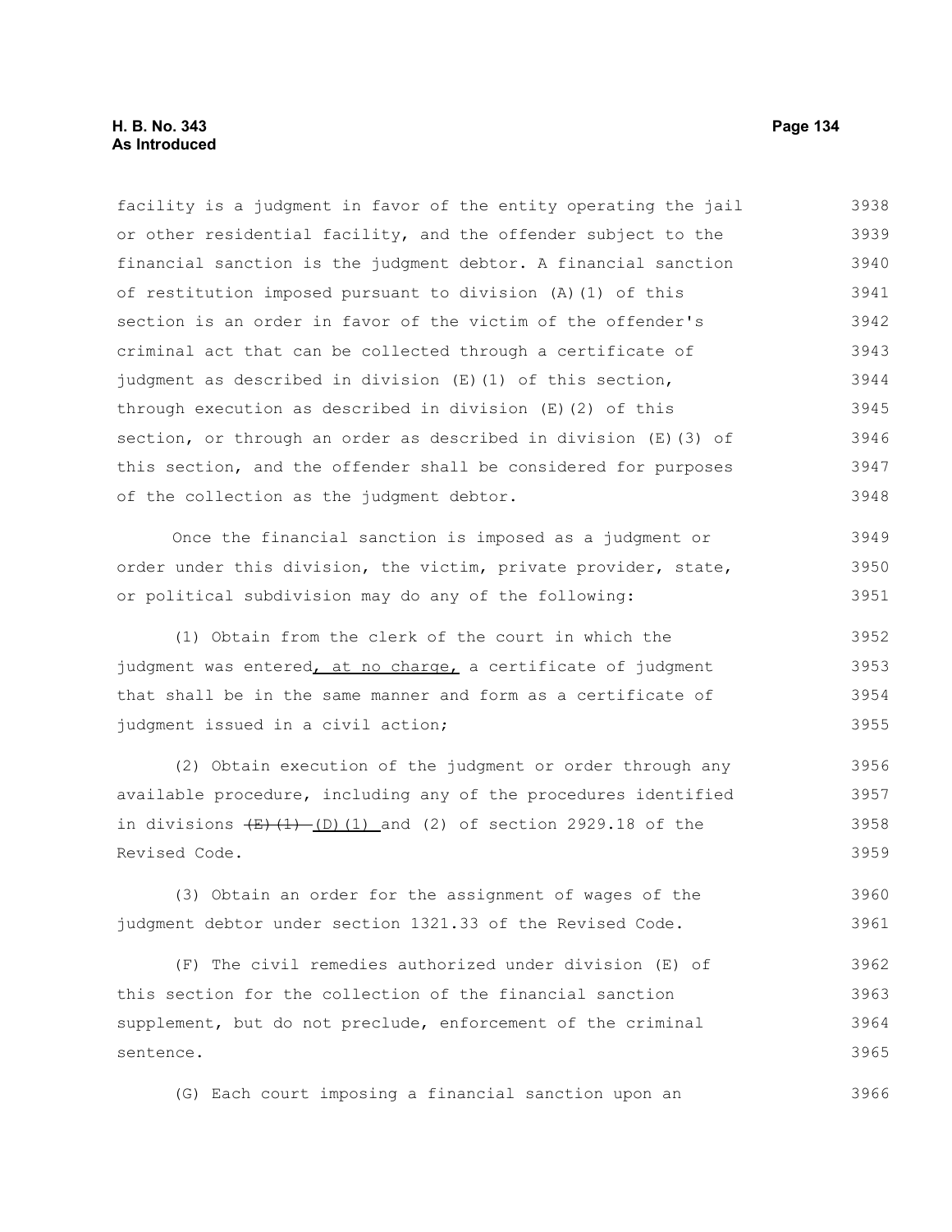facility is a judgment in favor of the entity operating the jail or other residential facility, and the offender subject to the financial sanction is the judgment debtor. A financial sanction of restitution imposed pursuant to division (A)(1) of this section is an order in favor of the victim of the offender's criminal act that can be collected through a certificate of judgment as described in division (E)(1) of this section, through execution as described in division (E)(2) of this section, or through an order as described in division (E)(3) of this section, and the offender shall be considered for purposes of the collection as the judgment debtor.

Once the financial sanction is imposed as a judgment or order under this division, the victim, private provider, state, or political subdivision may do any of the following:

(1) Obtain from the clerk of the court in which the judgment was entered, at no charge, a certificate of judgment that shall be in the same manner and form as a certificate of judgment issued in a civil action;

(2) Obtain execution of the judgment or order through any available procedure, including any of the procedures identified in divisions ~~(E)(1)~~ (D)(1) and (2) of section 2929.18 of the Revised Code.

(3) Obtain an order for the assignment of wages of the judgment debtor under section 1321.33 of the Revised Code.

(F) The civil remedies authorized under division (E) of this section for the collection of the financial sanction supplement, but do not preclude, enforcement of the criminal sentence.

(G) Each court imposing a financial sanction upon an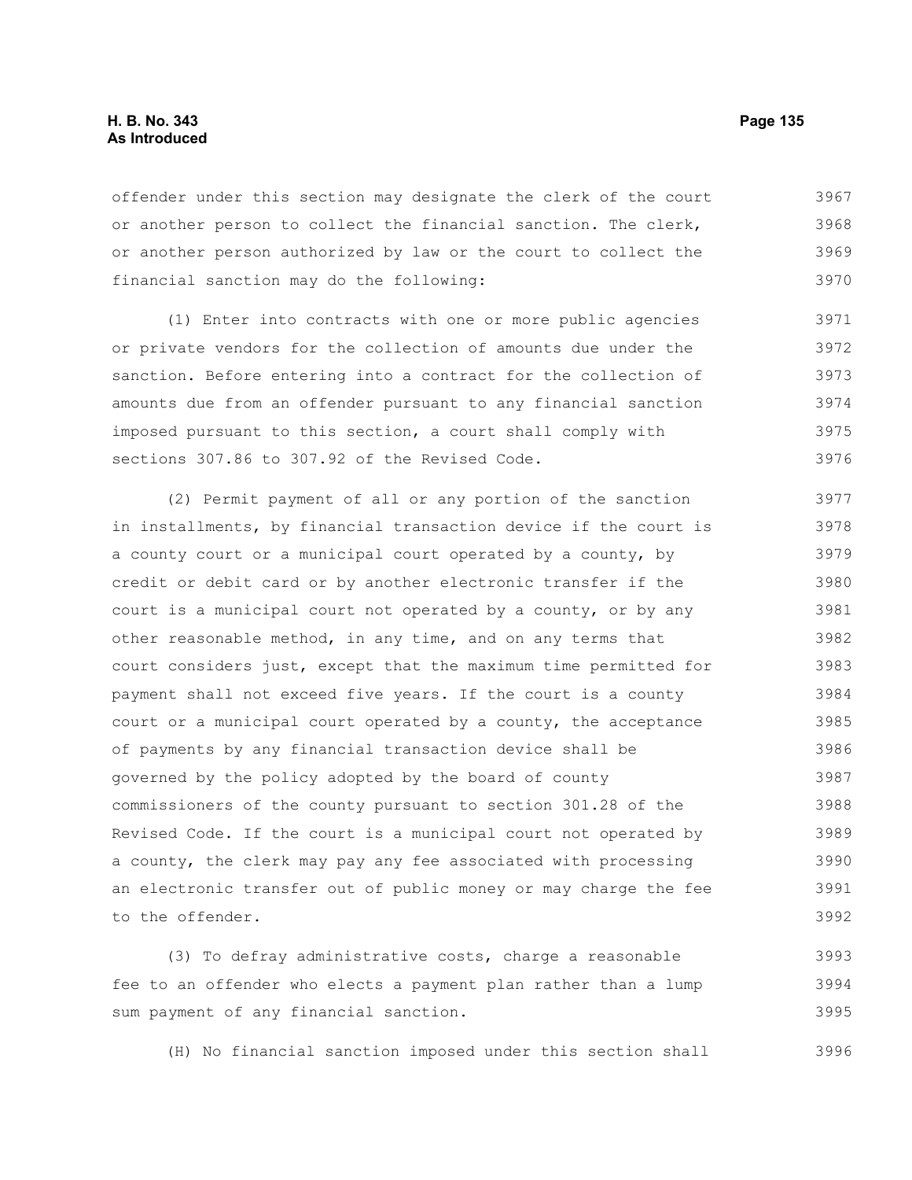offender under this section may designate the clerk of the court or another person to collect the financial sanction. The clerk, or another person authorized by law or the court to collect the financial sanction may do the following:

(1) Enter into contracts with one or more public agencies or private vendors for the collection of amounts due under the sanction. Before entering into a contract for the collection of amounts due from an offender pursuant to any financial sanction imposed pursuant to this section, a court shall comply with sections 307.86 to 307.92 of the Revised Code.

(2) Permit payment of all or any portion of the sanction in installments, by financial transaction device if the court is a county court or a municipal court operated by a county, by credit or debit card or by another electronic transfer if the court is a municipal court not operated by a county, or by any other reasonable method, in any time, and on any terms that court considers just, except that the maximum time permitted for payment shall not exceed five years. If the court is a county court or a municipal court operated by a county, the acceptance of payments by any financial transaction device shall be governed by the policy adopted by the board of county commissioners of the county pursuant to section 301.28 of the Revised Code. If the court is a municipal court not operated by a county, the clerk may pay any fee associated with processing an electronic transfer out of public money or may charge the fee to the offender.

(3) To defray administrative costs, charge a reasonable fee to an offender who elects a payment plan rather than a lump sum payment of any financial sanction.

(H) No financial sanction imposed under this section shall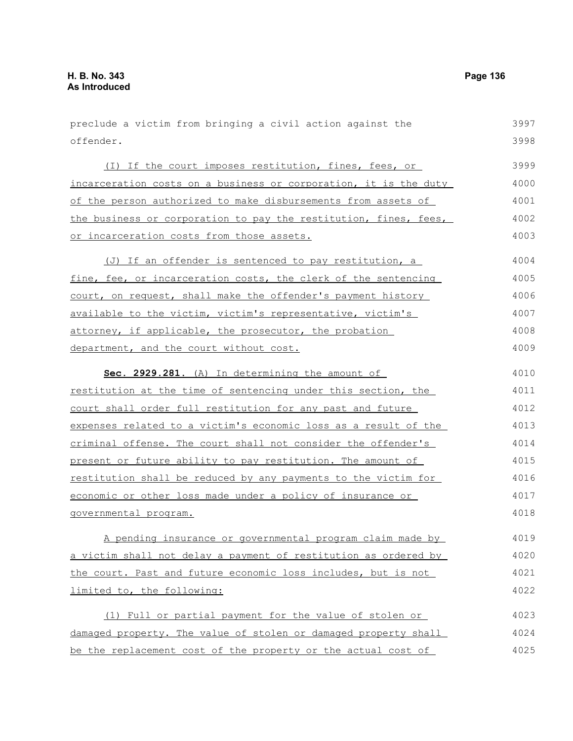preclude a victim from bringing a civil action against the offender.

(I) If the court imposes restitution, fines, fees, or incarceration costs on a business or corporation, it is the duty of the person authorized to make disbursements from assets of the business or corporation to pay the restitution, fines, fees, or incarceration costs from those assets.

(J) If an offender is sentenced to pay restitution, a fine, fee, or incarceration costs, the clerk of the sentencing court, on request, shall make the offender's payment history available to the victim, victim's representative, victim's attorney, if applicable, the prosecutor, the probation department, and the court without cost.

**Sec. 2929.281.** (A) In determining the amount of restitution at the time of sentencing under this section, the court shall order full restitution for any past and future expenses related to a victim's economic loss as a result of the criminal offense. The court shall not consider the offender's present or future ability to pay restitution. The amount of restitution shall be reduced by any payments to the victim for economic or other loss made under a policy of insurance or governmental program.

A pending insurance or governmental program claim made by a victim shall not delay a payment of restitution as ordered by the court. Past and future economic loss includes, but is not limited to, the following:

(1) Full or partial payment for the value of stolen or damaged property. The value of stolen or damaged property shall be the replacement cost of the property or the actual cost of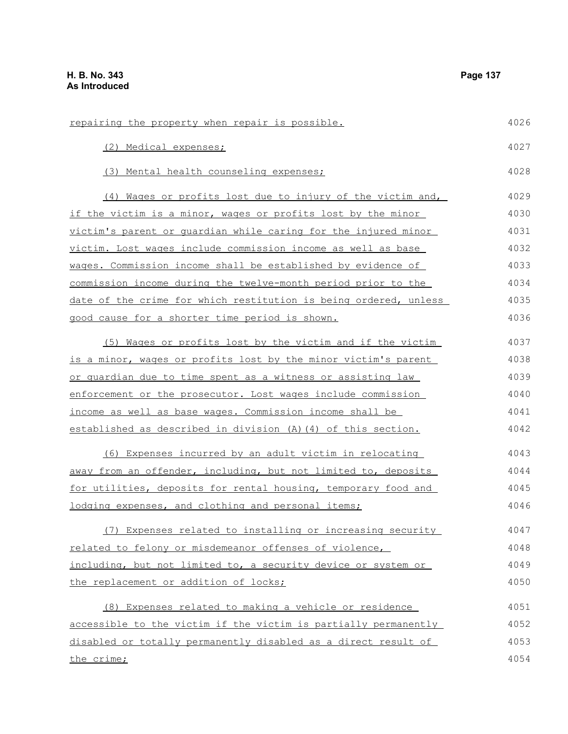repairing the property when repair is possible.

(2) Medical expenses;

(3) Mental health counseling expenses;

(4) Wages or profits lost due to injury of the victim and, if the victim is a minor, wages or profits lost by the minor victim's parent or guardian while caring for the injured minor victim. Lost wages include commission income as well as base wages. Commission income shall be established by evidence of commission income during the twelve-month period prior to the date of the crime for which restitution is being ordered, unless good cause for a shorter time period is shown.

(5) Wages or profits lost by the victim and if the victim is a minor, wages or profits lost by the minor victim's parent or guardian due to time spent as a witness or assisting law enforcement or the prosecutor. Lost wages include commission income as well as base wages. Commission income shall be established as described in division (A)(4) of this section.

(6) Expenses incurred by an adult victim in relocating away from an offender, including, but not limited to, deposits for utilities, deposits for rental housing, temporary food and lodging expenses, and clothing and personal items;

(7) Expenses related to installing or increasing security related to felony or misdemeanor offenses of violence, including, but not limited to, a security device or system or the replacement or addition of locks;

(8) Expenses related to making a vehicle or residence accessible to the victim if the victim is partially permanently disabled or totally permanently disabled as a direct result of the crime;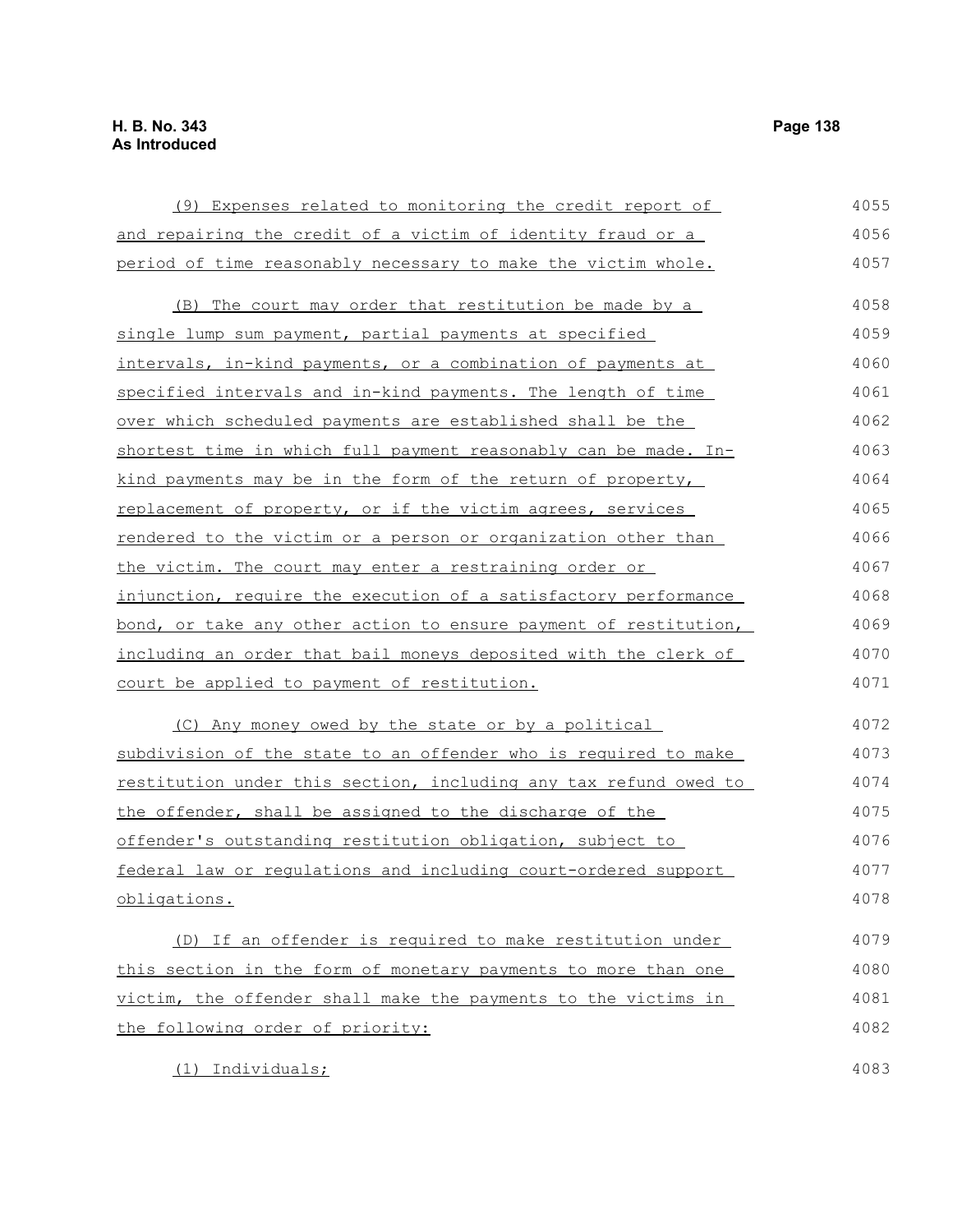(9) Expenses related to monitoring the credit report of and repairing the credit of a victim of identity fraud or a period of time reasonably necessary to make the victim whole.

(B) The court may order that restitution be made by a single lump sum payment, partial payments at specified intervals, in-kind payments, or a combination of payments at specified intervals and in-kind payments. The length of time over which scheduled payments are established shall be the shortest time in which full payment reasonably can be made. In-kind payments may be in the form of the return of property, replacement of property, or if the victim agrees, services rendered to the victim or a person or organization other than the victim. The court may enter a restraining order or injunction, require the execution of a satisfactory performance bond, or take any other action to ensure payment of restitution, including an order that bail moneys deposited with the clerk of court be applied to payment of restitution.

(C) Any money owed by the state or by a political subdivision of the state to an offender who is required to make restitution under this section, including any tax refund owed to the offender, shall be assigned to the discharge of the offender's outstanding restitution obligation, subject to federal law or regulations and including court-ordered support obligations.

(D) If an offender is required to make restitution under this section in the form of monetary payments to more than one victim, the offender shall make the payments to the victims in the following order of priority:

(1) Individuals;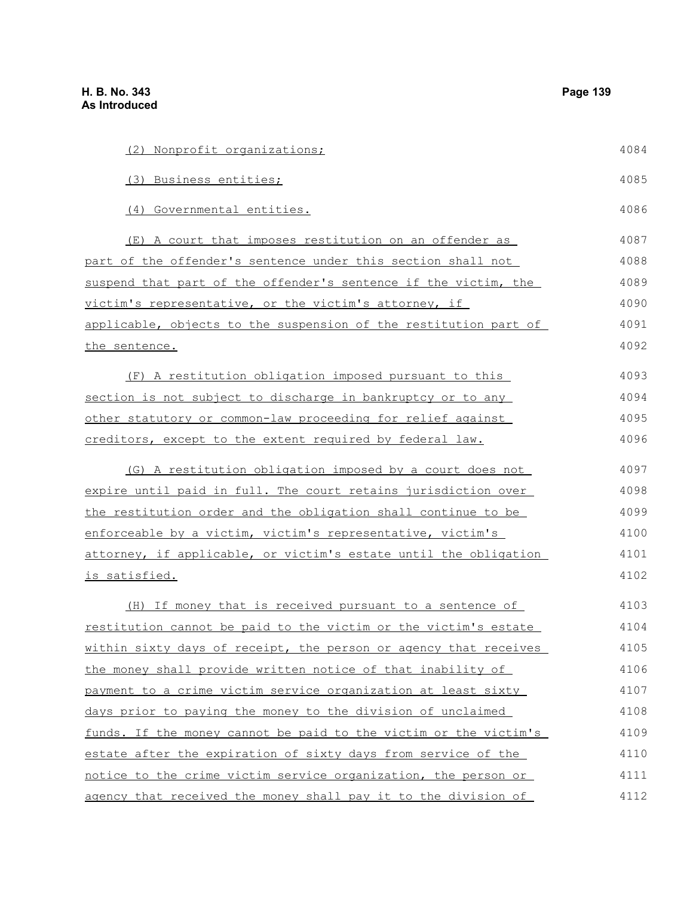(2) Nonprofit organizations;

(3) Business entities;

(4) Governmental entities.

(E) A court that imposes restitution on an offender as part of the offender's sentence under this section shall not suspend that part of the offender's sentence if the victim, the victim's representative, or the victim's attorney, if applicable, objects to the suspension of the restitution part of the sentence.

(F) A restitution obligation imposed pursuant to this section is not subject to discharge in bankruptcy or to any other statutory or common-law proceeding for relief against creditors, except to the extent required by federal law.

(G) A restitution obligation imposed by a court does not expire until paid in full. The court retains jurisdiction over the restitution order and the obligation shall continue to be enforceable by a victim, victim's representative, victim's attorney, if applicable, or victim's estate until the obligation is satisfied.

(H) If money that is received pursuant to a sentence of restitution cannot be paid to the victim or the victim's estate within sixty days of receipt, the person or agency that receives the money shall provide written notice of that inability of payment to a crime victim service organization at least sixty days prior to paying the money to the division of unclaimed funds. If the money cannot be paid to the victim or the victim's estate after the expiration of sixty days from service of the notice to the crime victim service organization, the person or agency that received the money shall pay it to the division of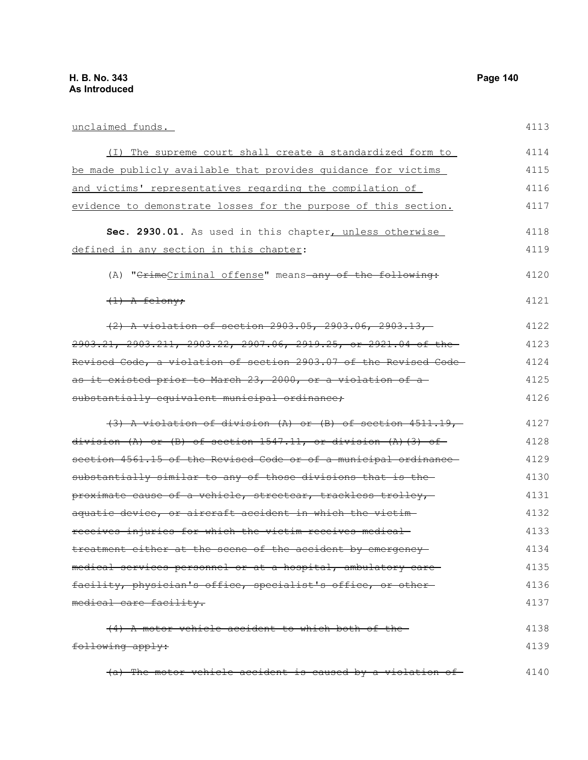unclaimed funds.

(I) The supreme court shall create a standardized form to be made publicly available that provides guidance for victims and victims' representatives regarding the compilation of evidence to demonstrate losses for the purpose of this section.

**Sec. 2930.01.** As used in this chapter, unless otherwise defined in any section in this chapter:

(A) "~~Crime~~Criminal offense" means ~~any of the following:~~

~~(1) A felony;~~

~~(2) A violation of section 2903.05, 2903.06, 2903.13, 2903.21, 2903.211, 2903.22, 2907.06, 2919.25, or 2921.04 of the Revised Code, a violation of section 2903.07 of the Revised Code as it existed prior to March 23, 2000, or a violation of a substantially equivalent municipal ordinance;~~

~~(3) A violation of division (A) or (B) of section 4511.19, division (A) or (B) of section 1547.11, or division (A)(3) of section 4561.15 of the Revised Code or of a municipal ordinance substantially similar to any of those divisions that is the proximate cause of a vehicle, streetcar, trackless trolley, aquatic device, or aircraft accident in which the victim receives injuries for which the victim receives medical treatment either at the scene of the accident by emergency medical services personnel or at a hospital, ambulatory care facility, physician's office, specialist's office, or other medical care facility.~~

~~(4) A motor vehicle accident to which both of the following apply:~~

~~(a) The motor vehicle accident is caused by a violation of~~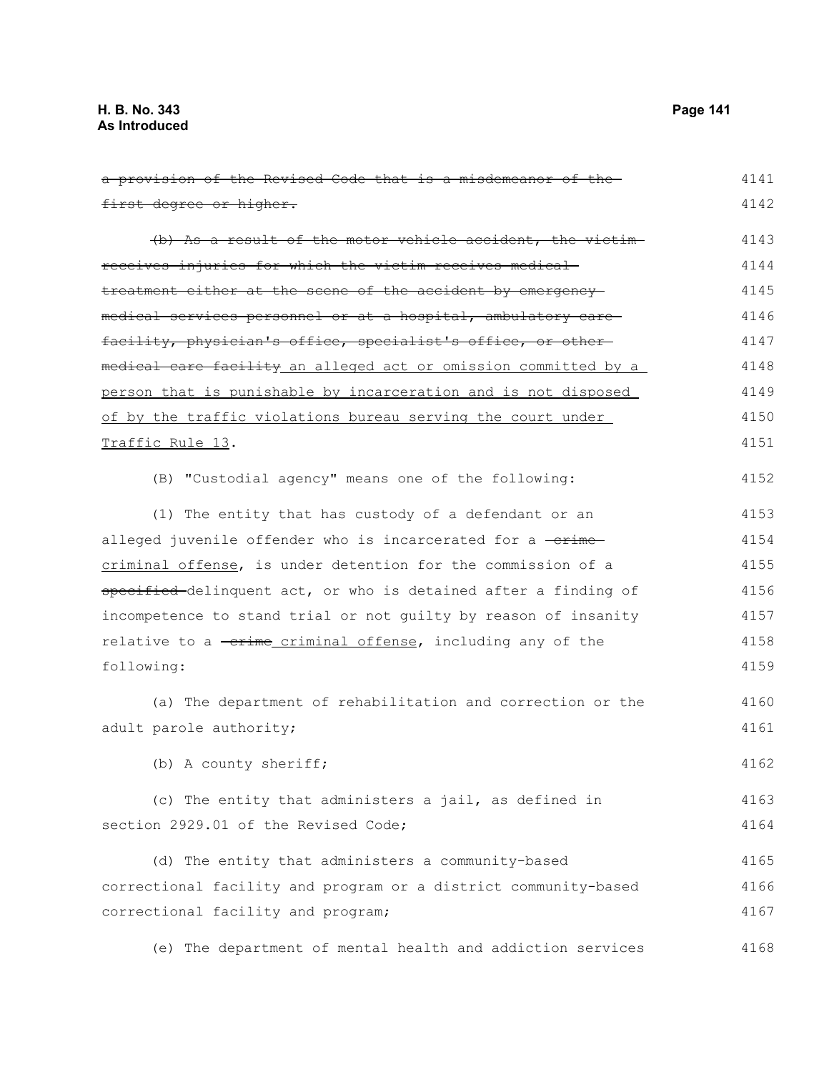~~a provision of the Revised Code that is a misdemeanor of the first degree or higher.~~

~~(b) As a result of the motor vehicle accident, the victim receives injuries for which the victim receives medical treatment either at the scene of the accident by emergency medical services personnel or at a hospital, ambulatory care facility, physician's office, specialist's office, or other medical care facility~~ <u>an alleged act or omission committed by a person that is punishable by incarceration and is not disposed of by the traffic violations bureau serving the court under Traffic Rule 13</u>.

(B) "Custodial agency" means one of the following:

(1) The entity that has custody of a defendant or an alleged juvenile offender who is incarcerated for a ~~crime~~ <u>criminal offense</u>, is under detention for the commission of a ~~specified~~ delinquent act, or who is detained after a finding of incompetence to stand trial or not guilty by reason of insanity relative to a ~~crime~~ <u>criminal offense</u>, including any of the following:

(a) The department of rehabilitation and correction or the adult parole authority;

(b) A county sheriff;

(c) The entity that administers a jail, as defined in section 2929.01 of the Revised Code;

(d) The entity that administers a community-based correctional facility and program or a district community-based correctional facility and program;

(e) The department of mental health and addiction services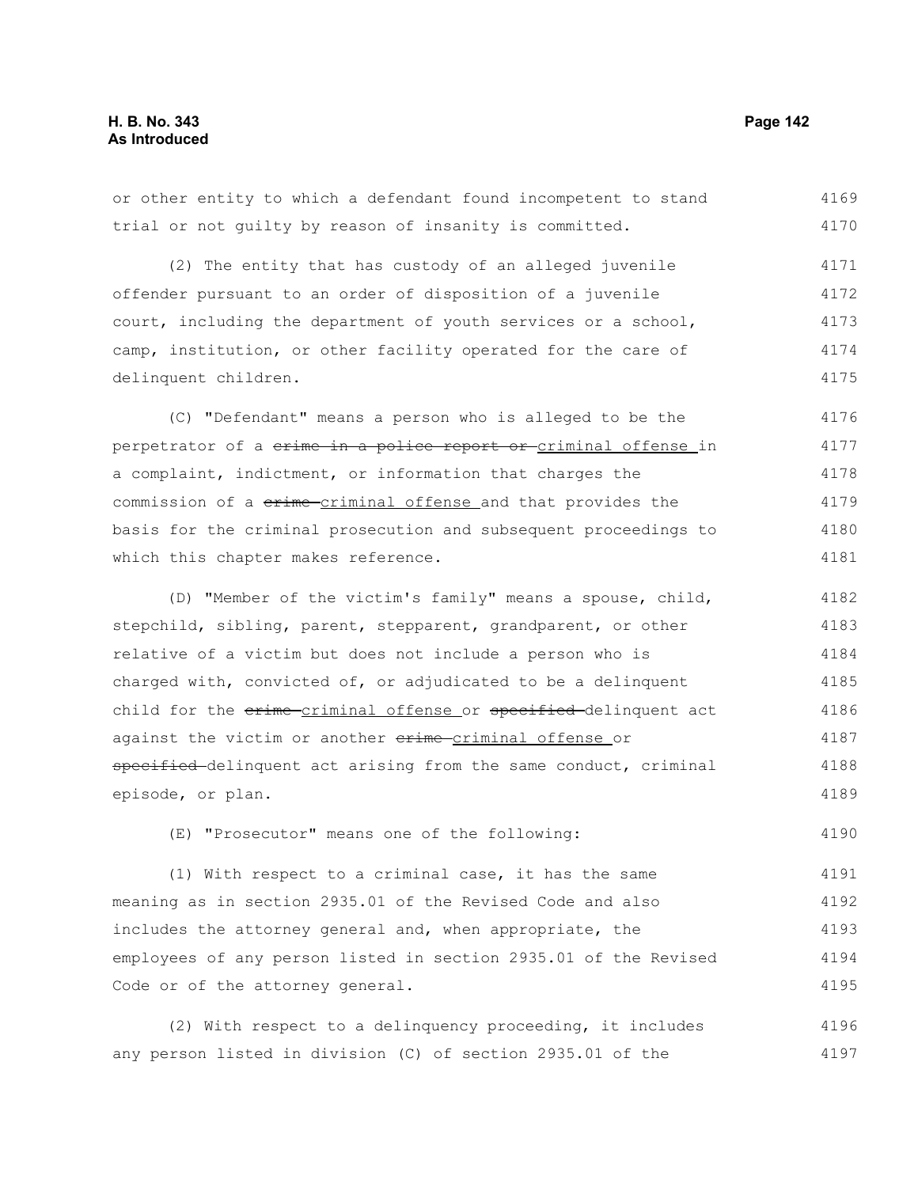or other entity to which a defendant found incompetent to stand trial or not guilty by reason of insanity is committed.

(2) The entity that has custody of an alleged juvenile offender pursuant to an order of disposition of a juvenile court, including the department of youth services or a school, camp, institution, or other facility operated for the care of delinquent children.

(C) "Defendant" means a person who is alleged to be the perpetrator of a ~~crime in a police report or~~ criminal offense in a complaint, indictment, or information that charges the commission of a ~~crime~~ criminal offense and that provides the basis for the criminal prosecution and subsequent proceedings to which this chapter makes reference.

(D) "Member of the victim's family" means a spouse, child, stepchild, sibling, parent, stepparent, grandparent, or other relative of a victim but does not include a person who is charged with, convicted of, or adjudicated to be a delinquent child for the ~~crime~~ criminal offense or ~~specified~~ delinquent act against the victim or another ~~crime~~ criminal offense or ~~specified~~ delinquent act arising from the same conduct, criminal episode, or plan.

(E) "Prosecutor" means one of the following:

(1) With respect to a criminal case, it has the same meaning as in section 2935.01 of the Revised Code and also includes the attorney general and, when appropriate, the employees of any person listed in section 2935.01 of the Revised Code or of the attorney general.

(2) With respect to a delinquency proceeding, it includes any person listed in division (C) of section 2935.01 of the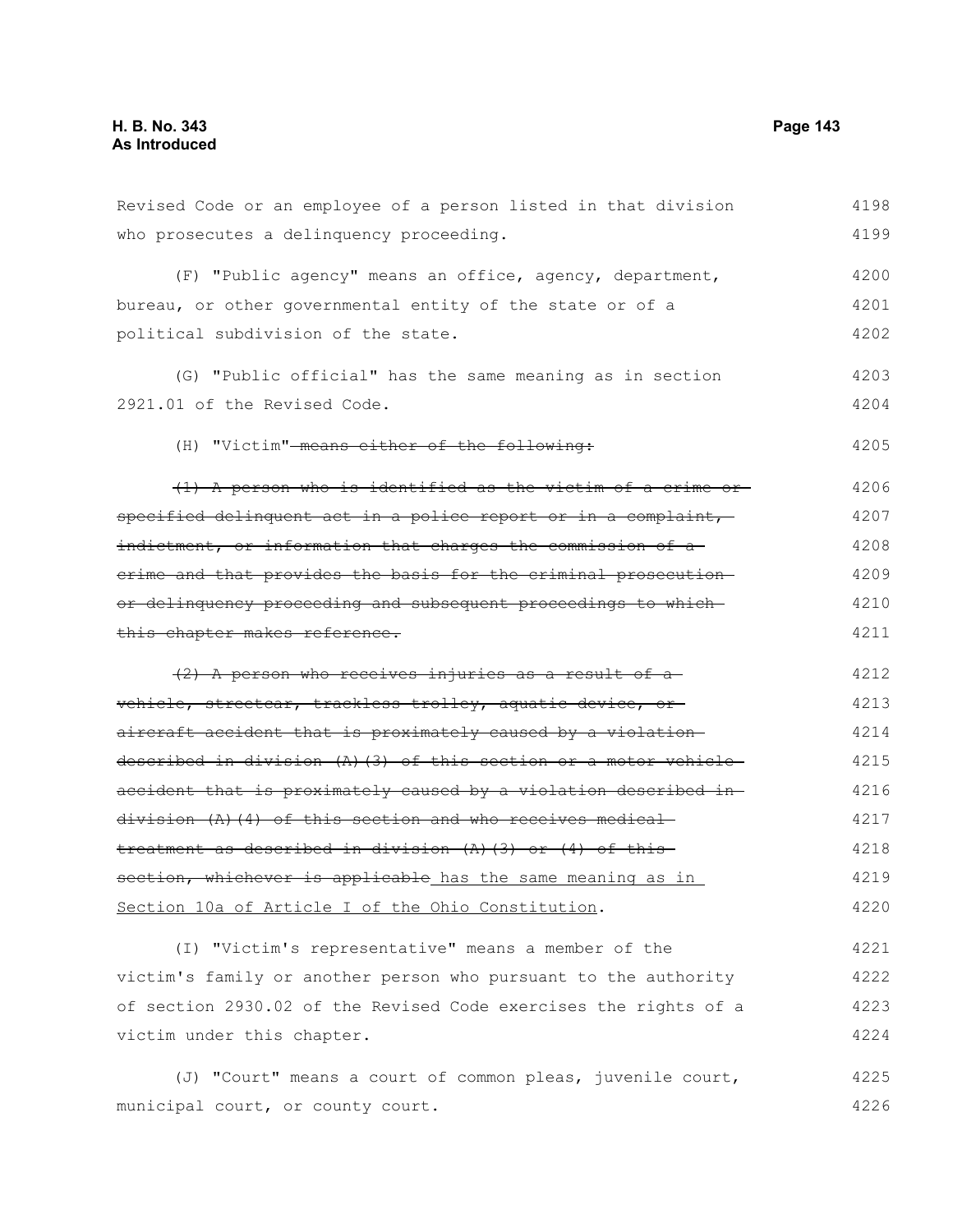Revised Code or an employee of a person listed in that division who prosecutes a delinquency proceeding.

(F) "Public agency" means an office, agency, department, bureau, or other governmental entity of the state or of a political subdivision of the state.

(G) "Public official" has the same meaning as in section 2921.01 of the Revised Code.

(H) "Victim" ~~means either of the following:~~

~~(1) A person who is identified as the victim of a crime or specified delinquent act in a police report or in a complaint, indictment, or information that charges the commission of a crime and that provides the basis for the criminal prosecution or delinquency proceeding and subsequent proceedings to which this chapter makes reference.~~

~~(2) A person who receives injuries as a result of a vehicle, streetcar, trackless trolley, aquatic device, or aircraft accident that is proximately caused by a violation described in division (A)(3) of this section or a motor vehicle accident that is proximately caused by a violation described in division (A)(4) of this section and who receives medical treatment as described in division (A)(3) or (4) of this section, whichever is applicable~~ <u>has the same meaning as in Section 10a of Article I of the Ohio Constitution</u>.

(I) "Victim's representative" means a member of the victim's family or another person who pursuant to the authority of section 2930.02 of the Revised Code exercises the rights of a victim under this chapter.

(J) "Court" means a court of common pleas, juvenile court, municipal court, or county court.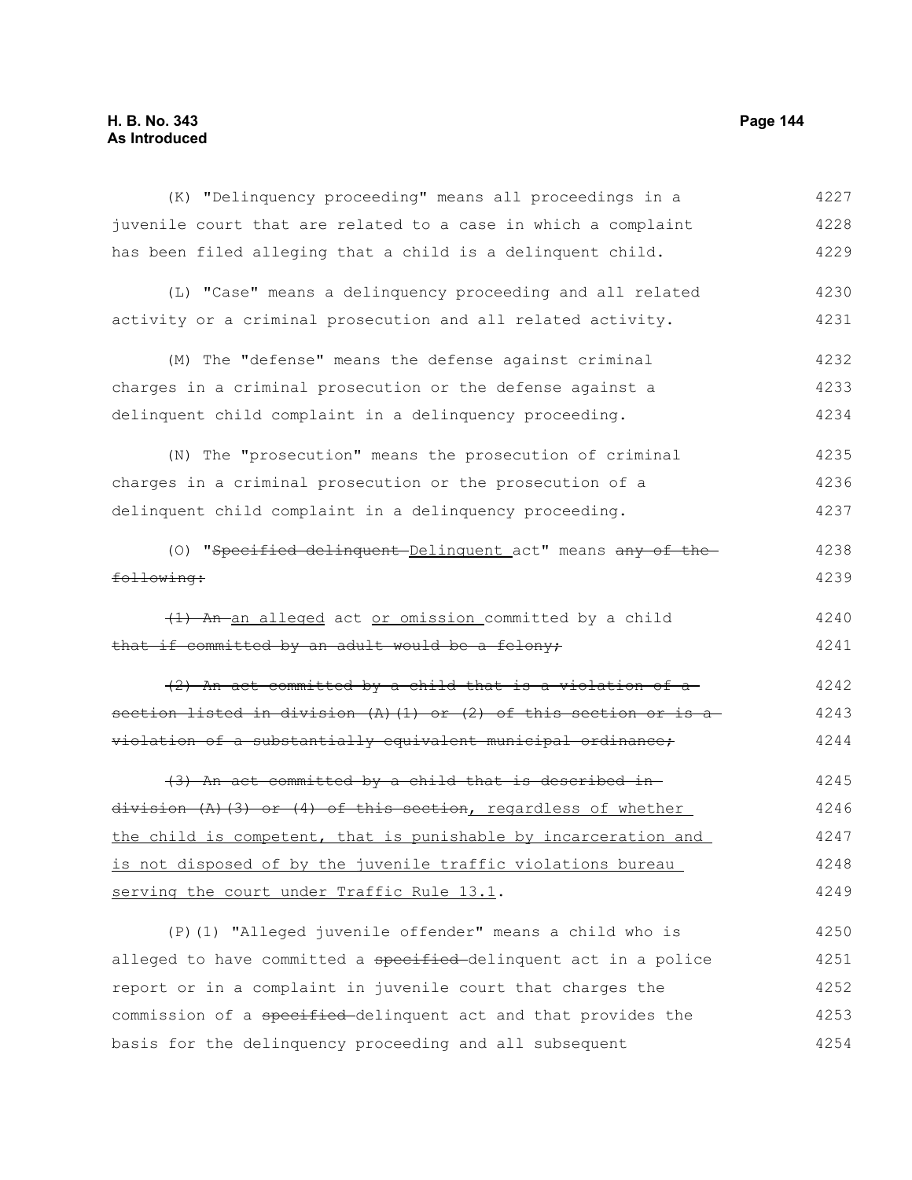(K) "Delinquency proceeding" means all proceedings in a juvenile court that are related to a case in which a complaint has been filed alleging that a child is a delinquent child.

(L) "Case" means a delinquency proceeding and all related activity or a criminal prosecution and all related activity.

(M) The "defense" means the defense against criminal charges in a criminal prosecution or the defense against a delinquent child complaint in a delinquency proceeding.

(N) The "prosecution" means the prosecution of criminal charges in a criminal prosecution or the prosecution of a delinquent child complaint in a delinquency proceeding.

(O) "~~Specified delinquent~~ Delinquent act" means ~~any of the following:~~

~~(1) An~~ an alleged act or omission committed by a child ~~that if committed by an adult would be a felony;~~

~~(2) An act committed by a child that is a violation of a section listed in division (A)(1) or (2) of this section or is a violation of a substantially equivalent municipal ordinance;~~

~~(3) An act committed by a child that is described in division (A)(3) or (4) of this section~~, regardless of whether the child is competent, that is punishable by incarceration and is not disposed of by the juvenile traffic violations bureau serving the court under Traffic Rule 13.1.

(P)(1) "Alleged juvenile offender" means a child who is alleged to have committed a ~~specified~~ delinquent act in a police report or in a complaint in juvenile court that charges the commission of a ~~specified~~ delinquent act and that provides the basis for the delinquency proceeding and all subsequent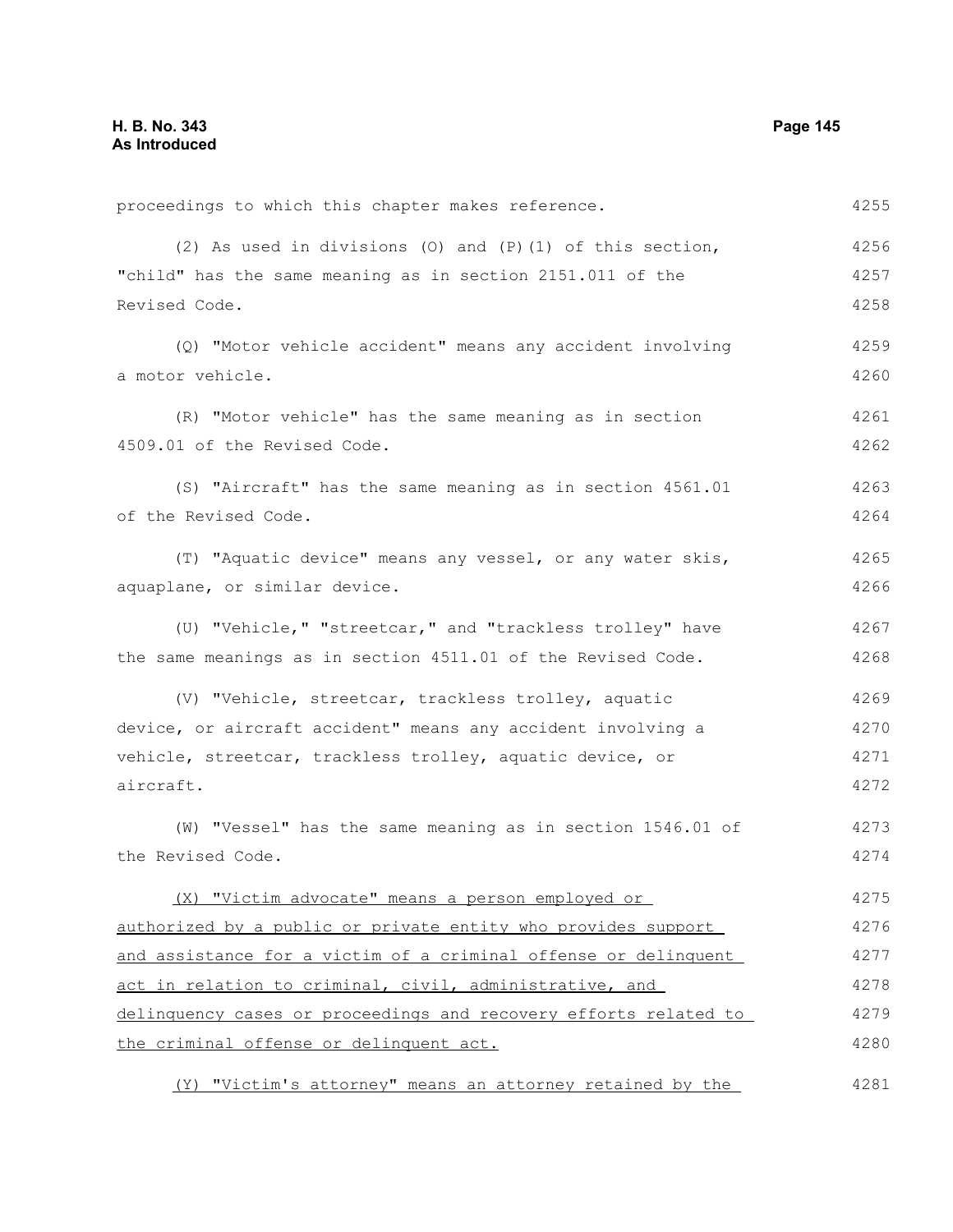proceedings to which this chapter makes reference.

(2) As used in divisions (O) and (P)(1) of this section, "child" has the same meaning as in section 2151.011 of the Revised Code.

(Q) "Motor vehicle accident" means any accident involving a motor vehicle.

(R) "Motor vehicle" has the same meaning as in section 4509.01 of the Revised Code.

(S) "Aircraft" has the same meaning as in section 4561.01 of the Revised Code.

(T) "Aquatic device" means any vessel, or any water skis, aquaplane, or similar device.

(U) "Vehicle," "streetcar," and "trackless trolley" have the same meanings as in section 4511.01 of the Revised Code.

(V) "Vehicle, streetcar, trackless trolley, aquatic device, or aircraft accident" means any accident involving a vehicle, streetcar, trackless trolley, aquatic device, or aircraft.

(W) "Vessel" has the same meaning as in section 1546.01 of the Revised Code.

<u>(X) "Victim advocate" means a person employed or authorized by a public or private entity who provides support and assistance for a victim of a criminal offense or delinquent act in relation to criminal, civil, administrative, and delinquency cases or proceedings and recovery efforts related to the criminal offense or delinquent act.</u>

<u>(Y) "Victim's attorney" means an attorney retained by the</u>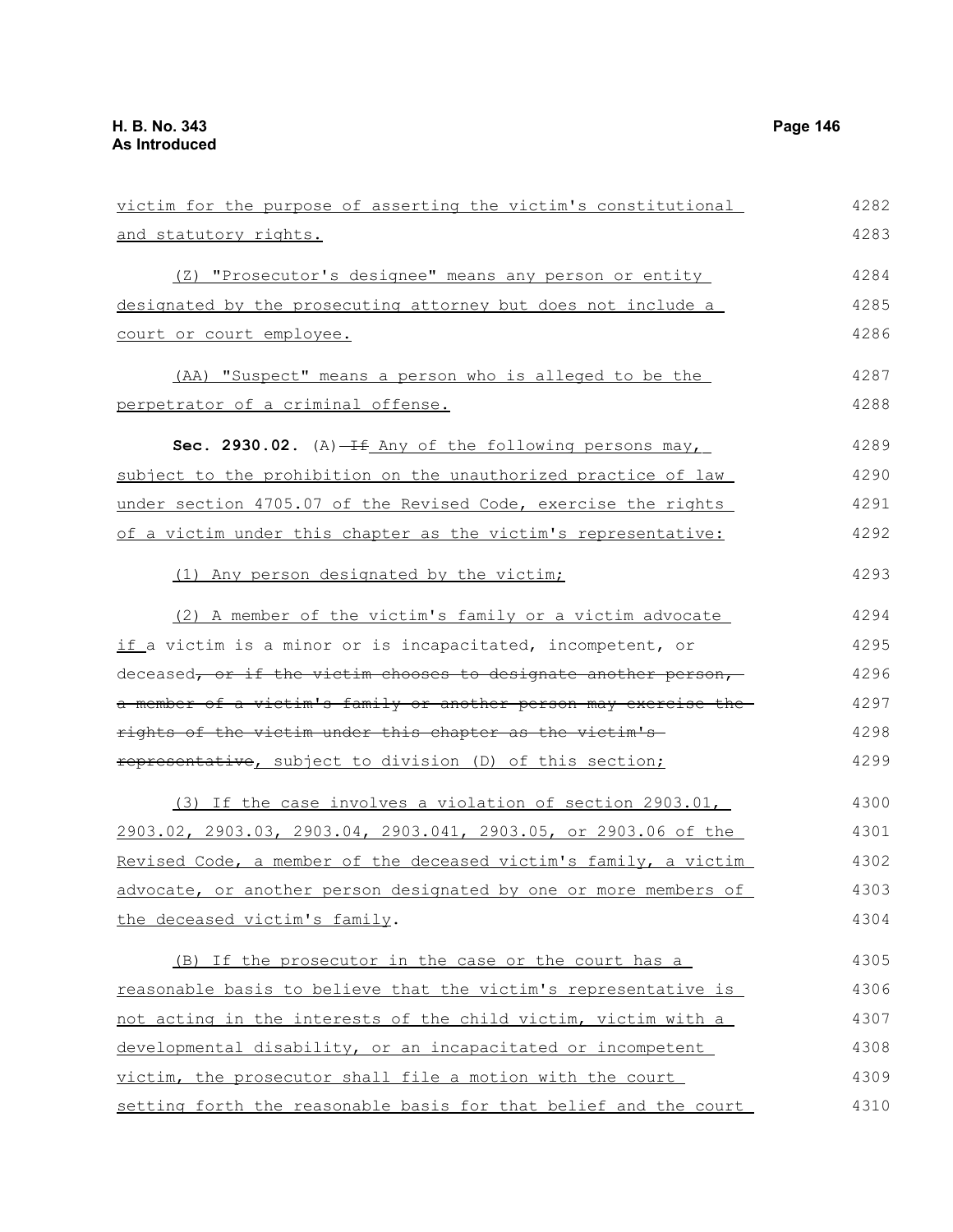victim for the purpose of asserting the victim's constitutional and statutory rights.

(Z) "Prosecutor's designee" means any person or entity designated by the prosecuting attorney but does not include a court or court employee.

(AA) "Suspect" means a person who is alleged to be the perpetrator of a criminal offense.

**Sec. 2930.02.** (A) ~~If~~ Any of the following persons may, subject to the prohibition on the unauthorized practice of law under section 4705.07 of the Revised Code, exercise the rights of a victim under this chapter as the victim's representative:

(1) Any person designated by the victim;

(2) A member of the victim's family or a victim advocate if a victim is a minor or is incapacitated, incompetent, or deceased~~, or if the victim chooses to designate another person, a member of a victim's family or another person may exercise the rights of the victim under this chapter as the victim's representative~~, subject to division (D) of this section;

(3) If the case involves a violation of section 2903.01, 2903.02, 2903.03, 2903.04, 2903.041, 2903.05, or 2903.06 of the Revised Code, a member of the deceased victim's family, a victim advocate, or another person designated by one or more members of the deceased victim's family.

(B) If the prosecutor in the case or the court has a reasonable basis to believe that the victim's representative is not acting in the interests of the child victim, victim with a developmental disability, or an incapacitated or incompetent victim, the prosecutor shall file a motion with the court setting forth the reasonable basis for that belief and the court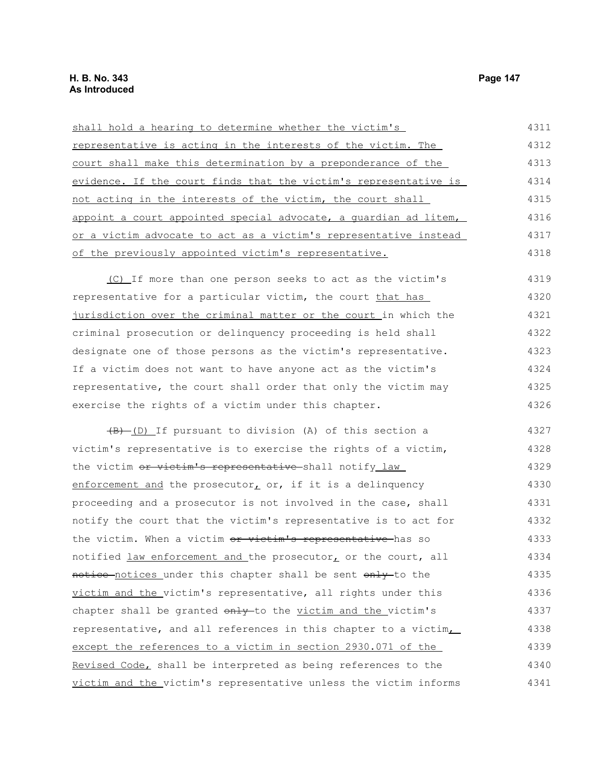shall hold a hearing to determine whether the victim's representative is acting in the interests of the victim. The court shall make this determination by a preponderance of the evidence. If the court finds that the victim's representative is not acting in the interests of the victim, the court shall appoint a court appointed special advocate, a guardian ad litem, or a victim advocate to act as a victim's representative instead of the previously appointed victim's representative.

(C) If more than one person seeks to act as the victim's representative for a particular victim, the court that has jurisdiction over the criminal matter or the court in which the criminal prosecution or delinquency proceeding is held shall designate one of those persons as the victim's representative. If a victim does not want to have anyone act as the victim's representative, the court shall order that only the victim may exercise the rights of a victim under this chapter.

~~(B)~~ (D) If pursuant to division (A) of this section a victim's representative is to exercise the rights of a victim, the victim ~~or victim's representative~~ shall notify law enforcement and the prosecutor, or, if it is a delinquency proceeding and a prosecutor is not involved in the case, shall notify the court that the victim's representative is to act for the victim. When a victim ~~or victim's representative~~ has so notified law enforcement and the prosecutor, or the court, all ~~notice~~ notices under this chapter shall be sent ~~only~~ to the victim and the victim's representative, all rights under this chapter shall be granted ~~only~~ to the victim and the victim's representative, and all references in this chapter to a victim, except the references to a victim in section 2930.071 of the Revised Code, shall be interpreted as being references to the victim and the victim's representative unless the victim informs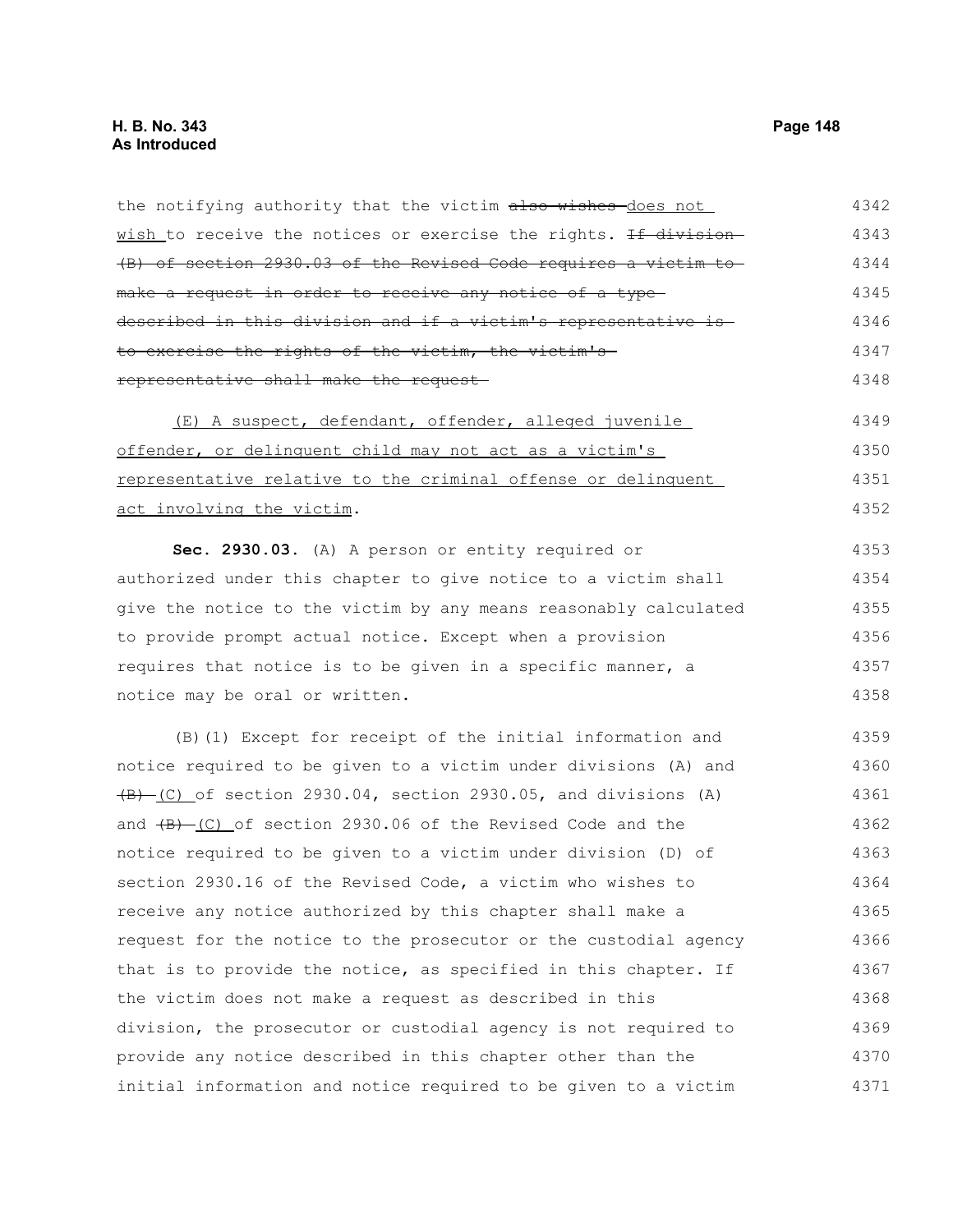the notifying authority that the victim ~~also wishes~~ does not wish to receive the notices or exercise the rights. ~~If division (B) of section 2930.03 of the Revised Code requires a victim to make a request in order to receive any notice of a type described in this division and if a victim's representative is to exercise the rights of the victim, the victim's representative shall make the request~~

(E) A suspect, defendant, offender, alleged juvenile offender, or delinquent child may not act as a victim's representative relative to the criminal offense or delinquent act involving the victim.

**Sec. 2930.03.** (A) A person or entity required or authorized under this chapter to give notice to a victim shall give the notice to the victim by any means reasonably calculated to provide prompt actual notice. Except when a provision requires that notice is to be given in a specific manner, a notice may be oral or written.

(B)(1) Except for receipt of the initial information and notice required to be given to a victim under divisions (A) and ~~(B)~~ (C) of section 2930.04, section 2930.05, and divisions (A) and ~~(B)~~ (C) of section 2930.06 of the Revised Code and the notice required to be given to a victim under division (D) of section 2930.16 of the Revised Code, a victim who wishes to receive any notice authorized by this chapter shall make a request for the notice to the prosecutor or the custodial agency that is to provide the notice, as specified in this chapter. If the victim does not make a request as described in this division, the prosecutor or custodial agency is not required to provide any notice described in this chapter other than the initial information and notice required to be given to a victim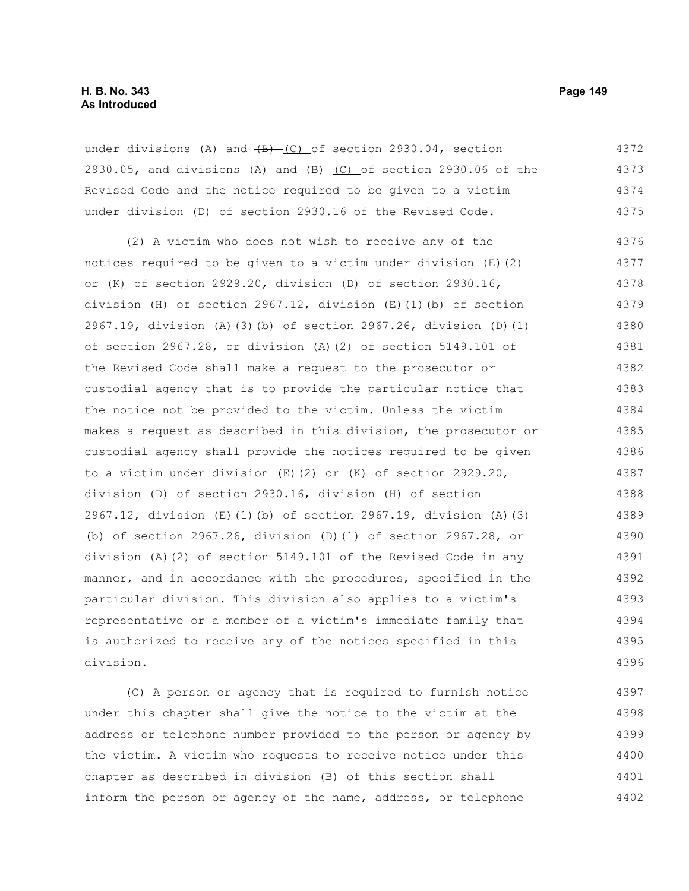under divisions (A) and ~~(B)~~ (C) of section 2930.04, section 2930.05, and divisions (A) and ~~(B)~~ (C) of section 2930.06 of the Revised Code and the notice required to be given to a victim under division (D) of section 2930.16 of the Revised Code.

(2) A victim who does not wish to receive any of the notices required to be given to a victim under division (E)(2) or (K) of section 2929.20, division (D) of section 2930.16, division (H) of section 2967.12, division (E)(1)(b) of section 2967.19, division (A)(3)(b) of section 2967.26, division (D)(1) of section 2967.28, or division (A)(2) of section 5149.101 of the Revised Code shall make a request to the prosecutor or custodial agency that is to provide the particular notice that the notice not be provided to the victim. Unless the victim makes a request as described in this division, the prosecutor or custodial agency shall provide the notices required to be given to a victim under division (E)(2) or (K) of section 2929.20, division (D) of section 2930.16, division (H) of section 2967.12, division (E)(1)(b) of section 2967.19, division (A)(3)(b) of section 2967.26, division (D)(1) of section 2967.28, or division (A)(2) of section 5149.101 of the Revised Code in any manner, and in accordance with the procedures, specified in the particular division. This division also applies to a victim's representative or a member of a victim's immediate family that is authorized to receive any of the notices specified in this division.

(C) A person or agency that is required to furnish notice under this chapter shall give the notice to the victim at the address or telephone number provided to the person or agency by the victim. A victim who requests to receive notice under this chapter as described in division (B) of this section shall inform the person or agency of the name, address, or telephone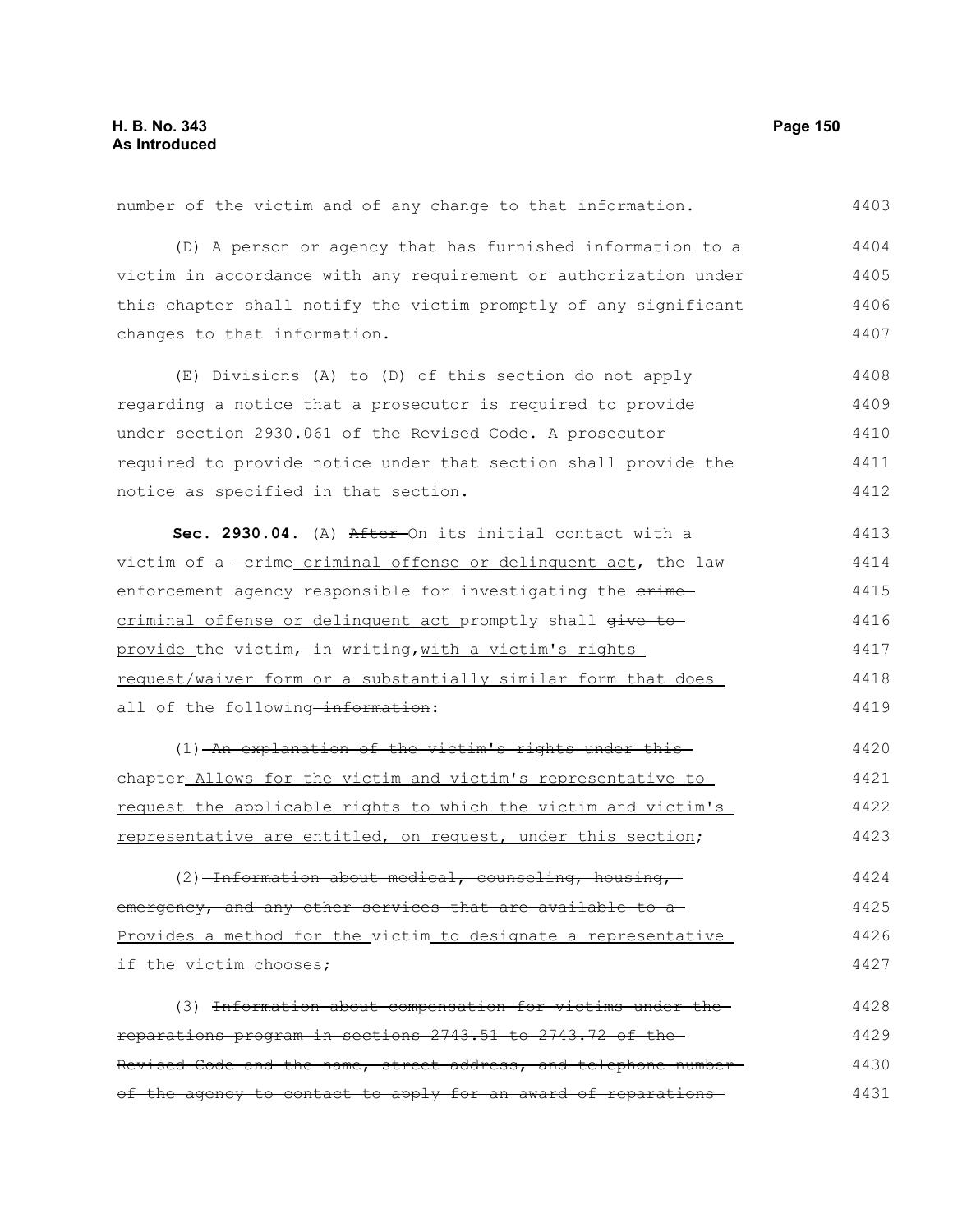number of the victim and of any change to that information.

(D) A person or agency that has furnished information to a victim in accordance with any requirement or authorization under this chapter shall notify the victim promptly of any significant changes to that information.

(E) Divisions (A) to (D) of this section do not apply regarding a notice that a prosecutor is required to provide under section 2930.061 of the Revised Code. A prosecutor required to provide notice under that section shall provide the notice as specified in that section.

**Sec. 2930.04.** (A) ~~After~~ <u>On</u> its initial contact with a victim of a ~~crime~~ <u>criminal offense or delinquent act</u>, the law enforcement agency responsible for investigating the ~~crime~~ <u>criminal offense or delinquent act</u> promptly shall ~~give to~~ <u>provide</u> the victim~~, in writing,~~<u>with a victim's rights request/waiver form or a substantially similar form that does</u> all of the following~~ information~~:

(1) ~~An explanation of the victim's rights under this chapter~~ <u>Allows for the victim and victim's representative to request the applicable rights to which the victim and victim's representative are entitled, on request, under this section</u>;

(2) ~~Information about medical, counseling, housing, emergency, and any other services that are available to a~~ <u>Provides a method for the</u> victim <u>to designate a representative if the victim chooses</u>;

(3) ~~Information about compensation for victims under the reparations program in sections 2743.51 to 2743.72 of the Revised Code and the name, street address, and telephone number of the agency to contact to apply for an award of reparations~~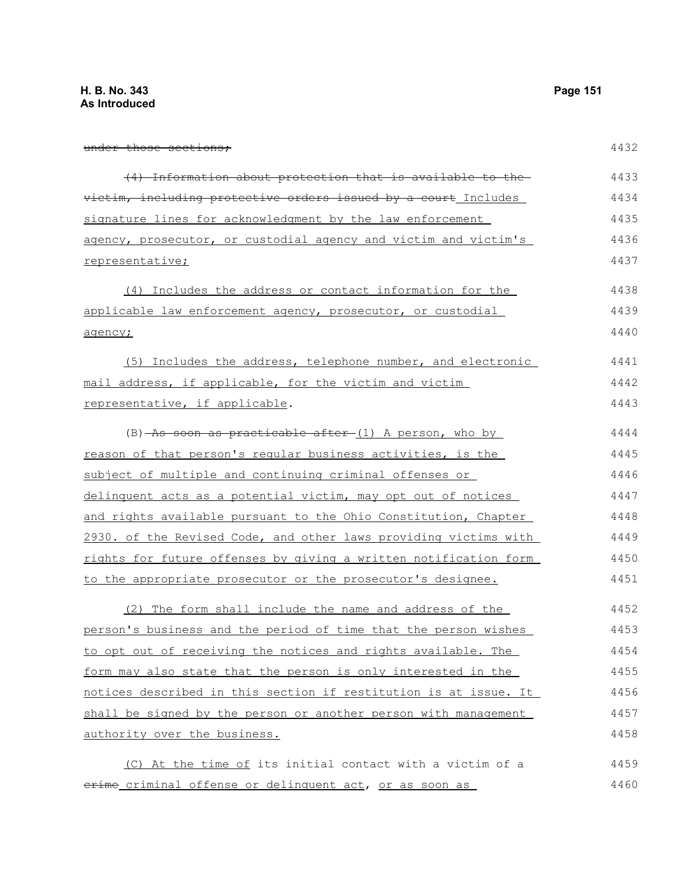~~under those sections;~~ 4432

~~(4) Information about protection that is available to the victim, including protective orders issued by a court~~ Includes signature lines for acknowledgment by the law enforcement agency, prosecutor, or custodial agency and victim and victim's representative; 4433–4437

(4) Includes the address or contact information for the applicable law enforcement agency, prosecutor, or custodial agency; 4438–4440

(5) Includes the address, telephone number, and electronic mail address, if applicable, for the victim and victim representative, if applicable. 4441–4443

(B) ~~As soon as practicable after~~ (1) A person, who by reason of that person's regular business activities, is the subject of multiple and continuing criminal offenses or delinquent acts as a potential victim, may opt out of notices and rights available pursuant to the Ohio Constitution, Chapter 2930. of the Revised Code, and other laws providing victims with rights for future offenses by giving a written notification form to the appropriate prosecutor or the prosecutor's designee. 4444–4451

(2) The form shall include the name and address of the person's business and the period of time that the person wishes to opt out of receiving the notices and rights available. The form may also state that the person is only interested in the notices described in this section if restitution is at issue. It shall be signed by the person or another person with management authority over the business. 4452–4458

(C) At the time of its initial contact with a victim of a ~~crime~~ criminal offense or delinquent act, or as soon as 4459–4460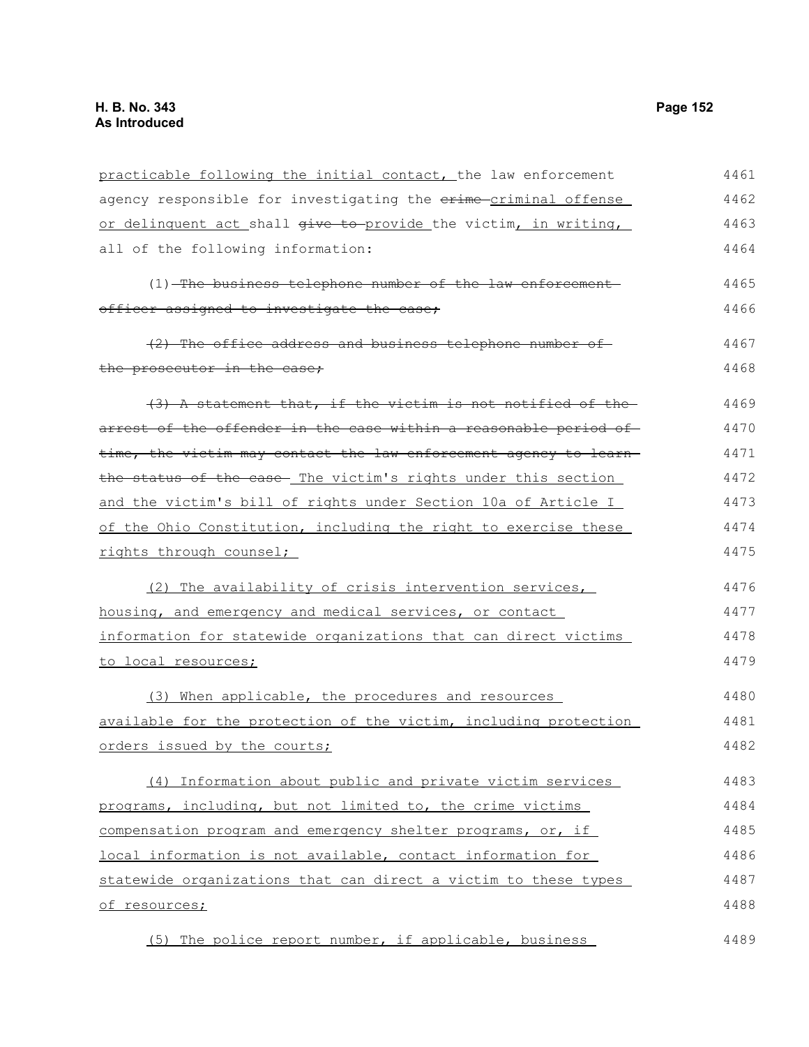practicable following the initial contact, the law enforcement agency responsible for investigating the ~~crime~~ criminal offense or delinquent act shall ~~give to~~ provide the victim, in writing, all of the following information:

(1) ~~The business telephone number of the law enforcement officer assigned to investigate the case;~~

~~(2) The office address and business telephone number of the prosecutor in the case;~~

~~(3) A statement that, if the victim is not notified of the arrest of the offender in the case within a reasonable period of time, the victim may contact the law enforcement agency to learn the status of the case~~ The victim's rights under this section and the victim's bill of rights under Section 10a of Article I of the Ohio Constitution, including the right to exercise these rights through counsel;

(2) The availability of crisis intervention services, housing, and emergency and medical services, or contact information for statewide organizations that can direct victims to local resources;

(3) When applicable, the procedures and resources available for the protection of the victim, including protection orders issued by the courts;

(4) Information about public and private victim services programs, including, but not limited to, the crime victims compensation program and emergency shelter programs, or, if local information is not available, contact information for statewide organizations that can direct a victim to these types of resources;

(5) The police report number, if applicable, business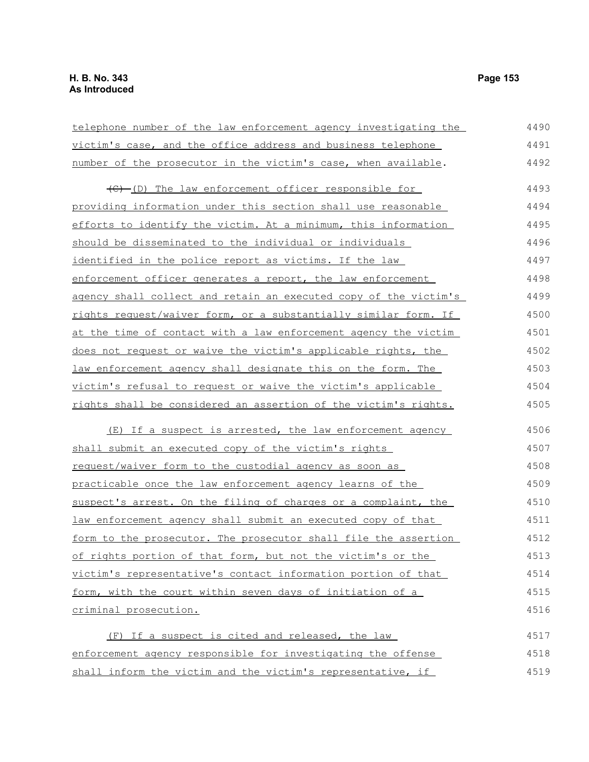telephone number of the law enforcement agency investigating the victim's case, and the office address and business telephone number of the prosecutor in the victim's case, when available.

~~(C)~~ (D) The law enforcement officer responsible for providing information under this section shall use reasonable efforts to identify the victim. At a minimum, this information should be disseminated to the individual or individuals identified in the police report as victims. If the law enforcement officer generates a report, the law enforcement agency shall collect and retain an executed copy of the victim's rights request/waiver form, or a substantially similar form. If at the time of contact with a law enforcement agency the victim does not request or waive the victim's applicable rights, the law enforcement agency shall designate this on the form. The victim's refusal to request or waive the victim's applicable rights shall be considered an assertion of the victim's rights.

(E) If a suspect is arrested, the law enforcement agency shall submit an executed copy of the victim's rights request/waiver form to the custodial agency as soon as practicable once the law enforcement agency learns of the suspect's arrest. On the filing of charges or a complaint, the law enforcement agency shall submit an executed copy of that form to the prosecutor. The prosecutor shall file the assertion of rights portion of that form, but not the victim's or the victim's representative's contact information portion of that form, with the court within seven days of initiation of a criminal prosecution.

(F) If a suspect is cited and released, the law enforcement agency responsible for investigating the offense shall inform the victim and the victim's representative, if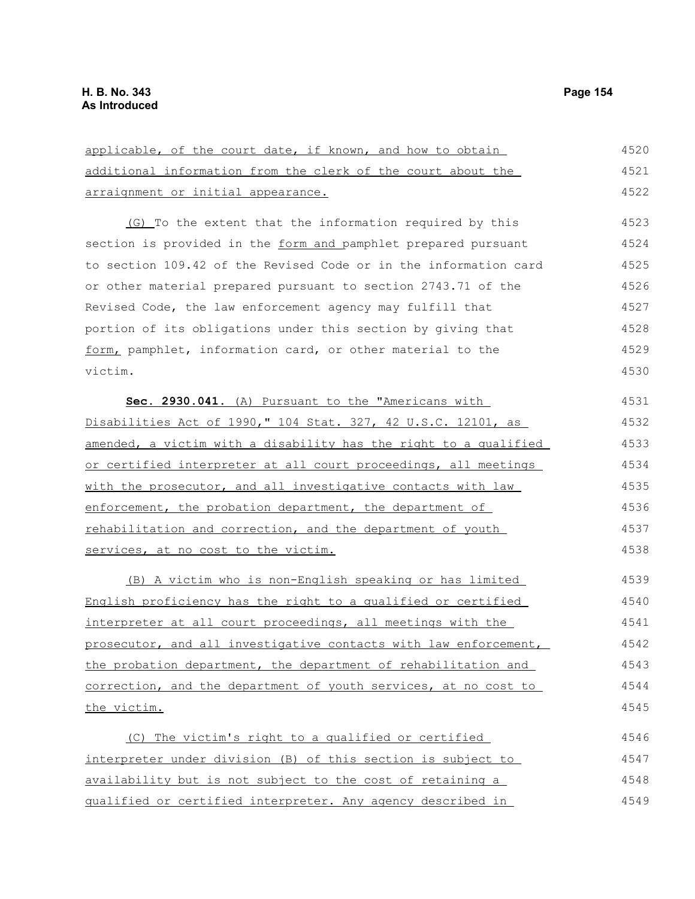applicable, of the court date, if known, and how to obtain additional information from the clerk of the court about the arraignment or initial appearance.

(G) To the extent that the information required by this section is provided in the form and pamphlet prepared pursuant to section 109.42 of the Revised Code or in the information card or other material prepared pursuant to section 2743.71 of the Revised Code, the law enforcement agency may fulfill that portion of its obligations under this section by giving that form, pamphlet, information card, or other material to the victim.

**Sec. 2930.041.** (A) Pursuant to the "Americans with Disabilities Act of 1990," 104 Stat. 327, 42 U.S.C. 12101, as amended, a victim with a disability has the right to a qualified or certified interpreter at all court proceedings, all meetings with the prosecutor, and all investigative contacts with law enforcement, the probation department, the department of rehabilitation and correction, and the department of youth services, at no cost to the victim.

(B) A victim who is non-English speaking or has limited English proficiency has the right to a qualified or certified interpreter at all court proceedings, all meetings with the prosecutor, and all investigative contacts with law enforcement, the probation department, the department of rehabilitation and correction, and the department of youth services, at no cost to the victim.

(C) The victim's right to a qualified or certified interpreter under division (B) of this section is subject to availability but is not subject to the cost of retaining a qualified or certified interpreter. Any agency described in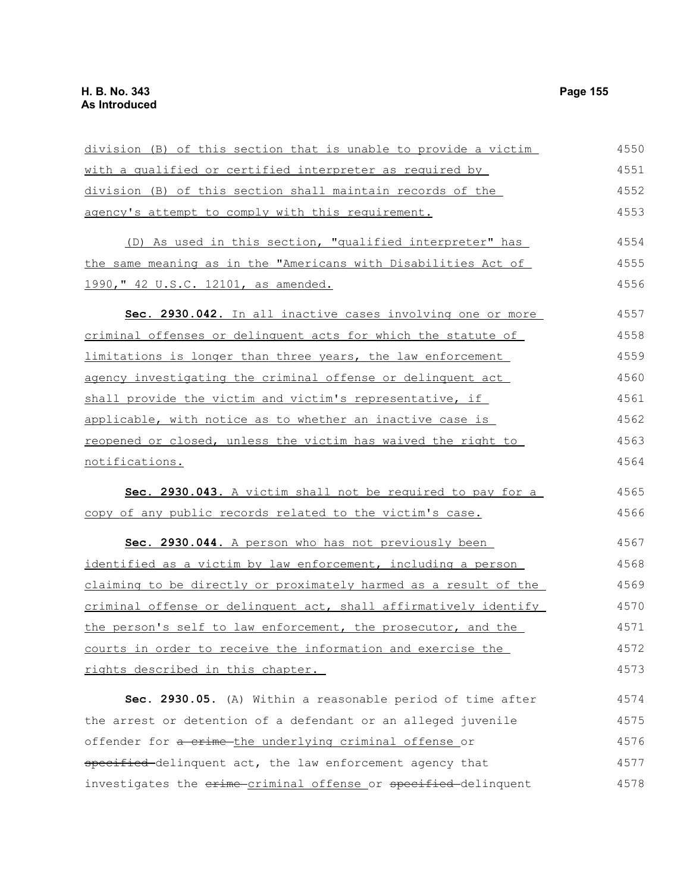division (B) of this section that is unable to provide a victim with a qualified or certified interpreter as required by division (B) of this section shall maintain records of the agency's attempt to comply with this requirement.

(D) As used in this section, "qualified interpreter" has the same meaning as in the "Americans with Disabilities Act of 1990," 42 U.S.C. 12101, as amended.

**Sec. 2930.042.** In all inactive cases involving one or more criminal offenses or delinquent acts for which the statute of limitations is longer than three years, the law enforcement agency investigating the criminal offense or delinquent act shall provide the victim and victim's representative, if applicable, with notice as to whether an inactive case is reopened or closed, unless the victim has waived the right to notifications.

**Sec. 2930.043.** A victim shall not be required to pay for a copy of any public records related to the victim's case.

**Sec. 2930.044.** A person who has not previously been identified as a victim by law enforcement, including a person claiming to be directly or proximately harmed as a result of the criminal offense or delinquent act, shall affirmatively identify the person's self to law enforcement, the prosecutor, and the courts in order to receive the information and exercise the rights described in this chapter.

**Sec. 2930.05.** (A) Within a reasonable period of time after the arrest or detention of a defendant or an alleged juvenile offender for ~~a crime~~ the underlying criminal offense or ~~specified~~ delinquent act, the law enforcement agency that investigates the ~~crime~~ criminal offense or ~~specified~~ delinquent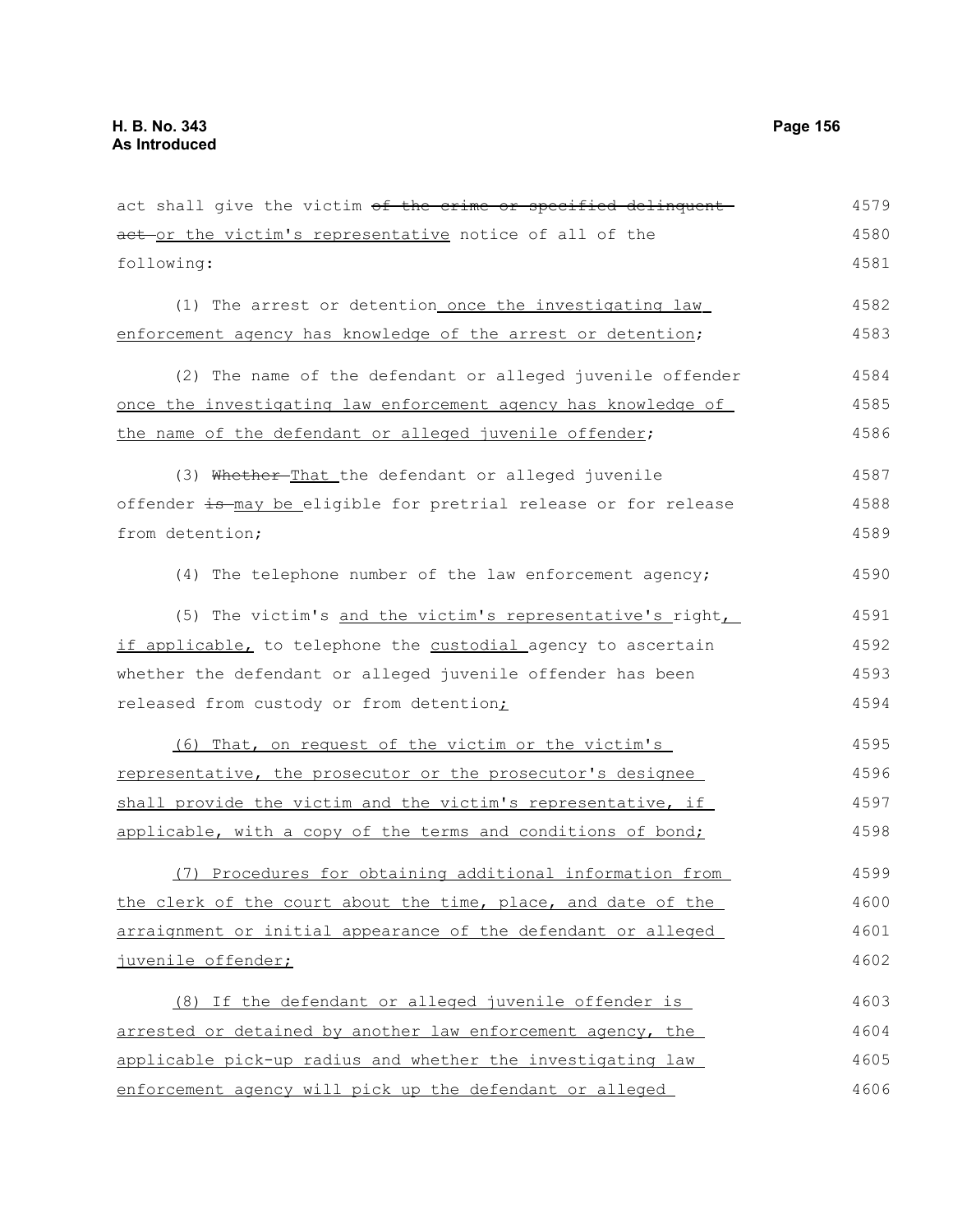act shall give the victim ~~of the crime or specified delinquent act~~ or the victim's representative notice of all of the following:

(1) The arrest or detention once the investigating law enforcement agency has knowledge of the arrest or detention;

(2) The name of the defendant or alleged juvenile offender once the investigating law enforcement agency has knowledge of the name of the defendant or alleged juvenile offender;

(3) ~~Whether~~ That the defendant or alleged juvenile offender ~~is~~ may be eligible for pretrial release or for release from detention;

(4) The telephone number of the law enforcement agency;

(5) The victim's and the victim's representative's right, if applicable, to telephone the custodial agency to ascertain whether the defendant or alleged juvenile offender has been released from custody or from detention;

(6) That, on request of the victim or the victim's representative, the prosecutor or the prosecutor's designee shall provide the victim and the victim's representative, if applicable, with a copy of the terms and conditions of bond;

(7) Procedures for obtaining additional information from the clerk of the court about the time, place, and date of the arraignment or initial appearance of the defendant or alleged juvenile offender;

(8) If the defendant or alleged juvenile offender is arrested or detained by another law enforcement agency, the applicable pick-up radius and whether the investigating law enforcement agency will pick up the defendant or alleged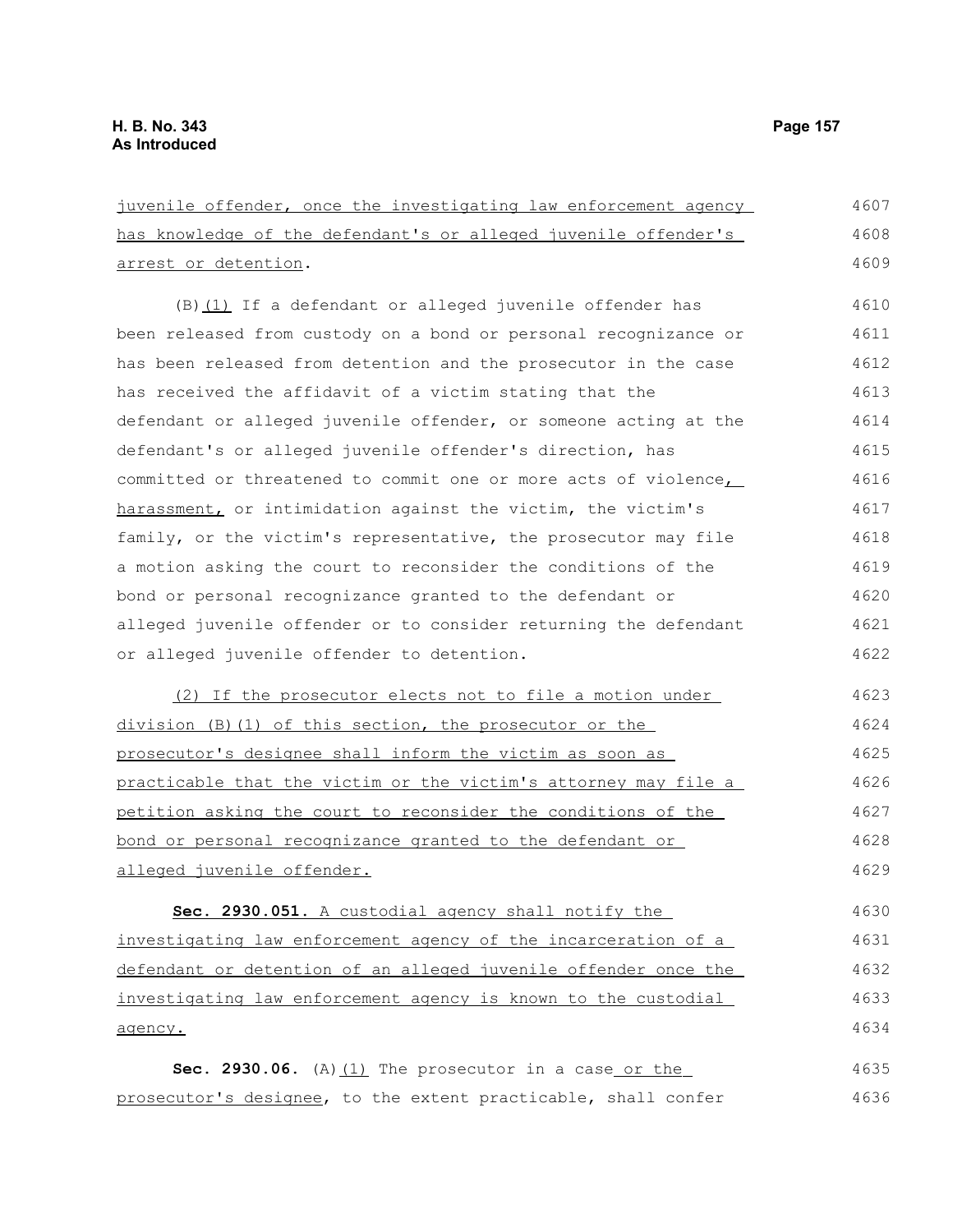juvenile offender, once the investigating law enforcement agency has knowledge of the defendant's or alleged juvenile offender's arrest or detention.

(B)(1) If a defendant or alleged juvenile offender has been released from custody on a bond or personal recognizance or has been released from detention and the prosecutor in the case has received the affidavit of a victim stating that the defendant or alleged juvenile offender, or someone acting at the defendant's or alleged juvenile offender's direction, has committed or threatened to commit one or more acts of violence, harassment, or intimidation against the victim, the victim's family, or the victim's representative, the prosecutor may file a motion asking the court to reconsider the conditions of the bond or personal recognizance granted to the defendant or alleged juvenile offender or to consider returning the defendant or alleged juvenile offender to detention.

(2) If the prosecutor elects not to file a motion under division (B)(1) of this section, the prosecutor or the prosecutor's designee shall inform the victim as soon as practicable that the victim or the victim's attorney may file a petition asking the court to reconsider the conditions of the bond or personal recognizance granted to the defendant or alleged juvenile offender.

**Sec. 2930.051.** A custodial agency shall notify the investigating law enforcement agency of the incarceration of a defendant or detention of an alleged juvenile offender once the investigating law enforcement agency is known to the custodial agency.

**Sec. 2930.06.** (A)(1) The prosecutor in a case or the prosecutor's designee, to the extent practicable, shall confer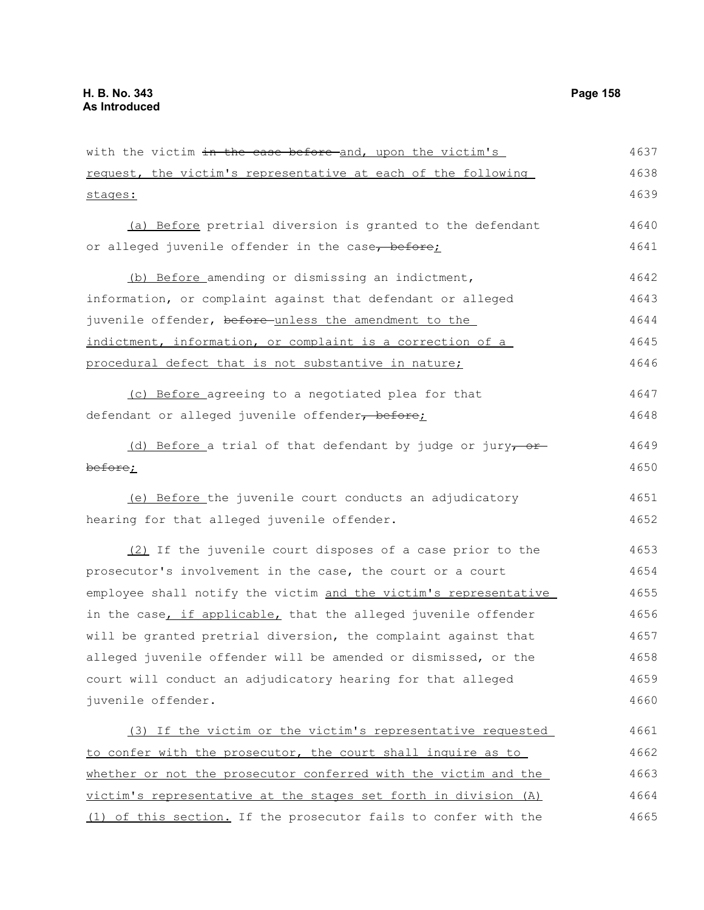with the victim ~~in the case before~~ and, upon the victim's request, the victim's representative at each of the following stages:

(a) Before pretrial diversion is granted to the defendant or alleged juvenile offender in the case~~, before~~;

(b) Before amending or dismissing an indictment, information, or complaint against that defendant or alleged juvenile offender, ~~before~~ unless the amendment to the indictment, information, or complaint is a correction of a procedural defect that is not substantive in nature;

(c) Before agreeing to a negotiated plea for that defendant or alleged juvenile offender~~, before~~;

(d) Before a trial of that defendant by judge or jury~~, or before~~;

(e) Before the juvenile court conducts an adjudicatory hearing for that alleged juvenile offender.

(2) If the juvenile court disposes of a case prior to the prosecutor's involvement in the case, the court or a court employee shall notify the victim and the victim's representative in the case, if applicable, that the alleged juvenile offender will be granted pretrial diversion, the complaint against that alleged juvenile offender will be amended or dismissed, or the court will conduct an adjudicatory hearing for that alleged juvenile offender.

(3) If the victim or the victim's representative requested to confer with the prosecutor, the court shall inquire as to whether or not the prosecutor conferred with the victim and the victim's representative at the stages set forth in division (A)(1) of this section. If the prosecutor fails to confer with the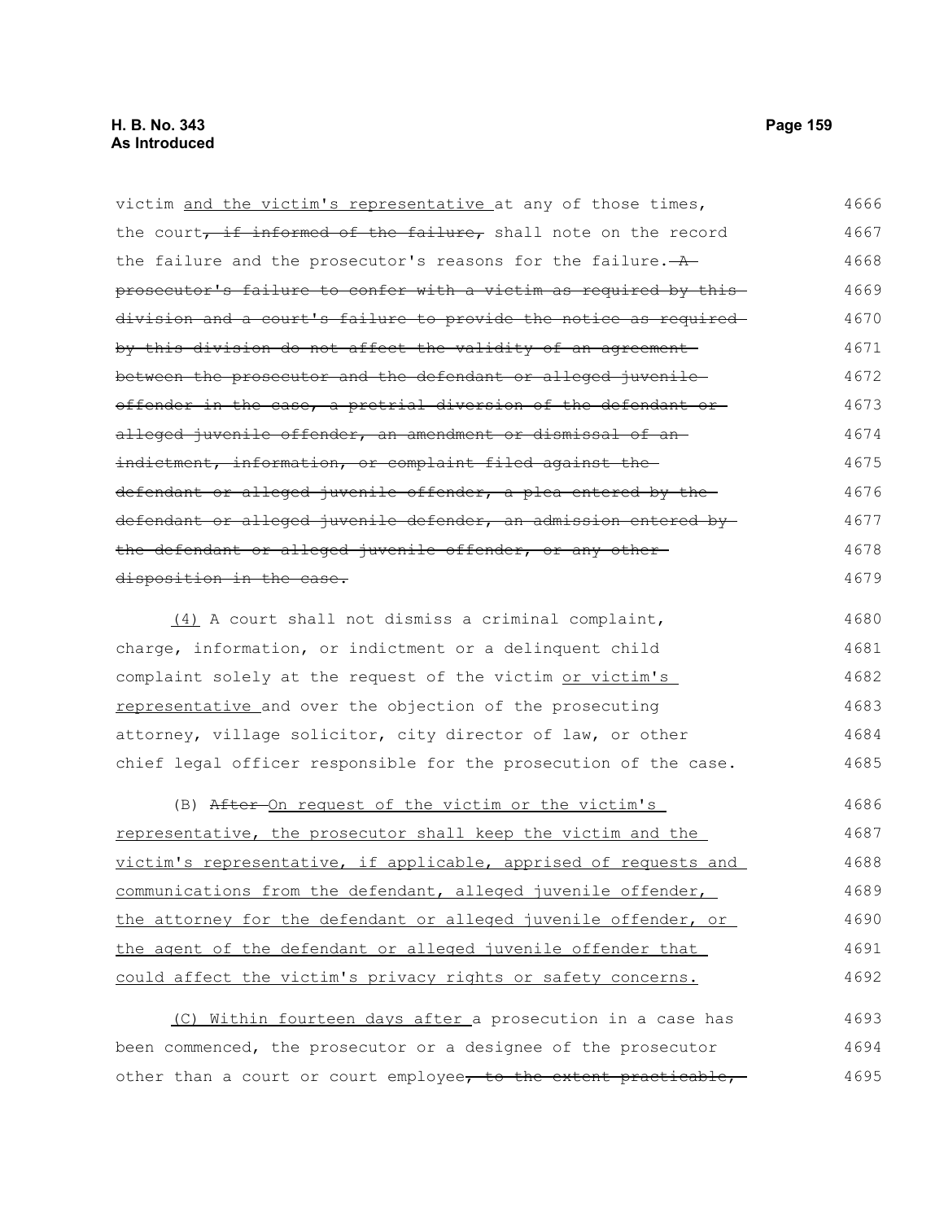victim <u>and the victim's representative</u> at any of those times, the court~~, if informed of the failure,~~ shall note on the record the failure and the prosecutor's reasons for the failure. ~~A prosecutor's failure to confer with a victim as required by this division and a court's failure to provide the notice as required by this division do not affect the validity of an agreement between the prosecutor and the defendant or alleged juvenile offender in the case, a pretrial diversion of the defendant or alleged juvenile offender, an amendment or dismissal of an indictment, information, or complaint filed against the defendant or alleged juvenile offender, a plea entered by the defendant or alleged juvenile defender, an admission entered by the defendant or alleged juvenile offender, or any other disposition in the case.~~

<u>(4)</u> A court shall not dismiss a criminal complaint, charge, information, or indictment or a delinquent child complaint solely at the request of the victim <u>or victim's representative</u> and over the objection of the prosecuting attorney, village solicitor, city director of law, or other chief legal officer responsible for the prosecution of the case.

(B) ~~After~~ <u>On request of the victim or the victim's representative, the prosecutor shall keep the victim and the victim's representative, if applicable, apprised of requests and communications from the defendant, alleged juvenile offender, the attorney for the defendant or alleged juvenile offender, or the agent of the defendant or alleged juvenile offender that could affect the victim's privacy rights or safety concerns.</u>

<u>(C) Within fourteen days after</u> a prosecution in a case has been commenced, the prosecutor or a designee of the prosecutor other than a court or court employee~~, to the extent practicable,~~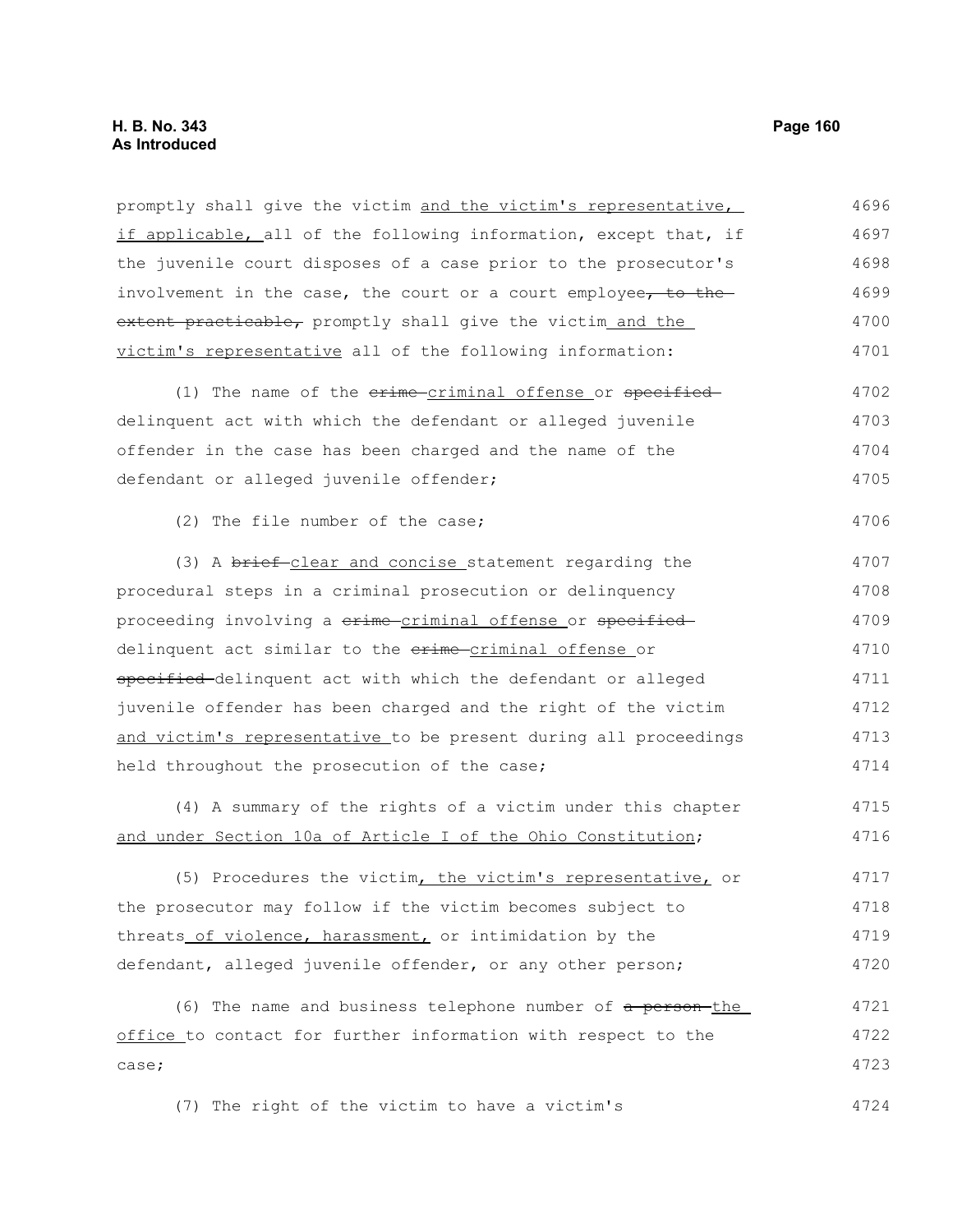promptly shall give the victim and the victim's representative, if applicable, all of the following information, except that, if the juvenile court disposes of a case prior to the prosecutor's involvement in the case, the court or a court employee, to the extent practicable, promptly shall give the victim and the victim's representative all of the following information:

(1) The name of the crime criminal offense or specified delinquent act with which the defendant or alleged juvenile offender in the case has been charged and the name of the defendant or alleged juvenile offender;

(2) The file number of the case;

(3) A brief clear and concise statement regarding the procedural steps in a criminal prosecution or delinquency proceeding involving a crime criminal offense or specified delinquent act similar to the crime criminal offense or specified delinquent act with which the defendant or alleged juvenile offender has been charged and the right of the victim and victim's representative to be present during all proceedings held throughout the prosecution of the case;

(4) A summary of the rights of a victim under this chapter and under Section 10a of Article I of the Ohio Constitution;

(5) Procedures the victim, the victim's representative, or the prosecutor may follow if the victim becomes subject to threats of violence, harassment, or intimidation by the defendant, alleged juvenile offender, or any other person;

(6) The name and business telephone number of a person the office to contact for further information with respect to the case;

(7) The right of the victim to have a victim's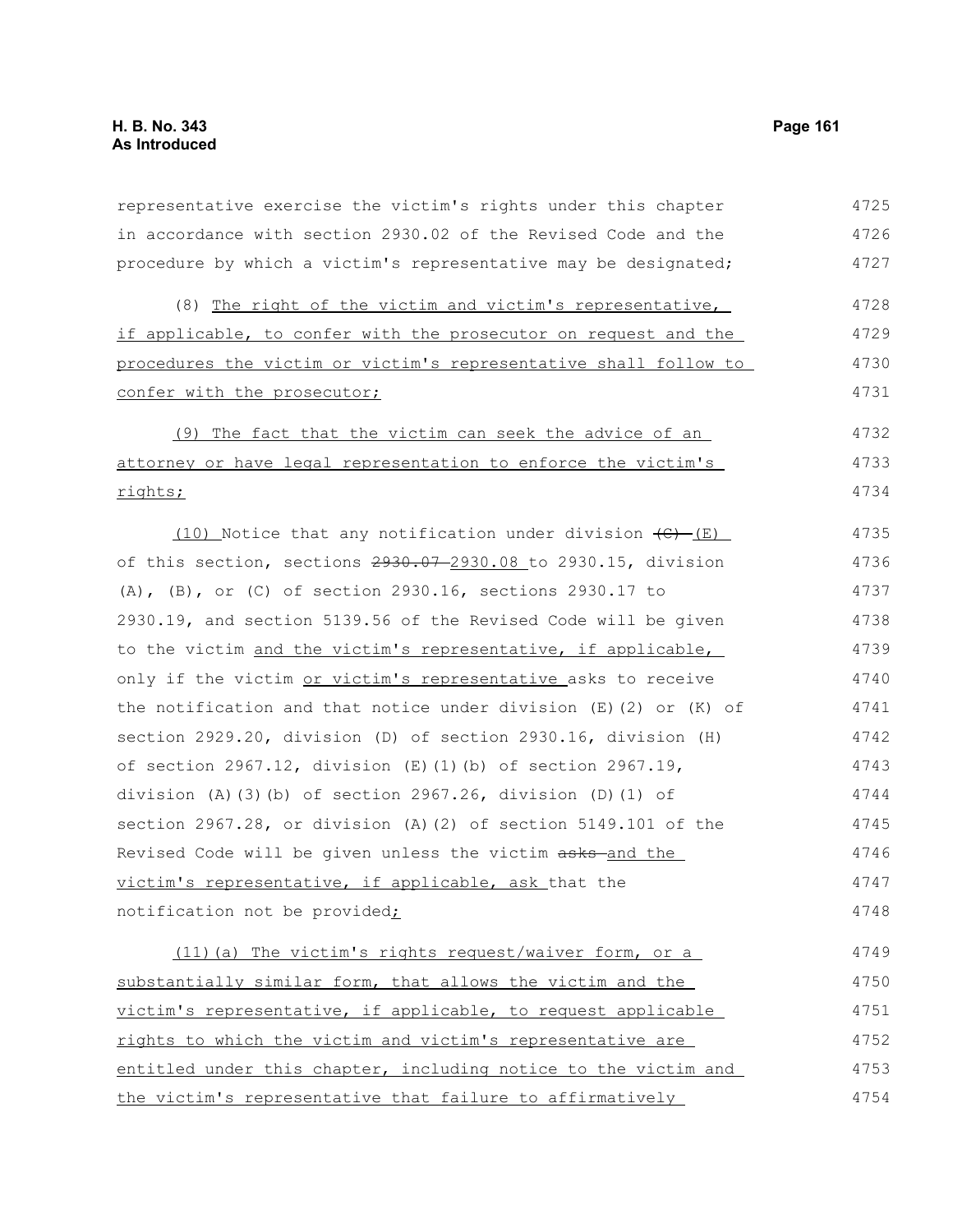representative exercise the victim's rights under this chapter in accordance with section 2930.02 of the Revised Code and the procedure by which a victim's representative may be designated;

(8) The right of the victim and victim's representative, if applicable, to confer with the prosecutor on request and the procedures the victim or victim's representative shall follow to confer with the prosecutor;

(9) The fact that the victim can seek the advice of an attorney or have legal representation to enforce the victim's rights;

(10) Notice that any notification under division ~~(C)~~ (E) of this section, sections ~~2930.07~~ 2930.08 to 2930.15, division (A), (B), or (C) of section 2930.16, sections 2930.17 to 2930.19, and section 5139.56 of the Revised Code will be given to the victim and the victim's representative, if applicable, only if the victim or victim's representative asks to receive the notification and that notice under division (E)(2) or (K) of section 2929.20, division (D) of section 2930.16, division (H) of section 2967.12, division (E)(1)(b) of section 2967.19, division (A)(3)(b) of section 2967.26, division (D)(1) of section 2967.28, or division (A)(2) of section 5149.101 of the Revised Code will be given unless the victim ~~asks~~ and the victim's representative, if applicable, ask that the notification not be provided;

(11)(a) The victim's rights request/waiver form, or a substantially similar form, that allows the victim and the victim's representative, if applicable, to request applicable rights to which the victim and victim's representative are entitled under this chapter, including notice to the victim and the victim's representative that failure to affirmatively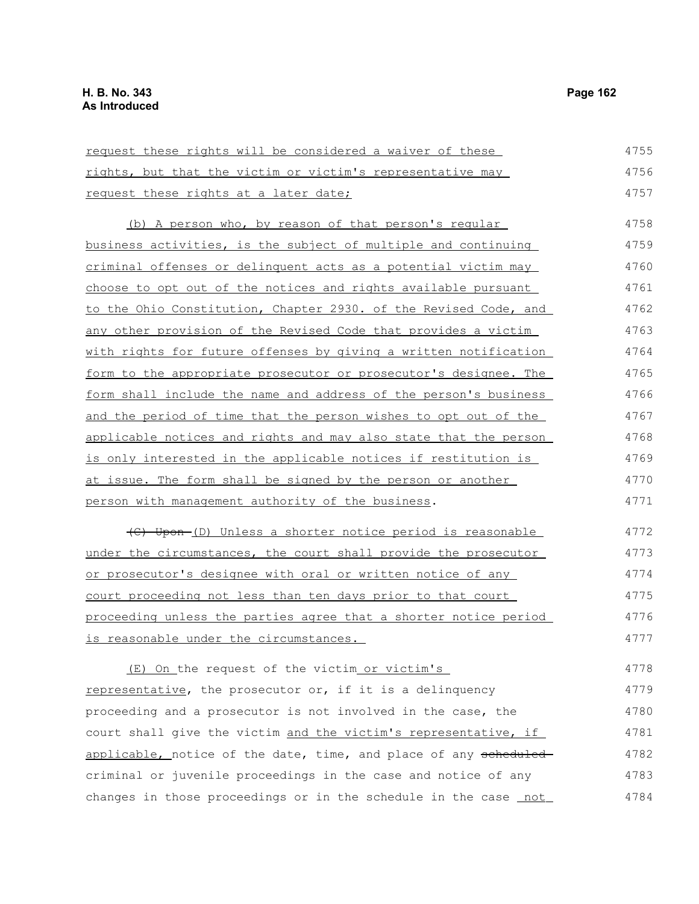request these rights will be considered a waiver of these rights, but that the victim or victim's representative may request these rights at a later date;

(b) A person who, by reason of that person's regular business activities, is the subject of multiple and continuing criminal offenses or delinquent acts as a potential victim may choose to opt out of the notices and rights available pursuant to the Ohio Constitution, Chapter 2930. of the Revised Code, and any other provision of the Revised Code that provides a victim with rights for future offenses by giving a written notification form to the appropriate prosecutor or prosecutor's designee. The form shall include the name and address of the person's business and the period of time that the person wishes to opt out of the applicable notices and rights and may also state that the person is only interested in the applicable notices if restitution is at issue. The form shall be signed by the person or another person with management authority of the business.

~~(C) Upon~~ (D) Unless a shorter notice period is reasonable under the circumstances, the court shall provide the prosecutor or prosecutor's designee with oral or written notice of any court proceeding not less than ten days prior to that court proceeding unless the parties agree that a shorter notice period is reasonable under the circumstances.

(E) On the request of the victim or victim's representative, the prosecutor or, if it is a delinquency proceeding and a prosecutor is not involved in the case, the court shall give the victim and the victim's representative, if applicable, notice of the date, time, and place of any ~~scheduled~~ criminal or juvenile proceedings in the case and notice of any changes in those proceedings or in the schedule in the case not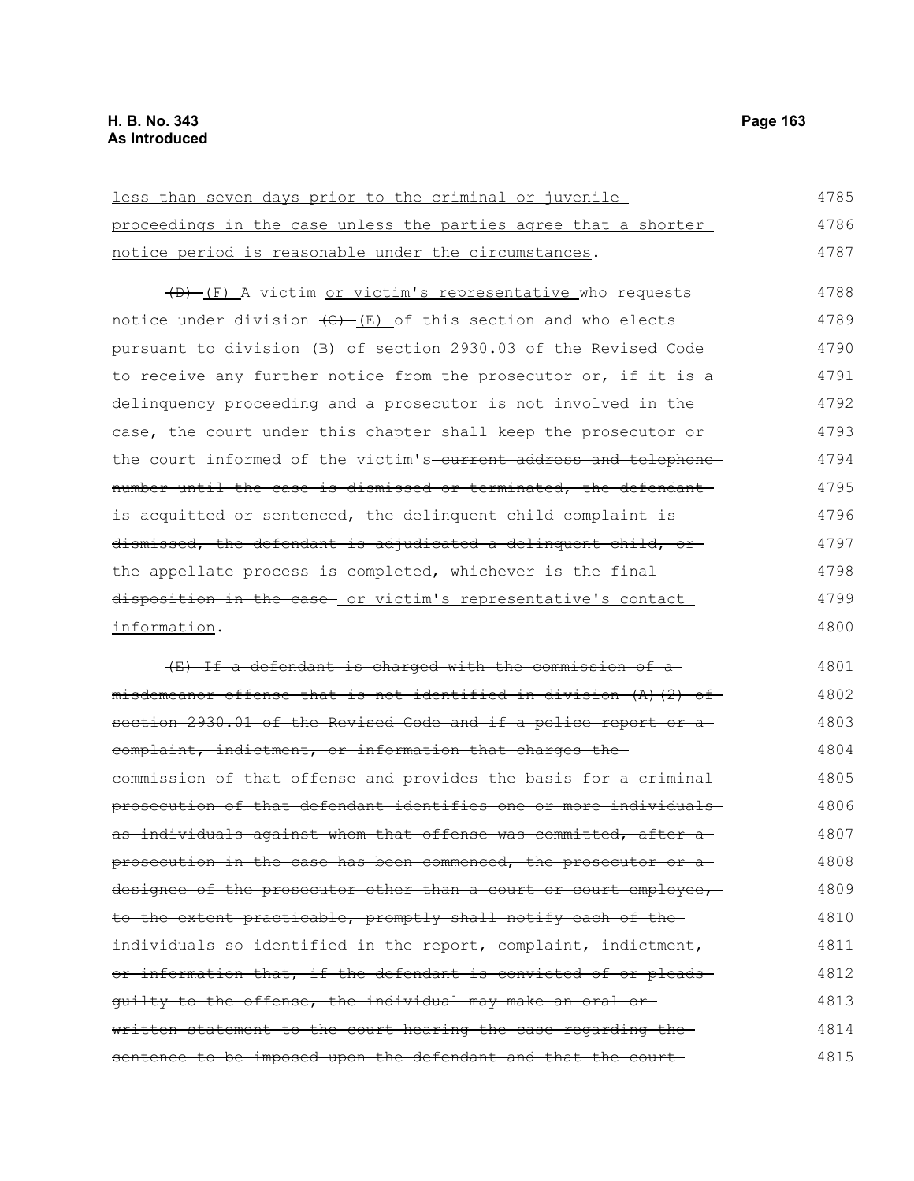less than seven days prior to the criminal or juvenile proceedings in the case unless the parties agree that a shorter notice period is reasonable under the circumstances.

~~(D)~~ (F) A victim or victim's representative who requests notice under division ~~(C)~~ (E) of this section and who elects pursuant to division (B) of section 2930.03 of the Revised Code to receive any further notice from the prosecutor or, if it is a delinquency proceeding and a prosecutor is not involved in the case, the court under this chapter shall keep the prosecutor or the court informed of the victim's ~~current address and telephone number until the case is dismissed or terminated, the defendant is acquitted or sentenced, the delinquent child complaint is dismissed, the defendant is adjudicated a delinquent child, or the appellate process is completed, whichever is the final disposition in the case~~ or victim's representative's contact information.

~~(E) If a defendant is charged with the commission of a misdemeanor offense that is not identified in division (A)(2) of section 2930.01 of the Revised Code and if a police report or a complaint, indictment, or information that charges the commission of that offense and provides the basis for a criminal prosecution of that defendant identifies one or more individuals as individuals against whom that offense was committed, after a prosecution in the case has been commenced, the prosecutor or a designee of the prosecutor other than a court or court employee, to the extent practicable, promptly shall notify each of the individuals so identified in the report, complaint, indictment, or information that, if the defendant is convicted of or pleads guilty to the offense, the individual may make an oral or written statement to the court hearing the case regarding the sentence to be imposed upon the defendant and that the court~~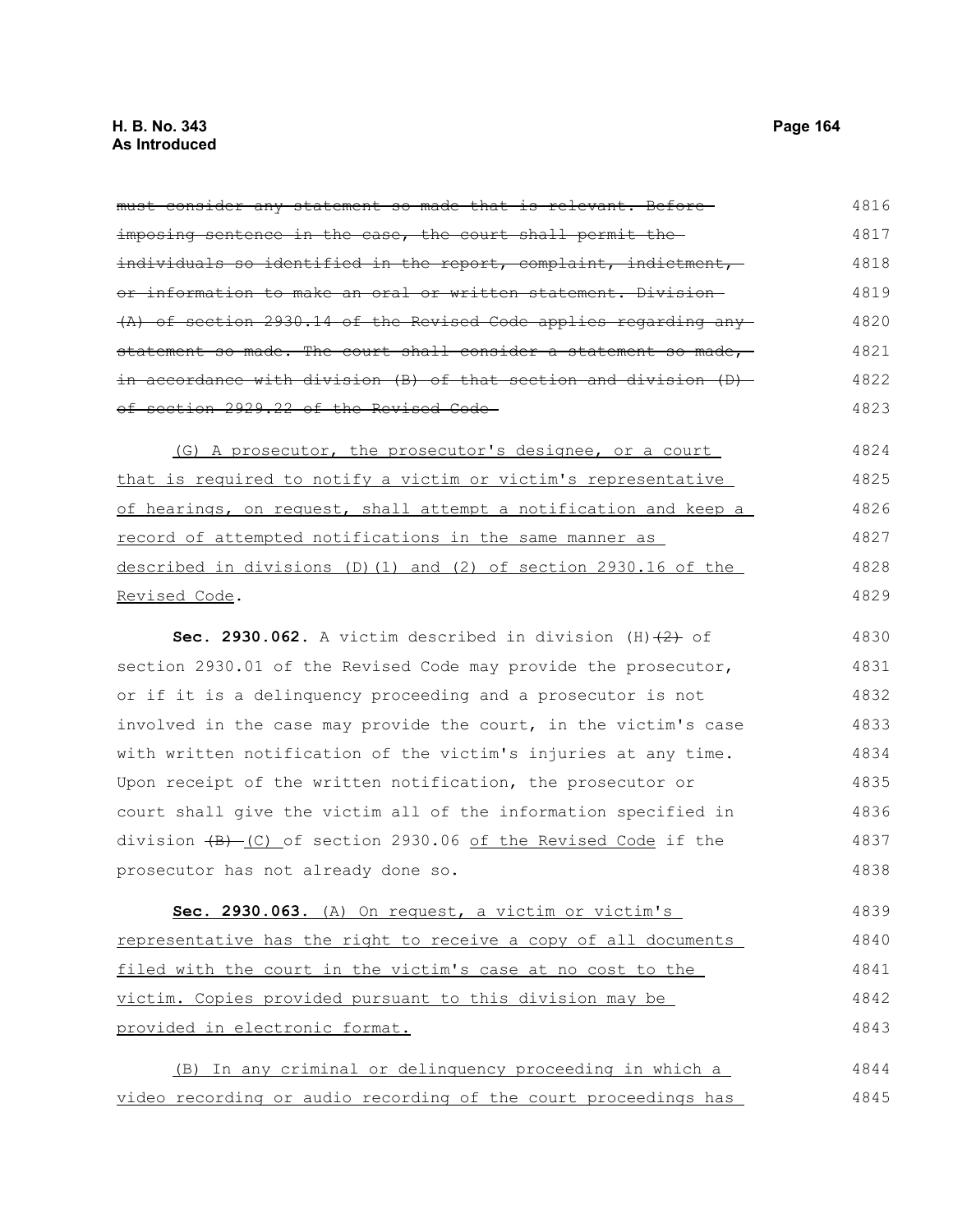~~must consider any statement so made that is relevant. Before imposing sentence in the case, the court shall permit the individuals so identified in the report, complaint, indictment, or information to make an oral or written statement. Division (A) of section 2930.14 of the Revised Code applies regarding any statement so made. The court shall consider a statement so made, in accordance with division (B) of that section and division (D) of section 2929.22 of the Revised Code.~~

<u>(G) A prosecutor, the prosecutor's designee, or a court that is required to notify a victim or victim's representative of hearings, on request, shall attempt a notification and keep a record of attempted notifications in the same manner as described in divisions (D)(1) and (2) of section 2930.16 of the Revised Code</u>.

**Sec. 2930.062.** A victim described in division (H)~~(2)~~ of section 2930.01 of the Revised Code may provide the prosecutor, or if it is a delinquency proceeding and a prosecutor is not involved in the case may provide the court, in the victim's case with written notification of the victim's injuries at any time. Upon receipt of the written notification, the prosecutor or court shall give the victim all of the information specified in division ~~(B)~~ <u>(C)</u> of section 2930.06 <u>of the Revised Code</u> if the prosecutor has not already done so.

**Sec. 2930.063.** <u>(A) On request, a victim or victim's representative has the right to receive a copy of all documents filed with the court in the victim's case at no cost to the victim. Copies provided pursuant to this division may be provided in electronic format.</u>

<u>(B) In any criminal or delinquency proceeding in which a video recording or audio recording of the court proceedings has</u>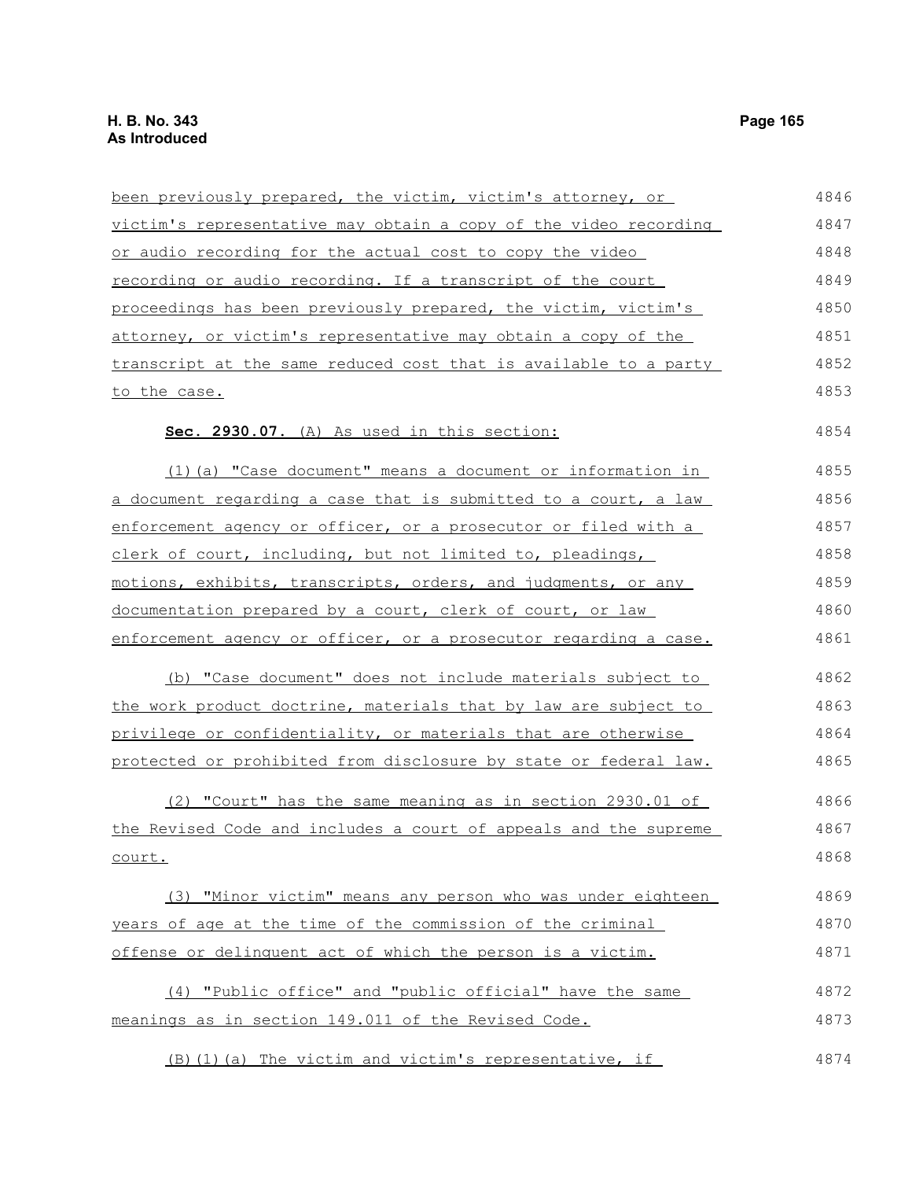been previously prepared, the victim, victim's attorney, or victim's representative may obtain a copy of the video recording or audio recording for the actual cost to copy the video recording or audio recording. If a transcript of the court proceedings has been previously prepared, the victim, victim's attorney, or victim's representative may obtain a copy of the transcript at the same reduced cost that is available to a party to the case.

**Sec. 2930.07.** (A) As used in this section:

(1)(a) "Case document" means a document or information in a document regarding a case that is submitted to a court, a law enforcement agency or officer, or a prosecutor or filed with a clerk of court, including, but not limited to, pleadings, motions, exhibits, transcripts, orders, and judgments, or any documentation prepared by a court, clerk of court, or law enforcement agency or officer, or a prosecutor regarding a case.

(b) "Case document" does not include materials subject to the work product doctrine, materials that by law are subject to privilege or confidentiality, or materials that are otherwise protected or prohibited from disclosure by state or federal law.

(2) "Court" has the same meaning as in section 2930.01 of the Revised Code and includes a court of appeals and the supreme court.

(3) "Minor victim" means any person who was under eighteen years of age at the time of the commission of the criminal offense or delinquent act of which the person is a victim.

(4) "Public office" and "public official" have the same meanings as in section 149.011 of the Revised Code.

(B)(1)(a) The victim and victim's representative, if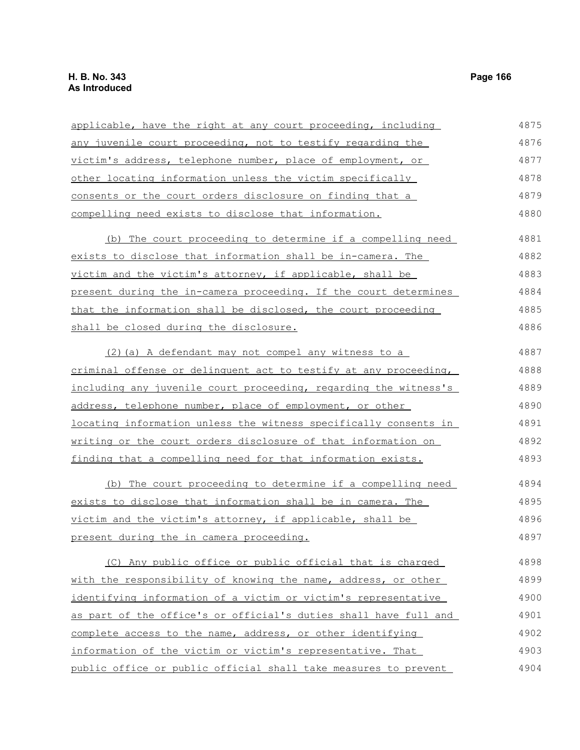applicable, have the right at any court proceeding, including any juvenile court proceeding, not to testify regarding the victim's address, telephone number, place of employment, or other locating information unless the victim specifically consents or the court orders disclosure on finding that a compelling need exists to disclose that information.

(b) The court proceeding to determine if a compelling need exists to disclose that information shall be in-camera. The victim and the victim's attorney, if applicable, shall be present during the in-camera proceeding. If the court determines that the information shall be disclosed, the court proceeding shall be closed during the disclosure.

(2)(a) A defendant may not compel any witness to a criminal offense or delinquent act to testify at any proceeding, including any juvenile court proceeding, regarding the witness's address, telephone number, place of employment, or other locating information unless the witness specifically consents in writing or the court orders disclosure of that information on finding that a compelling need for that information exists.

(b) The court proceeding to determine if a compelling need exists to disclose that information shall be in camera. The victim and the victim's attorney, if applicable, shall be present during the in camera proceeding.

(C) Any public office or public official that is charged with the responsibility of knowing the name, address, or other identifying information of a victim or victim's representative as part of the office's or official's duties shall have full and complete access to the name, address, or other identifying information of the victim or victim's representative. That public office or public official shall take measures to prevent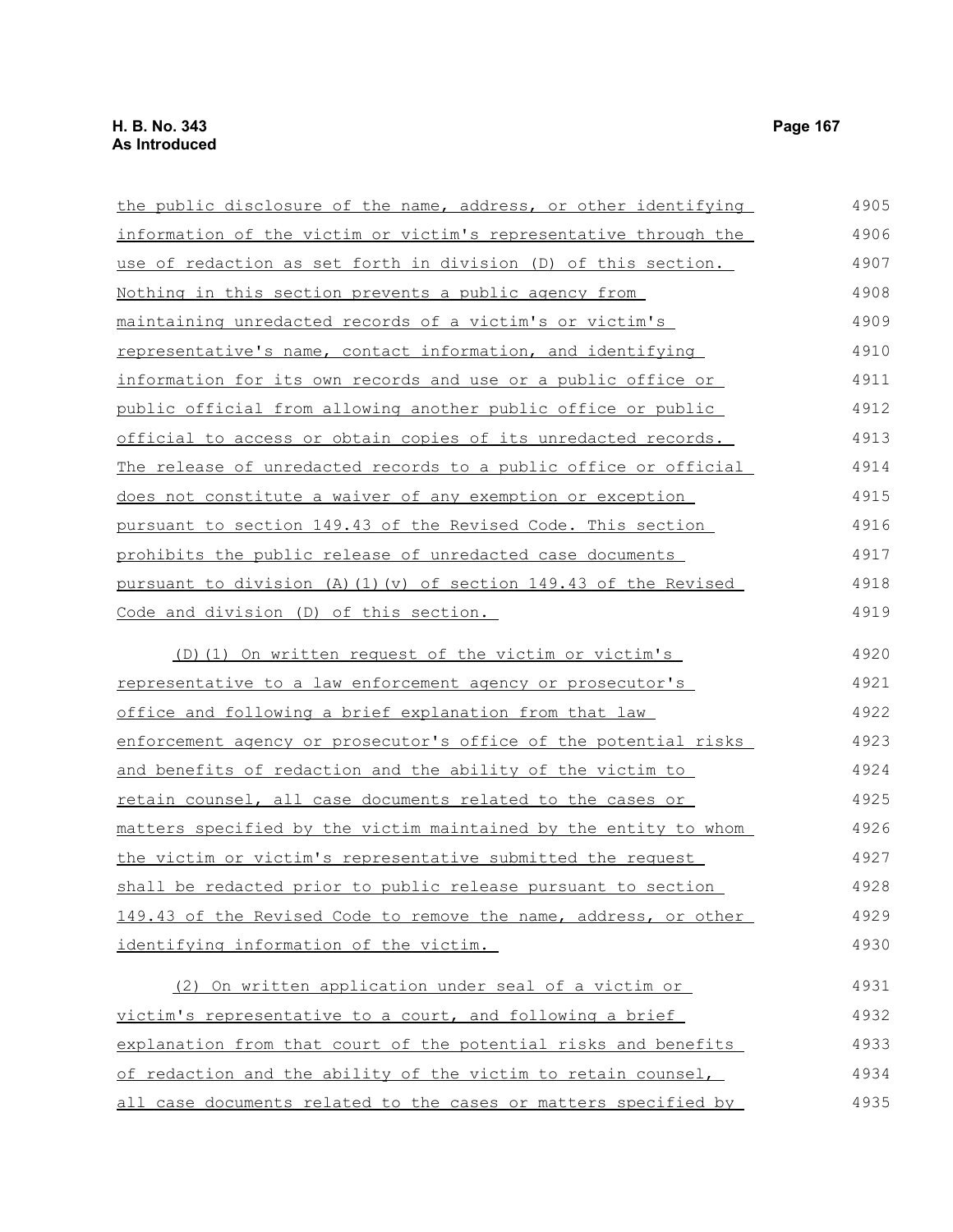the public disclosure of the name, address, or other identifying information of the victim or victim's representative through the use of redaction as set forth in division (D) of this section. Nothing in this section prevents a public agency from maintaining unredacted records of a victim's or victim's representative's name, contact information, and identifying information for its own records and use or a public office or public official from allowing another public office or public official to access or obtain copies of its unredacted records. The release of unredacted records to a public office or official does not constitute a waiver of any exemption or exception pursuant to section 149.43 of the Revised Code. This section prohibits the public release of unredacted case documents pursuant to division (A)(1)(v) of section 149.43 of the Revised Code and division (D) of this section.

(D)(1) On written request of the victim or victim's representative to a law enforcement agency or prosecutor's office and following a brief explanation from that law enforcement agency or prosecutor's office of the potential risks and benefits of redaction and the ability of the victim to retain counsel, all case documents related to the cases or matters specified by the victim maintained by the entity to whom the victim or victim's representative submitted the request shall be redacted prior to public release pursuant to section 149.43 of the Revised Code to remove the name, address, or other identifying information of the victim.

(2) On written application under seal of a victim or victim's representative to a court, and following a brief explanation from that court of the potential risks and benefits of redaction and the ability of the victim to retain counsel, all case documents related to the cases or matters specified by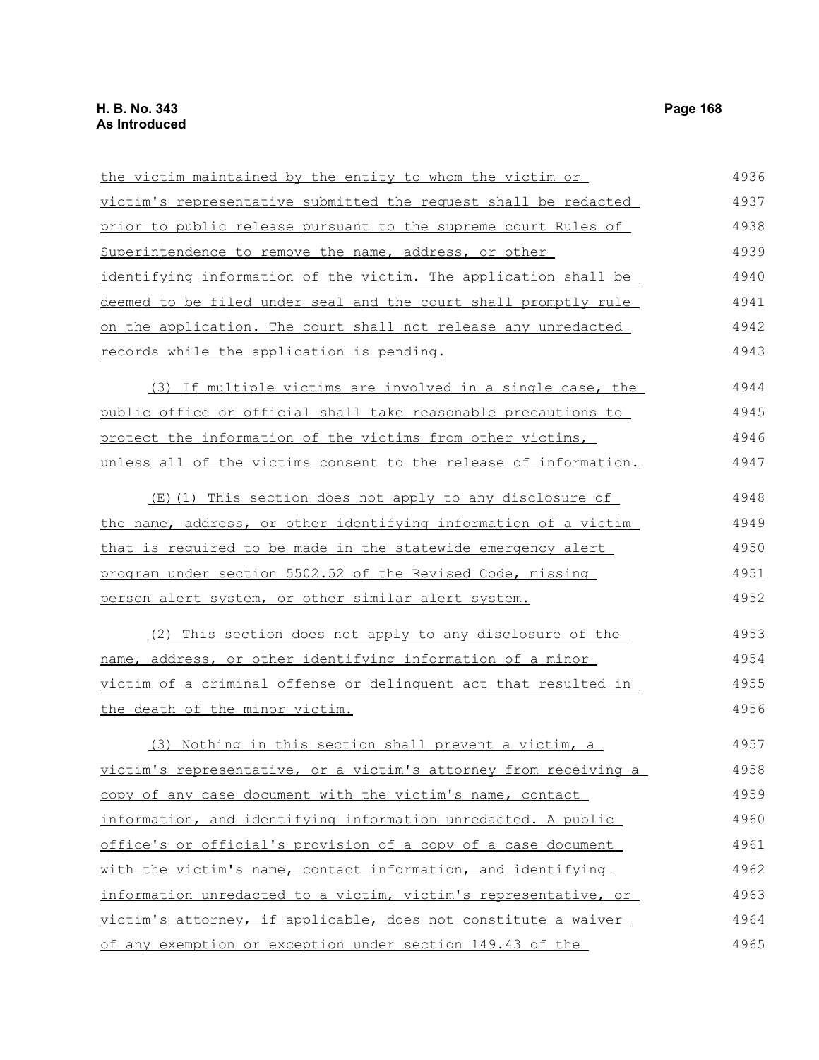the victim maintained by the entity to whom the victim or victim's representative submitted the request shall be redacted prior to public release pursuant to the supreme court Rules of Superintendence to remove the name, address, or other identifying information of the victim. The application shall be deemed to be filed under seal and the court shall promptly rule on the application. The court shall not release any unredacted records while the application is pending.

(3) If multiple victims are involved in a single case, the public office or official shall take reasonable precautions to protect the information of the victims from other victims, unless all of the victims consent to the release of information.

(E)(1) This section does not apply to any disclosure of the name, address, or other identifying information of a victim that is required to be made in the statewide emergency alert program under section 5502.52 of the Revised Code, missing person alert system, or other similar alert system.

(2) This section does not apply to any disclosure of the name, address, or other identifying information of a minor victim of a criminal offense or delinquent act that resulted in the death of the minor victim.

(3) Nothing in this section shall prevent a victim, a victim's representative, or a victim's attorney from receiving a copy of any case document with the victim's name, contact information, and identifying information unredacted. A public office's or official's provision of a copy of a case document with the victim's name, contact information, and identifying information unredacted to a victim, victim's representative, or victim's attorney, if applicable, does not constitute a waiver of any exemption or exception under section 149.43 of the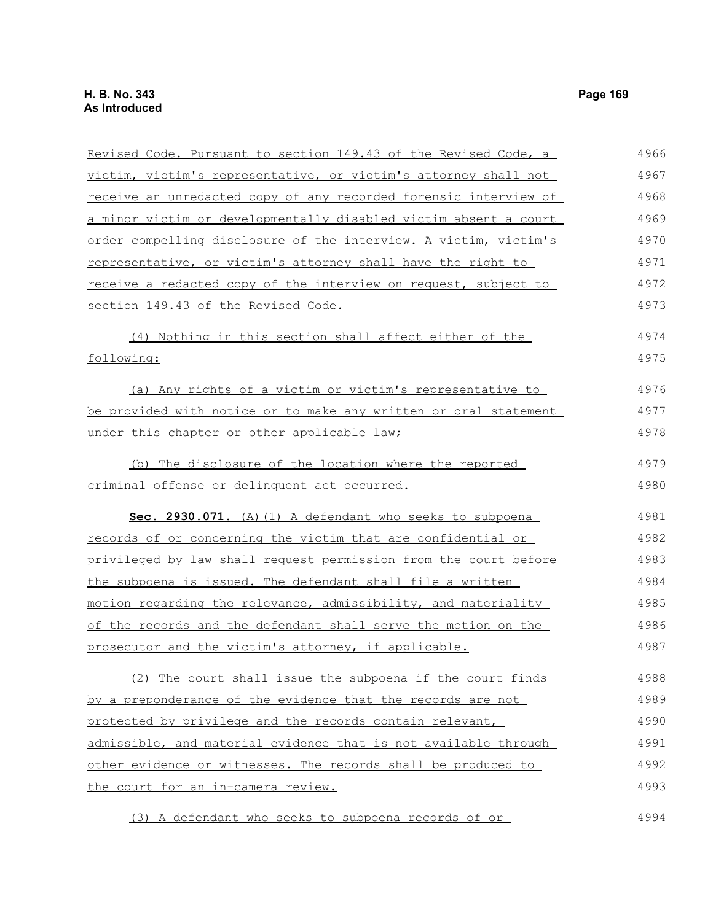Revised Code. Pursuant to section 149.43 of the Revised Code, a victim, victim's representative, or victim's attorney shall not receive an unredacted copy of any recorded forensic interview of a minor victim or developmentally disabled victim absent a court order compelling disclosure of the interview. A victim, victim's representative, or victim's attorney shall have the right to receive a redacted copy of the interview on request, subject to section 149.43 of the Revised Code.

(4) Nothing in this section shall affect either of the following:

(a) Any rights of a victim or victim's representative to be provided with notice or to make any written or oral statement under this chapter or other applicable law;

(b) The disclosure of the location where the reported criminal offense or delinquent act occurred.

**Sec. 2930.071.** (A)(1) A defendant who seeks to subpoena records of or concerning the victim that are confidential or privileged by law shall request permission from the court before the subpoena is issued. The defendant shall file a written motion regarding the relevance, admissibility, and materiality of the records and the defendant shall serve the motion on the prosecutor and the victim's attorney, if applicable.

(2) The court shall issue the subpoena if the court finds by a preponderance of the evidence that the records are not protected by privilege and the records contain relevant, admissible, and material evidence that is not available through other evidence or witnesses. The records shall be produced to the court for an in-camera review.

(3) A defendant who seeks to subpoena records of or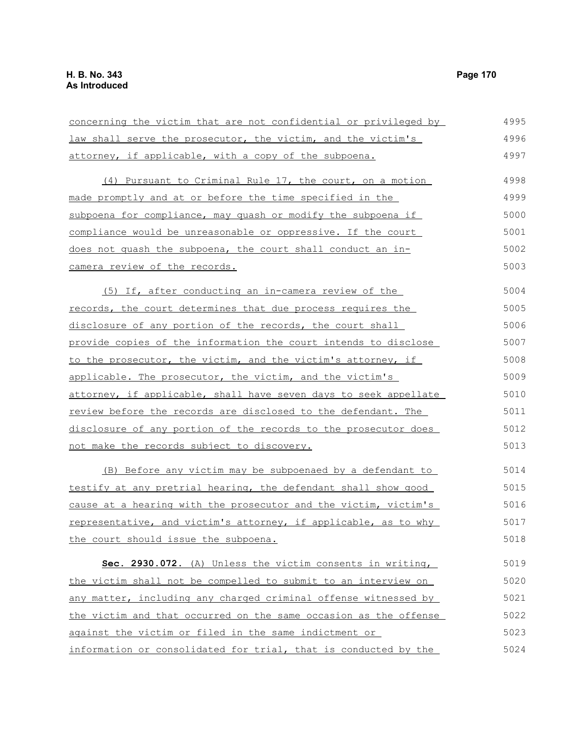concerning the victim that are not confidential or privileged by law shall serve the prosecutor, the victim, and the victim's attorney, if applicable, with a copy of the subpoena.

(4) Pursuant to Criminal Rule 17, the court, on a motion made promptly and at or before the time specified in the subpoena for compliance, may quash or modify the subpoena if compliance would be unreasonable or oppressive. If the court does not quash the subpoena, the court shall conduct an in-camera review of the records.

(5) If, after conducting an in-camera review of the records, the court determines that due process requires the disclosure of any portion of the records, the court shall provide copies of the information the court intends to disclose to the prosecutor, the victim, and the victim's attorney, if applicable. The prosecutor, the victim, and the victim's attorney, if applicable, shall have seven days to seek appellate review before the records are disclosed to the defendant. The disclosure of any portion of the records to the prosecutor does not make the records subject to discovery.

(B) Before any victim may be subpoenaed by a defendant to testify at any pretrial hearing, the defendant shall show good cause at a hearing with the prosecutor and the victim, victim's representative, and victim's attorney, if applicable, as to why the court should issue the subpoena.

**Sec. 2930.072.** (A) Unless the victim consents in writing, the victim shall not be compelled to submit to an interview on any matter, including any charged criminal offense witnessed by the victim and that occurred on the same occasion as the offense against the victim or filed in the same indictment or information or consolidated for trial, that is conducted by the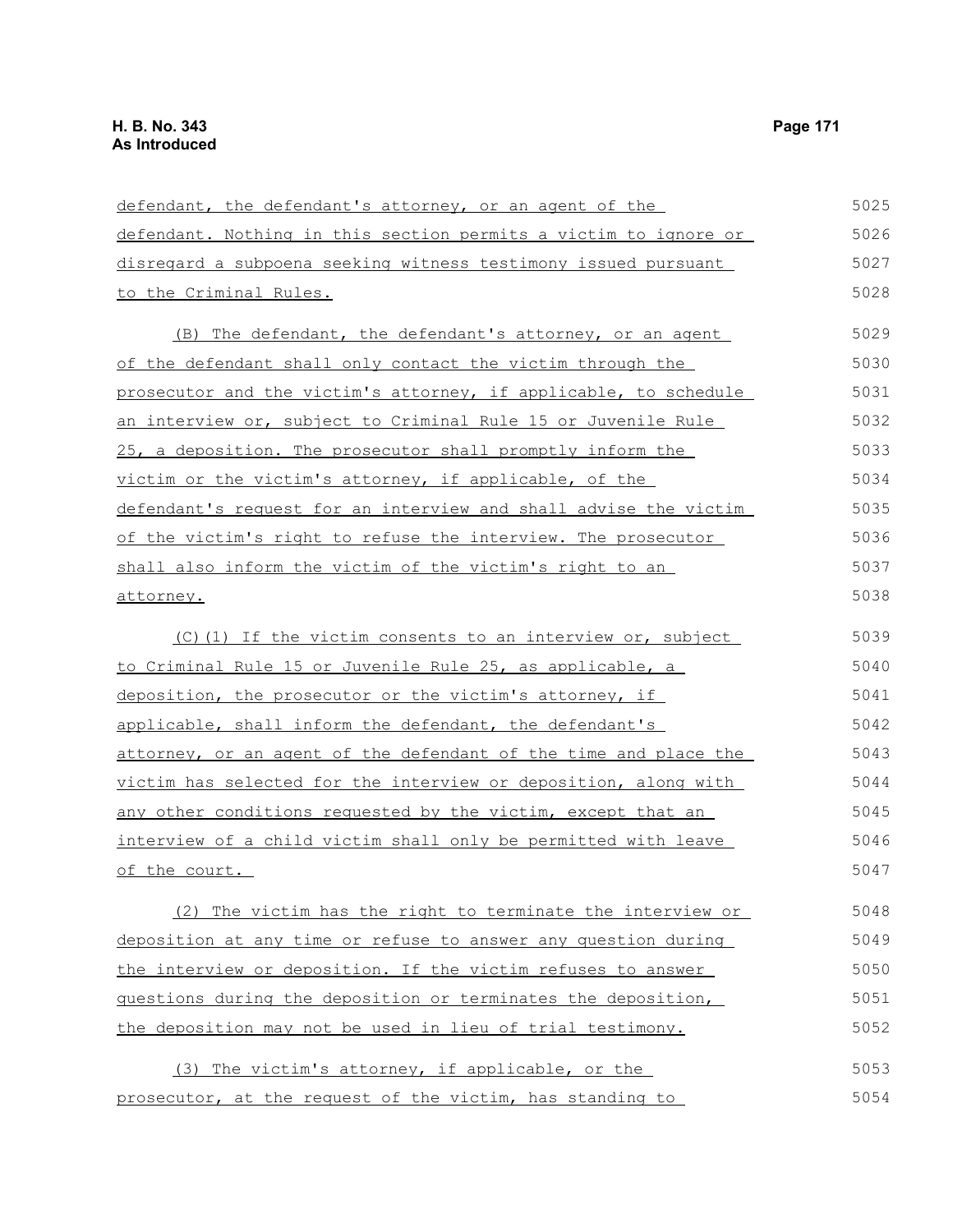defendant, the defendant's attorney, or an agent of the defendant. Nothing in this section permits a victim to ignore or disregard a subpoena seeking witness testimony issued pursuant to the Criminal Rules.

(B) The defendant, the defendant's attorney, or an agent of the defendant shall only contact the victim through the prosecutor and the victim's attorney, if applicable, to schedule an interview or, subject to Criminal Rule 15 or Juvenile Rule 25, a deposition. The prosecutor shall promptly inform the victim or the victim's attorney, if applicable, of the defendant's request for an interview and shall advise the victim of the victim's right to refuse the interview. The prosecutor shall also inform the victim of the victim's right to an attorney.

(C)(1) If the victim consents to an interview or, subject to Criminal Rule 15 or Juvenile Rule 25, as applicable, a deposition, the prosecutor or the victim's attorney, if applicable, shall inform the defendant, the defendant's attorney, or an agent of the defendant of the time and place the victim has selected for the interview or deposition, along with any other conditions requested by the victim, except that an interview of a child victim shall only be permitted with leave of the court.

(2) The victim has the right to terminate the interview or deposition at any time or refuse to answer any question during the interview or deposition. If the victim refuses to answer questions during the deposition or terminates the deposition, the deposition may not be used in lieu of trial testimony.

(3) The victim's attorney, if applicable, or the prosecutor, at the request of the victim, has standing to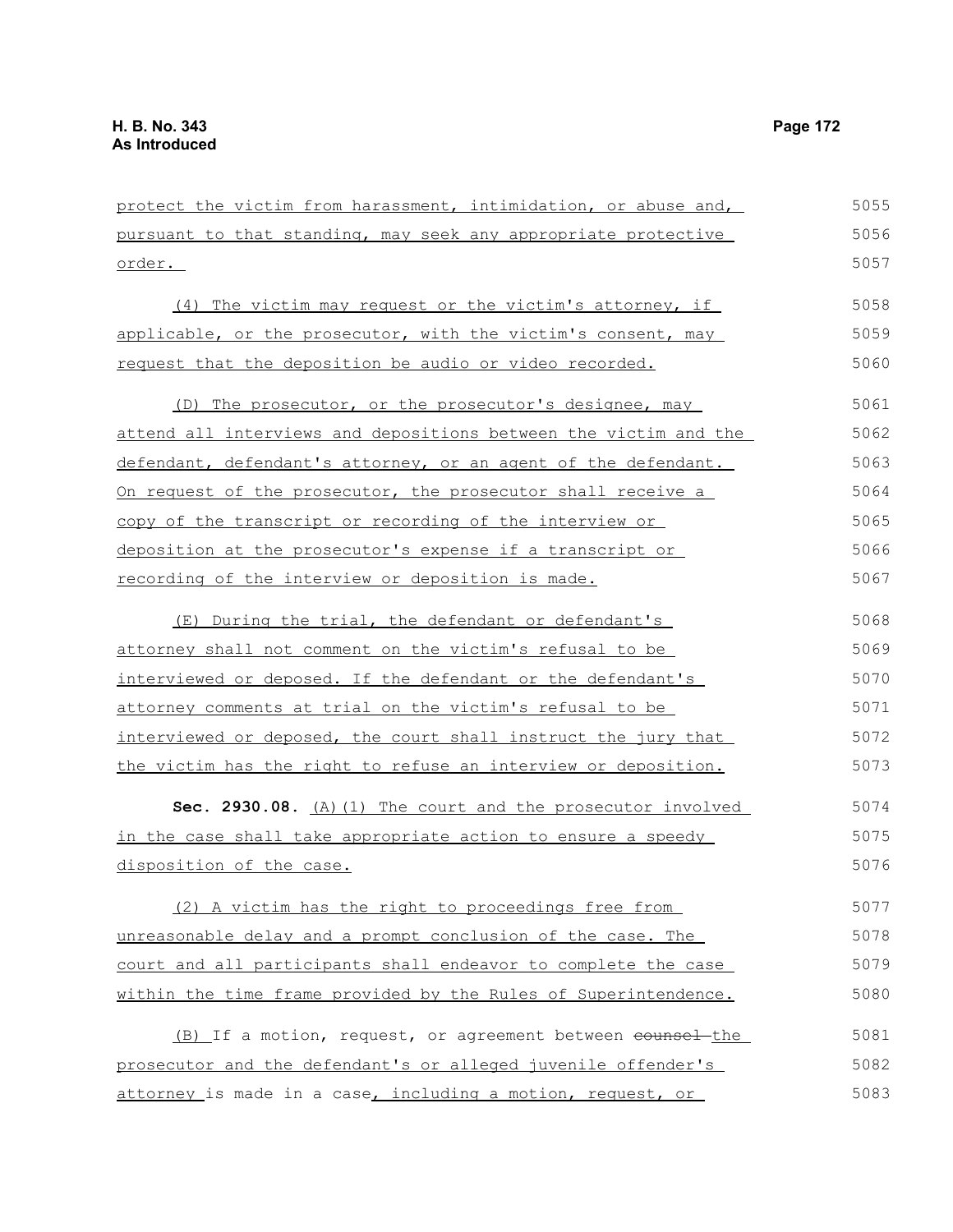protect the victim from harassment, intimidation, or abuse and, pursuant to that standing, may seek any appropriate protective order.

(4) The victim may request or the victim's attorney, if applicable, or the prosecutor, with the victim's consent, may request that the deposition be audio or video recorded.

(D) The prosecutor, or the prosecutor's designee, may attend all interviews and depositions between the victim and the defendant, defendant's attorney, or an agent of the defendant. On request of the prosecutor, the prosecutor shall receive a copy of the transcript or recording of the interview or deposition at the prosecutor's expense if a transcript or recording of the interview or deposition is made.

(E) During the trial, the defendant or defendant's attorney shall not comment on the victim's refusal to be interviewed or deposed. If the defendant or the defendant's attorney comments at trial on the victim's refusal to be interviewed or deposed, the court shall instruct the jury that the victim has the right to refuse an interview or deposition.

**Sec. 2930.08.** (A)(1) The court and the prosecutor involved in the case shall take appropriate action to ensure a speedy disposition of the case.

(2) A victim has the right to proceedings free from unreasonable delay and a prompt conclusion of the case. The court and all participants shall endeavor to complete the case within the time frame provided by the Rules of Superintendence.

(B) If a motion, request, or agreement between ~~counsel~~ the prosecutor and the defendant's or alleged juvenile offender's attorney is made in a case, including a motion, request, or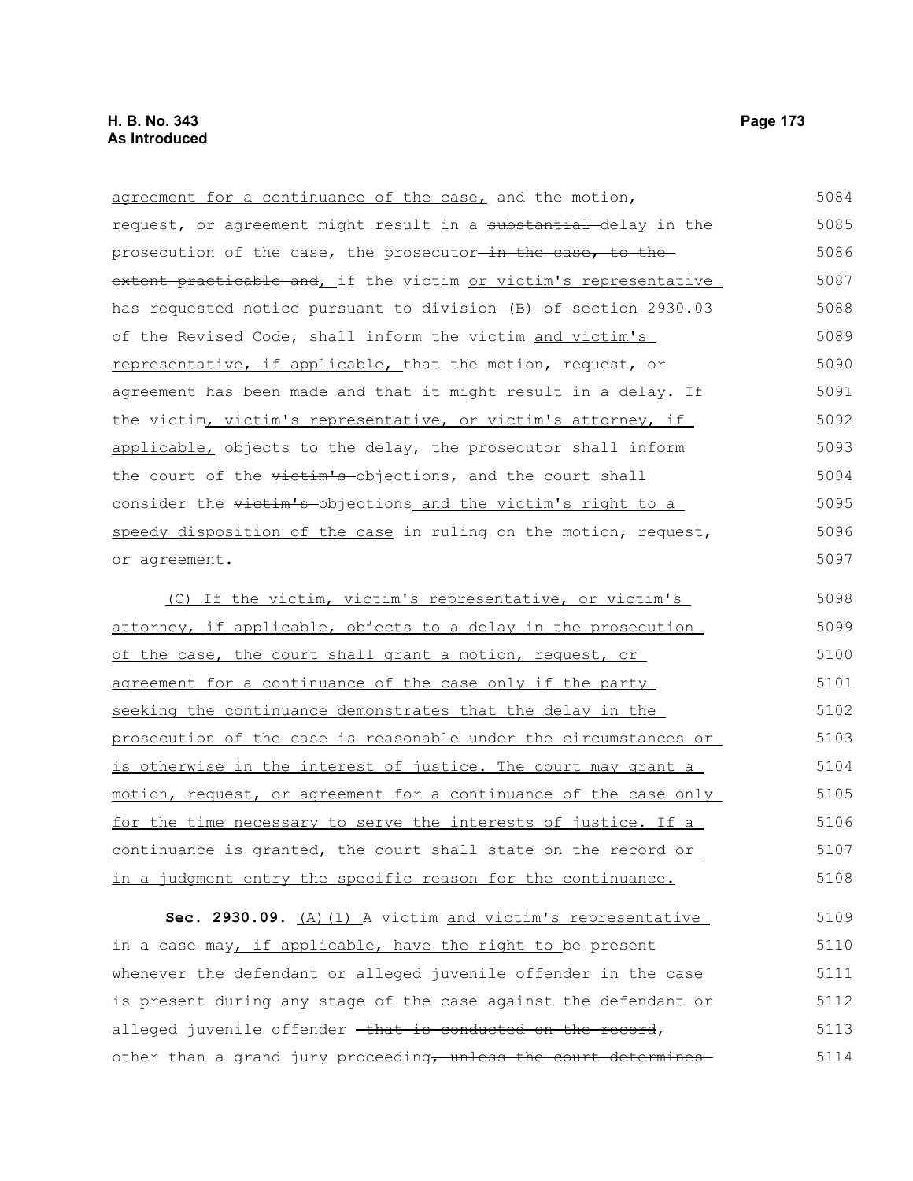agreement for a continuance of the case, and the motion, request, or agreement might result in a substantial delay in the prosecution of the case, the prosecutor in the case, to the extent practicable and, if the victim or victim's representative has requested notice pursuant to division (B) of section 2930.03 of the Revised Code, shall inform the victim and victim's representative, if applicable, that the motion, request, or agreement has been made and that it might result in a delay. If the victim, victim's representative, or victim's attorney, if applicable, objects to the delay, the prosecutor shall inform the court of the victim's objections, and the court shall consider the victim's objections and the victim's right to a speedy disposition of the case in ruling on the motion, request, or agreement.

(C) If the victim, victim's representative, or victim's attorney, if applicable, objects to a delay in the prosecution of the case, the court shall grant a motion, request, or agreement for a continuance of the case only if the party seeking the continuance demonstrates that the delay in the prosecution of the case is reasonable under the circumstances or is otherwise in the interest of justice. The court may grant a motion, request, or agreement for a continuance of the case only for the time necessary to serve the interests of justice. If a continuance is granted, the court shall state on the record or in a judgment entry the specific reason for the continuance.

**Sec. 2930.09.** (A)(1) A victim and victim's representative in a case may, if applicable, have the right to be present whenever the defendant or alleged juvenile offender in the case is present during any stage of the case against the defendant or alleged juvenile offender that is conducted on the record, other than a grand jury proceeding, unless the court determines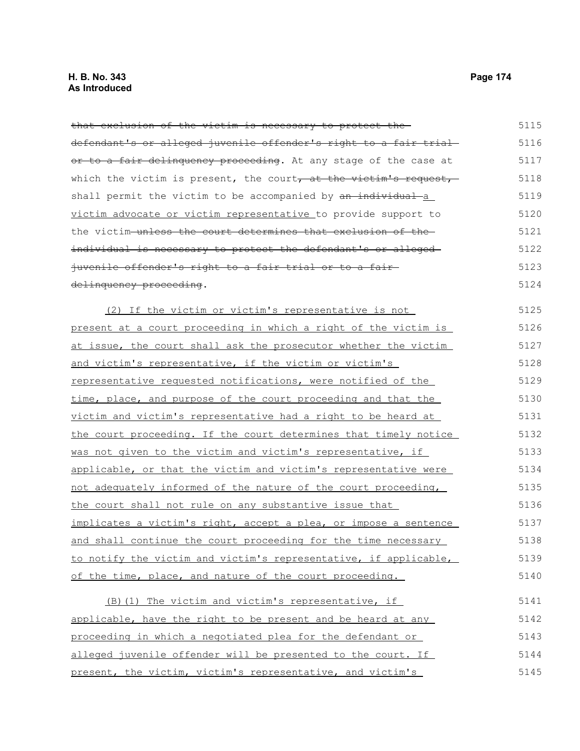~~that exclusion of the victim is necessary to protect the defendant's or alleged juvenile offender's right to a fair trial or to a fair delinquency proceeding~~. At any stage of the case at which the victim is present, the court~~, at the victim's request,~~ shall permit the victim to be accompanied by ~~an individual~~ <u>a victim advocate or victim representative</u> to provide support to the victim~~ unless the court determines that exclusion of the individual is necessary to protect the defendant's or alleged juvenile offender's right to a fair trial or to a fair delinquency proceeding~~.

<u>(2) If the victim or victim's representative is not present at a court proceeding in which a right of the victim is at issue, the court shall ask the prosecutor whether the victim and victim's representative, if the victim or victim's representative requested notifications, were notified of the time, place, and purpose of the court proceeding and that the victim and victim's representative had a right to be heard at the court proceeding. If the court determines that timely notice was not given to the victim and victim's representative, if applicable, or that the victim and victim's representative were not adequately informed of the nature of the court proceeding, the court shall not rule on any substantive issue that implicates a victim's right, accept a plea, or impose a sentence and shall continue the court proceeding for the time necessary to notify the victim and victim's representative, if applicable, of the time, place, and nature of the court proceeding.</u>

<u>(B)(1) The victim and victim's representative, if applicable, have the right to be present and be heard at any proceeding in which a negotiated plea for the defendant or alleged juvenile offender will be presented to the court. If present, the victim, victim's representative, and victim's</u>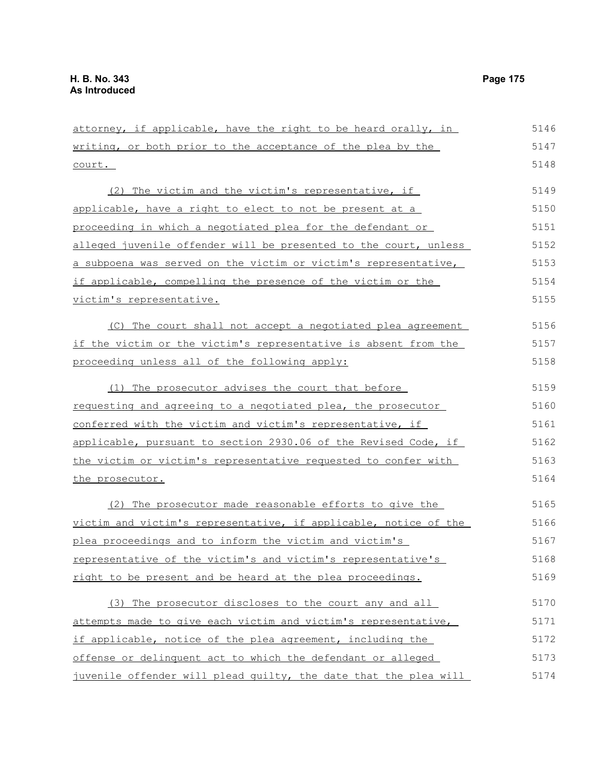attorney, if applicable, have the right to be heard orally, in writing, or both prior to the acceptance of the plea by the court.

(2) The victim and the victim's representative, if applicable, have a right to elect to not be present at a proceeding in which a negotiated plea for the defendant or alleged juvenile offender will be presented to the court, unless a subpoena was served on the victim or victim's representative, if applicable, compelling the presence of the victim or the victim's representative.

(C) The court shall not accept a negotiated plea agreement if the victim or the victim's representative is absent from the proceeding unless all of the following apply:

(1) The prosecutor advises the court that before requesting and agreeing to a negotiated plea, the prosecutor conferred with the victim and victim's representative, if applicable, pursuant to section 2930.06 of the Revised Code, if the victim or victim's representative requested to confer with the prosecutor.

(2) The prosecutor made reasonable efforts to give the victim and victim's representative, if applicable, notice of the plea proceedings and to inform the victim and victim's representative of the victim's and victim's representative's right to be present and be heard at the plea proceedings.

(3) The prosecutor discloses to the court any and all attempts made to give each victim and victim's representative, if applicable, notice of the plea agreement, including the offense or delinquent act to which the defendant or alleged juvenile offender will plead guilty, the date that the plea will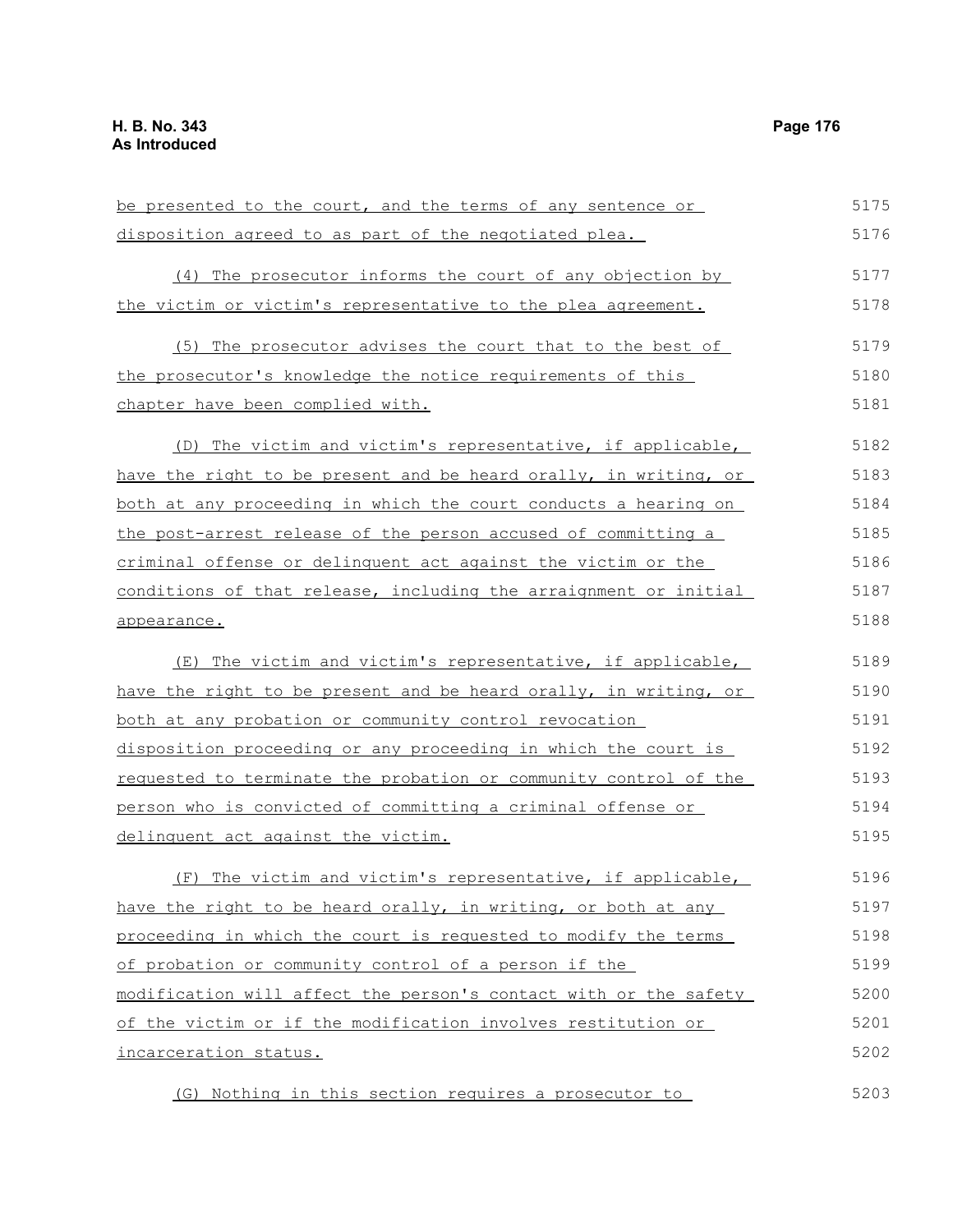be presented to the court, and the terms of any sentence or disposition agreed to as part of the negotiated plea.

(4) The prosecutor informs the court of any objection by the victim or victim's representative to the plea agreement.

(5) The prosecutor advises the court that to the best of the prosecutor's knowledge the notice requirements of this chapter have been complied with.

(D) The victim and victim's representative, if applicable, have the right to be present and be heard orally, in writing, or both at any proceeding in which the court conducts a hearing on the post-arrest release of the person accused of committing a criminal offense or delinquent act against the victim or the conditions of that release, including the arraignment or initial appearance.

(E) The victim and victim's representative, if applicable, have the right to be present and be heard orally, in writing, or both at any probation or community control revocation disposition proceeding or any proceeding in which the court is requested to terminate the probation or community control of the person who is convicted of committing a criminal offense or delinquent act against the victim.

(F) The victim and victim's representative, if applicable, have the right to be heard orally, in writing, or both at any proceeding in which the court is requested to modify the terms of probation or community control of a person if the modification will affect the person's contact with or the safety of the victim or if the modification involves restitution or incarceration status.

(G) Nothing in this section requires a prosecutor to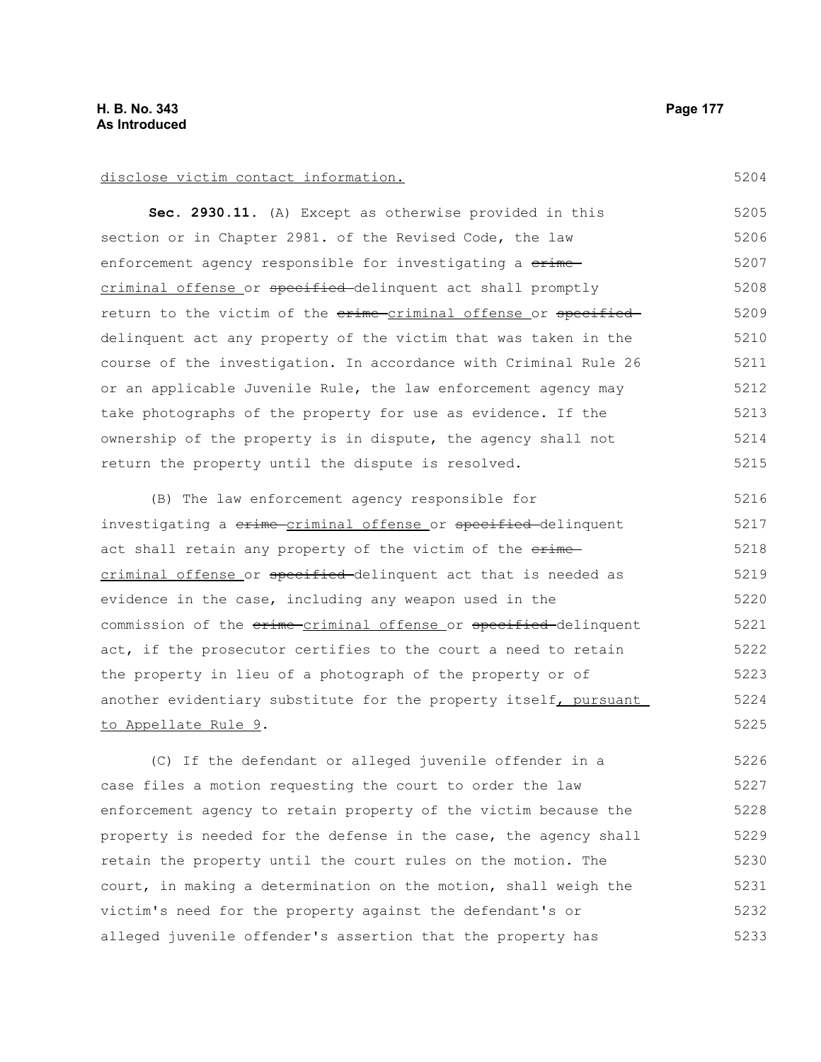disclose victim contact information.

**Sec. 2930.11.** (A) Except as otherwise provided in this section or in Chapter 2981. of the Revised Code, the law enforcement agency responsible for investigating a ~~crime~~ criminal offense or ~~specified~~ delinquent act shall promptly return to the victim of the ~~crime~~ criminal offense or ~~specified~~ delinquent act any property of the victim that was taken in the course of the investigation. In accordance with Criminal Rule 26 or an applicable Juvenile Rule, the law enforcement agency may take photographs of the property for use as evidence. If the ownership of the property is in dispute, the agency shall not return the property until the dispute is resolved.

(B) The law enforcement agency responsible for investigating a ~~crime~~ criminal offense or ~~specified~~ delinquent act shall retain any property of the victim of the ~~crime~~ criminal offense or ~~specified~~ delinquent act that is needed as evidence in the case, including any weapon used in the commission of the ~~crime~~ criminal offense or ~~specified~~ delinquent act, if the prosecutor certifies to the court a need to retain the property in lieu of a photograph of the property or of another evidentiary substitute for the property itself, pursuant to Appellate Rule 9.

(C) If the defendant or alleged juvenile offender in a case files a motion requesting the court to order the law enforcement agency to retain property of the victim because the property is needed for the defense in the case, the agency shall retain the property until the court rules on the motion. The court, in making a determination on the motion, shall weigh the victim's need for the property against the defendant's or alleged juvenile offender's assertion that the property has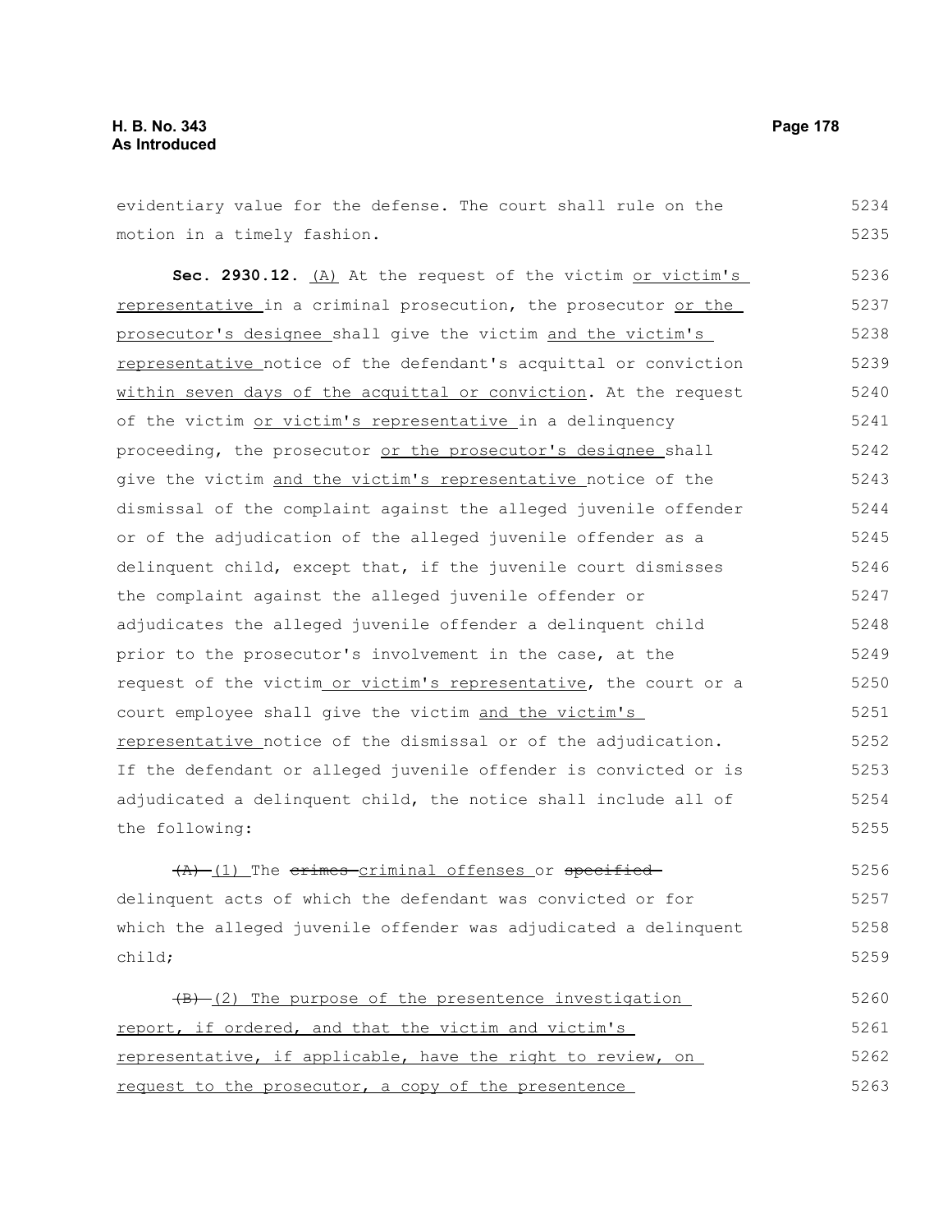evidentiary value for the defense. The court shall rule on the motion in a timely fashion.

**Sec. 2930.12.** (A) At the request of the victim or victim's representative in a criminal prosecution, the prosecutor or the prosecutor's designee shall give the victim and the victim's representative notice of the defendant's acquittal or conviction within seven days of the acquittal or conviction. At the request of the victim or victim's representative in a delinquency proceeding, the prosecutor or the prosecutor's designee shall give the victim and the victim's representative notice of the dismissal of the complaint against the alleged juvenile offender or of the adjudication of the alleged juvenile offender as a delinquent child, except that, if the juvenile court dismisses the complaint against the alleged juvenile offender or adjudicates the alleged juvenile offender a delinquent child prior to the prosecutor's involvement in the case, at the request of the victim or victim's representative, the court or a court employee shall give the victim and the victim's representative notice of the dismissal or of the adjudication. If the defendant or alleged juvenile offender is convicted or is adjudicated a delinquent child, the notice shall include all of the following:

~~(A)~~ (1) The ~~crimes~~ criminal offenses or ~~specified~~ delinquent acts of which the defendant was convicted or for which the alleged juvenile offender was adjudicated a delinquent child;

~~(B)~~ (2) The purpose of the presentence investigation report, if ordered, and that the victim and victim's representative, if applicable, have the right to review, on request to the prosecutor, a copy of the presentence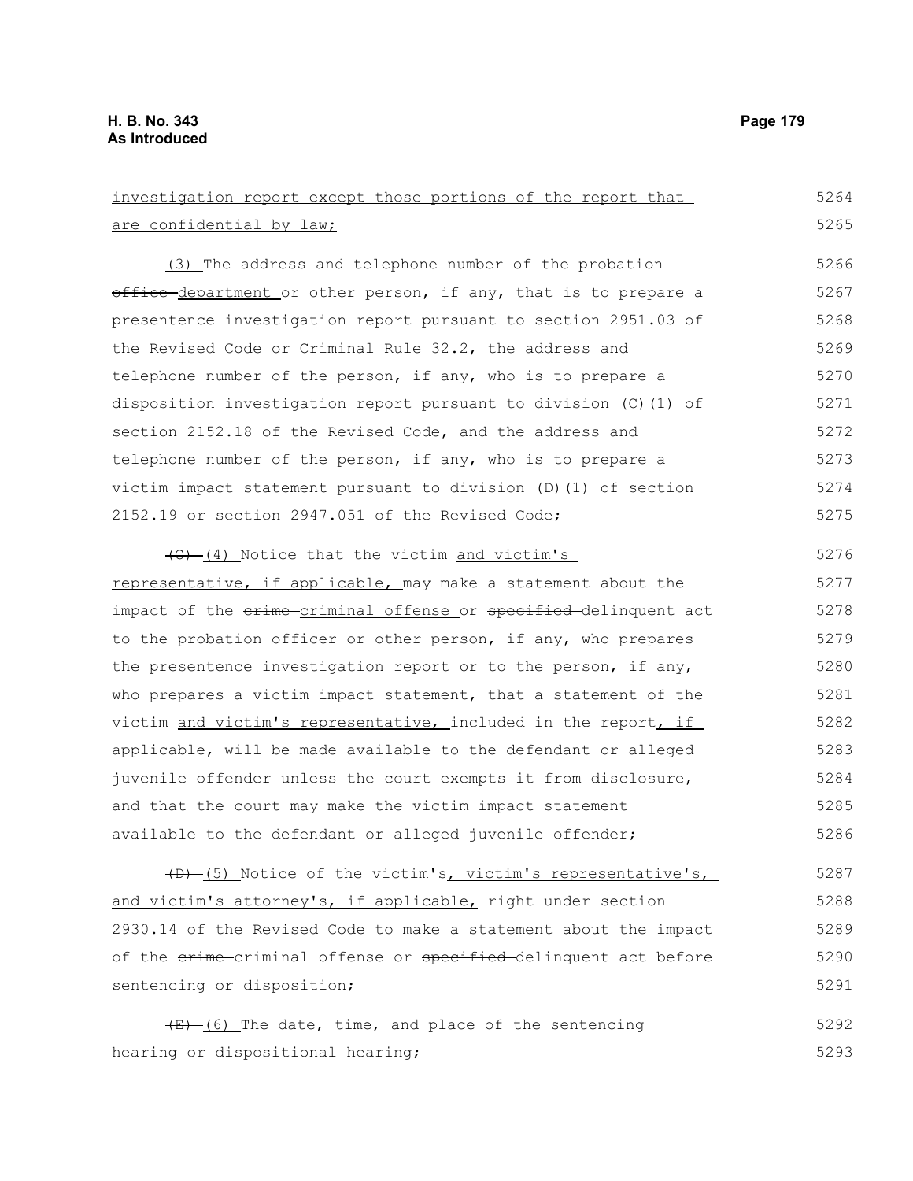investigation report except those portions of the report that are confidential by law;

(3) The address and telephone number of the probation ~~office~~ department or other person, if any, that is to prepare a presentence investigation report pursuant to section 2951.03 of the Revised Code or Criminal Rule 32.2, the address and telephone number of the person, if any, who is to prepare a disposition investigation report pursuant to division (C)(1) of section 2152.18 of the Revised Code, and the address and telephone number of the person, if any, who is to prepare a victim impact statement pursuant to division (D)(1) of section 2152.19 or section 2947.051 of the Revised Code;

~~(C)~~ (4) Notice that the victim and victim's representative, if applicable, may make a statement about the impact of the ~~crime~~ criminal offense or ~~specified~~ delinquent act to the probation officer or other person, if any, who prepares the presentence investigation report or to the person, if any, who prepares a victim impact statement, that a statement of the victim and victim's representative, included in the report, if applicable, will be made available to the defendant or alleged juvenile offender unless the court exempts it from disclosure, and that the court may make the victim impact statement available to the defendant or alleged juvenile offender;

~~(D)~~ (5) Notice of the victim's, victim's representative's, and victim's attorney's, if applicable, right under section 2930.14 of the Revised Code to make a statement about the impact of the ~~crime~~ criminal offense or ~~specified~~ delinquent act before sentencing or disposition;

~~(E)~~ (6) The date, time, and place of the sentencing hearing or dispositional hearing;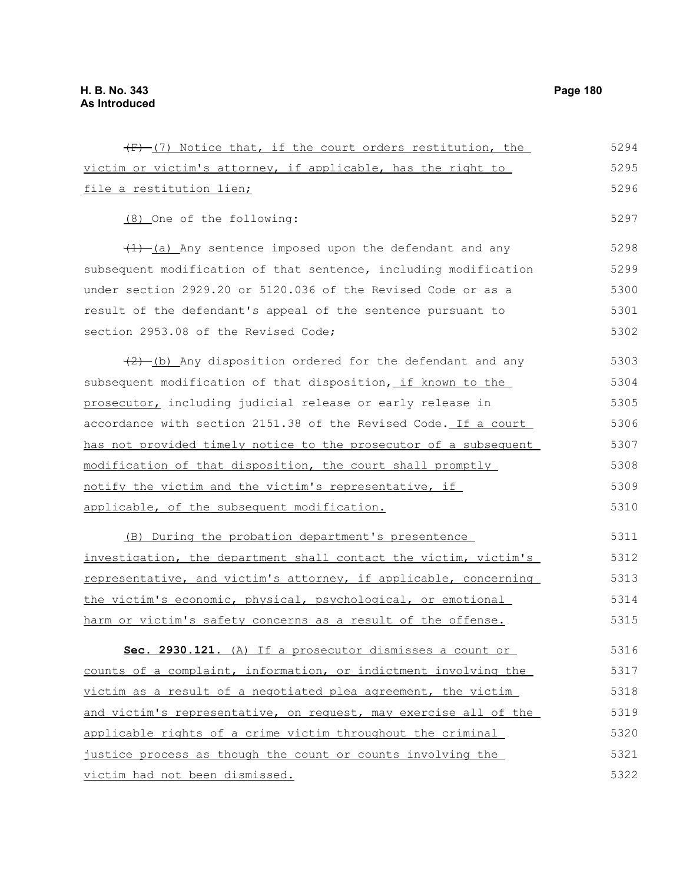~~(F)~~ (7) Notice that, if the court orders restitution, the victim or victim's attorney, if applicable, has the right to file a restitution lien;

(8) One of the following:

~~(1)~~ (a) Any sentence imposed upon the defendant and any subsequent modification of that sentence, including modification under section 2929.20 or 5120.036 of the Revised Code or as a result of the defendant's appeal of the sentence pursuant to section 2953.08 of the Revised Code;

~~(2)~~ (b) Any disposition ordered for the defendant and any subsequent modification of that disposition, if known to the prosecutor, including judicial release or early release in accordance with section 2151.38 of the Revised Code. If a court has not provided timely notice to the prosecutor of a subsequent modification of that disposition, the court shall promptly notify the victim and the victim's representative, if applicable, of the subsequent modification.

(B) During the probation department's presentence investigation, the department shall contact the victim, victim's representative, and victim's attorney, if applicable, concerning the victim's economic, physical, psychological, or emotional harm or victim's safety concerns as a result of the offense.

**Sec. 2930.121.** (A) If a prosecutor dismisses a count or counts of a complaint, information, or indictment involving the victim as a result of a negotiated plea agreement, the victim and victim's representative, on request, may exercise all of the applicable rights of a crime victim throughout the criminal justice process as though the count or counts involving the victim had not been dismissed.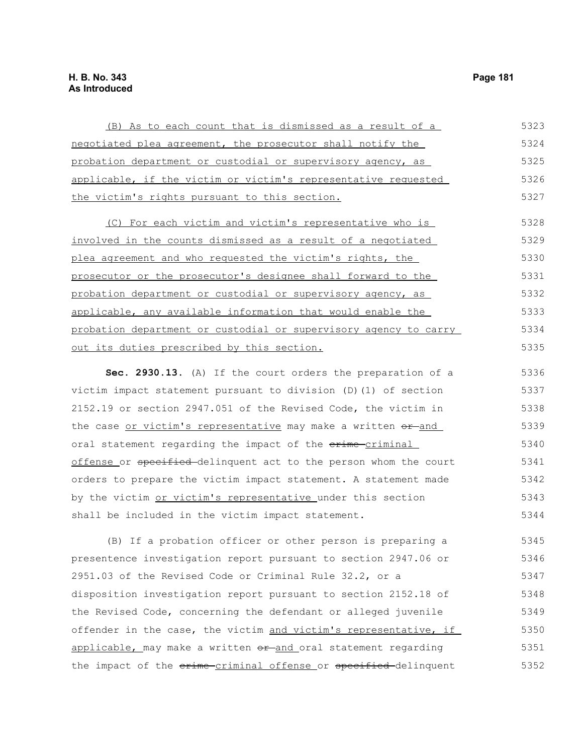(B) As to each count that is dismissed as a result of a negotiated plea agreement, the prosecutor shall notify the probation department or custodial or supervisory agency, as applicable, if the victim or victim's representative requested the victim's rights pursuant to this section.

(C) For each victim and victim's representative who is involved in the counts dismissed as a result of a negotiated plea agreement and who requested the victim's rights, the prosecutor or the prosecutor's designee shall forward to the probation department or custodial or supervisory agency, as applicable, any available information that would enable the probation department or custodial or supervisory agency to carry out its duties prescribed by this section.

**Sec. 2930.13.** (A) If the court orders the preparation of a victim impact statement pursuant to division (D)(1) of section 2152.19 or section 2947.051 of the Revised Code, the victim in the case or victim's representative may make a written ~~or~~ and oral statement regarding the impact of the ~~crime~~ criminal offense or ~~specified~~ delinquent act to the person whom the court orders to prepare the victim impact statement. A statement made by the victim or victim's representative under this section shall be included in the victim impact statement.

(B) If a probation officer or other person is preparing a presentence investigation report pursuant to section 2947.06 or 2951.03 of the Revised Code or Criminal Rule 32.2, or a disposition investigation report pursuant to section 2152.18 of the Revised Code, concerning the defendant or alleged juvenile offender in the case, the victim and victim's representative, if applicable, may make a written ~~or~~ and oral statement regarding the impact of the ~~crime~~ criminal offense or ~~specified~~ delinquent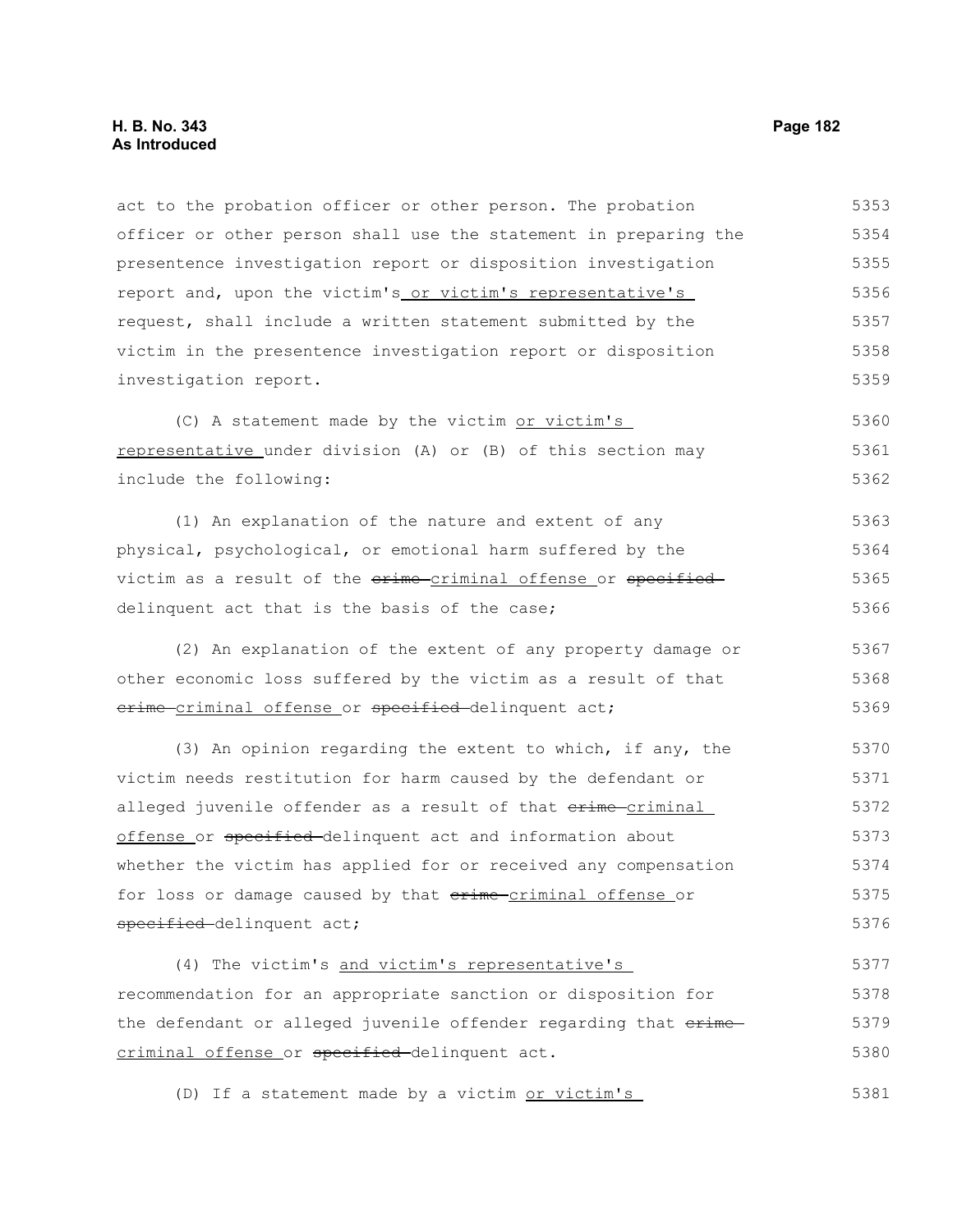act to the probation officer or other person. The probation officer or other person shall use the statement in preparing the presentence investigation report or disposition investigation report and, upon the victim's or victim's representative's request, shall include a written statement submitted by the victim in the presentence investigation report or disposition investigation report.

(C) A statement made by the victim or victim's representative under division (A) or (B) of this section may include the following:

(1) An explanation of the nature and extent of any physical, psychological, or emotional harm suffered by the victim as a result of the ~~crime~~ criminal offense or ~~specified~~ delinquent act that is the basis of the case;

(2) An explanation of the extent of any property damage or other economic loss suffered by the victim as a result of that ~~crime~~ criminal offense or ~~specified~~ delinquent act;

(3) An opinion regarding the extent to which, if any, the victim needs restitution for harm caused by the defendant or alleged juvenile offender as a result of that ~~crime~~ criminal offense or ~~specified~~ delinquent act and information about whether the victim has applied for or received any compensation for loss or damage caused by that ~~crime~~ criminal offense or ~~specified~~ delinquent act;

(4) The victim's and victim's representative's recommendation for an appropriate sanction or disposition for the defendant or alleged juvenile offender regarding that ~~crime~~ criminal offense or ~~specified~~ delinquent act.

(D) If a statement made by a victim or victim's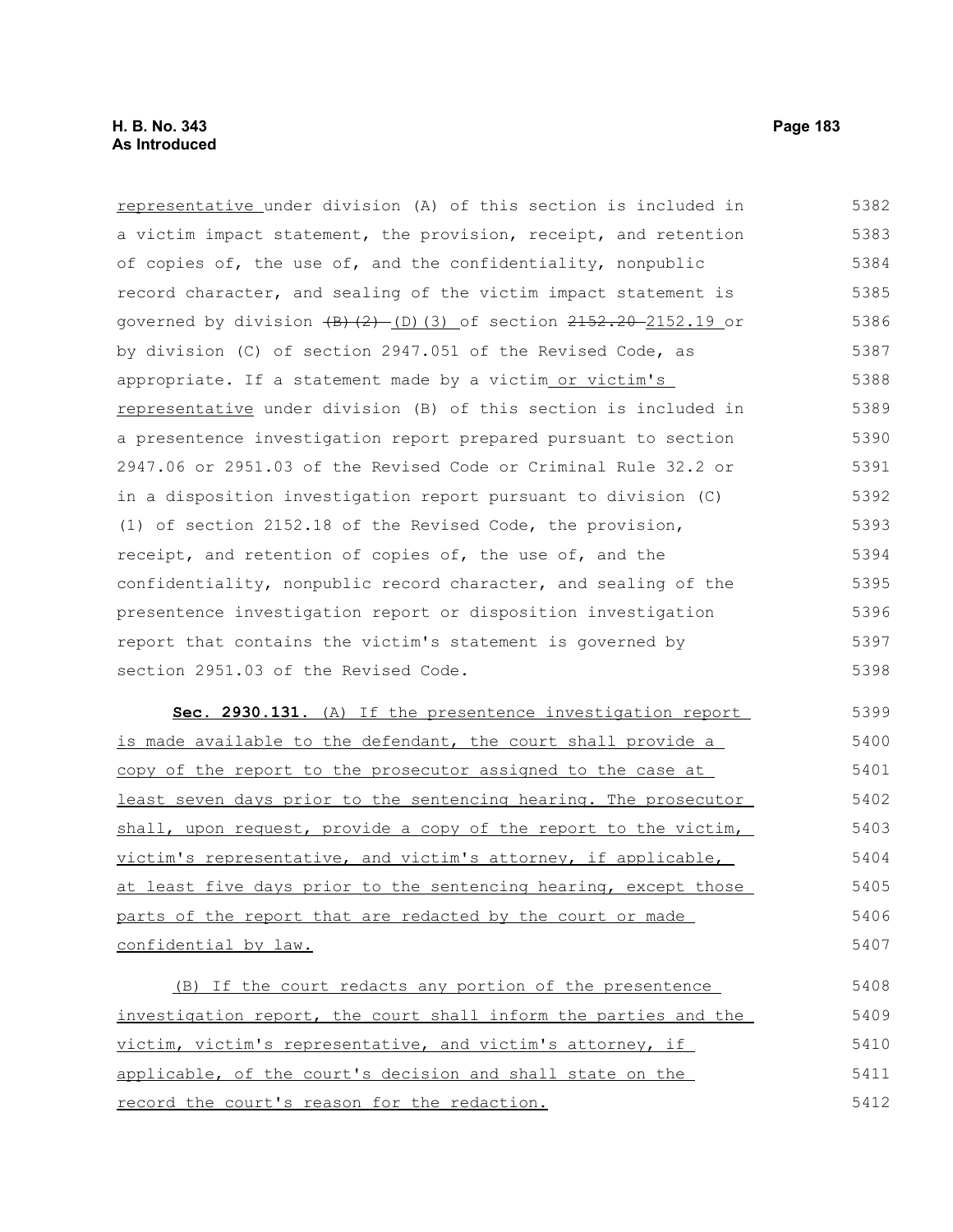representative under division (A) of this section is included in a victim impact statement, the provision, receipt, and retention of copies of, the use of, and the confidentiality, nonpublic record character, and sealing of the victim impact statement is governed by division ~~(B)(2)~~ (D)(3) of section ~~2152.20~~ 2152.19 or by division (C) of section 2947.051 of the Revised Code, as appropriate. If a statement made by a victim or victim's representative under division (B) of this section is included in a presentence investigation report prepared pursuant to section 2947.06 or 2951.03 of the Revised Code or Criminal Rule 32.2 or in a disposition investigation report pursuant to division (C)(1) of section 2152.18 of the Revised Code, the provision, receipt, and retention of copies of, the use of, and the confidentiality, nonpublic record character, and sealing of the presentence investigation report or disposition investigation report that contains the victim's statement is governed by section 2951.03 of the Revised Code.

**Sec. 2930.131.** (A) If the presentence investigation report is made available to the defendant, the court shall provide a copy of the report to the prosecutor assigned to the case at least seven days prior to the sentencing hearing. The prosecutor shall, upon request, provide a copy of the report to the victim, victim's representative, and victim's attorney, if applicable, at least five days prior to the sentencing hearing, except those parts of the report that are redacted by the court or made confidential by law.

(B) If the court redacts any portion of the presentence investigation report, the court shall inform the parties and the victim, victim's representative, and victim's attorney, if applicable, of the court's decision and shall state on the record the court's reason for the redaction.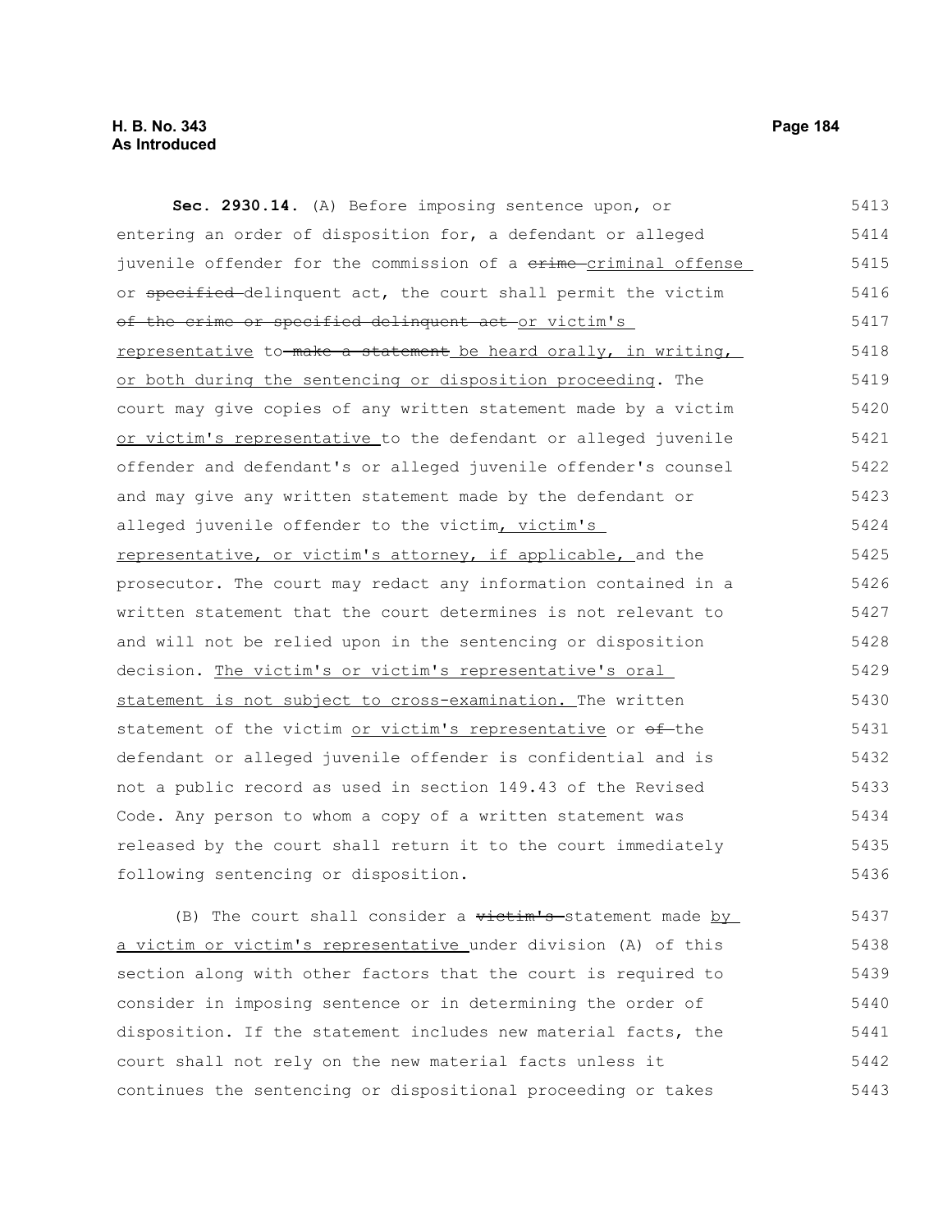**Sec. 2930.14.** (A) Before imposing sentence upon, or entering an order of disposition for, a defendant or alleged juvenile offender for the commission of a ~~crime~~ criminal offense or ~~specified~~ delinquent act, the court shall permit the victim ~~of the crime or specified delinquent act~~ or victim's representative to ~~make a statement~~ be heard orally, in writing, or both during the sentencing or disposition proceeding. The court may give copies of any written statement made by a victim or victim's representative to the defendant or alleged juvenile offender and defendant's or alleged juvenile offender's counsel and may give any written statement made by the defendant or alleged juvenile offender to the victim, victim's representative, or victim's attorney, if applicable, and the prosecutor. The court may redact any information contained in a written statement that the court determines is not relevant to and will not be relied upon in the sentencing or disposition decision. The victim's or victim's representative's oral statement is not subject to cross-examination. The written statement of the victim or victim's representative or ~~of~~ the defendant or alleged juvenile offender is confidential and is not a public record as used in section 149.43 of the Revised Code. Any person to whom a copy of a written statement was released by the court shall return it to the court immediately following sentencing or disposition.

(B) The court shall consider a ~~victim's~~ statement made by a victim or victim's representative under division (A) of this section along with other factors that the court is required to consider in imposing sentence or in determining the order of disposition. If the statement includes new material facts, the court shall not rely on the new material facts unless it continues the sentencing or dispositional proceeding or takes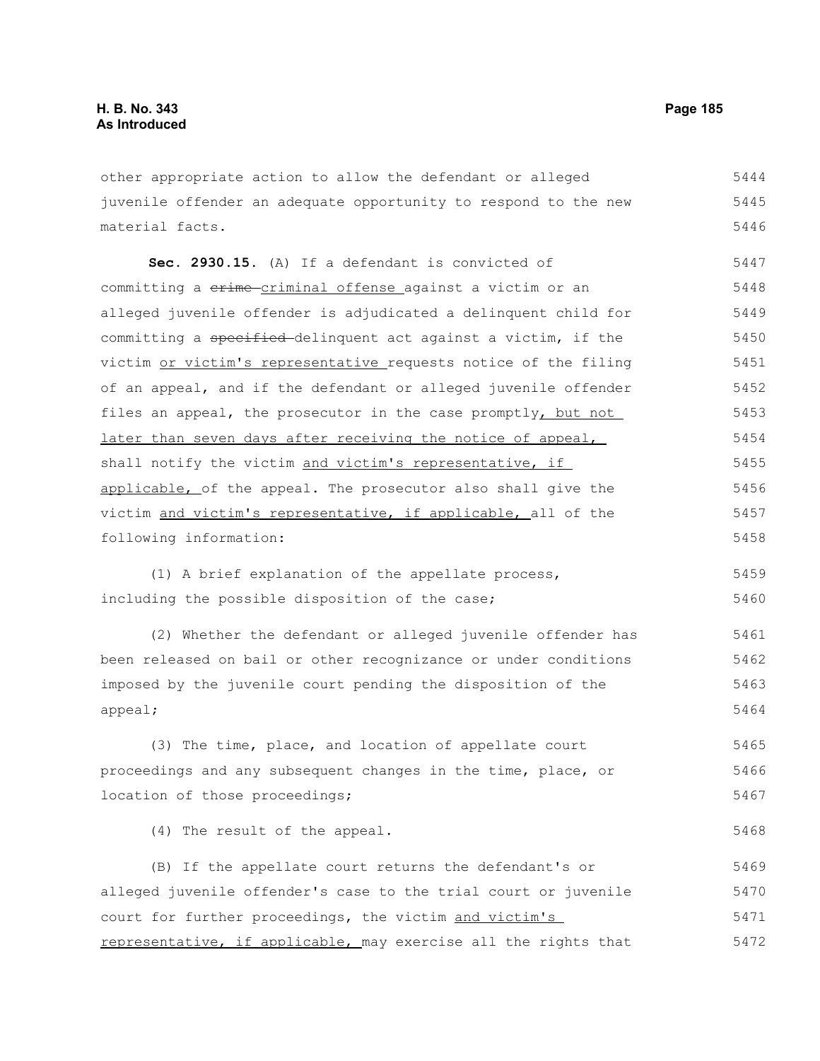other appropriate action to allow the defendant or alleged juvenile offender an adequate opportunity to respond to the new material facts.

**Sec. 2930.15.** (A) If a defendant is convicted of committing a ~~crime~~ criminal offense against a victim or an alleged juvenile offender is adjudicated a delinquent child for committing a ~~specified~~ delinquent act against a victim, if the victim or victim's representative requests notice of the filing of an appeal, and if the defendant or alleged juvenile offender files an appeal, the prosecutor in the case promptly, but not later than seven days after receiving the notice of appeal, shall notify the victim and victim's representative, if applicable, of the appeal. The prosecutor also shall give the victim and victim's representative, if applicable, all of the following information:

(1) A brief explanation of the appellate process, including the possible disposition of the case;

(2) Whether the defendant or alleged juvenile offender has been released on bail or other recognizance or under conditions imposed by the juvenile court pending the disposition of the appeal;

(3) The time, place, and location of appellate court proceedings and any subsequent changes in the time, place, or location of those proceedings;

(4) The result of the appeal.

(B) If the appellate court returns the defendant's or alleged juvenile offender's case to the trial court or juvenile court for further proceedings, the victim and victim's representative, if applicable, may exercise all the rights that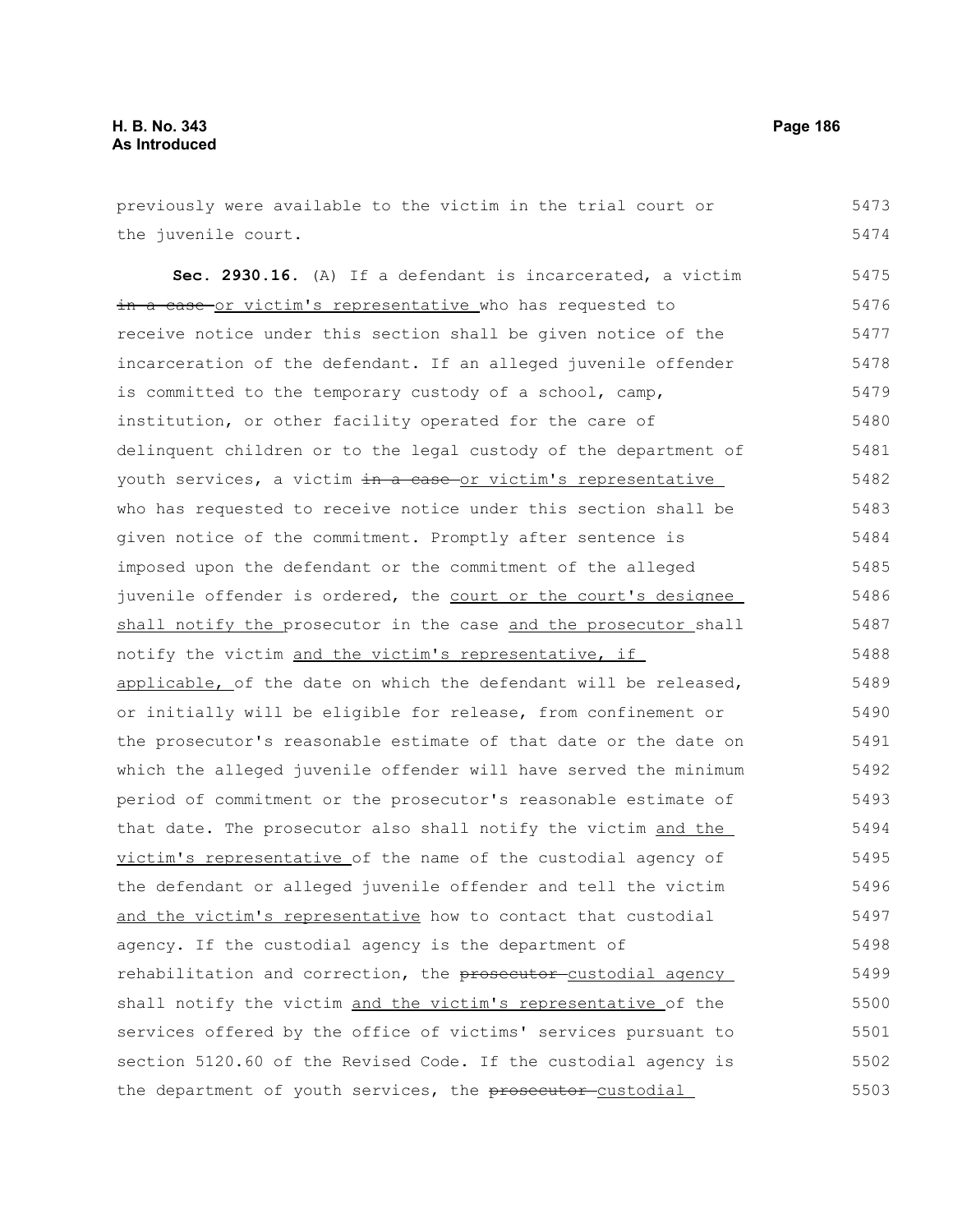previously were available to the victim in the trial court or the juvenile court.

**Sec. 2930.16.** (A) If a defendant is incarcerated, a victim ~~in a case~~ or victim's representative who has requested to receive notice under this section shall be given notice of the incarceration of the defendant. If an alleged juvenile offender is committed to the temporary custody of a school, camp, institution, or other facility operated for the care of delinquent children or to the legal custody of the department of youth services, a victim ~~in a case~~ or victim's representative who has requested to receive notice under this section shall be given notice of the commitment. Promptly after sentence is imposed upon the defendant or the commitment of the alleged juvenile offender is ordered, the court or the court's designee shall notify the prosecutor in the case and the prosecutor shall notify the victim and the victim's representative, if applicable, of the date on which the defendant will be released, or initially will be eligible for release, from confinement or the prosecutor's reasonable estimate of that date or the date on which the alleged juvenile offender will have served the minimum period of commitment or the prosecutor's reasonable estimate of that date. The prosecutor also shall notify the victim and the victim's representative of the name of the custodial agency of the defendant or alleged juvenile offender and tell the victim and the victim's representative how to contact that custodial agency. If the custodial agency is the department of rehabilitation and correction, the ~~prosecutor~~ custodial agency shall notify the victim and the victim's representative of the services offered by the office of victims' services pursuant to section 5120.60 of the Revised Code. If the custodial agency is the department of youth services, the ~~prosecutor~~ custodial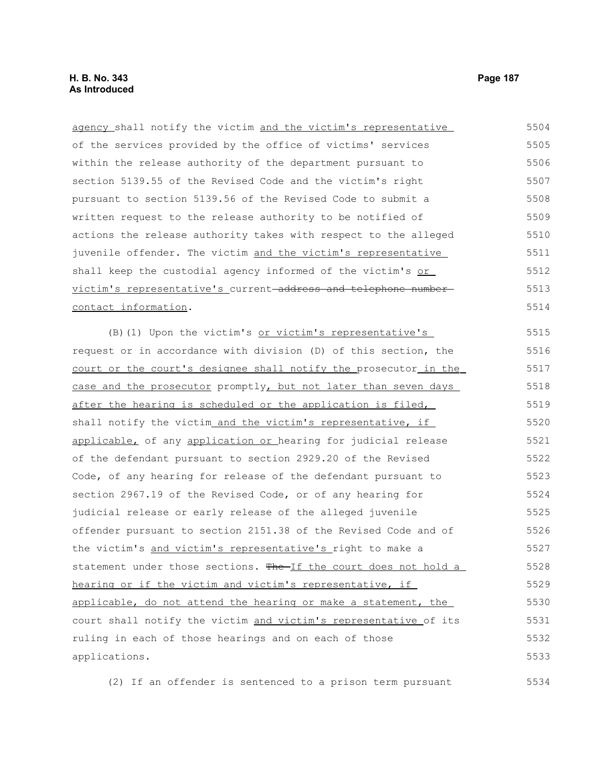agency shall notify the victim and the victim's representative of the services provided by the office of victims' services within the release authority of the department pursuant to section 5139.55 of the Revised Code and the victim's right pursuant to section 5139.56 of the Revised Code to submit a written request to the release authority to be notified of actions the release authority takes with respect to the alleged juvenile offender. The victim and the victim's representative shall keep the custodial agency informed of the victim's or victim's representative's current ~~address and telephone number~~ contact information.

(B)(1) Upon the victim's or victim's representative's request or in accordance with division (D) of this section, the court or the court's designee shall notify the prosecutor in the case and the prosecutor promptly, but not later than seven days after the hearing is scheduled or the application is filed, shall notify the victim and the victim's representative, if applicable, of any application or hearing for judicial release of the defendant pursuant to section 2929.20 of the Revised Code, of any hearing for release of the defendant pursuant to section 2967.19 of the Revised Code, or of any hearing for judicial release or early release of the alleged juvenile offender pursuant to section 2151.38 of the Revised Code and of the victim's and victim's representative's right to make a statement under those sections. ~~The~~ If the court does not hold a hearing or if the victim and victim's representative, if applicable, do not attend the hearing or make a statement, the court shall notify the victim and victim's representative of its ruling in each of those hearings and on each of those applications.

(2) If an offender is sentenced to a prison term pursuant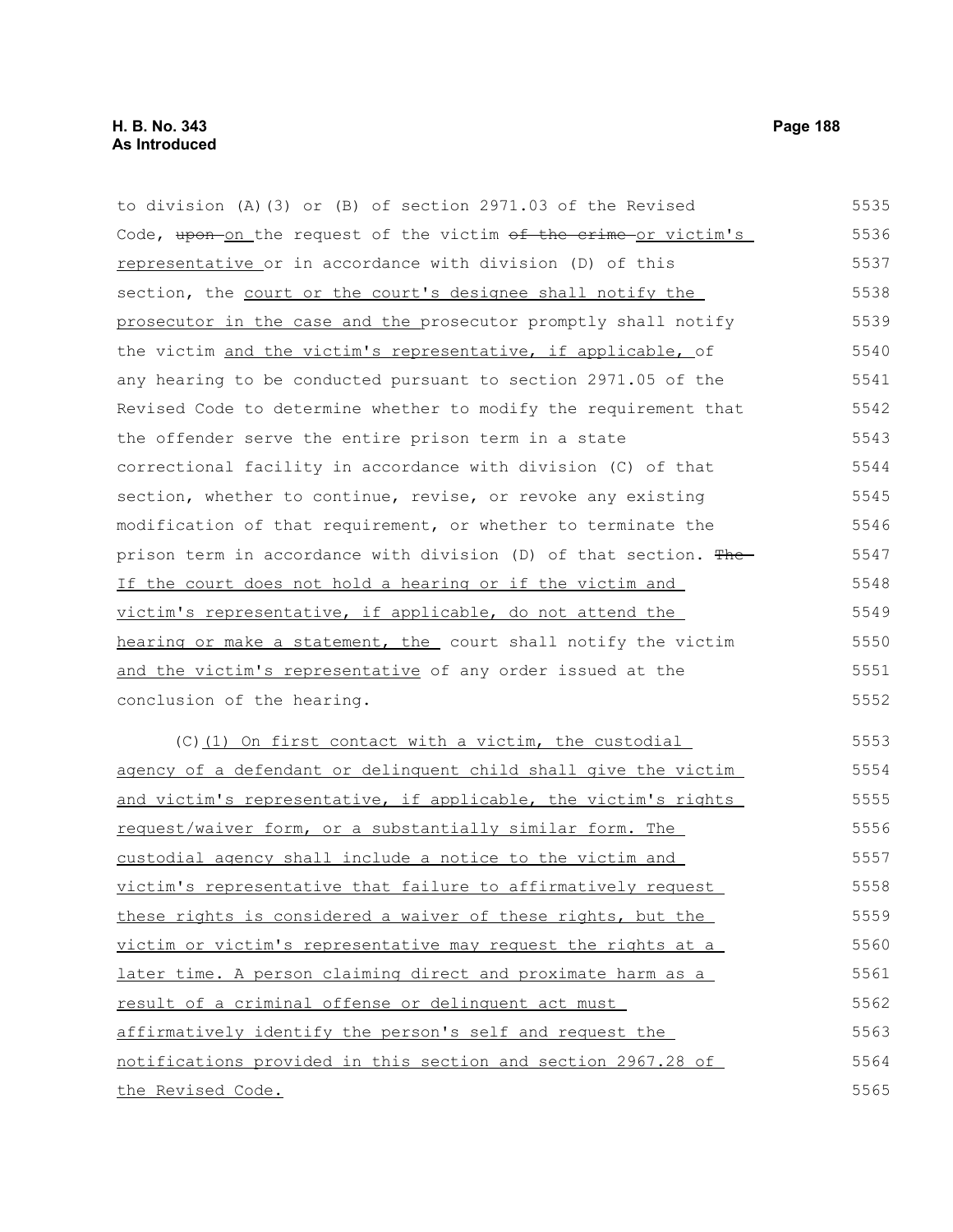to division (A)(3) or (B) of section 2971.03 of the Revised Code, upon on the request of the victim of the crime or victim's representative or in accordance with division (D) of this section, the court or the court's designee shall notify the prosecutor in the case and the prosecutor promptly shall notify the victim and the victim's representative, if applicable, of any hearing to be conducted pursuant to section 2971.05 of the Revised Code to determine whether to modify the requirement that the offender serve the entire prison term in a state correctional facility in accordance with division (C) of that section, whether to continue, revise, or revoke any existing modification of that requirement, or whether to terminate the prison term in accordance with division (D) of that section. The If the court does not hold a hearing or if the victim and victim's representative, if applicable, do not attend the hearing or make a statement, the court shall notify the victim and the victim's representative of any order issued at the conclusion of the hearing.

(C)(1) On first contact with a victim, the custodial agency of a defendant or delinquent child shall give the victim and victim's representative, if applicable, the victim's rights request/waiver form, or a substantially similar form. The custodial agency shall include a notice to the victim and victim's representative that failure to affirmatively request these rights is considered a waiver of these rights, but the victim or victim's representative may request the rights at a later time. A person claiming direct and proximate harm as a result of a criminal offense or delinquent act must affirmatively identify the person's self and request the notifications provided in this section and section 2967.28 of the Revised Code.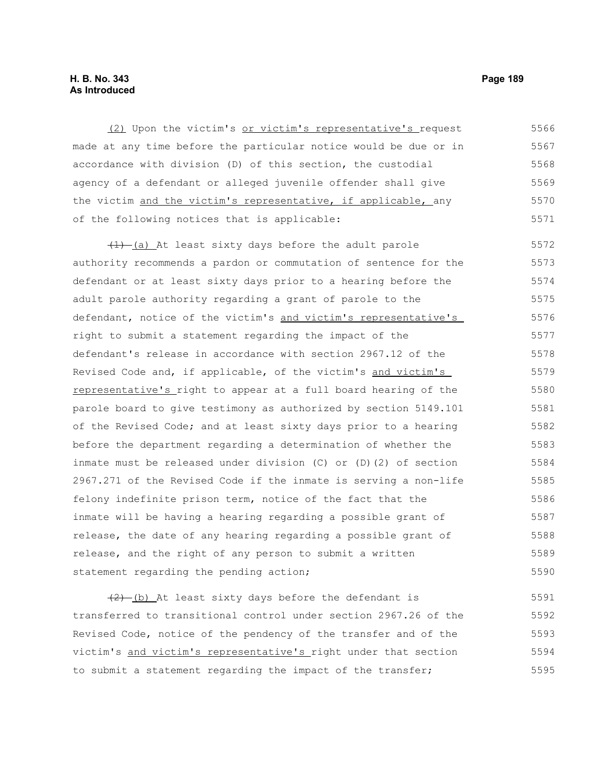(2) Upon the victim's or victim's representative's request made at any time before the particular notice would be due or in accordance with division (D) of this section, the custodial agency of a defendant or alleged juvenile offender shall give the victim and the victim's representative, if applicable, any of the following notices that is applicable:

~~(1)~~ (a) At least sixty days before the adult parole authority recommends a pardon or commutation of sentence for the defendant or at least sixty days prior to a hearing before the adult parole authority regarding a grant of parole to the defendant, notice of the victim's and victim's representative's right to submit a statement regarding the impact of the defendant's release in accordance with section 2967.12 of the Revised Code and, if applicable, of the victim's and victim's representative's right to appear at a full board hearing of the parole board to give testimony as authorized by section 5149.101 of the Revised Code; and at least sixty days prior to a hearing before the department regarding a determination of whether the inmate must be released under division (C) or (D)(2) of section 2967.271 of the Revised Code if the inmate is serving a non-life felony indefinite prison term, notice of the fact that the inmate will be having a hearing regarding a possible grant of release, the date of any hearing regarding a possible grant of release, and the right of any person to submit a written statement regarding the pending action;

~~(2)~~ (b) At least sixty days before the defendant is transferred to transitional control under section 2967.26 of the Revised Code, notice of the pendency of the transfer and of the victim's and victim's representative's right under that section to submit a statement regarding the impact of the transfer;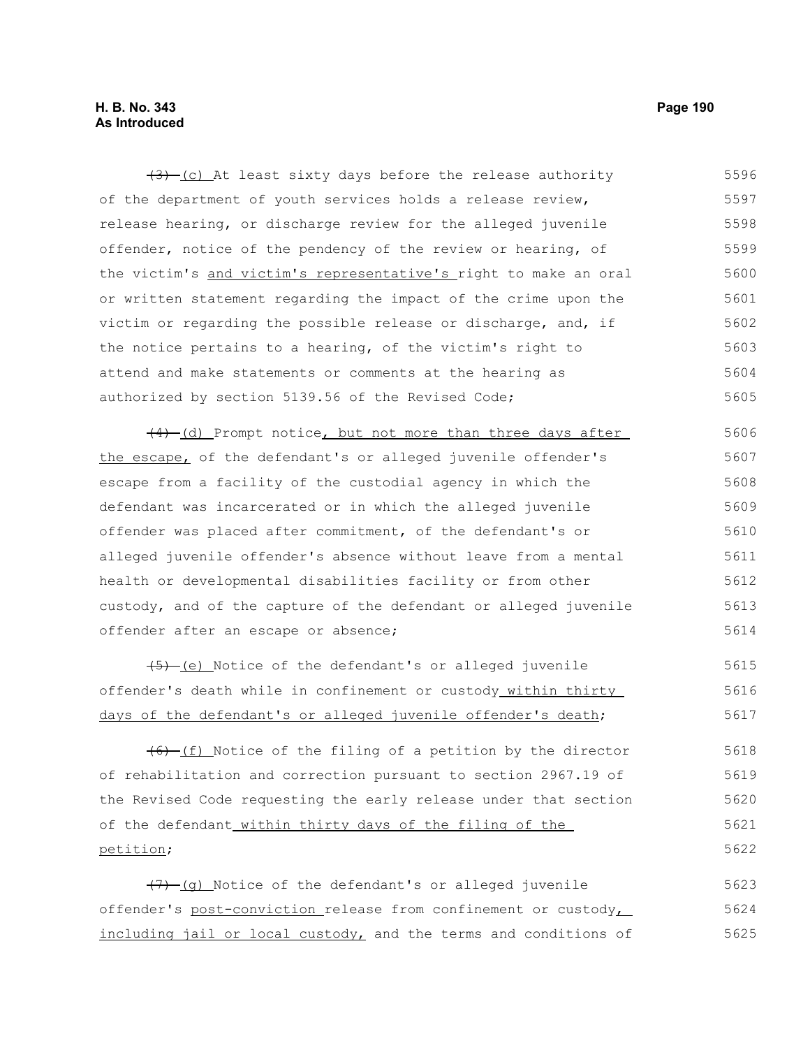~~(3)~~ (c) At least sixty days before the release authority of the department of youth services holds a release review, release hearing, or discharge review for the alleged juvenile offender, notice of the pendency of the review or hearing, of the victim's and victim's representative's right to make an oral or written statement regarding the impact of the crime upon the victim or regarding the possible release or discharge, and, if the notice pertains to a hearing, of the victim's right to attend and make statements or comments at the hearing as authorized by section 5139.56 of the Revised Code;

~~(4)~~ (d) Prompt notice, but not more than three days after the escape, of the defendant's or alleged juvenile offender's escape from a facility of the custodial agency in which the defendant was incarcerated or in which the alleged juvenile offender was placed after commitment, of the defendant's or alleged juvenile offender's absence without leave from a mental health or developmental disabilities facility or from other custody, and of the capture of the defendant or alleged juvenile offender after an escape or absence;

~~(5)~~ (e) Notice of the defendant's or alleged juvenile offender's death while in confinement or custody within thirty days of the defendant's or alleged juvenile offender's death;

~~(6)~~ (f) Notice of the filing of a petition by the director of rehabilitation and correction pursuant to section 2967.19 of the Revised Code requesting the early release under that section of the defendant within thirty days of the filing of the petition;

~~(7)~~ (g) Notice of the defendant's or alleged juvenile offender's post-conviction release from confinement or custody, including jail or local custody, and the terms and conditions of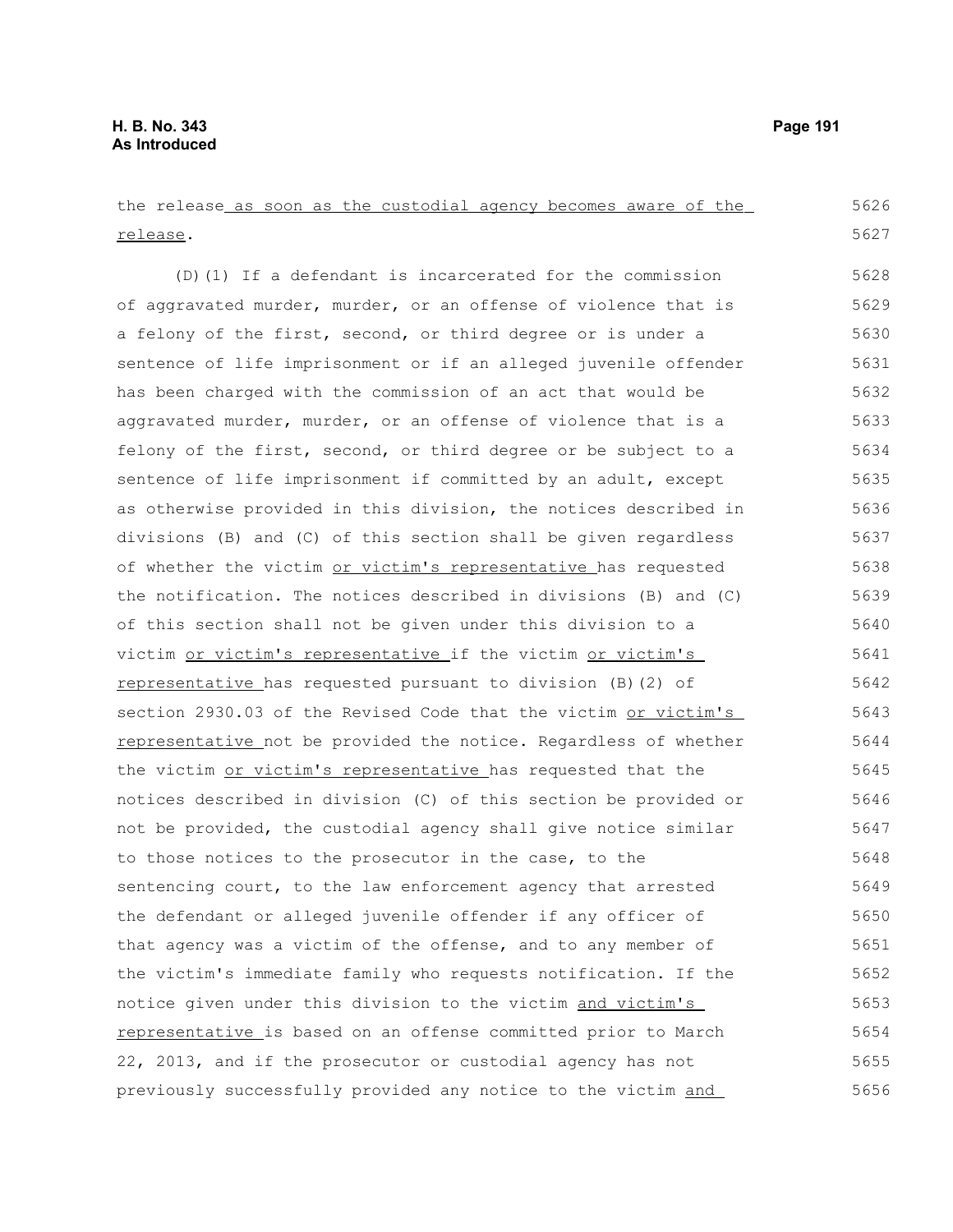the release as soon as the custodial agency becomes aware of the release.

(D)(1) If a defendant is incarcerated for the commission of aggravated murder, murder, or an offense of violence that is a felony of the first, second, or third degree or is under a sentence of life imprisonment or if an alleged juvenile offender has been charged with the commission of an act that would be aggravated murder, murder, or an offense of violence that is a felony of the first, second, or third degree or be subject to a sentence of life imprisonment if committed by an adult, except as otherwise provided in this division, the notices described in divisions (B) and (C) of this section shall be given regardless of whether the victim or victim's representative has requested the notification. The notices described in divisions (B) and (C) of this section shall not be given under this division to a victim or victim's representative if the victim or victim's representative has requested pursuant to division (B)(2) of section 2930.03 of the Revised Code that the victim or victim's representative not be provided the notice. Regardless of whether the victim or victim's representative has requested that the notices described in division (C) of this section be provided or not be provided, the custodial agency shall give notice similar to those notices to the prosecutor in the case, to the sentencing court, to the law enforcement agency that arrested the defendant or alleged juvenile offender if any officer of that agency was a victim of the offense, and to any member of the victim's immediate family who requests notification. If the notice given under this division to the victim and victim's representative is based on an offense committed prior to March 22, 2013, and if the prosecutor or custodial agency has not previously successfully provided any notice to the victim and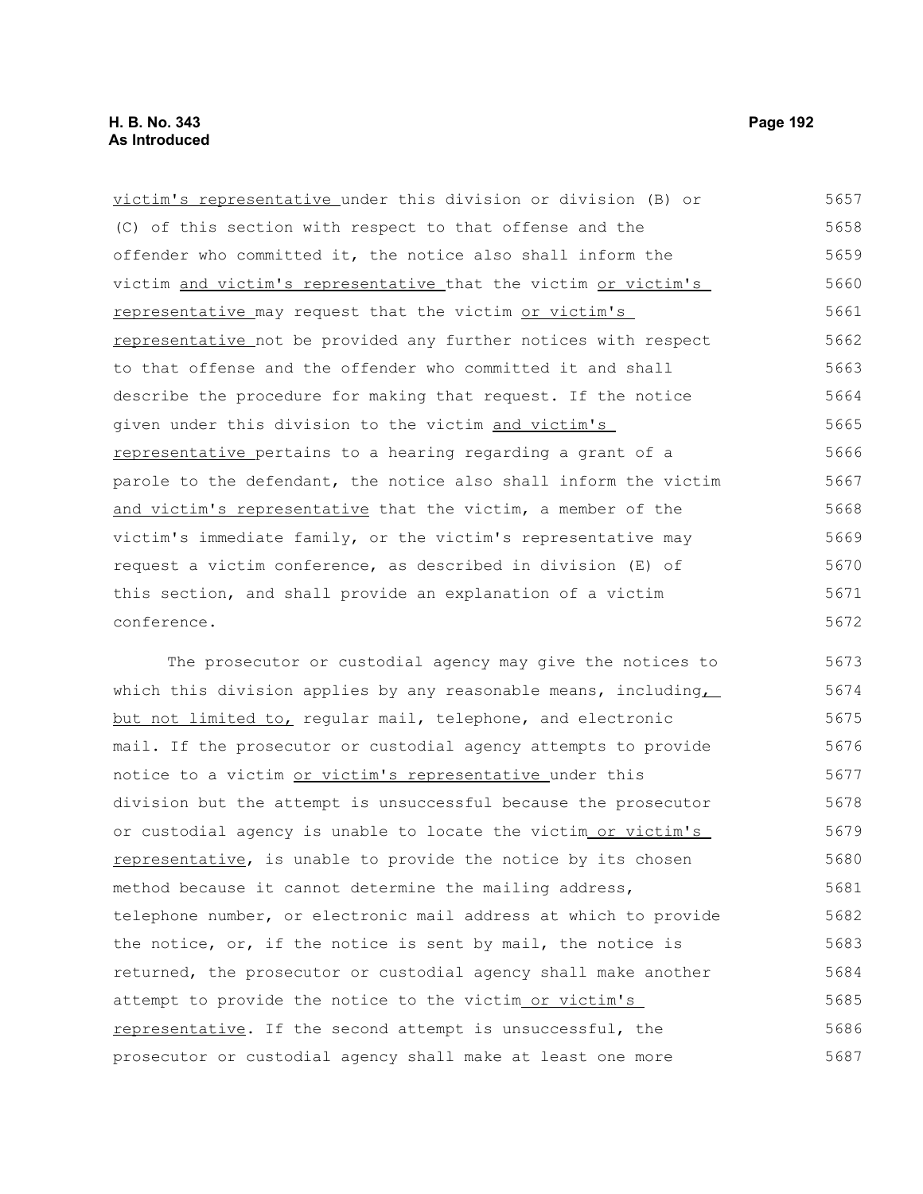victim's representative under this division or division (B) or (C) of this section with respect to that offense and the offender who committed it, the notice also shall inform the victim and victim's representative that the victim or victim's representative may request that the victim or victim's representative not be provided any further notices with respect to that offense and the offender who committed it and shall describe the procedure for making that request. If the notice given under this division to the victim and victim's representative pertains to a hearing regarding a grant of a parole to the defendant, the notice also shall inform the victim and victim's representative that the victim, a member of the victim's immediate family, or the victim's representative may request a victim conference, as described in division (E) of this section, and shall provide an explanation of a victim conference.

The prosecutor or custodial agency may give the notices to which this division applies by any reasonable means, including, but not limited to, regular mail, telephone, and electronic mail. If the prosecutor or custodial agency attempts to provide notice to a victim or victim's representative under this division but the attempt is unsuccessful because the prosecutor or custodial agency is unable to locate the victim or victim's representative, is unable to provide the notice by its chosen method because it cannot determine the mailing address, telephone number, or electronic mail address at which to provide the notice, or, if the notice is sent by mail, the notice is returned, the prosecutor or custodial agency shall make another attempt to provide the notice to the victim or victim's representative. If the second attempt is unsuccessful, the prosecutor or custodial agency shall make at least one more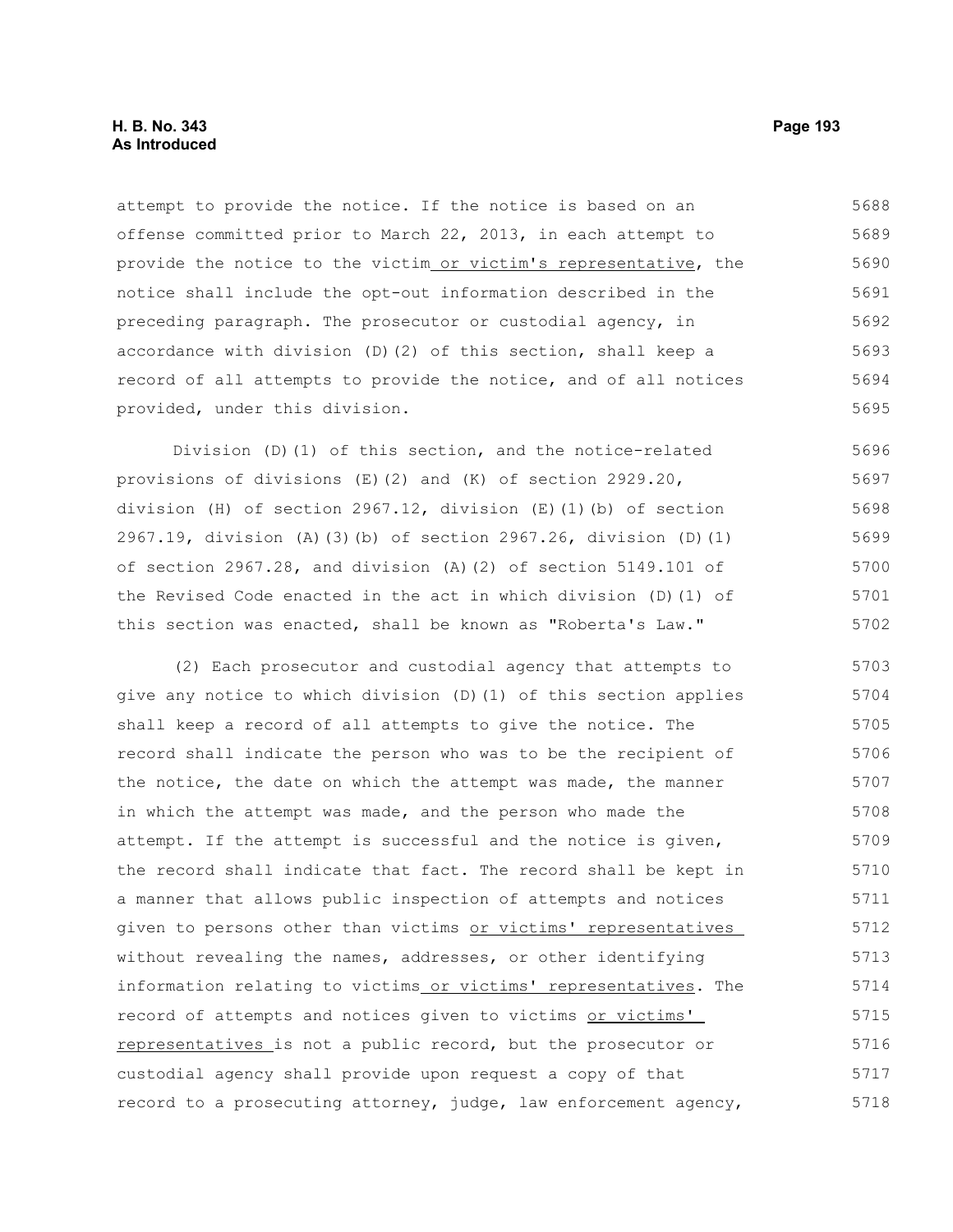attempt to provide the notice. If the notice is based on an offense committed prior to March 22, 2013, in each attempt to provide the notice to the victim or victim's representative, the notice shall include the opt-out information described in the preceding paragraph. The prosecutor or custodial agency, in accordance with division (D)(2) of this section, shall keep a record of all attempts to provide the notice, and of all notices provided, under this division.

Division (D)(1) of this section, and the notice-related provisions of divisions (E)(2) and (K) of section 2929.20, division (H) of section 2967.12, division (E)(1)(b) of section 2967.19, division (A)(3)(b) of section 2967.26, division (D)(1) of section 2967.28, and division (A)(2) of section 5149.101 of the Revised Code enacted in the act in which division (D)(1) of this section was enacted, shall be known as "Roberta's Law."

(2) Each prosecutor and custodial agency that attempts to give any notice to which division (D)(1) of this section applies shall keep a record of all attempts to give the notice. The record shall indicate the person who was to be the recipient of the notice, the date on which the attempt was made, the manner in which the attempt was made, and the person who made the attempt. If the attempt is successful and the notice is given, the record shall indicate that fact. The record shall be kept in a manner that allows public inspection of attempts and notices given to persons other than victims or victims' representatives without revealing the names, addresses, or other identifying information relating to victims or victims' representatives. The record of attempts and notices given to victims or victims' representatives is not a public record, but the prosecutor or custodial agency shall provide upon request a copy of that record to a prosecuting attorney, judge, law enforcement agency,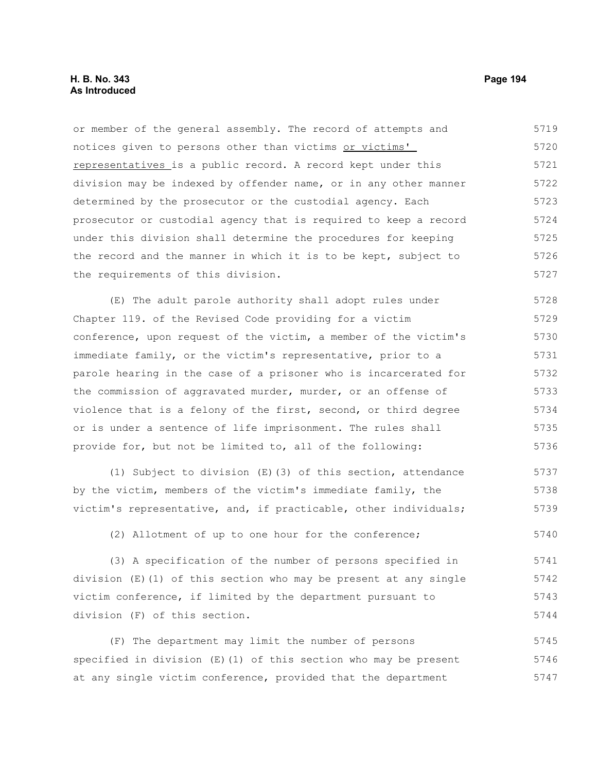or member of the general assembly. The record of attempts and notices given to persons other than victims <u>or victims' representatives</u> is a public record. A record kept under this division may be indexed by offender name, or in any other manner determined by the prosecutor or the custodial agency. Each prosecutor or custodial agency that is required to keep a record under this division shall determine the procedures for keeping the record and the manner in which it is to be kept, subject to the requirements of this division.

(E) The adult parole authority shall adopt rules under Chapter 119. of the Revised Code providing for a victim conference, upon request of the victim, a member of the victim's immediate family, or the victim's representative, prior to a parole hearing in the case of a prisoner who is incarcerated for the commission of aggravated murder, murder, or an offense of violence that is a felony of the first, second, or third degree or is under a sentence of life imprisonment. The rules shall provide for, but not be limited to, all of the following:

(1) Subject to division (E)(3) of this section, attendance by the victim, members of the victim's immediate family, the victim's representative, and, if practicable, other individuals;

(2) Allotment of up to one hour for the conference;

(3) A specification of the number of persons specified in division (E)(1) of this section who may be present at any single victim conference, if limited by the department pursuant to division (F) of this section.

(F) The department may limit the number of persons specified in division (E)(1) of this section who may be present at any single victim conference, provided that the department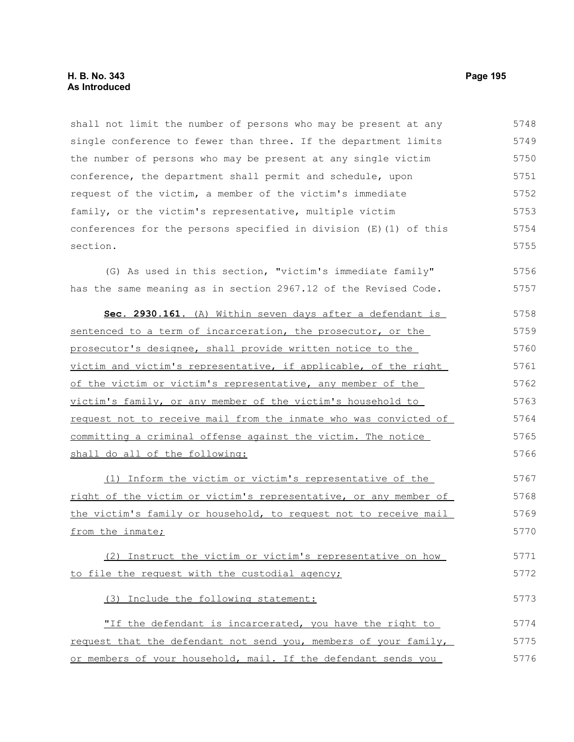shall not limit the number of persons who may be present at any single conference to fewer than three. If the department limits the number of persons who may be present at any single victim conference, the department shall permit and schedule, upon request of the victim, a member of the victim's immediate family, or the victim's representative, multiple victim conferences for the persons specified in division (E)(1) of this section.

(G) As used in this section, "victim's immediate family" has the same meaning as in section 2967.12 of the Revised Code.

**Sec. 2930.161.** (A) Within seven days after a defendant is sentenced to a term of incarceration, the prosecutor, or the prosecutor's designee, shall provide written notice to the victim and victim's representative, if applicable, of the right of the victim or victim's representative, any member of the victim's family, or any member of the victim's household to request not to receive mail from the inmate who was convicted of committing a criminal offense against the victim. The notice shall do all of the following:

(1) Inform the victim or victim's representative of the right of the victim or victim's representative, or any member of the victim's family or household, to request not to receive mail from the inmate;

(2) Instruct the victim or victim's representative on how to file the request with the custodial agency;

(3) Include the following statement:

"If the defendant is incarcerated, you have the right to request that the defendant not send you, members of your family, or members of your household, mail. If the defendant sends you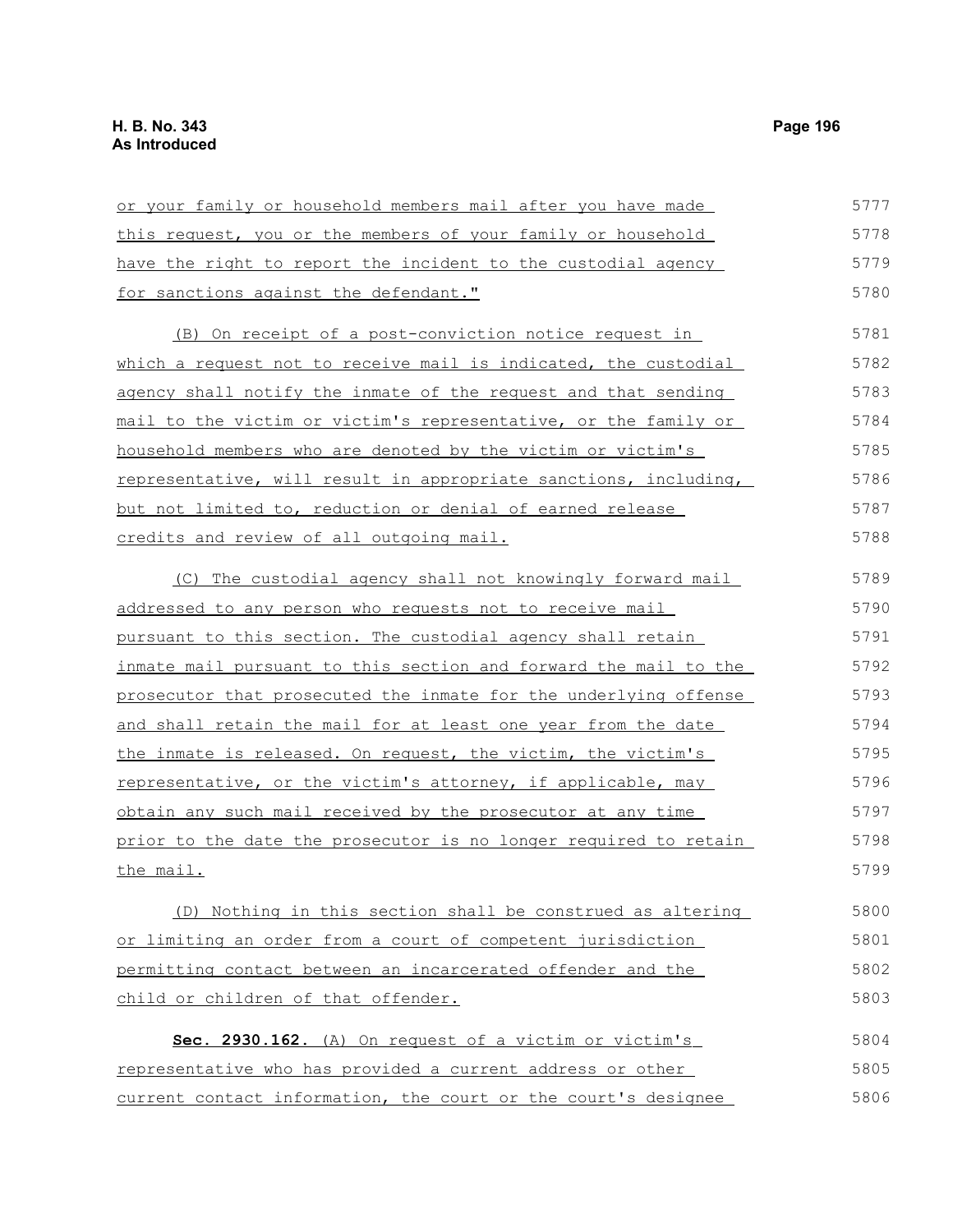or your family or household members mail after you have made this request, you or the members of your family or household have the right to report the incident to the custodial agency for sanctions against the defendant."

(B) On receipt of a post-conviction notice request in which a request not to receive mail is indicated, the custodial agency shall notify the inmate of the request and that sending mail to the victim or victim's representative, or the family or household members who are denoted by the victim or victim's representative, will result in appropriate sanctions, including, but not limited to, reduction or denial of earned release credits and review of all outgoing mail.

(C) The custodial agency shall not knowingly forward mail addressed to any person who requests not to receive mail pursuant to this section. The custodial agency shall retain inmate mail pursuant to this section and forward the mail to the prosecutor that prosecuted the inmate for the underlying offense and shall retain the mail for at least one year from the date the inmate is released. On request, the victim, the victim's representative, or the victim's attorney, if applicable, may obtain any such mail received by the prosecutor at any time prior to the date the prosecutor is no longer required to retain the mail.

(D) Nothing in this section shall be construed as altering or limiting an order from a court of competent jurisdiction permitting contact between an incarcerated offender and the child or children of that offender.

**Sec. 2930.162.** (A) On request of a victim or victim's representative who has provided a current address or other current contact information, the court or the court's designee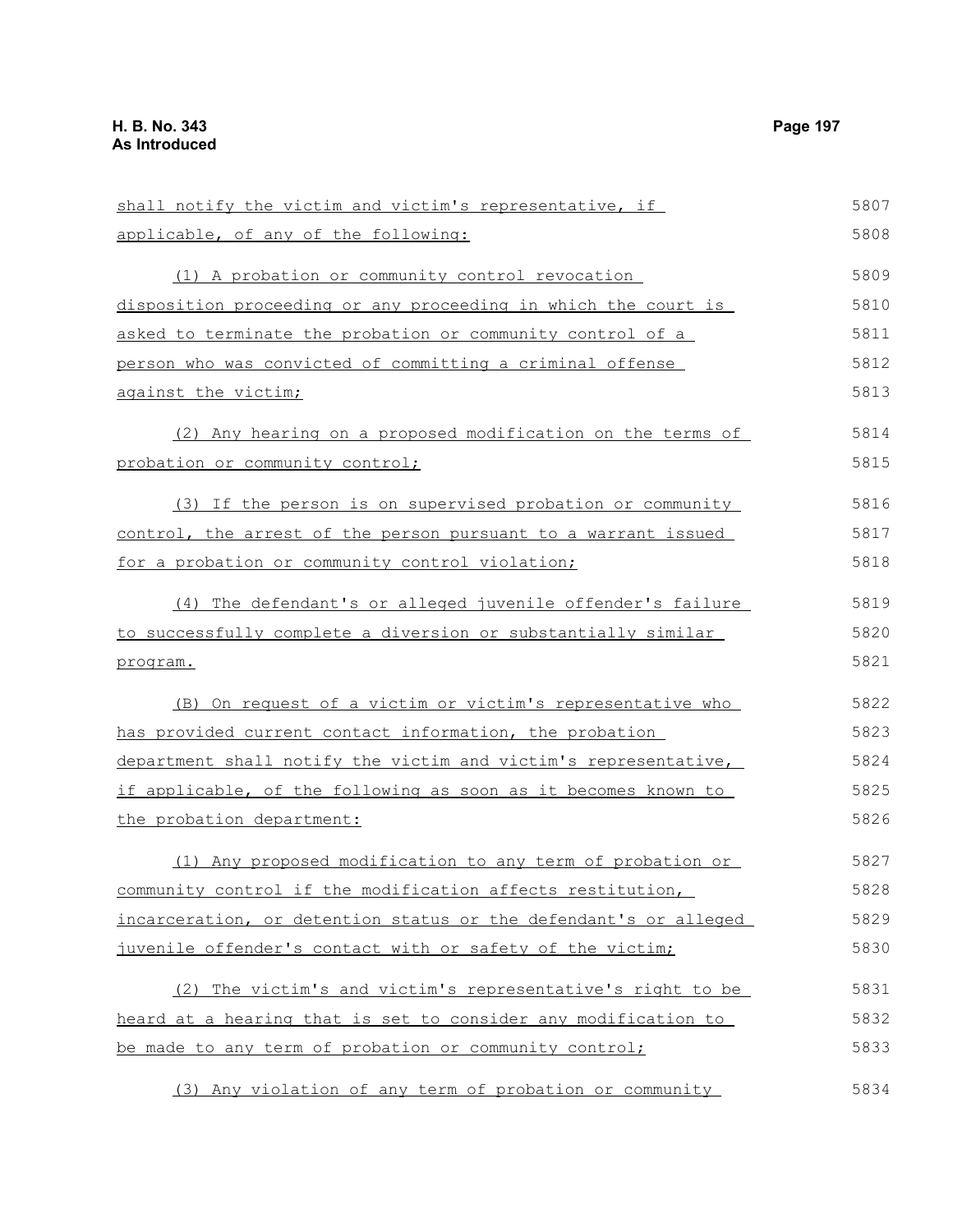shall notify the victim and victim's representative, if applicable, of any of the following:

(1) A probation or community control revocation disposition proceeding or any proceeding in which the court is asked to terminate the probation or community control of a person who was convicted of committing a criminal offense against the victim;

(2) Any hearing on a proposed modification on the terms of probation or community control;

(3) If the person is on supervised probation or community control, the arrest of the person pursuant to a warrant issued for a probation or community control violation;

(4) The defendant's or alleged juvenile offender's failure to successfully complete a diversion or substantially similar program.

(B) On request of a victim or victim's representative who has provided current contact information, the probation department shall notify the victim and victim's representative, if applicable, of the following as soon as it becomes known to the probation department:

(1) Any proposed modification to any term of probation or community control if the modification affects restitution, incarceration, or detention status or the defendant's or alleged juvenile offender's contact with or safety of the victim;

(2) The victim's and victim's representative's right to be heard at a hearing that is set to consider any modification to be made to any term of probation or community control;

(3) Any violation of any term of probation or community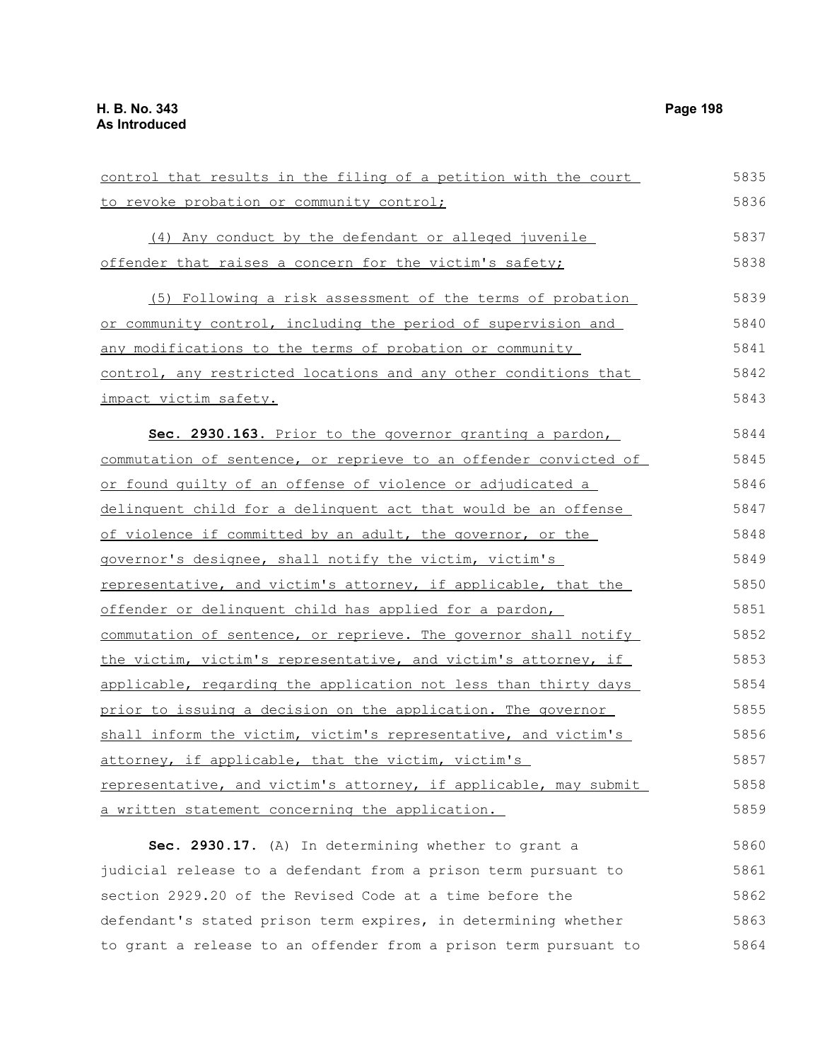control that results in the filing of a petition with the court to revoke probation or community control;

(4) Any conduct by the defendant or alleged juvenile offender that raises a concern for the victim's safety;

(5) Following a risk assessment of the terms of probation or community control, including the period of supervision and any modifications to the terms of probation or community control, any restricted locations and any other conditions that impact victim safety.

**Sec. 2930.163.** Prior to the governor granting a pardon, commutation of sentence, or reprieve to an offender convicted of or found guilty of an offense of violence or adjudicated a delinquent child for a delinquent act that would be an offense of violence if committed by an adult, the governor, or the governor's designee, shall notify the victim, victim's representative, and victim's attorney, if applicable, that the offender or delinquent child has applied for a pardon, commutation of sentence, or reprieve. The governor shall notify the victim, victim's representative, and victim's attorney, if applicable, regarding the application not less than thirty days prior to issuing a decision on the application. The governor shall inform the victim, victim's representative, and victim's attorney, if applicable, that the victim, victim's representative, and victim's attorney, if applicable, may submit a written statement concerning the application.

**Sec. 2930.17.** (A) In determining whether to grant a judicial release to a defendant from a prison term pursuant to section 2929.20 of the Revised Code at a time before the defendant's stated prison term expires, in determining whether to grant a release to an offender from a prison term pursuant to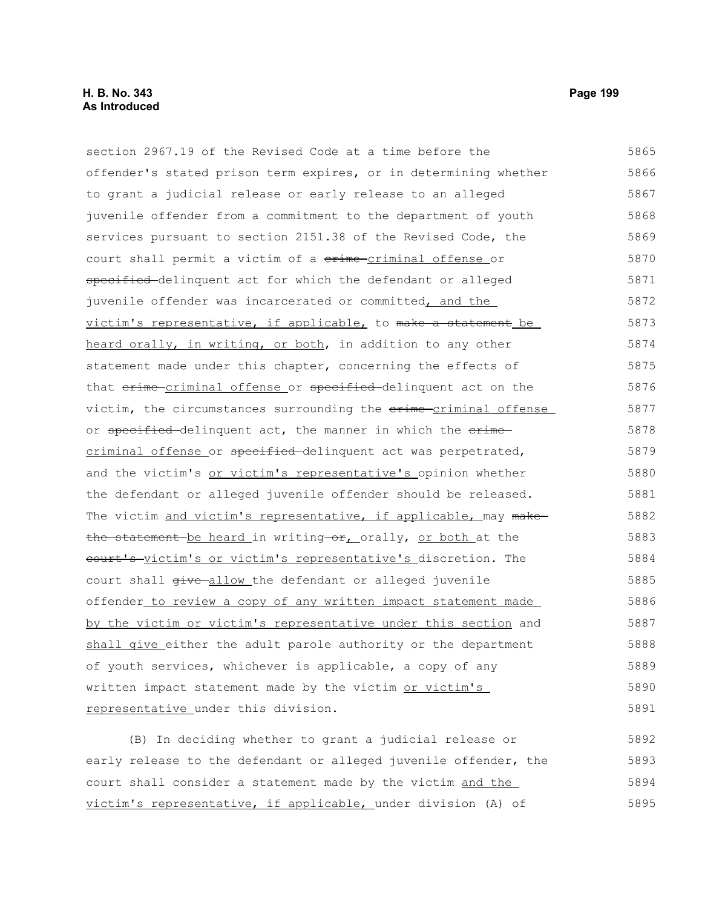section 2967.19 of the Revised Code at a time before the offender's stated prison term expires, or in determining whether to grant a judicial release or early release to an alleged juvenile offender from a commitment to the department of youth services pursuant to section 2151.38 of the Revised Code, the court shall permit a victim of a ~~crime~~ criminal offense or ~~specified~~ delinquent act for which the defendant or alleged juvenile offender was incarcerated or committed, and the victim's representative, if applicable, to ~~make a statement~~ be heard orally, in writing, or both, in addition to any other statement made under this chapter, concerning the effects of that ~~crime~~ criminal offense or ~~specified~~ delinquent act on the victim, the circumstances surrounding the ~~crime~~ criminal offense or ~~specified~~ delinquent act, the manner in which the ~~crime~~ criminal offense or ~~specified~~ delinquent act was perpetrated, and the victim's or victim's representative's opinion whether the defendant or alleged juvenile offender should be released. The victim and victim's representative, if applicable, may ~~make the statement~~ be heard in writing ~~or~~, orally, or both at the ~~court's~~ victim's or victim's representative's discretion. The court shall ~~give~~ allow the defendant or alleged juvenile offender to review a copy of any written impact statement made by the victim or victim's representative under this section and shall give either the adult parole authority or the department of youth services, whichever is applicable, a copy of any written impact statement made by the victim or victim's representative under this division.

(B) In deciding whether to grant a judicial release or early release to the defendant or alleged juvenile offender, the court shall consider a statement made by the victim and the victim's representative, if applicable, under division (A) of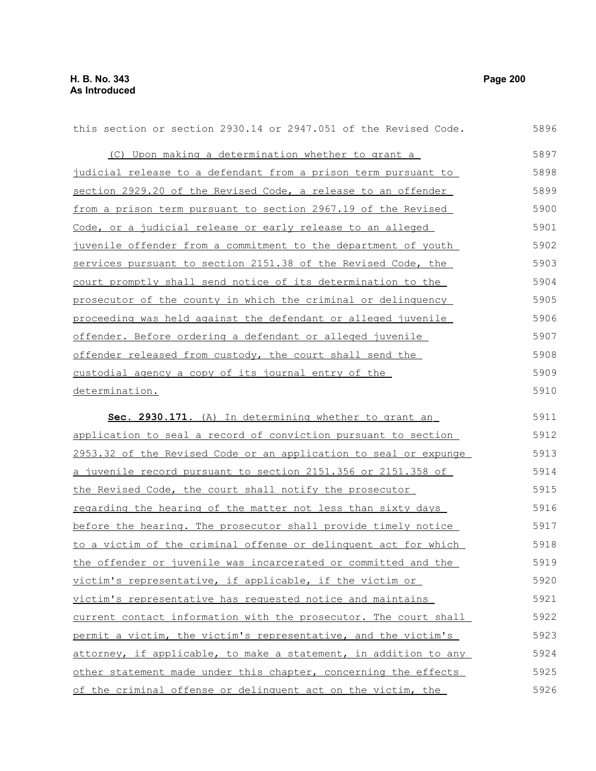this section or section 2930.14 or 2947.051 of the Revised Code.

(C) Upon making a determination whether to grant a judicial release to a defendant from a prison term pursuant to section 2929.20 of the Revised Code, a release to an offender from a prison term pursuant to section 2967.19 of the Revised Code, or a judicial release or early release to an alleged juvenile offender from a commitment to the department of youth services pursuant to section 2151.38 of the Revised Code, the court promptly shall send notice of its determination to the prosecutor of the county in which the criminal or delinquency proceeding was held against the defendant or alleged juvenile offender. Before ordering a defendant or alleged juvenile offender released from custody, the court shall send the custodial agency a copy of its journal entry of the determination.

**Sec. 2930.171.** (A) In determining whether to grant an application to seal a record of conviction pursuant to section 2953.32 of the Revised Code or an application to seal or expunge a juvenile record pursuant to section 2151.356 or 2151.358 of the Revised Code, the court shall notify the prosecutor regarding the hearing of the matter not less than sixty days before the hearing. The prosecutor shall provide timely notice to a victim of the criminal offense or delinquent act for which the offender or juvenile was incarcerated or committed and the victim's representative, if applicable, if the victim or victim's representative has requested notice and maintains current contact information with the prosecutor. The court shall permit a victim, the victim's representative, and the victim's attorney, if applicable, to make a statement, in addition to any other statement made under this chapter, concerning the effects of the criminal offense or delinquent act on the victim, the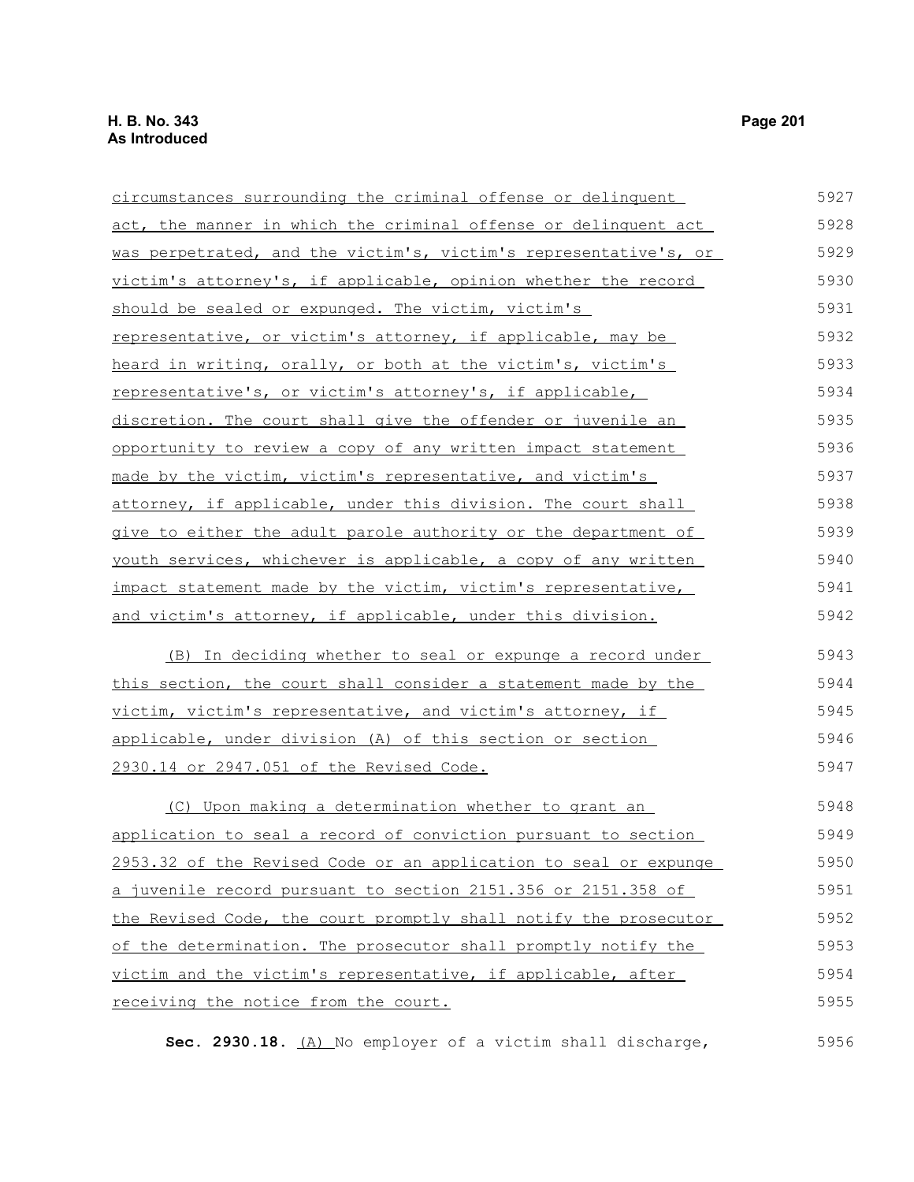circumstances surrounding the criminal offense or delinquent act, the manner in which the criminal offense or delinquent act was perpetrated, and the victim's, victim's representative's, or victim's attorney's, if applicable, opinion whether the record should be sealed or expunged. The victim, victim's representative, or victim's attorney, if applicable, may be heard in writing, orally, or both at the victim's, victim's representative's, or victim's attorney's, if applicable, discretion. The court shall give the offender or juvenile an opportunity to review a copy of any written impact statement made by the victim, victim's representative, and victim's attorney, if applicable, under this division. The court shall give to either the adult parole authority or the department of youth services, whichever is applicable, a copy of any written impact statement made by the victim, victim's representative, and victim's attorney, if applicable, under this division.

(B) In deciding whether to seal or expunge a record under this section, the court shall consider a statement made by the victim, victim's representative, and victim's attorney, if applicable, under division (A) of this section or section 2930.14 or 2947.051 of the Revised Code.

(C) Upon making a determination whether to grant an application to seal a record of conviction pursuant to section 2953.32 of the Revised Code or an application to seal or expunge a juvenile record pursuant to section 2151.356 or 2151.358 of the Revised Code, the court promptly shall notify the prosecutor of the determination. The prosecutor shall promptly notify the victim and the victim's representative, if applicable, after receiving the notice from the court.

**Sec. 2930.18.** (A) No employer of a victim shall discharge,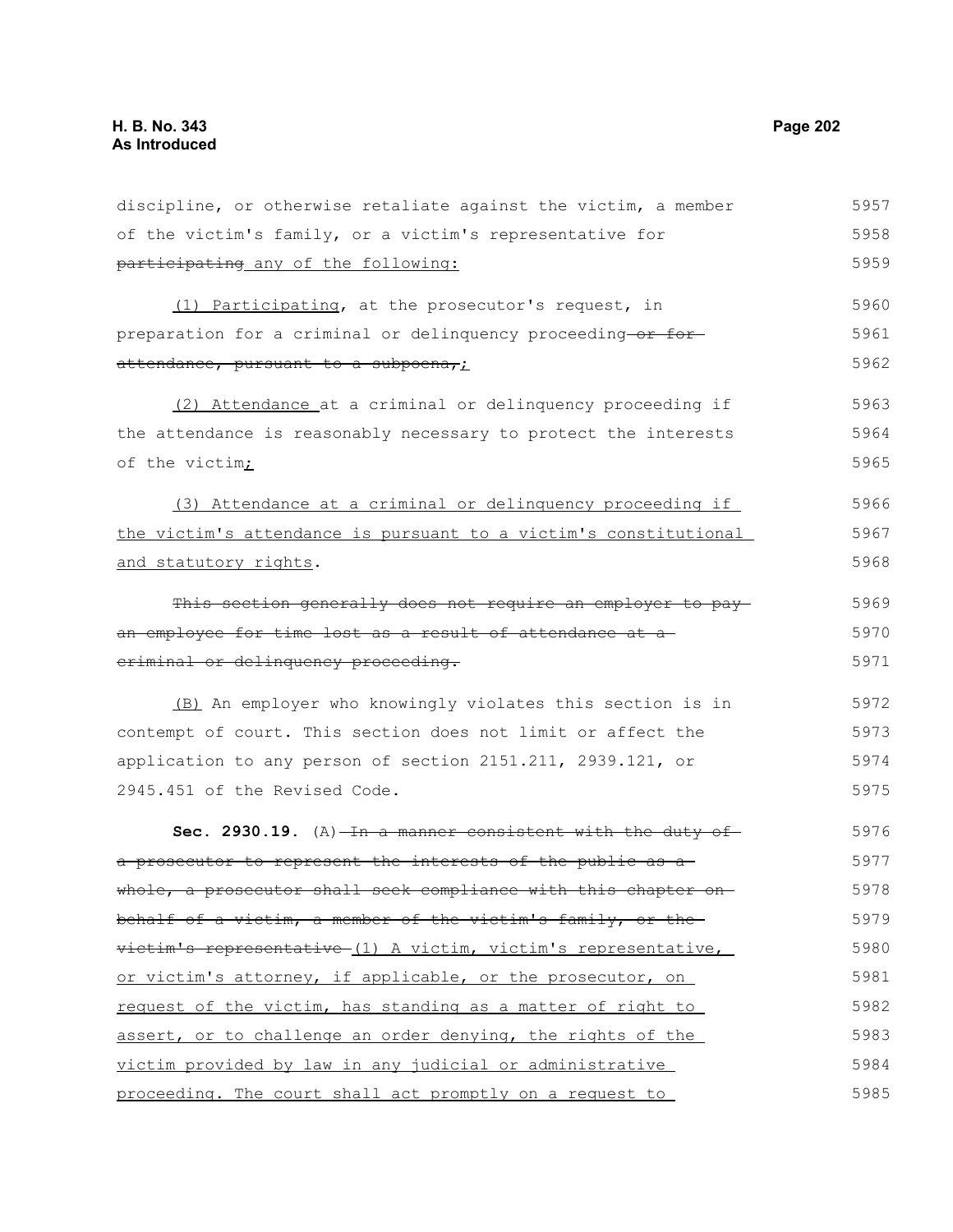discipline, or otherwise retaliate against the victim, a member of the victim's family, or a victim's representative for ~~participating~~ any of the following:

(1) Participating, at the prosecutor's request, in preparation for a criminal or delinquency proceeding ~~or for attendance, pursuant to a subpoena,~~;

(2) Attendance at a criminal or delinquency proceeding if the attendance is reasonably necessary to protect the interests of the victim;

(3) Attendance at a criminal or delinquency proceeding if the victim's attendance is pursuant to a victim's constitutional and statutory rights.

~~This section generally does not require an employer to pay an employee for time lost as a result of attendance at a criminal or delinquency proceeding.~~

(B) An employer who knowingly violates this section is in contempt of court. This section does not limit or affect the application to any person of section 2151.211, 2939.121, or 2945.451 of the Revised Code.

**Sec. 2930.19.** (A) ~~In a manner consistent with the duty of a prosecutor to represent the interests of the public as a whole, a prosecutor shall seek compliance with this chapter on behalf of a victim, a member of the victim's family, or the victim's representative~~ (1) A victim, victim's representative, or victim's attorney, if applicable, or the prosecutor, on request of the victim, has standing as a matter of right to assert, or to challenge an order denying, the rights of the victim provided by law in any judicial or administrative proceeding. The court shall act promptly on a request to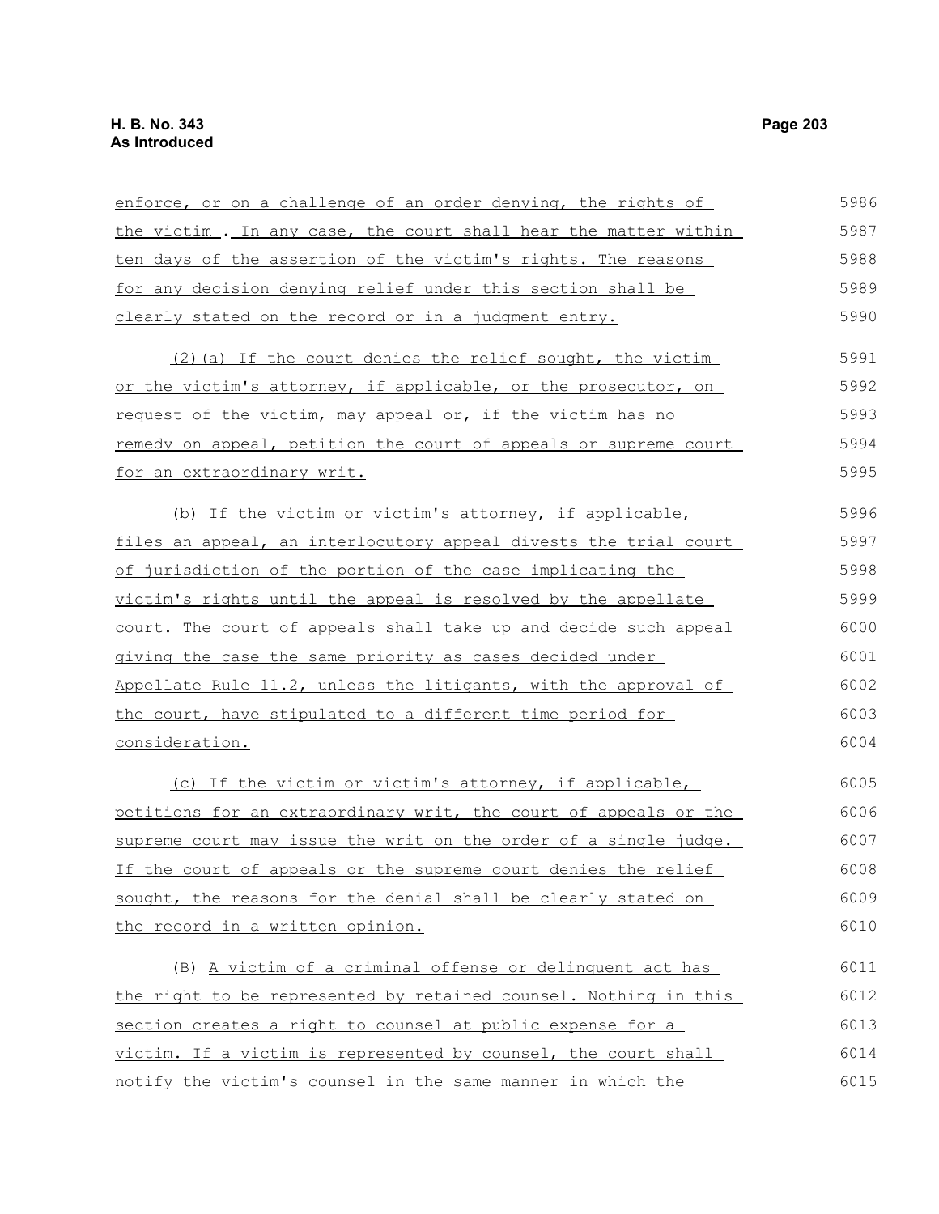enforce, or on a challenge of an order denying, the rights of the victim . In any case, the court shall hear the matter within ten days of the assertion of the victim's rights. The reasons for any decision denying relief under this section shall be clearly stated on the record or in a judgment entry.

(2)(a) If the court denies the relief sought, the victim or the victim's attorney, if applicable, or the prosecutor, on request of the victim, may appeal or, if the victim has no remedy on appeal, petition the court of appeals or supreme court for an extraordinary writ.

(b) If the victim or victim's attorney, if applicable, files an appeal, an interlocutory appeal divests the trial court of jurisdiction of the portion of the case implicating the victim's rights until the appeal is resolved by the appellate court. The court of appeals shall take up and decide such appeal giving the case the same priority as cases decided under Appellate Rule 11.2, unless the litigants, with the approval of the court, have stipulated to a different time period for consideration.

(c) If the victim or victim's attorney, if applicable, petitions for an extraordinary writ, the court of appeals or the supreme court may issue the writ on the order of a single judge. If the court of appeals or the supreme court denies the relief sought, the reasons for the denial shall be clearly stated on the record in a written opinion.

(B) A victim of a criminal offense or delinquent act has the right to be represented by retained counsel. Nothing in this section creates a right to counsel at public expense for a victim. If a victim is represented by counsel, the court shall notify the victim's counsel in the same manner in which the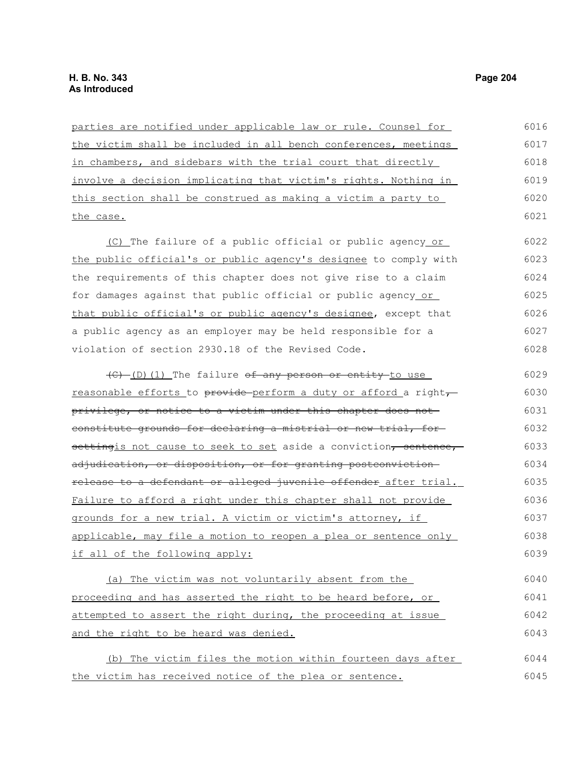parties are notified under applicable law or rule. Counsel for the victim shall be included in all bench conferences, meetings in chambers, and sidebars with the trial court that directly involve a decision implicating that victim's rights. Nothing in this section shall be construed as making a victim a party to the case.

(C) The failure of a public official or public agency or the public official's or public agency's designee to comply with the requirements of this chapter does not give rise to a claim for damages against that public official or public agency or that public official's or public agency's designee, except that a public agency as an employer may be held responsible for a violation of section 2930.18 of the Revised Code.

~~(C)~~ (D)(1) The failure ~~of any person or entity~~ to use reasonable efforts to ~~provide~~ perform a duty or afford a right~~, privilege, or notice to a victim under this chapter does not constitute grounds for declaring a mistrial or new trial, for setting~~is not cause to seek to set aside a conviction~~, sentence, adjudication, or disposition, or for granting postconviction release to a defendant or alleged juvenile offender~~ after trial. Failure to afford a right under this chapter shall not provide grounds for a new trial. A victim or victim's attorney, if applicable, may file a motion to reopen a plea or sentence only if all of the following apply:

(a) The victim was not voluntarily absent from the proceeding and has asserted the right to be heard before, or attempted to assert the right during, the proceeding at issue and the right to be heard was denied.

(b) The victim files the motion within fourteen days after the victim has received notice of the plea or sentence.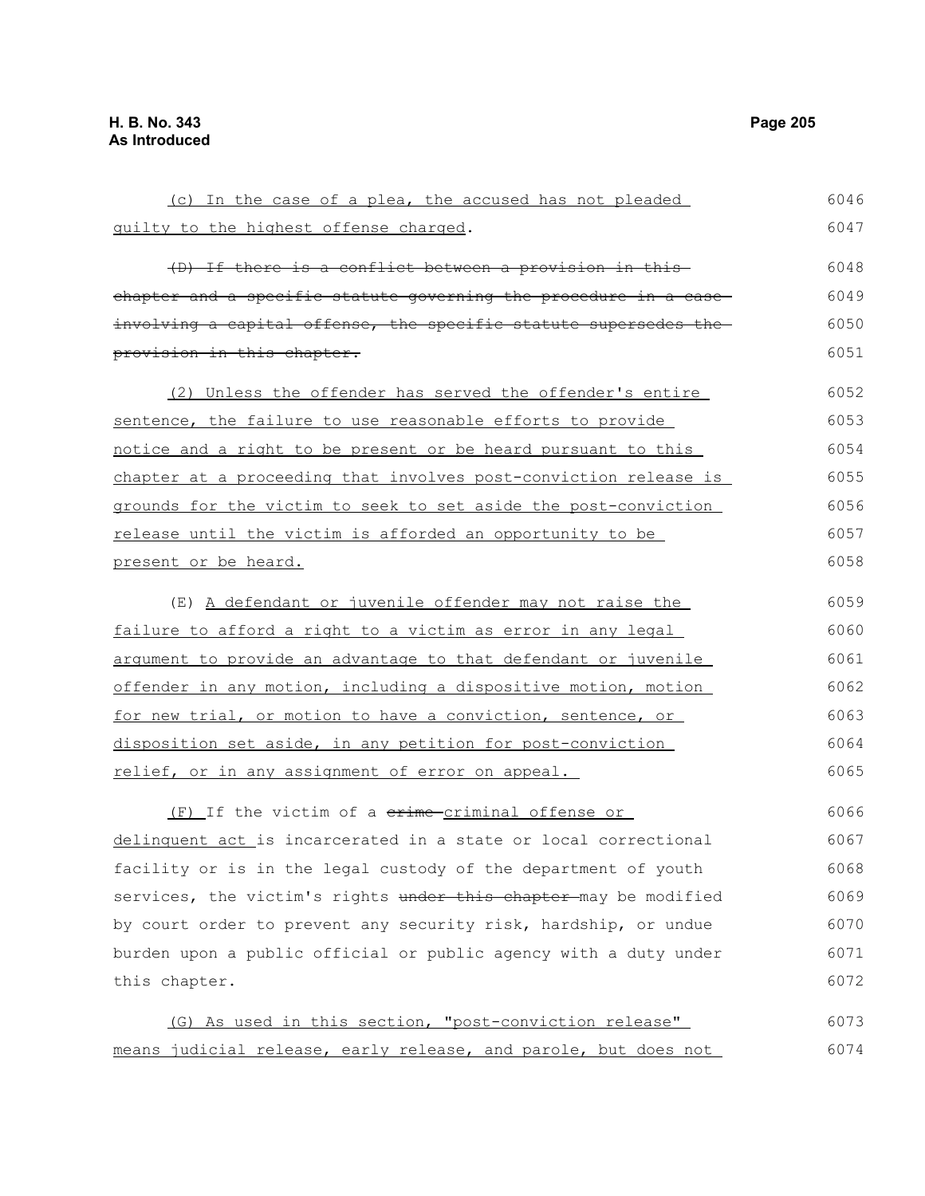(c) In the case of a plea, the accused has not pleaded guilty to the highest offense charged.

~~(D) If there is a conflict between a provision in this chapter and a specific statute governing the procedure in a case involving a capital offense, the specific statute supersedes the provision in this chapter.~~

(2) Unless the offender has served the offender's entire sentence, the failure to use reasonable efforts to provide notice and a right to be present or be heard pursuant to this chapter at a proceeding that involves post-conviction release is grounds for the victim to seek to set aside the post-conviction release until the victim is afforded an opportunity to be present or be heard.

(E) A defendant or juvenile offender may not raise the failure to afford a right to a victim as error in any legal argument to provide an advantage to that defendant or juvenile offender in any motion, including a dispositive motion, motion for new trial, or motion to have a conviction, sentence, or disposition set aside, in any petition for post-conviction relief, or in any assignment of error on appeal.

(F) If the victim of a ~~crime~~ criminal offense or delinquent act is incarcerated in a state or local correctional facility or is in the legal custody of the department of youth services, the victim's rights ~~under this chapter~~ may be modified by court order to prevent any security risk, hardship, or undue burden upon a public official or public agency with a duty under this chapter.

(G) As used in this section, "post-conviction release" means judicial release, early release, and parole, but does not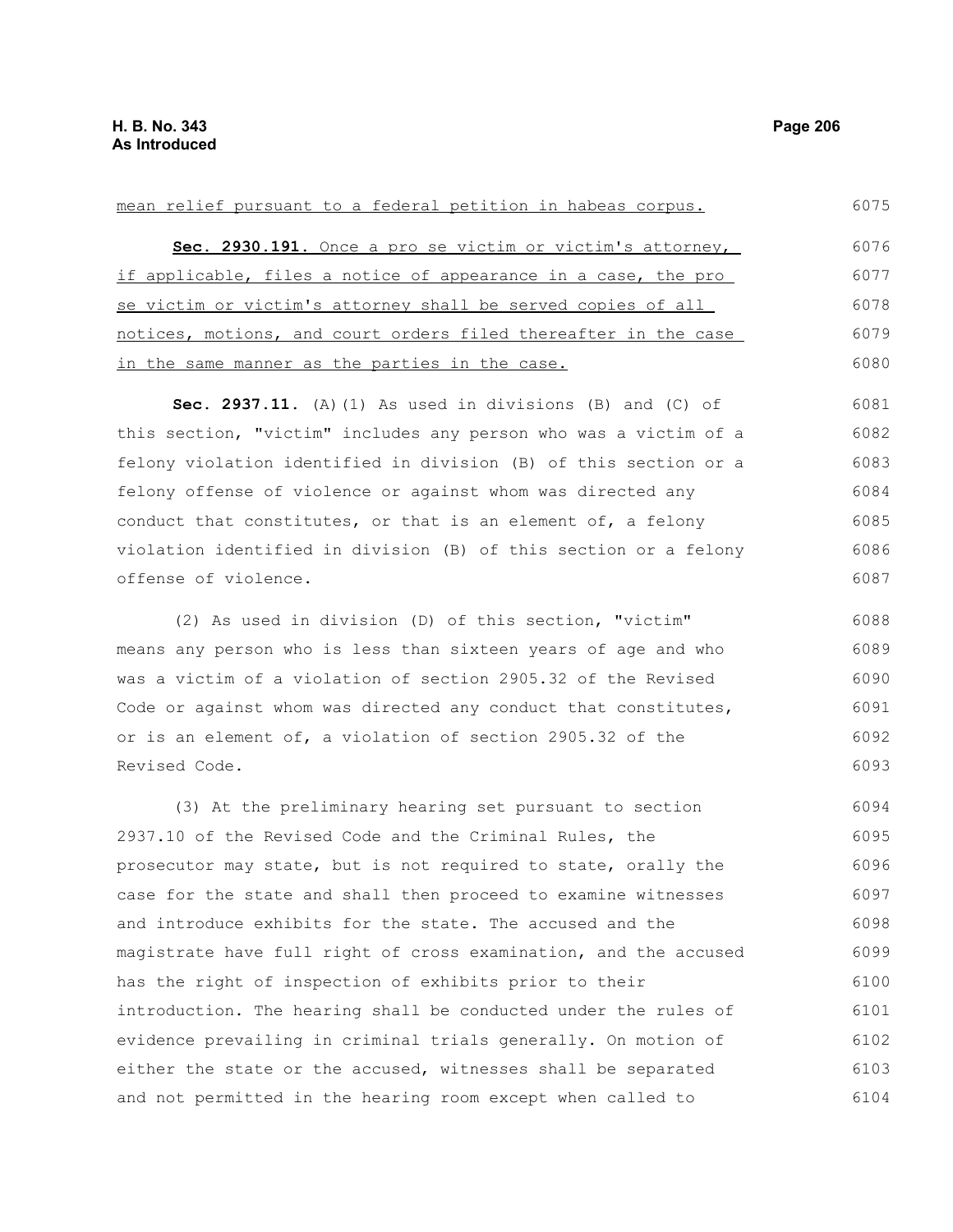mean relief pursuant to a federal petition in habeas corpus.

**Sec. 2930.191.** Once a pro se victim or victim's attorney, if applicable, files a notice of appearance in a case, the pro se victim or victim's attorney shall be served copies of all notices, motions, and court orders filed thereafter in the case in the same manner as the parties in the case.

**Sec. 2937.11.** (A)(1) As used in divisions (B) and (C) of this section, "victim" includes any person who was a victim of a felony violation identified in division (B) of this section or a felony offense of violence or against whom was directed any conduct that constitutes, or that is an element of, a felony violation identified in division (B) of this section or a felony offense of violence.

(2) As used in division (D) of this section, "victim" means any person who is less than sixteen years of age and who was a victim of a violation of section 2905.32 of the Revised Code or against whom was directed any conduct that constitutes, or is an element of, a violation of section 2905.32 of the Revised Code.

(3) At the preliminary hearing set pursuant to section 2937.10 of the Revised Code and the Criminal Rules, the prosecutor may state, but is not required to state, orally the case for the state and shall then proceed to examine witnesses and introduce exhibits for the state. The accused and the magistrate have full right of cross examination, and the accused has the right of inspection of exhibits prior to their introduction. The hearing shall be conducted under the rules of evidence prevailing in criminal trials generally. On motion of either the state or the accused, witnesses shall be separated and not permitted in the hearing room except when called to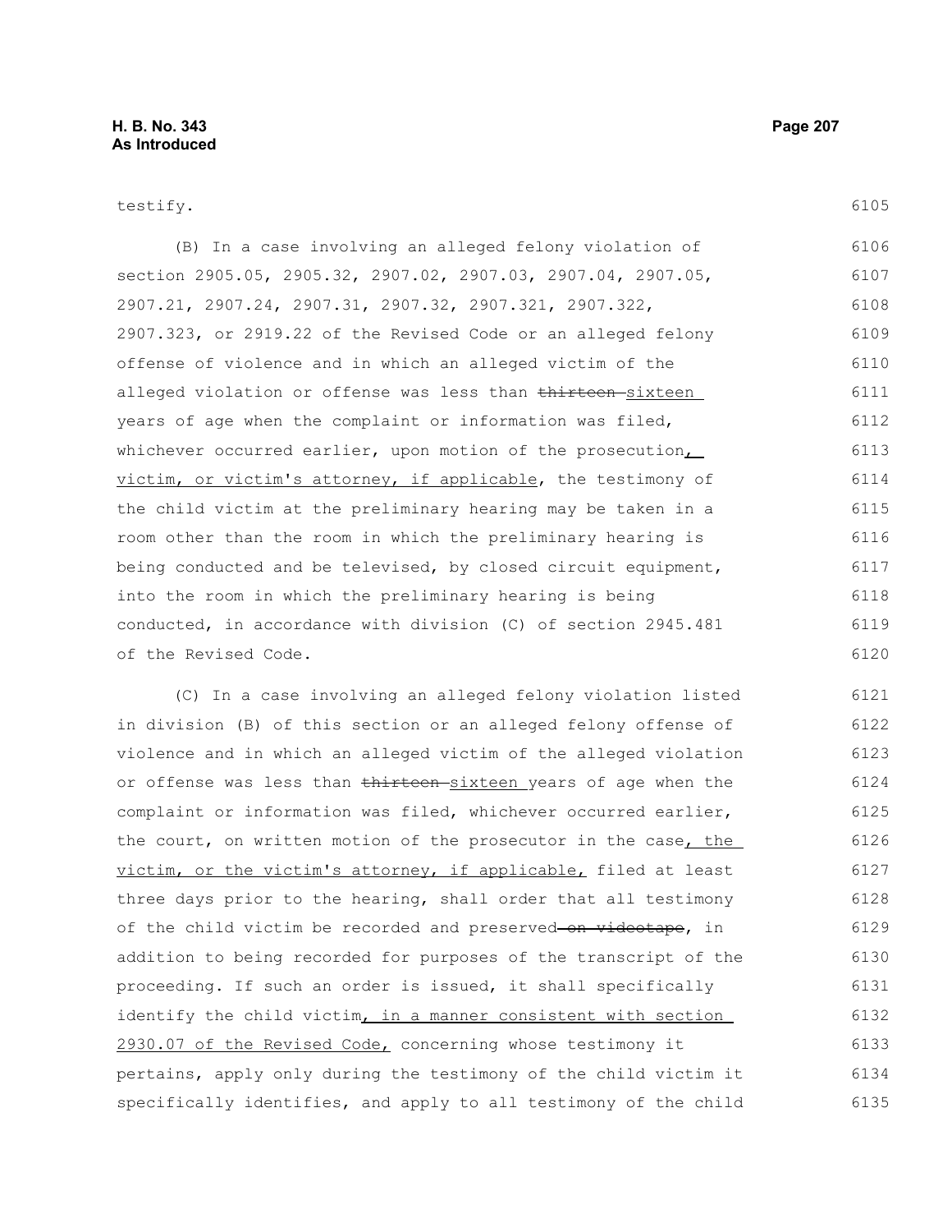testify.

(B) In a case involving an alleged felony violation of section 2905.05, 2905.32, 2907.02, 2907.03, 2907.04, 2907.05, 2907.21, 2907.24, 2907.31, 2907.32, 2907.321, 2907.322, 2907.323, or 2919.22 of the Revised Code or an alleged felony offense of violence and in which an alleged victim of the alleged violation or offense was less than ~~thirteen~~ sixteen years of age when the complaint or information was filed, whichever occurred earlier, upon motion of the prosecution, victim, or victim's attorney, if applicable, the testimony of the child victim at the preliminary hearing may be taken in a room other than the room in which the preliminary hearing is being conducted and be televised, by closed circuit equipment, into the room in which the preliminary hearing is being conducted, in accordance with division (C) of section 2945.481 of the Revised Code.

(C) In a case involving an alleged felony violation listed in division (B) of this section or an alleged felony offense of violence and in which an alleged victim of the alleged violation or offense was less than ~~thirteen~~ sixteen years of age when the complaint or information was filed, whichever occurred earlier, the court, on written motion of the prosecutor in the case, the victim, or the victim's attorney, if applicable, filed at least three days prior to the hearing, shall order that all testimony of the child victim be recorded and preserved ~~on videotape~~, in addition to being recorded for purposes of the transcript of the proceeding. If such an order is issued, it shall specifically identify the child victim, in a manner consistent with section 2930.07 of the Revised Code, concerning whose testimony it pertains, apply only during the testimony of the child victim it specifically identifies, and apply to all testimony of the child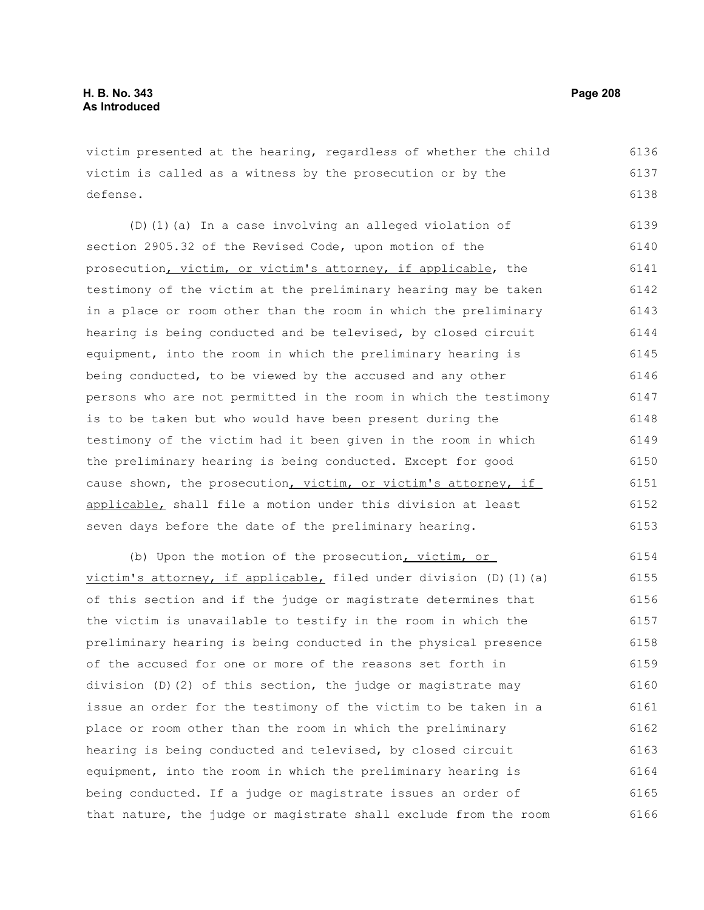victim presented at the hearing, regardless of whether the child victim is called as a witness by the prosecution or by the defense.

(D)(1)(a) In a case involving an alleged violation of section 2905.32 of the Revised Code, upon motion of the prosecution, victim, or victim's attorney, if applicable, the testimony of the victim at the preliminary hearing may be taken in a place or room other than the room in which the preliminary hearing is being conducted and be televised, by closed circuit equipment, into the room in which the preliminary hearing is being conducted, to be viewed by the accused and any other persons who are not permitted in the room in which the testimony is to be taken but who would have been present during the testimony of the victim had it been given in the room in which the preliminary hearing is being conducted. Except for good cause shown, the prosecution, victim, or victim's attorney, if applicable, shall file a motion under this division at least seven days before the date of the preliminary hearing.

(b) Upon the motion of the prosecution, victim, or victim's attorney, if applicable, filed under division (D)(1)(a) of this section and if the judge or magistrate determines that the victim is unavailable to testify in the room in which the preliminary hearing is being conducted in the physical presence of the accused for one or more of the reasons set forth in division (D)(2) of this section, the judge or magistrate may issue an order for the testimony of the victim to be taken in a place or room other than the room in which the preliminary hearing is being conducted and televised, by closed circuit equipment, into the room in which the preliminary hearing is being conducted. If a judge or magistrate issues an order of that nature, the judge or magistrate shall exclude from the room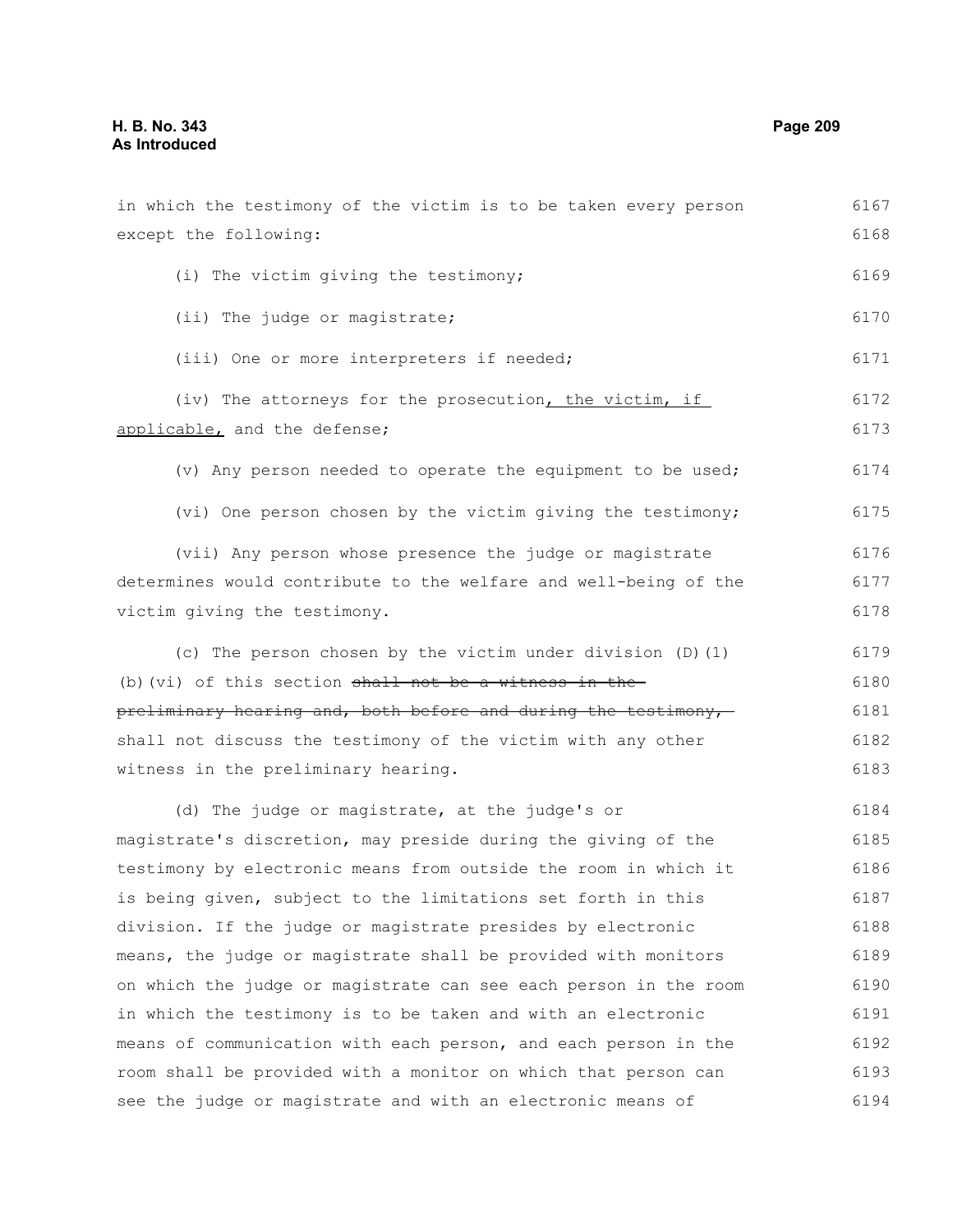in which the testimony of the victim is to be taken every person except the following:

(i) The victim giving the testimony;

(ii) The judge or magistrate;

(iii) One or more interpreters if needed;

(iv) The attorneys for the prosecution, the victim, if applicable, and the defense;

(v) Any person needed to operate the equipment to be used;

(vi) One person chosen by the victim giving the testimony;

(vii) Any person whose presence the judge or magistrate determines would contribute to the welfare and well-being of the victim giving the testimony.

(c) The person chosen by the victim under division (D)(1)(b)(vi) of this section ~~shall not be a witness in the preliminary hearing and, both before and during the testimony,~~ shall not discuss the testimony of the victim with any other witness in the preliminary hearing.

(d) The judge or magistrate, at the judge's or magistrate's discretion, may preside during the giving of the testimony by electronic means from outside the room in which it is being given, subject to the limitations set forth in this division. If the judge or magistrate presides by electronic means, the judge or magistrate shall be provided with monitors on which the judge or magistrate can see each person in the room in which the testimony is to be taken and with an electronic means of communication with each person, and each person in the room shall be provided with a monitor on which that person can see the judge or magistrate and with an electronic means of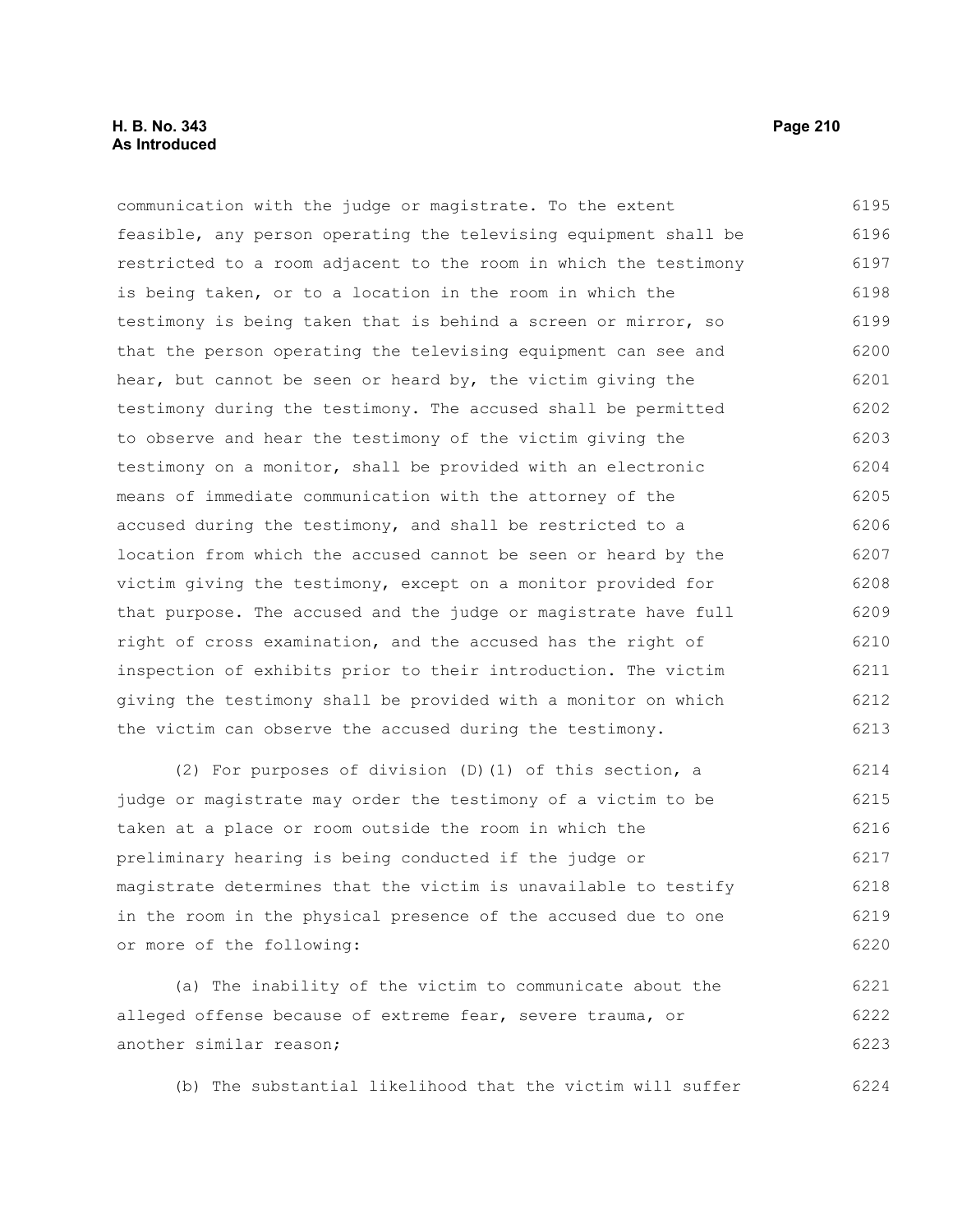communication with the judge or magistrate. To the extent feasible, any person operating the televising equipment shall be restricted to a room adjacent to the room in which the testimony is being taken, or to a location in the room in which the testimony is being taken that is behind a screen or mirror, so that the person operating the televising equipment can see and hear, but cannot be seen or heard by, the victim giving the testimony during the testimony. The accused shall be permitted to observe and hear the testimony of the victim giving the testimony on a monitor, shall be provided with an electronic means of immediate communication with the attorney of the accused during the testimony, and shall be restricted to a location from which the accused cannot be seen or heard by the victim giving the testimony, except on a monitor provided for that purpose. The accused and the judge or magistrate have full right of cross examination, and the accused has the right of inspection of exhibits prior to their introduction. The victim giving the testimony shall be provided with a monitor on which the victim can observe the accused during the testimony.

(2) For purposes of division (D)(1) of this section, a judge or magistrate may order the testimony of a victim to be taken at a place or room outside the room in which the preliminary hearing is being conducted if the judge or magistrate determines that the victim is unavailable to testify in the room in the physical presence of the accused due to one or more of the following:

(a) The inability of the victim to communicate about the alleged offense because of extreme fear, severe trauma, or another similar reason;

(b) The substantial likelihood that the victim will suffer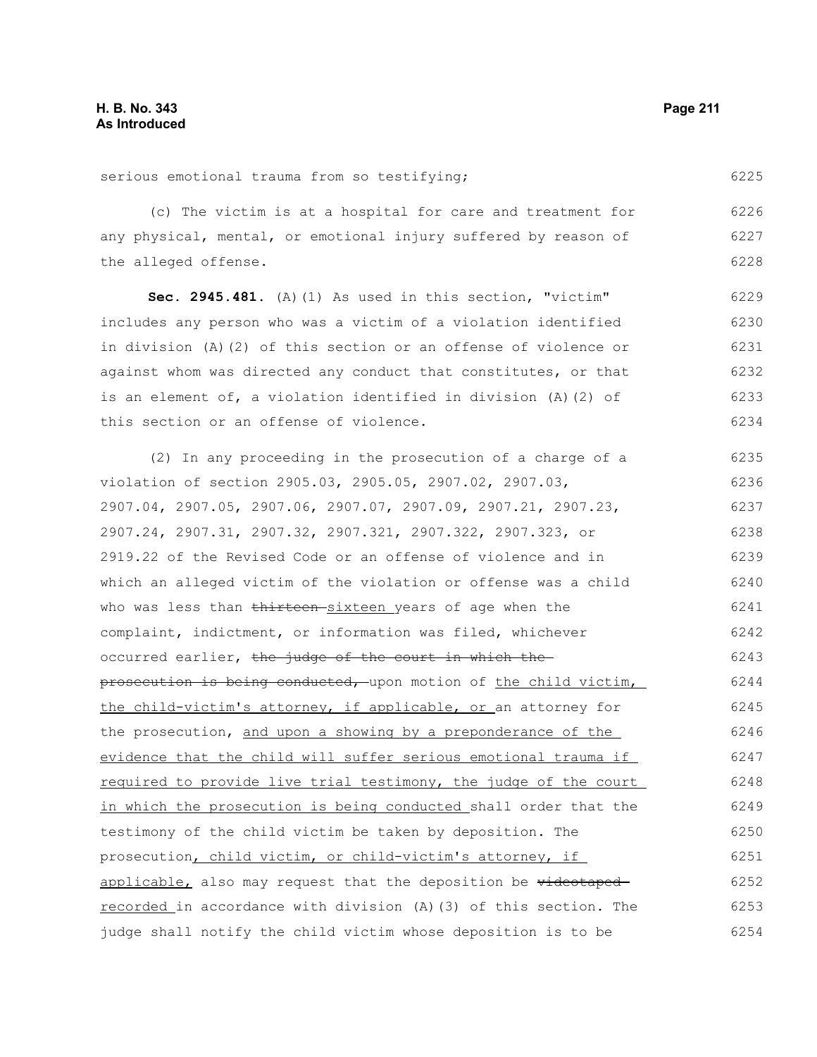serious emotional trauma from so testifying;

(c) The victim is at a hospital for care and treatment for any physical, mental, or emotional injury suffered by reason of the alleged offense.

**Sec. 2945.481.** (A)(1) As used in this section, "victim" includes any person who was a victim of a violation identified in division (A)(2) of this section or an offense of violence or against whom was directed any conduct that constitutes, or that is an element of, a violation identified in division (A)(2) of this section or an offense of violence.

(2) In any proceeding in the prosecution of a charge of a violation of section 2905.03, 2905.05, 2907.02, 2907.03, 2907.04, 2907.05, 2907.06, 2907.07, 2907.09, 2907.21, 2907.23, 2907.24, 2907.31, 2907.32, 2907.321, 2907.322, 2907.323, or 2919.22 of the Revised Code or an offense of violence and in which an alleged victim of the violation or offense was a child who was less than ~~thirteen~~ <u>sixteen</u> years of age when the complaint, indictment, or information was filed, whichever occurred earlier, ~~the judge of the court in which the prosecution is being conducted,~~ upon motion of <u>the child victim, the child-victim's attorney, if applicable, or</u> an attorney for the prosecution, <u>and upon a showing by a preponderance of the evidence that the child will suffer serious emotional trauma if required to provide live trial testimony, the judge of the court in which the prosecution is being conducted</u> shall order that the testimony of the child victim be taken by deposition. The prosecution<u>, child victim, or child-victim's attorney, if applicable,</u> also may request that the deposition be ~~videotaped~~ <u>recorded</u> in accordance with division (A)(3) of this section. The judge shall notify the child victim whose deposition is to be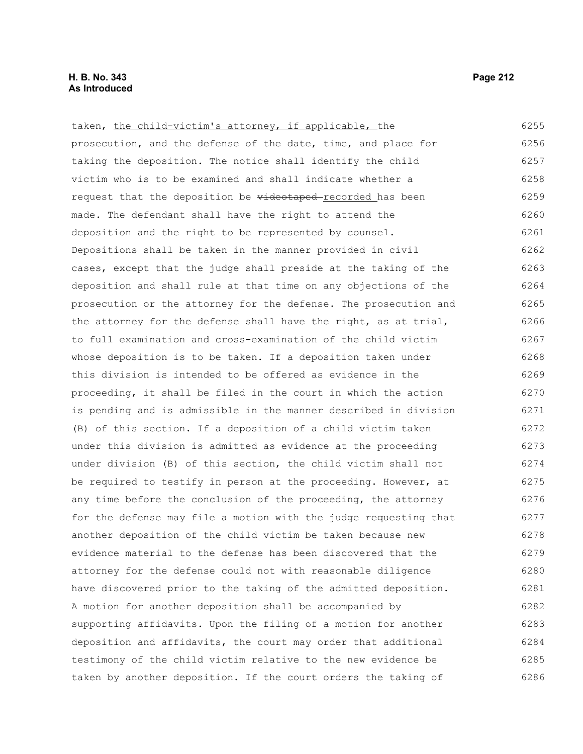taken, the child-victim's attorney, if applicable, the prosecution, and the defense of the date, time, and place for taking the deposition. The notice shall identify the child victim who is to be examined and shall indicate whether a request that the deposition be ~~videotaped~~ recorded has been made. The defendant shall have the right to attend the deposition and the right to be represented by counsel. Depositions shall be taken in the manner provided in civil cases, except that the judge shall preside at the taking of the deposition and shall rule at that time on any objections of the prosecution or the attorney for the defense. The prosecution and the attorney for the defense shall have the right, as at trial, to full examination and cross-examination of the child victim whose deposition is to be taken. If a deposition taken under this division is intended to be offered as evidence in the proceeding, it shall be filed in the court in which the action is pending and is admissible in the manner described in division (B) of this section. If a deposition of a child victim taken under this division is admitted as evidence at the proceeding under division (B) of this section, the child victim shall not be required to testify in person at the proceeding. However, at any time before the conclusion of the proceeding, the attorney for the defense may file a motion with the judge requesting that another deposition of the child victim be taken because new evidence material to the defense has been discovered that the attorney for the defense could not with reasonable diligence have discovered prior to the taking of the admitted deposition. A motion for another deposition shall be accompanied by supporting affidavits. Upon the filing of a motion for another deposition and affidavits, the court may order that additional testimony of the child victim relative to the new evidence be taken by another deposition. If the court orders the taking of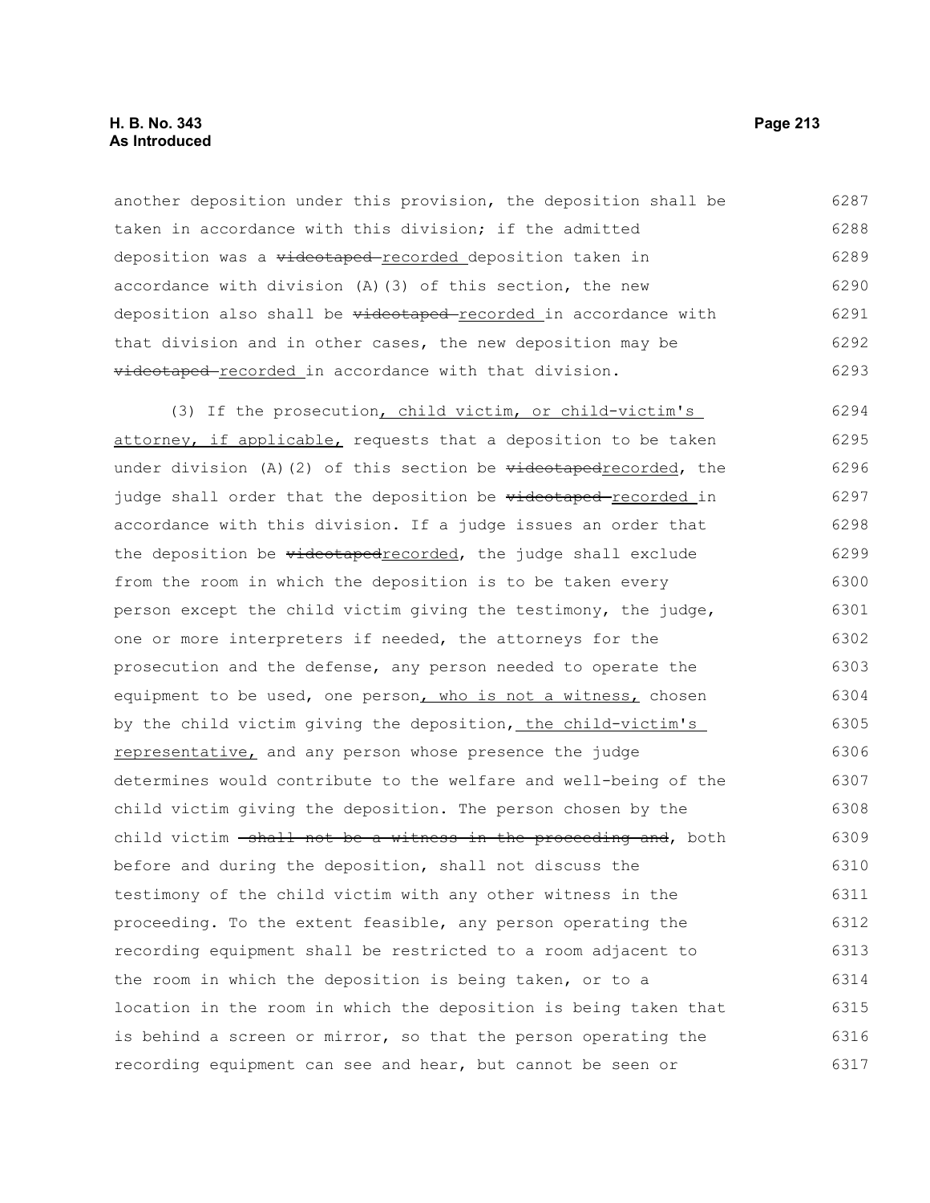another deposition under this provision, the deposition shall be taken in accordance with this division; if the admitted deposition was a ~~videotaped~~ recorded deposition taken in accordance with division (A)(3) of this section, the new deposition also shall be ~~videotaped~~ recorded in accordance with that division and in other cases, the new deposition may be ~~videotaped~~ recorded in accordance with that division.

(3) If the prosecution, child victim, or child-victim's attorney, if applicable, requests that a deposition to be taken under division (A)(2) of this section be ~~videotaped~~recorded, the judge shall order that the deposition be ~~videotaped~~ recorded in accordance with this division. If a judge issues an order that the deposition be ~~videotaped~~recorded, the judge shall exclude from the room in which the deposition is to be taken every person except the child victim giving the testimony, the judge, one or more interpreters if needed, the attorneys for the prosecution and the defense, any person needed to operate the equipment to be used, one person, who is not a witness, chosen by the child victim giving the deposition, the child-victim's representative, and any person whose presence the judge determines would contribute to the welfare and well-being of the child victim giving the deposition. The person chosen by the child victim ~~shall not be a witness in the proceeding and~~, both before and during the deposition, shall not discuss the testimony of the child victim with any other witness in the proceeding. To the extent feasible, any person operating the recording equipment shall be restricted to a room adjacent to the room in which the deposition is being taken, or to a location in the room in which the deposition is being taken that is behind a screen or mirror, so that the person operating the recording equipment can see and hear, but cannot be seen or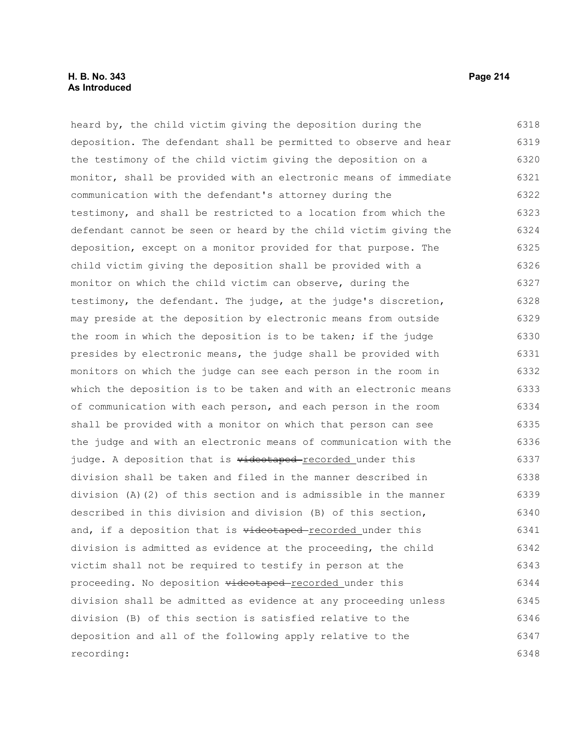heard by, the child victim giving the deposition during the deposition. The defendant shall be permitted to observe and hear the testimony of the child victim giving the deposition on a monitor, shall be provided with an electronic means of immediate communication with the defendant's attorney during the testimony, and shall be restricted to a location from which the defendant cannot be seen or heard by the child victim giving the deposition, except on a monitor provided for that purpose. The child victim giving the deposition shall be provided with a monitor on which the child victim can observe, during the testimony, the defendant. The judge, at the judge's discretion, may preside at the deposition by electronic means from outside the room in which the deposition is to be taken; if the judge presides by electronic means, the judge shall be provided with monitors on which the judge can see each person in the room in which the deposition is to be taken and with an electronic means of communication with each person, and each person in the room shall be provided with a monitor on which that person can see the judge and with an electronic means of communication with the judge. A deposition that is ~~videotaped~~ recorded under this division shall be taken and filed in the manner described in division (A)(2) of this section and is admissible in the manner described in this division and division (B) of this section, and, if a deposition that is ~~videotaped~~ recorded under this division is admitted as evidence at the proceeding, the child victim shall not be required to testify in person at the proceeding. No deposition ~~videotaped~~ recorded under this division shall be admitted as evidence at any proceeding unless division (B) of this section is satisfied relative to the deposition and all of the following apply relative to the recording: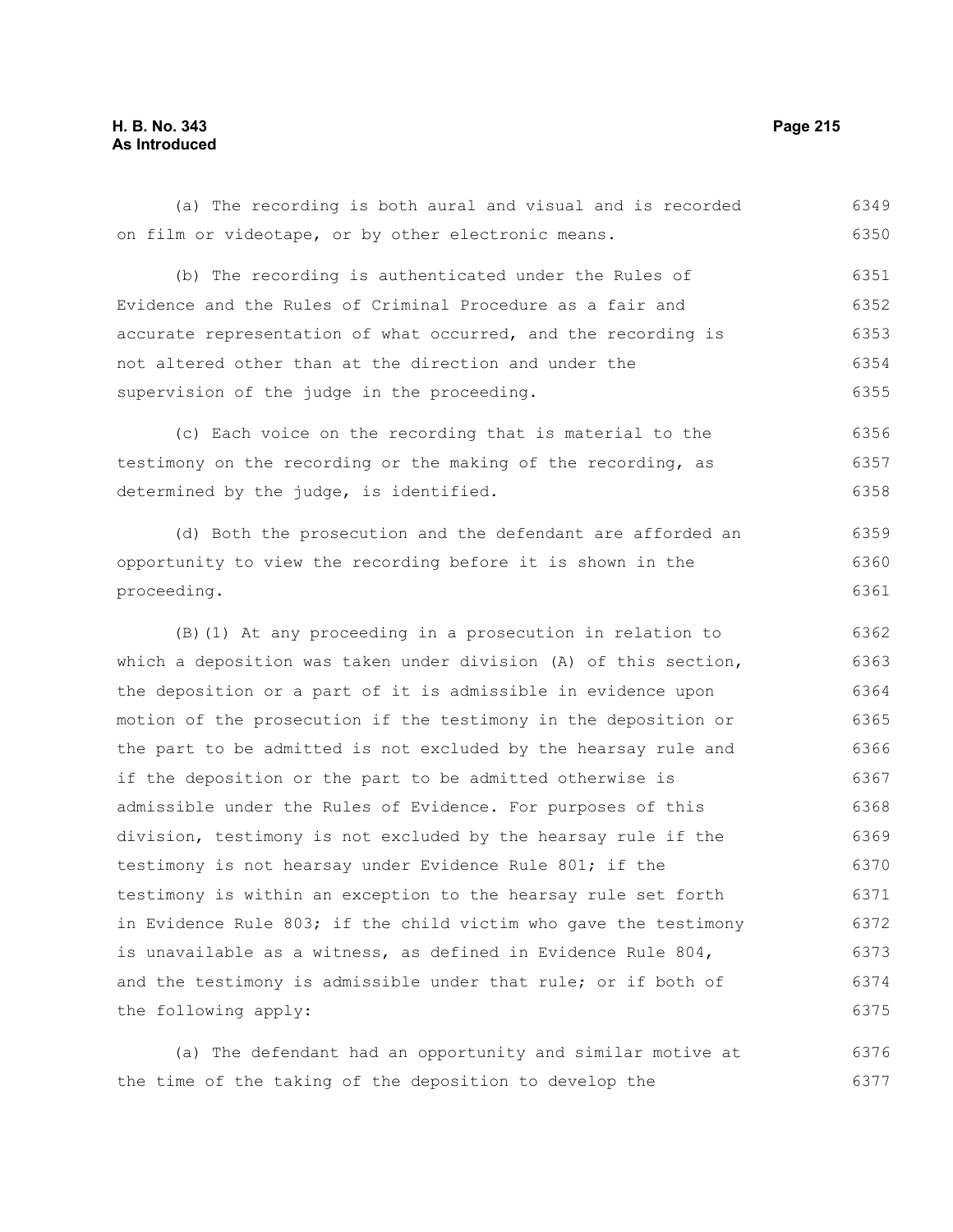(a) The recording is both aural and visual and is recorded on film or videotape, or by other electronic means.

(b) The recording is authenticated under the Rules of Evidence and the Rules of Criminal Procedure as a fair and accurate representation of what occurred, and the recording is not altered other than at the direction and under the supervision of the judge in the proceeding.

(c) Each voice on the recording that is material to the testimony on the recording or the making of the recording, as determined by the judge, is identified.

(d) Both the prosecution and the defendant are afforded an opportunity to view the recording before it is shown in the proceeding.

(B)(1) At any proceeding in a prosecution in relation to which a deposition was taken under division (A) of this section, the deposition or a part of it is admissible in evidence upon motion of the prosecution if the testimony in the deposition or the part to be admitted is not excluded by the hearsay rule and if the deposition or the part to be admitted otherwise is admissible under the Rules of Evidence. For purposes of this division, testimony is not excluded by the hearsay rule if the testimony is not hearsay under Evidence Rule 801; if the testimony is within an exception to the hearsay rule set forth in Evidence Rule 803; if the child victim who gave the testimony is unavailable as a witness, as defined in Evidence Rule 804, and the testimony is admissible under that rule; or if both of the following apply:

(a) The defendant had an opportunity and similar motive at the time of the taking of the deposition to develop the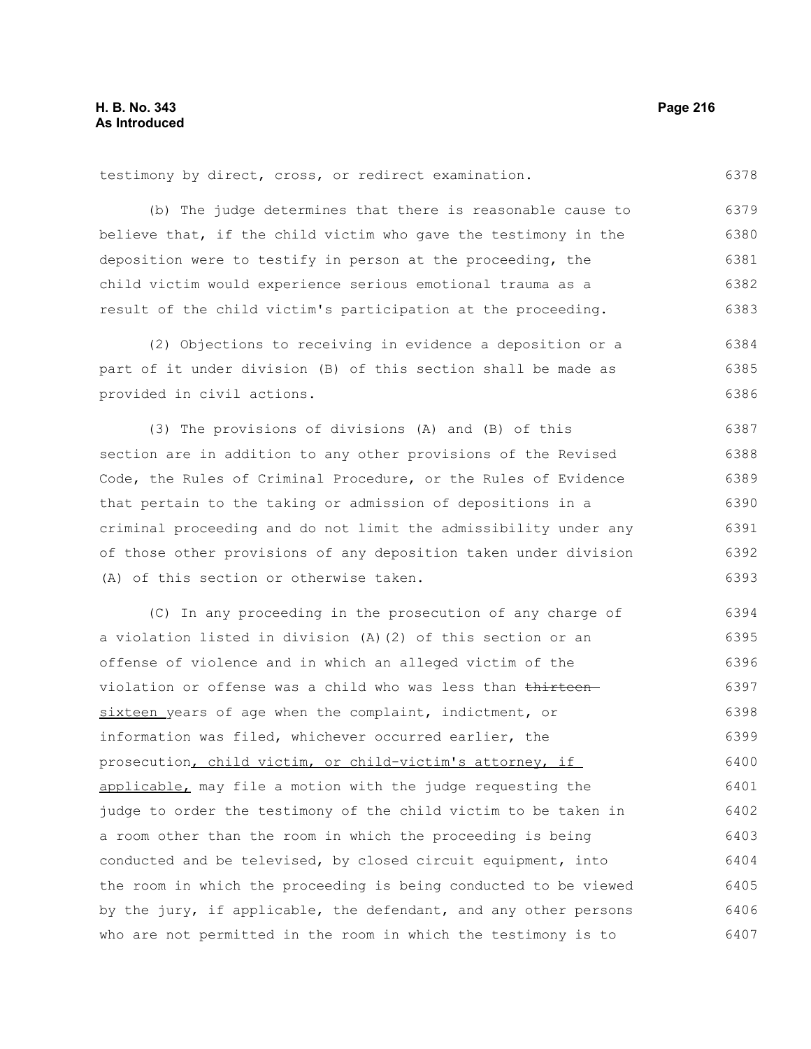testimony by direct, cross, or redirect examination.

(b) The judge determines that there is reasonable cause to believe that, if the child victim who gave the testimony in the deposition were to testify in person at the proceeding, the child victim would experience serious emotional trauma as a result of the child victim's participation at the proceeding.

(2) Objections to receiving in evidence a deposition or a part of it under division (B) of this section shall be made as provided in civil actions.

(3) The provisions of divisions (A) and (B) of this section are in addition to any other provisions of the Revised Code, the Rules of Criminal Procedure, or the Rules of Evidence that pertain to the taking or admission of depositions in a criminal proceeding and do not limit the admissibility under any of those other provisions of any deposition taken under division (A) of this section or otherwise taken.

(C) In any proceeding in the prosecution of any charge of a violation listed in division (A)(2) of this section or an offense of violence and in which an alleged victim of the violation or offense was a child who was less than ~~thirteen~~ sixteen years of age when the complaint, indictment, or information was filed, whichever occurred earlier, the prosecution, child victim, or child-victim's attorney, if applicable, may file a motion with the judge requesting the judge to order the testimony of the child victim to be taken in a room other than the room in which the proceeding is being conducted and be televised, by closed circuit equipment, into the room in which the proceeding is being conducted to be viewed by the jury, if applicable, the defendant, and any other persons who are not permitted in the room in which the testimony is to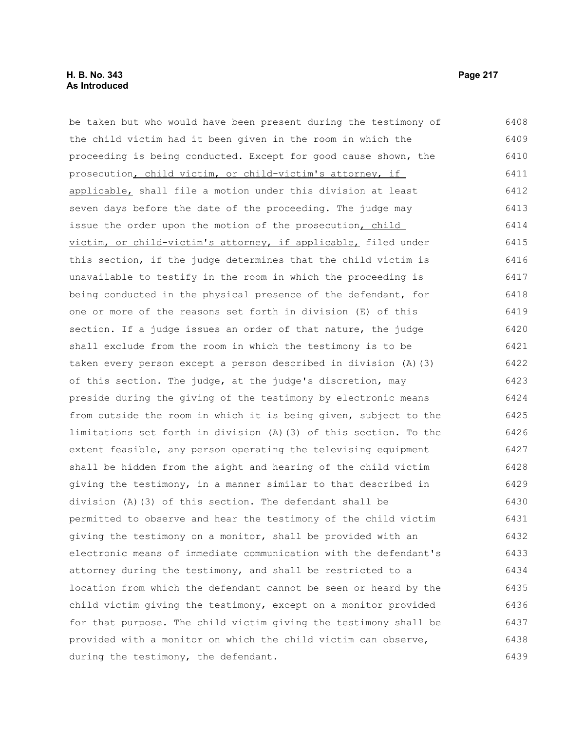be taken but who would have been present during the testimony of the child victim had it been given in the room in which the proceeding is being conducted. Except for good cause shown, the prosecution, child victim, or child-victim's attorney, if applicable, shall file a motion under this division at least seven days before the date of the proceeding. The judge may issue the order upon the motion of the prosecution, child victim, or child-victim's attorney, if applicable, filed under this section, if the judge determines that the child victim is unavailable to testify in the room in which the proceeding is being conducted in the physical presence of the defendant, for one or more of the reasons set forth in division (E) of this section. If a judge issues an order of that nature, the judge shall exclude from the room in which the testimony is to be taken every person except a person described in division (A)(3) of this section. The judge, at the judge's discretion, may preside during the giving of the testimony by electronic means from outside the room in which it is being given, subject to the limitations set forth in division (A)(3) of this section. To the extent feasible, any person operating the televising equipment shall be hidden from the sight and hearing of the child victim giving the testimony, in a manner similar to that described in division (A)(3) of this section. The defendant shall be permitted to observe and hear the testimony of the child victim giving the testimony on a monitor, shall be provided with an electronic means of immediate communication with the defendant's attorney during the testimony, and shall be restricted to a location from which the defendant cannot be seen or heard by the child victim giving the testimony, except on a monitor provided for that purpose. The child victim giving the testimony shall be provided with a monitor on which the child victim can observe, during the testimony, the defendant.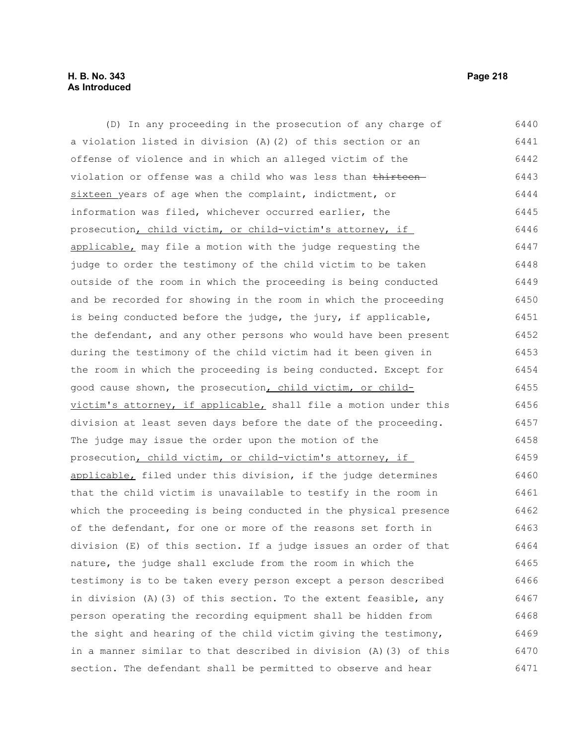(D) In any proceeding in the prosecution of any charge of a violation listed in division (A)(2) of this section or an offense of violence and in which an alleged victim of the violation or offense was a child who was less than ~~thirteen~~ sixteen years of age when the complaint, indictment, or information was filed, whichever occurred earlier, the prosecution, child victim, or child-victim's attorney, if applicable, may file a motion with the judge requesting the judge to order the testimony of the child victim to be taken outside of the room in which the proceeding is being conducted and be recorded for showing in the room in which the proceeding is being conducted before the judge, the jury, if applicable, the defendant, and any other persons who would have been present during the testimony of the child victim had it been given in the room in which the proceeding is being conducted. Except for good cause shown, the prosecution, child victim, or child-victim's attorney, if applicable, shall file a motion under this division at least seven days before the date of the proceeding. The judge may issue the order upon the motion of the prosecution, child victim, or child-victim's attorney, if applicable, filed under this division, if the judge determines that the child victim is unavailable to testify in the room in which the proceeding is being conducted in the physical presence of the defendant, for one or more of the reasons set forth in division (E) of this section. If a judge issues an order of that nature, the judge shall exclude from the room in which the testimony is to be taken every person except a person described in division (A)(3) of this section. To the extent feasible, any person operating the recording equipment shall be hidden from the sight and hearing of the child victim giving the testimony, in a manner similar to that described in division (A)(3) of this section. The defendant shall be permitted to observe and hear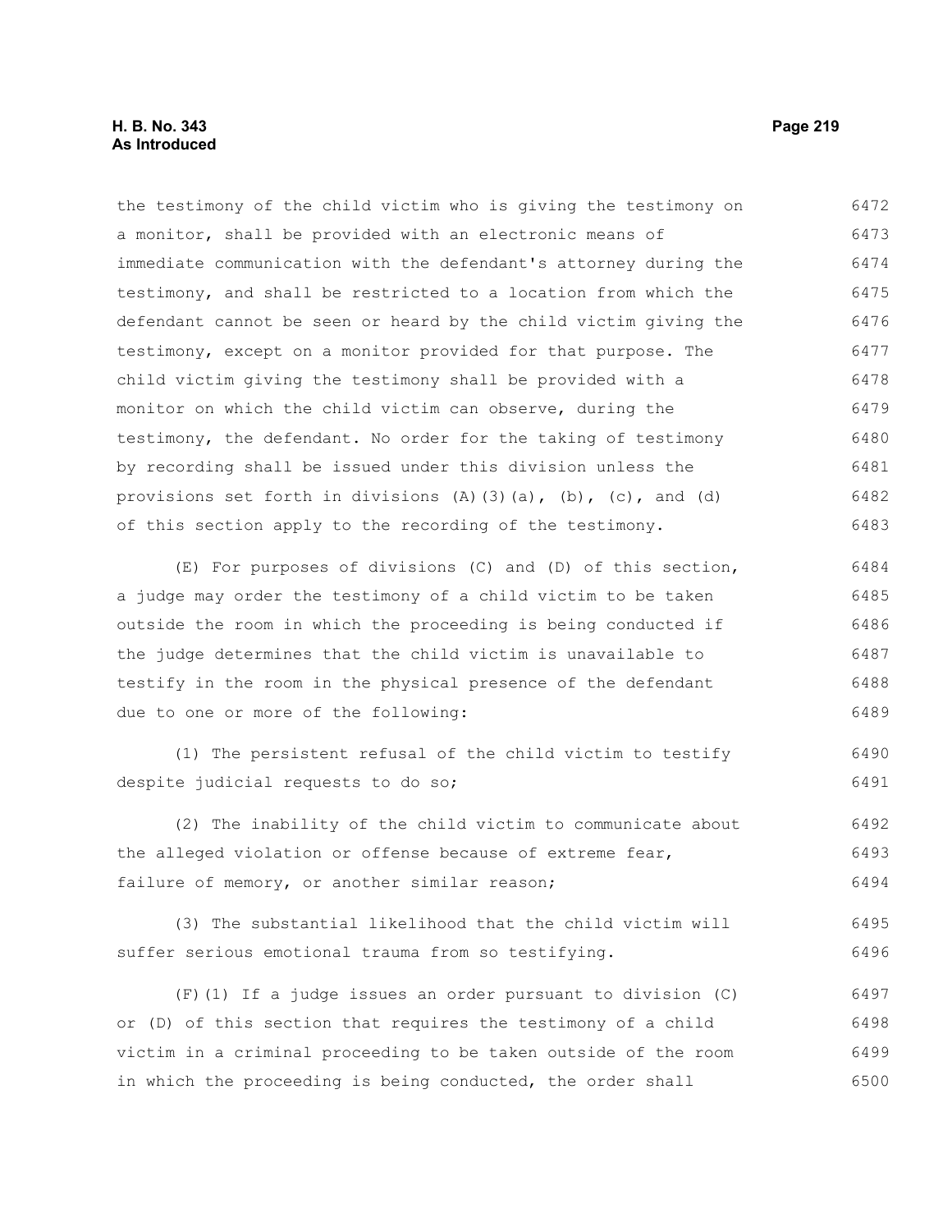the testimony of the child victim who is giving the testimony on a monitor, shall be provided with an electronic means of immediate communication with the defendant's attorney during the testimony, and shall be restricted to a location from which the defendant cannot be seen or heard by the child victim giving the testimony, except on a monitor provided for that purpose. The child victim giving the testimony shall be provided with a monitor on which the child victim can observe, during the testimony, the defendant. No order for the taking of testimony by recording shall be issued under this division unless the provisions set forth in divisions (A)(3)(a), (b), (c), and (d) of this section apply to the recording of the testimony.

(E) For purposes of divisions (C) and (D) of this section, a judge may order the testimony of a child victim to be taken outside the room in which the proceeding is being conducted if the judge determines that the child victim is unavailable to testify in the room in the physical presence of the defendant due to one or more of the following:

(1) The persistent refusal of the child victim to testify despite judicial requests to do so;

(2) The inability of the child victim to communicate about the alleged violation or offense because of extreme fear, failure of memory, or another similar reason;

(3) The substantial likelihood that the child victim will suffer serious emotional trauma from so testifying.

(F)(1) If a judge issues an order pursuant to division (C) or (D) of this section that requires the testimony of a child victim in a criminal proceeding to be taken outside of the room in which the proceeding is being conducted, the order shall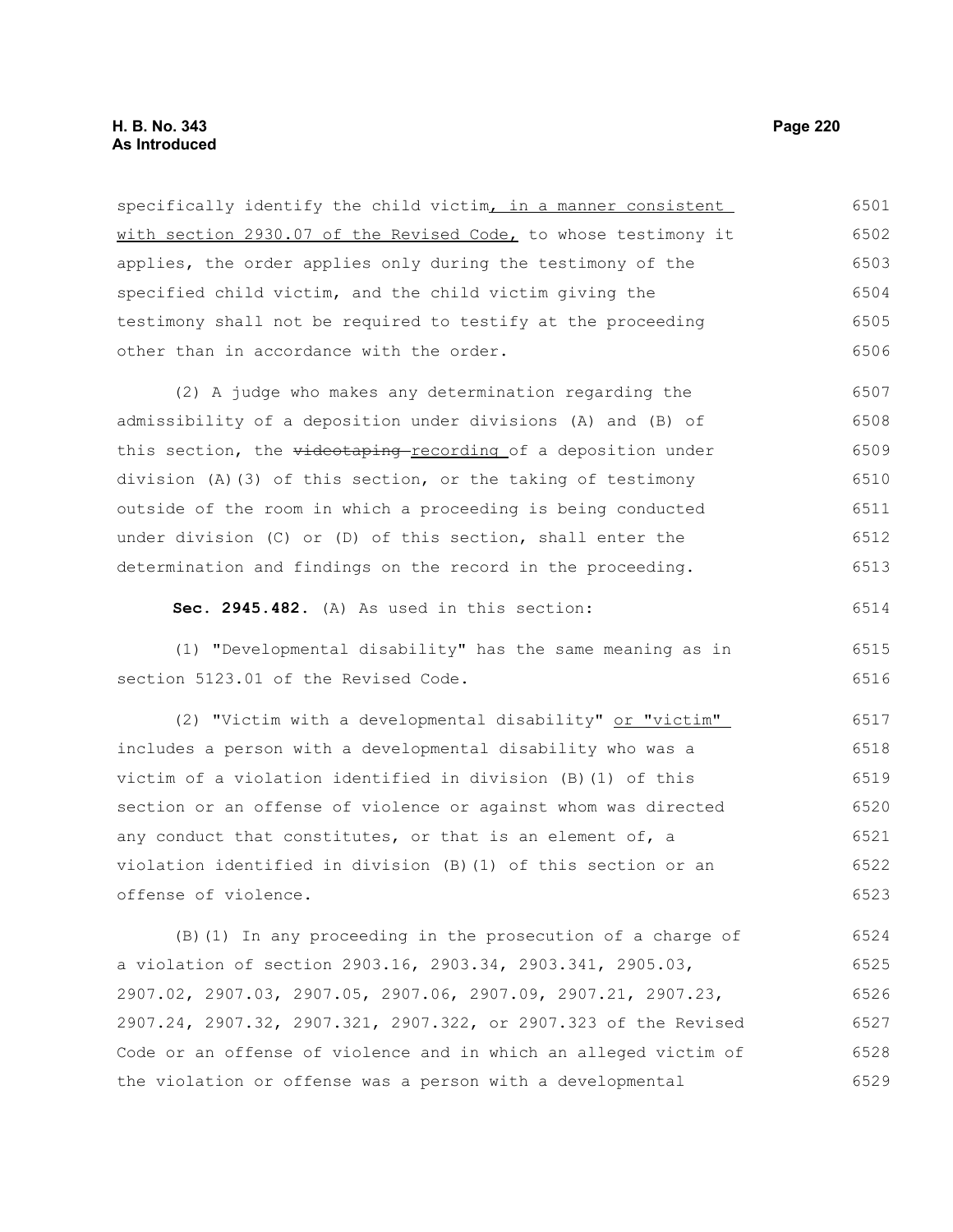specifically identify the child victim, in a manner consistent with section 2930.07 of the Revised Code, to whose testimony it applies, the order applies only during the testimony of the specified child victim, and the child victim giving the testimony shall not be required to testify at the proceeding other than in accordance with the order.

(2) A judge who makes any determination regarding the admissibility of a deposition under divisions (A) and (B) of this section, the ~~videotaping~~ recording of a deposition under division (A)(3) of this section, or the taking of testimony outside of the room in which a proceeding is being conducted under division (C) or (D) of this section, shall enter the determination and findings on the record in the proceeding.

**Sec. 2945.482.** (A) As used in this section:

(1) "Developmental disability" has the same meaning as in section 5123.01 of the Revised Code.

(2) "Victim with a developmental disability" or "victim" includes a person with a developmental disability who was a victim of a violation identified in division (B)(1) of this section or an offense of violence or against whom was directed any conduct that constitutes, or that is an element of, a violation identified in division (B)(1) of this section or an offense of violence.

(B)(1) In any proceeding in the prosecution of a charge of a violation of section 2903.16, 2903.34, 2903.341, 2905.03, 2907.02, 2907.03, 2907.05, 2907.06, 2907.09, 2907.21, 2907.23, 2907.24, 2907.32, 2907.321, 2907.322, or 2907.323 of the Revised Code or an offense of violence and in which an alleged victim of the violation or offense was a person with a developmental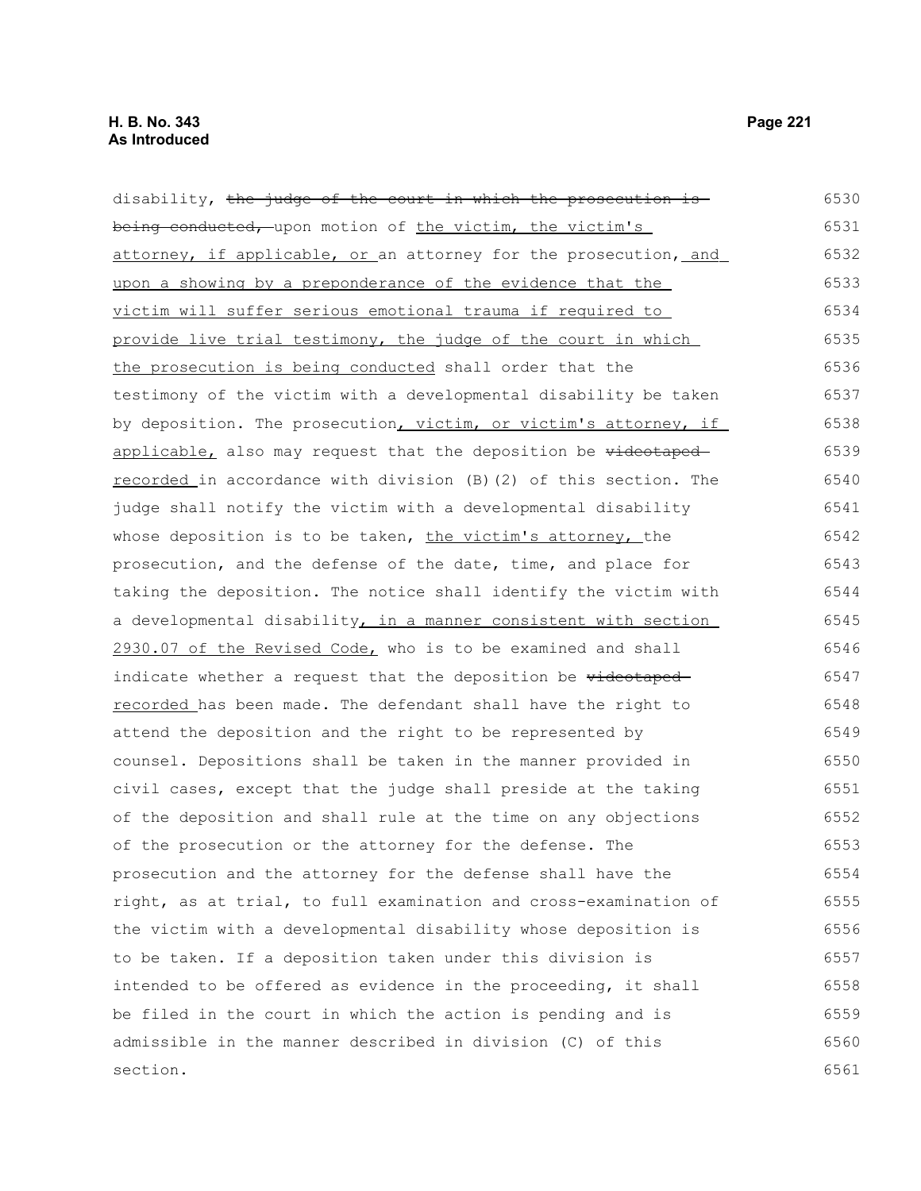disability, ~~the judge of the court in which the prosecution is being conducted,~~ upon motion of the victim, the victim's attorney, if applicable, or an attorney for the prosecution, and upon a showing by a preponderance of the evidence that the victim will suffer serious emotional trauma if required to provide live trial testimony, the judge of the court in which the prosecution is being conducted shall order that the testimony of the victim with a developmental disability be taken by deposition. The prosecution, victim, or victim's attorney, if applicable, also may request that the deposition be ~~videotaped~~ recorded in accordance with division (B)(2) of this section. The judge shall notify the victim with a developmental disability whose deposition is to be taken, the victim's attorney, the prosecution, and the defense of the date, time, and place for taking the deposition. The notice shall identify the victim with a developmental disability, in a manner consistent with section 2930.07 of the Revised Code, who is to be examined and shall indicate whether a request that the deposition be ~~videotaped~~ recorded has been made. The defendant shall have the right to attend the deposition and the right to be represented by counsel. Depositions shall be taken in the manner provided in civil cases, except that the judge shall preside at the taking of the deposition and shall rule at the time on any objections of the prosecution or the attorney for the defense. The prosecution and the attorney for the defense shall have the right, as at trial, to full examination and cross-examination of the victim with a developmental disability whose deposition is to be taken. If a deposition taken under this division is intended to be offered as evidence in the proceeding, it shall be filed in the court in which the action is pending and is admissible in the manner described in division (C) of this section.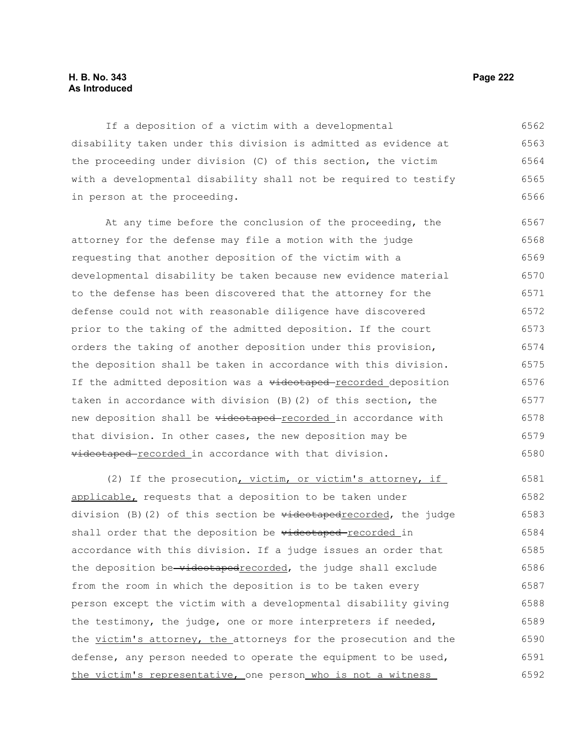If a deposition of a victim with a developmental disability taken under this division is admitted as evidence at the proceeding under division (C) of this section, the victim with a developmental disability shall not be required to testify in person at the proceeding.

At any time before the conclusion of the proceeding, the attorney for the defense may file a motion with the judge requesting that another deposition of the victim with a developmental disability be taken because new evidence material to the defense has been discovered that the attorney for the defense could not with reasonable diligence have discovered prior to the taking of the admitted deposition. If the court orders the taking of another deposition under this provision, the deposition shall be taken in accordance with this division. If the admitted deposition was a ~~videotaped~~ recorded deposition taken in accordance with division (B)(2) of this section, the new deposition shall be ~~videotaped~~ recorded in accordance with that division. In other cases, the new deposition may be ~~videotaped~~ recorded in accordance with that division.

(2) If the prosecution, victim, or victim's attorney, if applicable, requests that a deposition to be taken under division (B)(2) of this section be ~~videotaped~~recorded, the judge shall order that the deposition be ~~videotaped~~ recorded in accordance with this division. If a judge issues an order that the deposition be ~~videotaped~~recorded, the judge shall exclude from the room in which the deposition is to be taken every person except the victim with a developmental disability giving the testimony, the judge, one or more interpreters if needed, the victim's attorney, the attorneys for the prosecution and the defense, any person needed to operate the equipment to be used, the victim's representative, one person who is not a witness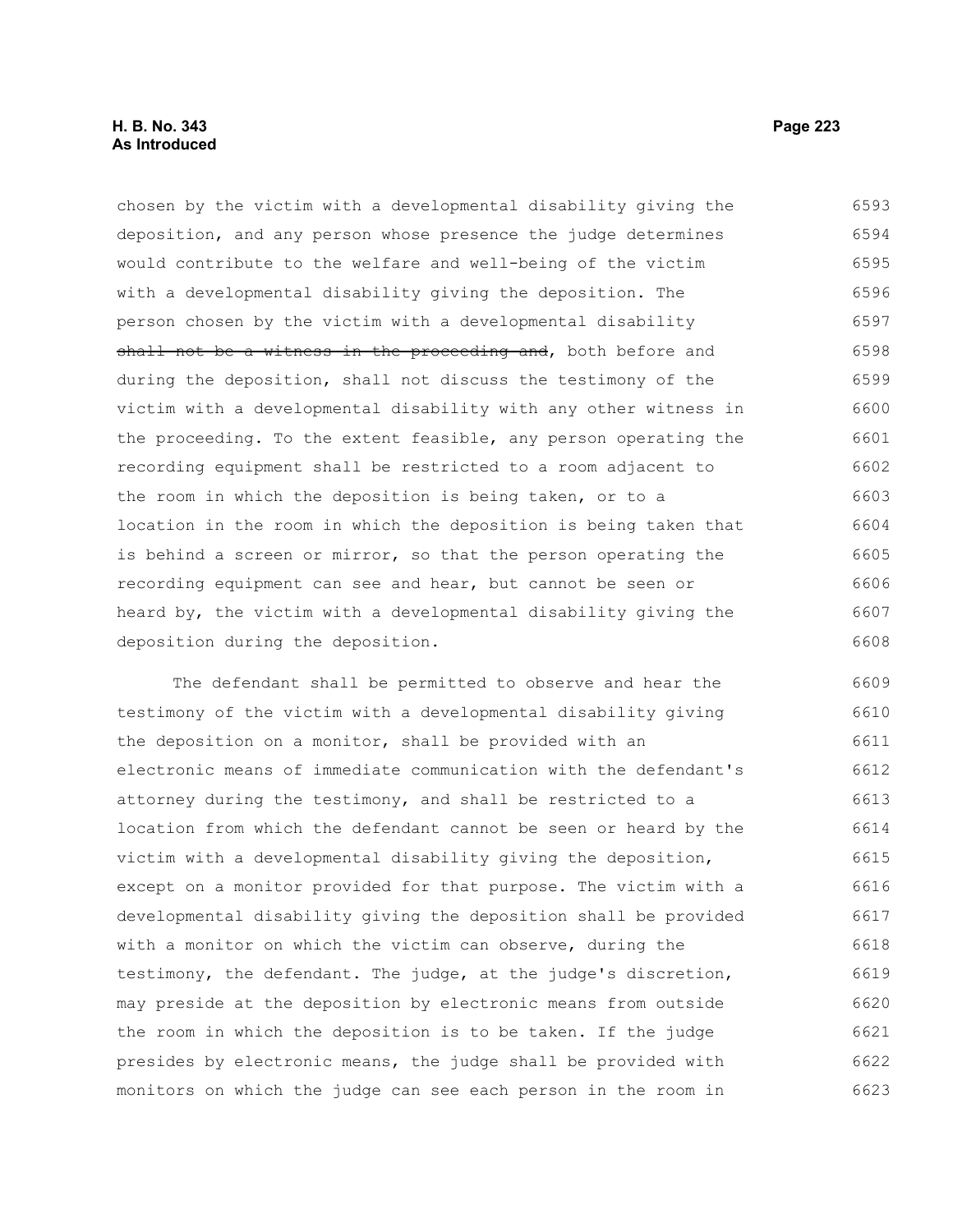chosen by the victim with a developmental disability giving the deposition, and any person whose presence the judge determines would contribute to the welfare and well-being of the victim with a developmental disability giving the deposition. The person chosen by the victim with a developmental disability ~~shall not be a witness in the proceeding and~~, both before and during the deposition, shall not discuss the testimony of the victim with a developmental disability with any other witness in the proceeding. To the extent feasible, any person operating the recording equipment shall be restricted to a room adjacent to the room in which the deposition is being taken, or to a location in the room in which the deposition is being taken that is behind a screen or mirror, so that the person operating the recording equipment can see and hear, but cannot be seen or heard by, the victim with a developmental disability giving the deposition during the deposition.

The defendant shall be permitted to observe and hear the testimony of the victim with a developmental disability giving the deposition on a monitor, shall be provided with an electronic means of immediate communication with the defendant's attorney during the testimony, and shall be restricted to a location from which the defendant cannot be seen or heard by the victim with a developmental disability giving the deposition, except on a monitor provided for that purpose. The victim with a developmental disability giving the deposition shall be provided with a monitor on which the victim can observe, during the testimony, the defendant. The judge, at the judge's discretion, may preside at the deposition by electronic means from outside the room in which the deposition is to be taken. If the judge presides by electronic means, the judge shall be provided with monitors on which the judge can see each person in the room in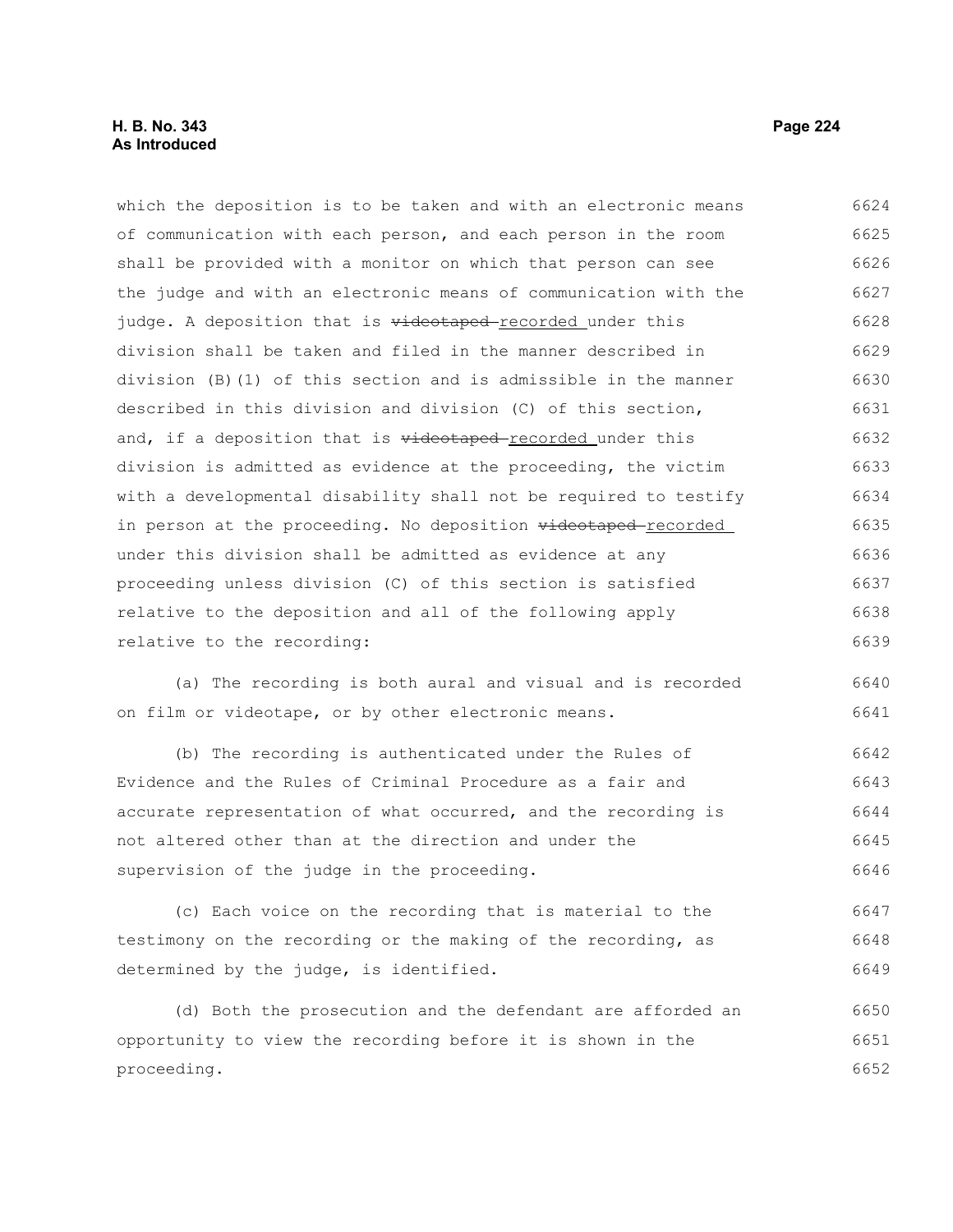which the deposition is to be taken and with an electronic means of communication with each person, and each person in the room shall be provided with a monitor on which that person can see the judge and with an electronic means of communication with the judge. A deposition that is ~~videotaped~~ recorded under this division shall be taken and filed in the manner described in division (B)(1) of this section and is admissible in the manner described in this division and division (C) of this section, and, if a deposition that is ~~videotaped~~ recorded under this division is admitted as evidence at the proceeding, the victim with a developmental disability shall not be required to testify in person at the proceeding. No deposition ~~videotaped~~ recorded under this division shall be admitted as evidence at any proceeding unless division (C) of this section is satisfied relative to the deposition and all of the following apply relative to the recording:

(a) The recording is both aural and visual and is recorded on film or videotape, or by other electronic means.

(b) The recording is authenticated under the Rules of Evidence and the Rules of Criminal Procedure as a fair and accurate representation of what occurred, and the recording is not altered other than at the direction and under the supervision of the judge in the proceeding.

(c) Each voice on the recording that is material to the testimony on the recording or the making of the recording, as determined by the judge, is identified.

(d) Both the prosecution and the defendant are afforded an opportunity to view the recording before it is shown in the proceeding.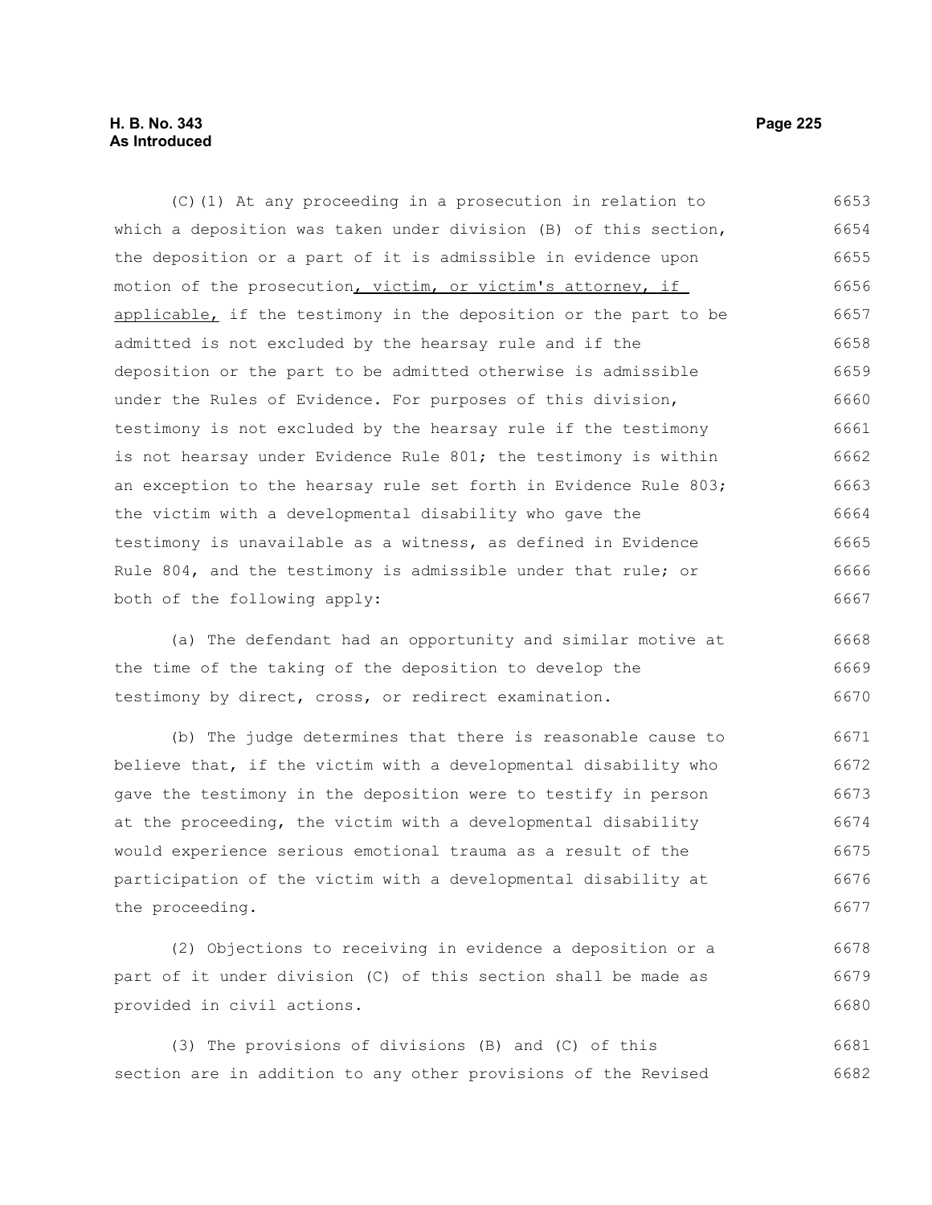(C)(1) At any proceeding in a prosecution in relation to which a deposition was taken under division (B) of this section, the deposition or a part of it is admissible in evidence upon motion of the prosecution, victim, or victim's attorney, if applicable, if the testimony in the deposition or the part to be admitted is not excluded by the hearsay rule and if the deposition or the part to be admitted otherwise is admissible under the Rules of Evidence. For purposes of this division, testimony is not excluded by the hearsay rule if the testimony is not hearsay under Evidence Rule 801; the testimony is within an exception to the hearsay rule set forth in Evidence Rule 803; the victim with a developmental disability who gave the testimony is unavailable as a witness, as defined in Evidence Rule 804, and the testimony is admissible under that rule; or both of the following apply:

(a) The defendant had an opportunity and similar motive at the time of the taking of the deposition to develop the testimony by direct, cross, or redirect examination.

(b) The judge determines that there is reasonable cause to believe that, if the victim with a developmental disability who gave the testimony in the deposition were to testify in person at the proceeding, the victim with a developmental disability would experience serious emotional trauma as a result of the participation of the victim with a developmental disability at the proceeding.

(2) Objections to receiving in evidence a deposition or a part of it under division (C) of this section shall be made as provided in civil actions.

(3) The provisions of divisions (B) and (C) of this section are in addition to any other provisions of the Revised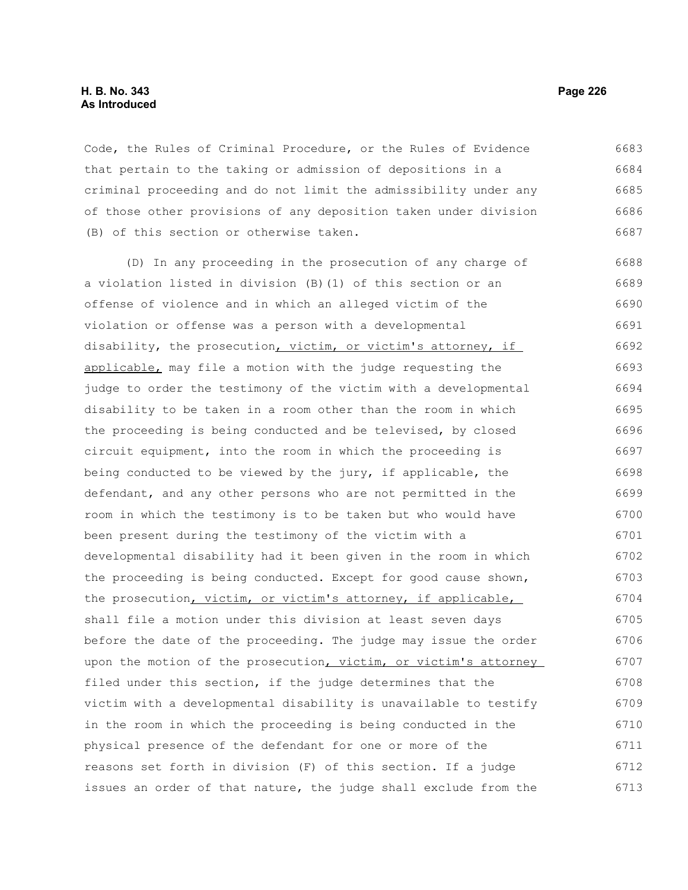Code, the Rules of Criminal Procedure, or the Rules of Evidence that pertain to the taking or admission of depositions in a criminal proceeding and do not limit the admissibility under any of those other provisions of any deposition taken under division (B) of this section or otherwise taken.

(D) In any proceeding in the prosecution of any charge of a violation listed in division (B)(1) of this section or an offense of violence and in which an alleged victim of the violation or offense was a person with a developmental disability, the prosecution, victim, or victim's attorney, if applicable, may file a motion with the judge requesting the judge to order the testimony of the victim with a developmental disability to be taken in a room other than the room in which the proceeding is being conducted and be televised, by closed circuit equipment, into the room in which the proceeding is being conducted to be viewed by the jury, if applicable, the defendant, and any other persons who are not permitted in the room in which the testimony is to be taken but who would have been present during the testimony of the victim with a developmental disability had it been given in the room in which the proceeding is being conducted. Except for good cause shown, the prosecution, victim, or victim's attorney, if applicable, shall file a motion under this division at least seven days before the date of the proceeding. The judge may issue the order upon the motion of the prosecution, victim, or victim's attorney filed under this section, if the judge determines that the victim with a developmental disability is unavailable to testify in the room in which the proceeding is being conducted in the physical presence of the defendant for one or more of the reasons set forth in division (F) of this section. If a judge issues an order of that nature, the judge shall exclude from the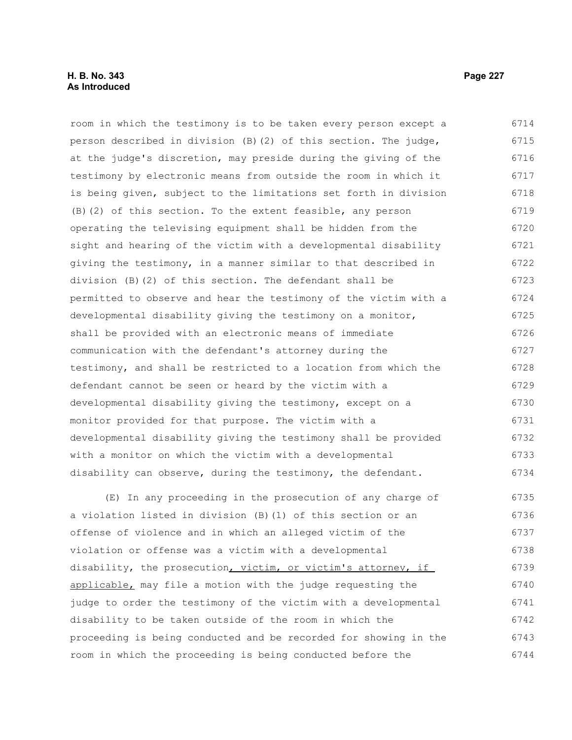room in which the testimony is to be taken every person except a person described in division (B)(2) of this section. The judge, at the judge's discretion, may preside during the giving of the testimony by electronic means from outside the room in which it is being given, subject to the limitations set forth in division (B)(2) of this section. To the extent feasible, any person operating the televising equipment shall be hidden from the sight and hearing of the victim with a developmental disability giving the testimony, in a manner similar to that described in division (B)(2) of this section. The defendant shall be permitted to observe and hear the testimony of the victim with a developmental disability giving the testimony on a monitor, shall be provided with an electronic means of immediate communication with the defendant's attorney during the testimony, and shall be restricted to a location from which the defendant cannot be seen or heard by the victim with a developmental disability giving the testimony, except on a monitor provided for that purpose. The victim with a developmental disability giving the testimony shall be provided with a monitor on which the victim with a developmental disability can observe, during the testimony, the defendant.

(E) In any proceeding in the prosecution of any charge of a violation listed in division (B)(1) of this section or an offense of violence and in which an alleged victim of the violation or offense was a victim with a developmental disability, the prosecution, victim, or victim's attorney, if applicable, may file a motion with the judge requesting the judge to order the testimony of the victim with a developmental disability to be taken outside of the room in which the proceeding is being conducted and be recorded for showing in the room in which the proceeding is being conducted before the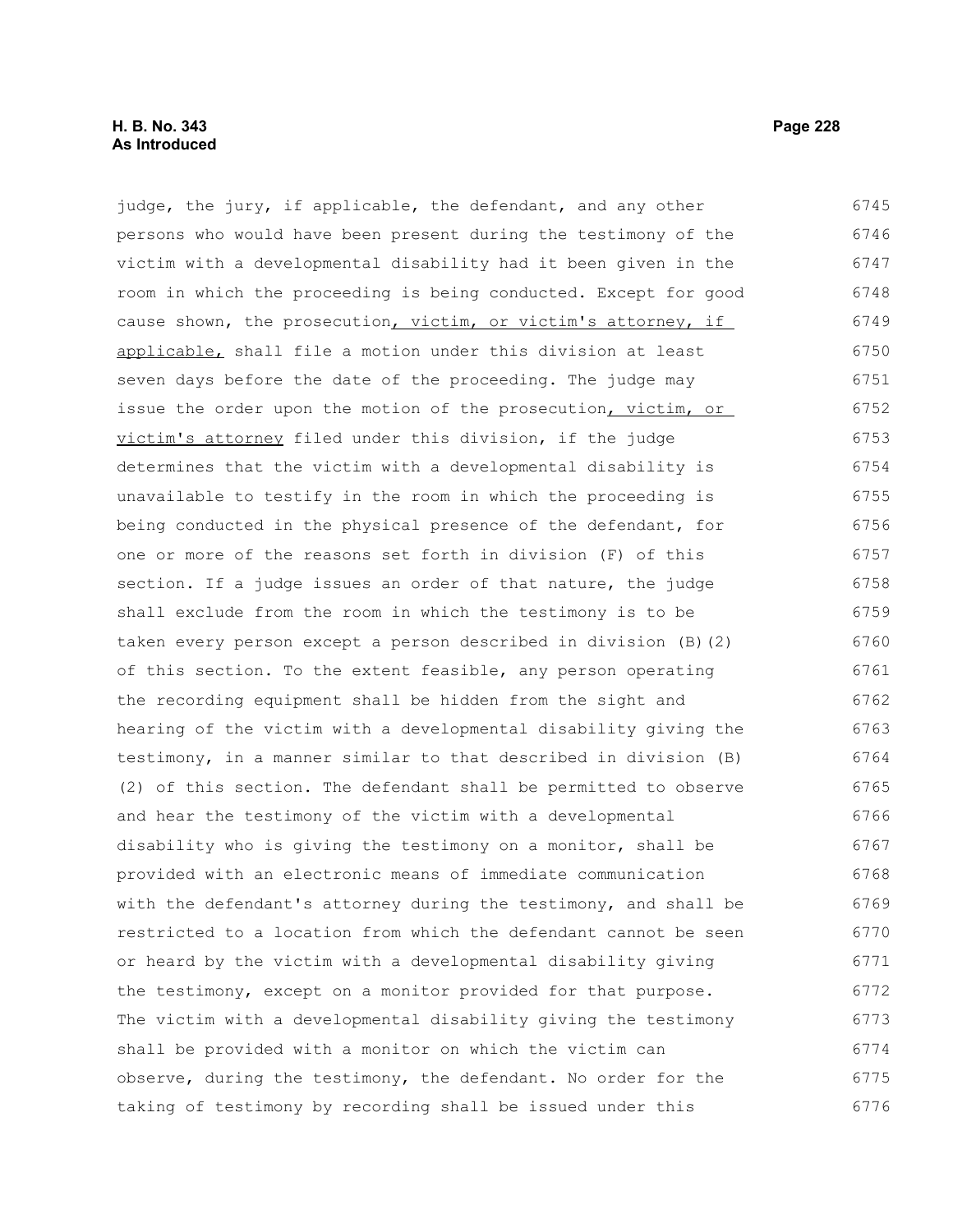judge, the jury, if applicable, the defendant, and any other persons who would have been present during the testimony of the victim with a developmental disability had it been given in the room in which the proceeding is being conducted. Except for good cause shown, the prosecution<u>, victim, or victim's attorney, if applicable,</u> shall file a motion under this division at least seven days before the date of the proceeding. The judge may issue the order upon the motion of the prosecution<u>, victim, or victim's attorney</u> filed under this division, if the judge determines that the victim with a developmental disability is unavailable to testify in the room in which the proceeding is being conducted in the physical presence of the defendant, for one or more of the reasons set forth in division (F) of this section. If a judge issues an order of that nature, the judge shall exclude from the room in which the testimony is to be taken every person except a person described in division (B)(2) of this section. To the extent feasible, any person operating the recording equipment shall be hidden from the sight and hearing of the victim with a developmental disability giving the testimony, in a manner similar to that described in division (B)(2) of this section. The defendant shall be permitted to observe and hear the testimony of the victim with a developmental disability who is giving the testimony on a monitor, shall be provided with an electronic means of immediate communication with the defendant's attorney during the testimony, and shall be restricted to a location from which the defendant cannot be seen or heard by the victim with a developmental disability giving the testimony, except on a monitor provided for that purpose. The victim with a developmental disability giving the testimony shall be provided with a monitor on which the victim can observe, during the testimony, the defendant. No order for the taking of testimony by recording shall be issued under this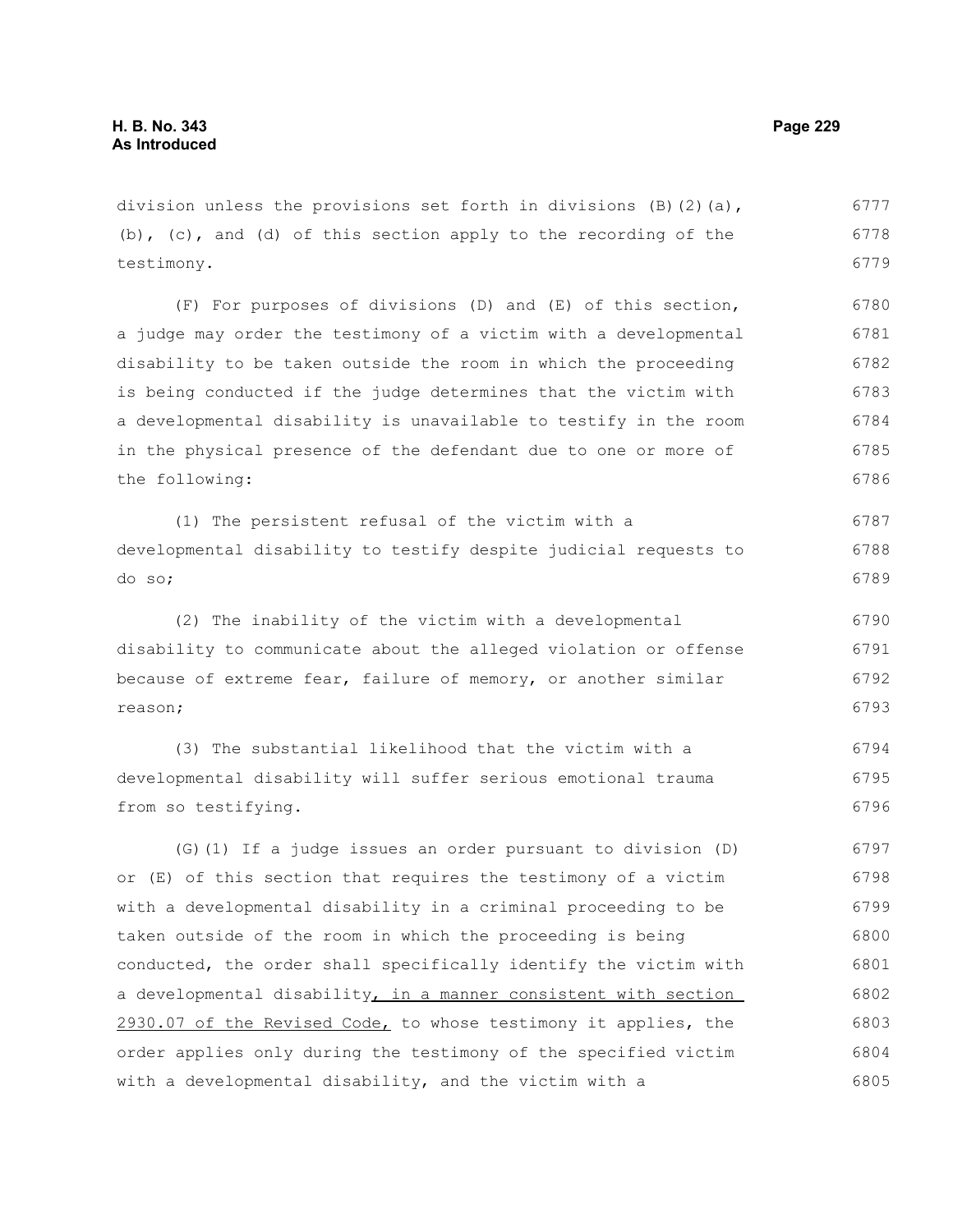division unless the provisions set forth in divisions (B)(2)(a), (b), (c), and (d) of this section apply to the recording of the testimony.

(F) For purposes of divisions (D) and (E) of this section, a judge may order the testimony of a victim with a developmental disability to be taken outside the room in which the proceeding is being conducted if the judge determines that the victim with a developmental disability is unavailable to testify in the room in the physical presence of the defendant due to one or more of the following:

(1) The persistent refusal of the victim with a developmental disability to testify despite judicial requests to do so;

(2) The inability of the victim with a developmental disability to communicate about the alleged violation or offense because of extreme fear, failure of memory, or another similar reason;

(3) The substantial likelihood that the victim with a developmental disability will suffer serious emotional trauma from so testifying.

(G)(1) If a judge issues an order pursuant to division (D) or (E) of this section that requires the testimony of a victim with a developmental disability in a criminal proceeding to be taken outside of the room in which the proceeding is being conducted, the order shall specifically identify the victim with a developmental disability, in a manner consistent with section 2930.07 of the Revised Code, to whose testimony it applies, the order applies only during the testimony of the specified victim with a developmental disability, and the victim with a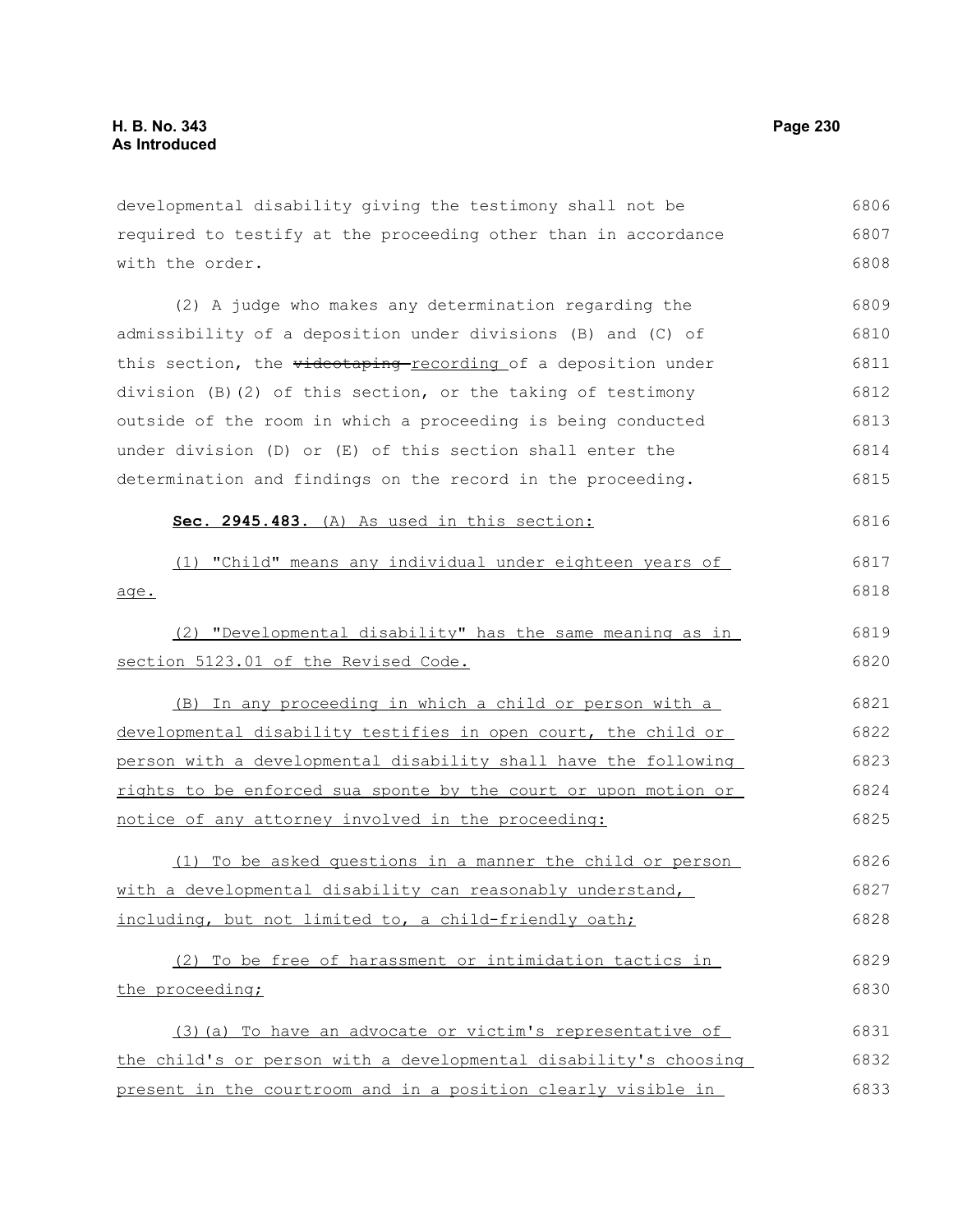developmental disability giving the testimony shall not be required to testify at the proceeding other than in accordance with the order.

(2) A judge who makes any determination regarding the admissibility of a deposition under divisions (B) and (C) of this section, the ~~videotaping~~ recording of a deposition under division (B)(2) of this section, or the taking of testimony outside of the room in which a proceeding is being conducted under division (D) or (E) of this section shall enter the determination and findings on the record in the proceeding.

**Sec. 2945.483.** (A) As used in this section:

(1) "Child" means any individual under eighteen years of age.

(2) "Developmental disability" has the same meaning as in section 5123.01 of the Revised Code.

(B) In any proceeding in which a child or person with a developmental disability testifies in open court, the child or person with a developmental disability shall have the following rights to be enforced sua sponte by the court or upon motion or notice of any attorney involved in the proceeding:

(1) To be asked questions in a manner the child or person with a developmental disability can reasonably understand, including, but not limited to, a child-friendly oath;

(2) To be free of harassment or intimidation tactics in the proceeding;

(3)(a) To have an advocate or victim's representative of the child's or person with a developmental disability's choosing present in the courtroom and in a position clearly visible in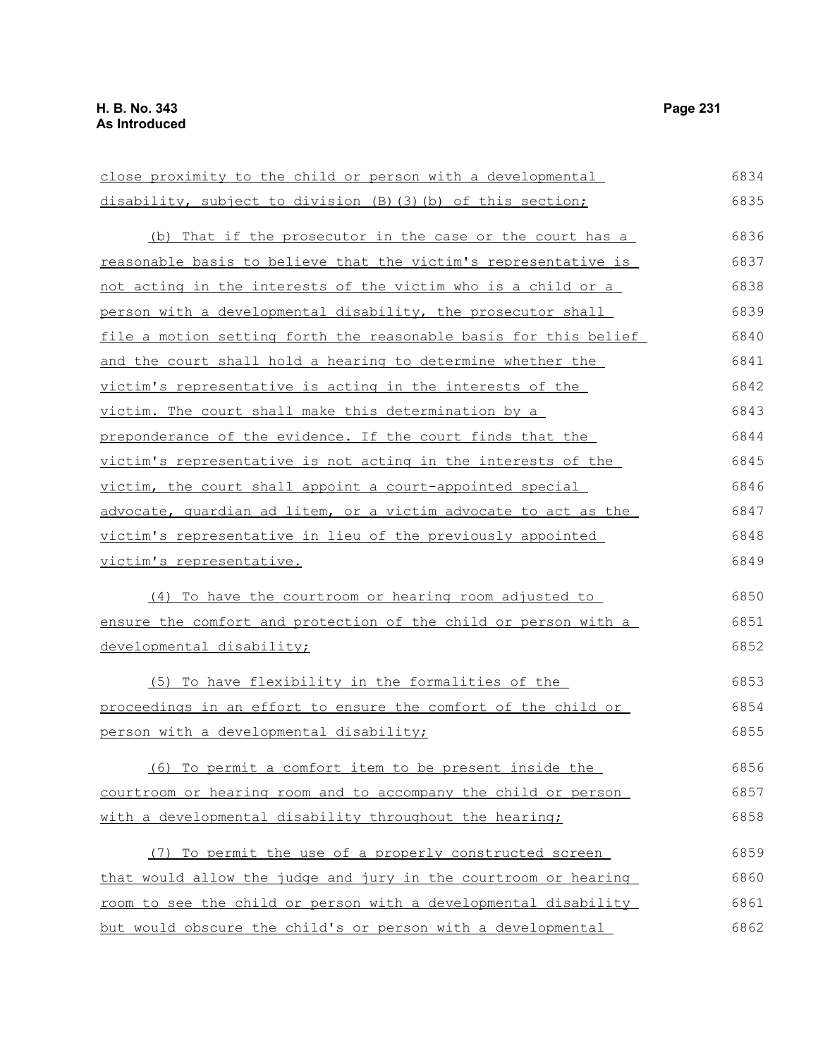close proximity to the child or person with a developmental disability, subject to division (B)(3)(b) of this section;

(b) That if the prosecutor in the case or the court has a reasonable basis to believe that the victim's representative is not acting in the interests of the victim who is a child or a person with a developmental disability, the prosecutor shall file a motion setting forth the reasonable basis for this belief and the court shall hold a hearing to determine whether the victim's representative is acting in the interests of the victim. The court shall make this determination by a preponderance of the evidence. If the court finds that the victim's representative is not acting in the interests of the victim, the court shall appoint a court-appointed special advocate, guardian ad litem, or a victim advocate to act as the victim's representative in lieu of the previously appointed victim's representative.

(4) To have the courtroom or hearing room adjusted to ensure the comfort and protection of the child or person with a developmental disability;

(5) To have flexibility in the formalities of the proceedings in an effort to ensure the comfort of the child or person with a developmental disability;

(6) To permit a comfort item to be present inside the courtroom or hearing room and to accompany the child or person with a developmental disability throughout the hearing;

(7) To permit the use of a properly constructed screen that would allow the judge and jury in the courtroom or hearing room to see the child or person with a developmental disability but would obscure the child's or person with a developmental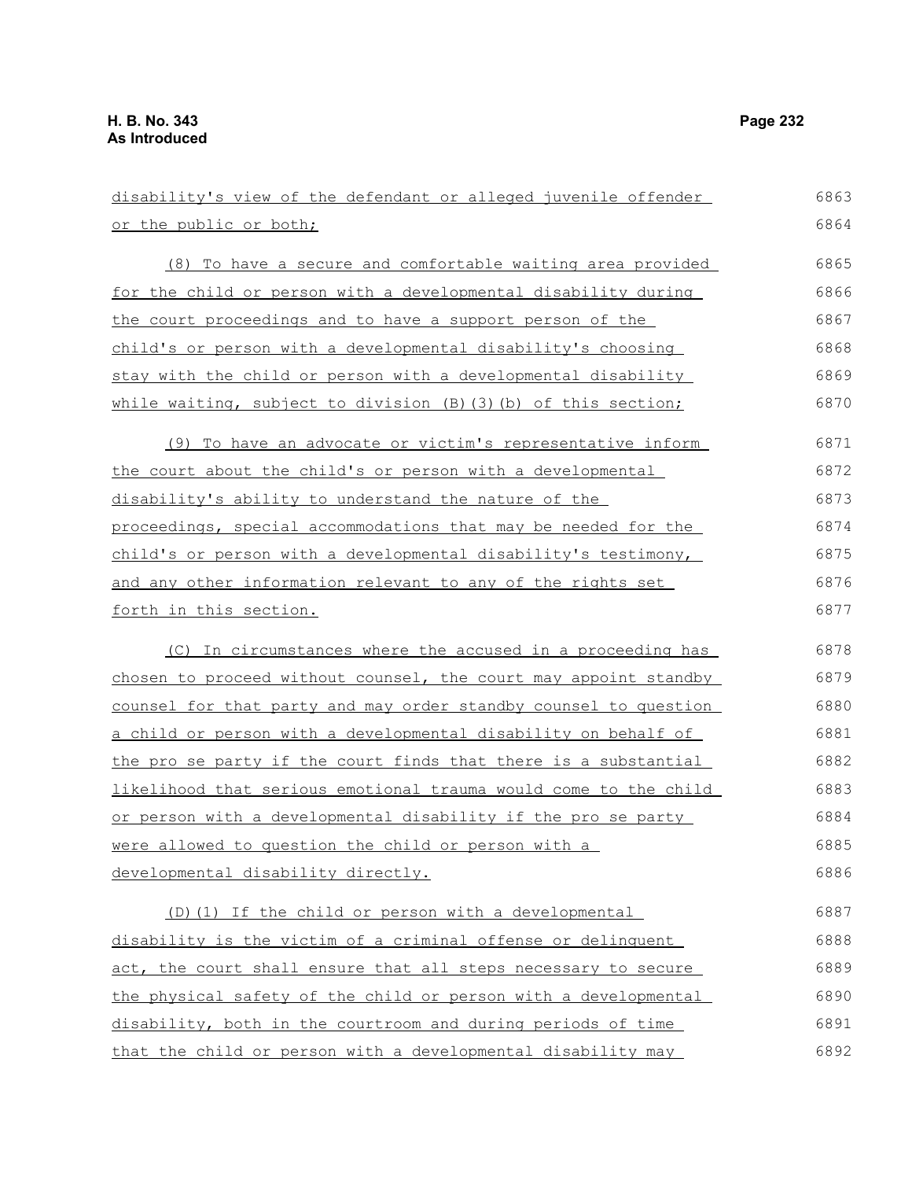disability's view of the defendant or alleged juvenile offender or the public or both;

(8) To have a secure and comfortable waiting area provided for the child or person with a developmental disability during the court proceedings and to have a support person of the child's or person with a developmental disability's choosing stay with the child or person with a developmental disability while waiting, subject to division (B)(3)(b) of this section;

(9) To have an advocate or victim's representative inform the court about the child's or person with a developmental disability's ability to understand the nature of the proceedings, special accommodations that may be needed for the child's or person with a developmental disability's testimony, and any other information relevant to any of the rights set forth in this section.

(C) In circumstances where the accused in a proceeding has chosen to proceed without counsel, the court may appoint standby counsel for that party and may order standby counsel to question a child or person with a developmental disability on behalf of the pro se party if the court finds that there is a substantial likelihood that serious emotional trauma would come to the child or person with a developmental disability if the pro se party were allowed to question the child or person with a developmental disability directly.

(D)(1) If the child or person with a developmental disability is the victim of a criminal offense or delinquent act, the court shall ensure that all steps necessary to secure the physical safety of the child or person with a developmental disability, both in the courtroom and during periods of time that the child or person with a developmental disability may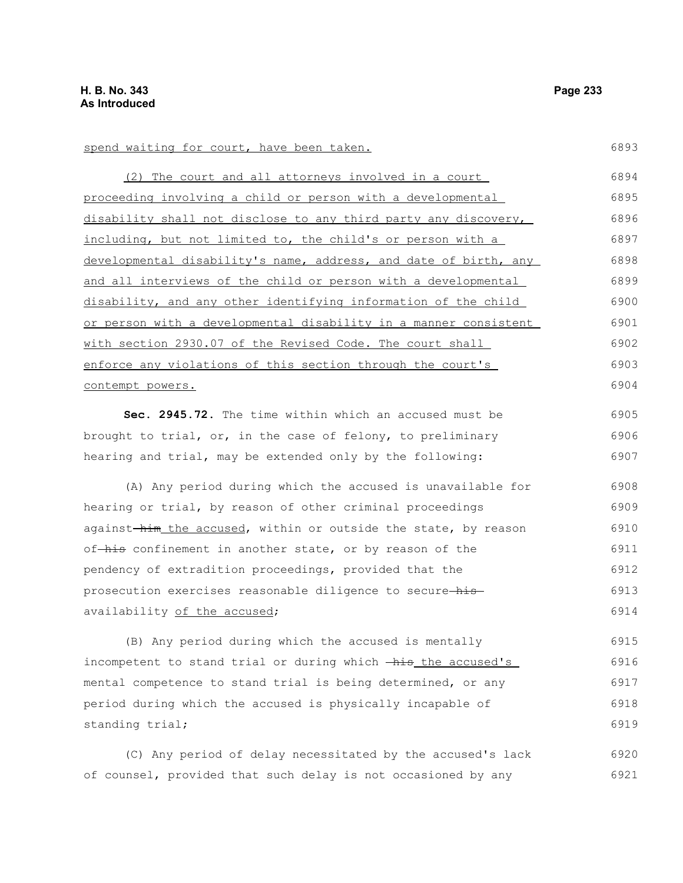spend waiting for court, have been taken.

(2) The court and all attorneys involved in a court proceeding involving a child or person with a developmental disability shall not disclose to any third party any discovery, including, but not limited to, the child's or person with a developmental disability's name, address, and date of birth, any and all interviews of the child or person with a developmental disability, and any other identifying information of the child or person with a developmental disability in a manner consistent with section 2930.07 of the Revised Code. The court shall enforce any violations of this section through the court's contempt powers.

**Sec. 2945.72.** The time within which an accused must be brought to trial, or, in the case of felony, to preliminary hearing and trial, may be extended only by the following:

(A) Any period during which the accused is unavailable for hearing or trial, by reason of other criminal proceedings against ~~him~~ the accused, within or outside the state, by reason of ~~his~~ confinement in another state, or by reason of the pendency of extradition proceedings, provided that the prosecution exercises reasonable diligence to secure ~~his~~ availability of the accused;

(B) Any period during which the accused is mentally incompetent to stand trial or during which ~~his~~ the accused's mental competence to stand trial is being determined, or any period during which the accused is physically incapable of standing trial;

(C) Any period of delay necessitated by the accused's lack of counsel, provided that such delay is not occasioned by any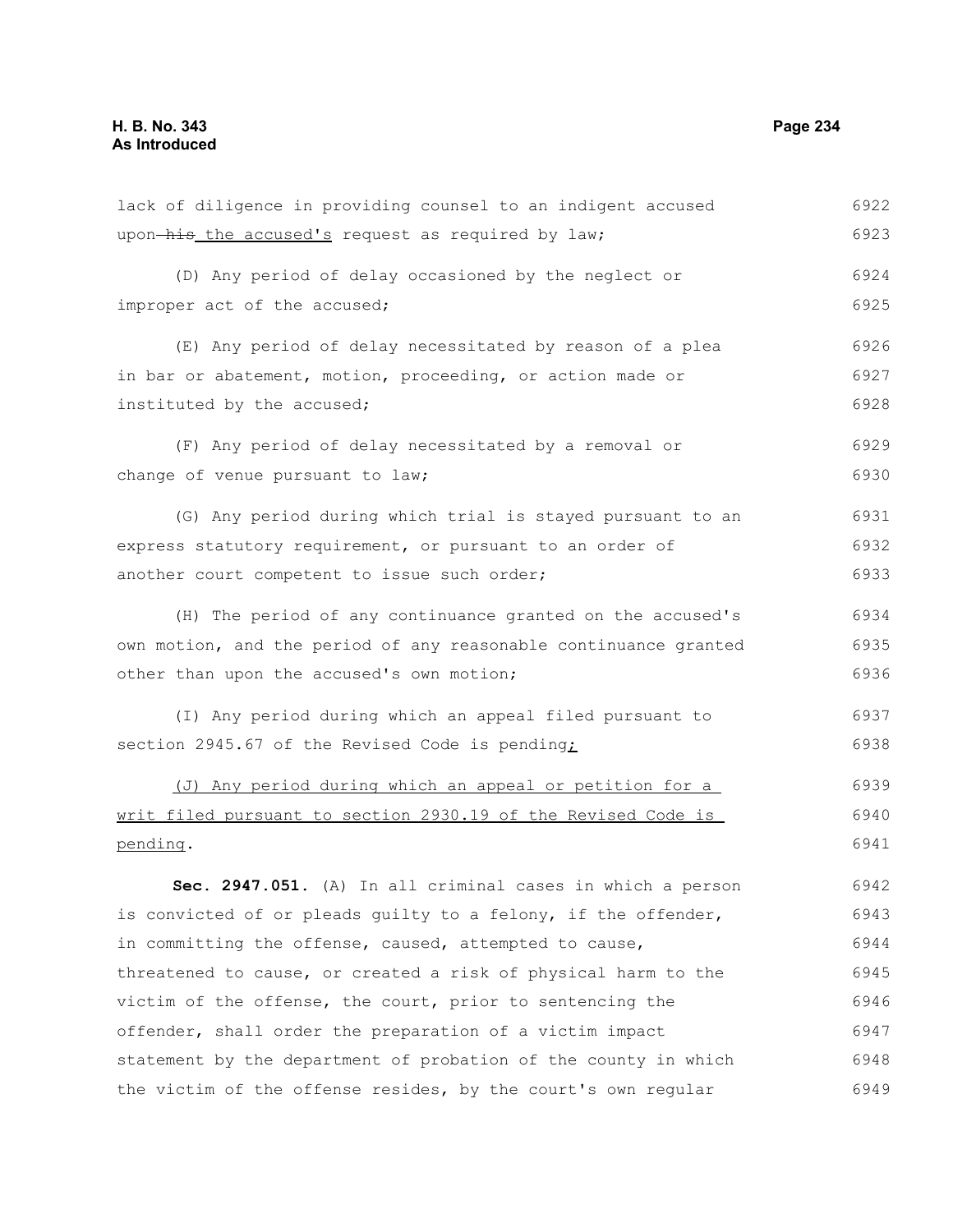lack of diligence in providing counsel to an indigent accused upon ~~his~~ the accused's request as required by law;

(D) Any period of delay occasioned by the neglect or improper act of the accused;

(E) Any period of delay necessitated by reason of a plea in bar or abatement, motion, proceeding, or action made or instituted by the accused;

(F) Any period of delay necessitated by a removal or change of venue pursuant to law;

(G) Any period during which trial is stayed pursuant to an express statutory requirement, or pursuant to an order of another court competent to issue such order;

(H) The period of any continuance granted on the accused's own motion, and the period of any reasonable continuance granted other than upon the accused's own motion;

(I) Any period during which an appeal filed pursuant to section 2945.67 of the Revised Code is pending;

(J) Any period during which an appeal or petition for a writ filed pursuant to section 2930.19 of the Revised Code is pending.

**Sec. 2947.051.** (A) In all criminal cases in which a person is convicted of or pleads guilty to a felony, if the offender, in committing the offense, caused, attempted to cause, threatened to cause, or created a risk of physical harm to the victim of the offense, the court, prior to sentencing the offender, shall order the preparation of a victim impact statement by the department of probation of the county in which the victim of the offense resides, by the court's own regular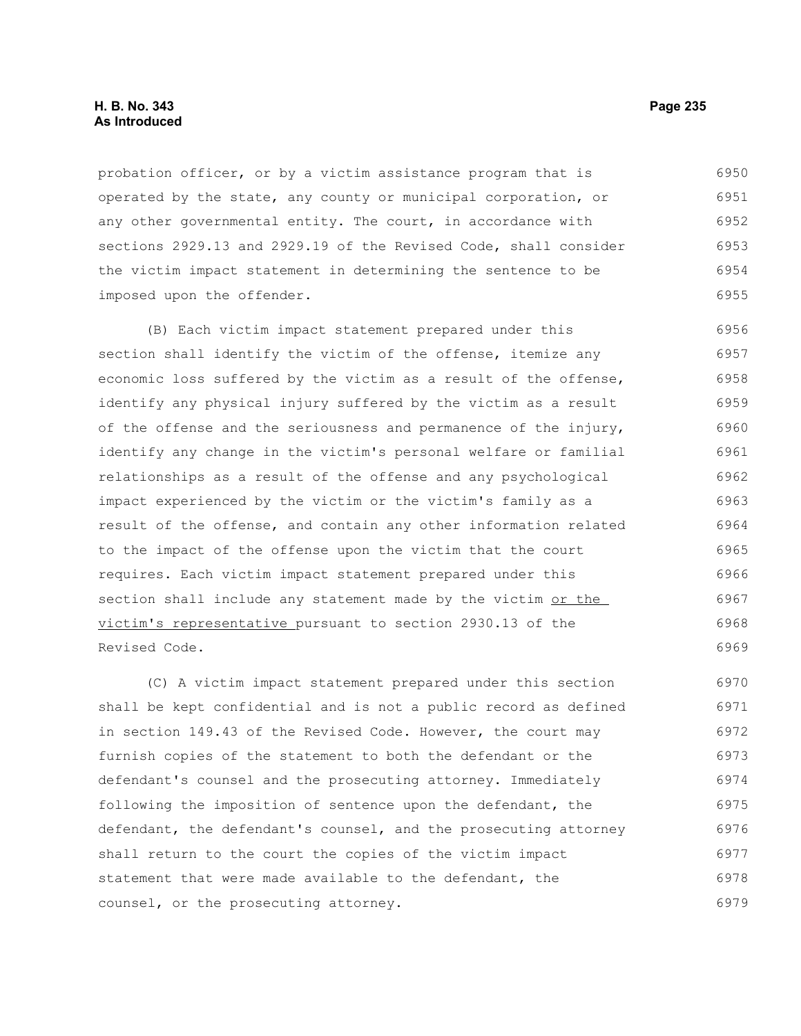probation officer, or by a victim assistance program that is operated by the state, any county or municipal corporation, or any other governmental entity. The court, in accordance with sections 2929.13 and 2929.19 of the Revised Code, shall consider the victim impact statement in determining the sentence to be imposed upon the offender.

(B) Each victim impact statement prepared under this section shall identify the victim of the offense, itemize any economic loss suffered by the victim as a result of the offense, identify any physical injury suffered by the victim as a result of the offense and the seriousness and permanence of the injury, identify any change in the victim's personal welfare or familial relationships as a result of the offense and any psychological impact experienced by the victim or the victim's family as a result of the offense, and contain any other information related to the impact of the offense upon the victim that the court requires. Each victim impact statement prepared under this section shall include any statement made by the victim <u>or the victim's representative</u> pursuant to section 2930.13 of the Revised Code.

(C) A victim impact statement prepared under this section shall be kept confidential and is not a public record as defined in section 149.43 of the Revised Code. However, the court may furnish copies of the statement to both the defendant or the defendant's counsel and the prosecuting attorney. Immediately following the imposition of sentence upon the defendant, the defendant, the defendant's counsel, and the prosecuting attorney shall return to the court the copies of the victim impact statement that were made available to the defendant, the counsel, or the prosecuting attorney.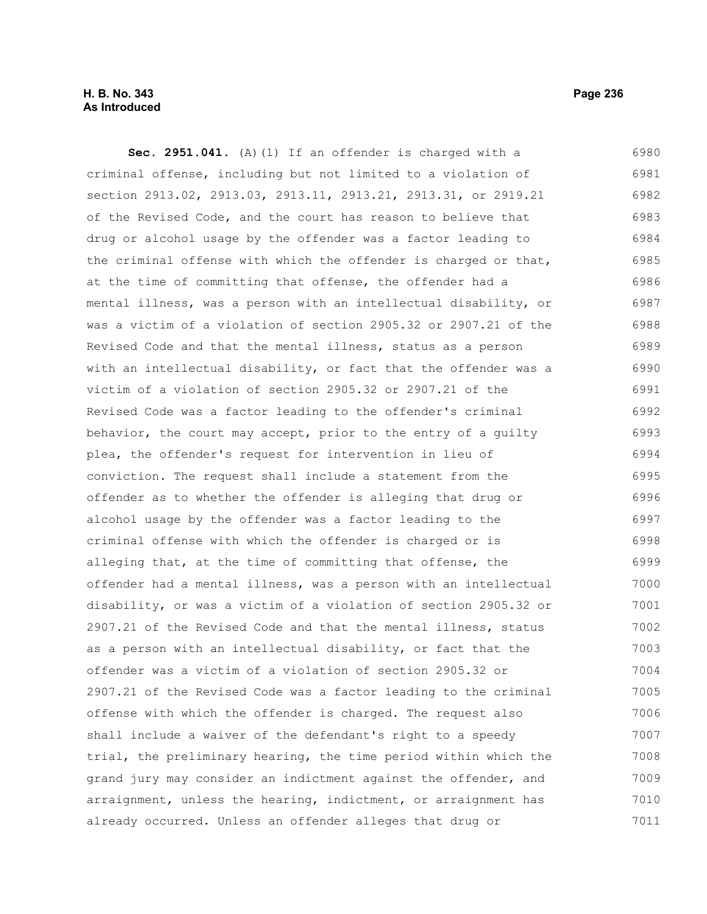**Sec. 2951.041.** (A)(1) If an offender is charged with a criminal offense, including but not limited to a violation of section 2913.02, 2913.03, 2913.11, 2913.21, 2913.31, or 2919.21 of the Revised Code, and the court has reason to believe that drug or alcohol usage by the offender was a factor leading to the criminal offense with which the offender is charged or that, at the time of committing that offense, the offender had a mental illness, was a person with an intellectual disability, or was a victim of a violation of section 2905.32 or 2907.21 of the Revised Code and that the mental illness, status as a person with an intellectual disability, or fact that the offender was a victim of a violation of section 2905.32 or 2907.21 of the Revised Code was a factor leading to the offender's criminal behavior, the court may accept, prior to the entry of a guilty plea, the offender's request for intervention in lieu of conviction. The request shall include a statement from the offender as to whether the offender is alleging that drug or alcohol usage by the offender was a factor leading to the criminal offense with which the offender is charged or is alleging that, at the time of committing that offense, the offender had a mental illness, was a person with an intellectual disability, or was a victim of a violation of section 2905.32 or 2907.21 of the Revised Code and that the mental illness, status as a person with an intellectual disability, or fact that the offender was a victim of a violation of section 2905.32 or 2907.21 of the Revised Code was a factor leading to the criminal offense with which the offender is charged. The request also shall include a waiver of the defendant's right to a speedy trial, the preliminary hearing, the time period within which the grand jury may consider an indictment against the offender, and arraignment, unless the hearing, indictment, or arraignment has already occurred. Unless an offender alleges that drug or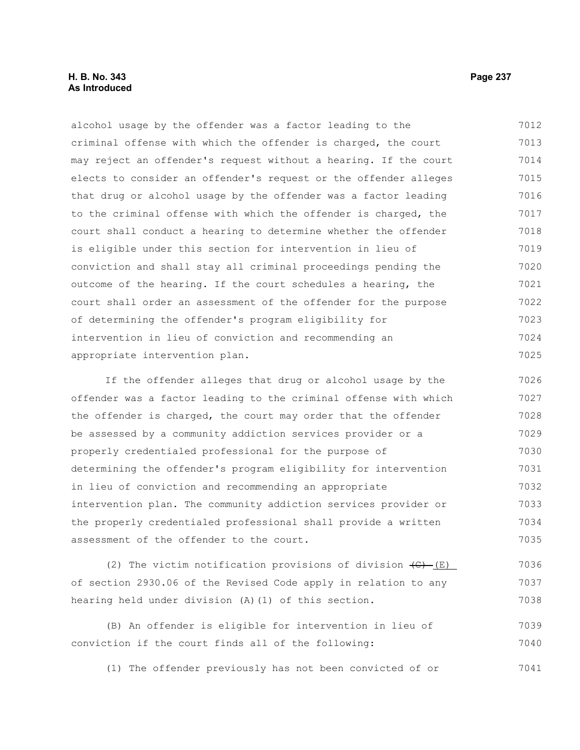alcohol usage by the offender was a factor leading to the criminal offense with which the offender is charged, the court may reject an offender's request without a hearing. If the court elects to consider an offender's request or the offender alleges that drug or alcohol usage by the offender was a factor leading to the criminal offense with which the offender is charged, the court shall conduct a hearing to determine whether the offender is eligible under this section for intervention in lieu of conviction and shall stay all criminal proceedings pending the outcome of the hearing. If the court schedules a hearing, the court shall order an assessment of the offender for the purpose of determining the offender's program eligibility for intervention in lieu of conviction and recommending an appropriate intervention plan.

If the offender alleges that drug or alcohol usage by the offender was a factor leading to the criminal offense with which the offender is charged, the court may order that the offender be assessed by a community addiction services provider or a properly credentialed professional for the purpose of determining the offender's program eligibility for intervention in lieu of conviction and recommending an appropriate intervention plan. The community addiction services provider or the properly credentialed professional shall provide a written assessment of the offender to the court.

(2) The victim notification provisions of division ~~(C)~~ (E) of section 2930.06 of the Revised Code apply in relation to any hearing held under division (A)(1) of this section.

(B) An offender is eligible for intervention in lieu of conviction if the court finds all of the following:

(1) The offender previously has not been convicted of or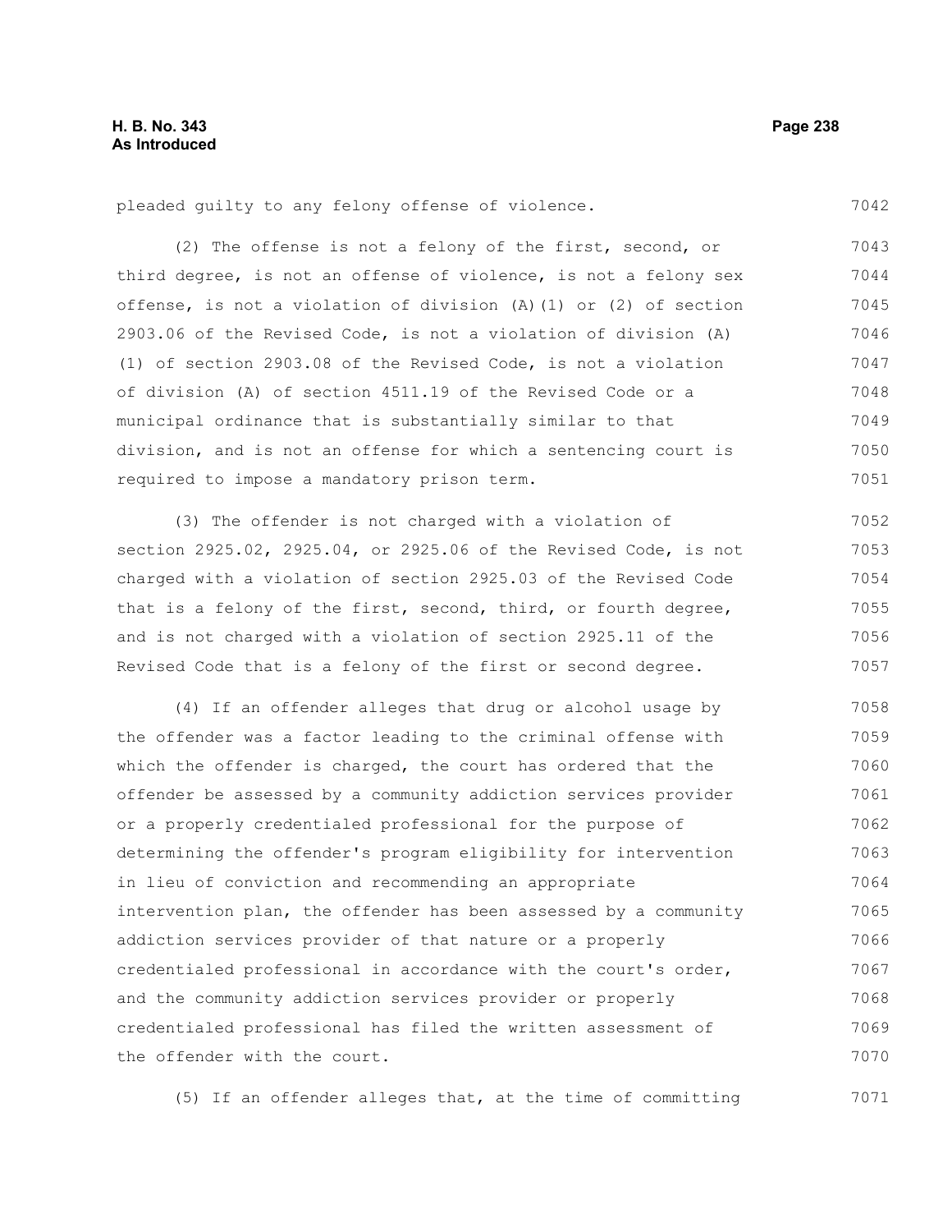pleaded guilty to any felony offense of violence.

(2) The offense is not a felony of the first, second, or third degree, is not an offense of violence, is not a felony sex offense, is not a violation of division (A)(1) or (2) of section 2903.06 of the Revised Code, is not a violation of division (A)(1) of section 2903.08 of the Revised Code, is not a violation of division (A) of section 4511.19 of the Revised Code or a municipal ordinance that is substantially similar to that division, and is not an offense for which a sentencing court is required to impose a mandatory prison term.

(3) The offender is not charged with a violation of section 2925.02, 2925.04, or 2925.06 of the Revised Code, is not charged with a violation of section 2925.03 of the Revised Code that is a felony of the first, second, third, or fourth degree, and is not charged with a violation of section 2925.11 of the Revised Code that is a felony of the first or second degree.

(4) If an offender alleges that drug or alcohol usage by the offender was a factor leading to the criminal offense with which the offender is charged, the court has ordered that the offender be assessed by a community addiction services provider or a properly credentialed professional for the purpose of determining the offender's program eligibility for intervention in lieu of conviction and recommending an appropriate intervention plan, the offender has been assessed by a community addiction services provider of that nature or a properly credentialed professional in accordance with the court's order, and the community addiction services provider or properly credentialed professional has filed the written assessment of the offender with the court.

(5) If an offender alleges that, at the time of committing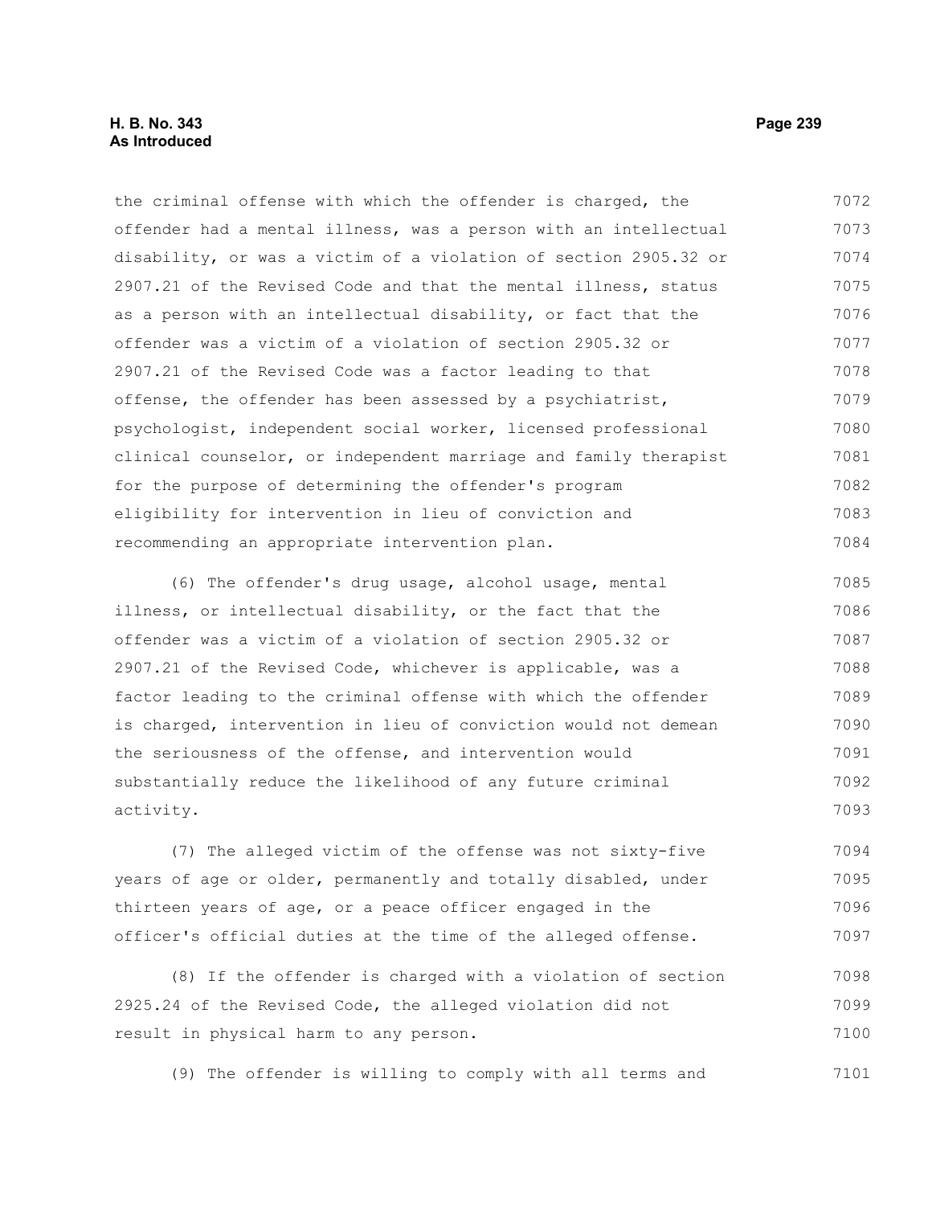the criminal offense with which the offender is charged, the offender had a mental illness, was a person with an intellectual disability, or was a victim of a violation of section 2905.32 or 2907.21 of the Revised Code and that the mental illness, status as a person with an intellectual disability, or fact that the offender was a victim of a violation of section 2905.32 or 2907.21 of the Revised Code was a factor leading to that offense, the offender has been assessed by a psychiatrist, psychologist, independent social worker, licensed professional clinical counselor, or independent marriage and family therapist for the purpose of determining the offender's program eligibility for intervention in lieu of conviction and recommending an appropriate intervention plan.

(6) The offender's drug usage, alcohol usage, mental illness, or intellectual disability, or the fact that the offender was a victim of a violation of section 2905.32 or 2907.21 of the Revised Code, whichever is applicable, was a factor leading to the criminal offense with which the offender is charged, intervention in lieu of conviction would not demean the seriousness of the offense, and intervention would substantially reduce the likelihood of any future criminal activity.

(7) The alleged victim of the offense was not sixty-five years of age or older, permanently and totally disabled, under thirteen years of age, or a peace officer engaged in the officer's official duties at the time of the alleged offense.

(8) If the offender is charged with a violation of section 2925.24 of the Revised Code, the alleged violation did not result in physical harm to any person.

(9) The offender is willing to comply with all terms and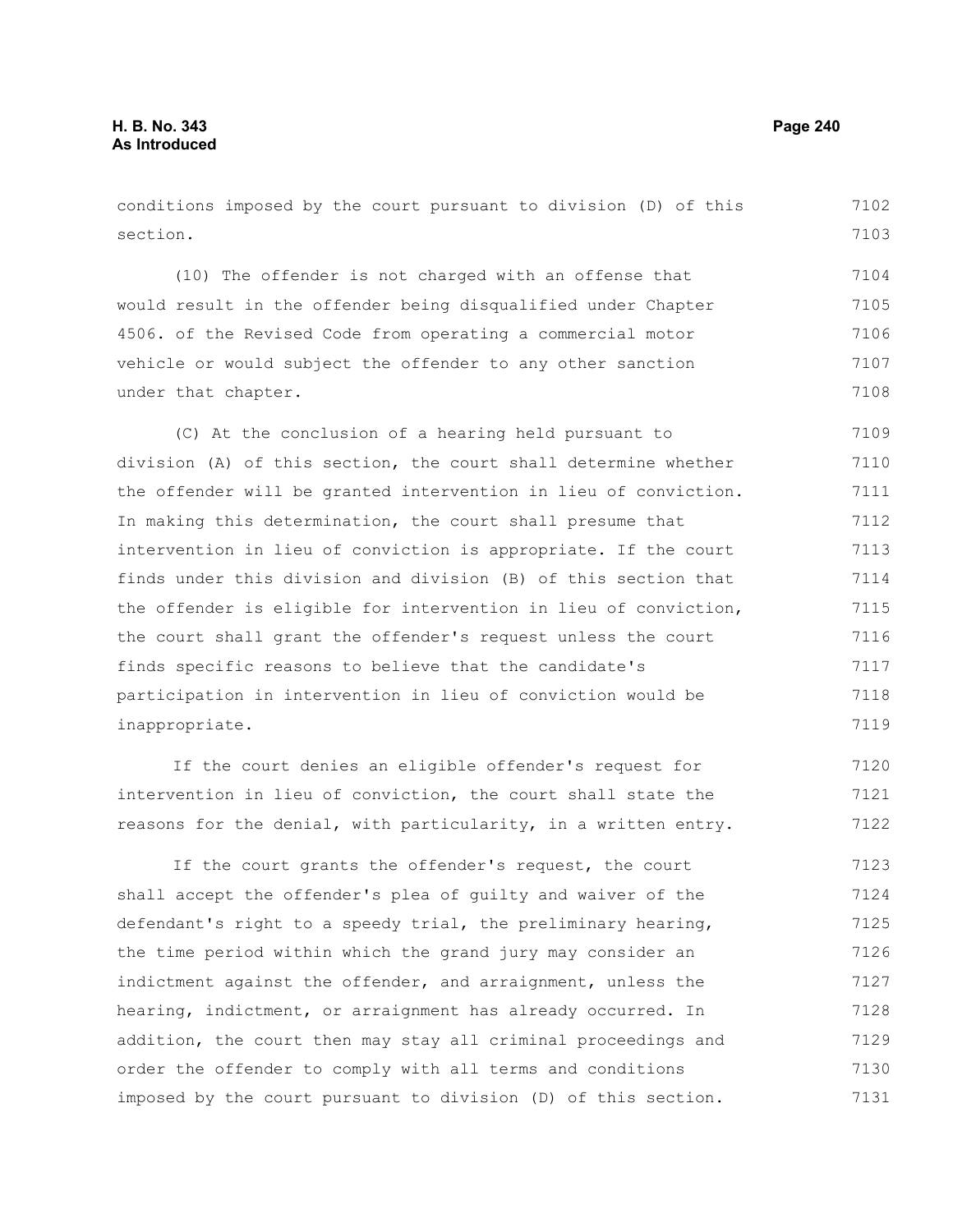conditions imposed by the court pursuant to division (D) of this section.

(10) The offender is not charged with an offense that would result in the offender being disqualified under Chapter 4506. of the Revised Code from operating a commercial motor vehicle or would subject the offender to any other sanction under that chapter.

(C) At the conclusion of a hearing held pursuant to division (A) of this section, the court shall determine whether the offender will be granted intervention in lieu of conviction. In making this determination, the court shall presume that intervention in lieu of conviction is appropriate. If the court finds under this division and division (B) of this section that the offender is eligible for intervention in lieu of conviction, the court shall grant the offender's request unless the court finds specific reasons to believe that the candidate's participation in intervention in lieu of conviction would be inappropriate.

If the court denies an eligible offender's request for intervention in lieu of conviction, the court shall state the reasons for the denial, with particularity, in a written entry.

If the court grants the offender's request, the court shall accept the offender's plea of guilty and waiver of the defendant's right to a speedy trial, the preliminary hearing, the time period within which the grand jury may consider an indictment against the offender, and arraignment, unless the hearing, indictment, or arraignment has already occurred. In addition, the court then may stay all criminal proceedings and order the offender to comply with all terms and conditions imposed by the court pursuant to division (D) of this section.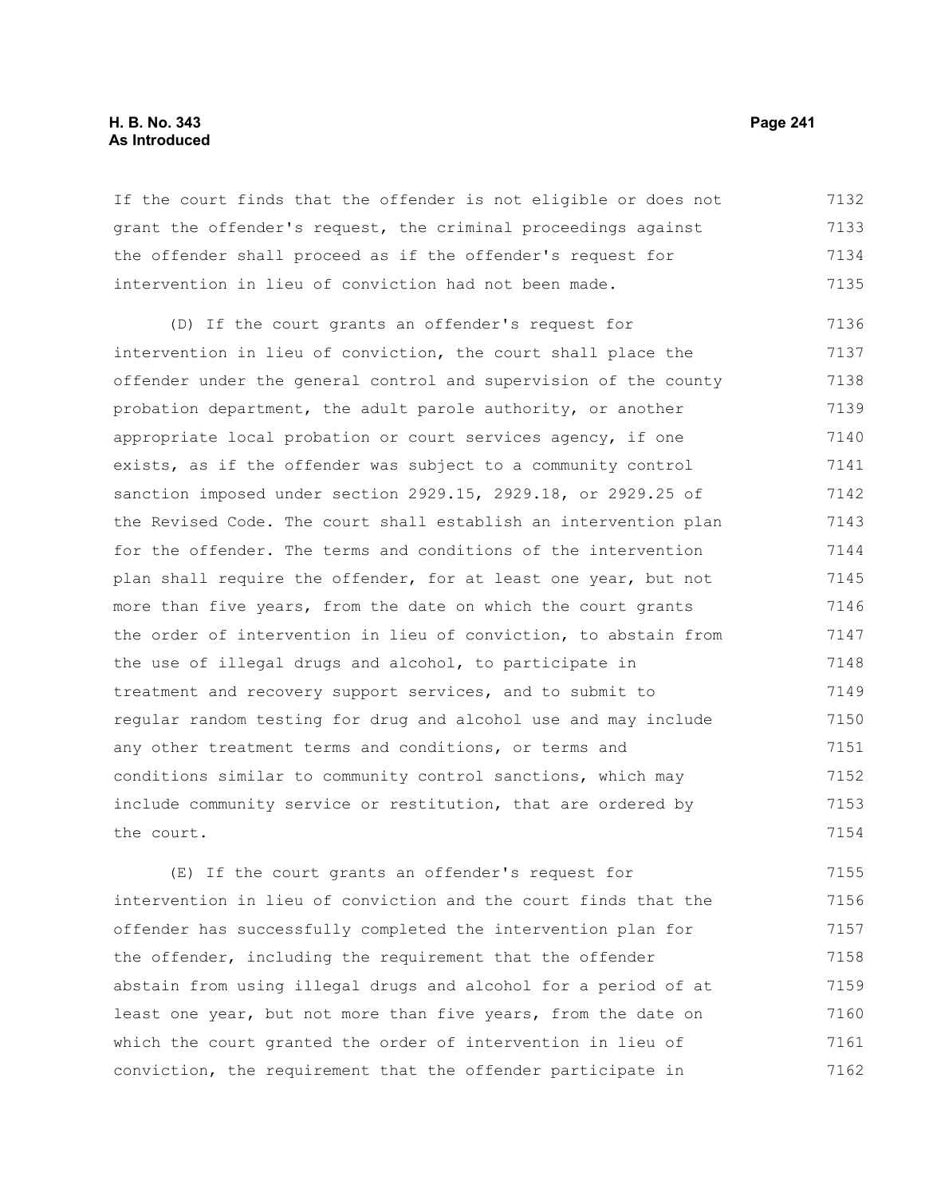If the court finds that the offender is not eligible or does not grant the offender's request, the criminal proceedings against the offender shall proceed as if the offender's request for intervention in lieu of conviction had not been made.

(D) If the court grants an offender's request for intervention in lieu of conviction, the court shall place the offender under the general control and supervision of the county probation department, the adult parole authority, or another appropriate local probation or court services agency, if one exists, as if the offender was subject to a community control sanction imposed under section 2929.15, 2929.18, or 2929.25 of the Revised Code. The court shall establish an intervention plan for the offender. The terms and conditions of the intervention plan shall require the offender, for at least one year, but not more than five years, from the date on which the court grants the order of intervention in lieu of conviction, to abstain from the use of illegal drugs and alcohol, to participate in treatment and recovery support services, and to submit to regular random testing for drug and alcohol use and may include any other treatment terms and conditions, or terms and conditions similar to community control sanctions, which may include community service or restitution, that are ordered by the court.

(E) If the court grants an offender's request for intervention in lieu of conviction and the court finds that the offender has successfully completed the intervention plan for the offender, including the requirement that the offender abstain from using illegal drugs and alcohol for a period of at least one year, but not more than five years, from the date on which the court granted the order of intervention in lieu of conviction, the requirement that the offender participate in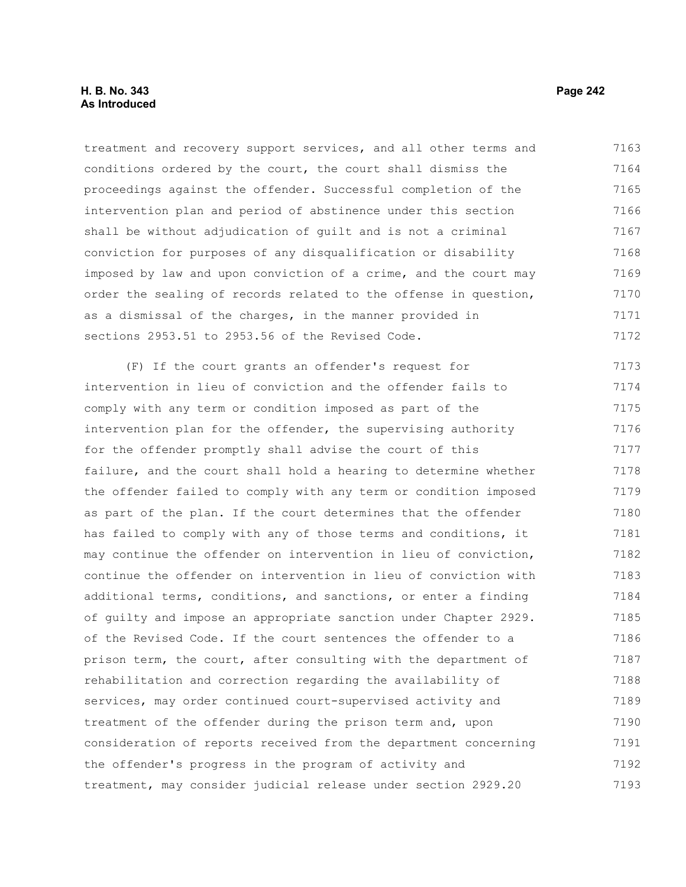treatment and recovery support services, and all other terms and conditions ordered by the court, the court shall dismiss the proceedings against the offender. Successful completion of the intervention plan and period of abstinence under this section shall be without adjudication of guilt and is not a criminal conviction for purposes of any disqualification or disability imposed by law and upon conviction of a crime, and the court may order the sealing of records related to the offense in question, as a dismissal of the charges, in the manner provided in sections 2953.51 to 2953.56 of the Revised Code.

(F) If the court grants an offender's request for intervention in lieu of conviction and the offender fails to comply with any term or condition imposed as part of the intervention plan for the offender, the supervising authority for the offender promptly shall advise the court of this failure, and the court shall hold a hearing to determine whether the offender failed to comply with any term or condition imposed as part of the plan. If the court determines that the offender has failed to comply with any of those terms and conditions, it may continue the offender on intervention in lieu of conviction, continue the offender on intervention in lieu of conviction with additional terms, conditions, and sanctions, or enter a finding of guilty and impose an appropriate sanction under Chapter 2929. of the Revised Code. If the court sentences the offender to a prison term, the court, after consulting with the department of rehabilitation and correction regarding the availability of services, may order continued court-supervised activity and treatment of the offender during the prison term and, upon consideration of reports received from the department concerning the offender's progress in the program of activity and treatment, may consider judicial release under section 2929.20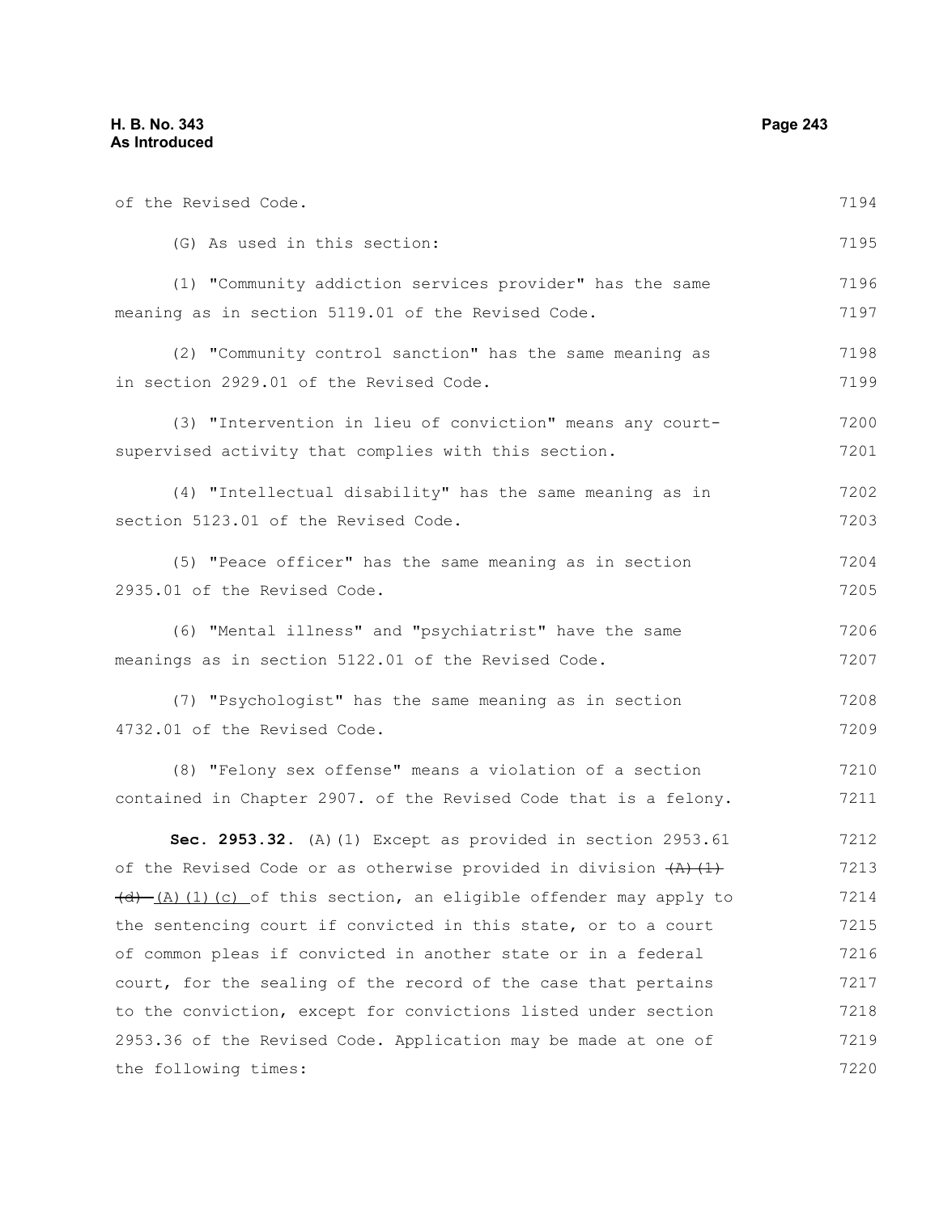of the Revised Code.

(G) As used in this section:

(1) "Community addiction services provider" has the same meaning as in section 5119.01 of the Revised Code.

(2) "Community control sanction" has the same meaning as in section 2929.01 of the Revised Code.

(3) "Intervention in lieu of conviction" means any court-supervised activity that complies with this section.

(4) "Intellectual disability" has the same meaning as in section 5123.01 of the Revised Code.

(5) "Peace officer" has the same meaning as in section 2935.01 of the Revised Code.

(6) "Mental illness" and "psychiatrist" have the same meanings as in section 5122.01 of the Revised Code.

(7) "Psychologist" has the same meaning as in section 4732.01 of the Revised Code.

(8) "Felony sex offense" means a violation of a section contained in Chapter 2907. of the Revised Code that is a felony.

**Sec. 2953.32.** (A)(1) Except as provided in section 2953.61 of the Revised Code or as otherwise provided in division ~~(A)(1)(d)~~ (A)(1)(c) of this section, an eligible offender may apply to the sentencing court if convicted in this state, or to a court of common pleas if convicted in another state or in a federal court, for the sealing of the record of the case that pertains to the conviction, except for convictions listed under section 2953.36 of the Revised Code. Application may be made at one of the following times: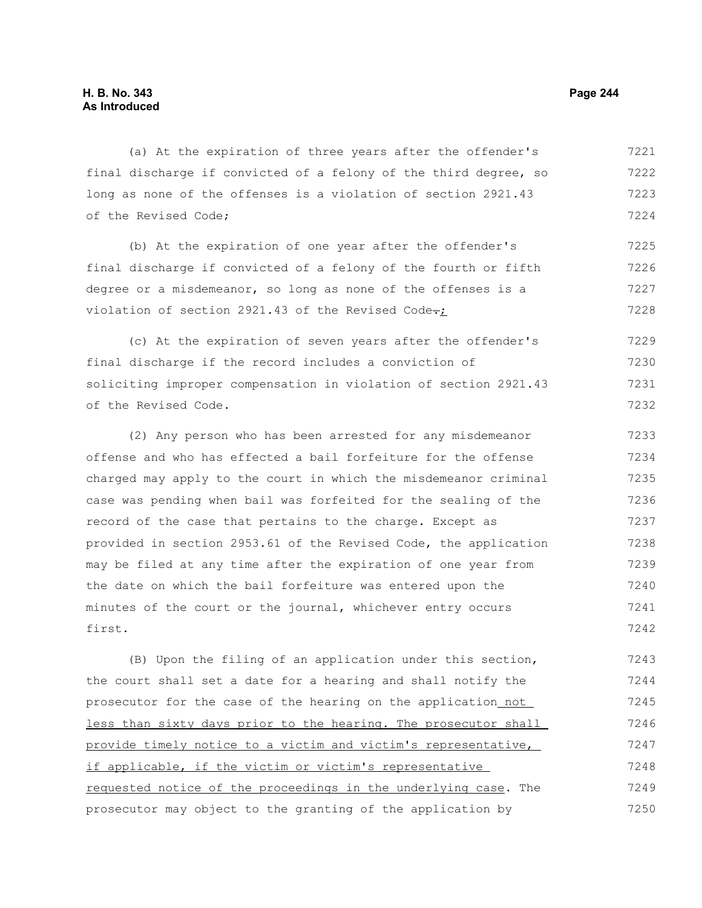(a) At the expiration of three years after the offender's final discharge if convicted of a felony of the third degree, so long as none of the offenses is a violation of section 2921.43 of the Revised Code;

(b) At the expiration of one year after the offender's final discharge if convicted of a felony of the fourth or fifth degree or a misdemeanor, so long as none of the offenses is a violation of section 2921.43 of the Revised Code.;

(c) At the expiration of seven years after the offender's final discharge if the record includes a conviction of soliciting improper compensation in violation of section 2921.43 of the Revised Code.

(2) Any person who has been arrested for any misdemeanor offense and who has effected a bail forfeiture for the offense charged may apply to the court in which the misdemeanor criminal case was pending when bail was forfeited for the sealing of the record of the case that pertains to the charge. Except as provided in section 2953.61 of the Revised Code, the application may be filed at any time after the expiration of one year from the date on which the bail forfeiture was entered upon the minutes of the court or the journal, whichever entry occurs first.

(B) Upon the filing of an application under this section, the court shall set a date for a hearing and shall notify the prosecutor for the case of the hearing on the application not less than sixty days prior to the hearing. The prosecutor shall provide timely notice to a victim and victim's representative, if applicable, if the victim or victim's representative requested notice of the proceedings in the underlying case. The prosecutor may object to the granting of the application by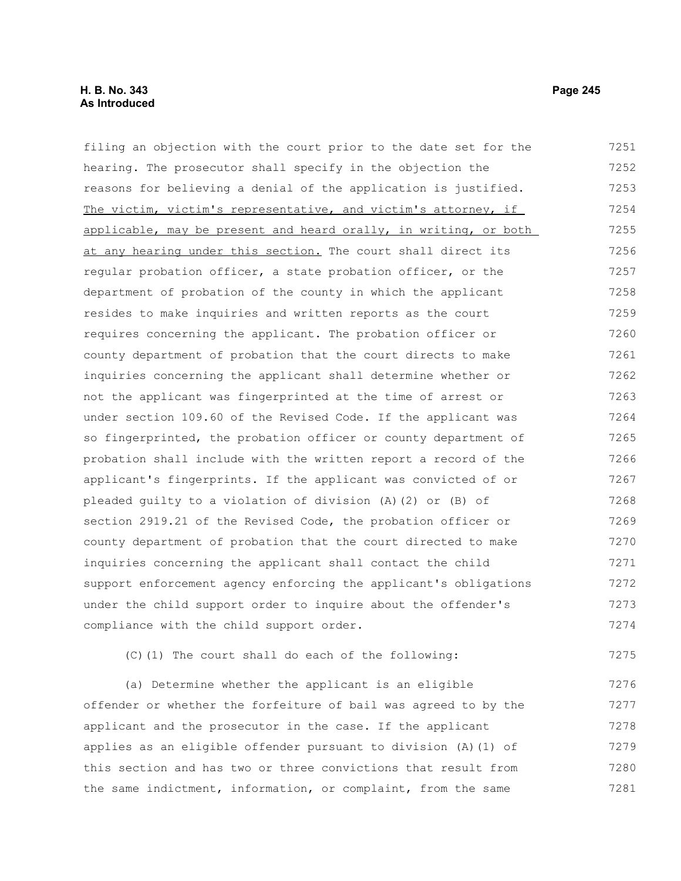filing an objection with the court prior to the date set for the hearing. The prosecutor shall specify in the objection the reasons for believing a denial of the application is justified. The victim, victim's representative, and victim's attorney, if applicable, may be present and heard orally, in writing, or both at any hearing under this section. The court shall direct its regular probation officer, a state probation officer, or the department of probation of the county in which the applicant resides to make inquiries and written reports as the court requires concerning the applicant. The probation officer or county department of probation that the court directs to make inquiries concerning the applicant shall determine whether or not the applicant was fingerprinted at the time of arrest or under section 109.60 of the Revised Code. If the applicant was so fingerprinted, the probation officer or county department of probation shall include with the written report a record of the applicant's fingerprints. If the applicant was convicted of or pleaded guilty to a violation of division (A)(2) or (B) of section 2919.21 of the Revised Code, the probation officer or county department of probation that the court directed to make inquiries concerning the applicant shall contact the child support enforcement agency enforcing the applicant's obligations under the child support order to inquire about the offender's compliance with the child support order.

(C)(1) The court shall do each of the following:

(a) Determine whether the applicant is an eligible offender or whether the forfeiture of bail was agreed to by the applicant and the prosecutor in the case. If the applicant applies as an eligible offender pursuant to division (A)(1) of this section and has two or three convictions that result from the same indictment, information, or complaint, from the same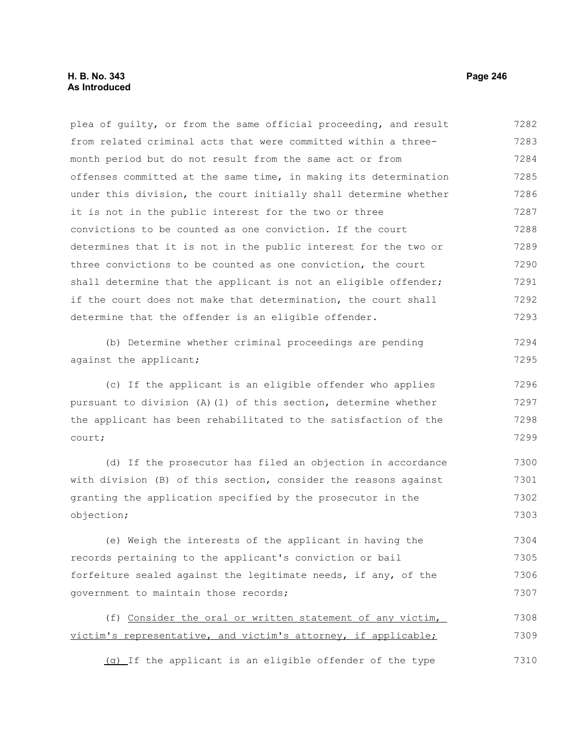plea of guilty, or from the same official proceeding, and result from related criminal acts that were committed within a three-month period but do not result from the same act or from offenses committed at the same time, in making its determination under this division, the court initially shall determine whether it is not in the public interest for the two or three convictions to be counted as one conviction. If the court determines that it is not in the public interest for the two or three convictions to be counted as one conviction, the court shall determine that the applicant is not an eligible offender; if the court does not make that determination, the court shall determine that the offender is an eligible offender.

(b) Determine whether criminal proceedings are pending against the applicant;

(c) If the applicant is an eligible offender who applies pursuant to division (A)(1) of this section, determine whether the applicant has been rehabilitated to the satisfaction of the court;

(d) If the prosecutor has filed an objection in accordance with division (B) of this section, consider the reasons against granting the application specified by the prosecutor in the objection;

(e) Weigh the interests of the applicant in having the records pertaining to the applicant's conviction or bail forfeiture sealed against the legitimate needs, if any, of the government to maintain those records;

(f) Consider the oral or written statement of any victim, victim's representative, and victim's attorney, if applicable;

(g) If the applicant is an eligible offender of the type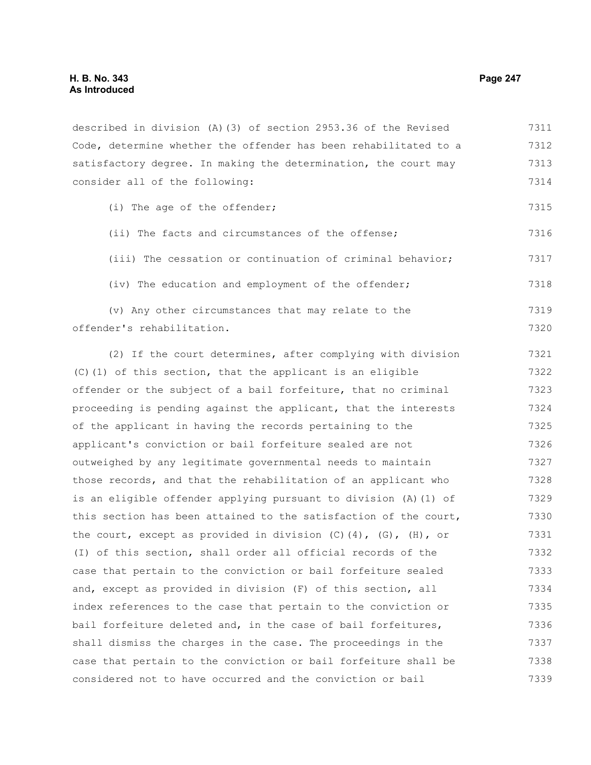described in division (A)(3) of section 2953.36 of the Revised Code, determine whether the offender has been rehabilitated to a satisfactory degree. In making the determination, the court may consider all of the following:

(i) The age of the offender;

(ii) The facts and circumstances of the offense;

(iii) The cessation or continuation of criminal behavior;

(iv) The education and employment of the offender;

(v) Any other circumstances that may relate to the offender's rehabilitation.

(2) If the court determines, after complying with division (C)(1) of this section, that the applicant is an eligible offender or the subject of a bail forfeiture, that no criminal proceeding is pending against the applicant, that the interests of the applicant in having the records pertaining to the applicant's conviction or bail forfeiture sealed are not outweighed by any legitimate governmental needs to maintain those records, and that the rehabilitation of an applicant who is an eligible offender applying pursuant to division (A)(1) of this section has been attained to the satisfaction of the court, the court, except as provided in division (C)(4), (G), (H), or (I) of this section, shall order all official records of the case that pertain to the conviction or bail forfeiture sealed and, except as provided in division (F) of this section, all index references to the case that pertain to the conviction or bail forfeiture deleted and, in the case of bail forfeitures, shall dismiss the charges in the case. The proceedings in the case that pertain to the conviction or bail forfeiture shall be considered not to have occurred and the conviction or bail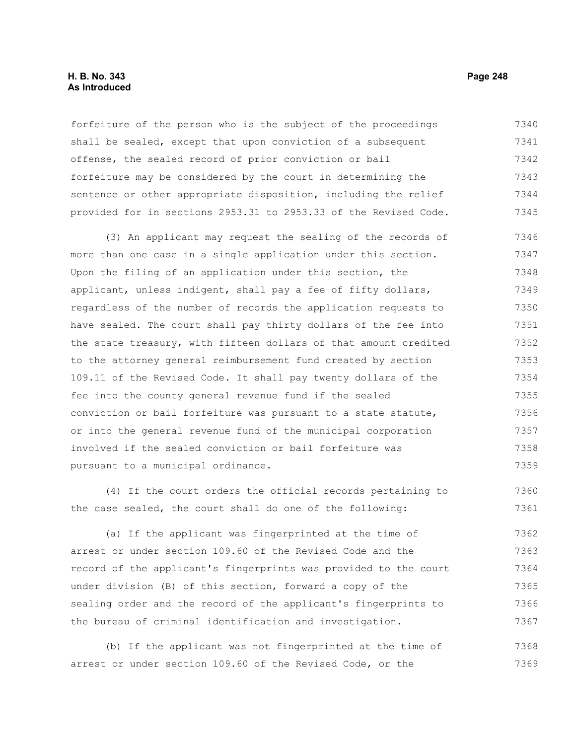forfeiture of the person who is the subject of the proceedings shall be sealed, except that upon conviction of a subsequent offense, the sealed record of prior conviction or bail forfeiture may be considered by the court in determining the sentence or other appropriate disposition, including the relief provided for in sections 2953.31 to 2953.33 of the Revised Code.

(3) An applicant may request the sealing of the records of more than one case in a single application under this section. Upon the filing of an application under this section, the applicant, unless indigent, shall pay a fee of fifty dollars, regardless of the number of records the application requests to have sealed. The court shall pay thirty dollars of the fee into the state treasury, with fifteen dollars of that amount credited to the attorney general reimbursement fund created by section 109.11 of the Revised Code. It shall pay twenty dollars of the fee into the county general revenue fund if the sealed conviction or bail forfeiture was pursuant to a state statute, or into the general revenue fund of the municipal corporation involved if the sealed conviction or bail forfeiture was pursuant to a municipal ordinance.

(4) If the court orders the official records pertaining to the case sealed, the court shall do one of the following:

(a) If the applicant was fingerprinted at the time of arrest or under section 109.60 of the Revised Code and the record of the applicant's fingerprints was provided to the court under division (B) of this section, forward a copy of the sealing order and the record of the applicant's fingerprints to the bureau of criminal identification and investigation.

(b) If the applicant was not fingerprinted at the time of arrest or under section 109.60 of the Revised Code, or the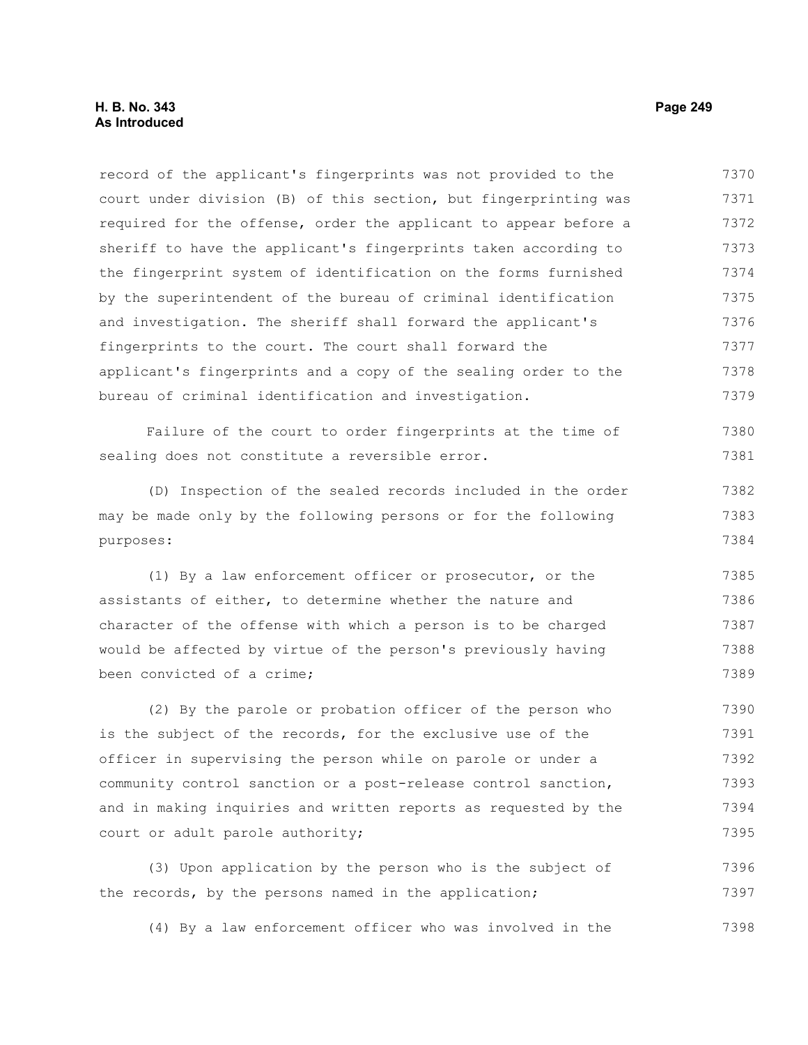record of the applicant's fingerprints was not provided to the court under division (B) of this section, but fingerprinting was required for the offense, order the applicant to appear before a sheriff to have the applicant's fingerprints taken according to the fingerprint system of identification on the forms furnished by the superintendent of the bureau of criminal identification and investigation. The sheriff shall forward the applicant's fingerprints to the court. The court shall forward the applicant's fingerprints and a copy of the sealing order to the bureau of criminal identification and investigation.

Failure of the court to order fingerprints at the time of sealing does not constitute a reversible error.

(D) Inspection of the sealed records included in the order may be made only by the following persons or for the following purposes:

(1) By a law enforcement officer or prosecutor, or the assistants of either, to determine whether the nature and character of the offense with which a person is to be charged would be affected by virtue of the person's previously having been convicted of a crime;

(2) By the parole or probation officer of the person who is the subject of the records, for the exclusive use of the officer in supervising the person while on parole or under a community control sanction or a post-release control sanction, and in making inquiries and written reports as requested by the court or adult parole authority;

(3) Upon application by the person who is the subject of the records, by the persons named in the application;

(4) By a law enforcement officer who was involved in the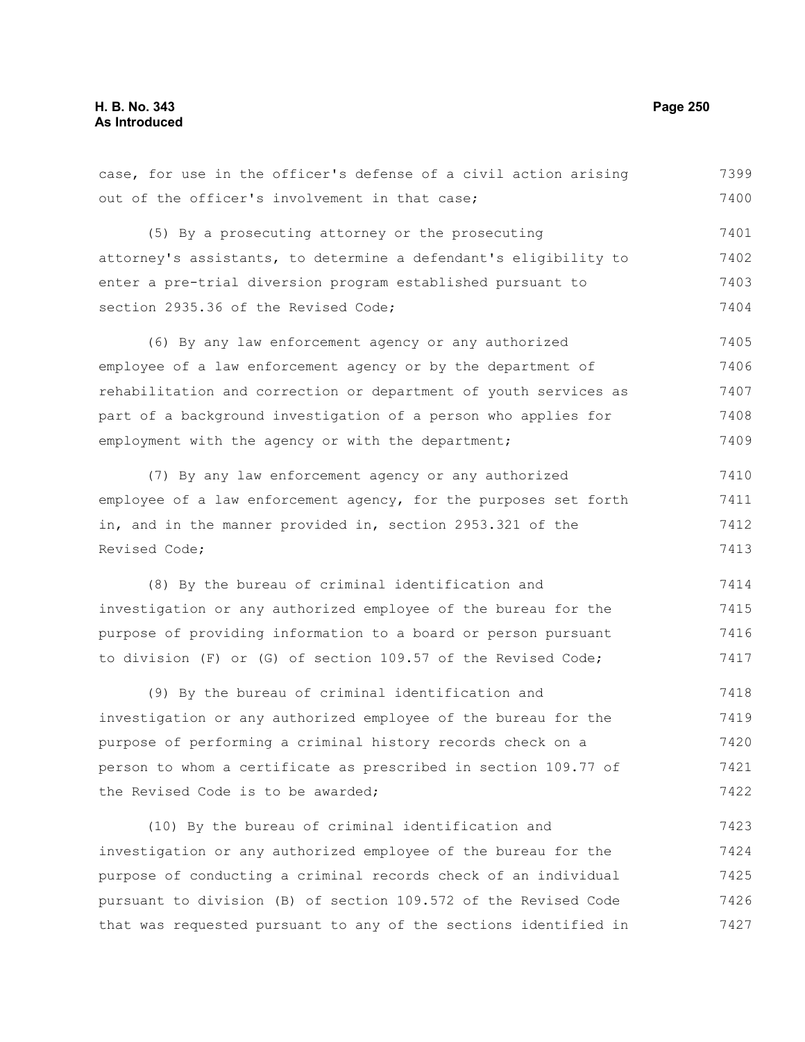case, for use in the officer's defense of a civil action arising out of the officer's involvement in that case;

(5) By a prosecuting attorney or the prosecuting attorney's assistants, to determine a defendant's eligibility to enter a pre-trial diversion program established pursuant to section 2935.36 of the Revised Code;

(6) By any law enforcement agency or any authorized employee of a law enforcement agency or by the department of rehabilitation and correction or department of youth services as part of a background investigation of a person who applies for employment with the agency or with the department;

(7) By any law enforcement agency or any authorized employee of a law enforcement agency, for the purposes set forth in, and in the manner provided in, section 2953.321 of the Revised Code;

(8) By the bureau of criminal identification and investigation or any authorized employee of the bureau for the purpose of providing information to a board or person pursuant to division (F) or (G) of section 109.57 of the Revised Code;

(9) By the bureau of criminal identification and investigation or any authorized employee of the bureau for the purpose of performing a criminal history records check on a person to whom a certificate as prescribed in section 109.77 of the Revised Code is to be awarded;

(10) By the bureau of criminal identification and investigation or any authorized employee of the bureau for the purpose of conducting a criminal records check of an individual pursuant to division (B) of section 109.572 of the Revised Code that was requested pursuant to any of the sections identified in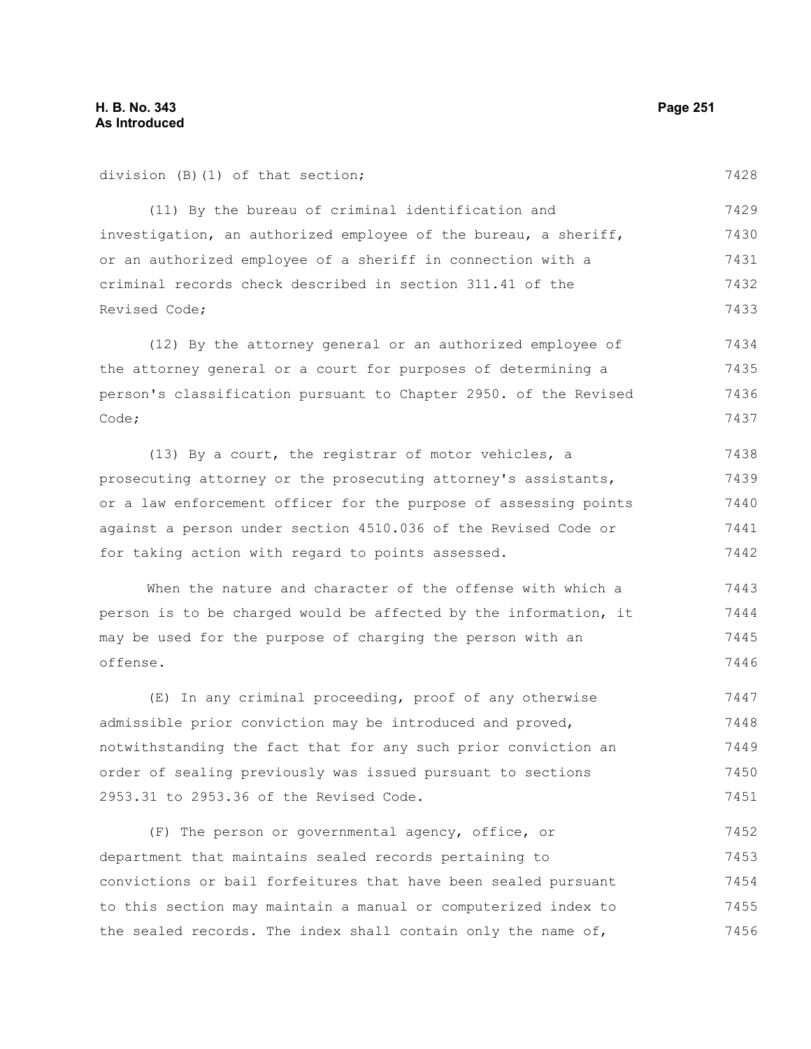division (B)(1) of that section;

(11) By the bureau of criminal identification and investigation, an authorized employee of the bureau, a sheriff, or an authorized employee of a sheriff in connection with a criminal records check described in section 311.41 of the Revised Code;

(12) By the attorney general or an authorized employee of the attorney general or a court for purposes of determining a person's classification pursuant to Chapter 2950. of the Revised Code;

(13) By a court, the registrar of motor vehicles, a prosecuting attorney or the prosecuting attorney's assistants, or a law enforcement officer for the purpose of assessing points against a person under section 4510.036 of the Revised Code or for taking action with regard to points assessed.

When the nature and character of the offense with which a person is to be charged would be affected by the information, it may be used for the purpose of charging the person with an offense.

(E) In any criminal proceeding, proof of any otherwise admissible prior conviction may be introduced and proved, notwithstanding the fact that for any such prior conviction an order of sealing previously was issued pursuant to sections 2953.31 to 2953.36 of the Revised Code.

(F) The person or governmental agency, office, or department that maintains sealed records pertaining to convictions or bail forfeitures that have been sealed pursuant to this section may maintain a manual or computerized index to the sealed records. The index shall contain only the name of,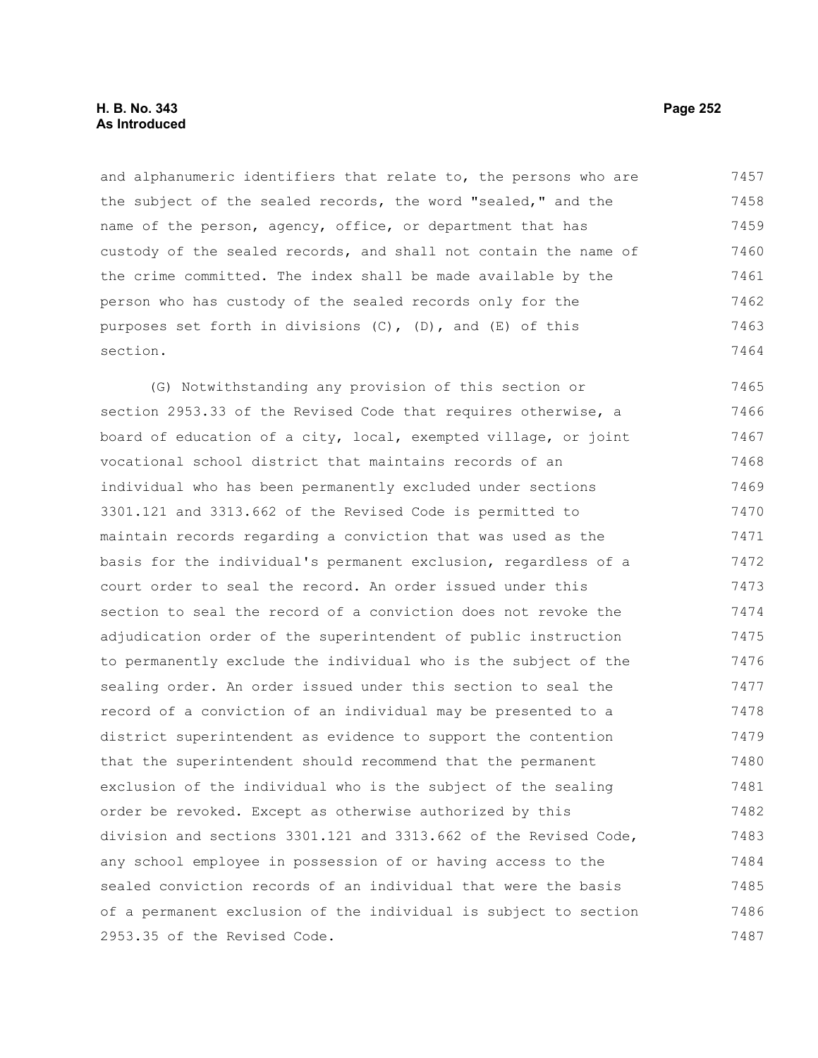and alphanumeric identifiers that relate to, the persons who are the subject of the sealed records, the word "sealed," and the name of the person, agency, office, or department that has custody of the sealed records, and shall not contain the name of the crime committed. The index shall be made available by the person who has custody of the sealed records only for the purposes set forth in divisions (C), (D), and (E) of this section.

(G) Notwithstanding any provision of this section or section 2953.33 of the Revised Code that requires otherwise, a board of education of a city, local, exempted village, or joint vocational school district that maintains records of an individual who has been permanently excluded under sections 3301.121 and 3313.662 of the Revised Code is permitted to maintain records regarding a conviction that was used as the basis for the individual's permanent exclusion, regardless of a court order to seal the record. An order issued under this section to seal the record of a conviction does not revoke the adjudication order of the superintendent of public instruction to permanently exclude the individual who is the subject of the sealing order. An order issued under this section to seal the record of a conviction of an individual may be presented to a district superintendent as evidence to support the contention that the superintendent should recommend that the permanent exclusion of the individual who is the subject of the sealing order be revoked. Except as otherwise authorized by this division and sections 3301.121 and 3313.662 of the Revised Code, any school employee in possession of or having access to the sealed conviction records of an individual that were the basis of a permanent exclusion of the individual is subject to section 2953.35 of the Revised Code.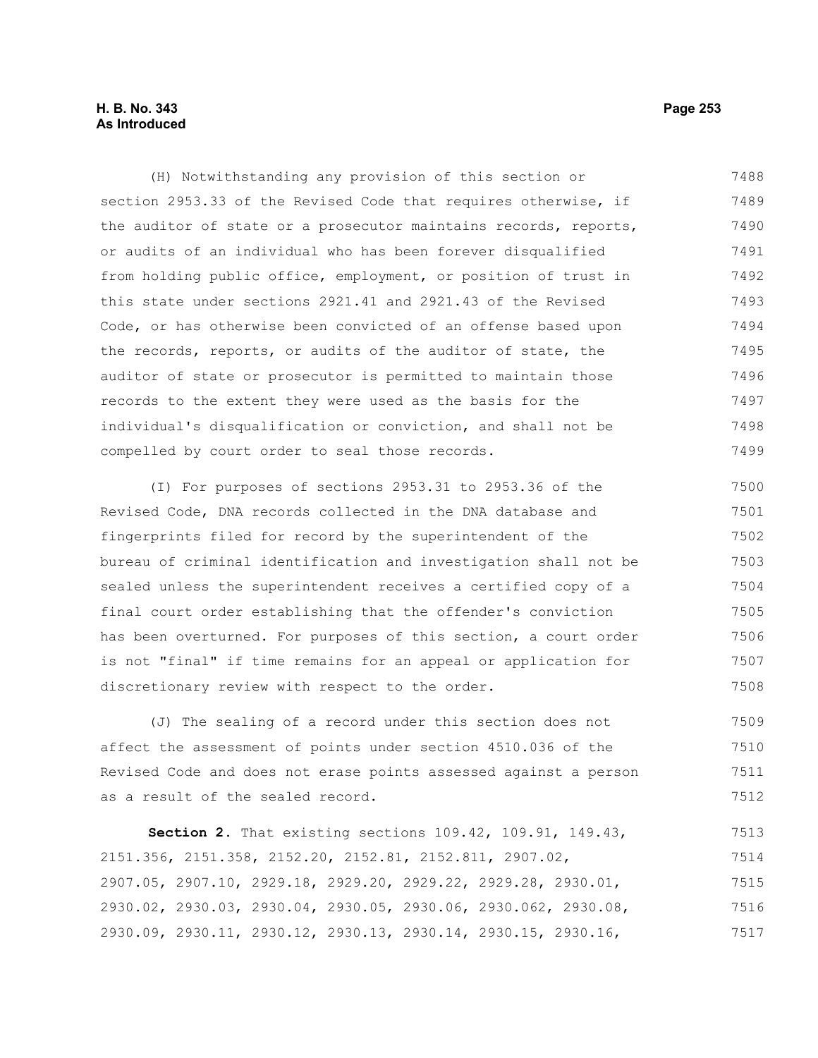(H) Notwithstanding any provision of this section or section 2953.33 of the Revised Code that requires otherwise, if the auditor of state or a prosecutor maintains records, reports, or audits of an individual who has been forever disqualified from holding public office, employment, or position of trust in this state under sections 2921.41 and 2921.43 of the Revised Code, or has otherwise been convicted of an offense based upon the records, reports, or audits of the auditor of state, the auditor of state or prosecutor is permitted to maintain those records to the extent they were used as the basis for the individual's disqualification or conviction, and shall not be compelled by court order to seal those records.

(I) For purposes of sections 2953.31 to 2953.36 of the Revised Code, DNA records collected in the DNA database and fingerprints filed for record by the superintendent of the bureau of criminal identification and investigation shall not be sealed unless the superintendent receives a certified copy of a final court order establishing that the offender's conviction has been overturned. For purposes of this section, a court order is not "final" if time remains for an appeal or application for discretionary review with respect to the order.

(J) The sealing of a record under this section does not affect the assessment of points under section 4510.036 of the Revised Code and does not erase points assessed against a person as a result of the sealed record.

**Section 2.** That existing sections 109.42, 109.91, 149.43, 2151.356, 2151.358, 2152.20, 2152.81, 2152.811, 2907.02, 2907.05, 2907.10, 2929.18, 2929.20, 2929.22, 2929.28, 2930.01, 2930.02, 2930.03, 2930.04, 2930.05, 2930.06, 2930.062, 2930.08, 2930.09, 2930.11, 2930.12, 2930.13, 2930.14, 2930.15, 2930.16,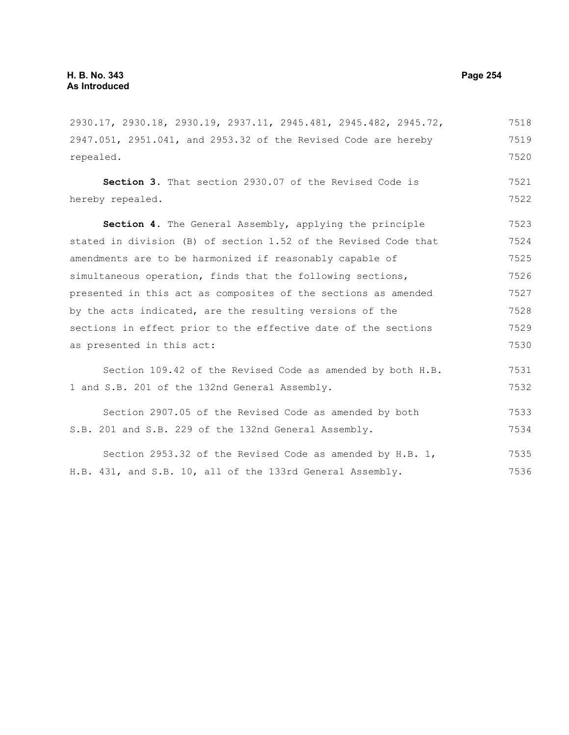2930.17, 2930.18, 2930.19, 2937.11, 2945.481, 2945.482, 2945.72, 2947.051, 2951.041, and 2953.32 of the Revised Code are hereby repealed.

**Section 3.** That section 2930.07 of the Revised Code is hereby repealed.

**Section 4.** The General Assembly, applying the principle stated in division (B) of section 1.52 of the Revised Code that amendments are to be harmonized if reasonably capable of simultaneous operation, finds that the following sections, presented in this act as composites of the sections as amended by the acts indicated, are the resulting versions of the sections in effect prior to the effective date of the sections as presented in this act:

Section 109.42 of the Revised Code as amended by both H.B. 1 and S.B. 201 of the 132nd General Assembly.

Section 2907.05 of the Revised Code as amended by both S.B. 201 and S.B. 229 of the 132nd General Assembly.

Section 2953.32 of the Revised Code as amended by H.B. 1, H.B. 431, and S.B. 10, all of the 133rd General Assembly.